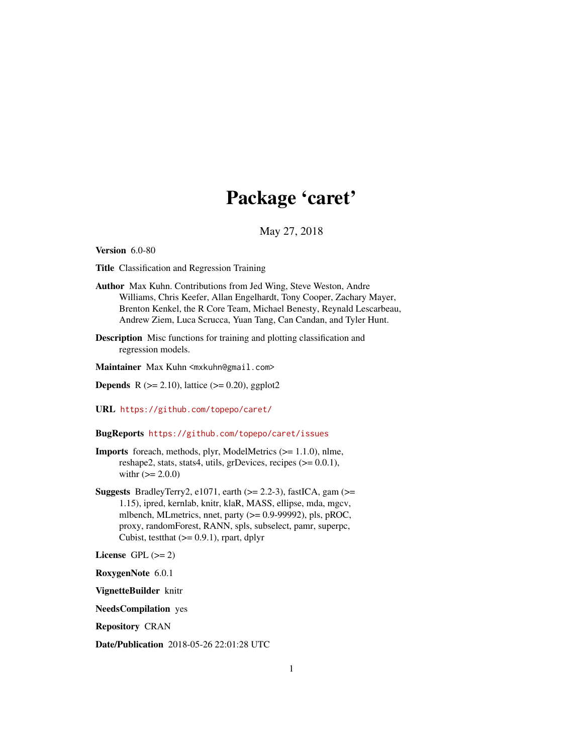# Package 'caret'

May 27, 2018

**Version** 6.0-80

**Title** Classification and Regression Training

**Author** Max Kuhn. Contributions from Jed Wing, Steve Weston, Andre Williams, Chris Keefer, Allan Engelhardt, Tony Cooper, Zachary Mayer, Brenton Kenkel, the R Core Team, Michael Benesty, Reynald Lescarbeau, Andrew Ziem, Luca Scrucca, Yuan Tang, Can Candan, and Tyler Hunt.

**Description** Misc functions for training and plotting classification and regression models.

**Maintainer** Max Kuhn <mxkuhn@gmail.com>

**Depends** R (>= 2.10), lattice (>= 0.20), ggplot2

**URL** https://github.com/topepo/caret/

**BugReports** https://github.com/topepo/caret/issues

**Imports** foreach, methods, plyr, ModelMetrics (>= 1.1.0), nlme, reshape2, stats, stats4, utils, grDevices, recipes (>= 0.0.1), withr (>= 2.0.0)

**Suggests** BradleyTerry2, e1071, earth (>= 2.2-3), fastICA, gam (>= 1.15), ipred, kernlab, knitr, klaR, MASS, ellipse, mda, mgcv, mlbench, MLmetrics, nnet, party (>= 0.9-99992), pls, pROC, proxy, randomForest, RANN, spls, subselect, pamr, superpc, Cubist, testthat (>= 0.9.1), rpart, dplyr

**License** GPL (>= 2)

**RoxygenNote** 6.0.1

**VignetteBuilder** knitr

**NeedsCompilation** yes

**Repository** CRAN

**Date/Publication** 2018-05-26 22:01:28 UTC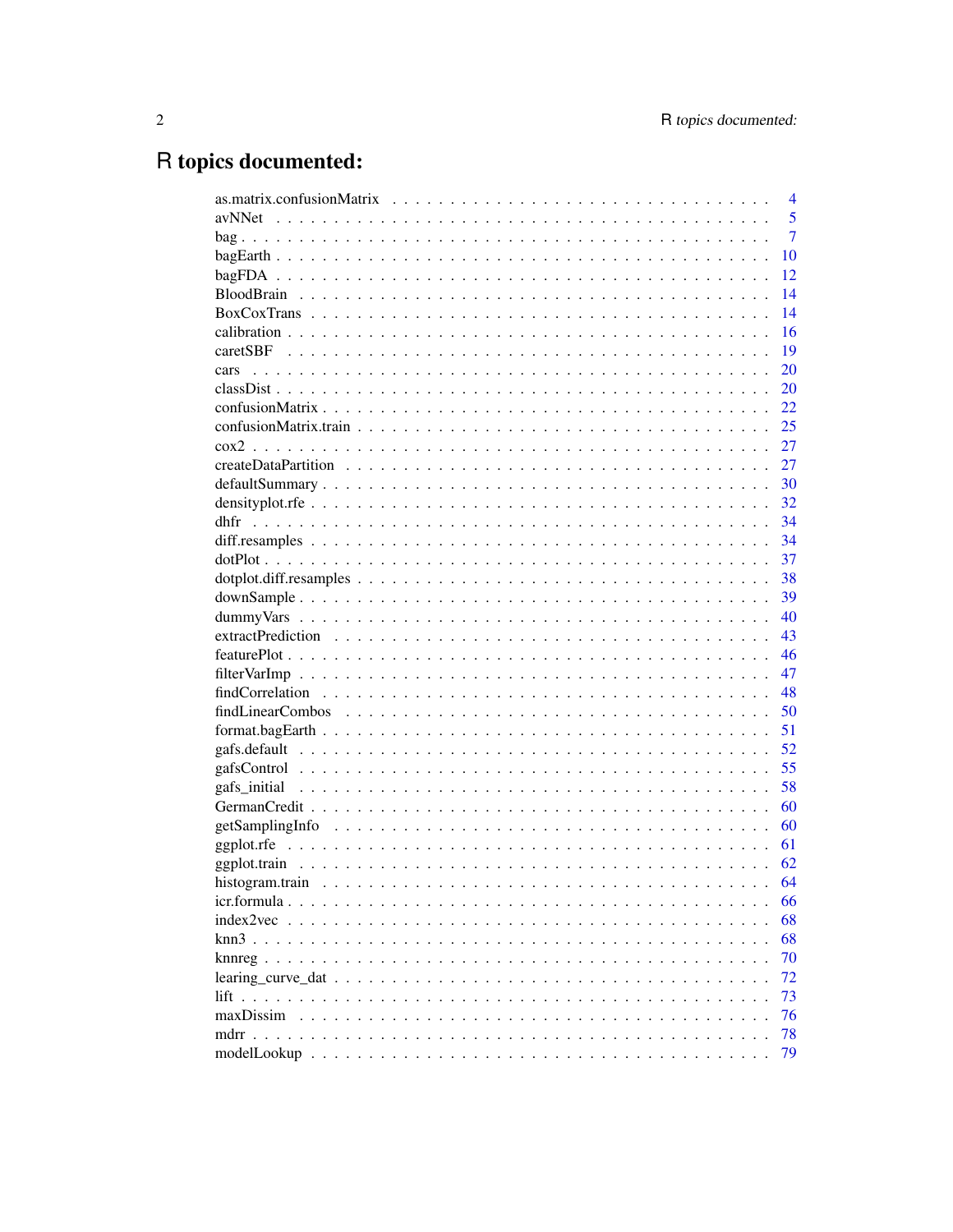# R topics documented:

| | |
|---|---|
| as.matrix.confusionMatrix | 4 |
| avNNet | 5 |
| bag | 7 |
| bagEarth | 10 |
| bagFDA | 12 |
| BloodBrain | 14 |
| BoxCoxTrans | 14 |
| calibration | 16 |
| caretSBF | 19 |
| cars | 20 |
| classDist | 20 |
| confusionMatrix | 22 |
| confusionMatrix.train | 25 |
| cox2 | 27 |
| createDataPartition | 27 |
| defaultSummary | 30 |
| densityplot.rfe | 32 |
| dhfr | 34 |
| diff.resamples | 34 |
| dotPlot | 37 |
| dotplot.diff.resamples | 38 |
| downSample | 39 |
| dummyVars | 40 |
| extractPrediction | 43 |
| featurePlot | 46 |
| filterVarImp | 47 |
| findCorrelation | 48 |
| findLinearCombos | 50 |
| format.bagEarth | 51 |
| gafs.default | 52 |
| gafsControl | 55 |
| gafs_initial | 58 |
| GermanCredit | 60 |
| getSamplingInfo | 60 |
| ggplot.rfe | 61 |
| ggplot.train | 62 |
| histogram.train | 64 |
| icr.formula | 66 |
| index2vec | 68 |
| knn3 | 68 |
| knnreg | 70 |
| learing_curve_dat | 72 |
| lift | 73 |
| maxDissim | 76 |
| mdrr | 78 |
| modelLookup | 79 |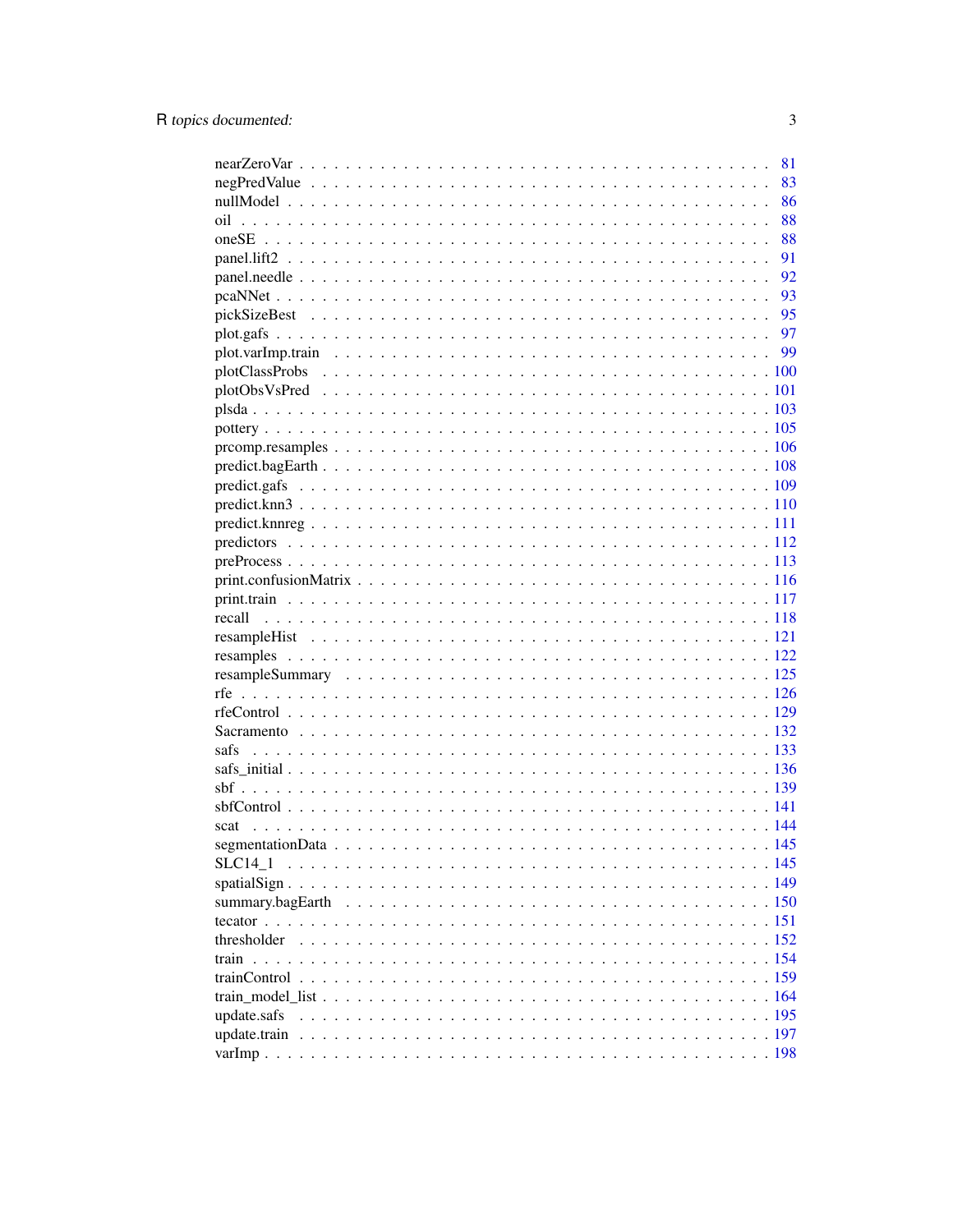nearZeroVar . . . . . . . . . . . . . . . . . . . . . . . . . . . . . . . . . . . . 81
negPredValue . . . . . . . . . . . . . . . . . . . . . . . . . . . . . . . . . . . 83
nullModel . . . . . . . . . . . . . . . . . . . . . . . . . . . . . . . . . . . . . 86
oil . . . . . . . . . . . . . . . . . . . . . . . . . . . . . . . . . . . . . . . . 88
oneSE . . . . . . . . . . . . . . . . . . . . . . . . . . . . . . . . . . . . . . 88
panel.lift2 . . . . . . . . . . . . . . . . . . . . . . . . . . . . . . . . . . . . 91
panel.needle . . . . . . . . . . . . . . . . . . . . . . . . . . . . . . . . . . . 92
pcaNNet . . . . . . . . . . . . . . . . . . . . . . . . . . . . . . . . . . . . . 93
pickSizeBest . . . . . . . . . . . . . . . . . . . . . . . . . . . . . . . . . . . 95
plot.gafs . . . . . . . . . . . . . . . . . . . . . . . . . . . . . . . . . . . . . 97
plot.varImp.train . . . . . . . . . . . . . . . . . . . . . . . . . . . . . . . . . 99
plotClassProbs . . . . . . . . . . . . . . . . . . . . . . . . . . . . . . . . . . 100
plotObsVsPred . . . . . . . . . . . . . . . . . . . . . . . . . . . . . . . . . . 101
plsda . . . . . . . . . . . . . . . . . . . . . . . . . . . . . . . . . . . . . . 103
pottery . . . . . . . . . . . . . . . . . . . . . . . . . . . . . . . . . . . . . 105
prcomp.resamples . . . . . . . . . . . . . . . . . . . . . . . . . . . . . . . . 106
predict.bagEarth . . . . . . . . . . . . . . . . . . . . . . . . . . . . . . . . . 108
predict.gafs . . . . . . . . . . . . . . . . . . . . . . . . . . . . . . . . . . . 109
predict.knn3 . . . . . . . . . . . . . . . . . . . . . . . . . . . . . . . . . . . 110
predict.knnreg . . . . . . . . . . . . . . . . . . . . . . . . . . . . . . . . . . 111
predictors . . . . . . . . . . . . . . . . . . . . . . . . . . . . . . . . . . . . 112
preProcess . . . . . . . . . . . . . . . . . . . . . . . . . . . . . . . . . . . . 113
print.confusionMatrix . . . . . . . . . . . . . . . . . . . . . . . . . . . . . . 116
print.train . . . . . . . . . . . . . . . . . . . . . . . . . . . . . . . . . . . . 117
recall . . . . . . . . . . . . . . . . . . . . . . . . . . . . . . . . . . . . . . 118
resampleHist . . . . . . . . . . . . . . . . . . . . . . . . . . . . . . . . . . . 121
resamples . . . . . . . . . . . . . . . . . . . . . . . . . . . . . . . . . . . . 122
resampleSummary . . . . . . . . . . . . . . . . . . . . . . . . . . . . . . . . 125
rfe . . . . . . . . . . . . . . . . . . . . . . . . . . . . . . . . . . . . . . . . 126
rfeControl . . . . . . . . . . . . . . . . . . . . . . . . . . . . . . . . . . . . 129
Sacramento . . . . . . . . . . . . . . . . . . . . . . . . . . . . . . . . . . . 132
safs . . . . . . . . . . . . . . . . . . . . . . . . . . . . . . . . . . . . . . . 133
safs_initial . . . . . . . . . . . . . . . . . . . . . . . . . . . . . . . . . . . . 136
sbf . . . . . . . . . . . . . . . . . . . . . . . . . . . . . . . . . . . . . . . . 139
sbfControl . . . . . . . . . . . . . . . . . . . . . . . . . . . . . . . . . . . . 141
scat . . . . . . . . . . . . . . . . . . . . . . . . . . . . . . . . . . . . . . . 144
segmentationData . . . . . . . . . . . . . . . . . . . . . . . . . . . . . . . . 145
SLC14_1 . . . . . . . . . . . . . . . . . . . . . . . . . . . . . . . . . . . . . 145
spatialSign . . . . . . . . . . . . . . . . . . . . . . . . . . . . . . . . . . . . 149
summary.bagEarth . . . . . . . . . . . . . . . . . . . . . . . . . . . . . . . . 150
tecator . . . . . . . . . . . . . . . . . . . . . . . . . . . . . . . . . . . . . 151
thresholder . . . . . . . . . . . . . . . . . . . . . . . . . . . . . . . . . . . . 152
train . . . . . . . . . . . . . . . . . . . . . . . . . . . . . . . . . . . . . . . 154
trainControl . . . . . . . . . . . . . . . . . . . . . . . . . . . . . . . . . . . . 159
train_model_list . . . . . . . . . . . . . . . . . . . . . . . . . . . . . . . . . 164
update.safs . . . . . . . . . . . . . . . . . . . . . . . . . . . . . . . . . . . . 195
update.train . . . . . . . . . . . . . . . . . . . . . . . . . . . . . . . . . . . 197
varImp . . . . . . . . . . . . . . . . . . . . . . . . . . . . . . . . . . . . . . 198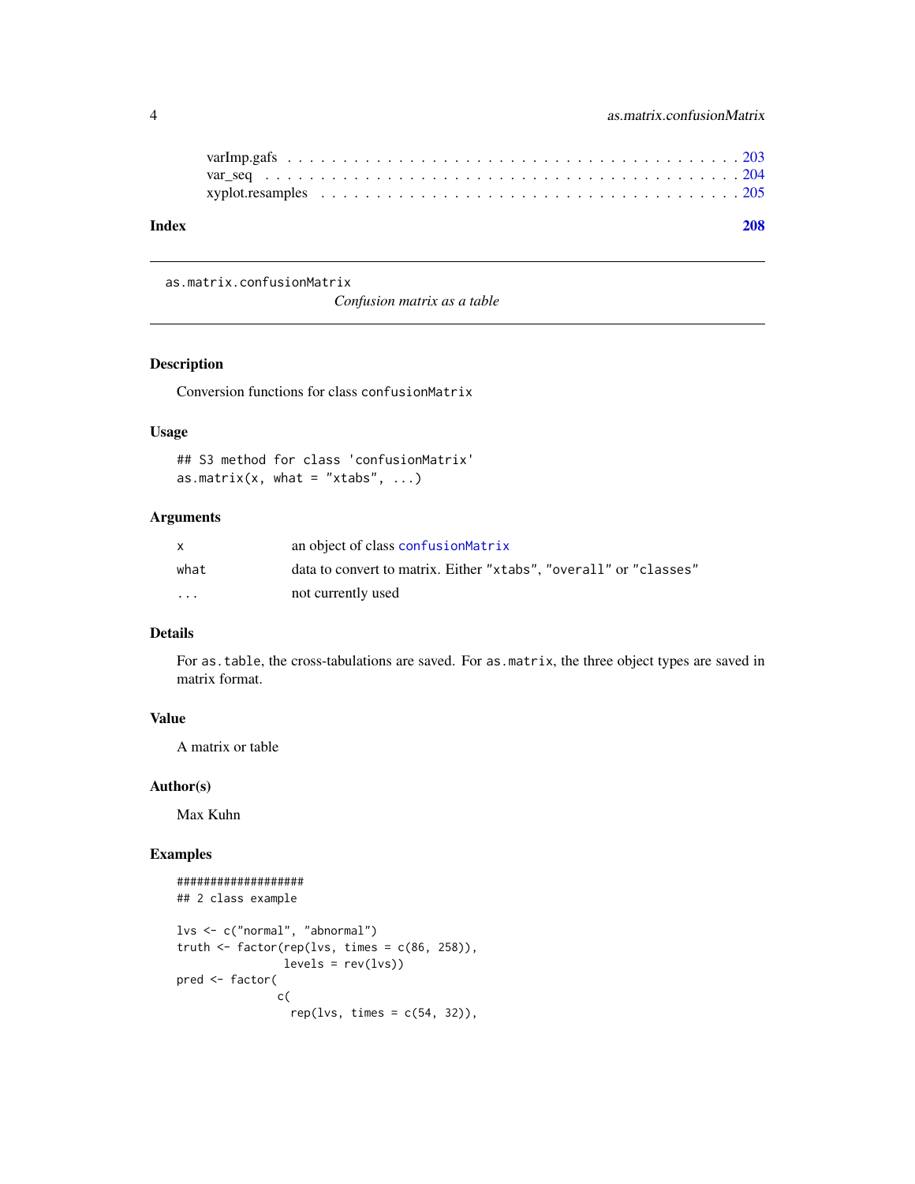varImp.gafs . . . . . . . . . . . . . . . . . . . . . . . . . . . . . . . . . . . . . . . 203
var_seq . . . . . . . . . . . . . . . . . . . . . . . . . . . . . . . . . . . . . . . . . 204
xyplot.resamples . . . . . . . . . . . . . . . . . . . . . . . . . . . . . . . . . . . . 205

**Index** **208**

---

`as.matrix.confusionMatrix` *Confusion matrix as a table*

---

### Description

Conversion functions for class `confusionMatrix`

### Usage

```
## S3 method for class 'confusionMatrix'
as.matrix(x, what = "xtabs", ...)
```

### Arguments

| | |
|---|---|
| `x` | an object of class `confusionMatrix` |
| `what` | data to convert to matrix. Either `"xtabs"`, `"overall"` or `"classes"` |
| `...` | not currently used |

### Details

For `as.table`, the cross-tabulations are saved. For `as.matrix`, the three object types are saved in matrix format.

### Value

A matrix or table

### Author(s)

Max Kuhn

### Examples

```
###################
## 2 class example

lvs <- c("normal", "abnormal")
truth <- factor(rep(lvs, times = c(86, 258)),
                levels = rev(lvs))
pred <- factor(
               c(
                 rep(lvs, times = c(54, 32)),
```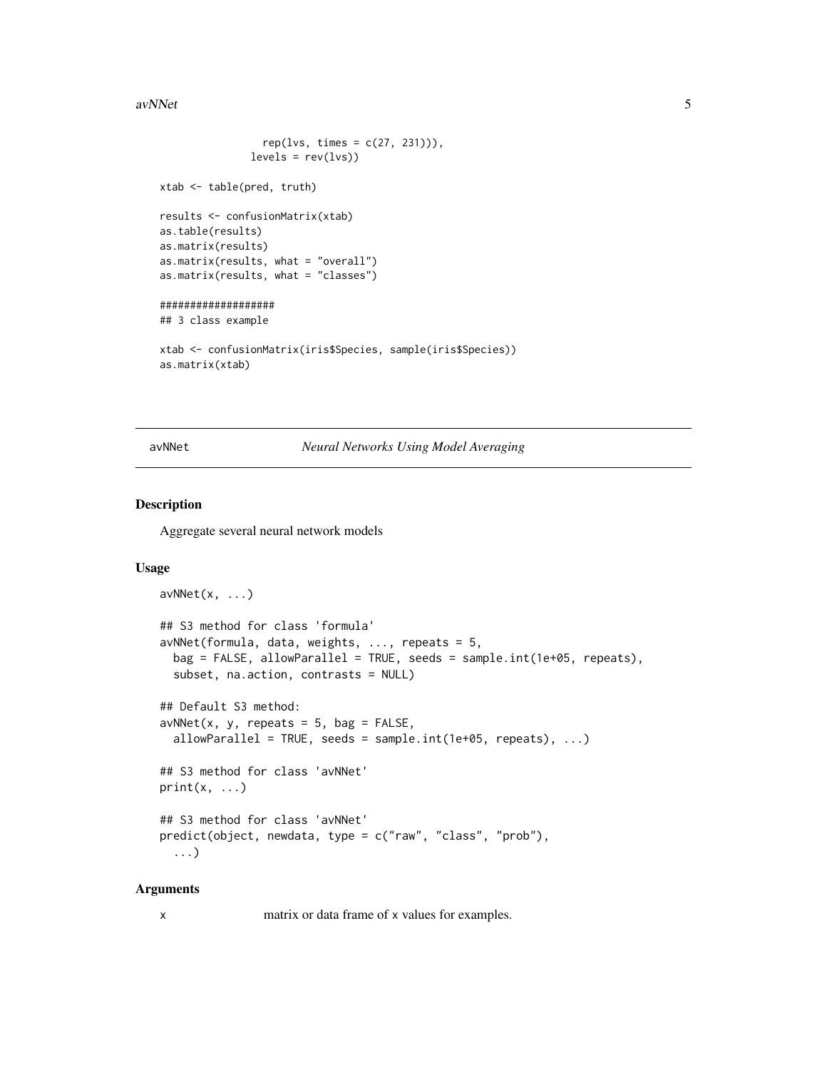```
                 rep(lvs, times = c(27, 231))),
               levels = rev(lvs))

xtab <- table(pred, truth)

results <- confusionMatrix(xtab)
as.table(results)
as.matrix(results)
as.matrix(results, what = "overall")
as.matrix(results, what = "classes")

###################
## 3 class example

xtab <- confusionMatrix(iris$Species, sample(iris$Species))
as.matrix(xtab)
```

## avNNet *Neural Networks Using Model Averaging*

### Description

Aggregate several neural network models

### Usage

```
avNNet(x, ...)

## S3 method for class 'formula'
avNNet(formula, data, weights, ..., repeats = 5,
  bag = FALSE, allowParallel = TRUE, seeds = sample.int(1e+05, repeats),
  subset, na.action, contrasts = NULL)

## Default S3 method:
avNNet(x, y, repeats = 5, bag = FALSE,
  allowParallel = TRUE, seeds = sample.int(1e+05, repeats), ...)

## S3 method for class 'avNNet'
print(x, ...)

## S3 method for class 'avNNet'
predict(object, newdata, type = c("raw", "class", "prob"),
  ...)
```

### Arguments

| | |
|---|---|
| x | matrix or data frame of x values for examples. |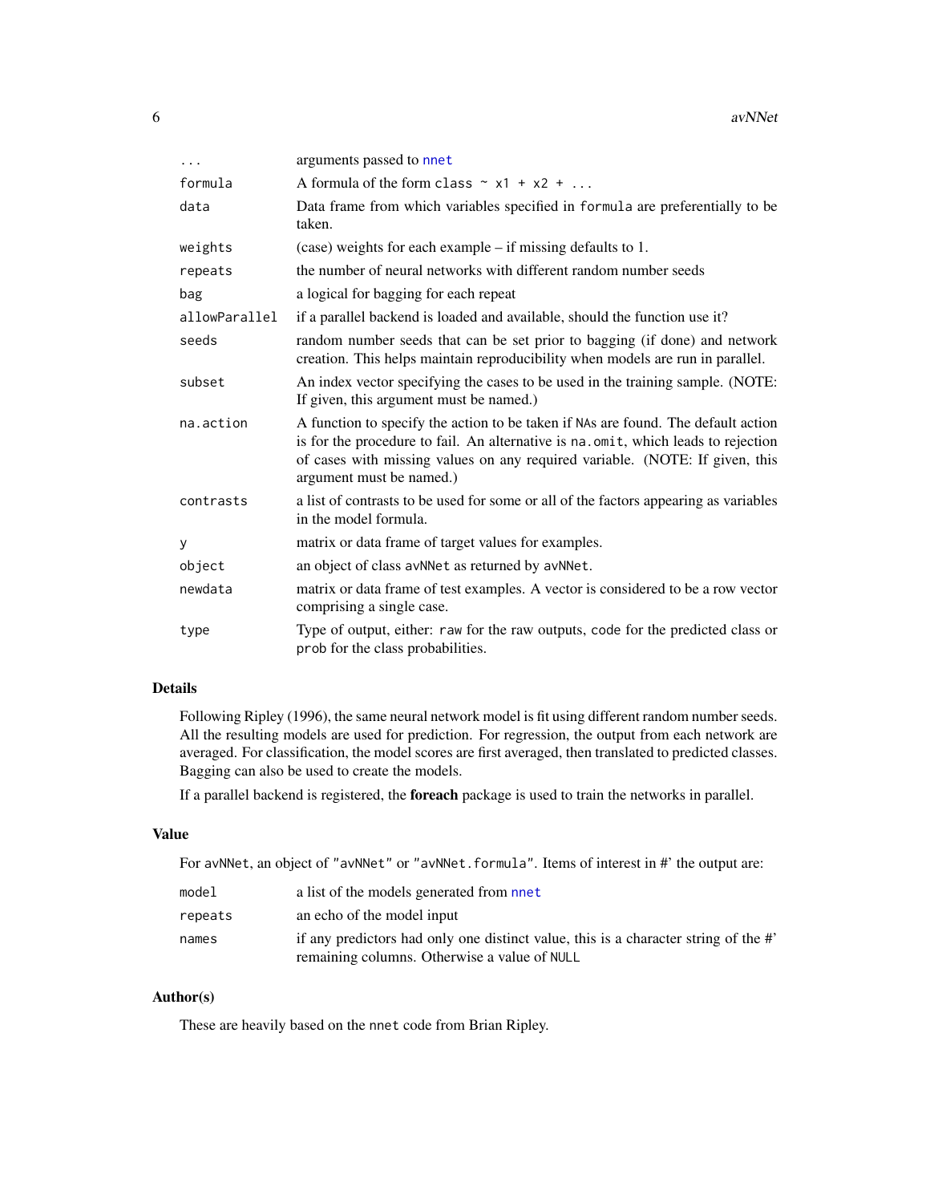| | |
|---|---|
| `...` | arguments passed to `nnet` |
| `formula` | A formula of the form `class ~ x1 + x2 + ...` |
| `data` | Data frame from which variables specified in `formula` are preferentially to be taken. |
| `weights` | (case) weights for each example – if missing defaults to 1. |
| `repeats` | the number of neural networks with different random number seeds |
| `bag` | a logical for bagging for each repeat |
| `allowParallel` | if a parallel backend is loaded and available, should the function use it? |
| `seeds` | random number seeds that can be set prior to bagging (if done) and network creation. This helps maintain reproducibility when models are run in parallel. |
| `subset` | An index vector specifying the cases to be used in the training sample. (NOTE: If given, this argument must be named.) |
| `na.action` | A function to specify the action to be taken if `NA`s are found. The default action is for the procedure to fail. An alternative is `na.omit`, which leads to rejection of cases with missing values on any required variable. (NOTE: If given, this argument must be named.) |
| `contrasts` | a list of contrasts to be used for some or all of the factors appearing as variables in the model formula. |
| `y` | matrix or data frame of target values for examples. |
| `object` | an object of class `avNNet` as returned by `avNNet`. |
| `newdata` | matrix or data frame of test examples. A vector is considered to be a row vector comprising a single case. |
| `type` | Type of output, either: `raw` for the raw outputs, `code` for the predicted class or `prob` for the class probabilities. |

## Details

Following Ripley (1996), the same neural network model is fit using different random number seeds. All the resulting models are used for prediction. For regression, the output from each network are averaged. For classification, the model scores are first averaged, then translated to predicted classes. Bagging can also be used to create the models.

If a parallel backend is registered, the **foreach** package is used to train the networks in parallel.

## Value

For `avNNet`, an object of `"avNNet"` or `"avNNet.formula"`. Items of interest in #' the output are:

| | |
|---|---|
| `model` | a list of the models generated from `nnet` |
| `repeats` | an echo of the model input |
| `names` | if any predictors had only one distinct value, this is a character string of the #' remaining columns. Otherwise a value of `NULL` |

## Author(s)

These are heavily based on the `nnet` code from Brian Ripley.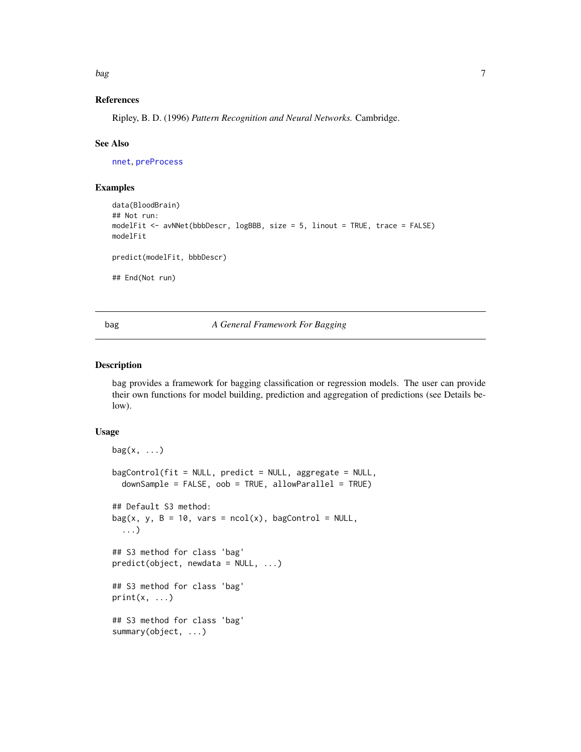### References

Ripley, B. D. (1996) *Pattern Recognition and Neural Networks.* Cambridge.

### See Also

nnet, preProcess

### Examples

```
data(BloodBrain)
## Not run:
modelFit <- avNNet(bbbDescr, logBBB, size = 5, linout = TRUE, trace = FALSE)
modelFit

predict(modelFit, bbbDescr)

## End(Not run)
```

---

## bag — *A General Framework For Bagging*

---

### Description

bag provides a framework for bagging classification or regression models. The user can provide their own functions for model building, prediction and aggregation of predictions (see Details below).

### Usage

```
bag(x, ...)

bagControl(fit = NULL, predict = NULL, aggregate = NULL,
  downSample = FALSE, oob = TRUE, allowParallel = TRUE)

## Default S3 method:
bag(x, y, B = 10, vars = ncol(x), bagControl = NULL,
  ...)

## S3 method for class 'bag'
predict(object, newdata = NULL, ...)

## S3 method for class 'bag'
print(x, ...)

## S3 method for class 'bag'
summary(object, ...)
```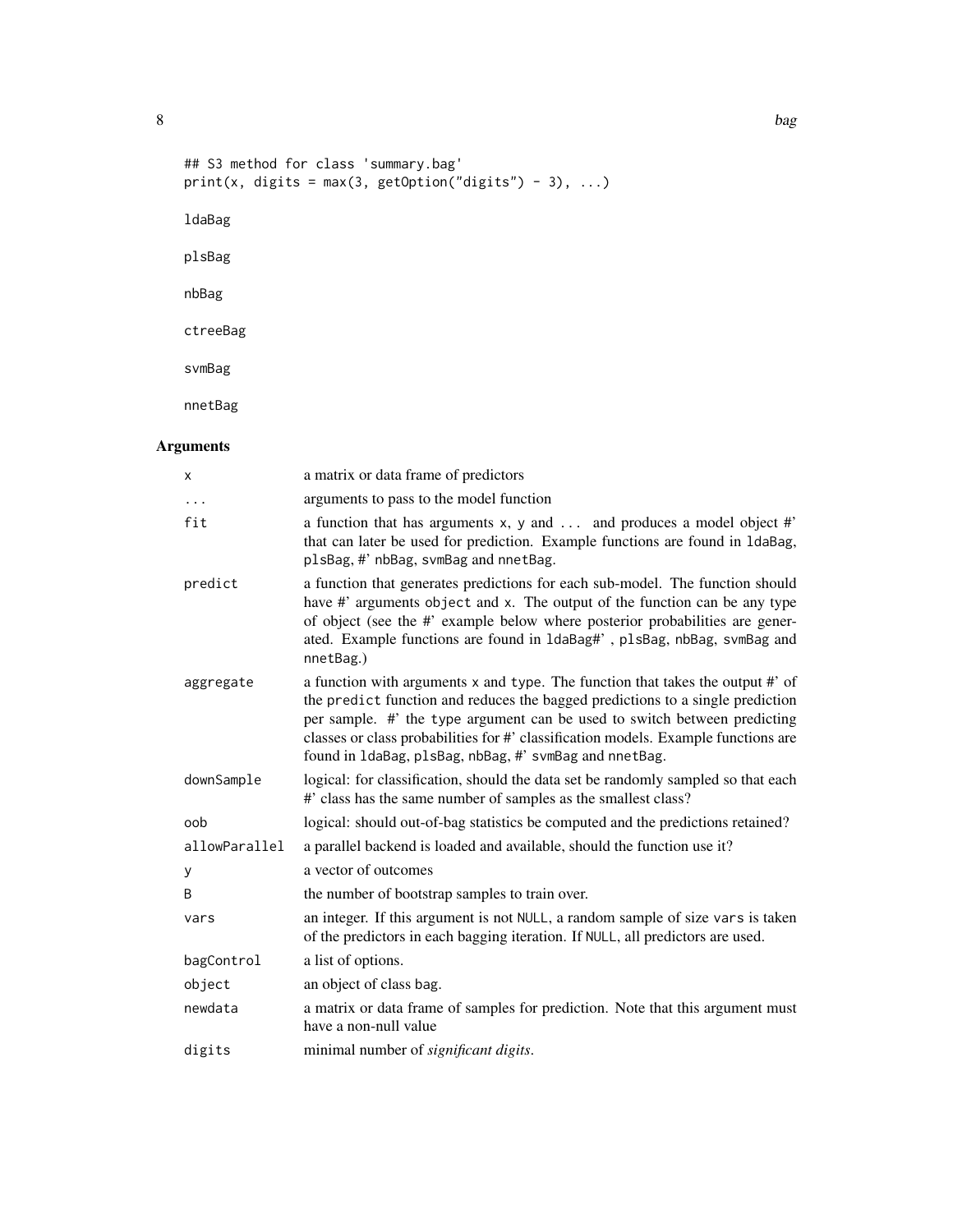```
## S3 method for class 'summary.bag'
print(x, digits = max(3, getOption("digits") - 3), ...)

ldaBag

plsBag

nbBag

ctreeBag

svmBag

nnetBag
```

## Arguments

| | |
|---|---|
| `x` | a matrix or data frame of predictors |
| `...` | arguments to pass to the model function |
| `fit` | a function that has arguments `x`, `y` and `...` and produces a model object #' that can later be used for prediction. Example functions are found in `ldaBag`, `plsBag`, #' `nbBag`, `svmBag` and `nnetBag`. |
| `predict` | a function that generates predictions for each sub-model. The function should have #' arguments `object` and `x`. The output of the function can be any type of object (see the #' example below where posterior probabilities are generated. Example functions are found in `ldaBag#'` , `plsBag`, `nbBag`, `svmBag` and `nnetBag`.) |
| `aggregate` | a function with arguments `x` and `type`. The function that takes the output #' of the `predict` function and reduces the bagged predictions to a single prediction per sample. #' the `type` argument can be used to switch between predicting classes or class probabilities for #' classification models. Example functions are found in `ldaBag`, `plsBag`, `nbBag`, #' `svmBag` and `nnetBag`. |
| `downSample` | logical: for classification, should the data set be randomly sampled so that each #' class has the same number of samples as the smallest class? |
| `oob` | logical: should out-of-bag statistics be computed and the predictions retained? |
| `allowParallel` | a parallel backend is loaded and available, should the function use it? |
| `y` | a vector of outcomes |
| `B` | the number of bootstrap samples to train over. |
| `vars` | an integer. If this argument is not `NULL`, a random sample of size `vars` is taken of the predictors in each bagging iteration. If `NULL`, all predictors are used. |
| `bagControl` | a list of options. |
| `object` | an object of class `bag`. |
| `newdata` | a matrix or data frame of samples for prediction. Note that this argument must have a non-null value |
| `digits` | minimal number of *significant digits*. |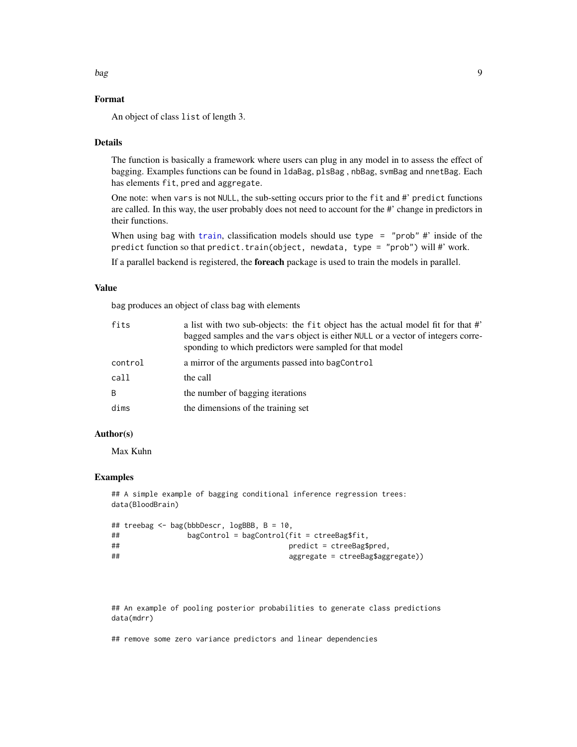## Format

An object of class `list` of length 3.

## Details

The function is basically a framework where users can plug in any model in to assess the effect of bagging. Examples functions can be found in `ldaBag`, `plsBag` , `nbBag`, `svmBag` and `nnetBag`. Each has elements `fit`, `pred` and `aggregate`.

One note: when `vars` is not `NULL`, the sub-setting occurs prior to the `fit` and #' `predict` functions are called. In this way, the user probably does not need to account for the #' change in predictors in their functions.

When using `bag` with `train`, classification models should use `type = "prob"` #' inside of the `predict` function so that `predict.train(object, newdata, type = "prob")` will #' work.

If a parallel backend is registered, the **foreach** package is used to train the models in parallel.

## Value

`bag` produces an object of class `bag` with elements

| | |
|---|---|
| `fits` | a list with two sub-objects: the `fit` object has the actual model fit for that #' bagged samples and the `vars` object is either `NULL` or a vector of integers corresponding to which predictors were sampled for that model |
| `control` | a mirror of the arguments passed into `bagControl` |
| `call` | the call |
| `B` | the number of bagging iterations |
| `dims` | the dimensions of the training set |

## Author(s)

Max Kuhn

## Examples

```
## A simple example of bagging conditional inference regression trees:
data(BloodBrain)

## treebag <- bag(bbbDescr, logBBB, B = 10,
##                bagControl = bagControl(fit = ctreeBag$fit,
##                                        predict = ctreeBag$pred,
##                                        aggregate = ctreeBag$aggregate))




## An example of pooling posterior probabilities to generate class predictions
data(mdrr)

## remove some zero variance predictors and linear dependencies
```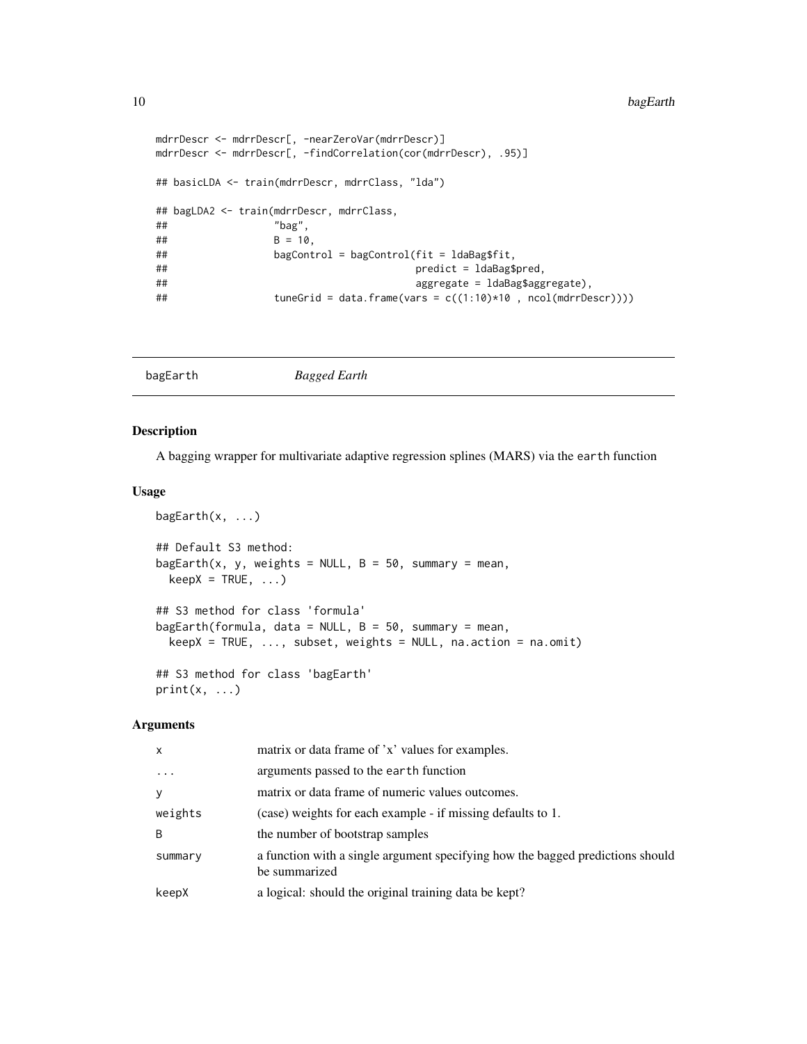```
mdrrDescr <- mdrrDescr[, -nearZeroVar(mdrrDescr)]
mdrrDescr <- mdrrDescr[, -findCorrelation(cor(mdrrDescr), .95)]

## basicLDA <- train(mdrrDescr, mdrrClass, "lda")

## bagLDA2 <- train(mdrrDescr, mdrrClass,
##                  "bag",
##                  B = 10,
##                  bagControl = bagControl(fit = ldaBag$fit,
##                                          predict = ldaBag$pred,
##                                          aggregate = ldaBag$aggregate),
##                  tuneGrid = data.frame(vars = c((1:10)*10 , ncol(mdrrDescr))))
```

---

## bagEarth — *Bagged Earth*

---

### Description

A bagging wrapper for multivariate adaptive regression splines (MARS) via the `earth` function

### Usage

```
bagEarth(x, ...)

## Default S3 method:
bagEarth(x, y, weights = NULL, B = 50, summary = mean,
  keepX = TRUE, ...)

## S3 method for class 'formula'
bagEarth(formula, data = NULL, B = 50, summary = mean,
  keepX = TRUE, ..., subset, weights = NULL, na.action = na.omit)

## S3 method for class 'bagEarth'
print(x, ...)
```

### Arguments

| | |
|---|---|
| `x` | matrix or data frame of 'x' values for examples. |
| `...` | arguments passed to the `earth` function |
| `y` | matrix or data frame of numeric values outcomes. |
| `weights` | (case) weights for each example - if missing defaults to 1. |
| `B` | the number of bootstrap samples |
| `summary` | a function with a single argument specifying how the bagged predictions should be summarized |
| `keepX` | a logical: should the original training data be kept? |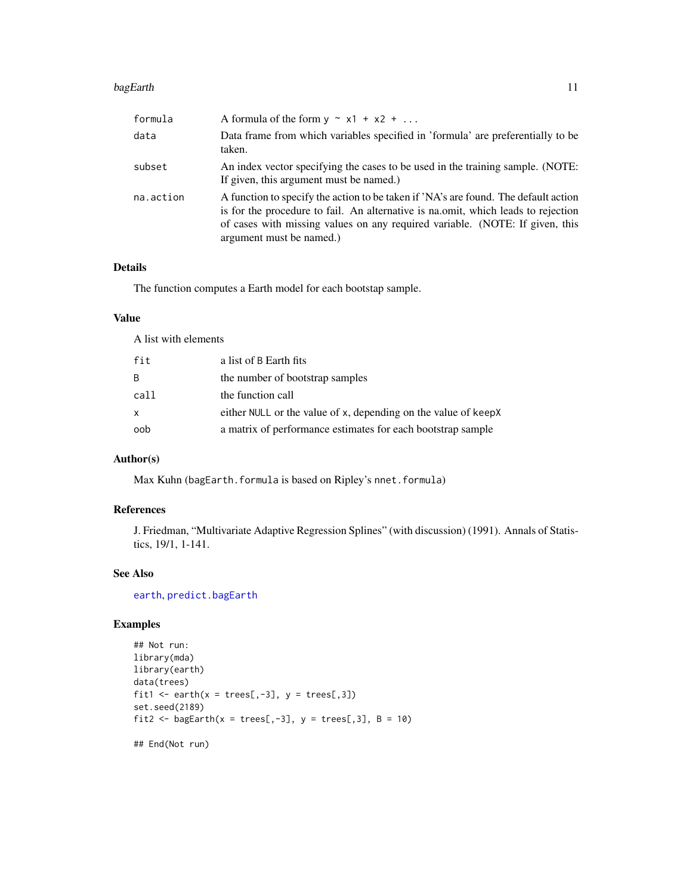| | |
|---|---|
| formula | A formula of the form `y ~ x1 + x2 + ...` |
| data | Data frame from which variables specified in 'formula' are preferentially to be taken. |
| subset | An index vector specifying the cases to be used in the training sample. (NOTE: If given, this argument must be named.) |
| na.action | A function to specify the action to be taken if 'NA's are found. The default action is for the procedure to fail. An alternative is na.omit, which leads to rejection of cases with missing values on any required variable. (NOTE: If given, this argument must be named.) |

### Details

The function computes a Earth model for each bootstap sample.

### Value

A list with elements

| | |
|---|---|
| fit | a list of `B` Earth fits |
| B | the number of bootstrap samples |
| call | the function call |
| x | either `NULL` or the value of `x`, depending on the value of `keepX` |
| oob | a matrix of performance estimates for each bootstrap sample |

### Author(s)

Max Kuhn (`bagEarth.formula` is based on Ripley's `nnet.formula`)

### References

J. Friedman, "Multivariate Adaptive Regression Splines" (with discussion) (1991). Annals of Statistics, 19/1, 1-141.

### See Also

`earth`, `predict.bagEarth`

### Examples

```
## Not run:
library(mda)
library(earth)
data(trees)
fit1 <- earth(x = trees[,-3], y = trees[,3])
set.seed(2189)
fit2 <- bagEarth(x = trees[,-3], y = trees[,3], B = 10)

## End(Not run)
```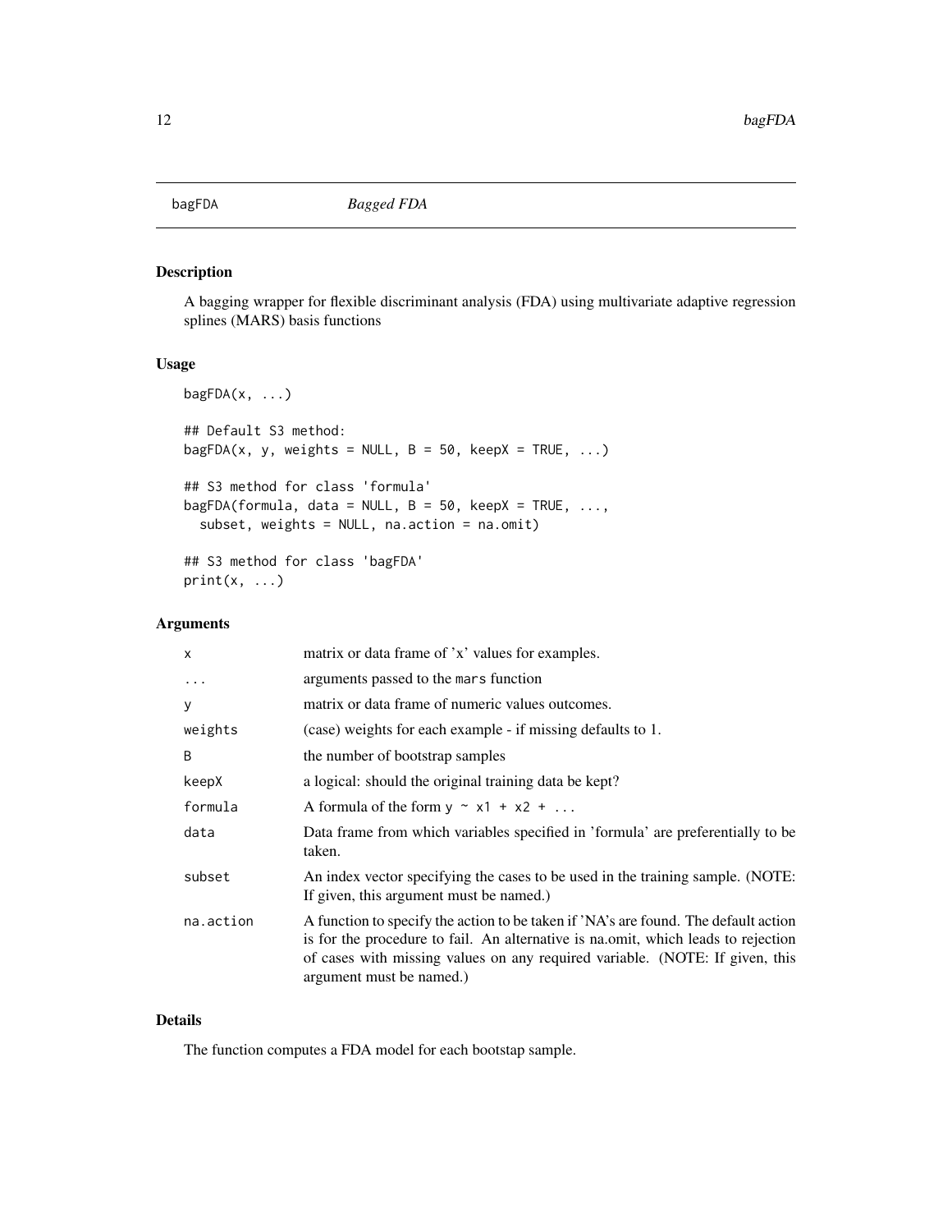# bagFDA *Bagged FDA*

## Description

A bagging wrapper for flexible discriminant analysis (FDA) using multivariate adaptive regression splines (MARS) basis functions

## Usage

```
bagFDA(x, ...)

## Default S3 method:
bagFDA(x, y, weights = NULL, B = 50, keepX = TRUE, ...)

## S3 method for class 'formula'
bagFDA(formula, data = NULL, B = 50, keepX = TRUE, ...,
  subset, weights = NULL, na.action = na.omit)

## S3 method for class 'bagFDA'
print(x, ...)
```

## Arguments

| | |
|---|---|
| `x` | matrix or data frame of 'x' values for examples. |
| `...` | arguments passed to the `mars` function |
| `y` | matrix or data frame of numeric values outcomes. |
| `weights` | (case) weights for each example - if missing defaults to 1. |
| `B` | the number of bootstrap samples |
| `keepX` | a logical: should the original training data be kept? |
| `formula` | A formula of the form `y ~ x1 + x2 + ...` |
| `data` | Data frame from which variables specified in 'formula' are preferentially to be taken. |
| `subset` | An index vector specifying the cases to be used in the training sample. (NOTE: If given, this argument must be named.) |
| `na.action` | A function to specify the action to be taken if 'NA's are found. The default action is for the procedure to fail. An alternative is na.omit, which leads to rejection of cases with missing values on any required variable. (NOTE: If given, this argument must be named.) |

## Details

The function computes a FDA model for each bootstap sample.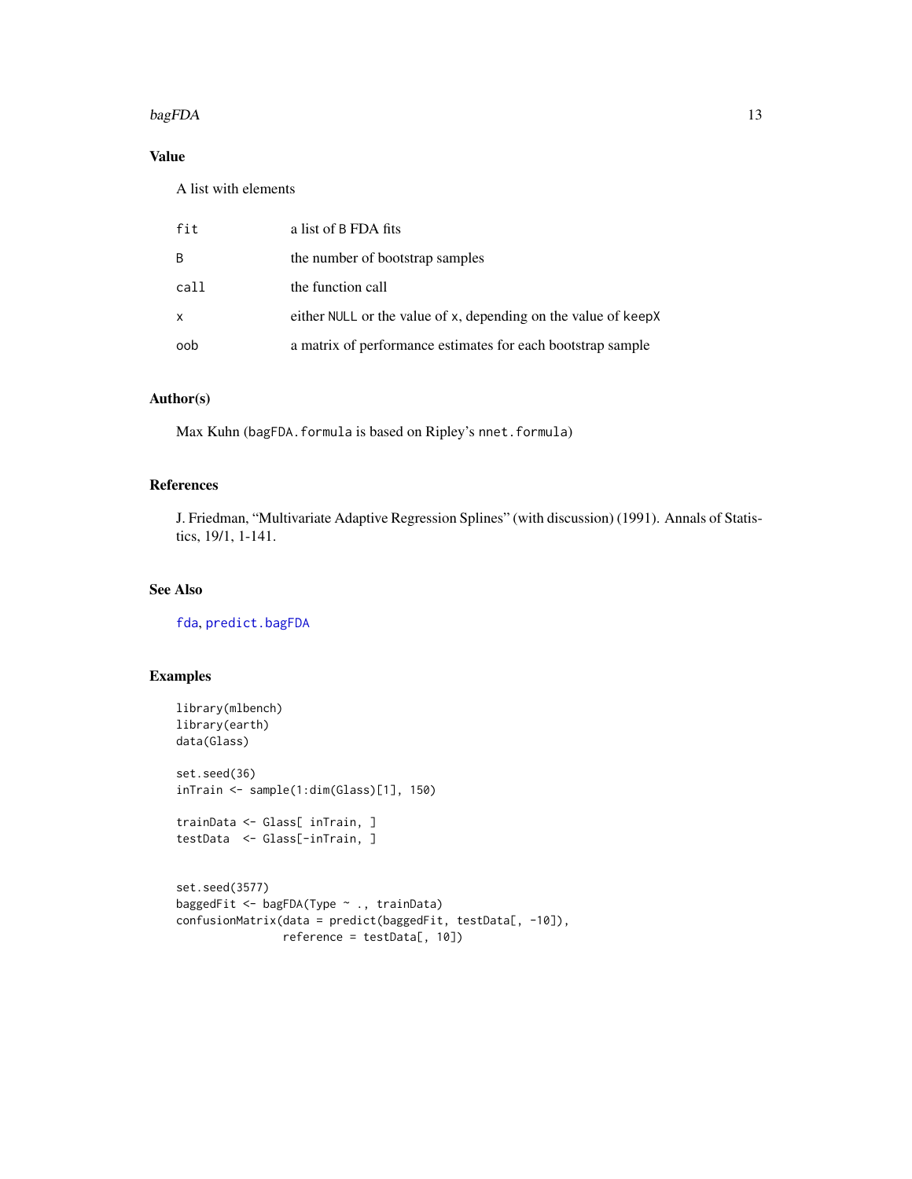## Value

A list with elements

| | |
|---|---|
| `fit` | a list of `B` FDA fits |
| `B` | the number of bootstrap samples |
| `call` | the function call |
| `x` | either `NULL` or the value of `x`, depending on the value of `keepX` |
| `oob` | a matrix of performance estimates for each bootstrap sample |

## Author(s)

Max Kuhn (`bagFDA.formula` is based on Ripley's `nnet.formula`)

## References

J. Friedman, "Multivariate Adaptive Regression Splines" (with discussion) (1991). Annals of Statistics, 19/1, 1-141.

## See Also

`fda`, `predict.bagFDA`

## Examples

```
library(mlbench)
library(earth)
data(Glass)

set.seed(36)
inTrain <- sample(1:dim(Glass)[1], 150)

trainData <- Glass[ inTrain, ]
testData  <- Glass[-inTrain, ]


set.seed(3577)
baggedFit <- bagFDA(Type ~ ., trainData)
confusionMatrix(data = predict(baggedFit, testData[, -10]),
                reference = testData[, 10])
```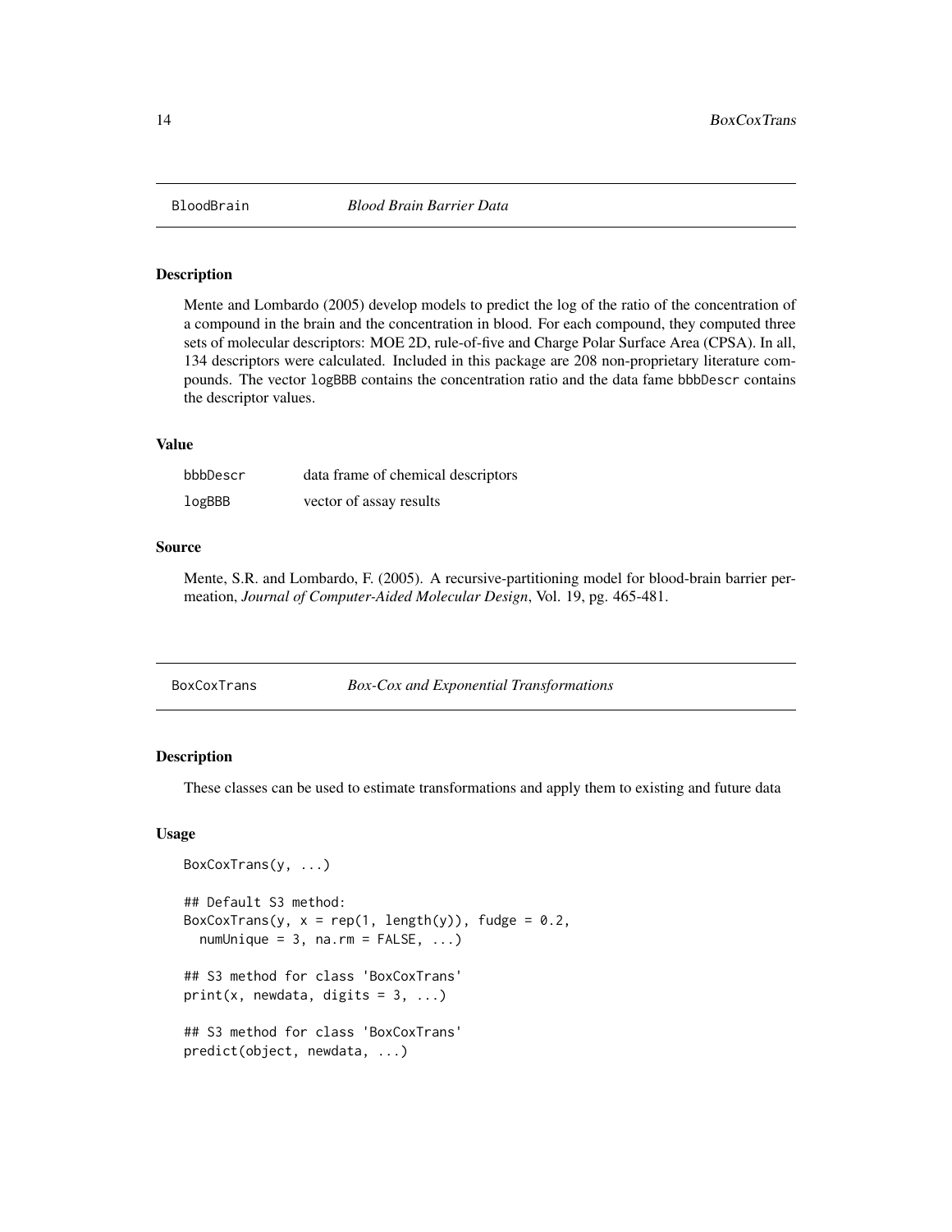## BloodBrain *Blood Brain Barrier Data*

### Description

Mente and Lombardo (2005) develop models to predict the log of the ratio of the concentration of a compound in the brain and the concentration in blood. For each compound, they computed three sets of molecular descriptors: MOE 2D, rule-of-five and Charge Polar Surface Area (CPSA). In all, 134 descriptors were calculated. Included in this package are 208 non-proprietary literature compounds. The vector `logBBB` contains the concentration ratio and the data fame `bbbDescr` contains the descriptor values.

### Value

| | |
|---|---|
| `bbbDescr` | data frame of chemical descriptors |
| `logBBB` | vector of assay results |

### Source

Mente, S.R. and Lombardo, F. (2005). A recursive-partitioning model for blood-brain barrier permeation, *Journal of Computer-Aided Molecular Design*, Vol. 19, pg. 465-481.

## BoxCoxTrans *Box-Cox and Exponential Transformations*

### Description

These classes can be used to estimate transformations and apply them to existing and future data

### Usage

```
BoxCoxTrans(y, ...)

## Default S3 method:
BoxCoxTrans(y, x = rep(1, length(y)), fudge = 0.2,
  numUnique = 3, na.rm = FALSE, ...)

## S3 method for class 'BoxCoxTrans'
print(x, newdata, digits = 3, ...)

## S3 method for class 'BoxCoxTrans'
predict(object, newdata, ...)
```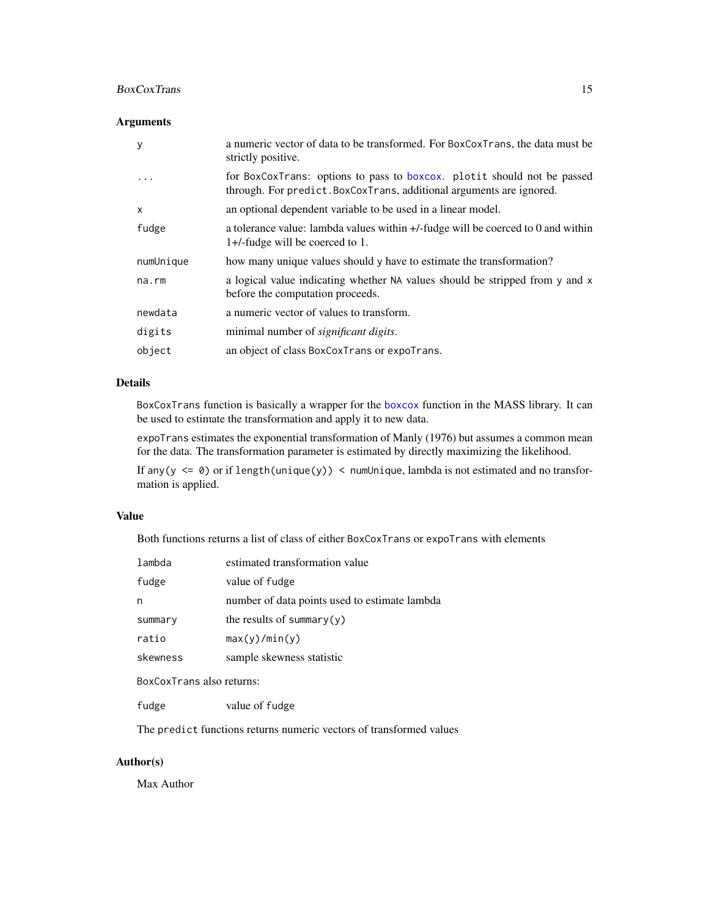## Arguments

| | |
|---|---|
| `y` | a numeric vector of data to be transformed. For `BoxCoxTrans`, the data must be strictly positive. |
| `...` | for `BoxCoxTrans`: options to pass to `boxcox`. `plotit` should not be passed through. For `predict.BoxCoxTrans`, additional arguments are ignored. |
| `x` | an optional dependent variable to be used in a linear model. |
| `fudge` | a tolerance value: lambda values within +/-fudge will be coerced to 0 and within 1+/-fudge will be coerced to 1. |
| `numUnique` | how many unique values should `y` have to estimate the transformation? |
| `na.rm` | a logical value indicating whether `NA` values should be stripped from `y` and `x` before the computation proceeds. |
| `newdata` | a numeric vector of values to transform. |
| `digits` | minimal number of *significant digits*. |
| `object` | an object of class `BoxCoxTrans` or `expoTrans`. |

## Details

`BoxCoxTrans` function is basically a wrapper for the `boxcox` function in the MASS library. It can be used to estimate the transformation and apply it to new data.

`expoTrans` estimates the exponential transformation of Manly (1976) but assumes a common mean for the data. The transformation parameter is estimated by directly maximizing the likelihood.

If `any(y <= 0)` or if `length(unique(y)) < numUnique`, lambda is not estimated and no transformation is applied.

## Value

Both functions returns a list of class of either `BoxCoxTrans` or `expoTrans` with elements

| | |
|---|---|
| `lambda` | estimated transformation value |
| `fudge` | value of `fudge` |
| `n` | number of data points used to estimate lambda |
| `summary` | the results of `summary(y)` |
| `ratio` | `max(y)/min(y)` |
| `skewness` | sample skewness statistic |

`BoxCoxTrans` also returns:

| | |
|---|---|
| `fudge` | value of `fudge` |

The `predict` functions returns numeric vectors of transformed values

## Author(s)

Max Author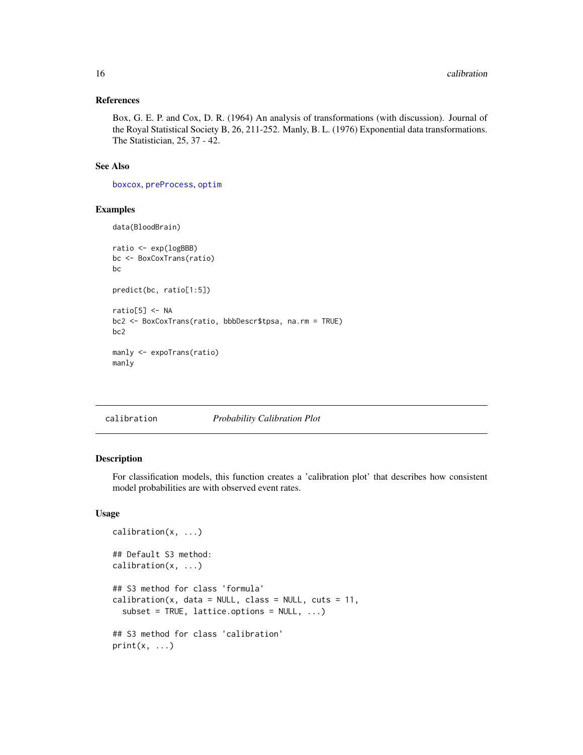### References

Box, G. E. P. and Cox, D. R. (1964) An analysis of transformations (with discussion). Journal of the Royal Statistical Society B, 26, 211-252. Manly, B. L. (1976) Exponential data transformations. The Statistician, 25, 37 - 42.

### See Also

boxcox, preProcess, optim

### Examples

```
data(BloodBrain)

ratio <- exp(logBBB)
bc <- BoxCoxTrans(ratio)
bc

predict(bc, ratio[1:5])

ratio[5] <- NA
bc2 <- BoxCoxTrans(ratio, bbbDescr$tpsa, na.rm = TRUE)
bc2

manly <- expoTrans(ratio)
manly
```

---

## calibration *Probability Calibration Plot*

---

### Description

For classification models, this function creates a 'calibration plot' that describes how consistent model probabilities are with observed event rates.

### Usage

```
calibration(x, ...)

## Default S3 method:
calibration(x, ...)

## S3 method for class 'formula'
calibration(x, data = NULL, class = NULL, cuts = 11,
  subset = TRUE, lattice.options = NULL, ...)

## S3 method for class 'calibration'
print(x, ...)
```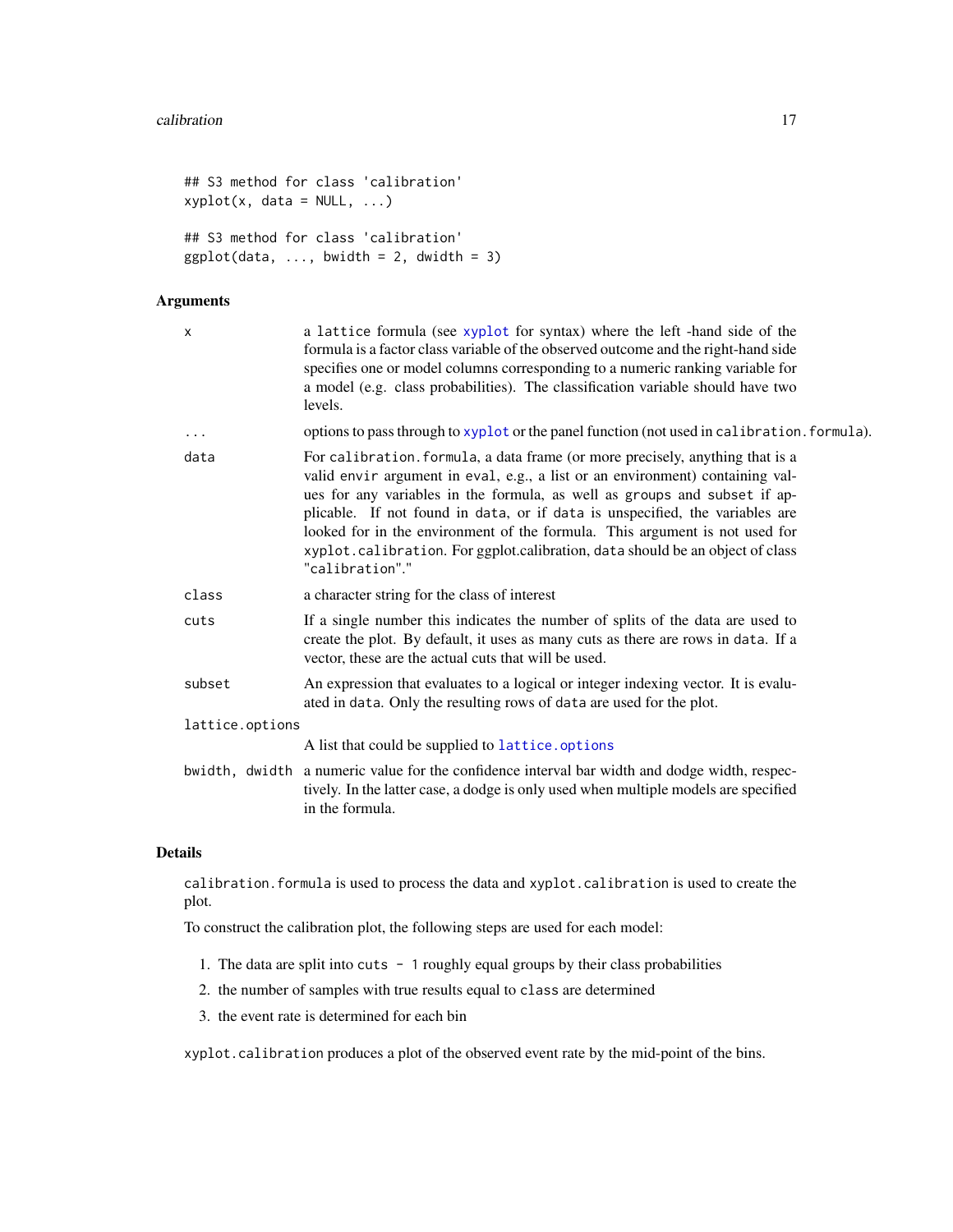```
## S3 method for class 'calibration'
xyplot(x, data = NULL, ...)

## S3 method for class 'calibration'
ggplot(data, ..., bwidth = 2, dwidth = 3)
```

## Arguments

| | |
|---|---|
| `x` | a `lattice` formula (see `xyplot` for syntax) where the left -hand side of the formula is a factor class variable of the observed outcome and the right-hand side specifies one or model columns corresponding to a numeric ranking variable for a model (e.g. class probabilities). The classification variable should have two levels. |
| `...` | options to pass through to `xyplot` or the panel function (not used in `calibration.formula`). |
| `data` | For `calibration.formula`, a data frame (or more precisely, anything that is a valid `envir` argument in `eval`, e.g., a list or an environment) containing values for any variables in the formula, as well as `groups` and `subset` if applicable. If not found in `data`, or if `data` is unspecified, the variables are looked for in the environment of the formula. This argument is not used for `xyplot.calibration`. For ggplot.calibration, `data` should be an object of class `"calibration"`." |
| `class` | a character string for the class of interest |
| `cuts` | If a single number this indicates the number of splits of the data are used to create the plot. By default, it uses as many cuts as there are rows in `data`. If a vector, these are the actual cuts that will be used. |
| `subset` | An expression that evaluates to a logical or integer indexing vector. It is evaluated in `data`. Only the resulting rows of `data` are used for the plot. |
| `lattice.options` | A list that could be supplied to `lattice.options` |
| `bwidth, dwidth` | a numeric value for the confidence interval bar width and dodge width, respectively. In the latter case, a dodge is only used when multiple models are specified in the formula. |

## Details

`calibration.formula` is used to process the data and `xyplot.calibration` is used to create the plot.

To construct the calibration plot, the following steps are used for each model:

1. The data are split into `cuts - 1` roughly equal groups by their class probabilities
2. the number of samples with true results equal to `class` are determined
3. the event rate is determined for each bin

`xyplot.calibration` produces a plot of the observed event rate by the mid-point of the bins.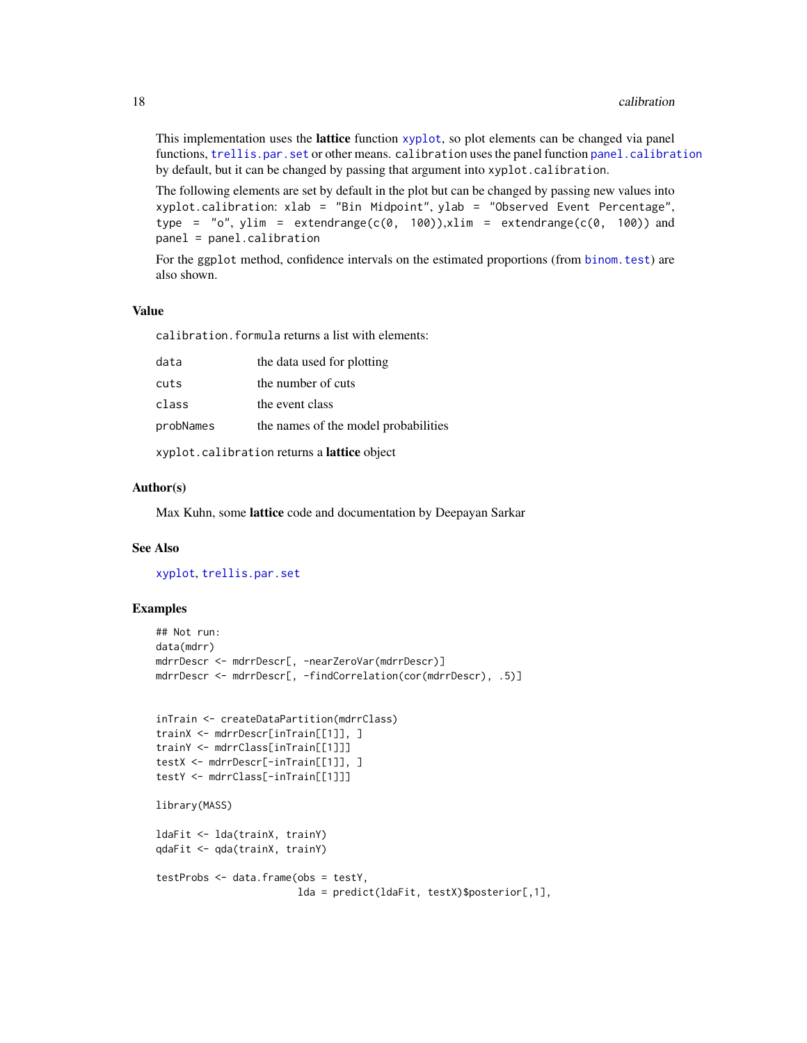This implementation uses the **lattice** function `xyplot`, so plot elements can be changed via panel functions, `trellis.par.set` or other means. `calibration` uses the panel function `panel.calibration` by default, but it can be changed by passing that argument into `xyplot.calibration`.

The following elements are set by default in the plot but can be changed by passing new values into `xyplot.calibration`: `xlab = "Bin Midpoint"`, `ylab = "Observed Event Percentage"`, `type = "o"`, `ylim = extendrange(c(0, 100))`,`xlim = extendrange(c(0, 100))` and `panel = panel.calibration`

For the `ggplot` method, confidence intervals on the estimated proportions (from `binom.test`) are also shown.

### Value

`calibration.formula` returns a list with elements:

| | |
|---|---|
| `data` | the data used for plotting |
| `cuts` | the number of cuts |
| `class` | the event class |
| `probNames` | the names of the model probabilities |

`xyplot.calibration` returns a **lattice** object

### Author(s)

Max Kuhn, some **lattice** code and documentation by Deepayan Sarkar

### See Also

`xyplot`, `trellis.par.set`

### Examples

```
## Not run:
data(mdrr)
mdrrDescr <- mdrrDescr[, -nearZeroVar(mdrrDescr)]
mdrrDescr <- mdrrDescr[, -findCorrelation(cor(mdrrDescr), .5)]


inTrain <- createDataPartition(mdrrClass)
trainX <- mdrrDescr[inTrain[[1]], ]
trainY <- mdrrClass[inTrain[[1]]]
testX <- mdrrDescr[-inTrain[[1]], ]
testY <- mdrrClass[-inTrain[[1]]]

library(MASS)

ldaFit <- lda(trainX, trainY)
qdaFit <- qda(trainX, trainY)

testProbs <- data.frame(obs = testY,
                        lda = predict(ldaFit, testX)$posterior[,1],
```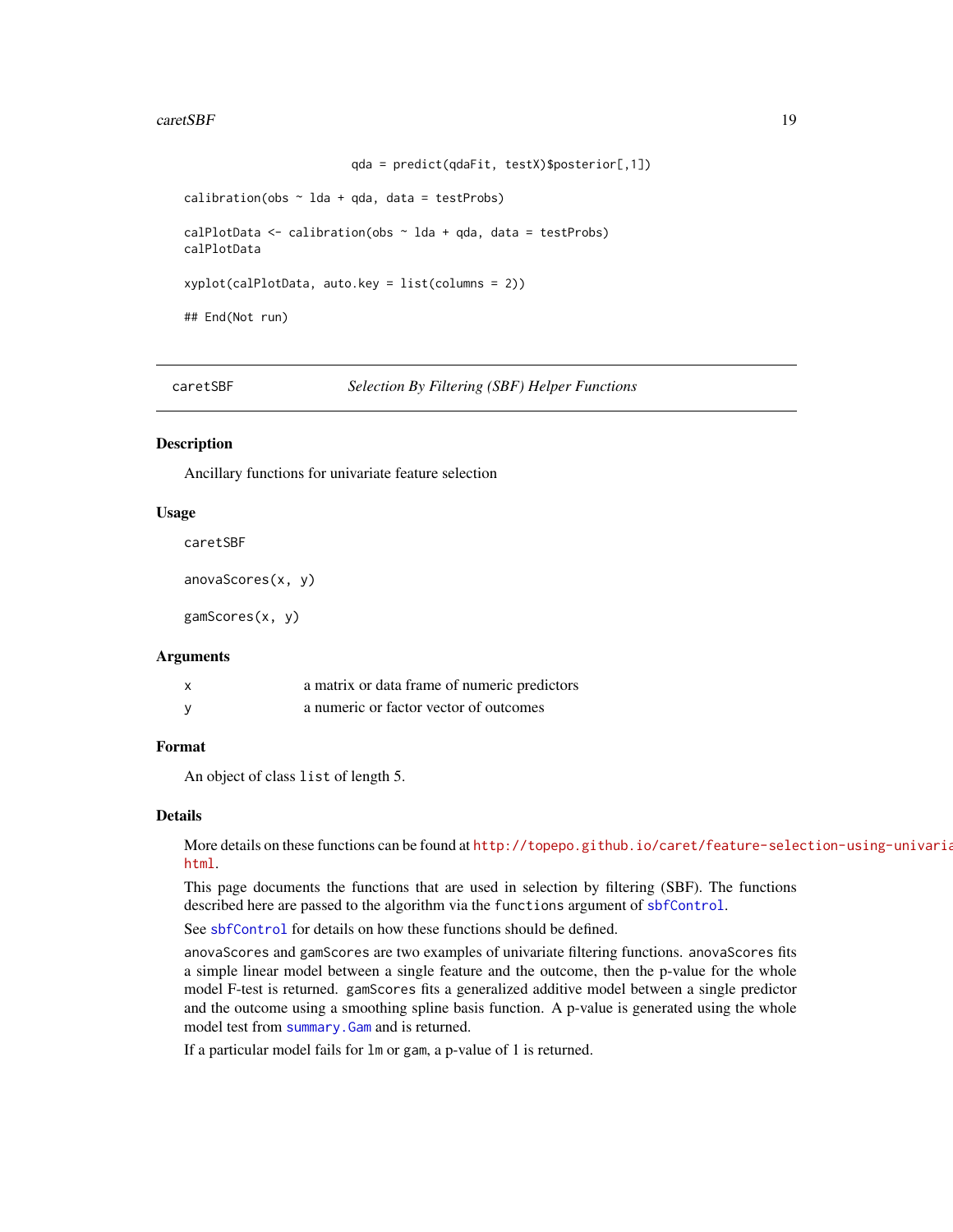```
                         qda = predict(qdaFit, testX)$posterior[,1])

calibration(obs ~ lda + qda, data = testProbs)

calPlotData <- calibration(obs ~ lda + qda, data = testProbs)
calPlotData

xyplot(calPlotData, auto.key = list(columns = 2))

## End(Not run)
```

---

## caretSBF — *Selection By Filtering (SBF) Helper Functions*

---

### Description

Ancillary functions for univariate feature selection

### Usage

```
caretSBF

anovaScores(x, y)

gamScores(x, y)
```

### Arguments

| | |
|---|---|
| x | a matrix or data frame of numeric predictors |
| y | a numeric or factor vector of outcomes |

### Format

An object of class `list` of length 5.

### Details

More details on these functions can be found at http://topepo.github.io/caret/feature-selection-using-univariate-filters.html.

This page documents the functions that are used in selection by filtering (SBF). The functions described here are passed to the algorithm via the `functions` argument of `sbfControl`.

See `sbfControl` for details on how these functions should be defined.

`anovaScores` and `gamScores` are two examples of univariate filtering functions. `anovaScores` fits a simple linear model between a single feature and the outcome, then the p-value for the whole model F-test is returned. `gamScores` fits a generalized additive model between a single predictor and the outcome using a smoothing spline basis function. A p-value is generated using the whole model test from `summary.Gam` and is returned.

If a particular model fails for `lm` or `gam`, a p-value of 1 is returned.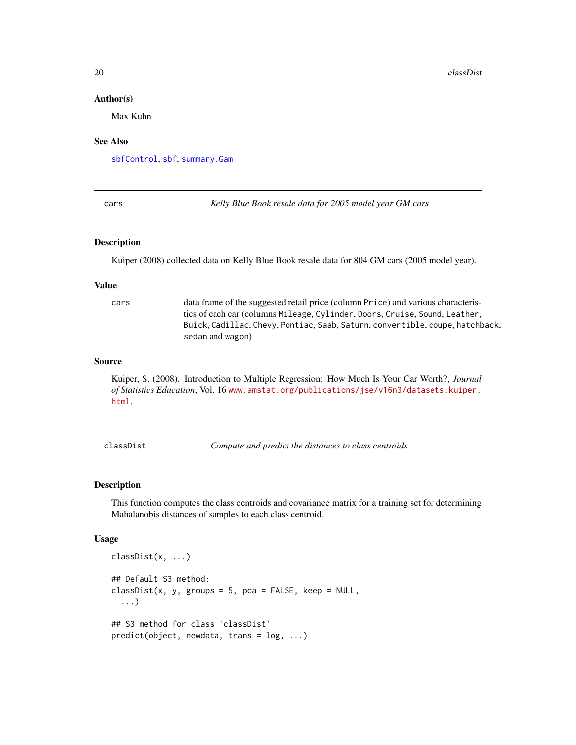### Author(s)

Max Kuhn

### See Also

`sbfControl`, `sbf`, `summary.Gam`

---

## cars — *Kelly Blue Book resale data for 2005 model year GM cars*

### Description

Kuiper (2008) collected data on Kelly Blue Book resale data for 804 GM cars (2005 model year).

### Value

`cars` data frame of the suggested retail price (column `Price`) and various characteristics of each car (columns `Mileage`, `Cylinder`, `Doors`, `Cruise`, `Sound`, `Leather`, `Buick`, `Cadillac`, `Chevy`, `Pontiac`, `Saab`, `Saturn`, `convertible`, `coupe`, `hatchback`, `sedan` and `wagon`)

### Source

Kuiper, S. (2008). Introduction to Multiple Regression: How Much Is Your Car Worth?, *Journal of Statistics Education*, Vol. 16 www.amstat.org/publications/jse/v16n3/datasets.kuiper.html.

---

## classDist — *Compute and predict the distances to class centroids*

### Description

This function computes the class centroids and covariance matrix for a training set for determining Mahalanobis distances of samples to each class centroid.

### Usage

```
classDist(x, ...)

## Default S3 method:
classDist(x, y, groups = 5, pca = FALSE, keep = NULL,
  ...)

## S3 method for class 'classDist'
predict(object, newdata, trans = log, ...)
```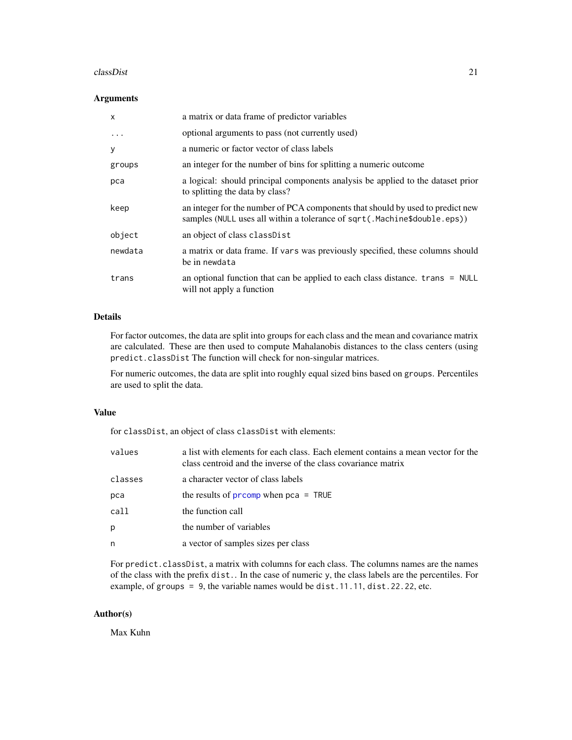## Arguments

| | |
|---|---|
| `x` | a matrix or data frame of predictor variables |
| `...` | optional arguments to pass (not currently used) |
| `y` | a numeric or factor vector of class labels |
| `groups` | an integer for the number of bins for splitting a numeric outcome |
| `pca` | a logical: should principal components analysis be applied to the dataset prior to splitting the data by class? |
| `keep` | an integer for the number of PCA components that should by used to predict new samples (`NULL` uses all within a tolerance of `sqrt(.Machine$double.eps)`) |
| `object` | an object of class `classDist` |
| `newdata` | a matrix or data frame. If `vars` was previously specified, these columns should be in `newdata` |
| `trans` | an optional function that can be applied to each class distance. `trans = NULL` will not apply a function |

## Details

For factor outcomes, the data are split into groups for each class and the mean and covariance matrix are calculated. These are then used to compute Mahalanobis distances to the class centers (using `predict.classDist` The function will check for non-singular matrices.

For numeric outcomes, the data are split into roughly equal sized bins based on `groups`. Percentiles are used to split the data.

## Value

for `classDist`, an object of class `classDist` with elements:

| | |
|---|---|
| `values` | a list with elements for each class. Each element contains a mean vector for the class centroid and the inverse of the class covariance matrix |
| `classes` | a character vector of class labels |
| `pca` | the results of `prcomp` when `pca = TRUE` |
| `call` | the function call |
| `p` | the number of variables |
| `n` | a vector of samples sizes per class |

For `predict.classDist`, a matrix with columns for each class. The columns names are the names of the class with the prefix `dist.`. In the case of numeric `y`, the class labels are the percentiles. For example, of `groups = 9`, the variable names would be `dist.11.11`, `dist.22.22`, etc.

## Author(s)

Max Kuhn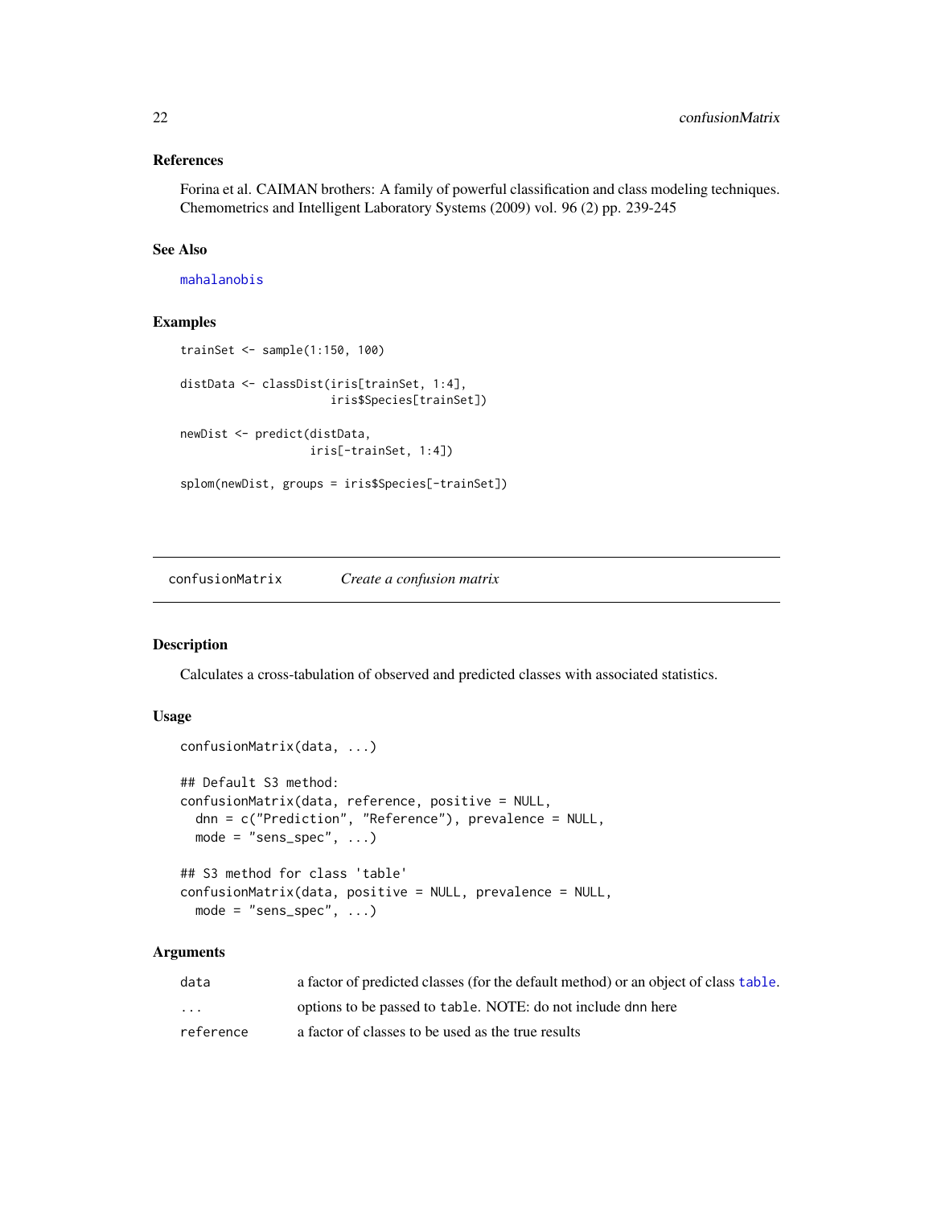### References

Forina et al. CAIMAN brothers: A family of powerful classification and class modeling techniques. Chemometrics and Intelligent Laboratory Systems (2009) vol. 96 (2) pp. 239-245

### See Also

mahalanobis

### Examples

```
trainSet <- sample(1:150, 100)

distData <- classDist(iris[trainSet, 1:4],
                      iris$Species[trainSet])

newDist <- predict(distData,
                   iris[-trainSet, 1:4])

splom(newDist, groups = iris$Species[-trainSet])
```

---

## confusionMatrix *Create a confusion matrix*

### Description

Calculates a cross-tabulation of observed and predicted classes with associated statistics.

### Usage

```
confusionMatrix(data, ...)

## Default S3 method:
confusionMatrix(data, reference, positive = NULL,
  dnn = c("Prediction", "Reference"), prevalence = NULL,
  mode = "sens_spec", ...)

## S3 method for class 'table'
confusionMatrix(data, positive = NULL, prevalence = NULL,
  mode = "sens_spec", ...)
```

### Arguments

| | |
|---|---|
| `data` | a factor of predicted classes (for the default method) or an object of class `table`. |
| `...` | options to be passed to `table`. NOTE: do not include dnn here |
| `reference` | a factor of classes to be used as the true results |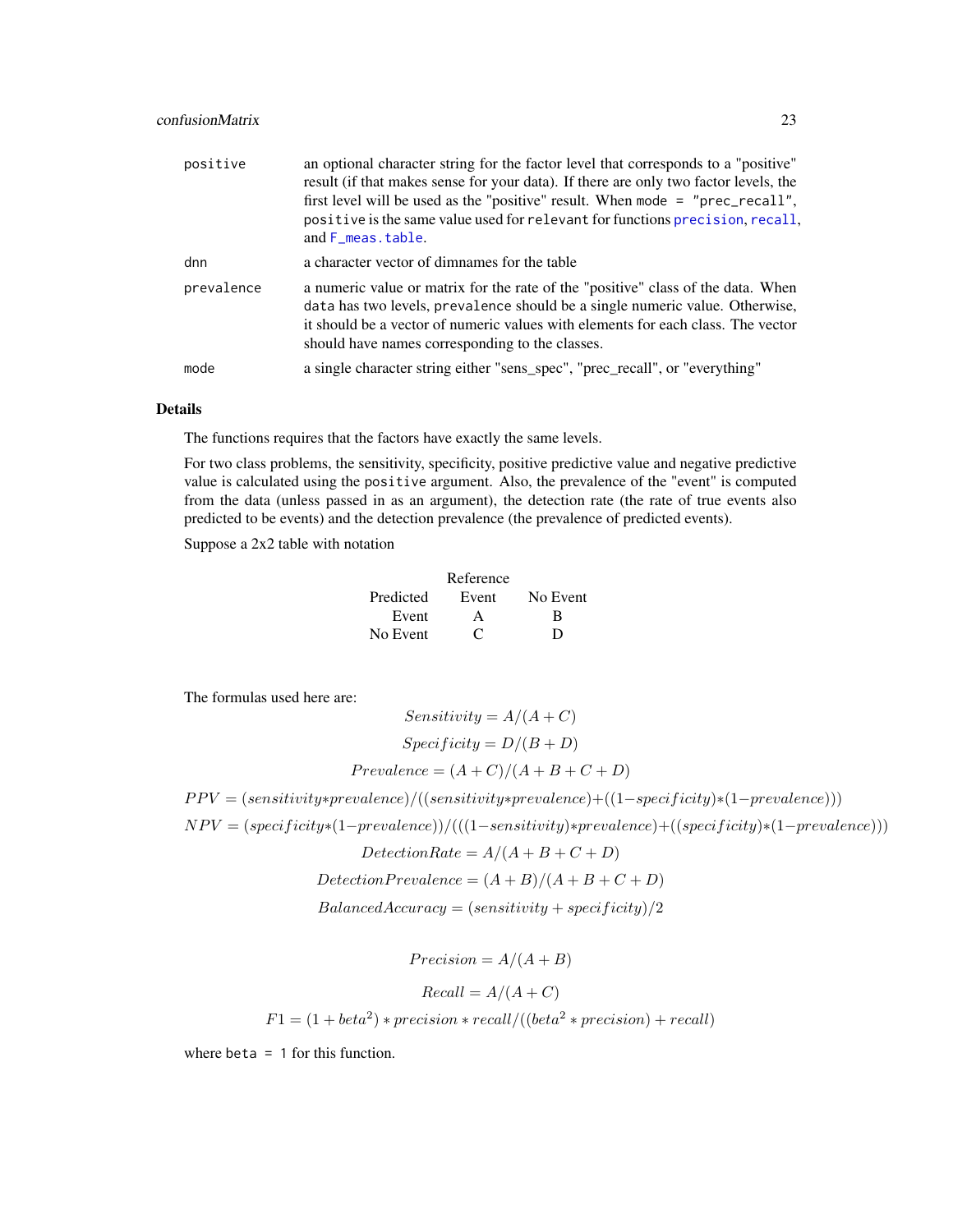| | |
|---|---|
| positive | an optional character string for the factor level that corresponds to a "positive" result (if that makes sense for your data). If there are only two factor levels, the first level will be used as the "positive" result. When `mode = "prec_recall"`, `positive` is the same value used for `relevant` for functions `precision`, `recall`, and `F_meas.table`. |
| dnn | a character vector of dimnames for the table |
| prevalence | a numeric value or matrix for the rate of the "positive" class of the data. When `data` has two levels, `prevalence` should be a single numeric value. Otherwise, it should be a vector of numeric values with elements for each class. The vector should have names corresponding to the classes. |
| mode | a single character string either "sens_spec", "prec_recall", or "everything" |

## Details

The functions requires that the factors have exactly the same levels.

For two class problems, the sensitivity, specificity, positive predictive value and negative predictive value is calculated using the `positive` argument. Also, the prevalence of the "event" is computed from the data (unless passed in as an argument), the detection rate (the rate of true events also predicted to be events) and the detection prevalence (the prevalence of predicted events).

Suppose a 2x2 table with notation

| | Reference | |
|---|---|---|
| Predicted | Event | No Event |
| Event | A | B |
| No Event | C | D |

The formulas used here are:

$$Sensitivity = A/(A + C)$$

$$Specificity = D/(B + D)$$

$$Prevalence = (A + C)/(A + B + C + D)$$

$$PPV = (sensitivity * prevalence)/((sensitivity * prevalence) + ((1 - specificity) * (1 - prevalence)))$$

$$NPV = (specificity * (1 - prevalence))/(((1 - sensitivity) * prevalence) + ((specificity) * (1 - prevalence)))$$

$$DetectionRate = A/(A + B + C + D)$$

$$DetectionPrevalence = (A + B)/(A + B + C + D)$$

$$BalancedAccuracy = (sensitivity + specificity)/2$$

$$Precision = A/(A + B)$$

$$Recall = A/(A + C)$$

$$F1 = (1 + beta^2) * precision * recall/((beta^2 * precision) + recall)$$

where `beta = 1` for this function.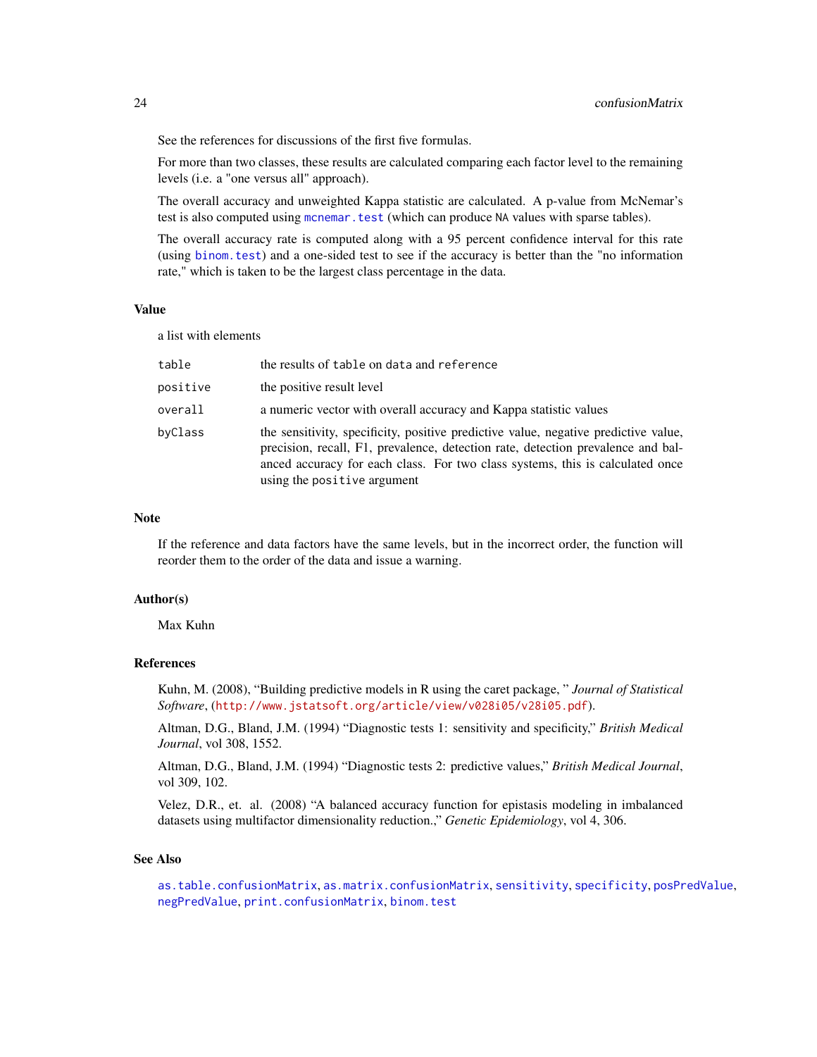See the references for discussions of the first five formulas.

For more than two classes, these results are calculated comparing each factor level to the remaining levels (i.e. a "one versus all" approach).

The overall accuracy and unweighted Kappa statistic are calculated. A p-value from McNemar's test is also computed using `mcnemar.test` (which can produce `NA` values with sparse tables).

The overall accuracy rate is computed along with a 95 percent confidence interval for this rate (using `binom.test`) and a one-sided test to see if the accuracy is better than the "no information rate," which is taken to be the largest class percentage in the data.

## Value

a list with elements

| | |
|---|---|
| `table` | the results of `table` on `data` and `reference` |
| `positive` | the positive result level |
| `overall` | a numeric vector with overall accuracy and Kappa statistic values |
| `byClass` | the sensitivity, specificity, positive predictive value, negative predictive value, precision, recall, F1, prevalence, detection rate, detection prevalence and balanced accuracy for each class. For two class systems, this is calculated once using the `positive` argument |

## Note

If the reference and data factors have the same levels, but in the incorrect order, the function will reorder them to the order of the data and issue a warning.

## Author(s)

Max Kuhn

## References

Kuhn, M. (2008), "Building predictive models in R using the caret package, " *Journal of Statistical Software*, (http://www.jstatsoft.org/article/view/v028i05/v28i05.pdf).

Altman, D.G., Bland, J.M. (1994) "Diagnostic tests 1: sensitivity and specificity," *British Medical Journal*, vol 308, 1552.

Altman, D.G., Bland, J.M. (1994) "Diagnostic tests 2: predictive values," *British Medical Journal*, vol 309, 102.

Velez, D.R., et. al. (2008) "A balanced accuracy function for epistasis modeling in imbalanced datasets using multifactor dimensionality reduction.," *Genetic Epidemiology*, vol 4, 306.

## See Also

`as.table.confusionMatrix`, `as.matrix.confusionMatrix`, `sensitivity`, `specificity`, `posPredValue`, `negPredValue`, `print.confusionMatrix`, `binom.test`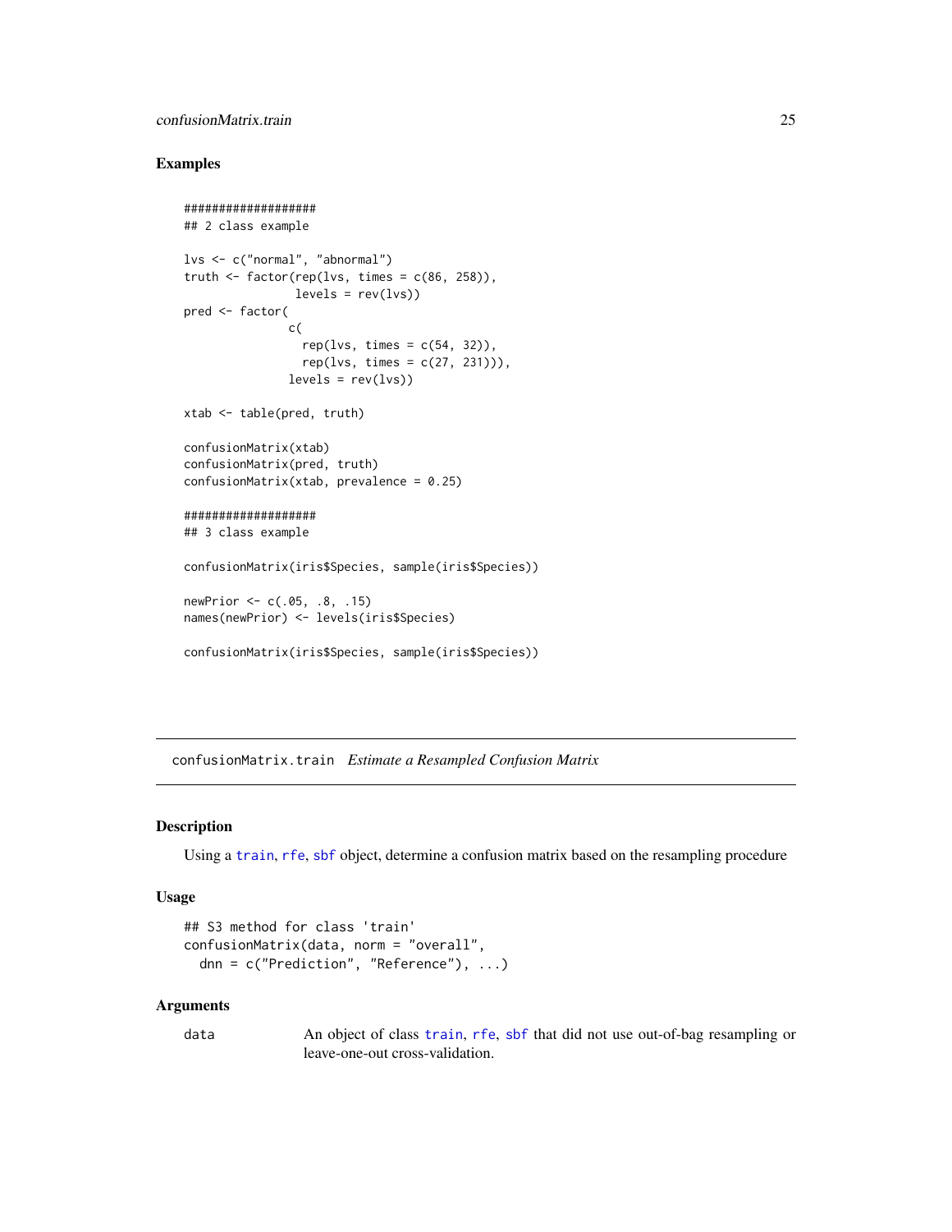## Examples

```
###################
## 2 class example

lvs <- c("normal", "abnormal")
truth <- factor(rep(lvs, times = c(86, 258)),
                levels = rev(lvs))
pred <- factor(
               c(
                 rep(lvs, times = c(54, 32)),
                 rep(lvs, times = c(27, 231))),
               levels = rev(lvs))

xtab <- table(pred, truth)

confusionMatrix(xtab)
confusionMatrix(pred, truth)
confusionMatrix(xtab, prevalence = 0.25)

###################
## 3 class example

confusionMatrix(iris$Species, sample(iris$Species))

newPrior <- c(.05, .8, .15)
names(newPrior) <- levels(iris$Species)

confusionMatrix(iris$Species, sample(iris$Species))
```

---

# confusionMatrix.train *Estimate a Resampled Confusion Matrix*

---

## Description

Using a train, rfe, sbf object, determine a confusion matrix based on the resampling procedure

## Usage

```
## S3 method for class 'train'
confusionMatrix(data, norm = "overall",
  dnn = c("Prediction", "Reference"), ...)
```

## Arguments

| | |
|---|---|
| data | An object of class train, rfe, sbf that did not use out-of-bag resampling or leave-one-out cross-validation. |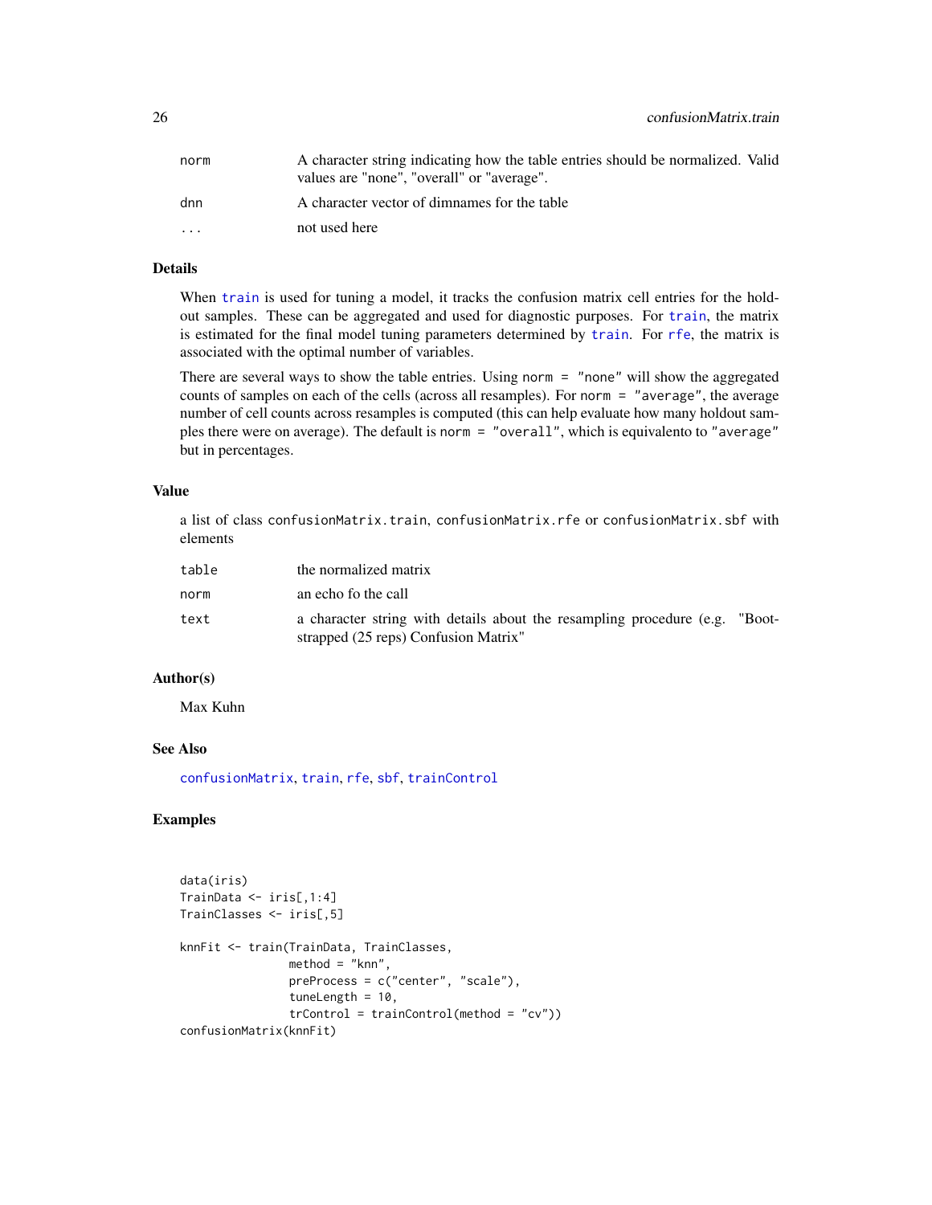| | |
|---|---|
| norm | A character string indicating how the table entries should be normalized. Valid values are "none", "overall" or "average". |
| dnn | A character vector of dimnames for the table |
| ... | not used here |

### Details

When `train` is used for tuning a model, it tracks the confusion matrix cell entries for the hold-out samples. These can be aggregated and used for diagnostic purposes. For `train`, the matrix is estimated for the final model tuning parameters determined by `train`. For `rfe`, the matrix is associated with the optimal number of variables.

There are several ways to show the table entries. Using `norm = "none"` will show the aggregated counts of samples on each of the cells (across all resamples). For `norm = "average"`, the average number of cell counts across resamples is computed (this can help evaluate how many holdout samples there were on average). The default is `norm = "overall"`, which is equivalento to `"average"` but in percentages.

### Value

a list of class `confusionMatrix.train`, `confusionMatrix.rfe` or `confusionMatrix.sbf` with elements

| | |
|---|---|
| table | the normalized matrix |
| norm | an echo fo the call |
| text | a character string with details about the resampling procedure (e.g. "Bootstrapped (25 reps) Confusion Matrix" |

### Author(s)

Max Kuhn

### See Also

`confusionMatrix`, `train`, `rfe`, `sbf`, `trainControl`

### Examples

```
data(iris)
TrainData <- iris[,1:4]
TrainClasses <- iris[,5]

knnFit <- train(TrainData, TrainClasses,
                method = "knn",
                preProcess = c("center", "scale"),
                tuneLength = 10,
                trControl = trainControl(method = "cv"))
confusionMatrix(knnFit)
```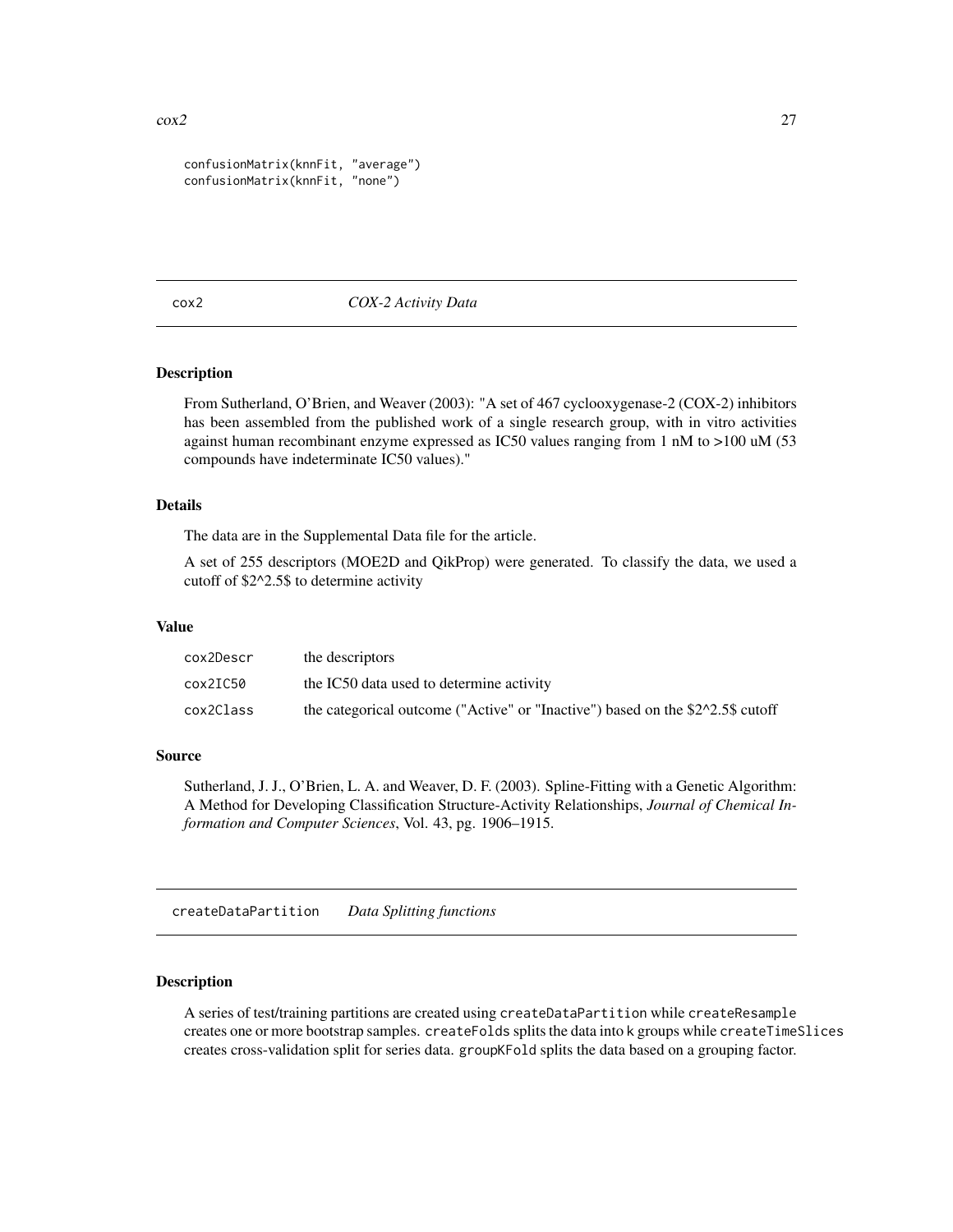```
confusionMatrix(knnFit, "average")
confusionMatrix(knnFit, "none")
```

---

## cox2 — *COX-2 Activity Data*

### Description

From Sutherland, O'Brien, and Weaver (2003): "A set of 467 cyclooxygenase-2 (COX-2) inhibitors has been assembled from the published work of a single research group, with in vitro activities against human recombinant enzyme expressed as IC50 values ranging from 1 nM to >100 uM (53 compounds have indeterminate IC50 values)."

### Details

The data are in the Supplemental Data file for the article.

A set of 255 descriptors (MOE2D and QikProp) were generated. To classify the data, we used a cutoff of $2^2.5$ to determine activity

### Value

| | |
|---|---|
| `cox2Descr` | the descriptors |
| `cox2IC50` | the IC50 data used to determine activity |
| `cox2Class` | the categorical outcome ("Active" or "Inactive") based on the $2^2.5$ cutoff |

### Source

Sutherland, J. J., O'Brien, L. A. and Weaver, D. F. (2003). Spline-Fitting with a Genetic Algorithm: A Method for Developing Classification Structure-Activity Relationships, *Journal of Chemical Information and Computer Sciences*, Vol. 43, pg. 1906–1915.

---

## createDataPartition — *Data Splitting functions*

### Description

A series of test/training partitions are created using `createDataPartition` while `createResample` creates one or more bootstrap samples. `createFolds` splits the data into `k` groups while `createTimeSlices` creates cross-validation split for series data. `groupKFold` splits the data based on a grouping factor.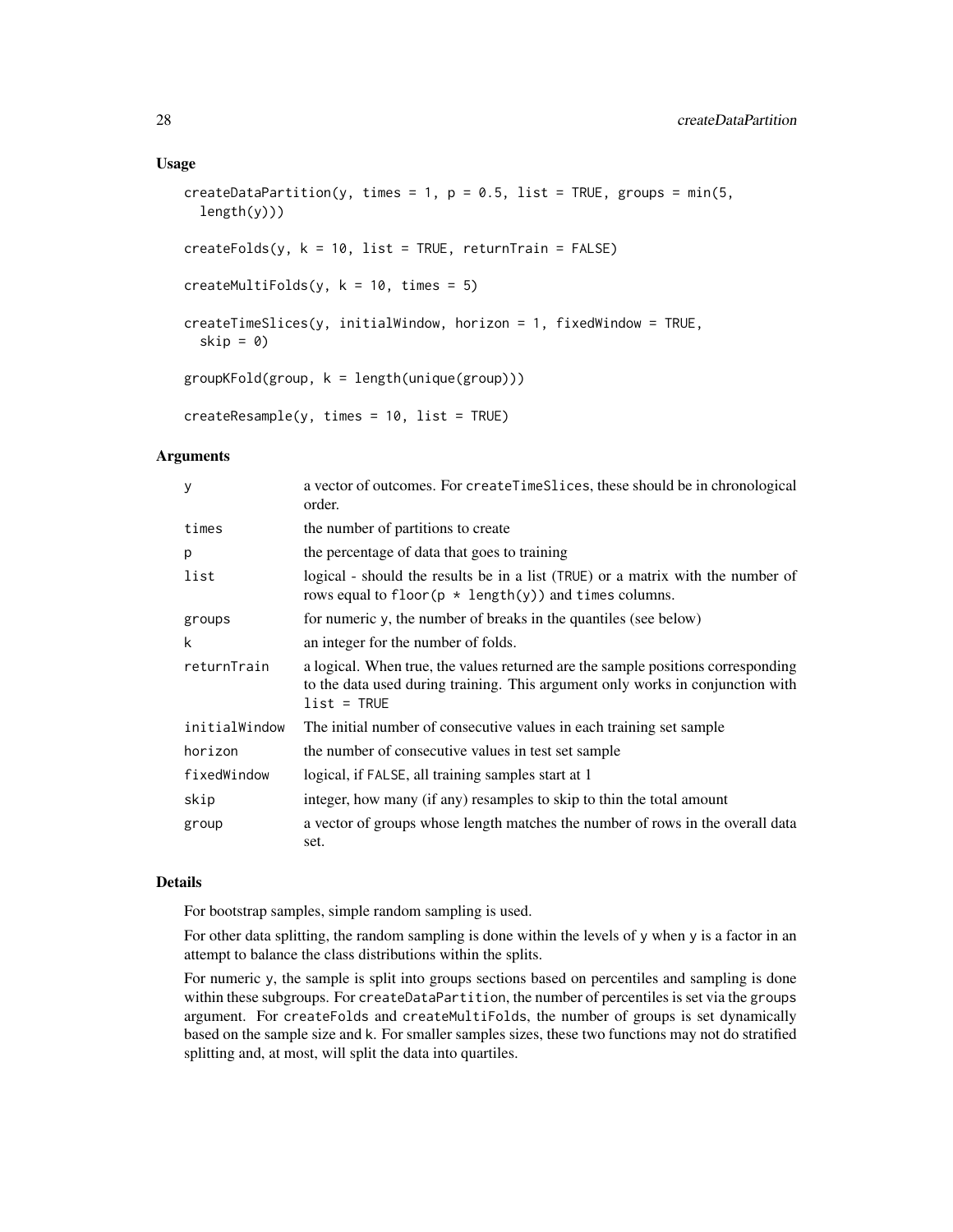## Usage

```
createDataPartition(y, times = 1, p = 0.5, list = TRUE, groups = min(5,
  length(y)))

createFolds(y, k = 10, list = TRUE, returnTrain = FALSE)

createMultiFolds(y, k = 10, times = 5)

createTimeSlices(y, initialWindow, horizon = 1, fixedWindow = TRUE,
  skip = 0)

groupKFold(group, k = length(unique(group)))

createResample(y, times = 10, list = TRUE)
```

## Arguments

| | |
|---|---|
| `y` | a vector of outcomes. For `createTimeSlices`, these should be in chronological order. |
| `times` | the number of partitions to create |
| `p` | the percentage of data that goes to training |
| `list` | logical - should the results be in a list (`TRUE`) or a matrix with the number of rows equal to `floor(p * length(y))` and `times` columns. |
| `groups` | for numeric `y`, the number of breaks in the quantiles (see below) |
| `k` | an integer for the number of folds. |
| `returnTrain` | a logical. When true, the values returned are the sample positions corresponding to the data used during training. This argument only works in conjunction with `list = TRUE` |
| `initialWindow` | The initial number of consecutive values in each training set sample |
| `horizon` | the number of consecutive values in test set sample |
| `fixedWindow` | logical, if `FALSE`, all training samples start at 1 |
| `skip` | integer, how many (if any) resamples to skip to thin the total amount |
| `group` | a vector of groups whose length matches the number of rows in the overall data set. |

## Details

For bootstrap samples, simple random sampling is used.

For other data splitting, the random sampling is done within the levels of `y` when `y` is a factor in an attempt to balance the class distributions within the splits.

For numeric `y`, the sample is split into groups sections based on percentiles and sampling is done within these subgroups. For `createDataPartition`, the number of percentiles is set via the `groups` argument. For `createFolds` and `createMultiFolds`, the number of groups is set dynamically based on the sample size and `k`. For smaller samples sizes, these two functions may not do stratified splitting and, at most, will split the data into quartiles.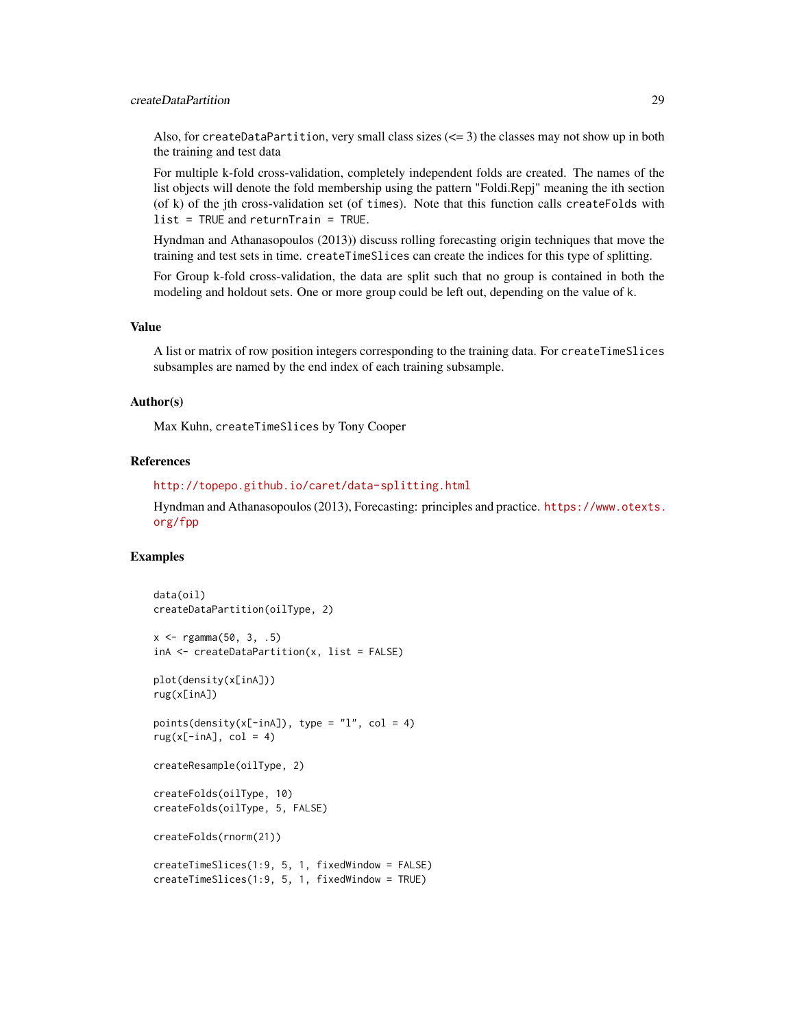Also, for `createDataPartition`, very small class sizes (<= 3) the classes may not show up in both the training and test data

For multiple k-fold cross-validation, completely independent folds are created. The names of the list objects will denote the fold membership using the pattern "Foldi.Repj" meaning the ith section (of k) of the jth cross-validation set (of `times`). Note that this function calls `createFolds` with `list = TRUE` and `returnTrain = TRUE`.

Hyndman and Athanasopoulos (2013)) discuss rolling forecasting origin techniques that move the training and test sets in time. `createTimeSlices` can create the indices for this type of splitting.

For Group k-fold cross-validation, the data are split such that no group is contained in both the modeling and holdout sets. One or more group could be left out, depending on the value of `k`.

### Value

A list or matrix of row position integers corresponding to the training data. For `createTimeSlices` subsamples are named by the end index of each training subsample.

### Author(s)

Max Kuhn, `createTimeSlices` by Tony Cooper

### References

http://topepo.github.io/caret/data-splitting.html

Hyndman and Athanasopoulos (2013), Forecasting: principles and practice. https://www.otexts.org/fpp

### Examples

```
data(oil)
createDataPartition(oilType, 2)

x <- rgamma(50, 3, .5)
inA <- createDataPartition(x, list = FALSE)

plot(density(x[inA]))
rug(x[inA])

points(density(x[-inA]), type = "l", col = 4)
rug(x[-inA], col = 4)

createResample(oilType, 2)

createFolds(oilType, 10)
createFolds(oilType, 5, FALSE)

createFolds(rnorm(21))

createTimeSlices(1:9, 5, 1, fixedWindow = FALSE)
createTimeSlices(1:9, 5, 1, fixedWindow = TRUE)
```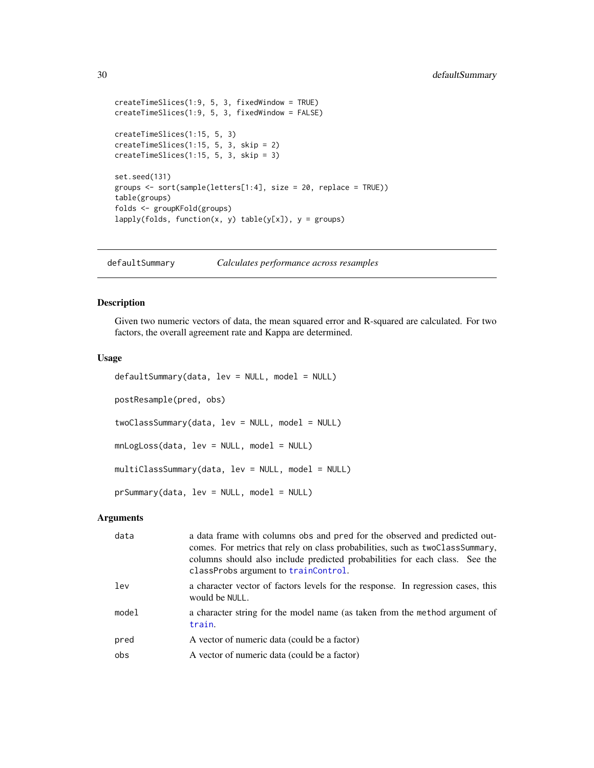```
createTimeSlices(1:9, 5, 3, fixedWindow = TRUE)
createTimeSlices(1:9, 5, 3, fixedWindow = FALSE)

createTimeSlices(1:15, 5, 3)
createTimeSlices(1:15, 5, 3, skip = 2)
createTimeSlices(1:15, 5, 3, skip = 3)

set.seed(131)
groups <- sort(sample(letters[1:4], size = 20, replace = TRUE))
table(groups)
folds <- groupKFold(groups)
lapply(folds, function(x, y) table(y[x]), y = groups)
```

---

## defaultSummary — *Calculates performance across resamples*

### Description

Given two numeric vectors of data, the mean squared error and R-squared are calculated. For two factors, the overall agreement rate and Kappa are determined.

### Usage

```
defaultSummary(data, lev = NULL, model = NULL)

postResample(pred, obs)

twoClassSummary(data, lev = NULL, model = NULL)

mnLogLoss(data, lev = NULL, model = NULL)

multiClassSummary(data, lev = NULL, model = NULL)

prSummary(data, lev = NULL, model = NULL)
```

### Arguments

| | |
|---|---|
| data | a data frame with columns obs and pred for the observed and predicted outcomes. For metrics that rely on class probabilities, such as twoClassSummary, columns should also include predicted probabilities for each class. See the classProbs argument to trainControl. |
| lev | a character vector of factors levels for the response. In regression cases, this would be NULL. |
| model | a character string for the model name (as taken from the method argument of train. |
| pred | A vector of numeric data (could be a factor) |
| obs | A vector of numeric data (could be a factor) |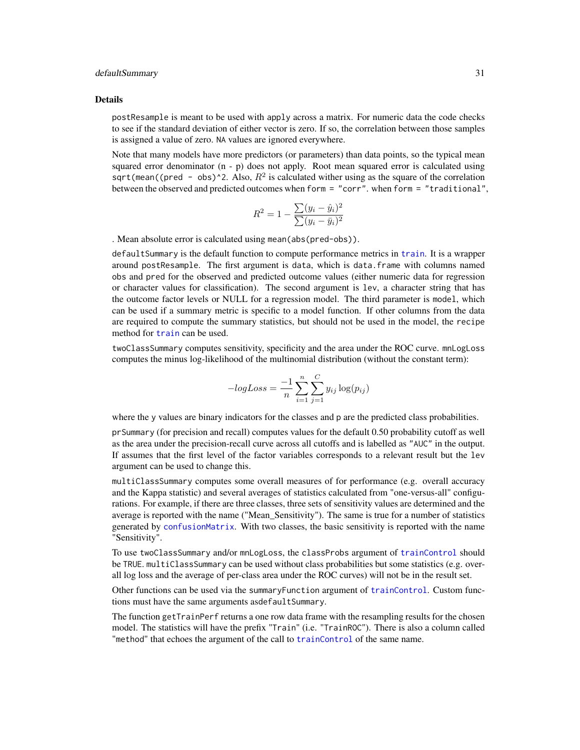## Details

`postResample` is meant to be used with `apply` across a matrix. For numeric data the code checks to see if the standard deviation of either vector is zero. If so, the correlation between those samples is assigned a value of zero. `NA` values are ignored everywhere.

Note that many models have more predictors (or parameters) than data points, so the typical mean squared error denominator (n - p) does not apply. Root mean squared error is calculated using `sqrt(mean((pred - obs)^2`. Also, $R^2$ is calculated wither using as the square of the correlation between the observed and predicted outcomes when `form = "corr"`. when `form = "traditional"`,

$$R^2 = 1 - \frac{\sum(y_i - \hat{y}_i)^2}{\sum(y_i - \bar{y}_i)^2}$$

. Mean absolute error is calculated using `mean(abs(pred-obs))`.

`defaultSummary` is the default function to compute performance metrics in `train`. It is a wrapper around `postResample`. The first argument is `data`, which is `data.frame` with columns named `obs` and `pred` for the observed and predicted outcome values (either numeric data for regression or character values for classification). The second argument is `lev`, a character string that has the outcome factor levels or NULL for a regression model. The third parameter is `model`, which can be used if a summary metric is specific to a model function. If other columns from the data are required to compute the summary statistics, but should not be used in the model, the `recipe` method for `train` can be used.

`twoClassSummary` computes sensitivity, specificity and the area under the ROC curve. `mnLogLoss` computes the minus log-likelihood of the multinomial distribution (without the constant term):

$$-logLoss = \frac{-1}{n}\sum_{i=1}^{n}\sum_{j=1}^{C} y_{ij}\log(p_{ij})$$

where the `y` values are binary indicators for the classes and `p` are the predicted class probabilities.

`prSummary` (for precision and recall) computes values for the default 0.50 probability cutoff as well as the area under the precision-recall curve across all cutoffs and is labelled as `"AUC"` in the output. If assumes that the first level of the factor variables corresponds to a relevant result but the `lev` argument can be used to change this.

`multiClassSummary` computes some overall measures of for performance (e.g. overall accuracy and the Kappa statistic) and several averages of statistics calculated from "one-versus-all" configurations. For example, if there are three classes, three sets of sensitivity values are determined and the average is reported with the name ("Mean_Sensitivity"). The same is true for a number of statistics generated by `confusionMatrix`. With two classes, the basic sensitivity is reported with the name "Sensitivity".

To use `twoClassSummary` and/or `mnLogLoss`, the `classProbs` argument of `trainControl` should be `TRUE`. `multiClassSummary` can be used without class probabilities but some statistics (e.g. overall log loss and the average of per-class area under the ROC curves) will not be in the result set.

Other functions can be used via the `summaryFunction` argument of `trainControl`. Custom functions must have the same arguments as`defaultSummary`.

The function `getTrainPerf` returns a one row data frame with the resampling results for the chosen model. The statistics will have the prefix `"Train"` (i.e. `"TrainROC"`). There is also a column called `"method"` that echoes the argument of the call to `trainControl` of the same name.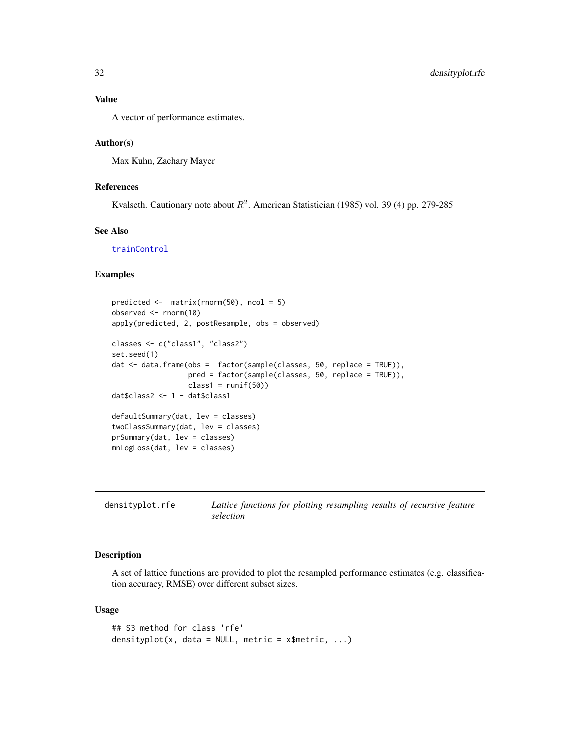### Value

A vector of performance estimates.

### Author(s)

Max Kuhn, Zachary Mayer

### References

Kvalseth. Cautionary note about $R^2$. American Statistician (1985) vol. 39 (4) pp. 279-285

### See Also

trainControl

### Examples

```
predicted <-  matrix(rnorm(50), ncol = 5)
observed <- rnorm(10)
apply(predicted, 2, postResample, obs = observed)

classes <- c("class1", "class2")
set.seed(1)
dat <- data.frame(obs =  factor(sample(classes, 50, replace = TRUE)),
                  pred = factor(sample(classes, 50, replace = TRUE)),
                  class1 = runif(50))
dat$class2 <- 1 - dat$class1

defaultSummary(dat, lev = classes)
twoClassSummary(dat, lev = classes)
prSummary(dat, lev = classes)
mnLogLoss(dat, lev = classes)
```

---

## densityplot.rfe — *Lattice functions for plotting resampling results of recursive feature selection*

---

### Description

A set of lattice functions are provided to plot the resampled performance estimates (e.g. classification accuracy, RMSE) over different subset sizes.

### Usage

```
## S3 method for class 'rfe'
densityplot(x, data = NULL, metric = x$metric, ...)
```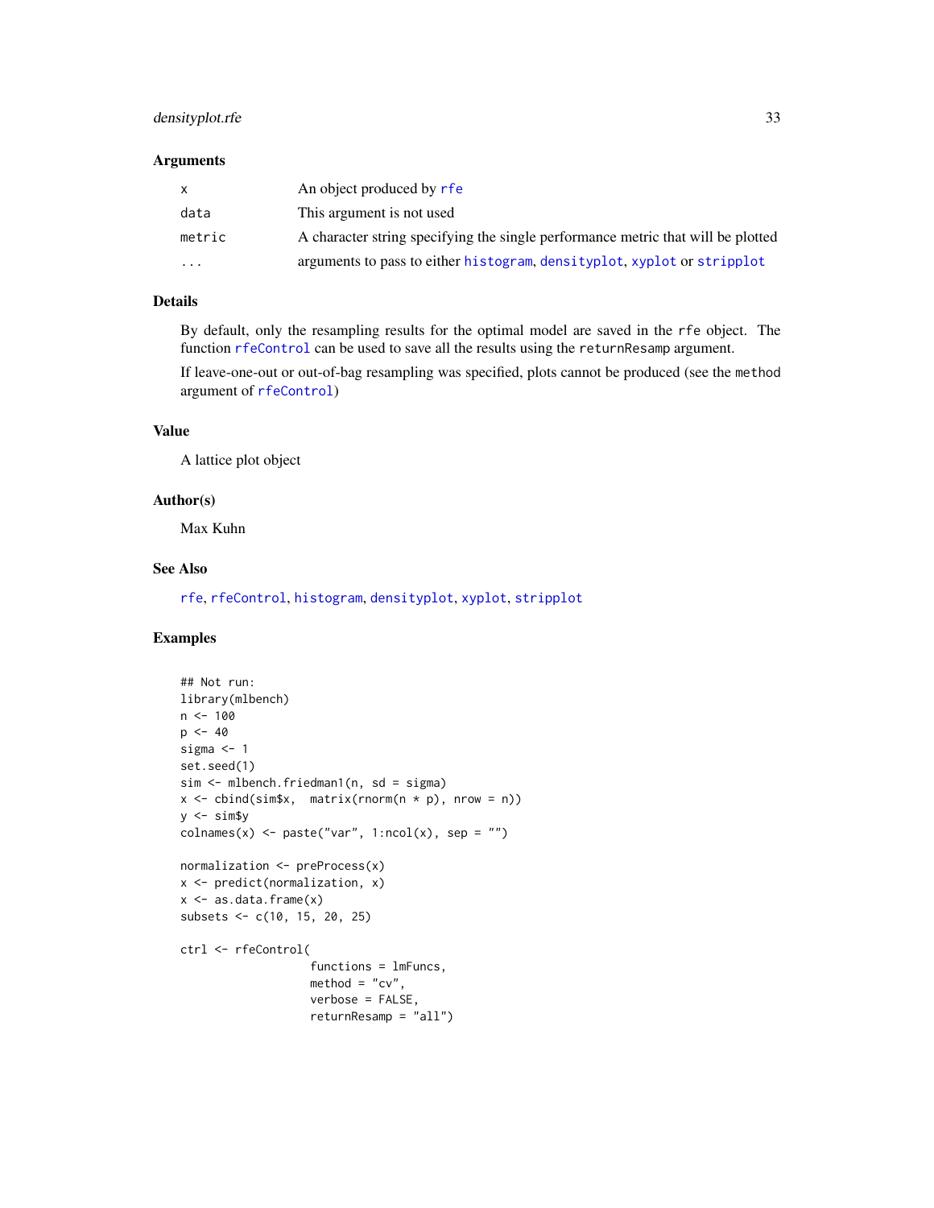### Arguments

| | |
|---|---|
| x | An object produced by rfe |
| data | This argument is not used |
| metric | A character string specifying the single performance metric that will be plotted |
| ... | arguments to pass to either histogram, densityplot, xyplot or stripplot |

### Details

By default, only the resampling results for the optimal model are saved in the rfe object. The function rfeControl can be used to save all the results using the returnResamp argument.

If leave-one-out or out-of-bag resampling was specified, plots cannot be produced (see the method argument of rfeControl)

### Value

A lattice plot object

### Author(s)

Max Kuhn

### See Also

rfe, rfeControl, histogram, densityplot, xyplot, stripplot

### Examples

```
## Not run:
library(mlbench)
n <- 100
p <- 40
sigma <- 1
set.seed(1)
sim <- mlbench.friedman1(n, sd = sigma)
x <- cbind(sim$x,  matrix(rnorm(n * p), nrow = n))
y <- sim$y
colnames(x) <- paste("var", 1:ncol(x), sep = "")

normalization <- preProcess(x)
x <- predict(normalization, x)
x <- as.data.frame(x)
subsets <- c(10, 15, 20, 25)

ctrl <- rfeControl(
                   functions = lmFuncs,
                   method = "cv",
                   verbose = FALSE,
                   returnResamp = "all")
```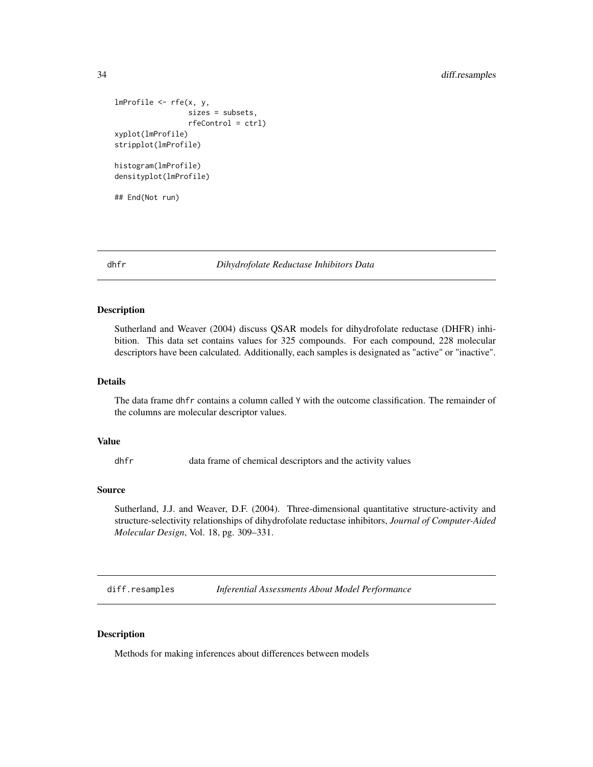```
lmProfile <- rfe(x, y,
                 sizes = subsets,
                 rfeControl = ctrl)
xyplot(lmProfile)
stripplot(lmProfile)

histogram(lmProfile)
densityplot(lmProfile)

## End(Not run)
```

## dhfr — *Dihydrofolate Reductase Inhibitors Data*

### Description

Sutherland and Weaver (2004) discuss QSAR models for dihydrofolate reductase (DHFR) inhibition. This data set contains values for 325 compounds. For each compound, 228 molecular descriptors have been calculated. Additionally, each samples is designated as "active" or "inactive".

### Details

The data frame `dhfr` contains a column called `Y` with the outcome classification. The remainder of the columns are molecular descriptor values.

### Value

`dhfr` data frame of chemical descriptors and the activity values

### Source

Sutherland, J.J. and Weaver, D.F. (2004). Three-dimensional quantitative structure-activity and structure-selectivity relationships of dihydrofolate reductase inhibitors, *Journal of Computer-Aided Molecular Design*, Vol. 18, pg. 309–331.

## diff.resamples — *Inferential Assessments About Model Performance*

### Description

Methods for making inferences about differences between models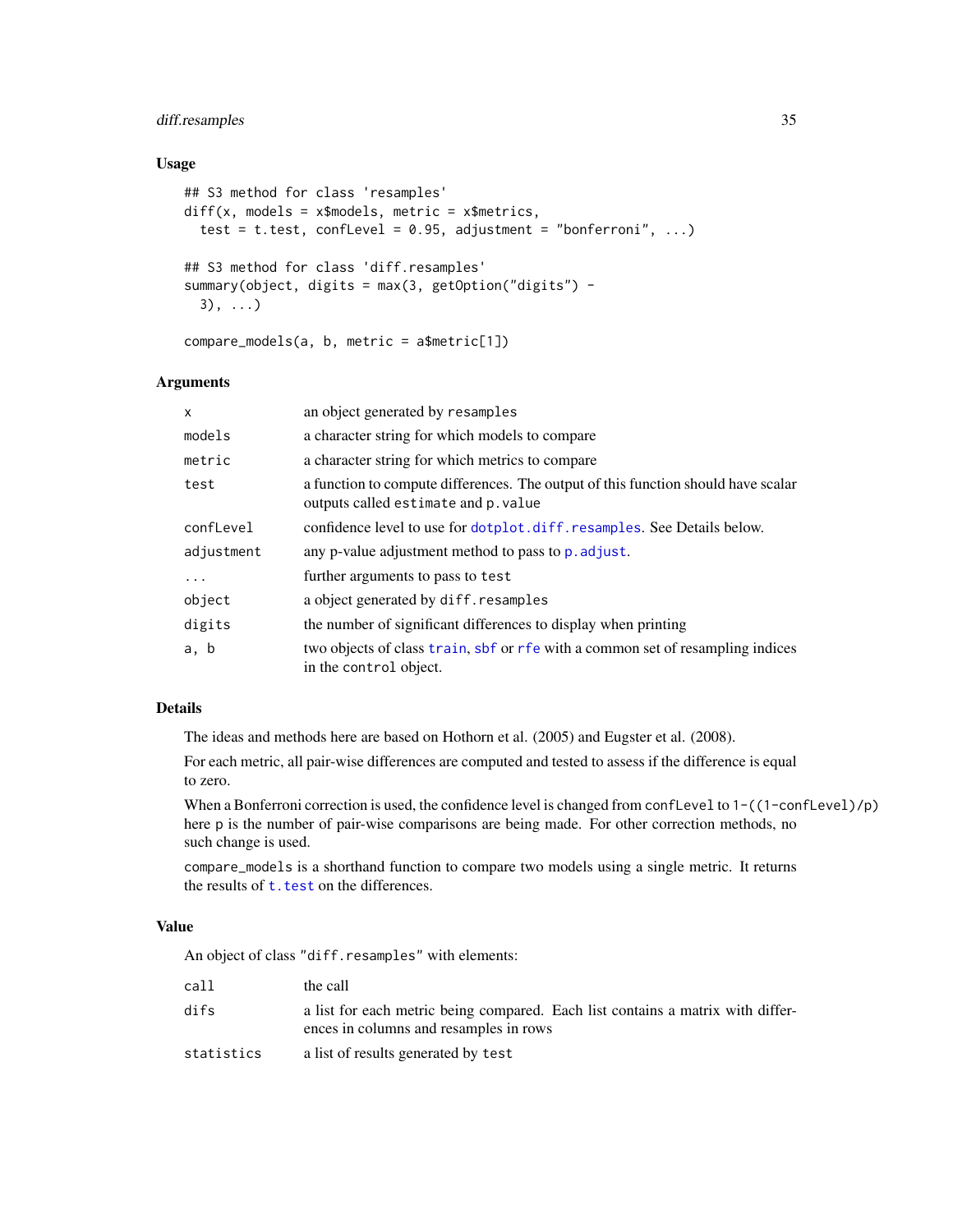## Usage

```
## S3 method for class 'resamples'
diff(x, models = x$models, metric = x$metrics,
  test = t.test, confLevel = 0.95, adjustment = "bonferroni", ...)

## S3 method for class 'diff.resamples'
summary(object, digits = max(3, getOption("digits") -
  3), ...)

compare_models(a, b, metric = a$metric[1])
```

## Arguments

| | |
|---|---|
| `x` | an object generated by `resamples` |
| `models` | a character string for which models to compare |
| `metric` | a character string for which metrics to compare |
| `test` | a function to compute differences. The output of this function should have scalar outputs called `estimate` and `p.value` |
| `confLevel` | confidence level to use for `dotplot.diff.resamples`. See Details below. |
| `adjustment` | any p-value adjustment method to pass to `p.adjust`. |
| `...` | further arguments to pass to `test` |
| `object` | a object generated by `diff.resamples` |
| `digits` | the number of significant differences to display when printing |
| `a, b` | two objects of class `train`, `sbf` or `rfe` with a common set of resampling indices in the `control` object. |

## Details

The ideas and methods here are based on Hothorn et al. (2005) and Eugster et al. (2008).

For each metric, all pair-wise differences are computed and tested to assess if the difference is equal to zero.

When a Bonferroni correction is used, the confidence level is changed from `confLevel` to `1-((1-confLevel)/p)` here p is the number of pair-wise comparisons are being made. For other correction methods, no such change is used.

`compare_models` is a shorthand function to compare two models using a single metric. It returns the results of `t.test` on the differences.

## Value

An object of class `"diff.resamples"` with elements:

| | |
|---|---|
| `call` | the call |
| `difs` | a list for each metric being compared. Each list contains a matrix with differences in columns and resamples in rows |
| `statistics` | a list of results generated by `test` |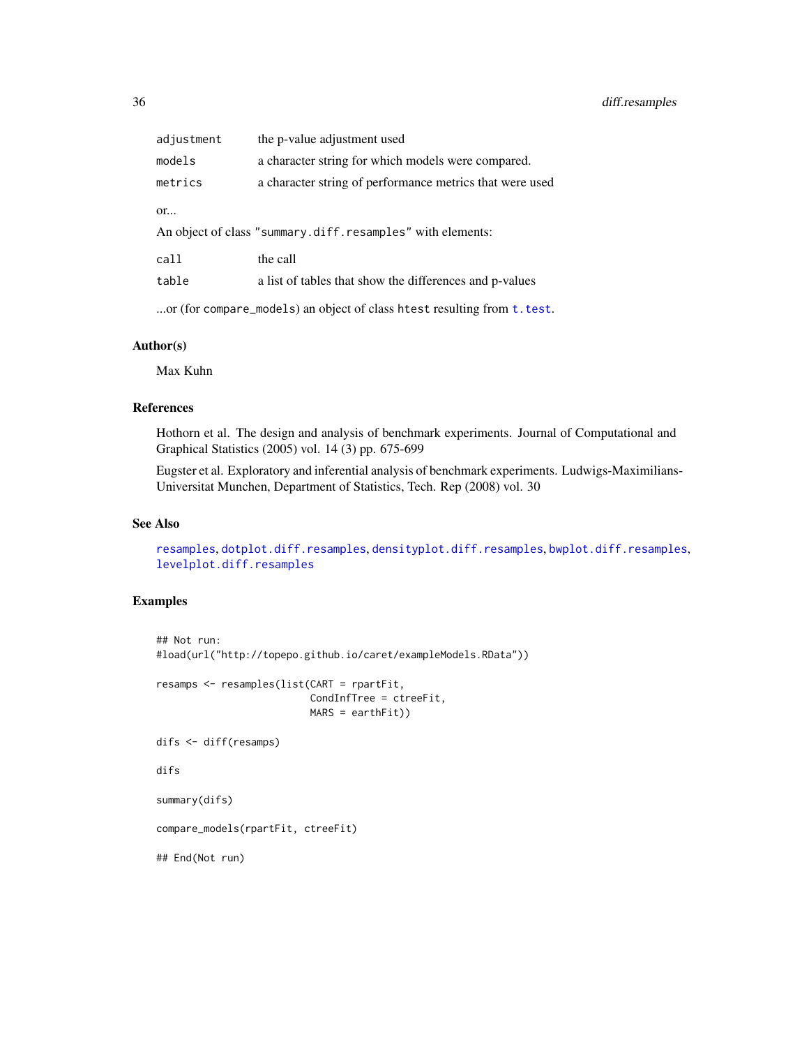| | |
|---|---|
| adjustment | the p-value adjustment used |
| models | a character string for which models were compared. |
| metrics | a character string of performance metrics that were used |

or...

An object of class "summary.diff.resamples" with elements:

| | |
|---|---|
| call | the call |
| table | a list of tables that show the differences and p-values |

...or (for compare_models) an object of class htest resulting from t.test.

## Author(s)

Max Kuhn

## References

Hothorn et al. The design and analysis of benchmark experiments. Journal of Computational and Graphical Statistics (2005) vol. 14 (3) pp. 675-699

Eugster et al. Exploratory and inferential analysis of benchmark experiments. Ludwigs-Maximilians-Universitat Munchen, Department of Statistics, Tech. Rep (2008) vol. 30

## See Also

resamples, dotplot.diff.resamples, densityplot.diff.resamples, bwplot.diff.resamples, levelplot.diff.resamples

## Examples

```
## Not run:
#load(url("http://topepo.github.io/caret/exampleModels.RData"))

resamps <- resamples(list(CART = rpartFit,
                          CondInfTree = ctreeFit,
                          MARS = earthFit))

difs <- diff(resamps)

difs

summary(difs)

compare_models(rpartFit, ctreeFit)

## End(Not run)
```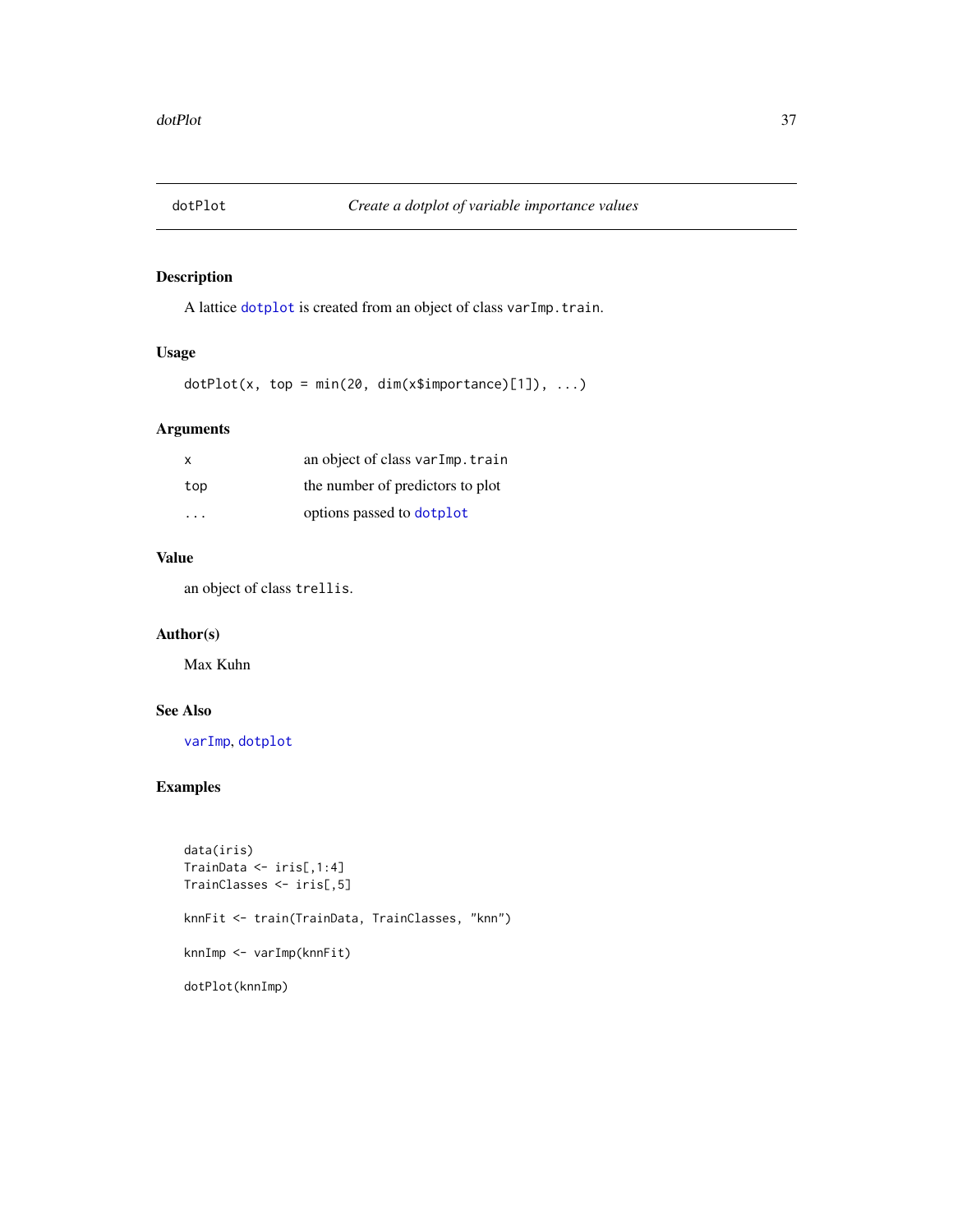## dotPlot — *Create a dotplot of variable importance values*

### Description

A lattice `dotplot` is created from an object of class `varImp.train`.

### Usage

```
dotPlot(x, top = min(20, dim(x$importance)[1]), ...)
```

### Arguments

| | |
|---|---|
| `x` | an object of class `varImp.train` |
| `top` | the number of predictors to plot |
| `...` | options passed to `dotplot` |

### Value

an object of class `trellis`.

### Author(s)

Max Kuhn

### See Also

`varImp`, `dotplot`

### Examples

```
data(iris)
TrainData <- iris[,1:4]
TrainClasses <- iris[,5]

knnFit <- train(TrainData, TrainClasses, "knn")

knnImp <- varImp(knnFit)

dotPlot(knnImp)
```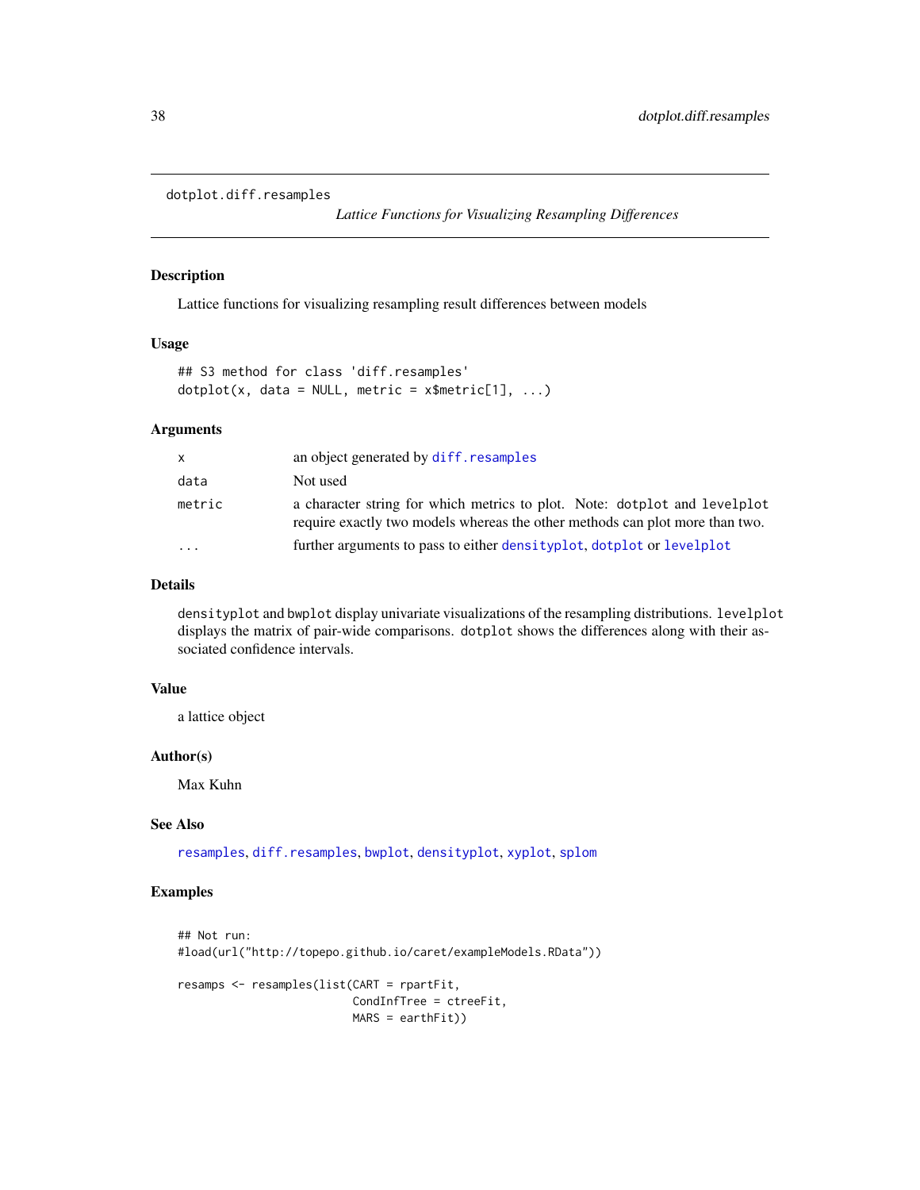```
dotplot.diff.resamples
```

*Lattice Functions for Visualizing Resampling Differences*

### Description

Lattice functions for visualizing resampling result differences between models

### Usage

```
## S3 method for class 'diff.resamples'
dotplot(x, data = NULL, metric = x$metric[1], ...)
```

### Arguments

| | |
|---|---|
| `x` | an object generated by `diff.resamples` |
| `data` | Not used |
| `metric` | a character string for which metrics to plot. Note: `dotplot` and `levelplot` require exactly two models whereas the other methods can plot more than two. |
| `...` | further arguments to pass to either `densityplot`, `dotplot` or `levelplot` |

### Details

`densityplot` and `bwplot` display univariate visualizations of the resampling distributions. `levelplot` displays the matrix of pair-wide comparisons. `dotplot` shows the differences along with their associated confidence intervals.

### Value

a lattice object

### Author(s)

Max Kuhn

### See Also

`resamples`, `diff.resamples`, `bwplot`, `densityplot`, `xyplot`, `splom`

### Examples

```
## Not run:
#load(url("http://topepo.github.io/caret/exampleModels.RData"))

resamps <- resamples(list(CART = rpartFit,
                          CondInfTree = ctreeFit,
                          MARS = earthFit))
```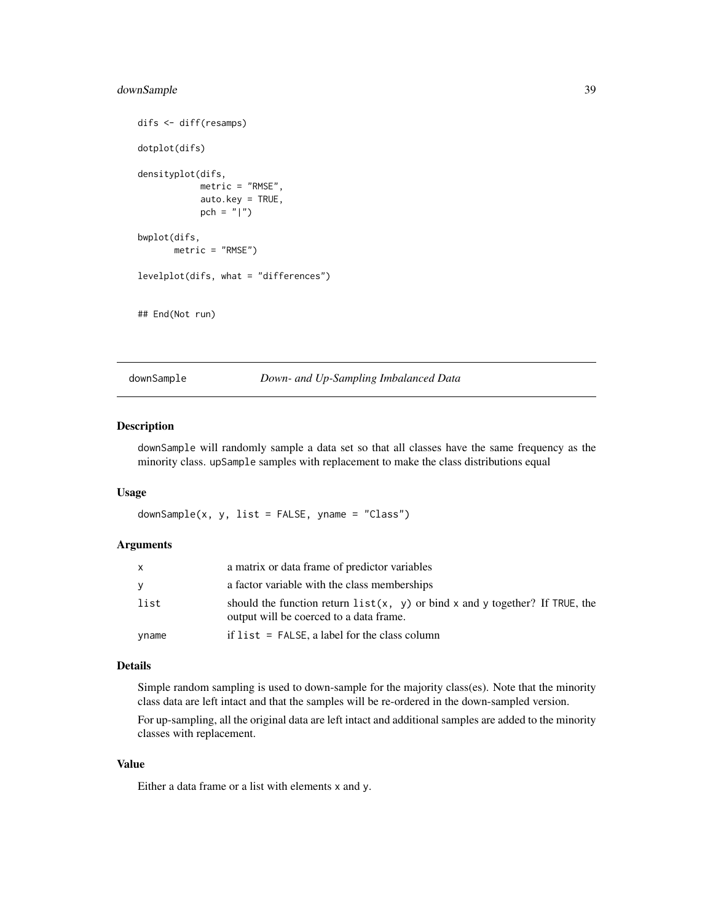```
difs <- diff(resamps)

dotplot(difs)

densityplot(difs,
            metric = "RMSE",
            auto.key = TRUE,
            pch = "|")

bwplot(difs,
       metric = "RMSE")

levelplot(difs, what = "differences")


## End(Not run)
```

---

## downSample *Down- and Up-Sampling Imbalanced Data*

---

### Description

downSample will randomly sample a data set so that all classes have the same frequency as the minority class. upSample samples with replacement to make the class distributions equal

### Usage

```
downSample(x, y, list = FALSE, yname = "Class")
```

### Arguments

| | |
|---|---|
| x | a matrix or data frame of predictor variables |
| y | a factor variable with the class memberships |
| list | should the function return list(x, y) or bind x and y together? If TRUE, the output will be coerced to a data frame. |
| yname | if list = FALSE, a label for the class column |

### Details

Simple random sampling is used to down-sample for the majority class(es). Note that the minority class data are left intact and that the samples will be re-ordered in the down-sampled version.

For up-sampling, all the original data are left intact and additional samples are added to the minority classes with replacement.

### Value

Either a data frame or a list with elements x and y.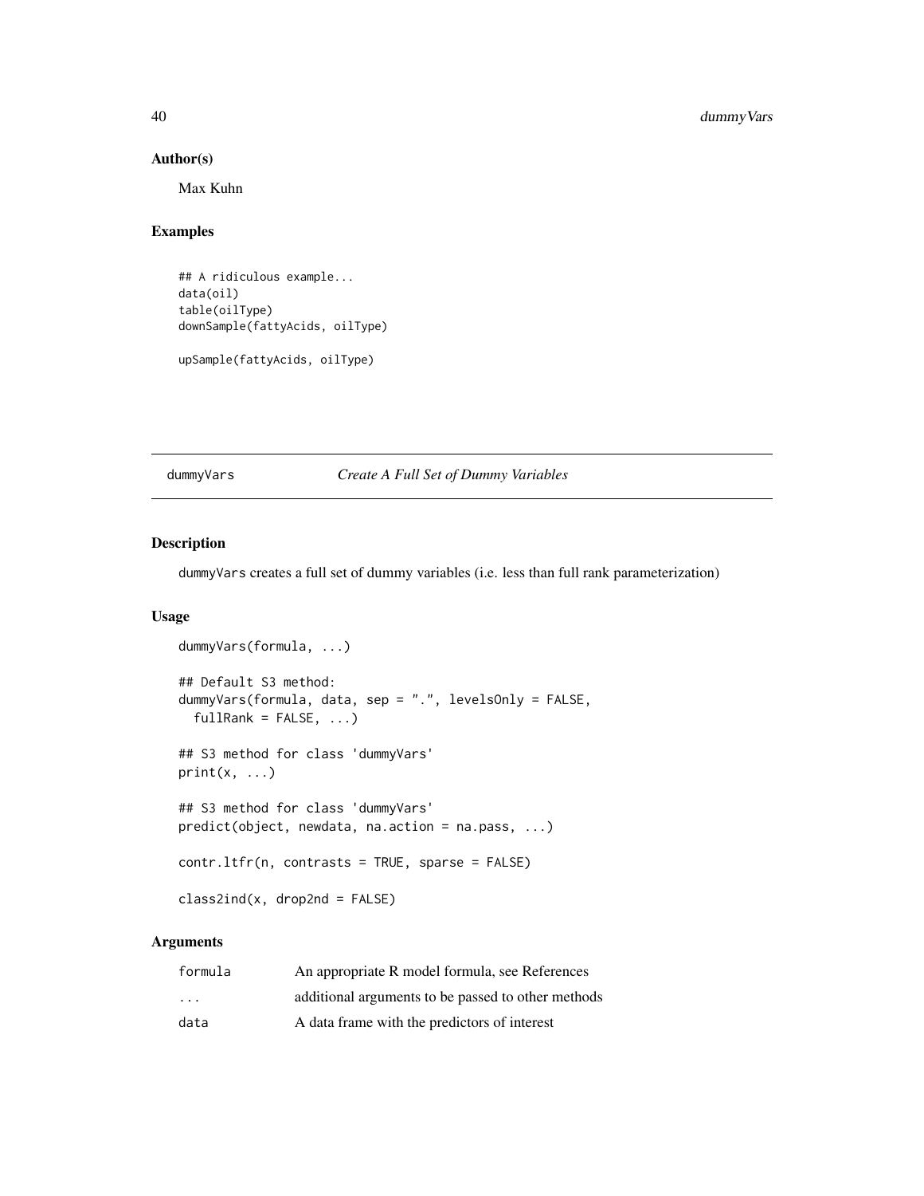### Author(s)

Max Kuhn

### Examples

```
## A ridiculous example...
data(oil)
table(oilType)
downSample(fattyAcids, oilType)

upSample(fattyAcids, oilType)
```

---

## dummyVars *Create A Full Set of Dummy Variables*

---

### Description

dummyVars creates a full set of dummy variables (i.e. less than full rank parameterization)

### Usage

```
dummyVars(formula, ...)

## Default S3 method:
dummyVars(formula, data, sep = ".", levelsOnly = FALSE,
  fullRank = FALSE, ...)

## S3 method for class 'dummyVars'
print(x, ...)

## S3 method for class 'dummyVars'
predict(object, newdata, na.action = na.pass, ...)

contr.ltfr(n, contrasts = TRUE, sparse = FALSE)

class2ind(x, drop2nd = FALSE)
```

### Arguments

| | |
|---|---|
| formula | An appropriate R model formula, see References |
| ... | additional arguments to be passed to other methods |
| data | A data frame with the predictors of interest |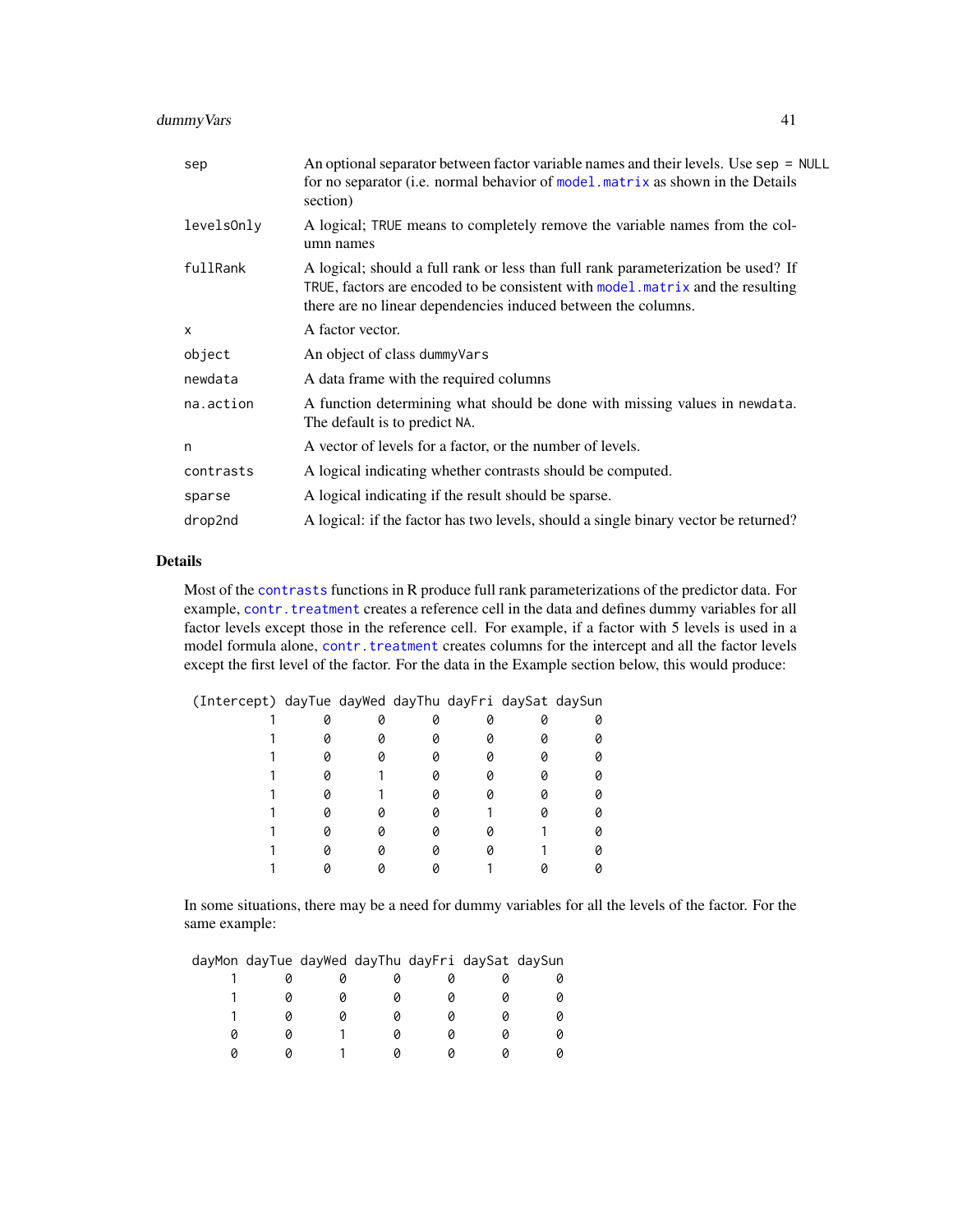| | |
|---|---|
| `sep` | An optional separator between factor variable names and their levels. Use `sep = NULL` for no separator (i.e. normal behavior of `model.matrix` as shown in the Details section) |
| `levelsOnly` | A logical; `TRUE` means to completely remove the variable names from the column names |
| `fullRank` | A logical; should a full rank or less than full rank parameterization be used? If `TRUE`, factors are encoded to be consistent with `model.matrix` and the resulting there are no linear dependencies induced between the columns. |
| `x` | A factor vector. |
| `object` | An object of class `dummyVars` |
| `newdata` | A data frame with the required columns |
| `na.action` | A function determining what should be done with missing values in `newdata`. The default is to predict `NA`. |
| `n` | A vector of levels for a factor, or the number of levels. |
| `contrasts` | A logical indicating whether contrasts should be computed. |
| `sparse` | A logical indicating if the result should be sparse. |
| `drop2nd` | A logical: if the factor has two levels, should a single binary vector be returned? |

## Details

Most of the `contrasts` functions in R produce full rank parameterizations of the predictor data. For example, `contr.treatment` creates a reference cell in the data and defines dummy variables for all factor levels except those in the reference cell. For example, if a factor with 5 levels is used in a model formula alone, `contr.treatment` creates columns for the intercept and all the factor levels except the first level of the factor. For the data in the Example section below, this would produce:

```
 (Intercept) dayTue dayWed dayThu dayFri daySat daySun
           1      0      0      0      0      0      0
           1      0      0      0      0      0      0
           1      0      0      0      0      0      0
           1      0      1      0      0      0      0
           1      0      1      0      0      0      0
           1      0      0      0      1      0      0
           1      0      0      0      0      1      0
           1      0      0      0      0      1      0
           1      0      0      0      1      0      0
```

In some situations, there may be a need for dummy variables for all the levels of the factor. For the same example:

```
 dayMon dayTue dayWed dayThu dayFri daySat daySun
      1      0      0      0      0      0      0
      1      0      0      0      0      0      0
      1      0      0      0      0      0      0
      0      0      1      0      0      0      0
      0      0      1      0      0      0      0
```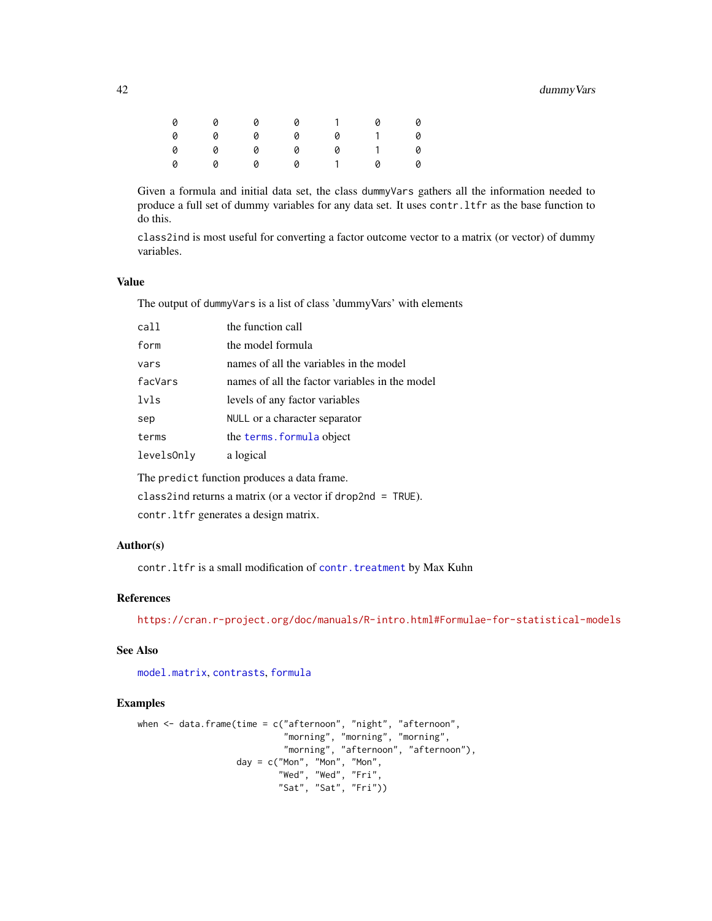```
    0      0      0      0      1      0      0
    0      0      0      0      0      1      0
    0      0      0      0      0      1      0
    0      0      0      0      1      0      0
```

Given a formula and initial data set, the class `dummyVars` gathers all the information needed to produce a full set of dummy variables for any data set. It uses `contr.ltfr` as the base function to do this.

`class2ind` is most useful for converting a factor outcome vector to a matrix (or vector) of dummy variables.

## Value

The output of `dummyVars` is a list of class 'dummyVars' with elements

| | |
|---|---|
| `call` | the function call |
| `form` | the model formula |
| `vars` | names of all the variables in the model |
| `facVars` | names of all the factor variables in the model |
| `lvls` | levels of any factor variables |
| `sep` | `NULL` or a character separator |
| `terms` | the `terms.formula` object |
| `levelsOnly` | a logical |

The `predict` function produces a data frame.

`class2ind` returns a matrix (or a vector if `drop2nd = TRUE`).

`contr.ltfr` generates a design matrix.

## Author(s)

`contr.ltfr` is a small modification of `contr.treatment` by Max Kuhn

## References

https://cran.r-project.org/doc/manuals/R-intro.html#Formulae-for-statistical-models

## See Also

`model.matrix`, `contrasts`, `formula`

## Examples

```
when <- data.frame(time = c("afternoon", "night", "afternoon",
                            "morning", "morning", "morning",
                            "morning", "afternoon", "afternoon"),
                   day = c("Mon", "Mon", "Mon",
                           "Wed", "Wed", "Fri",
                           "Sat", "Sat", "Fri"))
```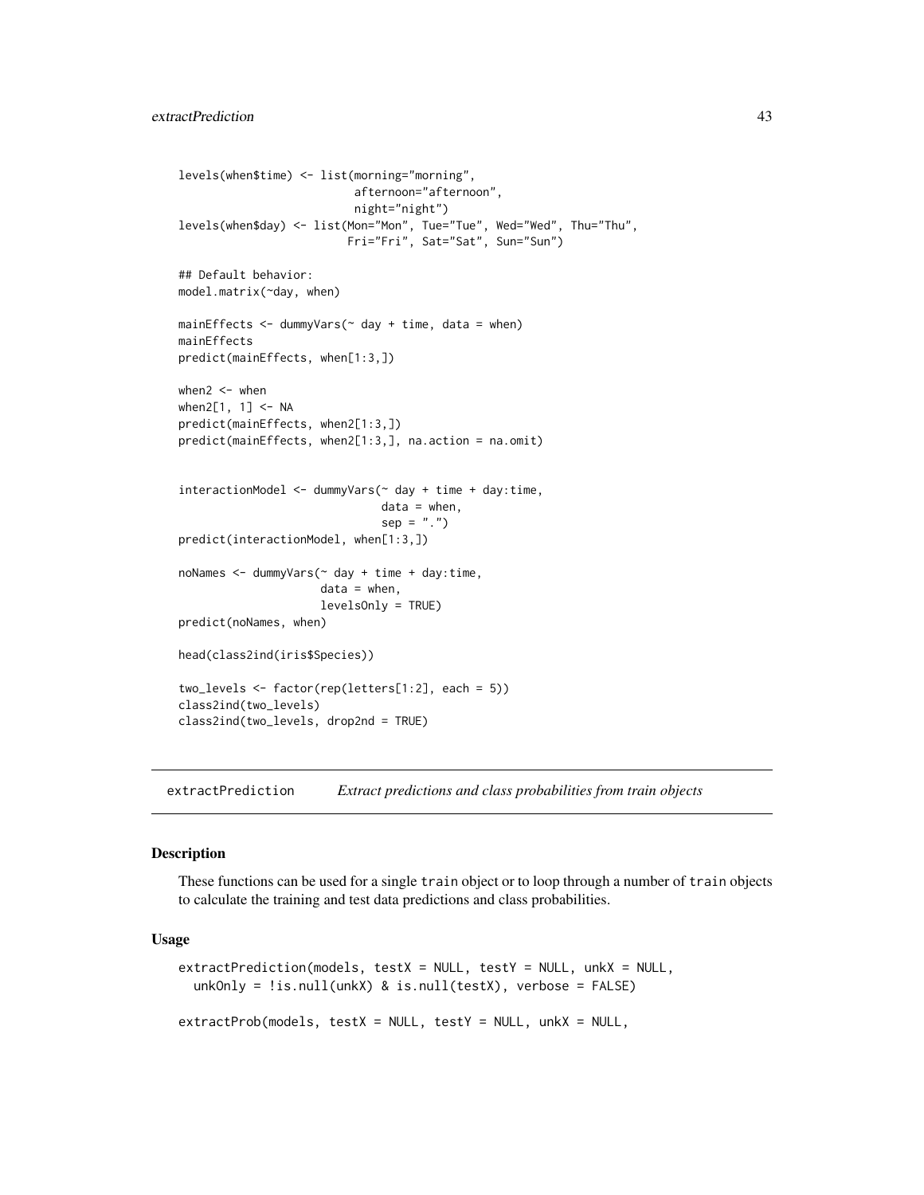```
levels(when$time) <- list(morning="morning",
                          afternoon="afternoon",
                          night="night")
levels(when$day) <- list(Mon="Mon", Tue="Tue", Wed="Wed", Thu="Thu",
                         Fri="Fri", Sat="Sat", Sun="Sun")

## Default behavior:
model.matrix(~day, when)

mainEffects <- dummyVars(~ day + time, data = when)
mainEffects
predict(mainEffects, when[1:3,])

when2 <- when
when2[1, 1] <- NA
predict(mainEffects, when2[1:3,])
predict(mainEffects, when2[1:3,], na.action = na.omit)


interactionModel <- dummyVars(~ day + time + day:time,
                              data = when,
                              sep = ".")
predict(interactionModel, when[1:3,])

noNames <- dummyVars(~ day + time + day:time,
                     data = when,
                     levelsOnly = TRUE)
predict(noNames, when)

head(class2ind(iris$Species))

two_levels <- factor(rep(letters[1:2], each = 5))
class2ind(two_levels)
class2ind(two_levels, drop2nd = TRUE)
```

## extractPrediction — *Extract predictions and class probabilities from train objects*

### Description

These functions can be used for a single `train` object or to loop through a number of `train` objects to calculate the training and test data predictions and class probabilities.

### Usage

```
extractPrediction(models, testX = NULL, testY = NULL, unkX = NULL,
  unkOnly = !is.null(unkX) & is.null(testX), verbose = FALSE)

extractProb(models, testX = NULL, testY = NULL, unkX = NULL,
```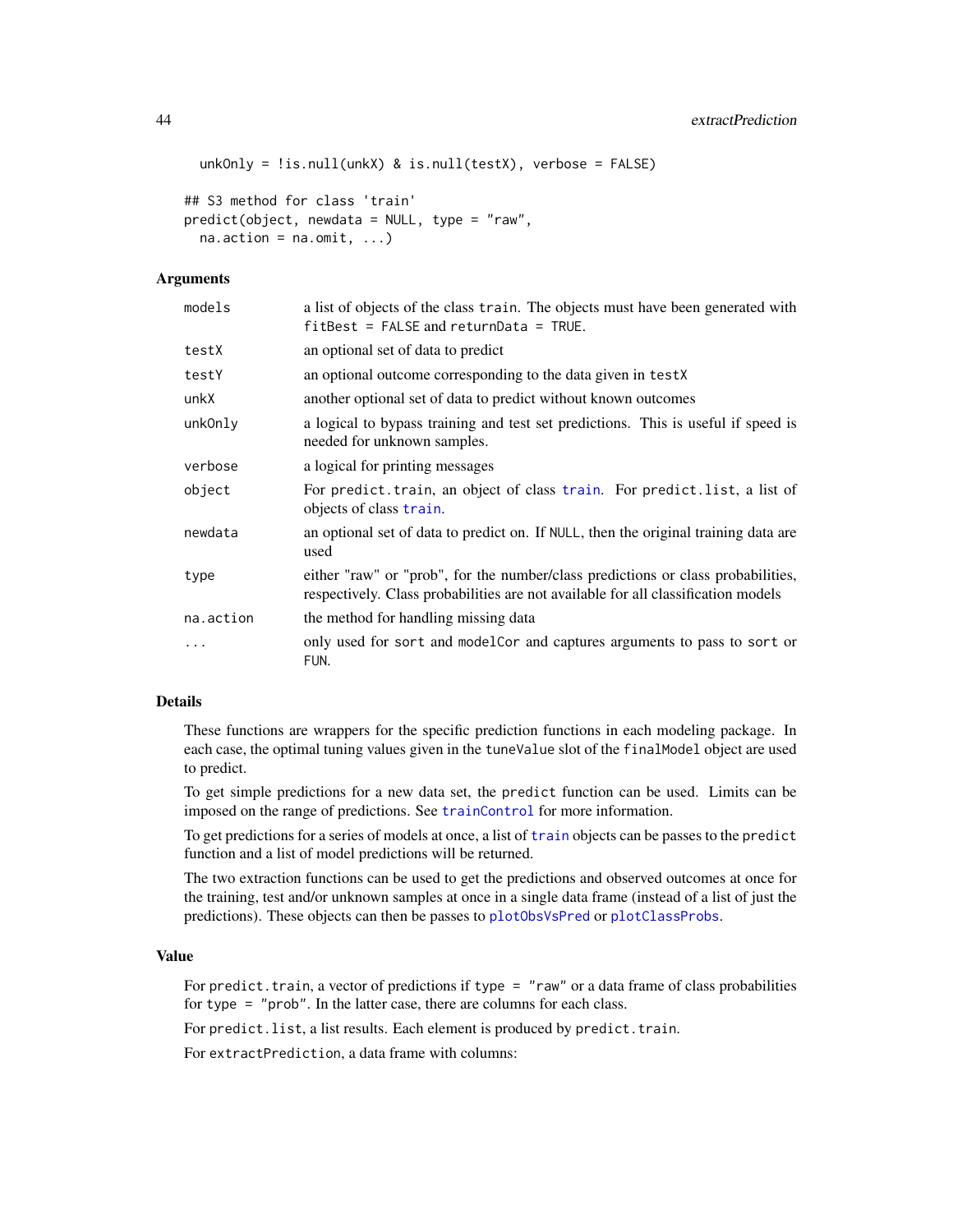```
  unkOnly = !is.null(unkX) & is.null(testX), verbose = FALSE)

## S3 method for class 'train'
predict(object, newdata = NULL, type = "raw",
  na.action = na.omit, ...)
```

### Arguments

| | |
|---|---|
| models | a list of objects of the class train. The objects must have been generated with fitBest = FALSE and returnData = TRUE. |
| testX | an optional set of data to predict |
| testY | an optional outcome corresponding to the data given in testX |
| unkX | another optional set of data to predict without known outcomes |
| unkOnly | a logical to bypass training and test set predictions. This is useful if speed is needed for unknown samples. |
| verbose | a logical for printing messages |
| object | For predict.train, an object of class train. For predict.list, a list of objects of class train. |
| newdata | an optional set of data to predict on. If NULL, then the original training data are used |
| type | either "raw" or "prob", for the number/class predictions or class probabilities, respectively. Class probabilities are not available for all classification models |
| na.action | the method for handling missing data |
| ... | only used for sort and modelCor and captures arguments to pass to sort or FUN. |

### Details

These functions are wrappers for the specific prediction functions in each modeling package. In each case, the optimal tuning values given in the tuneValue slot of the finalModel object are used to predict.

To get simple predictions for a new data set, the predict function can be used. Limits can be imposed on the range of predictions. See trainControl for more information.

To get predictions for a series of models at once, a list of train objects can be passes to the predict function and a list of model predictions will be returned.

The two extraction functions can be used to get the predictions and observed outcomes at once for the training, test and/or unknown samples at once in a single data frame (instead of a list of just the predictions). These objects can then be passes to plotObsVsPred or plotClassProbs.

### Value

For predict.train, a vector of predictions if type = "raw" or a data frame of class probabilities for type = "prob". In the latter case, there are columns for each class.

For predict.list, a list results. Each element is produced by predict.train.

For extractPrediction, a data frame with columns: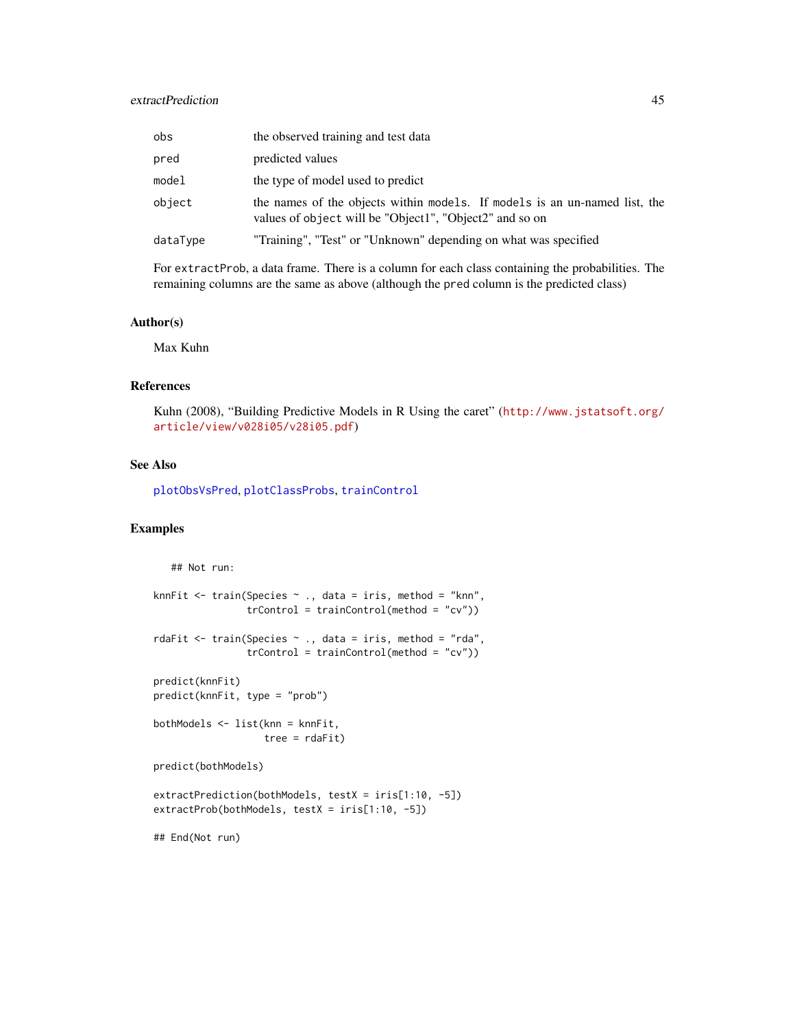| | |
|---|---|
| obs | the observed training and test data |
| pred | predicted values |
| model | the type of model used to predict |
| object | the names of the objects within models. If models is an un-named list, the values of object will be "Object1", "Object2" and so on |
| dataType | "Training", "Test" or "Unknown" depending on what was specified |

For extractProb, a data frame. There is a column for each class containing the probabilities. The remaining columns are the same as above (although the pred column is the predicted class)

### Author(s)

Max Kuhn

### References

Kuhn (2008), "Building Predictive Models in R Using the caret" (http://www.jstatsoft.org/article/view/v028i05/v28i05.pdf)

### See Also

plotObsVsPred, plotClassProbs, trainControl

### Examples

```
   ## Not run:

knnFit <- train(Species ~ ., data = iris, method = "knn",
                trControl = trainControl(method = "cv"))

rdaFit <- train(Species ~ ., data = iris, method = "rda",
                trControl = trainControl(method = "cv"))

predict(knnFit)
predict(knnFit, type = "prob")

bothModels <- list(knn = knnFit,
                   tree = rdaFit)

predict(bothModels)

extractPrediction(bothModels, testX = iris[1:10, -5])
extractProb(bothModels, testX = iris[1:10, -5])

## End(Not run)
```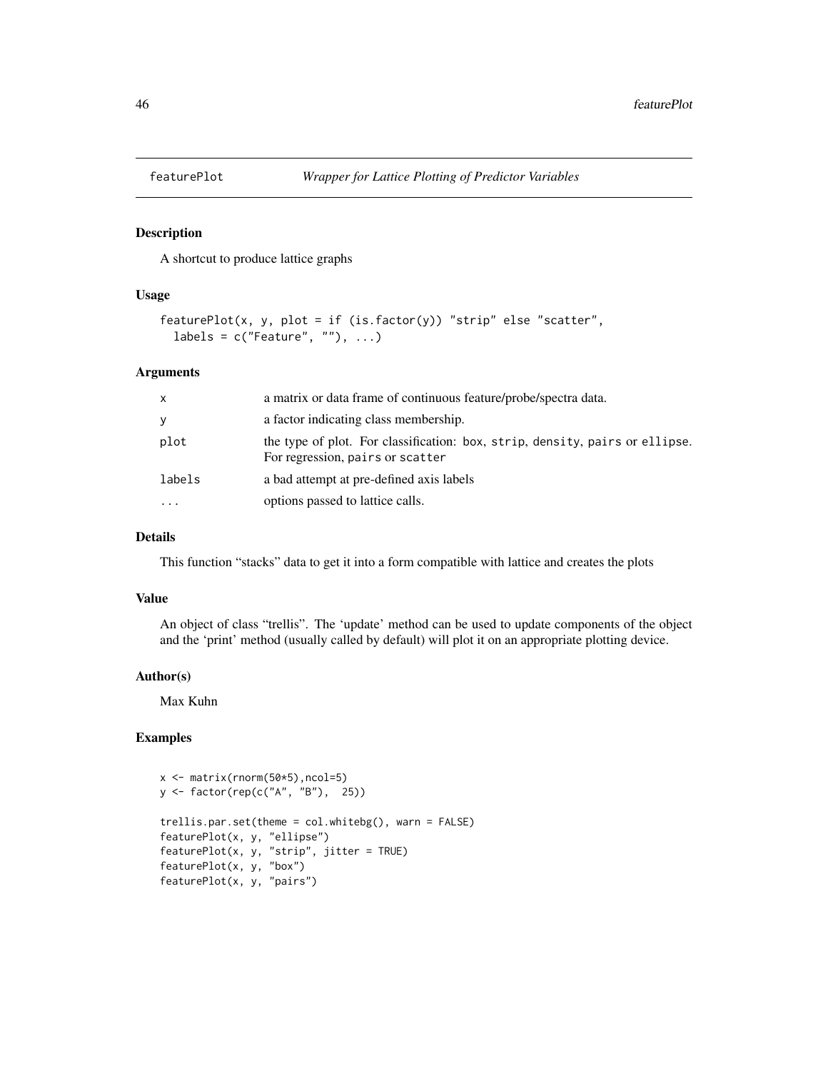featurePlot *Wrapper for Lattice Plotting of Predictor Variables*

## Description

A shortcut to produce lattice graphs

## Usage

```
featurePlot(x, y, plot = if (is.factor(y)) "strip" else "scatter",
  labels = c("Feature", ""), ...)
```

## Arguments

| | |
|---|---|
| x | a matrix or data frame of continuous feature/probe/spectra data. |
| y | a factor indicating class membership. |
| plot | the type of plot. For classification: `box`, `strip`, `density`, `pairs` or `ellipse`. For regression, `pairs` or `scatter` |
| labels | a bad attempt at pre-defined axis labels |
| ... | options passed to lattice calls. |

## Details

This function "stacks" data to get it into a form compatible with lattice and creates the plots

## Value

An object of class "trellis". The 'update' method can be used to update components of the object and the 'print' method (usually called by default) will plot it on an appropriate plotting device.

## Author(s)

Max Kuhn

## Examples

```
x <- matrix(rnorm(50*5),ncol=5)
y <- factor(rep(c("A", "B"),  25))

trellis.par.set(theme = col.whitebg(), warn = FALSE)
featurePlot(x, y, "ellipse")
featurePlot(x, y, "strip", jitter = TRUE)
featurePlot(x, y, "box")
featurePlot(x, y, "pairs")
```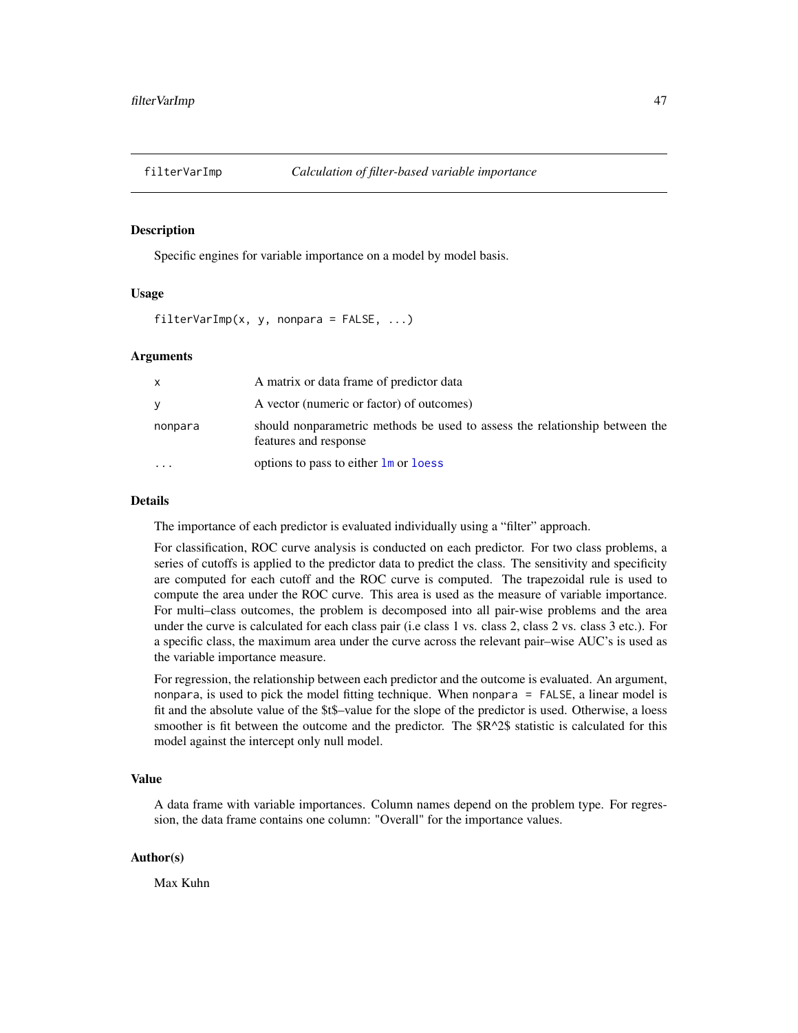# filterVarImp *Calculation of filter-based variable importance*

## Description

Specific engines for variable importance on a model by model basis.

## Usage

```
filterVarImp(x, y, nonpara = FALSE, ...)
```

## Arguments

| | |
|---|---|
| x | A matrix or data frame of predictor data |
| y | A vector (numeric or factor) of outcomes) |
| nonpara | should nonparametric methods be used to assess the relationship between the features and response |
| ... | options to pass to either lm or loess |

## Details

The importance of each predictor is evaluated individually using a "filter" approach.

For classification, ROC curve analysis is conducted on each predictor. For two class problems, a series of cutoffs is applied to the predictor data to predict the class. The sensitivity and specificity are computed for each cutoff and the ROC curve is computed. The trapezoidal rule is used to compute the area under the ROC curve. This area is used as the measure of variable importance. For multi–class outcomes, the problem is decomposed into all pair-wise problems and the area under the curve is calculated for each class pair (i.e class 1 vs. class 2, class 2 vs. class 3 etc.). For a specific class, the maximum area under the curve across the relevant pair–wise AUC's is used as the variable importance measure.

For regression, the relationship between each predictor and the outcome is evaluated. An argument, `nonpara`, is used to pick the model fitting technique. When `nonpara = FALSE`, a linear model is fit and the absolute value of the $t$–value for the slope of the predictor is used. Otherwise, a loess smoother is fit between the outcome and the predictor. The $R^2$ statistic is calculated for this model against the intercept only null model.

## Value

A data frame with variable importances. Column names depend on the problem type. For regression, the data frame contains one column: "Overall" for the importance values.

## Author(s)

Max Kuhn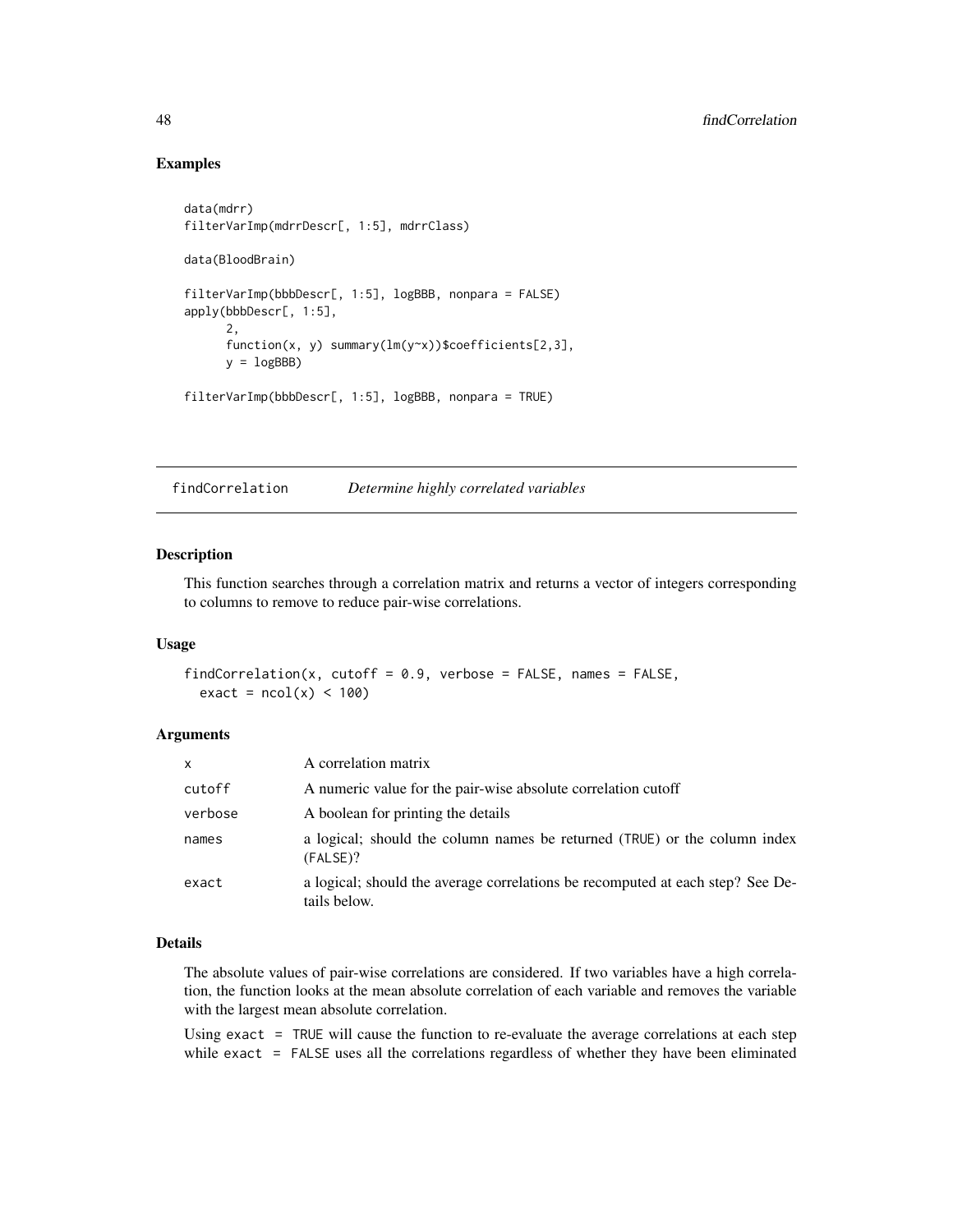## Examples

```
data(mdrr)
filterVarImp(mdrrDescr[, 1:5], mdrrClass)

data(BloodBrain)

filterVarImp(bbbDescr[, 1:5], logBBB, nonpara = FALSE)
apply(bbbDescr[, 1:5],
      2,
      function(x, y) summary(lm(y~x))$coefficients[2,3],
      y = logBBB)

filterVarImp(bbbDescr[, 1:5], logBBB, nonpara = TRUE)
```

---

# findCorrelation *Determine highly correlated variables*

---

## Description

This function searches through a correlation matrix and returns a vector of integers corresponding to columns to remove to reduce pair-wise correlations.

## Usage

```
findCorrelation(x, cutoff = 0.9, verbose = FALSE, names = FALSE,
  exact = ncol(x) < 100)
```

## Arguments

| | |
|---|---|
| x | A correlation matrix |
| cutoff | A numeric value for the pair-wise absolute correlation cutoff |
| verbose | A boolean for printing the details |
| names | a logical; should the column names be returned (TRUE) or the column index (FALSE)? |
| exact | a logical; should the average correlations be recomputed at each step? See Details below. |

## Details

The absolute values of pair-wise correlations are considered. If two variables have a high correlation, the function looks at the mean absolute correlation of each variable and removes the variable with the largest mean absolute correlation.

Using `exact = TRUE` will cause the function to re-evaluate the average correlations at each step while `exact = FALSE` uses all the correlations regardless of whether they have been eliminated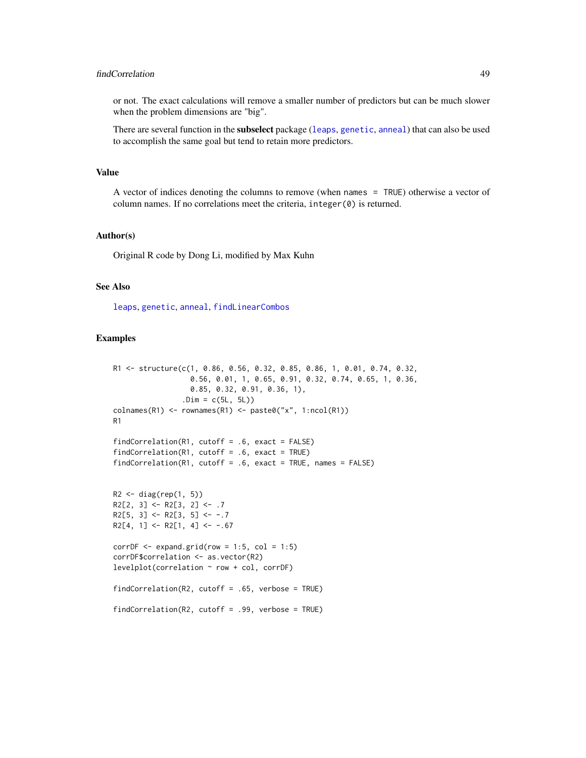or not. The exact calculations will remove a smaller number of predictors but can be much slower when the problem dimensions are "big".

There are several function in the **subselect** package (leaps, genetic, anneal) that can also be used to accomplish the same goal but tend to retain more predictors.

## Value

A vector of indices denoting the columns to remove (when `names = TRUE`) otherwise a vector of column names. If no correlations meet the criteria, `integer(0)` is returned.

## Author(s)

Original R code by Dong Li, modified by Max Kuhn

## See Also

leaps, genetic, anneal, findLinearCombos

## Examples

```
R1 <- structure(c(1, 0.86, 0.56, 0.32, 0.85, 0.86, 1, 0.01, 0.74, 0.32,
                  0.56, 0.01, 1, 0.65, 0.91, 0.32, 0.74, 0.65, 1, 0.36,
                  0.85, 0.32, 0.91, 0.36, 1),
                .Dim = c(5L, 5L))
colnames(R1) <- rownames(R1) <- paste0("x", 1:ncol(R1))
R1

findCorrelation(R1, cutoff = .6, exact = FALSE)
findCorrelation(R1, cutoff = .6, exact = TRUE)
findCorrelation(R1, cutoff = .6, exact = TRUE, names = FALSE)


R2 <- diag(rep(1, 5))
R2[2, 3] <- R2[3, 2] <- .7
R2[5, 3] <- R2[3, 5] <- -.7
R2[4, 1] <- R2[1, 4] <- -.67

corrDF <- expand.grid(row = 1:5, col = 1:5)
corrDF$correlation <- as.vector(R2)
levelplot(correlation ~ row + col, corrDF)

findCorrelation(R2, cutoff = .65, verbose = TRUE)

findCorrelation(R2, cutoff = .99, verbose = TRUE)
```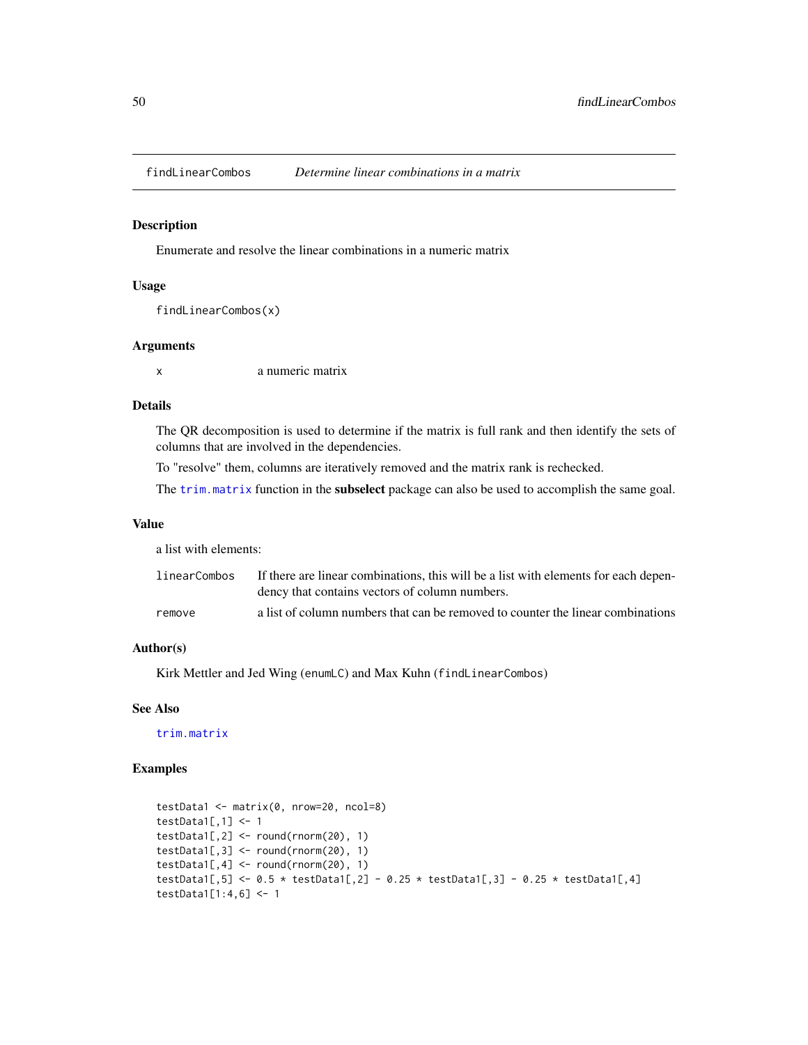## findLinearCombos    *Determine linear combinations in a matrix*

### Description

Enumerate and resolve the linear combinations in a numeric matrix

### Usage

```
findLinearCombos(x)
```

### Arguments

| | |
|---|---|
| x | a numeric matrix |

### Details

The QR decomposition is used to determine if the matrix is full rank and then identify the sets of columns that are involved in the dependencies.

To "resolve" them, columns are iteratively removed and the matrix rank is rechecked.

The `trim.matrix` function in the **subselect** package can also be used to accomplish the same goal.

### Value

a list with elements:

| | |
|---|---|
| linearCombos | If there are linear combinations, this will be a list with elements for each dependency that contains vectors of column numbers. |
| remove | a list of column numbers that can be removed to counter the linear combinations |

### Author(s)

Kirk Mettler and Jed Wing (`enumLC`) and Max Kuhn (`findLinearCombos`)

### See Also

`trim.matrix`

### Examples

```
testData1 <- matrix(0, nrow=20, ncol=8)
testData1[,1] <- 1
testData1[,2] <- round(rnorm(20), 1)
testData1[,3] <- round(rnorm(20), 1)
testData1[,4] <- round(rnorm(20), 1)
testData1[,5] <- 0.5 * testData1[,2] - 0.25 * testData1[,3] - 0.25 * testData1[,4]
testData1[1:4,6] <- 1
```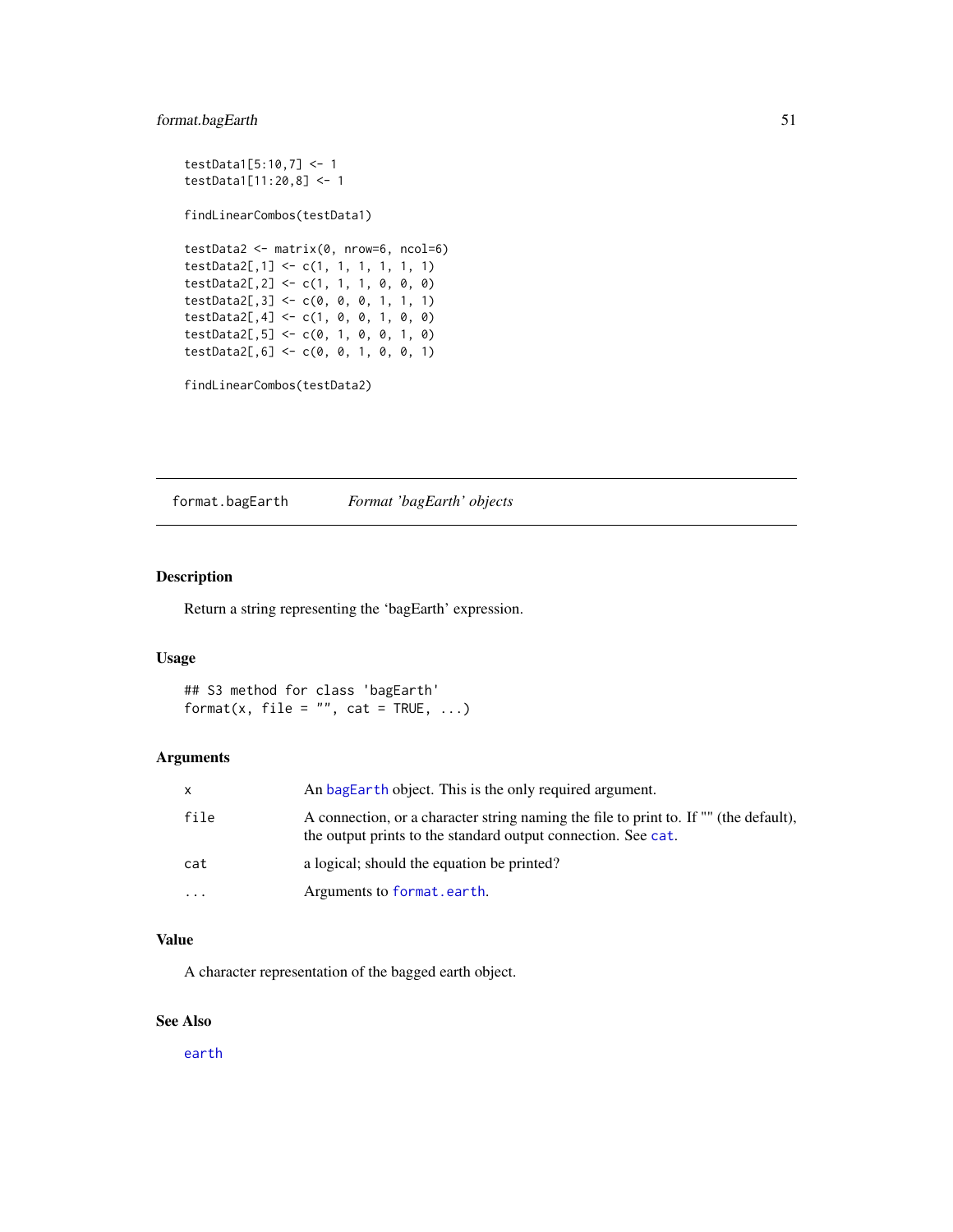```
testData1[5:10,7] <- 1
testData1[11:20,8] <- 1

findLinearCombos(testData1)

testData2 <- matrix(0, nrow=6, ncol=6)
testData2[,1] <- c(1, 1, 1, 1, 1, 1)
testData2[,2] <- c(1, 1, 1, 0, 0, 0)
testData2[,3] <- c(0, 0, 0, 1, 1, 1)
testData2[,4] <- c(1, 0, 0, 1, 0, 0)
testData2[,5] <- c(0, 1, 0, 0, 1, 0)
testData2[,6] <- c(0, 0, 1, 0, 0, 1)

findLinearCombos(testData2)
```

---

`format.bagEarth` *Format 'bagEarth' objects*

---

## Description

Return a string representing the 'bagEarth' expression.

## Usage

```
## S3 method for class 'bagEarth'
format(x, file = "", cat = TRUE, ...)
```

## Arguments

| | |
|---|---|
| `x` | An `bagEarth` object. This is the only required argument. |
| `file` | A connection, or a character string naming the file to print to. If "" (the default), the output prints to the standard output connection. See `cat`. |
| `cat` | a logical; should the equation be printed? |
| `...` | Arguments to `format.earth`. |

## Value

A character representation of the bagged earth object.

## See Also

`earth`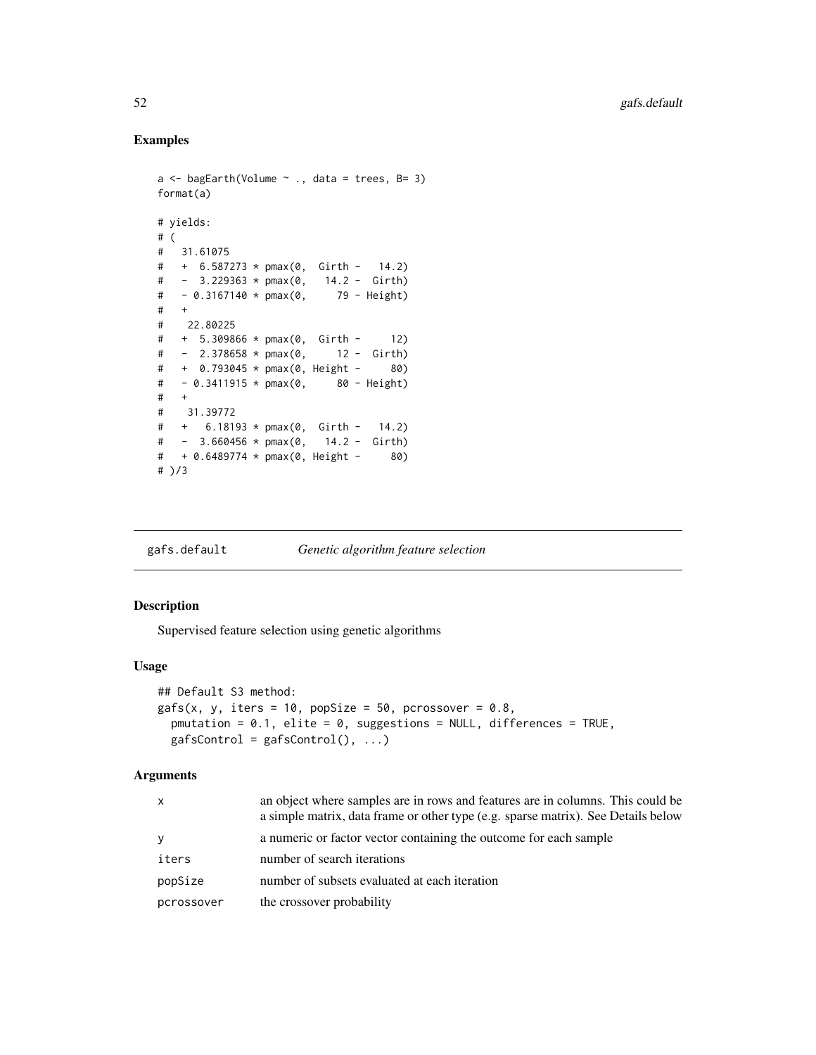## Examples

```
a <- bagEarth(Volume ~ ., data = trees, B= 3)
format(a)

# yields:
# (
#   31.61075
#   +  6.587273 * pmax(0,  Girth -   14.2)
#   -  3.229363 * pmax(0,   14.2 -  Girth)
#   - 0.3167140 * pmax(0,     79 - Height)
#   +
#    22.80225
#   +  5.309866 * pmax(0,  Girth -     12)
#   -  2.378658 * pmax(0,     12 -  Girth)
#   +  0.793045 * pmax(0, Height -     80)
#   - 0.3411915 * pmax(0,     80 - Height)
#   +
#    31.39772
#   +   6.18193 * pmax(0,  Girth -   14.2)
#   -  3.660456 * pmax(0,   14.2 -  Girth)
#   + 0.6489774 * pmax(0, Height -     80)
# )/3
```

---

# gafs.default    *Genetic algorithm feature selection*

## Description

Supervised feature selection using genetic algorithms

## Usage

```
## Default S3 method:
gafs(x, y, iters = 10, popSize = 50, pcrossover = 0.8,
  pmutation = 0.1, elite = 0, suggestions = NULL, differences = TRUE,
  gafsControl = gafsControl(), ...)
```

## Arguments

| | |
|---|---|
| x | an object where samples are in rows and features are in columns. This could be a simple matrix, data frame or other type (e.g. sparse matrix). See Details below |
| y | a numeric or factor vector containing the outcome for each sample |
| iters | number of search iterations |
| popSize | number of subsets evaluated at each iteration |
| pcrossover | the crossover probability |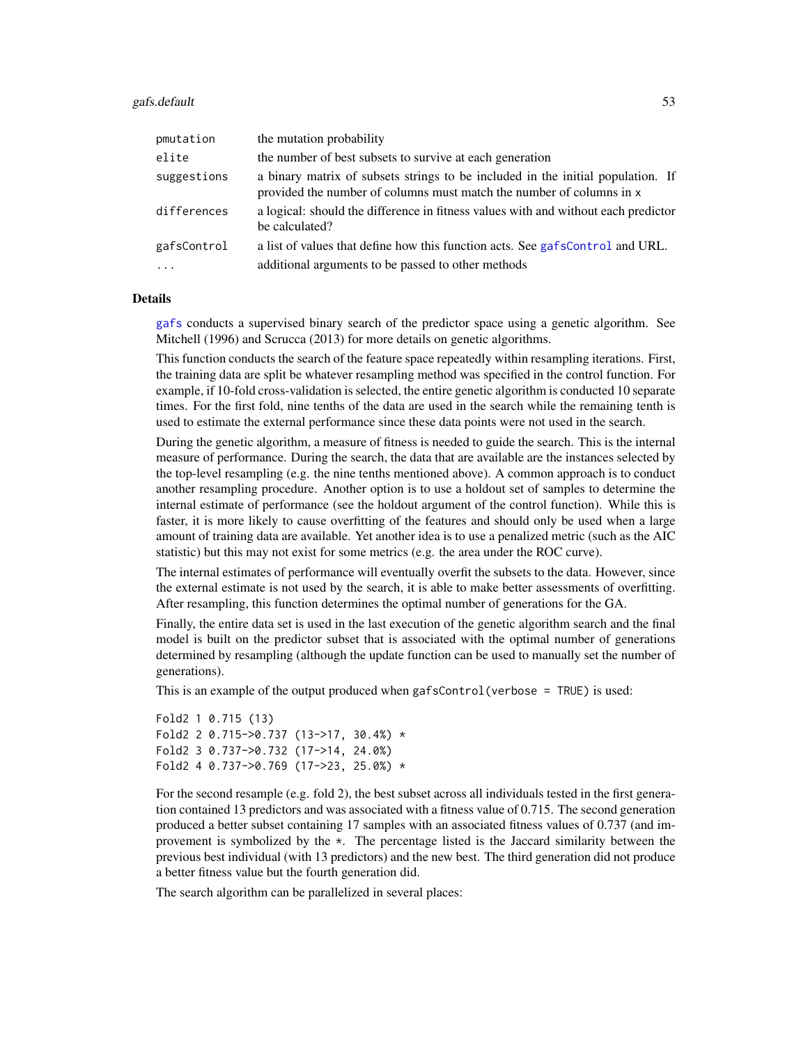| | |
|---|---|
| pmutation | the mutation probability |
| elite | the number of best subsets to survive at each generation |
| suggestions | a binary matrix of subsets strings to be included in the initial population. If provided the number of columns must match the number of columns in x |
| differences | a logical: should the difference in fitness values with and without each predictor be calculated? |
| gafsControl | a list of values that define how this function acts. See gafsControl and URL. |
| ... | additional arguments to be passed to other methods |

## Details

gafs conducts a supervised binary search of the predictor space using a genetic algorithm. See Mitchell (1996) and Scrucca (2013) for more details on genetic algorithms.

This function conducts the search of the feature space repeatedly within resampling iterations. First, the training data are split be whatever resampling method was specified in the control function. For example, if 10-fold cross-validation is selected, the entire genetic algorithm is conducted 10 separate times. For the first fold, nine tenths of the data are used in the search while the remaining tenth is used to estimate the external performance since these data points were not used in the search.

During the genetic algorithm, a measure of fitness is needed to guide the search. This is the internal measure of performance. During the search, the data that are available are the instances selected by the top-level resampling (e.g. the nine tenths mentioned above). A common approach is to conduct another resampling procedure. Another option is to use a holdout set of samples to determine the internal estimate of performance (see the holdout argument of the control function). While this is faster, it is more likely to cause overfitting of the features and should only be used when a large amount of training data are available. Yet another idea is to use a penalized metric (such as the AIC statistic) but this may not exist for some metrics (e.g. the area under the ROC curve).

The internal estimates of performance will eventually overfit the subsets to the data. However, since the external estimate is not used by the search, it is able to make better assessments of overfitting. After resampling, this function determines the optimal number of generations for the GA.

Finally, the entire data set is used in the last execution of the genetic algorithm search and the final model is built on the predictor subset that is associated with the optimal number of generations determined by resampling (although the update function can be used to manually set the number of generations).

This is an example of the output produced when gafsControl(verbose = TRUE) is used:

```
Fold2 1 0.715 (13)
Fold2 2 0.715->0.737 (13->17, 30.4%) *
Fold2 3 0.737->0.732 (17->14, 24.0%)
Fold2 4 0.737->0.769 (17->23, 25.0%) *
```

For the second resample (e.g. fold 2), the best subset across all individuals tested in the first generation contained 13 predictors and was associated with a fitness value of 0.715. The second generation produced a better subset containing 17 samples with an associated fitness values of 0.737 (and improvement is symbolized by the *. The percentage listed is the Jaccard similarity between the previous best individual (with 13 predictors) and the new best. The third generation did not produce a better fitness value but the fourth generation did.

The search algorithm can be parallelized in several places: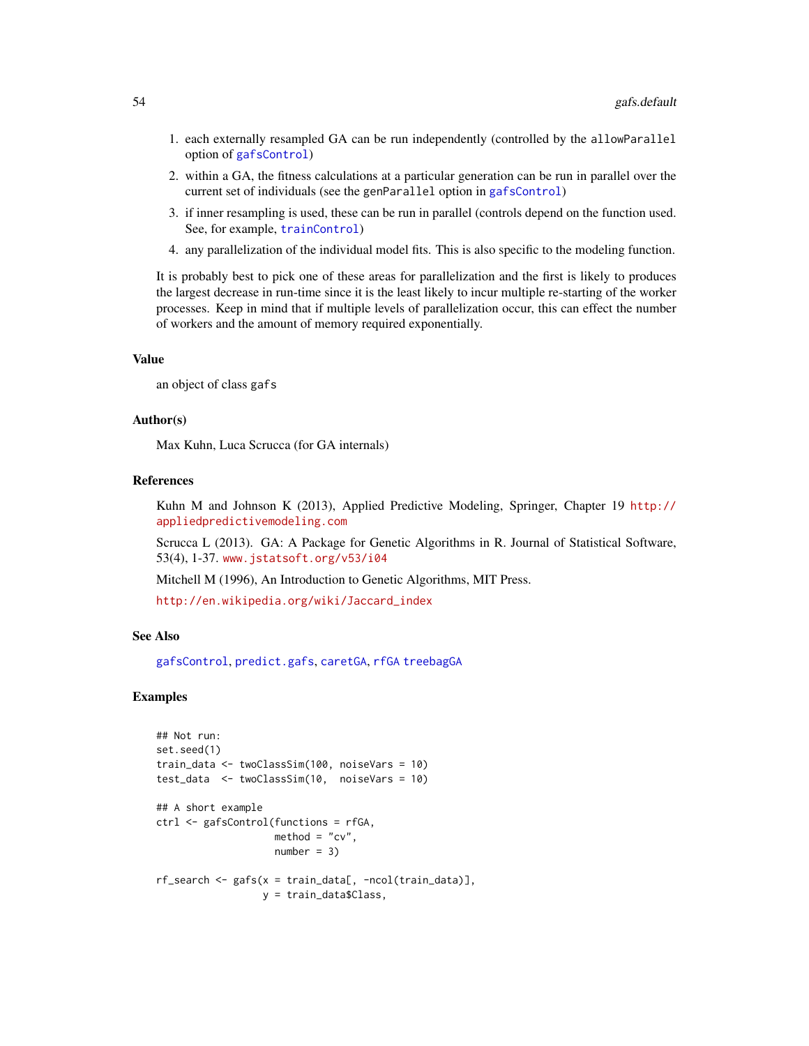1. each externally resampled GA can be run independently (controlled by the `allowParallel` option of `gafsControl`)
2. within a GA, the fitness calculations at a particular generation can be run in parallel over the current set of individuals (see the `genParallel` option in `gafsControl`)
3. if inner resampling is used, these can be run in parallel (controls depend on the function used. See, for example, `trainControl`)
4. any parallelization of the individual model fits. This is also specific to the modeling function.

It is probably best to pick one of these areas for parallelization and the first is likely to produces the largest decrease in run-time since it is the least likely to incur multiple re-starting of the worker processes. Keep in mind that if multiple levels of parallelization occur, this can effect the number of workers and the amount of memory required exponentially.

### Value

an object of class `gafs`

### Author(s)

Max Kuhn, Luca Scrucca (for GA internals)

### References

Kuhn M and Johnson K (2013), Applied Predictive Modeling, Springer, Chapter 19 http://appliedpredictivemodeling.com

Scrucca L (2013). GA: A Package for Genetic Algorithms in R. Journal of Statistical Software, 53(4), 1-37. www.jstatsoft.org/v53/i04

Mitchell M (1996), An Introduction to Genetic Algorithms, MIT Press.

http://en.wikipedia.org/wiki/Jaccard_index

### See Also

`gafsControl`, `predict.gafs`, `caretGA`, `rfGA` `treebagGA`

### Examples

```
## Not run:
set.seed(1)
train_data <- twoClassSim(100, noiseVars = 10)
test_data  <- twoClassSim(10,  noiseVars = 10)

## A short example
ctrl <- gafsControl(functions = rfGA,
                    method = "cv",
                    number = 3)

rf_search <- gafs(x = train_data[, -ncol(train_data)],
                  y = train_data$Class,
```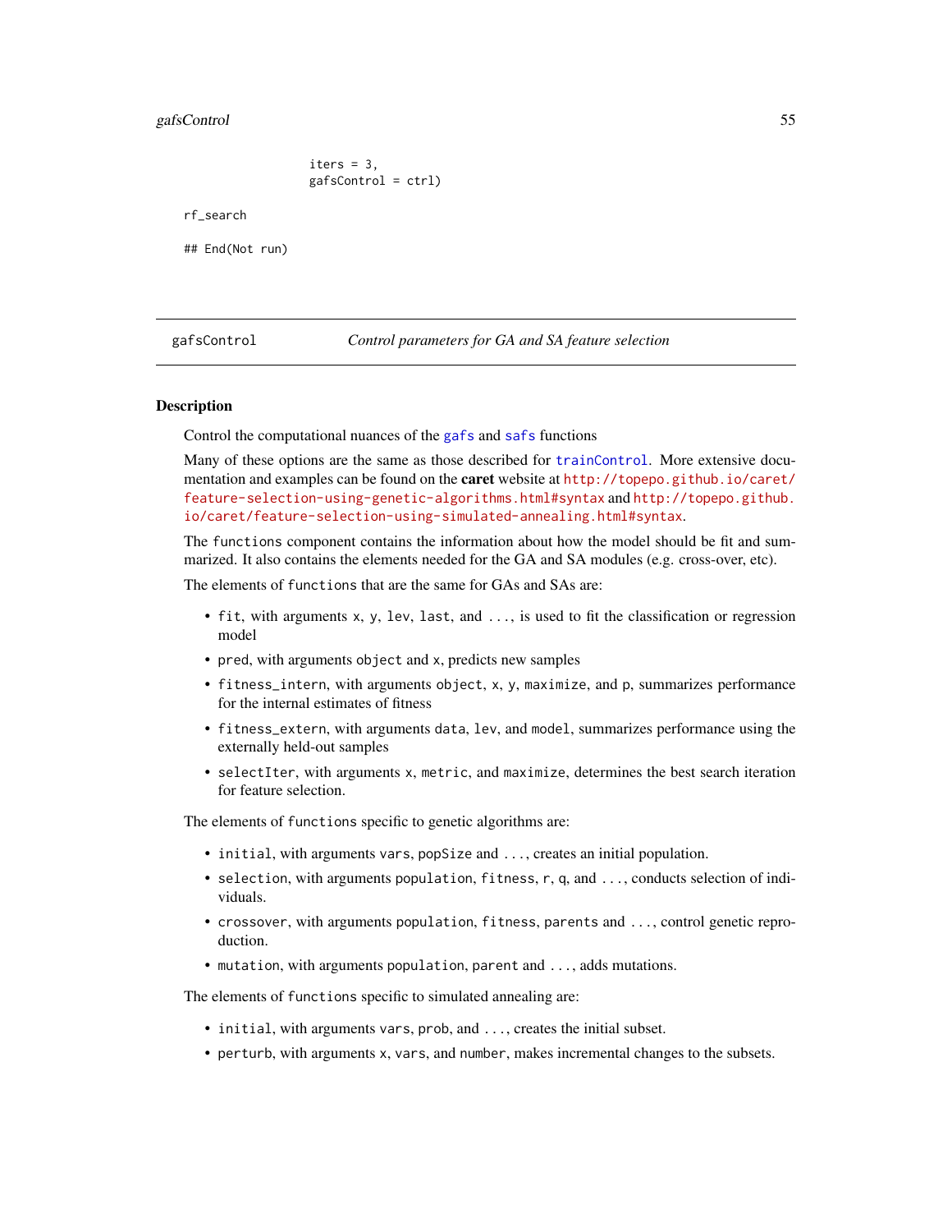```
                    iters = 3,
                    gafsControl = ctrl)

rf_search

## End(Not run)
```

---

## gafsControl — *Control parameters for GA and SA feature selection*

### Description

Control the computational nuances of the gafs and safs functions

Many of these options are the same as those described for trainControl. More extensive documentation and examples can be found on the **caret** website at http://topepo.github.io/caret/feature-selection-using-genetic-algorithms.html#syntax and http://topepo.github.io/caret/feature-selection-using-simulated-annealing.html#syntax.

The functions component contains the information about how the model should be fit and summarized. It also contains the elements needed for the GA and SA modules (e.g. cross-over, etc).

The elements of functions that are the same for GAs and SAs are:

- fit, with arguments x, y, lev, last, and ..., is used to fit the classification or regression model
- pred, with arguments object and x, predicts new samples
- fitness_intern, with arguments object, x, y, maximize, and p, summarizes performance for the internal estimates of fitness
- fitness_extern, with arguments data, lev, and model, summarizes performance using the externally held-out samples
- selectIter, with arguments x, metric, and maximize, determines the best search iteration for feature selection.

The elements of functions specific to genetic algorithms are:

- initial, with arguments vars, popSize and ..., creates an initial population.
- selection, with arguments population, fitness, r, q, and ..., conducts selection of individuals.
- crossover, with arguments population, fitness, parents and ..., control genetic reproduction.
- mutation, with arguments population, parent and ..., adds mutations.

The elements of functions specific to simulated annealing are:

- initial, with arguments vars, prob, and ..., creates the initial subset.
- perturb, with arguments x, vars, and number, makes incremental changes to the subsets.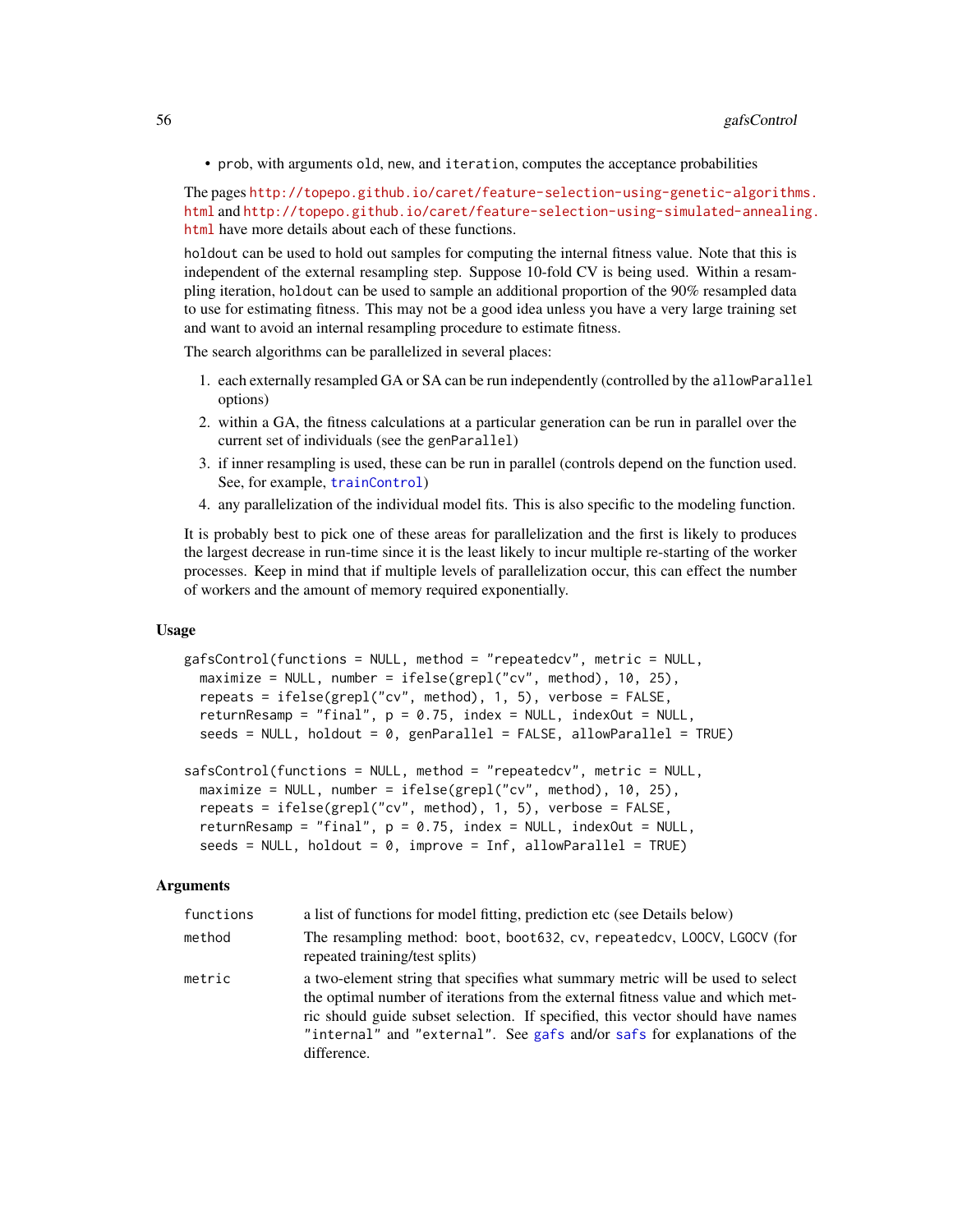- `prob`, with arguments `old`, `new`, and `iteration`, computes the acceptance probabilities

The pages http://topepo.github.io/caret/feature-selection-using-genetic-algorithms.html and http://topepo.github.io/caret/feature-selection-using-simulated-annealing.html have more details about each of these functions.

`holdout` can be used to hold out samples for computing the internal fitness value. Note that this is independent of the external resampling step. Suppose 10-fold CV is being used. Within a resampling iteration, `holdout` can be used to sample an additional proportion of the 90% resampled data to use for estimating fitness. This may not be a good idea unless you have a very large training set and want to avoid an internal resampling procedure to estimate fitness.

The search algorithms can be parallelized in several places:

1. each externally resampled GA or SA can be run independently (controlled by the `allowParallel` options)
2. within a GA, the fitness calculations at a particular generation can be run in parallel over the current set of individuals (see the `genParallel`)
3. if inner resampling is used, these can be run in parallel (controls depend on the function used. See, for example, `trainControl`)
4. any parallelization of the individual model fits. This is also specific to the modeling function.

It is probably best to pick one of these areas for parallelization and the first is likely to produces the largest decrease in run-time since it is the least likely to incur multiple re-starting of the worker processes. Keep in mind that if multiple levels of parallelization occur, this can effect the number of workers and the amount of memory required exponentially.

## Usage

```
gafsControl(functions = NULL, method = "repeatedcv", metric = NULL,
  maximize = NULL, number = ifelse(grepl("cv", method), 10, 25),
  repeats = ifelse(grepl("cv", method), 1, 5), verbose = FALSE,
  returnResamp = "final", p = 0.75, index = NULL, indexOut = NULL,
  seeds = NULL, holdout = 0, genParallel = FALSE, allowParallel = TRUE)

safsControl(functions = NULL, method = "repeatedcv", metric = NULL,
  maximize = NULL, number = ifelse(grepl("cv", method), 10, 25),
  repeats = ifelse(grepl("cv", method), 1, 5), verbose = FALSE,
  returnResamp = "final", p = 0.75, index = NULL, indexOut = NULL,
  seeds = NULL, holdout = 0, improve = Inf, allowParallel = TRUE)
```

## Arguments

| | |
|---|---|
| `functions` | a list of functions for model fitting, prediction etc (see Details below) |
| `method` | The resampling method: `boot`, `boot632`, `cv`, `repeatedcv`, `LOOCV`, `LGOCV` (for repeated training/test splits) |
| `metric` | a two-element string that specifies what summary metric will be used to select the optimal number of iterations from the external fitness value and which metric should guide subset selection. If specified, this vector should have names `"internal"` and `"external"`. See `gafs` and/or `safs` for explanations of the difference. |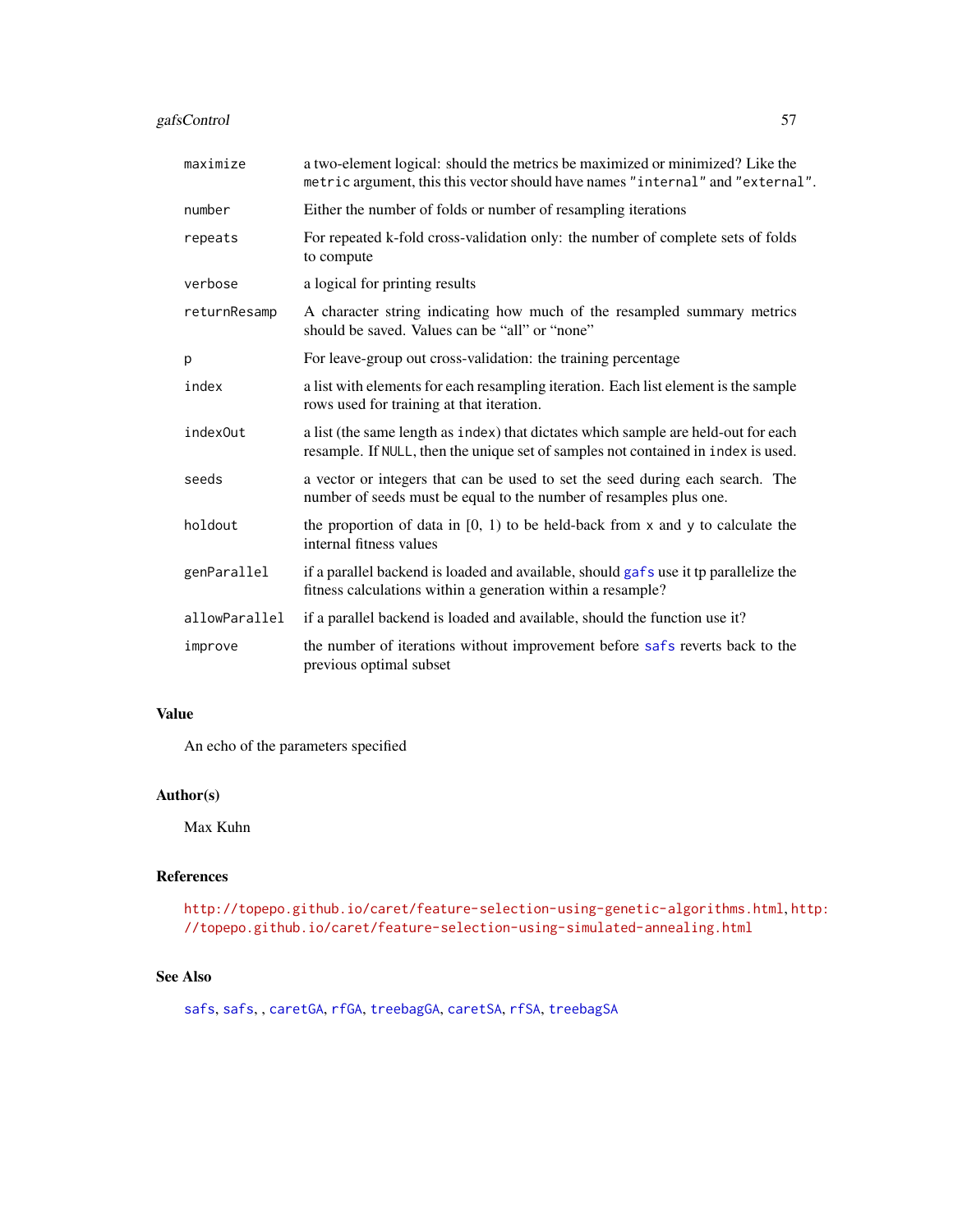| | |
|---|---|
| `maximize` | a two-element logical: should the metrics be maximized or minimized? Like the `metric` argument, this this vector should have names "`internal`" and "`external`". |
| `number` | Either the number of folds or number of resampling iterations |
| `repeats` | For repeated k-fold cross-validation only: the number of complete sets of folds to compute |
| `verbose` | a logical for printing results |
| `returnResamp` | A character string indicating how much of the resampled summary metrics should be saved. Values can be "all" or "none" |
| `p` | For leave-group out cross-validation: the training percentage |
| `index` | a list with elements for each resampling iteration. Each list element is the sample rows used for training at that iteration. |
| `indexOut` | a list (the same length as `index`) that dictates which sample are held-out for each resample. If `NULL`, then the unique set of samples not contained in `index` is used. |
| `seeds` | a vector or integers that can be used to set the seed during each search. The number of seeds must be equal to the number of resamples plus one. |
| `holdout` | the proportion of data in [0, 1) to be held-back from `x` and `y` to calculate the internal fitness values |
| `genParallel` | if a parallel backend is loaded and available, should `gafs` use it tp parallelize the fitness calculations within a generation within a resample? |
| `allowParallel` | if a parallel backend is loaded and available, should the function use it? |
| `improve` | the number of iterations without improvement before `safs` reverts back to the previous optimal subset |

## Value

An echo of the parameters specified

## Author(s)

Max Kuhn

## References

http://topepo.github.io/caret/feature-selection-using-genetic-algorithms.html, http://topepo.github.io/caret/feature-selection-using-simulated-annealing.html

## See Also

`safs`, `safs`, , `caretGA`, `rfGA`, `treebagGA`, `caretSA`, `rfSA`, `treebagSA`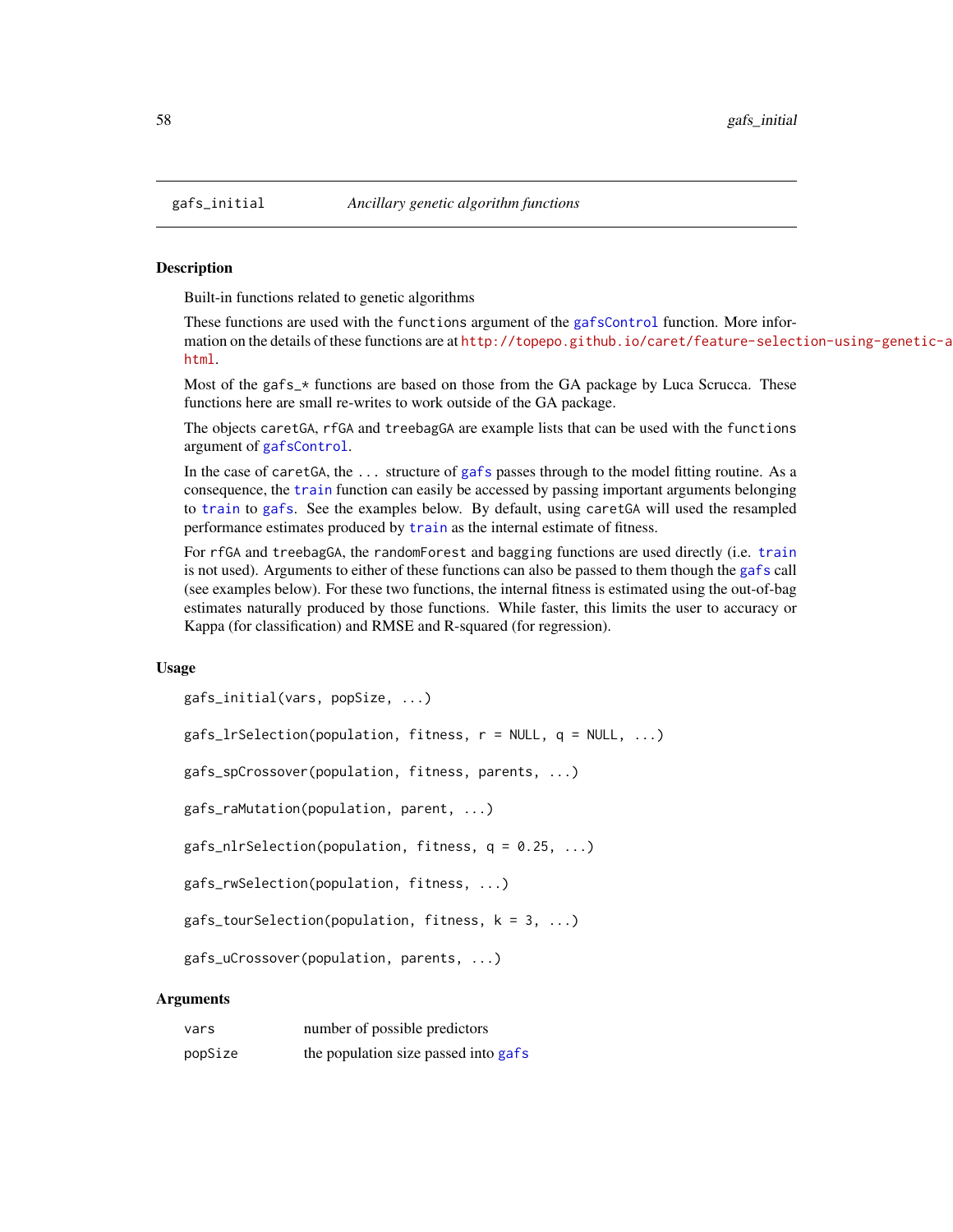# gafs_initial — *Ancillary genetic algorithm functions*

## Description

Built-in functions related to genetic algorithms

These functions are used with the `functions` argument of the `gafsControl` function. More information on the details of these functions are at http://topepo.github.io/caret/feature-selection-using-genetic-a html.

Most of the `gafs_*` functions are based on those from the GA package by Luca Scrucca. These functions here are small re-writes to work outside of the GA package.

The objects `caretGA`, `rfGA` and `treebagGA` are example lists that can be used with the `functions` argument of `gafsControl`.

In the case of `caretGA`, the `...` structure of `gafs` passes through to the model fitting routine. As a consequence, the `train` function can easily be accessed by passing important arguments belonging to `train` to `gafs`. See the examples below. By default, using `caretGA` will used the resampled performance estimates produced by `train` as the internal estimate of fitness.

For `rfGA` and `treebagGA`, the `randomForest` and `bagging` functions are used directly (i.e. `train` is not used). Arguments to either of these functions can also be passed to them though the `gafs` call (see examples below). For these two functions, the internal fitness is estimated using the out-of-bag estimates naturally produced by those functions. While faster, this limits the user to accuracy or Kappa (for classification) and RMSE and R-squared (for regression).

## Usage

```
gafs_initial(vars, popSize, ...)

gafs_lrSelection(population, fitness, r = NULL, q = NULL, ...)

gafs_spCrossover(population, fitness, parents, ...)

gafs_raMutation(population, parent, ...)

gafs_nlrSelection(population, fitness, q = 0.25, ...)

gafs_rwSelection(population, fitness, ...)

gafs_tourSelection(population, fitness, k = 3, ...)

gafs_uCrossover(population, parents, ...)
```

## Arguments

| | |
|---|---|
| `vars` | number of possible predictors |
| `popSize` | the population size passed into `gafs` |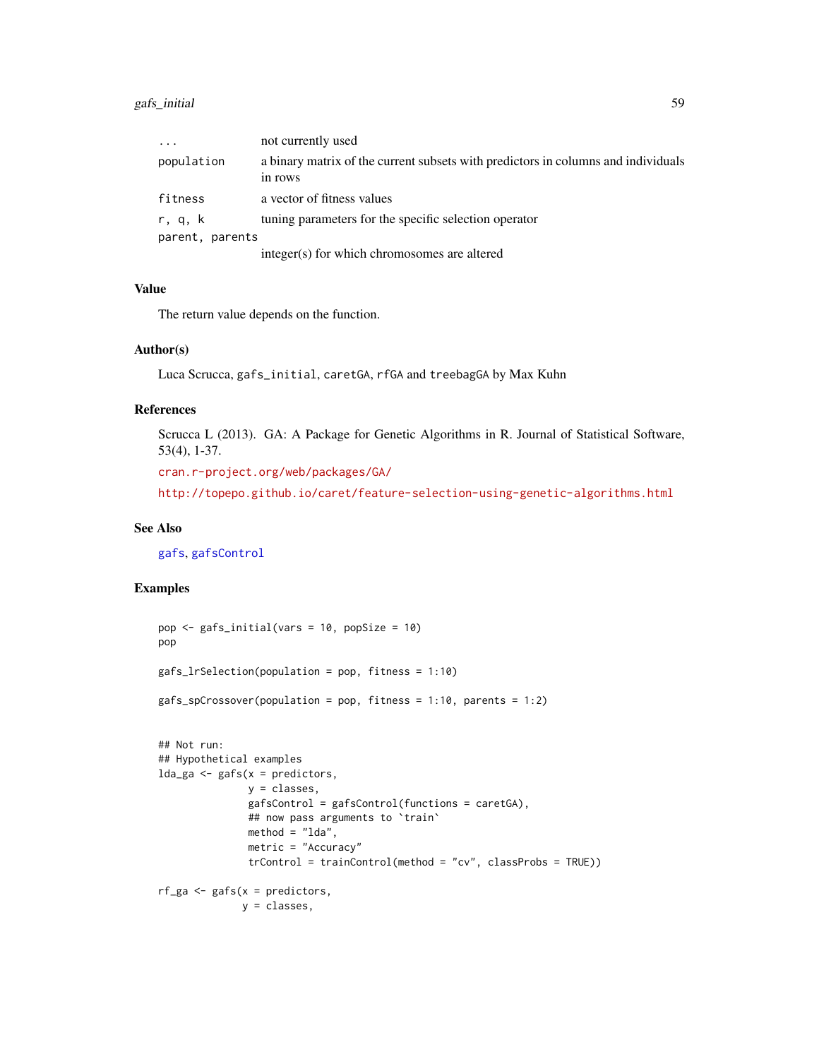| | |
|---|---|
| ... | not currently used |
| population | a binary matrix of the current subsets with predictors in columns and individuals in rows |
| fitness | a vector of fitness values |
| r, q, k | tuning parameters for the specific selection operator |
| parent, parents | integer(s) for which chromosomes are altered |

### Value

The return value depends on the function.

### Author(s)

Luca Scrucca, `gafs_initial`, `caretGA`, `rfGA` and `treebagGA` by Max Kuhn

### References

Scrucca L (2013). GA: A Package for Genetic Algorithms in R. Journal of Statistical Software, 53(4), 1-37.

cran.r-project.org/web/packages/GA/

http://topepo.github.io/caret/feature-selection-using-genetic-algorithms.html

### See Also

`gafs`, `gafsControl`

### Examples

```
pop <- gafs_initial(vars = 10, popSize = 10)
pop

gafs_lrSelection(population = pop, fitness = 1:10)

gafs_spCrossover(population = pop, fitness = 1:10, parents = 1:2)


## Not run:
## Hypothetical examples
lda_ga <- gafs(x = predictors,
               y = classes,
               gafsControl = gafsControl(functions = caretGA),
               ## now pass arguments to `train`
               method = "lda",
               metric = "Accuracy"
               trControl = trainControl(method = "cv", classProbs = TRUE))

rf_ga <- gafs(x = predictors,
              y = classes,
```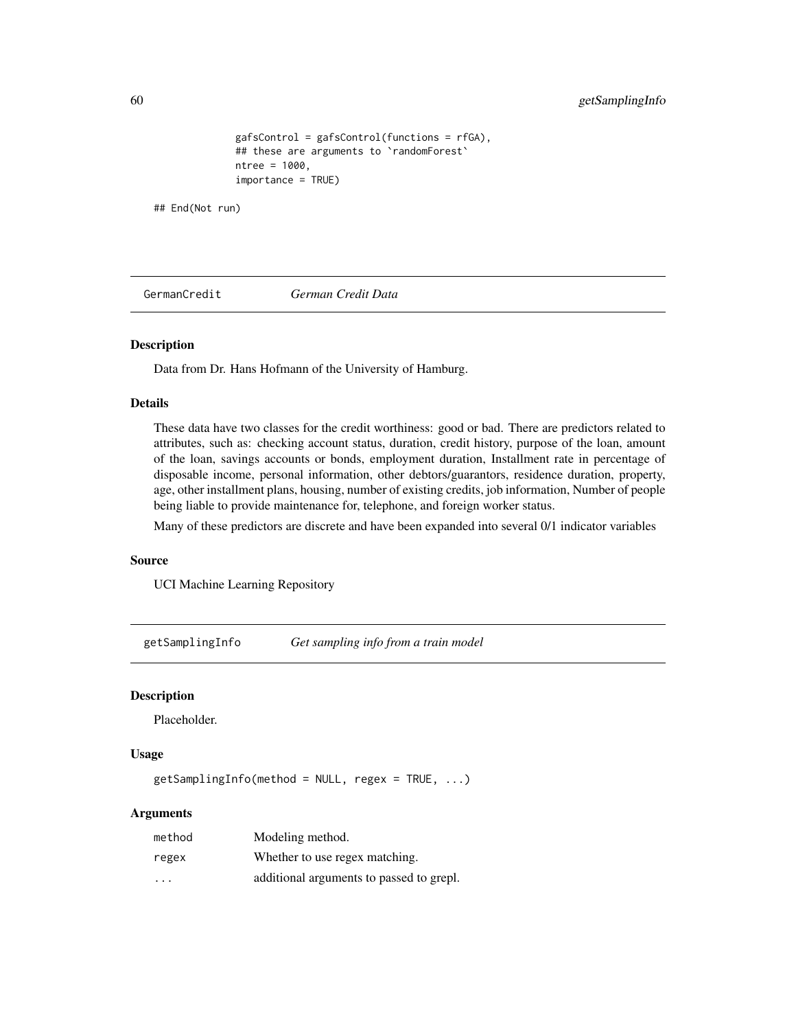```
              gafsControl = gafsControl(functions = rfGA),
              ## these are arguments to `randomForest`
              ntree = 1000,
              importance = TRUE)

## End(Not run)
```

## GermanCredit *German Credit Data*

### Description

Data from Dr. Hans Hofmann of the University of Hamburg.

### Details

These data have two classes for the credit worthiness: good or bad. There are predictors related to attributes, such as: checking account status, duration, credit history, purpose of the loan, amount of the loan, savings accounts or bonds, employment duration, Installment rate in percentage of disposable income, personal information, other debtors/guarantors, residence duration, property, age, other installment plans, housing, number of existing credits, job information, Number of people being liable to provide maintenance for, telephone, and foreign worker status.

Many of these predictors are discrete and have been expanded into several 0/1 indicator variables

### Source

UCI Machine Learning Repository

## getSamplingInfo *Get sampling info from a train model*

### Description

Placeholder.

### Usage

```
getSamplingInfo(method = NULL, regex = TRUE, ...)
```

### Arguments

| | |
|---|---|
| method | Modeling method. |
| regex | Whether to use regex matching. |
| ... | additional arguments to passed to grepl. |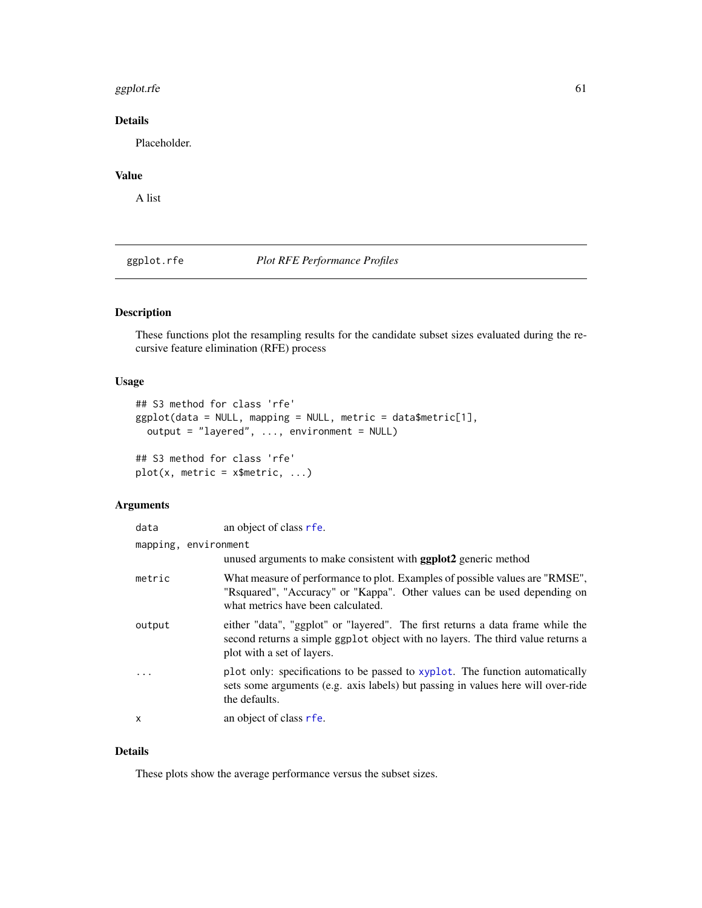## Details

Placeholder.

## Value

A list

---

ggplot.rfe *Plot RFE Performance Profiles*

---

## Description

These functions plot the resampling results for the candidate subset sizes evaluated during the recursive feature elimination (RFE) process

## Usage

```
## S3 method for class 'rfe'
ggplot(data = NULL, mapping = NULL, metric = data$metric[1],
  output = "layered", ..., environment = NULL)

## S3 method for class 'rfe'
plot(x, metric = x$metric, ...)
```

## Arguments

| | |
|---|---|
| `data` | an object of class `rfe`. |
| `mapping, environment` | unused arguments to make consistent with **ggplot2** generic method |
| `metric` | What measure of performance to plot. Examples of possible values are "RMSE", "Rsquared", "Accuracy" or "Kappa". Other values can be used depending on what metrics have been calculated. |
| `output` | either "data", "ggplot" or "layered". The first returns a data frame while the second returns a simple `ggplot` object with no layers. The third value returns a plot with a set of layers. |
| `...` | `plot` only: specifications to be passed to `xyplot`. The function automatically sets some arguments (e.g. axis labels) but passing in values here will over-ride the defaults. |
| `x` | an object of class `rfe`. |

## Details

These plots show the average performance versus the subset sizes.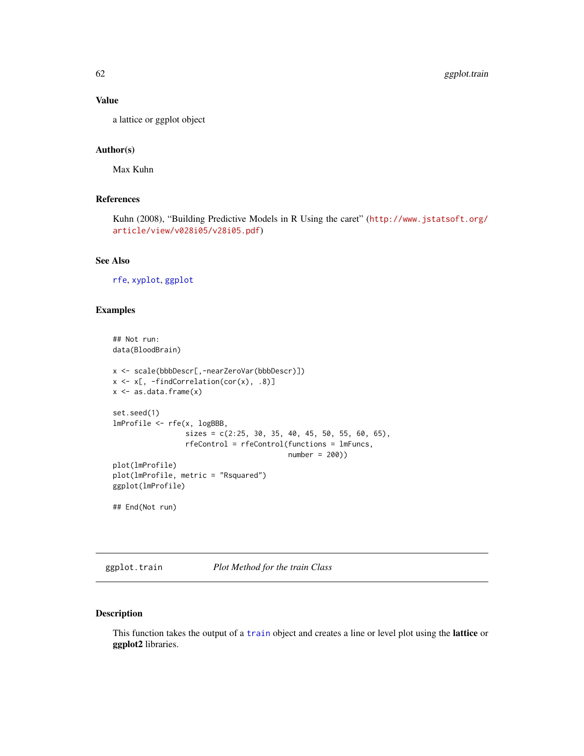## Value

a lattice or ggplot object

## Author(s)

Max Kuhn

## References

Kuhn (2008), "Building Predictive Models in R Using the caret" (http://www.jstatsoft.org/article/view/v028i05/v28i05.pdf)

## See Also

rfe, xyplot, ggplot

## Examples

```
## Not run:
data(BloodBrain)

x <- scale(bbbDescr[,-nearZeroVar(bbbDescr)])
x <- x[, -findCorrelation(cor(x), .8)]
x <- as.data.frame(x)

set.seed(1)
lmProfile <- rfe(x, logBBB,
                 sizes = c(2:25, 30, 35, 40, 45, 50, 55, 60, 65),
                 rfeControl = rfeControl(functions = lmFuncs,
                                         number = 200))
plot(lmProfile)
plot(lmProfile, metric = "Rsquared")
ggplot(lmProfile)

## End(Not run)
```

---

# ggplot.train — *Plot Method for the train Class*

## Description

This function takes the output of a train object and creates a line or level plot using the **lattice** or **ggplot2** libraries.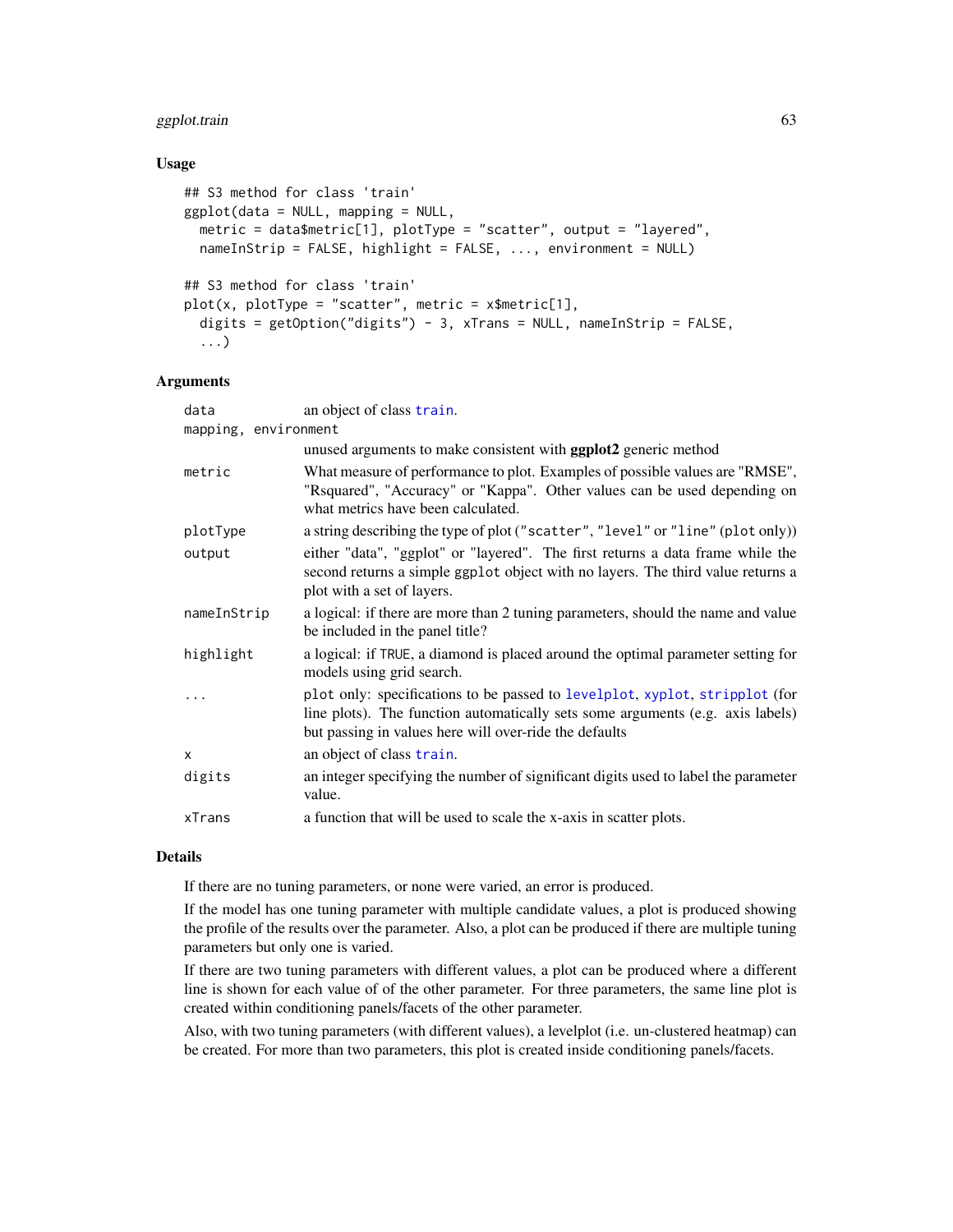## Usage

```
## S3 method for class 'train'
ggplot(data = NULL, mapping = NULL,
  metric = data$metric[1], plotType = "scatter", output = "layered",
  nameInStrip = FALSE, highlight = FALSE, ..., environment = NULL)

## S3 method for class 'train'
plot(x, plotType = "scatter", metric = x$metric[1],
  digits = getOption("digits") - 3, xTrans = NULL, nameInStrip = FALSE,
  ...)
```

## Arguments

| | |
|---|---|
| `data` | an object of class `train`. |
| `mapping, environment` | unused arguments to make consistent with **ggplot2** generic method |
| `metric` | What measure of performance to plot. Examples of possible values are "RMSE", "Rsquared", "Accuracy" or "Kappa". Other values can be used depending on what metrics have been calculated. |
| `plotType` | a string describing the type of plot (`"scatter"`, `"level"` or `"line"` (`plot` only)) |
| `output` | either "data", "ggplot" or "layered". The first returns a data frame while the second returns a simple `ggplot` object with no layers. The third value returns a plot with a set of layers. |
| `nameInStrip` | a logical: if there are more than 2 tuning parameters, should the name and value be included in the panel title? |
| `highlight` | a logical: if `TRUE`, a diamond is placed around the optimal parameter setting for models using grid search. |
| `...` | `plot` only: specifications to be passed to `levelplot`, `xyplot`, `stripplot` (for line plots). The function automatically sets some arguments (e.g. axis labels) but passing in values here will over-ride the defaults |
| `x` | an object of class `train`. |
| `digits` | an integer specifying the number of significant digits used to label the parameter value. |
| `xTrans` | a function that will be used to scale the x-axis in scatter plots. |

## Details

If there are no tuning parameters, or none were varied, an error is produced.

If the model has one tuning parameter with multiple candidate values, a plot is produced showing the profile of the results over the parameter. Also, a plot can be produced if there are multiple tuning parameters but only one is varied.

If there are two tuning parameters with different values, a plot can be produced where a different line is shown for each value of of the other parameter. For three parameters, the same line plot is created within conditioning panels/facets of the other parameter.

Also, with two tuning parameters (with different values), a levelplot (i.e. un-clustered heatmap) can be created. For more than two parameters, this plot is created inside conditioning panels/facets.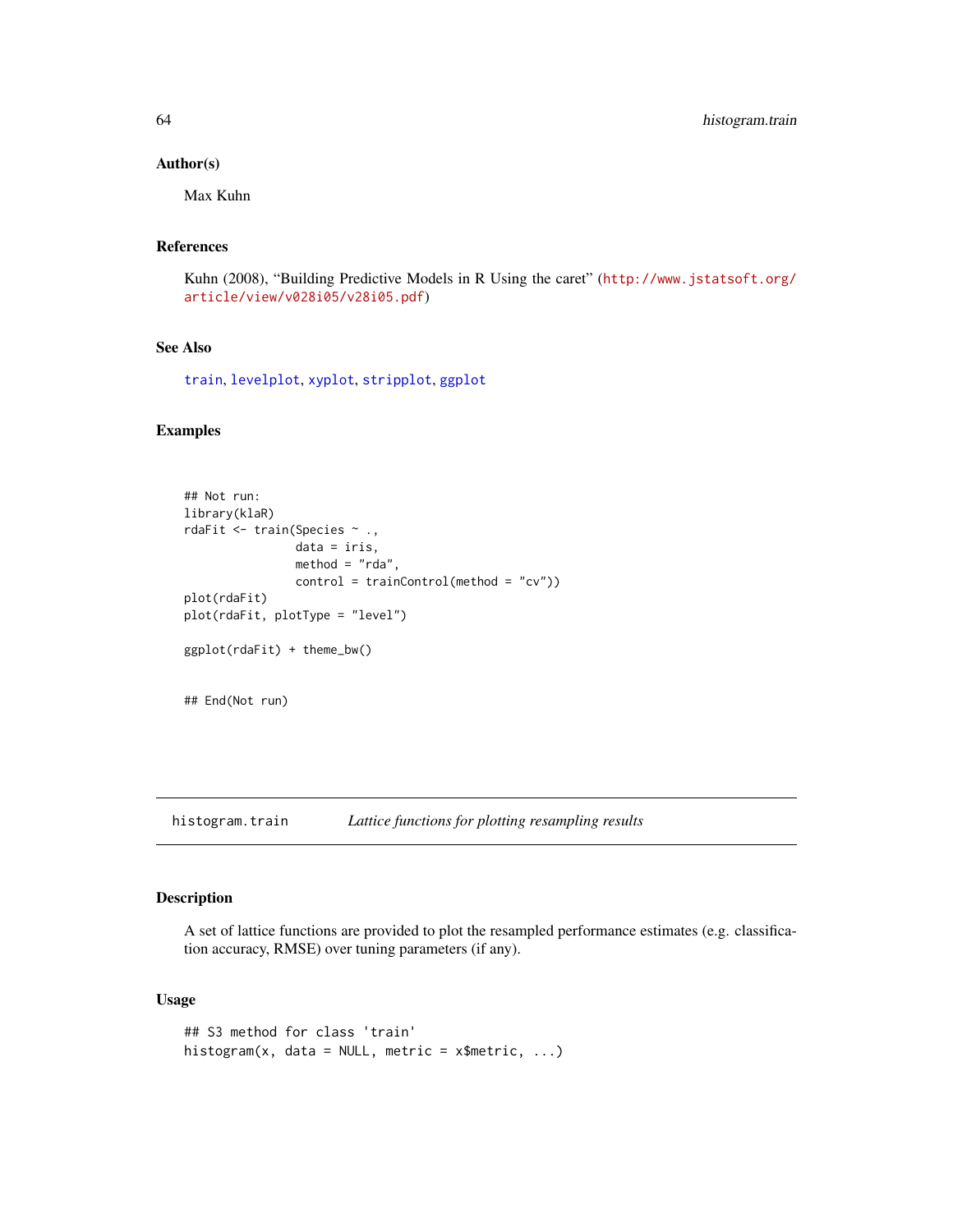### Author(s)

Max Kuhn

### References

Kuhn (2008), "Building Predictive Models in R Using the caret" (http://www.jstatsoft.org/article/view/v028i05/v28i05.pdf)

### See Also

train, levelplot, xyplot, stripplot, ggplot

### Examples

```
## Not run:
library(klaR)
rdaFit <- train(Species ~ .,
                data = iris,
                method = "rda",
                control = trainControl(method = "cv"))
plot(rdaFit)
plot(rdaFit, plotType = "level")

ggplot(rdaFit) + theme_bw()


## End(Not run)
```

---

## histogram.train &nbsp;&nbsp;&nbsp; *Lattice functions for plotting resampling results*

---

### Description

A set of lattice functions are provided to plot the resampled performance estimates (e.g. classification accuracy, RMSE) over tuning parameters (if any).

### Usage

```
## S3 method for class 'train'
histogram(x, data = NULL, metric = x$metric, ...)
```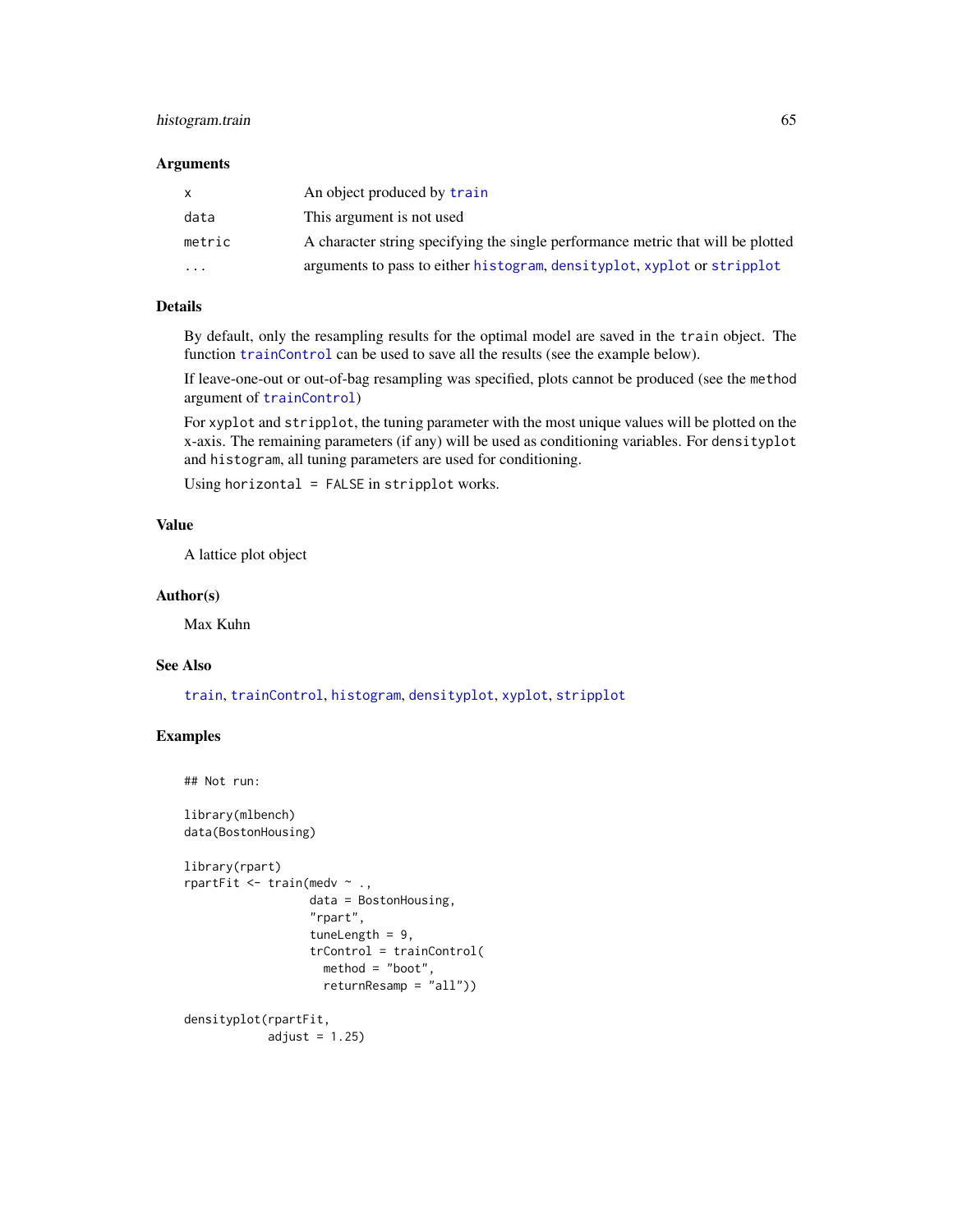### Arguments

| | |
|---|---|
| `x` | An object produced by `train` |
| `data` | This argument is not used |
| `metric` | A character string specifying the single performance metric that will be plotted |
| `...` | arguments to pass to either `histogram`, `densityplot`, `xyplot` or `stripplot` |

### Details

By default, only the resampling results for the optimal model are saved in the `train` object. The function `trainControl` can be used to save all the results (see the example below).

If leave-one-out or out-of-bag resampling was specified, plots cannot be produced (see the `method` argument of `trainControl`)

For `xyplot` and `stripplot`, the tuning parameter with the most unique values will be plotted on the x-axis. The remaining parameters (if any) will be used as conditioning variables. For `densityplot` and `histogram`, all tuning parameters are used for conditioning.

Using `horizontal = FALSE` in `stripplot` works.

### Value

A lattice plot object

### Author(s)

Max Kuhn

### See Also

`train`, `trainControl`, `histogram`, `densityplot`, `xyplot`, `stripplot`

### Examples

```
## Not run:

library(mlbench)
data(BostonHousing)

library(rpart)
rpartFit <- train(medv ~ .,
                  data = BostonHousing,
                  "rpart",
                  tuneLength = 9,
                  trControl = trainControl(
                    method = "boot",
                    returnResamp = "all"))

densityplot(rpartFit,
            adjust = 1.25)
```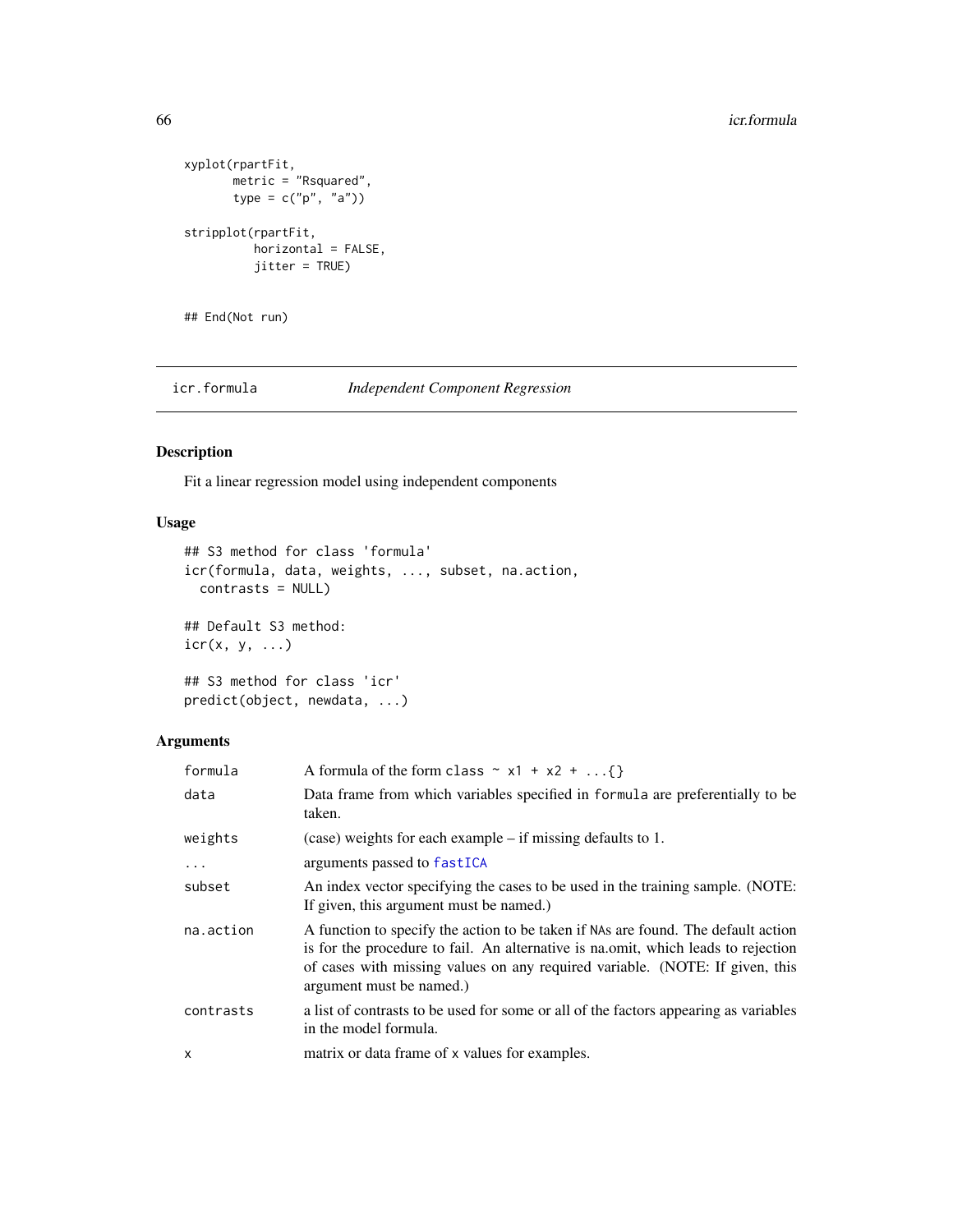```
xyplot(rpartFit,
       metric = "Rsquared",
       type = c("p", "a"))

stripplot(rpartFit,
          horizontal = FALSE,
          jitter = TRUE)


## End(Not run)
```

---

`icr.formula` *Independent Component Regression*

---

## Description

Fit a linear regression model using independent components

## Usage

```
## S3 method for class 'formula'
icr(formula, data, weights, ..., subset, na.action,
  contrasts = NULL)

## Default S3 method:
icr(x, y, ...)

## S3 method for class 'icr'
predict(object, newdata, ...)
```

## Arguments

| | |
|---|---|
| `formula` | A formula of the form `class ~ x1 + x2 + ...{}` |
| `data` | Data frame from which variables specified in `formula` are preferentially to be taken. |
| `weights` | (case) weights for each example – if missing defaults to 1. |
| `...` | arguments passed to `fastICA` |
| `subset` | An index vector specifying the cases to be used in the training sample. (NOTE: If given, this argument must be named.) |
| `na.action` | A function to specify the action to be taken if NAs are found. The default action is for the procedure to fail. An alternative is na.omit, which leads to rejection of cases with missing values on any required variable. (NOTE: If given, this argument must be named.) |
| `contrasts` | a list of contrasts to be used for some or all of the factors appearing as variables in the model formula. |
| `x` | matrix or data frame of `x` values for examples. |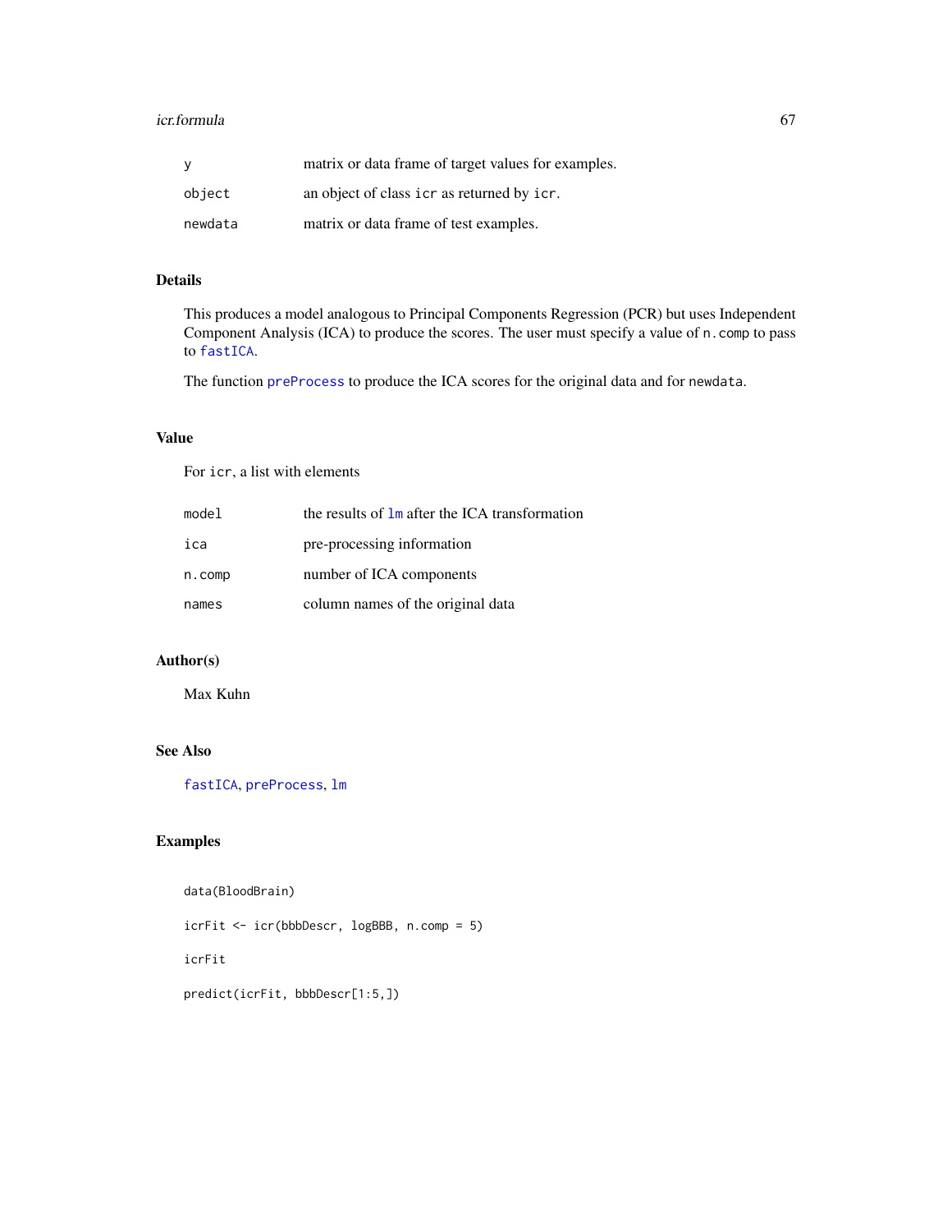| | |
|---|---|
| `y` | matrix or data frame of target values for examples. |
| `object` | an object of class `icr` as returned by `icr`. |
| `newdata` | matrix or data frame of test examples. |

## Details

This produces a model analogous to Principal Components Regression (PCR) but uses Independent Component Analysis (ICA) to produce the scores. The user must specify a value of `n.comp` to pass to `fastICA`.

The function `preProcess` to produce the ICA scores for the original data and for `newdata`.

## Value

For `icr`, a list with elements

| | |
|---|---|
| `model` | the results of `lm` after the ICA transformation |
| `ica` | pre-processing information |
| `n.comp` | number of ICA components |
| `names` | column names of the original data |

## Author(s)

Max Kuhn

## See Also

`fastICA`, `preProcess`, `lm`

## Examples

```
data(BloodBrain)

icrFit <- icr(bbbDescr, logBBB, n.comp = 5)

icrFit

predict(icrFit, bbbDescr[1:5,])
```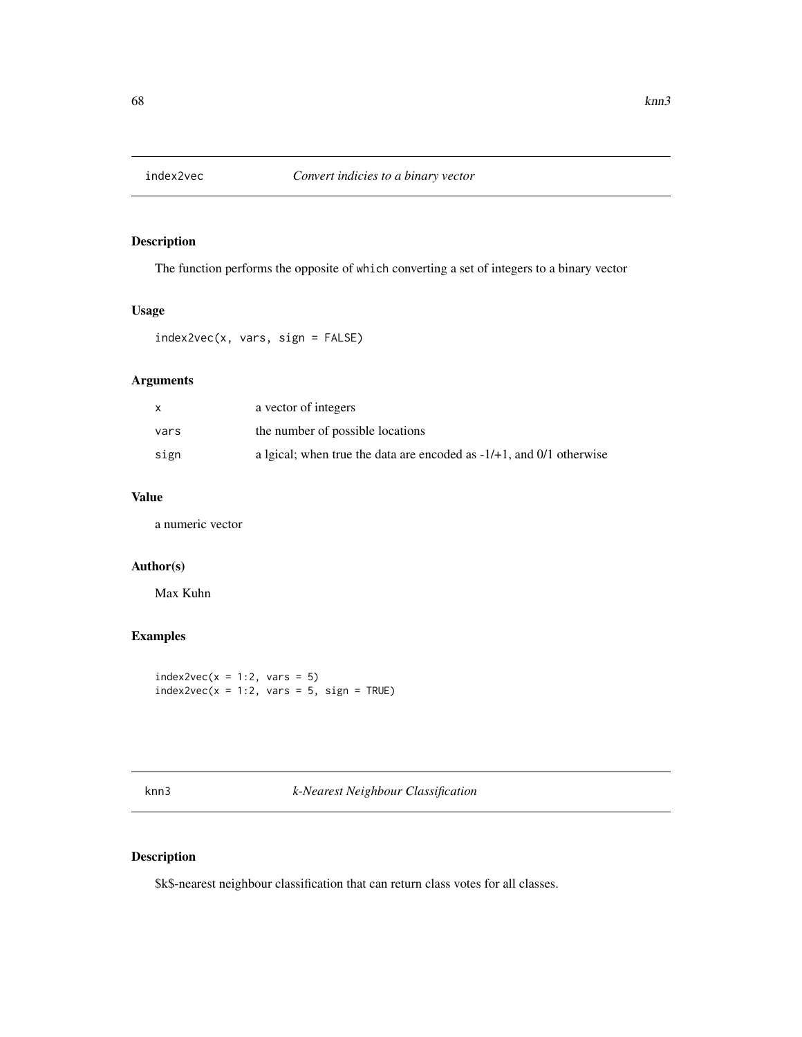## index2vec *Convert indicies to a binary vector*

### Description

The function performs the opposite of `which` converting a set of integers to a binary vector

### Usage

```
index2vec(x, vars, sign = FALSE)
```

### Arguments

| | |
|---|---|
| x | a vector of integers |
| vars | the number of possible locations |
| sign | a lgical; when true the data are encoded as -1/+1, and 0/1 otherwise |

### Value

a numeric vector

### Author(s)

Max Kuhn

### Examples

```
index2vec(x = 1:2, vars = 5)
index2vec(x = 1:2, vars = 5, sign = TRUE)
```

## knn3 *k-Nearest Neighbour Classification*

### Description

$k$-nearest neighbour classification that can return class votes for all classes.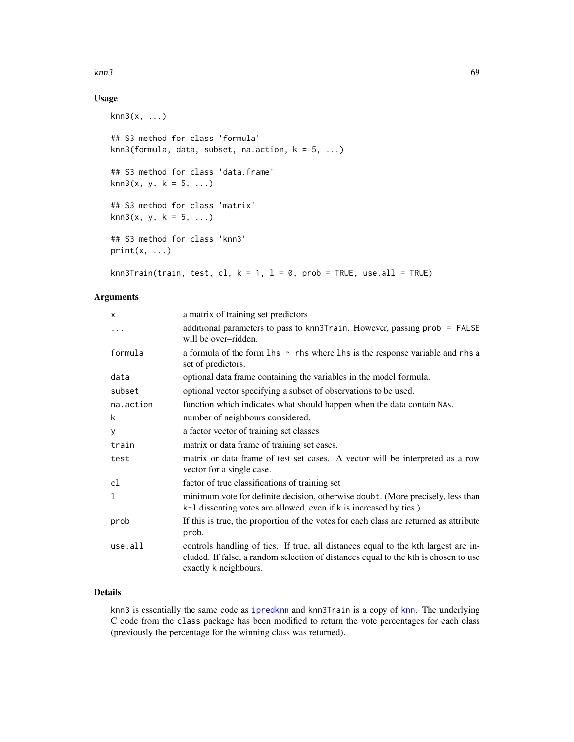## Usage

```
knn3(x, ...)

## S3 method for class 'formula'
knn3(formula, data, subset, na.action, k = 5, ...)

## S3 method for class 'data.frame'
knn3(x, y, k = 5, ...)

## S3 method for class 'matrix'
knn3(x, y, k = 5, ...)

## S3 method for class 'knn3'
print(x, ...)

knn3Train(train, test, cl, k = 1, l = 0, prob = TRUE, use.all = TRUE)
```

## Arguments

| | |
|---|---|
| x | a matrix of training set predictors |
| ... | additional parameters to pass to knn3Train. However, passing prob = FALSE will be over–ridden. |
| formula | a formula of the form lhs ~ rhs where lhs is the response variable and rhs a set of predictors. |
| data | optional data frame containing the variables in the model formula. |
| subset | optional vector specifying a subset of observations to be used. |
| na.action | function which indicates what should happen when the data contain NAs. |
| k | number of neighbours considered. |
| y | a factor vector of training set classes |
| train | matrix or data frame of training set cases. |
| test | matrix or data frame of test set cases. A vector will be interpreted as a row vector for a single case. |
| cl | factor of true classifications of training set |
| l | minimum vote for definite decision, otherwise doubt. (More precisely, less than k-l dissenting votes are allowed, even if k is increased by ties.) |
| prob | If this is true, the proportion of the votes for each class are returned as attribute prob. |
| use.all | controls handling of ties. If true, all distances equal to the kth largest are included. If false, a random selection of distances equal to the kth is chosen to use exactly k neighbours. |

## Details

knn3 is essentially the same code as ipredknn and knn3Train is a copy of knn. The underlying C code from the class package has been modified to return the vote percentages for each class (previously the percentage for the winning class was returned).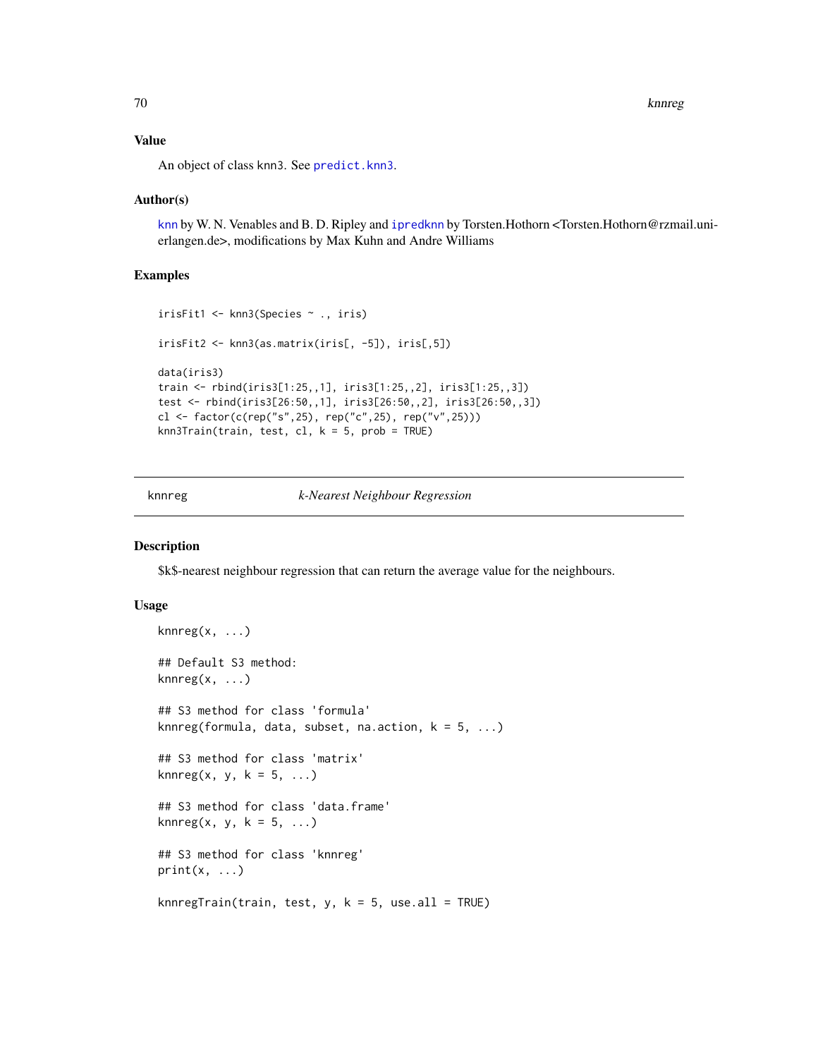### Value

An object of class knn3. See `predict.knn3`.

### Author(s)

`knn` by W. N. Venables and B. D. Ripley and `ipredknn` by Torsten.Hothorn <Torsten.Hothorn@rzmail.uni-erlangen.de>, modifications by Max Kuhn and Andre Williams

### Examples

```
irisFit1 <- knn3(Species ~ ., iris)

irisFit2 <- knn3(as.matrix(iris[, -5]), iris[,5])

data(iris3)
train <- rbind(iris3[1:25,,1], iris3[1:25,,2], iris3[1:25,,3])
test <- rbind(iris3[26:50,,1], iris3[26:50,,2], iris3[26:50,,3])
cl <- factor(c(rep("s",25), rep("c",25), rep("v",25)))
knn3Train(train, test, cl, k = 5, prob = TRUE)
```

---

## knnreg — *k-Nearest Neighbour Regression*

---

### Description

$k$-nearest neighbour regression that can return the average value for the neighbours.

### Usage

```
knnreg(x, ...)

## Default S3 method:
knnreg(x, ...)

## S3 method for class 'formula'
knnreg(formula, data, subset, na.action, k = 5, ...)

## S3 method for class 'matrix'
knnreg(x, y, k = 5, ...)

## S3 method for class 'data.frame'
knnreg(x, y, k = 5, ...)

## S3 method for class 'knnreg'
print(x, ...)

knnregTrain(train, test, y, k = 5, use.all = TRUE)
```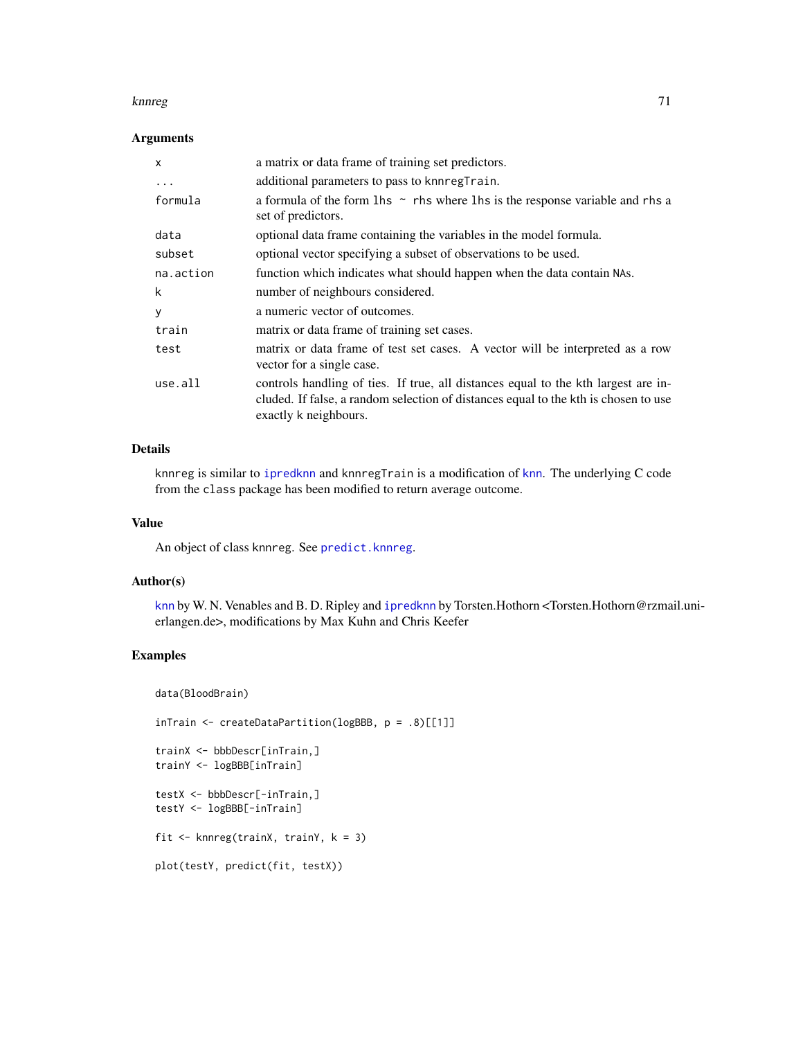## Arguments

| | |
|---|---|
| x | a matrix or data frame of training set predictors. |
| ... | additional parameters to pass to knnregTrain. |
| formula | a formula of the form lhs ~ rhs where lhs is the response variable and rhs a set of predictors. |
| data | optional data frame containing the variables in the model formula. |
| subset | optional vector specifying a subset of observations to be used. |
| na.action | function which indicates what should happen when the data contain NAs. |
| k | number of neighbours considered. |
| y | a numeric vector of outcomes. |
| train | matrix or data frame of training set cases. |
| test | matrix or data frame of test set cases. A vector will be interpreted as a row vector for a single case. |
| use.all | controls handling of ties. If true, all distances equal to the kth largest are included. If false, a random selection of distances equal to the kth is chosen to use exactly k neighbours. |

## Details

knnreg is similar to ipredknn and knnregTrain is a modification of knn. The underlying C code from the class package has been modified to return average outcome.

## Value

An object of class knnreg. See predict.knnreg.

## Author(s)

knn by W. N. Venables and B. D. Ripley and ipredknn by Torsten.Hothorn <Torsten.Hothorn@rzmail.uni-erlangen.de>, modifications by Max Kuhn and Chris Keefer

## Examples

```
data(BloodBrain)

inTrain <- createDataPartition(logBBB, p = .8)[[1]]

trainX <- bbbDescr[inTrain,]
trainY <- logBBB[inTrain]

testX <- bbbDescr[-inTrain,]
testY <- logBBB[-inTrain]

fit <- knnreg(trainX, trainY, k = 3)

plot(testY, predict(fit, testX))
```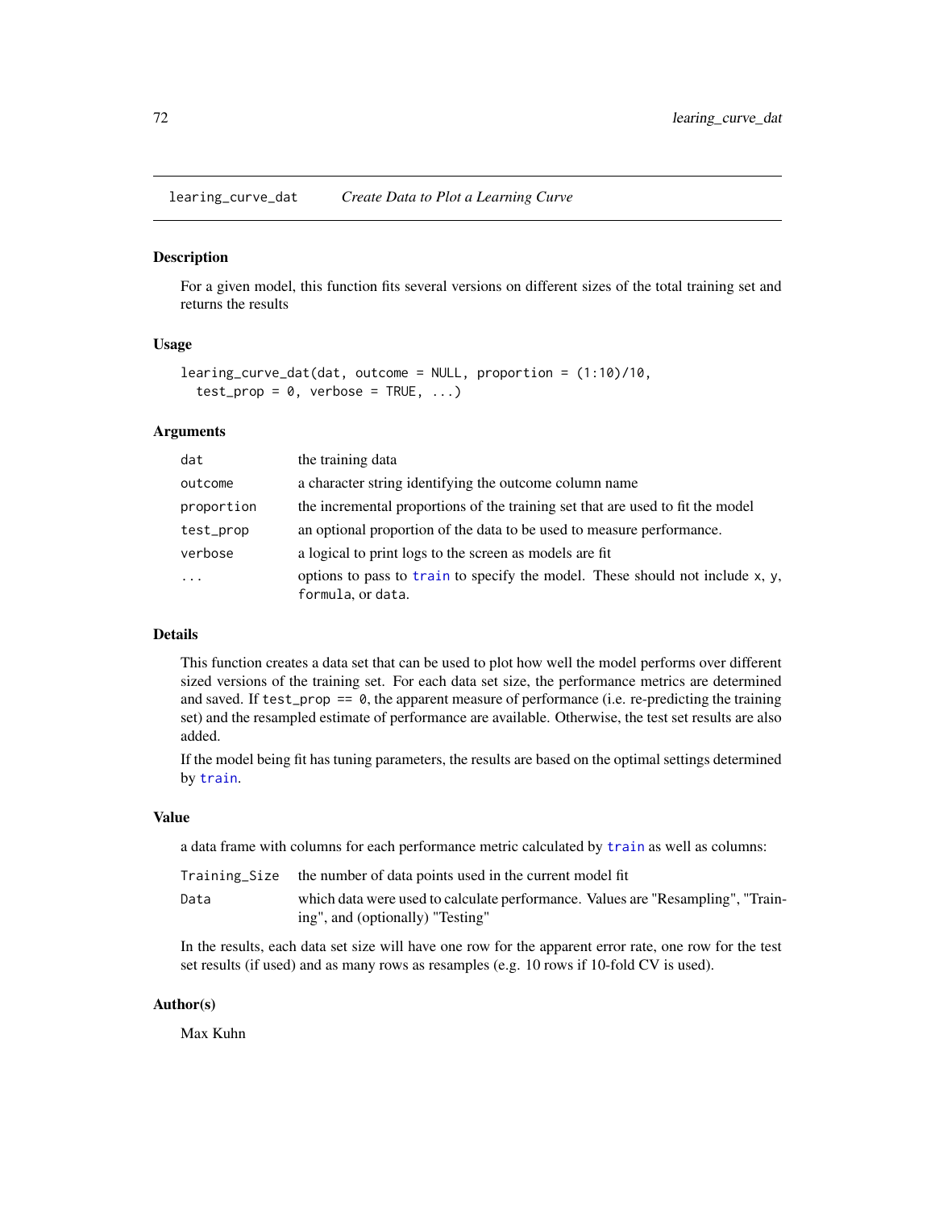# learing_curve_dat — *Create Data to Plot a Learning Curve*

## Description

For a given model, this function fits several versions on different sizes of the total training set and returns the results

## Usage

```
learing_curve_dat(dat, outcome = NULL, proportion = (1:10)/10,
  test_prop = 0, verbose = TRUE, ...)
```

## Arguments

| | |
|---|---|
| `dat` | the training data |
| `outcome` | a character string identifying the outcome column name |
| `proportion` | the incremental proportions of the training set that are used to fit the model |
| `test_prop` | an optional proportion of the data to be used to measure performance. |
| `verbose` | a logical to print logs to the screen as models are fit |
| `...` | options to pass to `train` to specify the model. These should not include `x`, `y`, `formula`, or `data`. |

## Details

This function creates a data set that can be used to plot how well the model performs over different sized versions of the training set. For each data set size, the performance metrics are determined and saved. If `test_prop == 0`, the apparent measure of performance (i.e. re-predicting the training set) and the resampled estimate of performance are available. Otherwise, the test set results are also added.

If the model being fit has tuning parameters, the results are based on the optimal settings determined by `train`.

## Value

a data frame with columns for each performance metric calculated by `train` as well as columns:

| | |
|---|---|
| `Training_Size` | the number of data points used in the current model fit |
| `Data` | which data were used to calculate performance. Values are "Resampling", "Training", and (optionally) "Testing" |

In the results, each data set size will have one row for the apparent error rate, one row for the test set results (if used) and as many rows as resamples (e.g. 10 rows if 10-fold CV is used).

## Author(s)

Max Kuhn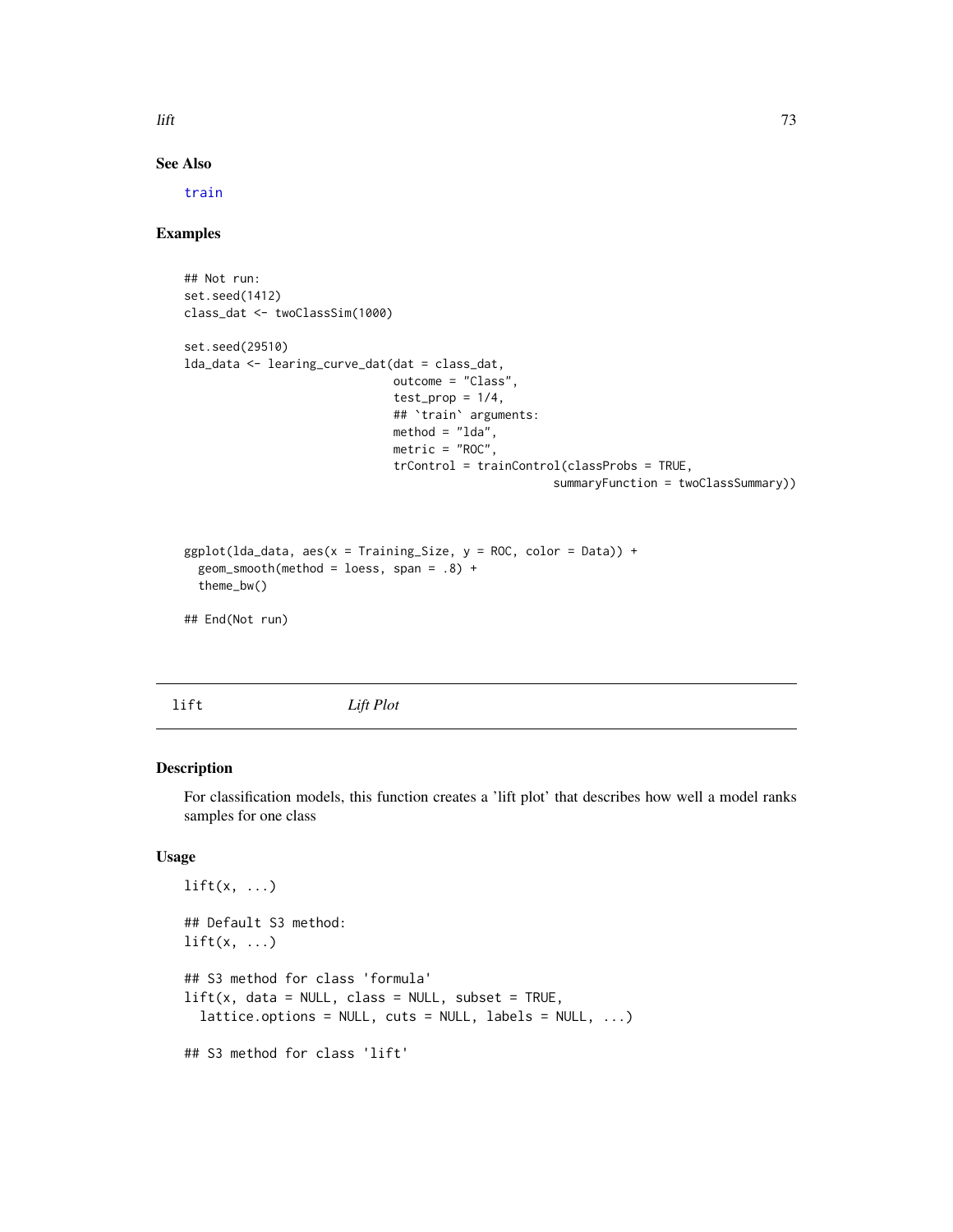### See Also

train

### Examples

```
## Not run:
set.seed(1412)
class_dat <- twoClassSim(1000)

set.seed(29510)
lda_data <- learing_curve_dat(dat = class_dat,
                              outcome = "Class",
                              test_prop = 1/4,
                              ## `train` arguments:
                              method = "lda",
                              metric = "ROC",
                              trControl = trainControl(classProbs = TRUE,
                                                       summaryFunction = twoClassSummary))



ggplot(lda_data, aes(x = Training_Size, y = ROC, color = Data)) +
  geom_smooth(method = loess, span = .8) +
  theme_bw()

## End(Not run)
```

---

## lift *Lift Plot*

---

### Description

For classification models, this function creates a 'lift plot' that describes how well a model ranks samples for one class

### Usage

```
lift(x, ...)

## Default S3 method:
lift(x, ...)

## S3 method for class 'formula'
lift(x, data = NULL, class = NULL, subset = TRUE,
  lattice.options = NULL, cuts = NULL, labels = NULL, ...)

## S3 method for class 'lift'
```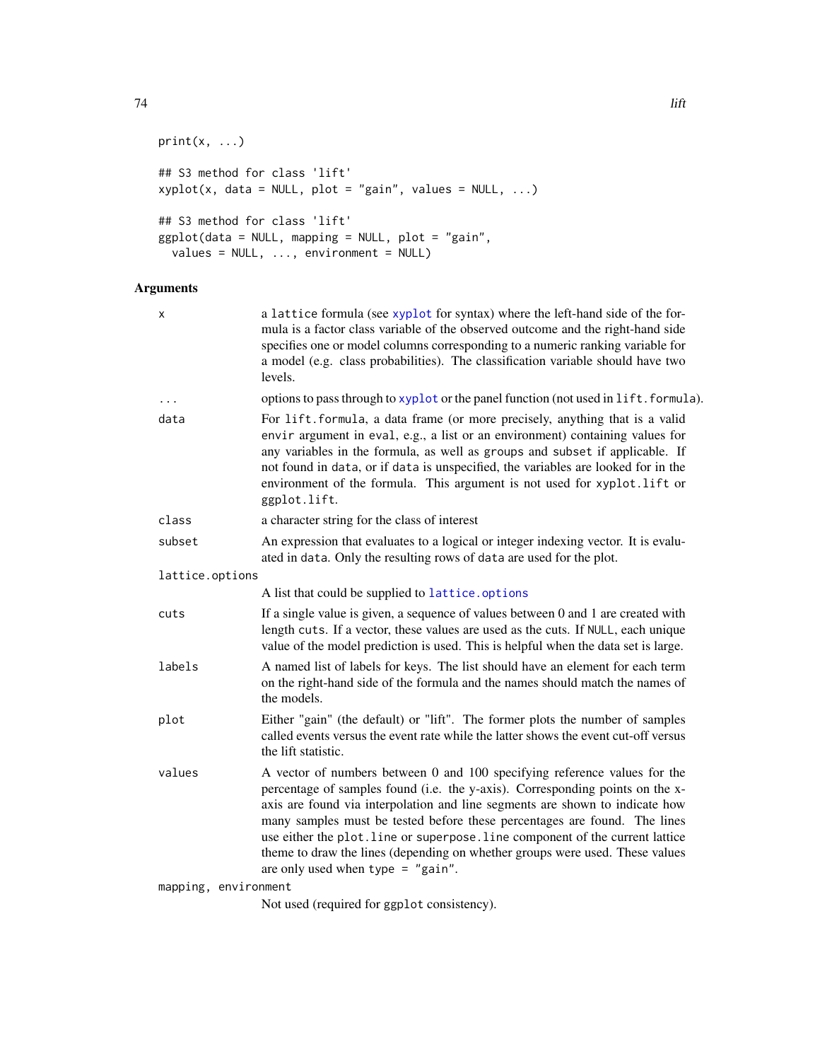```
print(x, ...)

## S3 method for class 'lift'
xyplot(x, data = NULL, plot = "gain", values = NULL, ...)

## S3 method for class 'lift'
ggplot(data = NULL, mapping = NULL, plot = "gain",
  values = NULL, ..., environment = NULL)
```

## Arguments

| | |
|---|---|
| x | a lattice formula (see xyplot for syntax) where the left-hand side of the formula is a factor class variable of the observed outcome and the right-hand side specifies one or model columns corresponding to a numeric ranking variable for a model (e.g. class probabilities). The classification variable should have two levels. |
| ... | options to pass through to xyplot or the panel function (not used in lift.formula). |
| data | For lift.formula, a data frame (or more precisely, anything that is a valid envir argument in eval, e.g., a list or an environment) containing values for any variables in the formula, as well as groups and subset if applicable. If not found in data, or if data is unspecified, the variables are looked for in the environment of the formula. This argument is not used for xyplot.lift or ggplot.lift. |
| class | a character string for the class of interest |
| subset | An expression that evaluates to a logical or integer indexing vector. It is evaluated in data. Only the resulting rows of data are used for the plot. |
| lattice.options | A list that could be supplied to lattice.options |
| cuts | If a single value is given, a sequence of values between 0 and 1 are created with length cuts. If a vector, these values are used as the cuts. If NULL, each unique value of the model prediction is used. This is helpful when the data set is large. |
| labels | A named list of labels for keys. The list should have an element for each term on the right-hand side of the formula and the names should match the names of the models. |
| plot | Either "gain" (the default) or "lift". The former plots the number of samples called events versus the event rate while the latter shows the event cut-off versus the lift statistic. |
| values | A vector of numbers between 0 and 100 specifying reference values for the percentage of samples found (i.e. the y-axis). Corresponding points on the x-axis are found via interpolation and line segments are shown to indicate how many samples must be tested before these percentages are found. The lines use either the plot.line or superpose.line component of the current lattice theme to draw the lines (depending on whether groups were used. These values are only used when type = "gain". |
| mapping, environment | Not used (required for ggplot consistency). |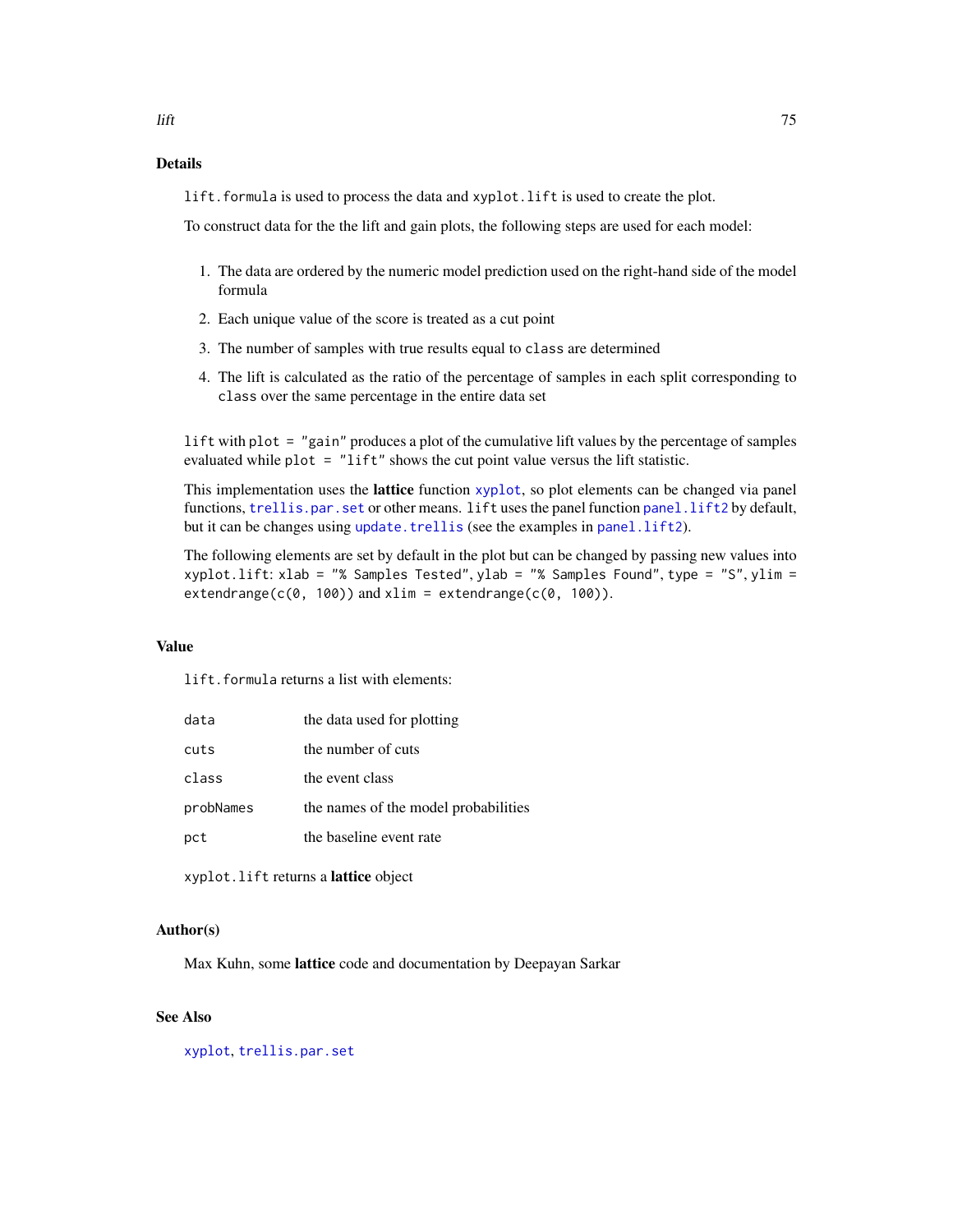## Details

`lift.formula` is used to process the data and `xyplot.lift` is used to create the plot.

To construct data for the the lift and gain plots, the following steps are used for each model:

1. The data are ordered by the numeric model prediction used on the right-hand side of the model formula
2. Each unique value of the score is treated as a cut point
3. The number of samples with true results equal to `class` are determined
4. The lift is calculated as the ratio of the percentage of samples in each split corresponding to `class` over the same percentage in the entire data set

`lift` with `plot = "gain"` produces a plot of the cumulative lift values by the percentage of samples evaluated while `plot = "lift"` shows the cut point value versus the lift statistic.

This implementation uses the **lattice** function `xyplot`, so plot elements can be changed via panel functions, `trellis.par.set` or other means. `lift` uses the panel function `panel.lift2` by default, but it can be changes using `update.trellis` (see the examples in `panel.lift2`).

The following elements are set by default in the plot but can be changed by passing new values into `xyplot.lift`: `xlab = "% Samples Tested"`, `ylab = "% Samples Found"`, `type = "S"`, `ylim = extendrange(c(0, 100))` and `xlim = extendrange(c(0, 100))`.

## Value

`lift.formula` returns a list with elements:

| | |
|---|---|
| `data` | the data used for plotting |
| `cuts` | the number of cuts |
| `class` | the event class |
| `probNames` | the names of the model probabilities |
| `pct` | the baseline event rate |

`xyplot.lift` returns a **lattice** object

## Author(s)

Max Kuhn, some **lattice** code and documentation by Deepayan Sarkar

## See Also

`xyplot`, `trellis.par.set`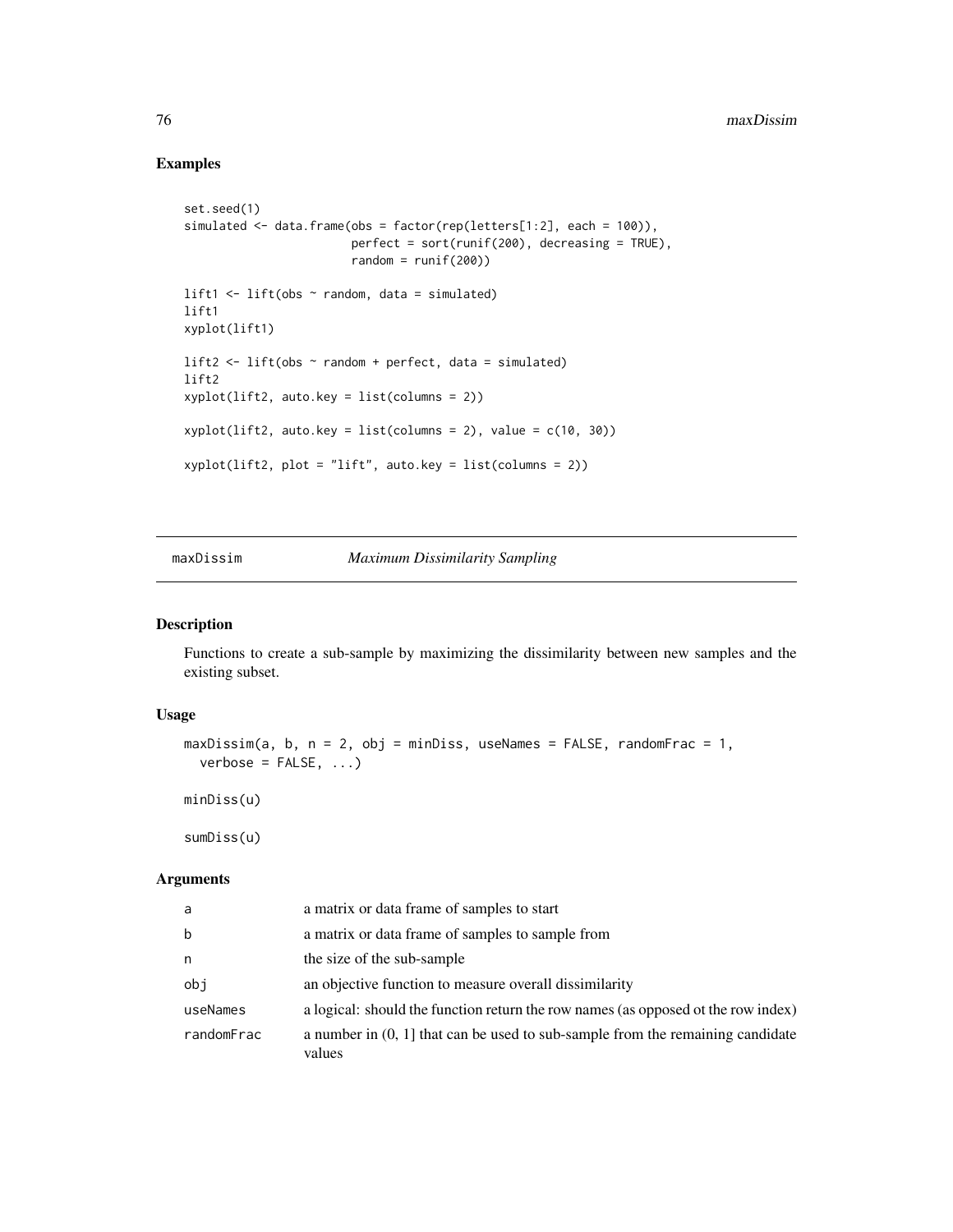## Examples

```
set.seed(1)
simulated <- data.frame(obs = factor(rep(letters[1:2], each = 100)),
                        perfect = sort(runif(200), decreasing = TRUE),
                        random = runif(200))

lift1 <- lift(obs ~ random, data = simulated)
lift1
xyplot(lift1)

lift2 <- lift(obs ~ random + perfect, data = simulated)
lift2
xyplot(lift2, auto.key = list(columns = 2))

xyplot(lift2, auto.key = list(columns = 2), value = c(10, 30))

xyplot(lift2, plot = "lift", auto.key = list(columns = 2))
```

---

# maxDissim *Maximum Dissimilarity Sampling*

## Description

Functions to create a sub-sample by maximizing the dissimilarity between new samples and the existing subset.

## Usage

```
maxDissim(a, b, n = 2, obj = minDiss, useNames = FALSE, randomFrac = 1,
  verbose = FALSE, ...)

minDiss(u)

sumDiss(u)
```

## Arguments

| | |
|---|---|
| a | a matrix or data frame of samples to start |
| b | a matrix or data frame of samples to sample from |
| n | the size of the sub-sample |
| obj | an objective function to measure overall dissimilarity |
| useNames | a logical: should the function return the row names (as opposed ot the row index) |
| randomFrac | a number in (0, 1] that can be used to sub-sample from the remaining candidate values |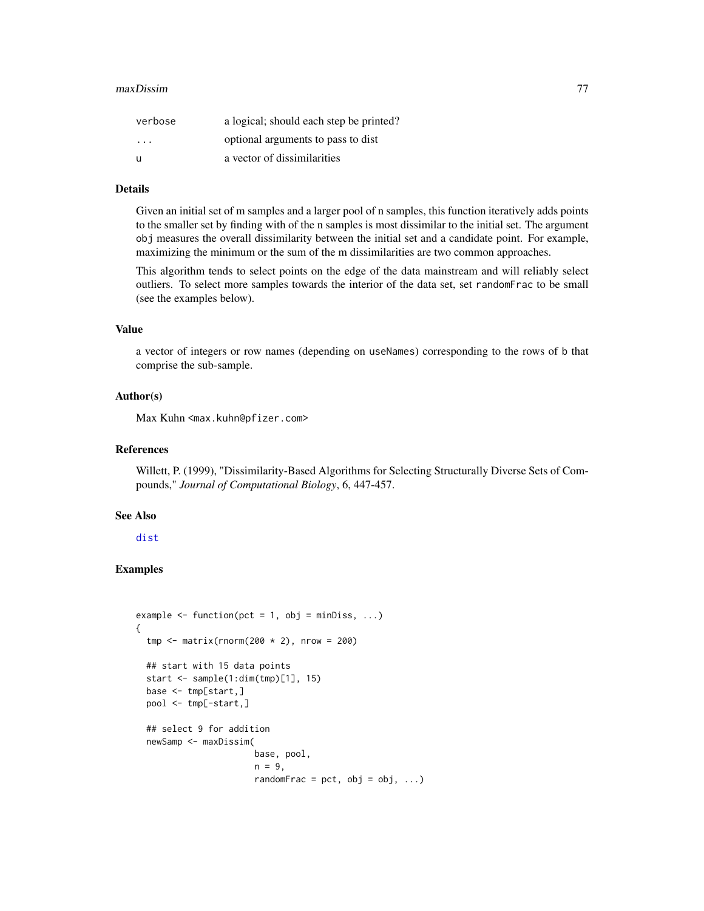| | |
|---|---|
| verbose | a logical; should each step be printed? |
| ... | optional arguments to pass to dist |
| u | a vector of dissimilarities |

## Details

Given an initial set of m samples and a larger pool of n samples, this function iteratively adds points to the smaller set by finding with of the n samples is most dissimilar to the initial set. The argument obj measures the overall dissimilarity between the initial set and a candidate point. For example, maximizing the minimum or the sum of the m dissimilarities are two common approaches.

This algorithm tends to select points on the edge of the data mainstream and will reliably select outliers. To select more samples towards the interior of the data set, set randomFrac to be small (see the examples below).

## Value

a vector of integers or row names (depending on useNames) corresponding to the rows of b that comprise the sub-sample.

## Author(s)

Max Kuhn <max.kuhn@pfizer.com>

## References

Willett, P. (1999), "Dissimilarity-Based Algorithms for Selecting Structurally Diverse Sets of Compounds," *Journal of Computational Biology*, 6, 447-457.

## See Also

dist

## Examples

```
example <- function(pct = 1, obj = minDiss, ...)
{
  tmp <- matrix(rnorm(200 * 2), nrow = 200)

  ## start with 15 data points
  start <- sample(1:dim(tmp)[1], 15)
  base <- tmp[start,]
  pool <- tmp[-start,]

  ## select 9 for addition
  newSamp <- maxDissim(
                      base, pool,
                      n = 9,
                      randomFrac = pct, obj = obj, ...)
```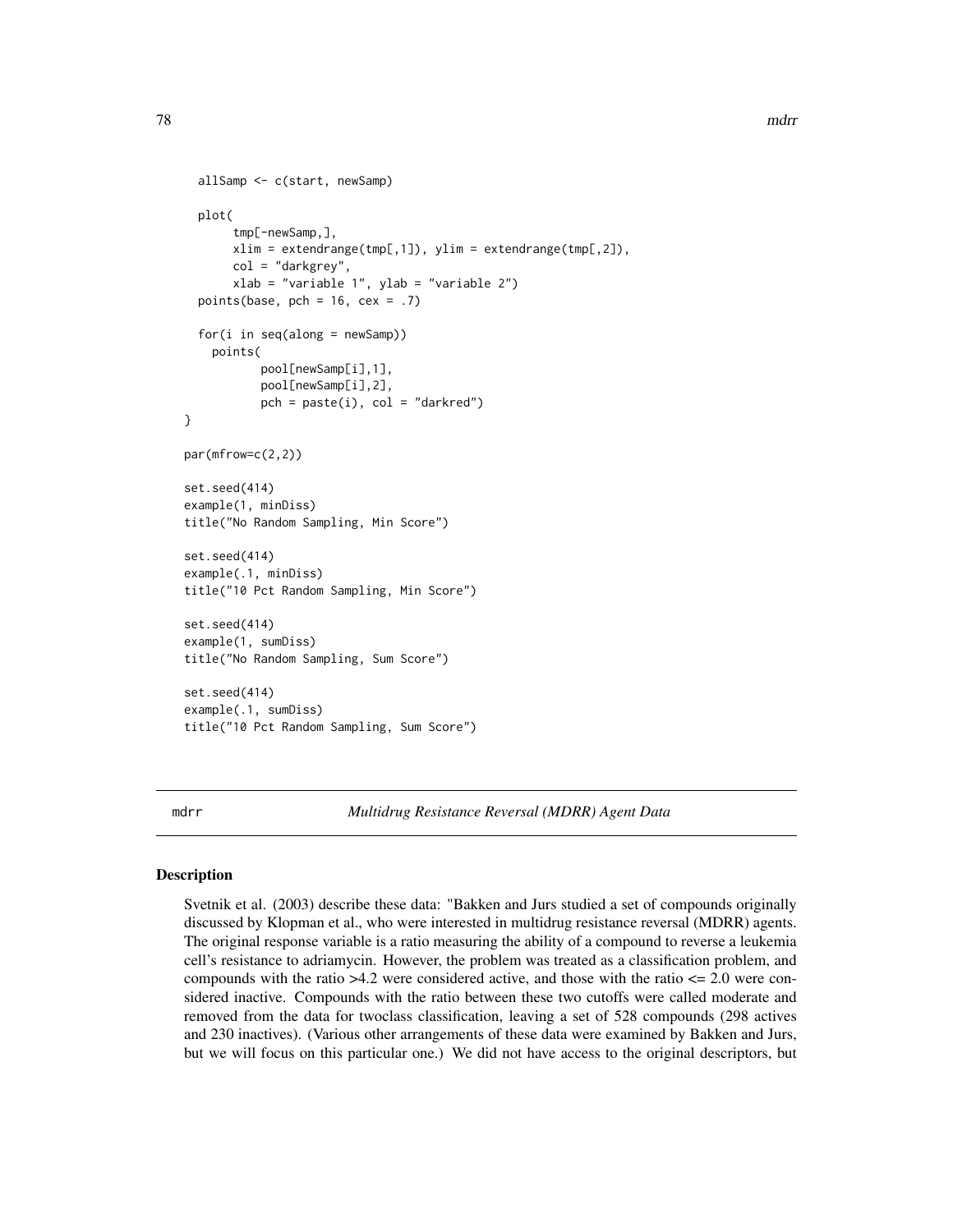```
  allSamp <- c(start, newSamp)

  plot(
       tmp[-newSamp,],
       xlim = extendrange(tmp[,1]), ylim = extendrange(tmp[,2]),
       col = "darkgrey",
       xlab = "variable 1", ylab = "variable 2")
  points(base, pch = 16, cex = .7)

  for(i in seq(along = newSamp))
    points(
           pool[newSamp[i],1],
           pool[newSamp[i],2],
           pch = paste(i), col = "darkred")
}

par(mfrow=c(2,2))

set.seed(414)
example(1, minDiss)
title("No Random Sampling, Min Score")

set.seed(414)
example(.1, minDiss)
title("10 Pct Random Sampling, Min Score")

set.seed(414)
example(1, sumDiss)
title("No Random Sampling, Sum Score")

set.seed(414)
example(.1, sumDiss)
title("10 Pct Random Sampling, Sum Score")
```

---

`mdrr` *Multidrug Resistance Reversal (MDRR) Agent Data*

---

## Description

Svetnik et al. (2003) describe these data: "Bakken and Jurs studied a set of compounds originally discussed by Klopman et al., who were interested in multidrug resistance reversal (MDRR) agents. The original response variable is a ratio measuring the ability of a compound to reverse a leukemia cell's resistance to adriamycin. However, the problem was treated as a classification problem, and compounds with the ratio >4.2 were considered active, and those with the ratio <= 2.0 were considered inactive. Compounds with the ratio between these two cutoffs were called moderate and removed from the data for twoclass classification, leaving a set of 528 compounds (298 actives and 230 inactives). (Various other arrangements of these data were examined by Bakken and Jurs, but we will focus on this particular one.) We did not have access to the original descriptors, but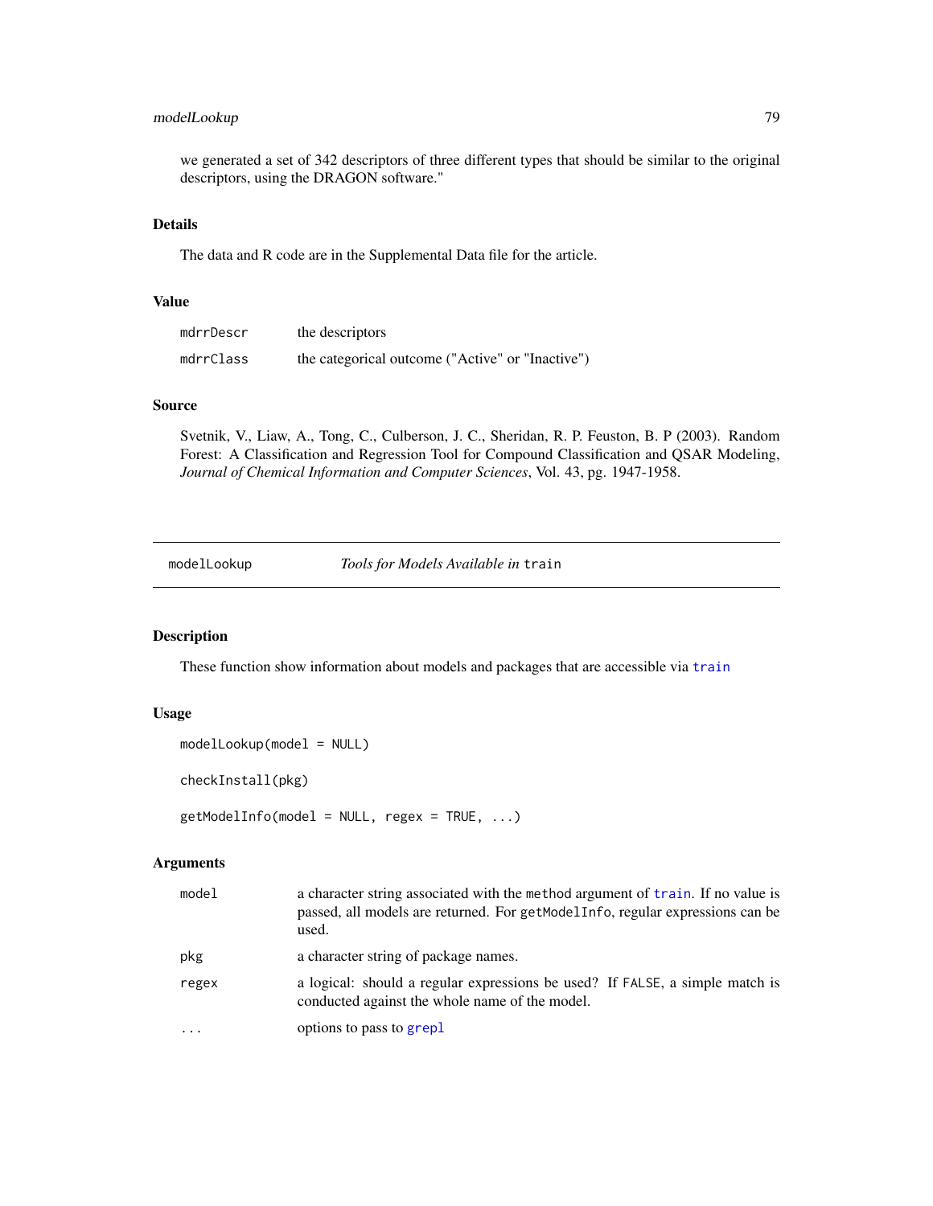we generated a set of 342 descriptors of three different types that should be similar to the original descriptors, using the DRAGON software."

### Details

The data and R code are in the Supplemental Data file for the article.

### Value

| | |
|---|---|
| `mdrrDescr` | the descriptors |
| `mdrrClass` | the categorical outcome ("Active" or "Inactive") |

### Source

Svetnik, V., Liaw, A., Tong, C., Culberson, J. C., Sheridan, R. P. Feuston, B. P (2003). Random Forest: A Classification and Regression Tool for Compound Classification and QSAR Modeling, *Journal of Chemical Information and Computer Sciences*, Vol. 43, pg. 1947-1958.

---

## `modelLookup` — *Tools for Models Available in* `train`

---

### Description

These function show information about models and packages that are accessible via `train`

### Usage

```
modelLookup(model = NULL)

checkInstall(pkg)

getModelInfo(model = NULL, regex = TRUE, ...)
```

### Arguments

| | |
|---|---|
| `model` | a character string associated with the `method` argument of `train`. If no value is passed, all models are returned. For `getModelInfo`, regular expressions can be used. |
| `pkg` | a character string of package names. |
| `regex` | a logical: should a regular expressions be used? If `FALSE`, a simple match is conducted against the whole name of the model. |
| `...` | options to pass to `grepl` |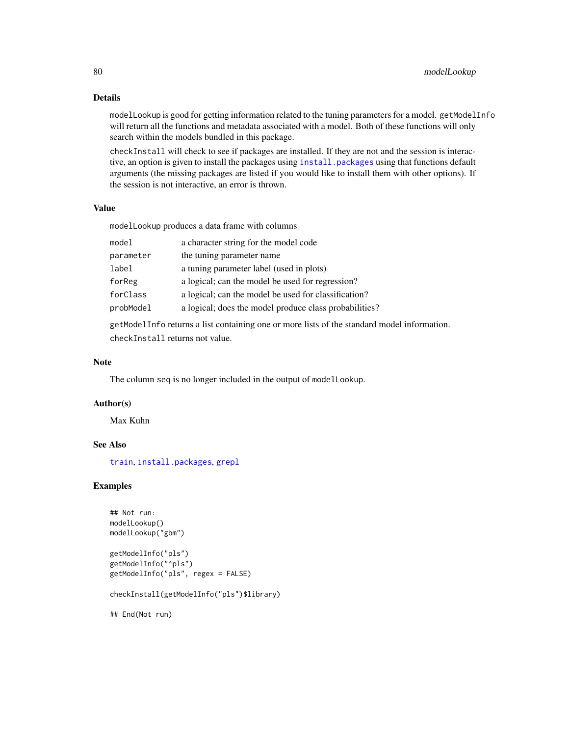### Details

modelLookup is good for getting information related to the tuning parameters for a model. getModelInfo will return all the functions and metadata associated with a model. Both of these functions will only search within the models bundled in this package.

checkInstall will check to see if packages are installed. If they are not and the session is interactive, an option is given to install the packages using install.packages using that functions default arguments (the missing packages are listed if you would like to install them with other options). If the session is not interactive, an error is thrown.

### Value

modelLookup produces a data frame with columns

| | |
|---|---|
| model | a character string for the model code |
| parameter | the tuning parameter name |
| label | a tuning parameter label (used in plots) |
| forReg | a logical; can the model be used for regression? |
| forClass | a logical; can the model be used for classification? |
| probModel | a logical; does the model produce class probabilities? |

getModelInfo returns a list containing one or more lists of the standard model information.

checkInstall returns not value.

### Note

The column seq is no longer included in the output of modelLookup.

### Author(s)

Max Kuhn

### See Also

train, install.packages, grepl

### Examples

```
## Not run:
modelLookup()
modelLookup("gbm")

getModelInfo("pls")
getModelInfo("^pls")
getModelInfo("pls", regex = FALSE)

checkInstall(getModelInfo("pls")$library)

## End(Not run)
```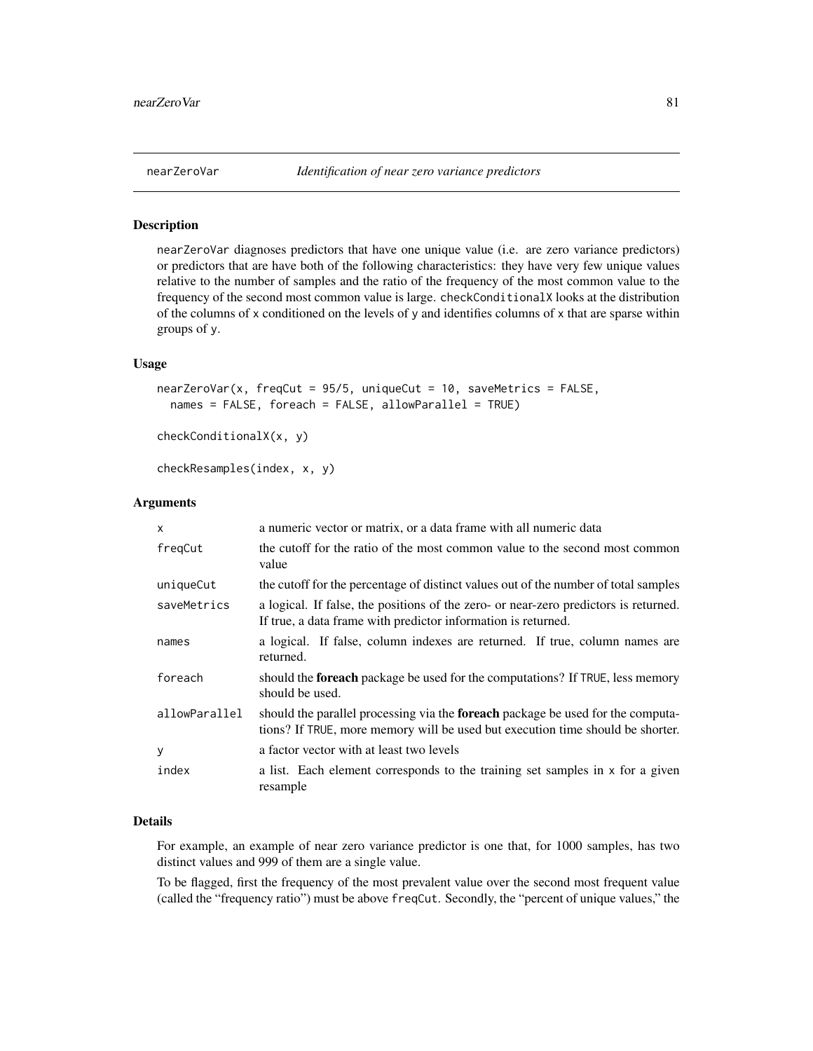## nearZeroVar *Identification of near zero variance predictors*

### Description

nearZeroVar diagnoses predictors that have one unique value (i.e. are zero variance predictors) or predictors that are have both of the following characteristics: they have very few unique values relative to the number of samples and the ratio of the frequency of the most common value to the frequency of the second most common value is large. checkConditionalX looks at the distribution of the columns of x conditioned on the levels of y and identifies columns of x that are sparse within groups of y.

### Usage

```
nearZeroVar(x, freqCut = 95/5, uniqueCut = 10, saveMetrics = FALSE,
  names = FALSE, foreach = FALSE, allowParallel = TRUE)

checkConditionalX(x, y)

checkResamples(index, x, y)
```

### Arguments

| | |
|---|---|
| x | a numeric vector or matrix, or a data frame with all numeric data |
| freqCut | the cutoff for the ratio of the most common value to the second most common value |
| uniqueCut | the cutoff for the percentage of distinct values out of the number of total samples |
| saveMetrics | a logical. If false, the positions of the zero- or near-zero predictors is returned. If true, a data frame with predictor information is returned. |
| names | a logical. If false, column indexes are returned. If true, column names are returned. |
| foreach | should the **foreach** package be used for the computations? If TRUE, less memory should be used. |
| allowParallel | should the parallel processing via the **foreach** package be used for the computations? If TRUE, more memory will be used but execution time should be shorter. |
| y | a factor vector with at least two levels |
| index | a list. Each element corresponds to the training set samples in x for a given resample |

### Details

For example, an example of near zero variance predictor is one that, for 1000 samples, has two distinct values and 999 of them are a single value.

To be flagged, first the frequency of the most prevalent value over the second most frequent value (called the "frequency ratio") must be above freqCut. Secondly, the "percent of unique values," the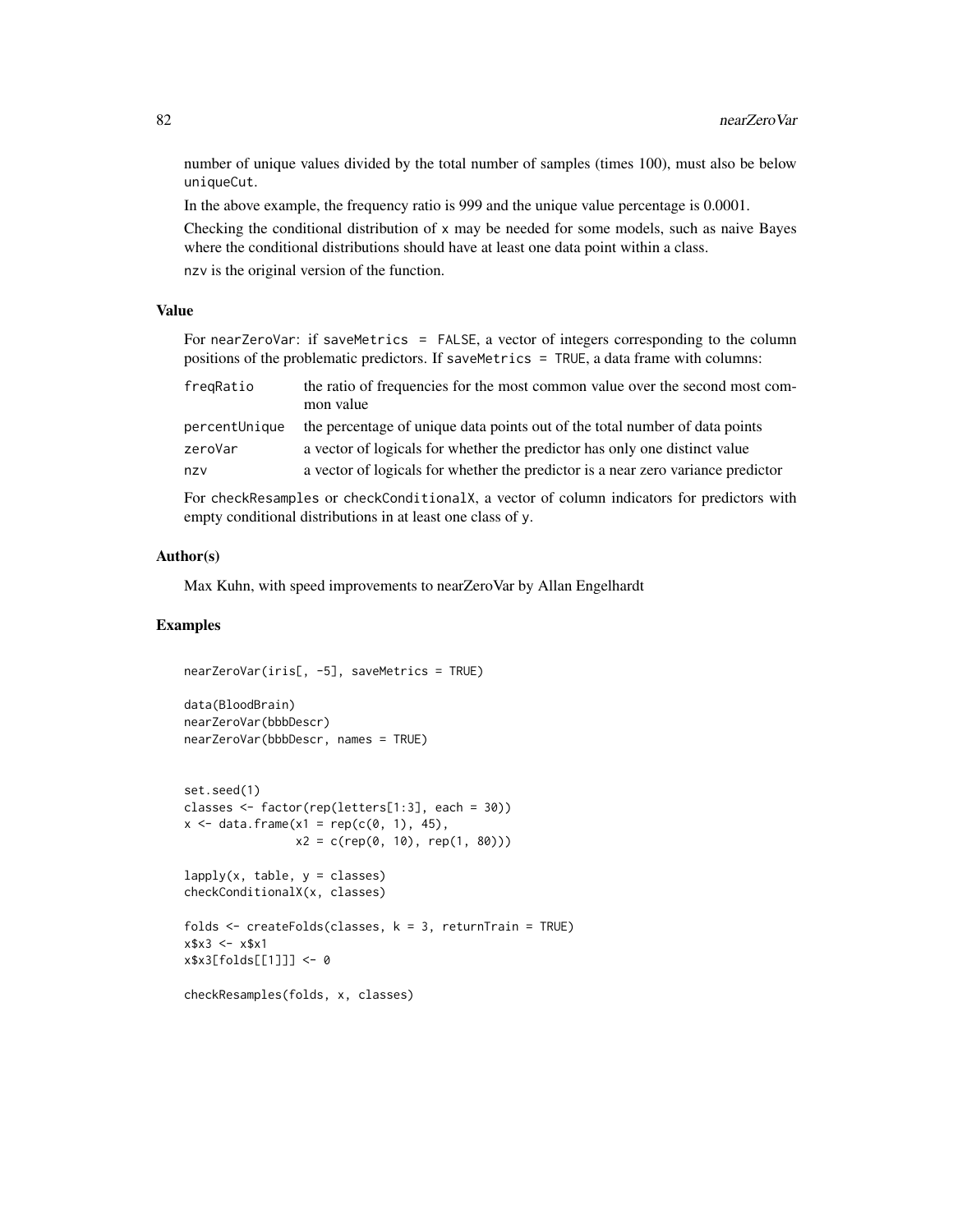number of unique values divided by the total number of samples (times 100), must also be below `uniqueCut`.

In the above example, the frequency ratio is 999 and the unique value percentage is 0.0001.

Checking the conditional distribution of `x` may be needed for some models, such as naive Bayes where the conditional distributions should have at least one data point within a class.

`nzv` is the original version of the function.

## Value

For `nearZeroVar`: if `saveMetrics = FALSE`, a vector of integers corresponding to the column positions of the problematic predictors. If `saveMetrics = TRUE`, a data frame with columns:

| | |
|---|---|
| `freqRatio` | the ratio of frequencies for the most common value over the second most common value |
| `percentUnique` | the percentage of unique data points out of the total number of data points |
| `zeroVar` | a vector of logicals for whether the predictor has only one distinct value |
| `nzv` | a vector of logicals for whether the predictor is a near zero variance predictor |

For `checkResamples` or `checkConditionalX`, a vector of column indicators for predictors with empty conditional distributions in at least one class of `y`.

## Author(s)

Max Kuhn, with speed improvements to nearZeroVar by Allan Engelhardt

## Examples

```
nearZeroVar(iris[, -5], saveMetrics = TRUE)

data(BloodBrain)
nearZeroVar(bbbDescr)
nearZeroVar(bbbDescr, names = TRUE)


set.seed(1)
classes <- factor(rep(letters[1:3], each = 30))
x <- data.frame(x1 = rep(c(0, 1), 45),
                x2 = c(rep(0, 10), rep(1, 80)))

lapply(x, table, y = classes)
checkConditionalX(x, classes)

folds <- createFolds(classes, k = 3, returnTrain = TRUE)
x$x3 <- x$x1
x$x3[folds[[1]]] <- 0

checkResamples(folds, x, classes)
```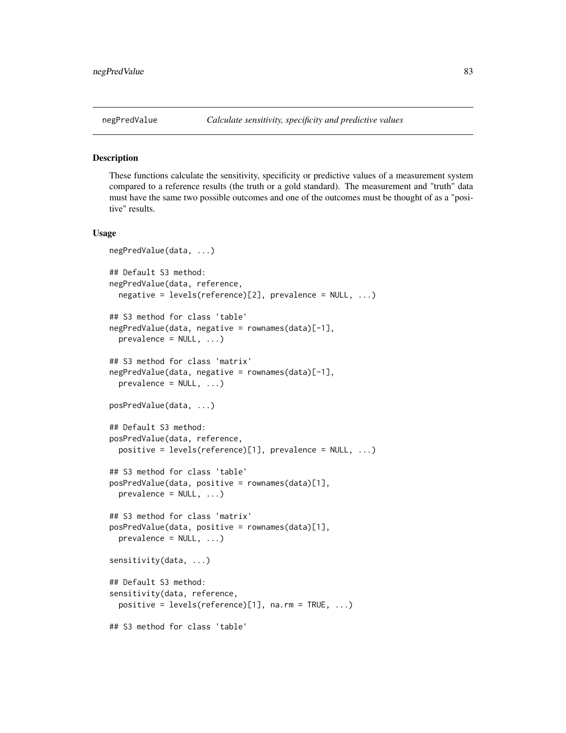negPredValue *Calculate sensitivity, specificity and predictive values*

## Description

These functions calculate the sensitivity, specificity or predictive values of a measurement system compared to a reference results (the truth or a gold standard). The measurement and "truth" data must have the same two possible outcomes and one of the outcomes must be thought of as a "positive" results.

## Usage

```
negPredValue(data, ...)

## Default S3 method:
negPredValue(data, reference,
  negative = levels(reference)[2], prevalence = NULL, ...)

## S3 method for class 'table'
negPredValue(data, negative = rownames(data)[-1],
  prevalence = NULL, ...)

## S3 method for class 'matrix'
negPredValue(data, negative = rownames(data)[-1],
  prevalence = NULL, ...)

posPredValue(data, ...)

## Default S3 method:
posPredValue(data, reference,
  positive = levels(reference)[1], prevalence = NULL, ...)

## S3 method for class 'table'
posPredValue(data, positive = rownames(data)[1],
  prevalence = NULL, ...)

## S3 method for class 'matrix'
posPredValue(data, positive = rownames(data)[1],
  prevalence = NULL, ...)

sensitivity(data, ...)

## Default S3 method:
sensitivity(data, reference,
  positive = levels(reference)[1], na.rm = TRUE, ...)

## S3 method for class 'table'
```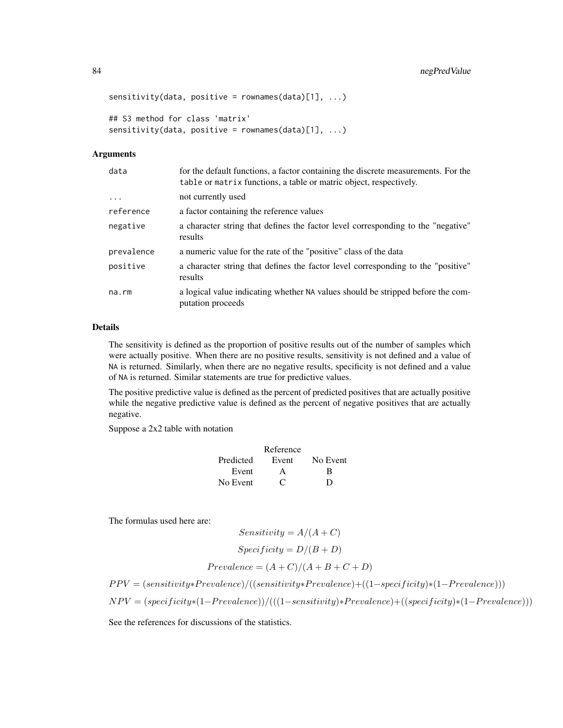```
sensitivity(data, positive = rownames(data)[1], ...)

## S3 method for class 'matrix'
sensitivity(data, positive = rownames(data)[1], ...)
```

### Arguments

| | |
|---|---|
| data | for the default functions, a factor containing the discrete measurements. For the `table` or `matrix` functions, a table or matric object, respectively. |
| ... | not currently used |
| reference | a factor containing the reference values |
| negative | a character string that defines the factor level corresponding to the "negative" results |
| prevalence | a numeric value for the rate of the "positive" class of the data |
| positive | a character string that defines the factor level corresponding to the "positive" results |
| na.rm | a logical value indicating whether NA values should be stripped before the computation proceeds |

### Details

The sensitivity is defined as the proportion of positive results out of the number of samples which were actually positive. When there are no positive results, sensitivity is not defined and a value of NA is returned. Similarly, when there are no negative results, specificity is not defined and a value of NA is returned. Similar statements are true for predictive values.

The positive predictive value is defined as the percent of predicted positives that are actually positive while the negative predictive value is defined as the percent of negative positives that are actually negative.

Suppose a 2x2 table with notation

| | Reference | |
|---|---|---|
| Predicted | Event | No Event |
| Event | A | B |
| No Event | C | D |

The formulas used here are:

$$Sensitivity = A/(A + C)$$

$$Specificity = D/(B + D)$$

$$Prevalence = (A + C)/(A + B + C + D)$$

$$PPV = (sensitivity * Prevalence)/((sensitivity * Prevalence) + ((1 - specificity) * (1 - Prevalence)))$$

$$NPV = (specificity * (1 - Prevalence))/(((1 - sensitivity) * Prevalence) + ((specificity) * (1 - Prevalence)))$$

See the references for discussions of the statistics.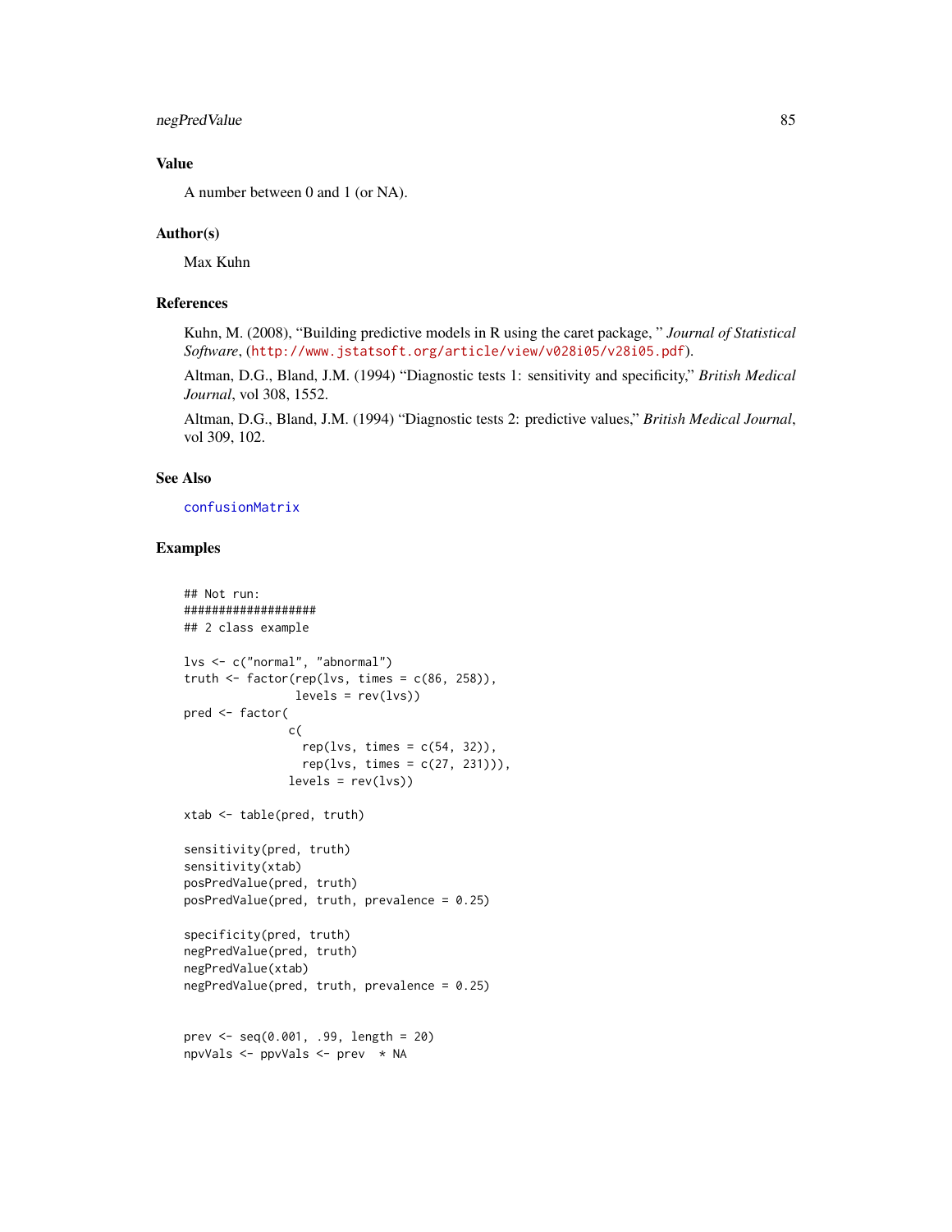### Value

A number between 0 and 1 (or NA).

### Author(s)

Max Kuhn

### References

Kuhn, M. (2008), "Building predictive models in R using the caret package, " *Journal of Statistical Software*, (http://www.jstatsoft.org/article/view/v028i05/v28i05.pdf).

Altman, D.G., Bland, J.M. (1994) "Diagnostic tests 1: sensitivity and specificity," *British Medical Journal*, vol 308, 1552.

Altman, D.G., Bland, J.M. (1994) "Diagnostic tests 2: predictive values," *British Medical Journal*, vol 309, 102.

### See Also

confusionMatrix

### Examples

```
## Not run:
###################
## 2 class example

lvs <- c("normal", "abnormal")
truth <- factor(rep(lvs, times = c(86, 258)),
                levels = rev(lvs))
pred <- factor(
               c(
                 rep(lvs, times = c(54, 32)),
                 rep(lvs, times = c(27, 231))),
               levels = rev(lvs))

xtab <- table(pred, truth)

sensitivity(pred, truth)
sensitivity(xtab)
posPredValue(pred, truth)
posPredValue(pred, truth, prevalence = 0.25)

specificity(pred, truth)
negPredValue(pred, truth)
negPredValue(xtab)
negPredValue(pred, truth, prevalence = 0.25)


prev <- seq(0.001, .99, length = 20)
npvVals <- ppvVals <- prev  * NA
```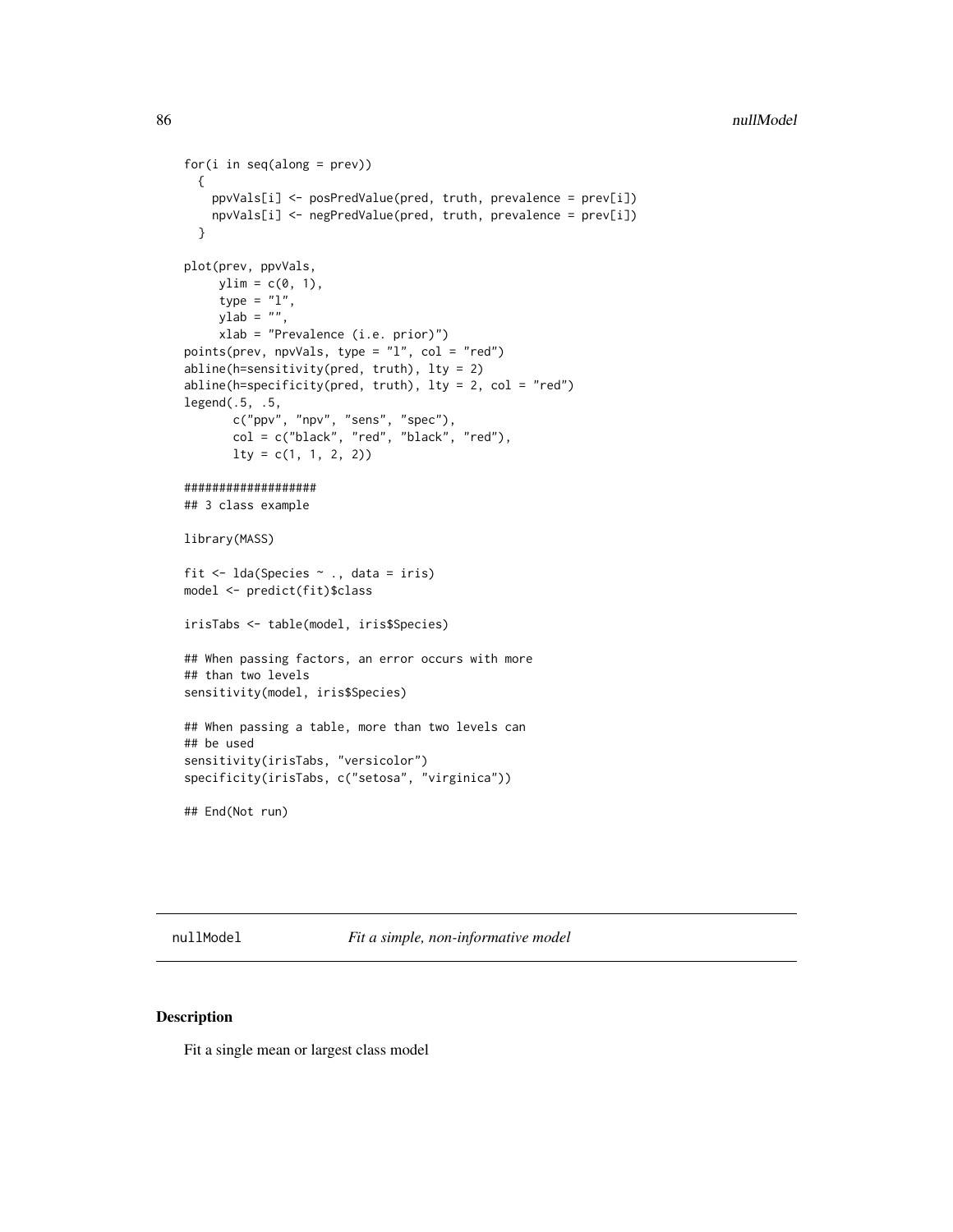```
for(i in seq(along = prev))
  {
    ppvVals[i] <- posPredValue(pred, truth, prevalence = prev[i])
    npvVals[i] <- negPredValue(pred, truth, prevalence = prev[i])
  }

plot(prev, ppvVals,
     ylim = c(0, 1),
     type = "l",
     ylab = "",
     xlab = "Prevalence (i.e. prior)")
points(prev, npvVals, type = "l", col = "red")
abline(h=sensitivity(pred, truth), lty = 2)
abline(h=specificity(pred, truth), lty = 2, col = "red")
legend(.5, .5,
       c("ppv", "npv", "sens", "spec"),
       col = c("black", "red", "black", "red"),
       lty = c(1, 1, 2, 2))

###################
## 3 class example

library(MASS)

fit <- lda(Species ~ ., data = iris)
model <- predict(fit)$class

irisTabs <- table(model, iris$Species)

## When passing factors, an error occurs with more
## than two levels
sensitivity(model, iris$Species)

## When passing a table, more than two levels can
## be used
sensitivity(irisTabs, "versicolor")
specificity(irisTabs, c("setosa", "virginica"))

## End(Not run)
```

---

## nullModel — *Fit a simple, non-informative model*

### Description

Fit a single mean or largest class model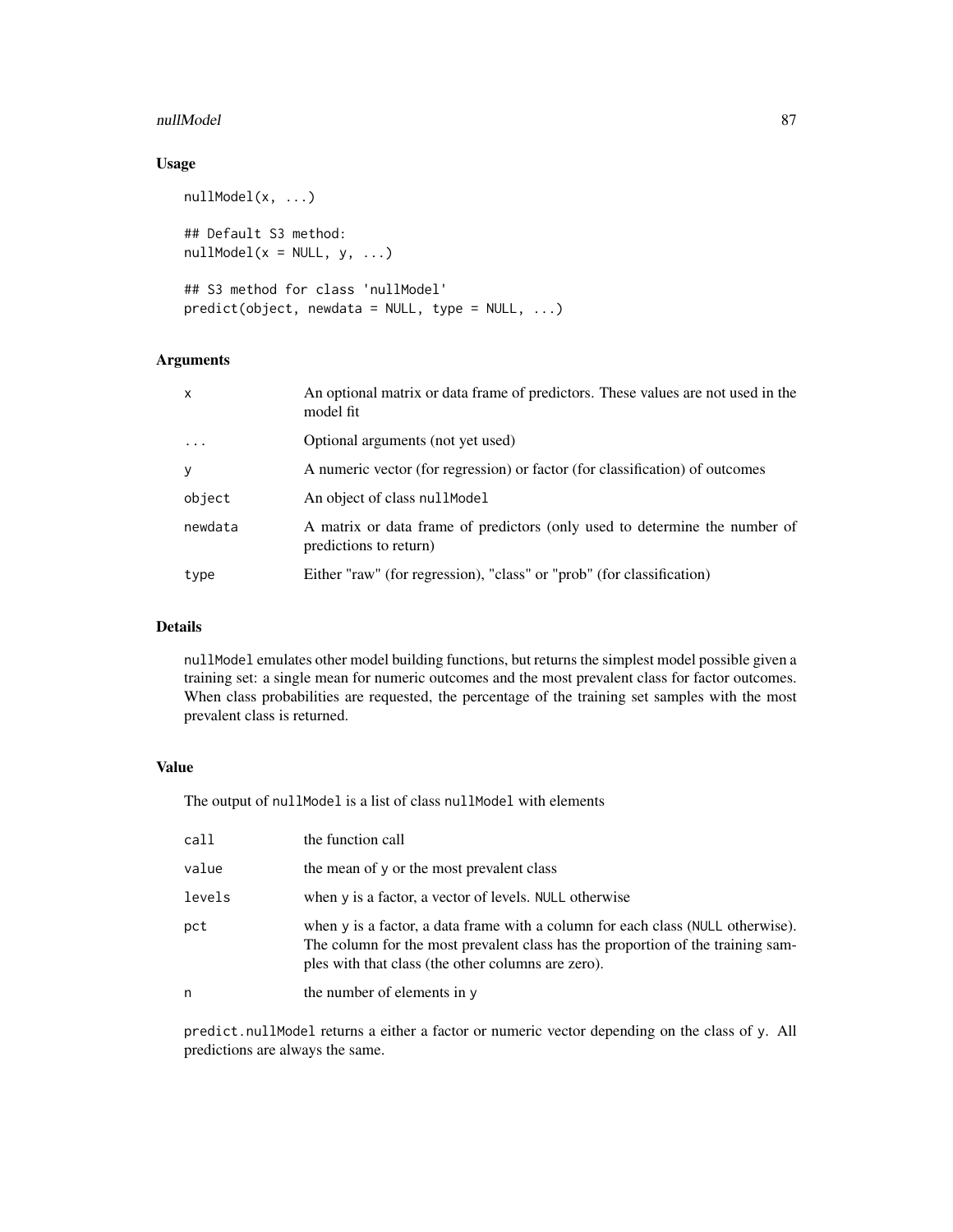## Usage

```
nullModel(x, ...)

## Default S3 method:
nullModel(x = NULL, y, ...)

## S3 method for class 'nullModel'
predict(object, newdata = NULL, type = NULL, ...)
```

## Arguments

| | |
|---|---|
| `x` | An optional matrix or data frame of predictors. These values are not used in the model fit |
| `...` | Optional arguments (not yet used) |
| `y` | A numeric vector (for regression) or factor (for classification) of outcomes |
| `object` | An object of class `nullModel` |
| `newdata` | A matrix or data frame of predictors (only used to determine the number of predictions to return) |
| `type` | Either "raw" (for regression), "class" or "prob" (for classification) |

## Details

`nullModel` emulates other model building functions, but returns the simplest model possible given a training set: a single mean for numeric outcomes and the most prevalent class for factor outcomes. When class probabilities are requested, the percentage of the training set samples with the most prevalent class is returned.

## Value

The output of `nullModel` is a list of class `nullModel` with elements

| | |
|---|---|
| `call` | the function call |
| `value` | the mean of `y` or the most prevalent class |
| `levels` | when `y` is a factor, a vector of levels. `NULL` otherwise |
| `pct` | when `y` is a factor, a data frame with a column for each class (`NULL` otherwise). The column for the most prevalent class has the proportion of the training samples with that class (the other columns are zero). |
| `n` | the number of elements in `y` |

`predict.nullModel` returns a either a factor or numeric vector depending on the class of `y`. All predictions are always the same.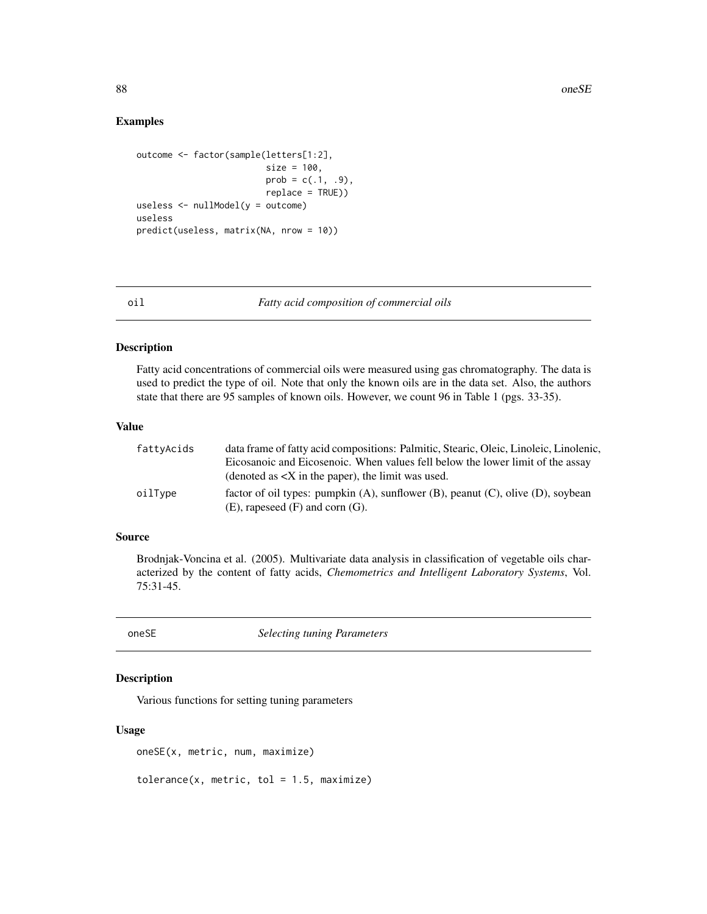## Examples

```
outcome <- factor(sample(letters[1:2],
                         size = 100,
                         prob = c(.1, .9),
                         replace = TRUE))
useless <- nullModel(y = outcome)
useless
predict(useless, matrix(NA, nrow = 10))
```

---

`oil` *Fatty acid composition of commercial oils*

---

### Description

Fatty acid concentrations of commercial oils were measured using gas chromatography. The data is used to predict the type of oil. Note that only the known oils are in the data set. Also, the authors state that there are 95 samples of known oils. However, we count 96 in Table 1 (pgs. 33-35).

### Value

| | |
|---|---|
| `fattyAcids` | data frame of fatty acid compositions: Palmitic, Stearic, Oleic, Linoleic, Linolenic, Eicosanoic and Eicosenoic. When values fell below the lower limit of the assay (denoted as <X in the paper), the limit was used. |
| `oilType` | factor of oil types: pumpkin (A), sunflower (B), peanut (C), olive (D), soybean (E), rapeseed (F) and corn (G). |

### Source

Brodnjak-Voncina et al. (2005). Multivariate data analysis in classification of vegetable oils characterized by the content of fatty acids, *Chemometrics and Intelligent Laboratory Systems*, Vol. 75:31-45.

---

`oneSE` *Selecting tuning Parameters*

---

### Description

Various functions for setting tuning parameters

### Usage

```
oneSE(x, metric, num, maximize)

tolerance(x, metric, tol = 1.5, maximize)
```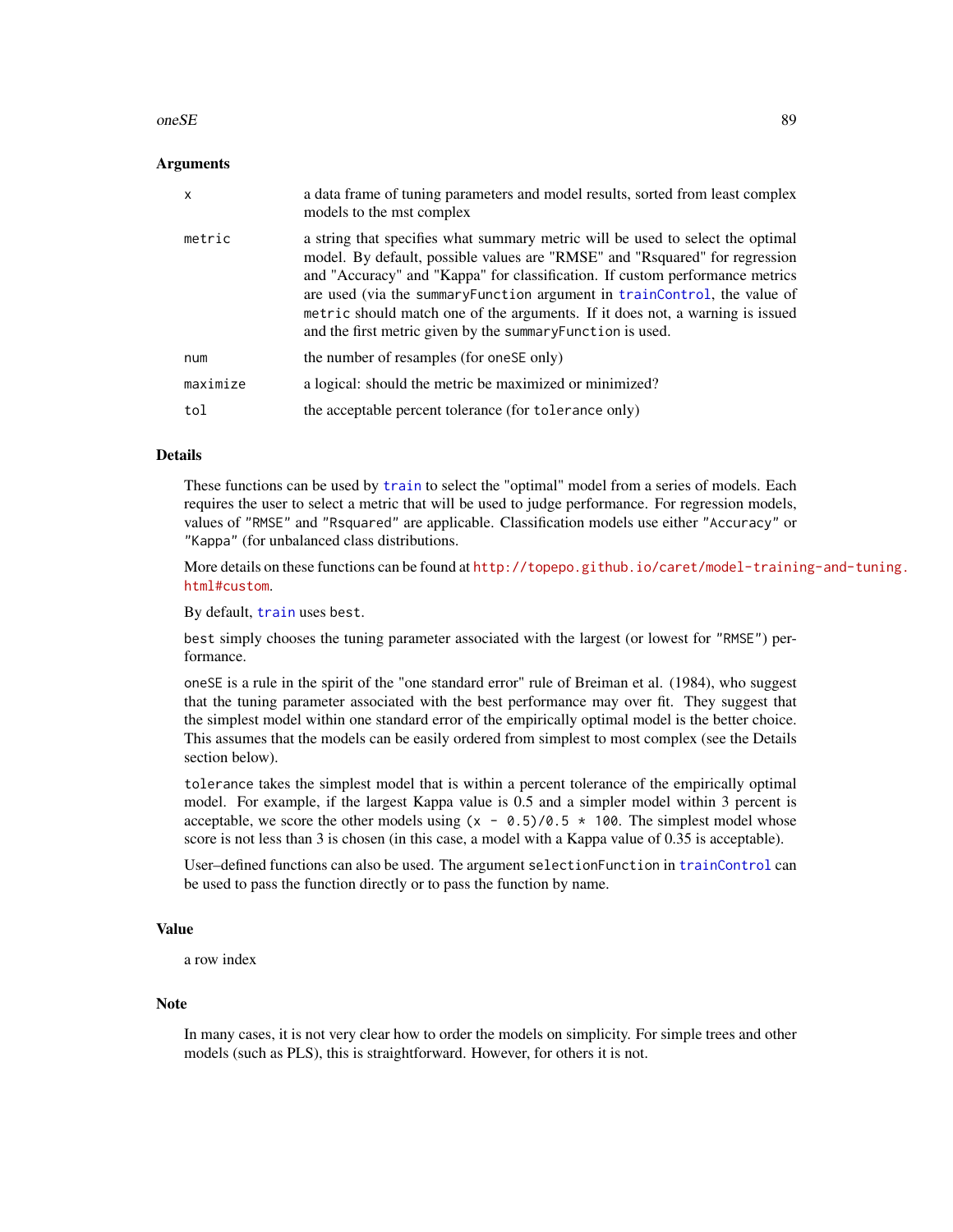## Arguments

| | |
|---|---|
| `x` | a data frame of tuning parameters and model results, sorted from least complex models to the mst complex |
| `metric` | a string that specifies what summary metric will be used to select the optimal model. By default, possible values are "RMSE" and "Rsquared" for regression and "Accuracy" and "Kappa" for classification. If custom performance metrics are used (via the `summaryFunction` argument in `trainControl`, the value of `metric` should match one of the arguments. If it does not, a warning is issued and the first metric given by the `summaryFunction` is used. |
| `num` | the number of resamples (for `oneSE` only) |
| `maximize` | a logical: should the metric be maximized or minimized? |
| `tol` | the acceptable percent tolerance (for `tolerance` only) |

## Details

These functions can be used by `train` to select the "optimal" model from a series of models. Each requires the user to select a metric that will be used to judge performance. For regression models, values of `"RMSE"` and `"Rsquared"` are applicable. Classification models use either `"Accuracy"` or `"Kappa"` (for unbalanced class distributions.

More details on these functions can be found at http://topepo.github.io/caret/model-training-and-tuning.html#custom.

By default, `train` uses `best`.

`best` simply chooses the tuning parameter associated with the largest (or lowest for `"RMSE"`) performance.

`oneSE` is a rule in the spirit of the "one standard error" rule of Breiman et al. (1984), who suggest that the tuning parameter associated with the best performance may over fit. They suggest that the simplest model within one standard error of the empirically optimal model is the better choice. This assumes that the models can be easily ordered from simplest to most complex (see the Details section below).

`tolerance` takes the simplest model that is within a percent tolerance of the empirically optimal model. For example, if the largest Kappa value is 0.5 and a simpler model within 3 percent is acceptable, we score the other models using `(x - 0.5)/0.5 * 100`. The simplest model whose score is not less than 3 is chosen (in this case, a model with a Kappa value of 0.35 is acceptable).

User–defined functions can also be used. The argument `selectionFunction` in `trainControl` can be used to pass the function directly or to pass the function by name.

## Value

a row index

## Note

In many cases, it is not very clear how to order the models on simplicity. For simple trees and other models (such as PLS), this is straightforward. However, for others it is not.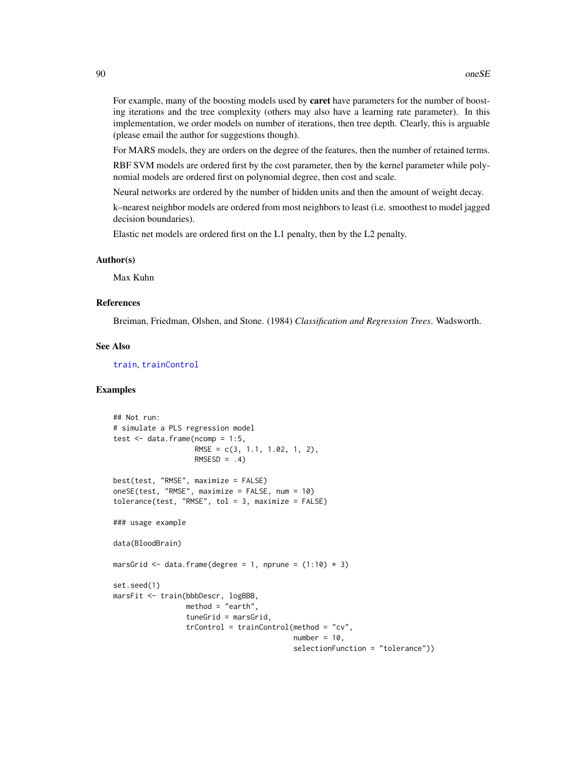For example, many of the boosting models used by **caret** have parameters for the number of boosting iterations and the tree complexity (others may also have a learning rate parameter). In this implementation, we order models on number of iterations, then tree depth. Clearly, this is arguable (please email the author for suggestions though).

For MARS models, they are orders on the degree of the features, then the number of retained terms.

RBF SVM models are ordered first by the cost parameter, then by the kernel parameter while polynomial models are ordered first on polynomial degree, then cost and scale.

Neural networks are ordered by the number of hidden units and then the amount of weight decay.

k–nearest neighbor models are ordered from most neighbors to least (i.e. smoothest to model jagged decision boundaries).

Elastic net models are ordered first on the L1 penalty, then by the L2 penalty.

### Author(s)

Max Kuhn

### References

Breiman, Friedman, Olshen, and Stone. (1984) *Classification and Regression Trees*. Wadsworth.

### See Also

train, trainControl

### Examples

```
## Not run:
# simulate a PLS regression model
test <- data.frame(ncomp = 1:5,
                   RMSE = c(3, 1.1, 1.02, 1, 2),
                   RMSESD = .4)

best(test, "RMSE", maximize = FALSE)
oneSE(test, "RMSE", maximize = FALSE, num = 10)
tolerance(test, "RMSE", tol = 3, maximize = FALSE)

### usage example

data(BloodBrain)

marsGrid <- data.frame(degree = 1, nprune = (1:10) * 3)

set.seed(1)
marsFit <- train(bbbDescr, logBBB,
                 method = "earth",
                 tuneGrid = marsGrid,
                 trControl = trainControl(method = "cv",
                                          number = 10,
                                          selectionFunction = "tolerance"))
```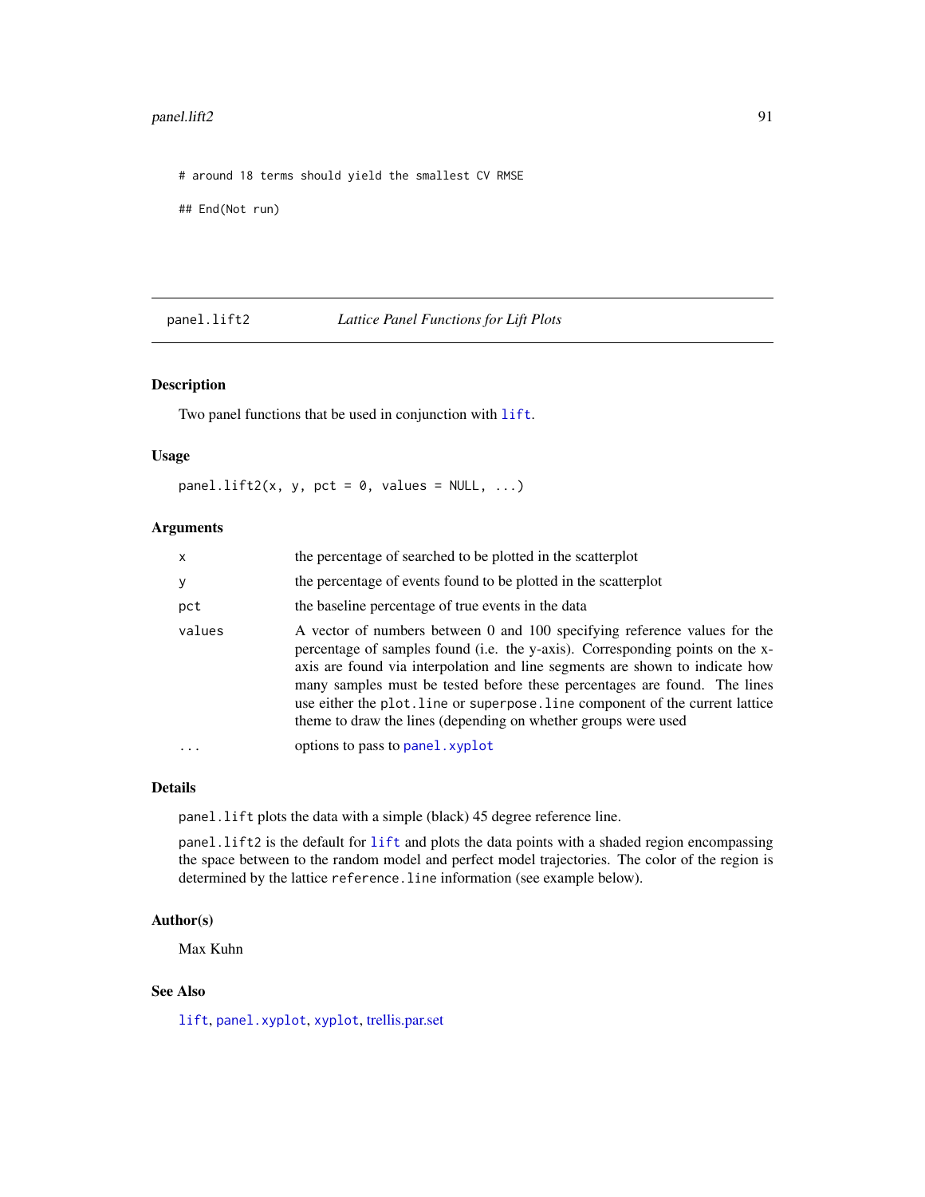```
# around 18 terms should yield the smallest CV RMSE

## End(Not run)
```

---

## panel.lift2 — *Lattice Panel Functions for Lift Plots*

---

### Description

Two panel functions that be used in conjunction with `lift`.

### Usage

```
panel.lift2(x, y, pct = 0, values = NULL, ...)
```

### Arguments

| | |
|---|---|
| `x` | the percentage of searched to be plotted in the scatterplot |
| `y` | the percentage of events found to be plotted in the scatterplot |
| `pct` | the baseline percentage of true events in the data |
| `values` | A vector of numbers between 0 and 100 specifying reference values for the percentage of samples found (i.e. the y-axis). Corresponding points on the x-axis are found via interpolation and line segments are shown to indicate how many samples must be tested before these percentages are found. The lines use either the `plot.line` or `superpose.line` component of the current lattice theme to draw the lines (depending on whether groups were used |
| `...` | options to pass to `panel.xyplot` |

### Details

`panel.lift` plots the data with a simple (black) 45 degree reference line.

`panel.lift2` is the default for `lift` and plots the data points with a shaded region encompassing the space between to the random model and perfect model trajectories. The color of the region is determined by the lattice `reference.line` information (see example below).

### Author(s)

Max Kuhn

### See Also

`lift`, `panel.xyplot`, `xyplot`, trellis.par.set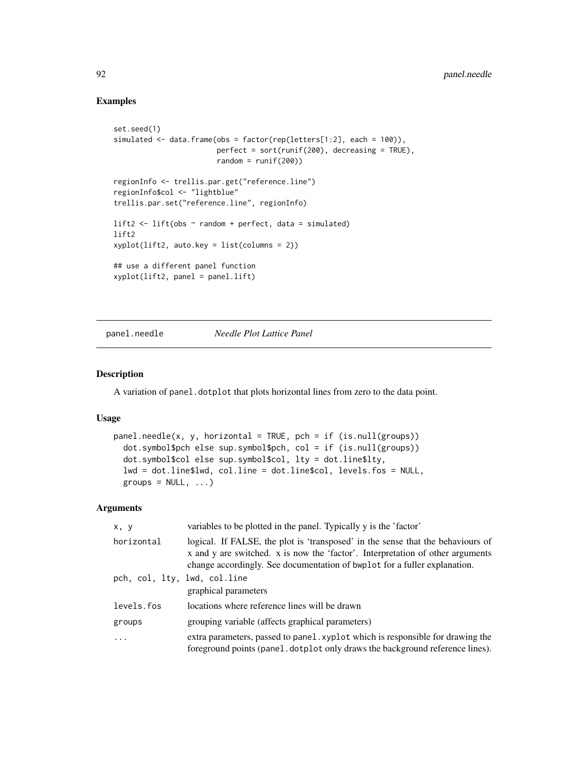## Examples

```
set.seed(1)
simulated <- data.frame(obs = factor(rep(letters[1:2], each = 100)),
                        perfect = sort(runif(200), decreasing = TRUE),
                        random = runif(200))

regionInfo <- trellis.par.get("reference.line")
regionInfo$col <- "lightblue"
trellis.par.set("reference.line", regionInfo)

lift2 <- lift(obs ~ random + perfect, data = simulated)
lift2
xyplot(lift2, auto.key = list(columns = 2))

## use a different panel function
xyplot(lift2, panel = panel.lift)
```

---

# panel.needle    *Needle Plot Lattice Panel*

---

## Description

A variation of `panel.dotplot` that plots horizontal lines from zero to the data point.

## Usage

```
panel.needle(x, y, horizontal = TRUE, pch = if (is.null(groups))
  dot.symbol$pch else sup.symbol$pch, col = if (is.null(groups))
  dot.symbol$col else sup.symbol$col, lty = dot.line$lty,
  lwd = dot.line$lwd, col.line = dot.line$col, levels.fos = NULL,
  groups = NULL, ...)
```

## Arguments

| | |
|---|---|
| `x, y` | variables to be plotted in the panel. Typically y is the 'factor' |
| `horizontal` | logical. If FALSE, the plot is 'transposed' in the sense that the behaviours of x and y are switched. x is now the 'factor'. Interpretation of other arguments change accordingly. See documentation of `bwplot` for a fuller explanation. |
| `pch, col, lty, lwd, col.line` | graphical parameters |
| `levels.fos` | locations where reference lines will be drawn |
| `groups` | grouping variable (affects graphical parameters) |
| `...` | extra parameters, passed to `panel.xyplot` which is responsible for drawing the foreground points (`panel.dotplot` only draws the background reference lines). |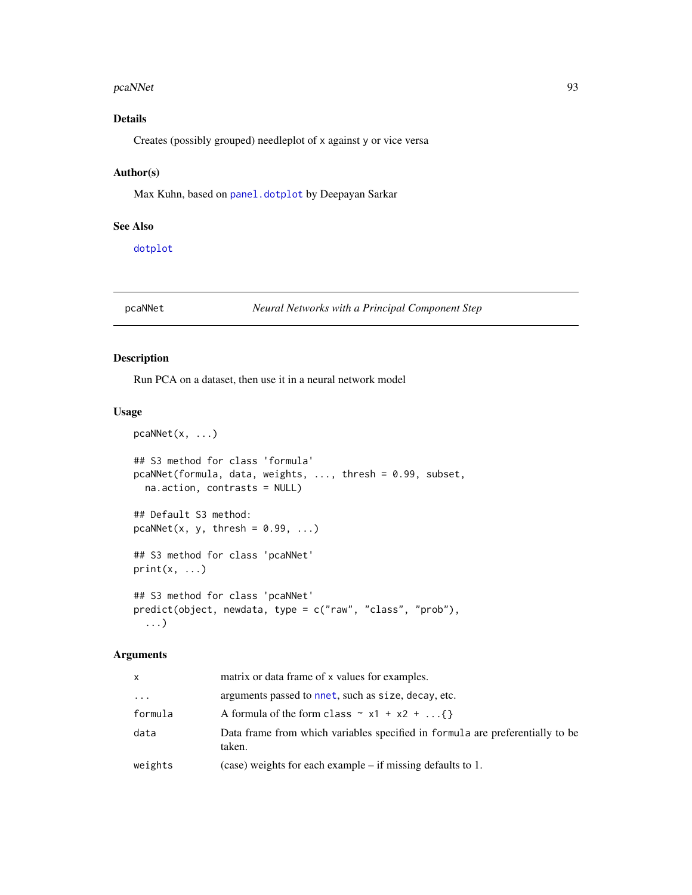### Details

Creates (possibly grouped) needleplot of x against y or vice versa

### Author(s)

Max Kuhn, based on panel.dotplot by Deepayan Sarkar

### See Also

dotplot

---

## pcaNNet *Neural Networks with a Principal Component Step*

---

### Description

Run PCA on a dataset, then use it in a neural network model

### Usage

```
pcaNNet(x, ...)

## S3 method for class 'formula'
pcaNNet(formula, data, weights, ..., thresh = 0.99, subset,
  na.action, contrasts = NULL)

## Default S3 method:
pcaNNet(x, y, thresh = 0.99, ...)

## S3 method for class 'pcaNNet'
print(x, ...)

## S3 method for class 'pcaNNet'
predict(object, newdata, type = c("raw", "class", "prob"),
  ...)
```

### Arguments

| | |
|---|---|
| x | matrix or data frame of x values for examples. |
| ... | arguments passed to nnet, such as size, decay, etc. |
| formula | A formula of the form class ~ x1 + x2 + ...{} |
| data | Data frame from which variables specified in formula are preferentially to be taken. |
| weights | (case) weights for each example – if missing defaults to 1. |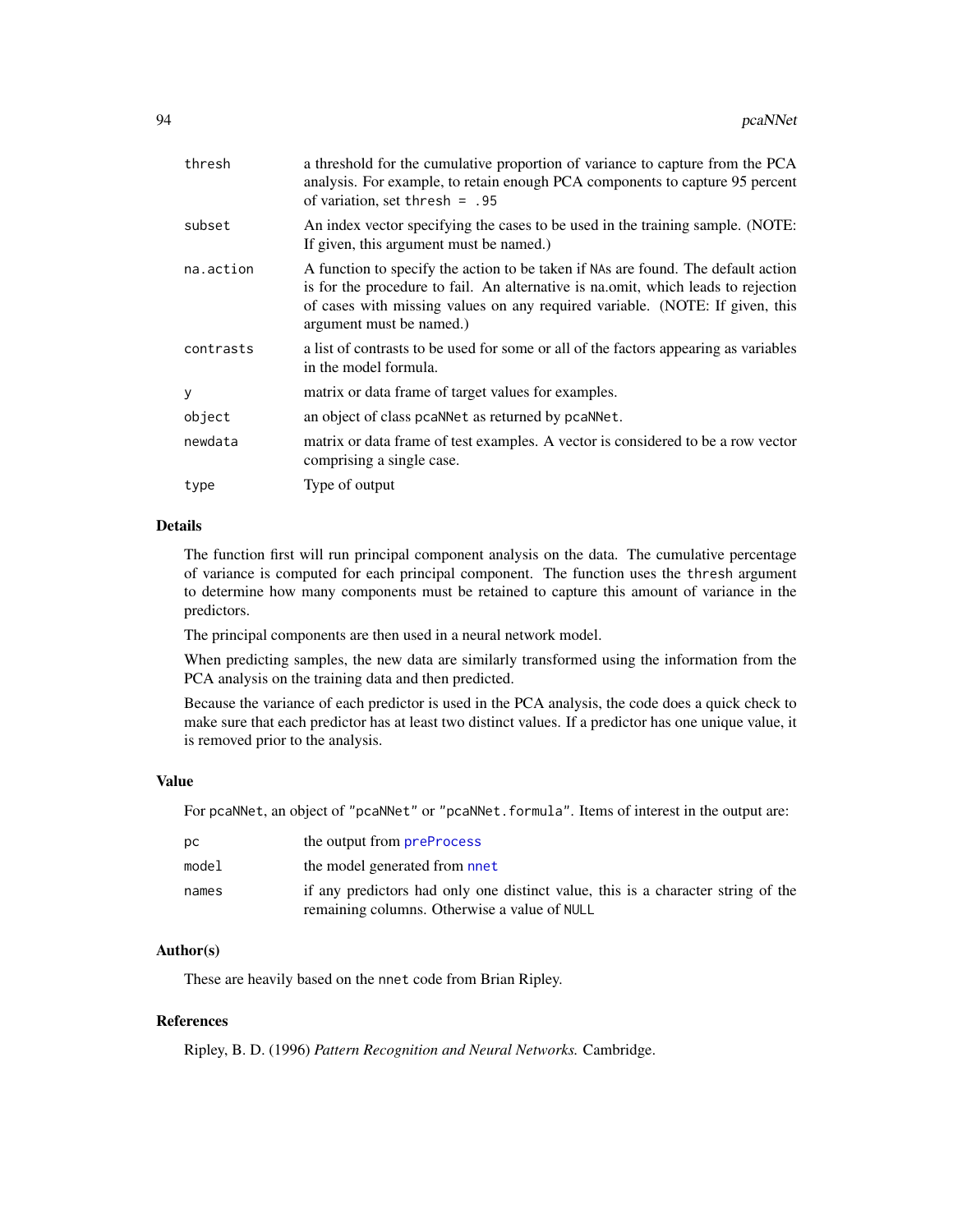| | |
|---|---|
| `thresh` | a threshold for the cumulative proportion of variance to capture from the PCA analysis. For example, to retain enough PCA components to capture 95 percent of variation, set `thresh = .95` |
| `subset` | An index vector specifying the cases to be used in the training sample. (NOTE: If given, this argument must be named.) |
| `na.action` | A function to specify the action to be taken if NAs are found. The default action is for the procedure to fail. An alternative is na.omit, which leads to rejection of cases with missing values on any required variable. (NOTE: If given, this argument must be named.) |
| `contrasts` | a list of contrasts to be used for some or all of the factors appearing as variables in the model formula. |
| `y` | matrix or data frame of target values for examples. |
| `object` | an object of class `pcaNNet` as returned by `pcaNNet`. |
| `newdata` | matrix or data frame of test examples. A vector is considered to be a row vector comprising a single case. |
| `type` | Type of output |

## Details

The function first will run principal component analysis on the data. The cumulative percentage of variance is computed for each principal component. The function uses the `thresh` argument to determine how many components must be retained to capture this amount of variance in the predictors.

The principal components are then used in a neural network model.

When predicting samples, the new data are similarly transformed using the information from the PCA analysis on the training data and then predicted.

Because the variance of each predictor is used in the PCA analysis, the code does a quick check to make sure that each predictor has at least two distinct values. If a predictor has one unique value, it is removed prior to the analysis.

## Value

For `pcaNNet`, an object of `"pcaNNet"` or `"pcaNNet.formula"`. Items of interest in the output are:

| | |
|---|---|
| `pc` | the output from `preProcess` |
| `model` | the model generated from `nnet` |
| `names` | if any predictors had only one distinct value, this is a character string of the remaining columns. Otherwise a value of `NULL` |

## Author(s)

These are heavily based on the `nnet` code from Brian Ripley.

## References

Ripley, B. D. (1996) *Pattern Recognition and Neural Networks.* Cambridge.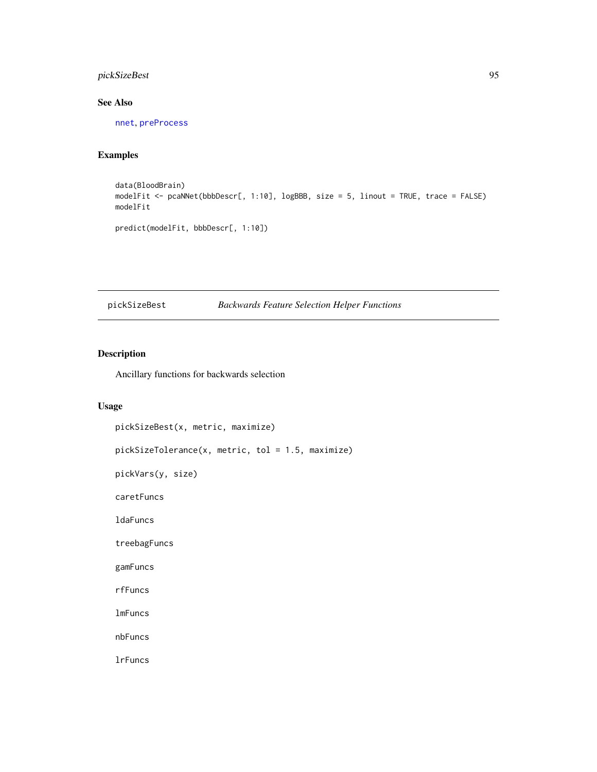## See Also

nnet, preProcess

## Examples

```
data(BloodBrain)
modelFit <- pcaNNet(bbbDescr[, 1:10], logBBB, size = 5, linout = TRUE, trace = FALSE)
modelFit

predict(modelFit, bbbDescr[, 1:10])
```

---

# pickSizeBest — *Backwards Feature Selection Helper Functions*

---

## Description

Ancillary functions for backwards selection

## Usage

```
pickSizeBest(x, metric, maximize)

pickSizeTolerance(x, metric, tol = 1.5, maximize)

pickVars(y, size)

caretFuncs

ldaFuncs

treebagFuncs

gamFuncs

rfFuncs

lmFuncs

nbFuncs

lrFuncs
```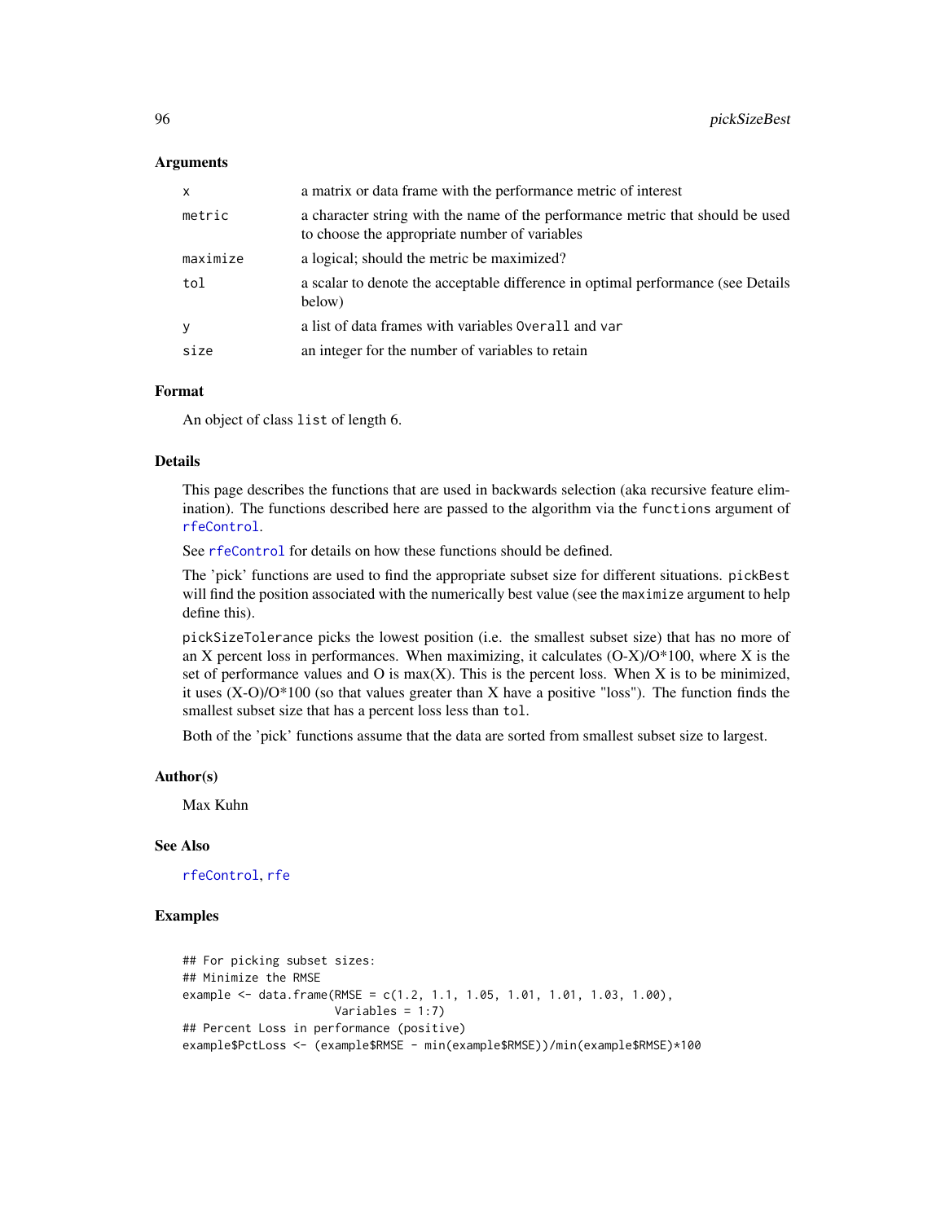### Arguments

| | |
|---|---|
| x | a matrix or data frame with the performance metric of interest |
| metric | a character string with the name of the performance metric that should be used to choose the appropriate number of variables |
| maximize | a logical; should the metric be maximized? |
| tol | a scalar to denote the acceptable difference in optimal performance (see Details below) |
| y | a list of data frames with variables `Overall` and `var` |
| size | an integer for the number of variables to retain |

### Format

An object of class `list` of length 6.

### Details

This page describes the functions that are used in backwards selection (aka recursive feature elimination). The functions described here are passed to the algorithm via the `functions` argument of `rfeControl`.

See `rfeControl` for details on how these functions should be defined.

The 'pick' functions are used to find the appropriate subset size for different situations. `pickBest` will find the position associated with the numerically best value (see the `maximize` argument to help define this).

`pickSizeTolerance` picks the lowest position (i.e. the smallest subset size) that has no more of an X percent loss in performances. When maximizing, it calculates (O-X)/O*100, where X is the set of performance values and O is max(X). This is the percent loss. When X is to be minimized, it uses (X-O)/O*100 (so that values greater than X have a positive "loss"). The function finds the smallest subset size that has a percent loss less than `tol`.

Both of the 'pick' functions assume that the data are sorted from smallest subset size to largest.

### Author(s)

Max Kuhn

### See Also

`rfeControl`, `rfe`

### Examples

```
## For picking subset sizes:
## Minimize the RMSE
example <- data.frame(RMSE = c(1.2, 1.1, 1.05, 1.01, 1.01, 1.03, 1.00),
                      Variables = 1:7)
## Percent Loss in performance (positive)
example$PctLoss <- (example$RMSE - min(example$RMSE))/min(example$RMSE)*100
```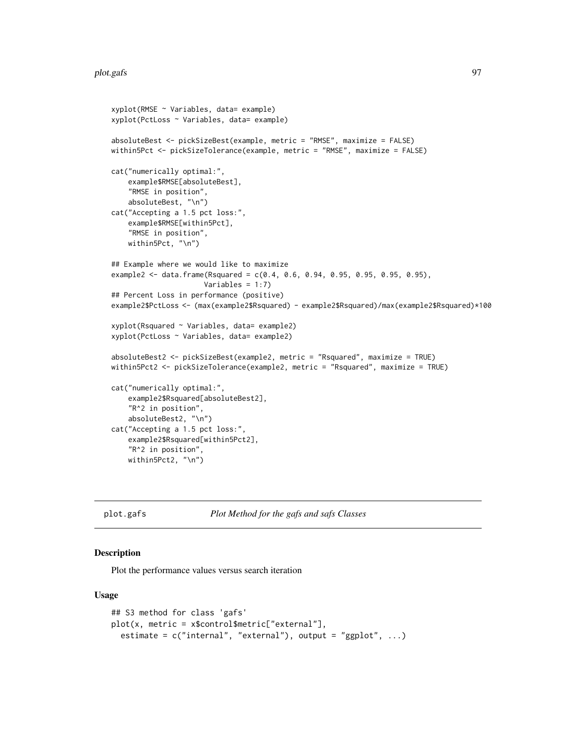```
xyplot(RMSE ~ Variables, data= example)
xyplot(PctLoss ~ Variables, data= example)

absoluteBest <- pickSizeBest(example, metric = "RMSE", maximize = FALSE)
within5Pct <- pickSizeTolerance(example, metric = "RMSE", maximize = FALSE)

cat("numerically optimal:",
    example$RMSE[absoluteBest],
    "RMSE in position",
    absoluteBest, "\n")
cat("Accepting a 1.5 pct loss:",
    example$RMSE[within5Pct],
    "RMSE in position",
    within5Pct, "\n")

## Example where we would like to maximize
example2 <- data.frame(Rsquared = c(0.4, 0.6, 0.94, 0.95, 0.95, 0.95, 0.95),
                       Variables = 1:7)
## Percent Loss in performance (positive)
example2$PctLoss <- (max(example2$Rsquared) - example2$Rsquared)/max(example2$Rsquared)*100

xyplot(Rsquared ~ Variables, data= example2)
xyplot(PctLoss ~ Variables, data= example2)

absoluteBest2 <- pickSizeBest(example2, metric = "Rsquared", maximize = TRUE)
within5Pct2 <- pickSizeTolerance(example2, metric = "Rsquared", maximize = TRUE)

cat("numerically optimal:",
    example2$Rsquared[absoluteBest2],
    "R^2 in position",
    absoluteBest2, "\n")
cat("Accepting a 1.5 pct loss:",
    example2$Rsquared[within5Pct2],
    "R^2 in position",
    within5Pct2, "\n")
```

---

## plot.gafs — *Plot Method for the gafs and safs Classes*

### Description

Plot the performance values versus search iteration

### Usage

```
## S3 method for class 'gafs'
plot(x, metric = x$control$metric["external"],
  estimate = c("internal", "external"), output = "ggplot", ...)
```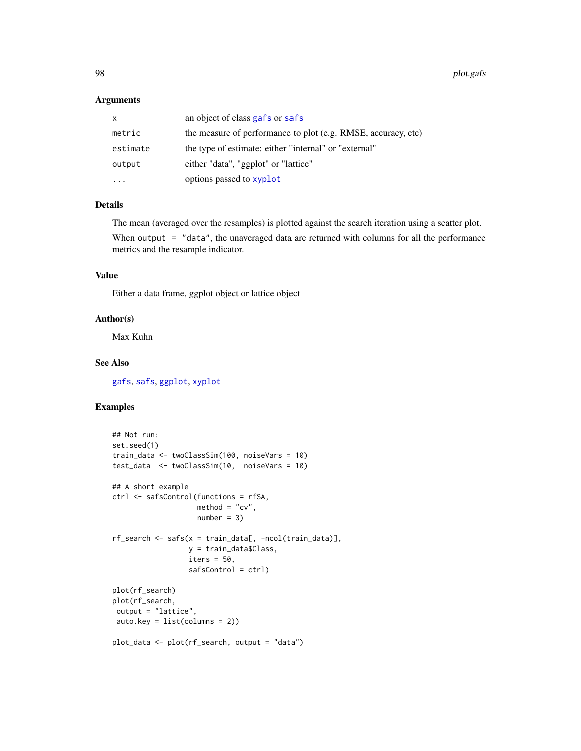### Arguments

| | |
|---|---|
| `x` | an object of class `gafs` or `safs` |
| `metric` | the measure of performance to plot (e.g. RMSE, accuracy, etc) |
| `estimate` | the type of estimate: either "internal" or "external" |
| `output` | either "data", "ggplot" or "lattice" |
| `...` | options passed to `xyplot` |

### Details

The mean (averaged over the resamples) is plotted against the search iteration using a scatter plot.

When `output = "data"`, the unaveraged data are returned with columns for all the performance metrics and the resample indicator.

### Value

Either a data frame, ggplot object or lattice object

### Author(s)

Max Kuhn

### See Also

`gafs`, `safs`, `ggplot`, `xyplot`

### Examples

```
## Not run:
set.seed(1)
train_data <- twoClassSim(100, noiseVars = 10)
test_data  <- twoClassSim(10,  noiseVars = 10)

## A short example
ctrl <- safsControl(functions = rfSA,
                    method = "cv",
                    number = 3)

rf_search <- safs(x = train_data[, -ncol(train_data)],
                  y = train_data$Class,
                  iters = 50,
                  safsControl = ctrl)

plot(rf_search)
plot(rf_search,
 output = "lattice",
 auto.key = list(columns = 2))

plot_data <- plot(rf_search, output = "data")
```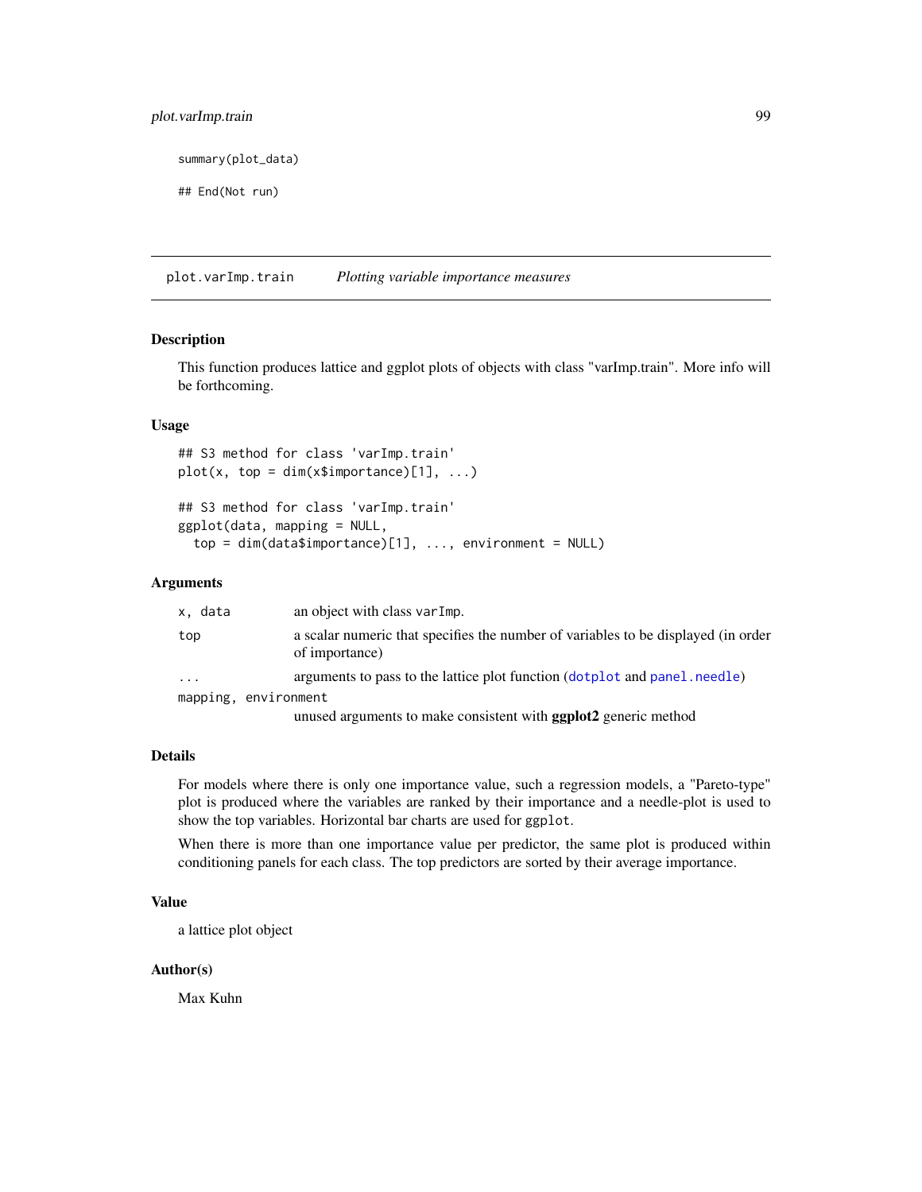```
summary(plot_data)

## End(Not run)
```

## plot.varImp.train *Plotting variable importance measures*

### Description

This function produces lattice and ggplot plots of objects with class "varImp.train". More info will be forthcoming.

### Usage

```
## S3 method for class 'varImp.train'
plot(x, top = dim(x$importance)[1], ...)

## S3 method for class 'varImp.train'
ggplot(data, mapping = NULL,
  top = dim(data$importance)[1], ..., environment = NULL)
```

### Arguments

| | |
|---|---|
| `x, data` | an object with class `varImp`. |
| `top` | a scalar numeric that specifies the number of variables to be displayed (in order of importance) |
| `...` | arguments to pass to the lattice plot function (`dotplot` and `panel.needle`) |
| `mapping, environment` | unused arguments to make consistent with **ggplot2** generic method |

### Details

For models where there is only one importance value, such a regression models, a "Pareto-type" plot is produced where the variables are ranked by their importance and a needle-plot is used to show the top variables. Horizontal bar charts are used for `ggplot`.

When there is more than one importance value per predictor, the same plot is produced within conditioning panels for each class. The top predictors are sorted by their average importance.

### Value

a lattice plot object

### Author(s)

Max Kuhn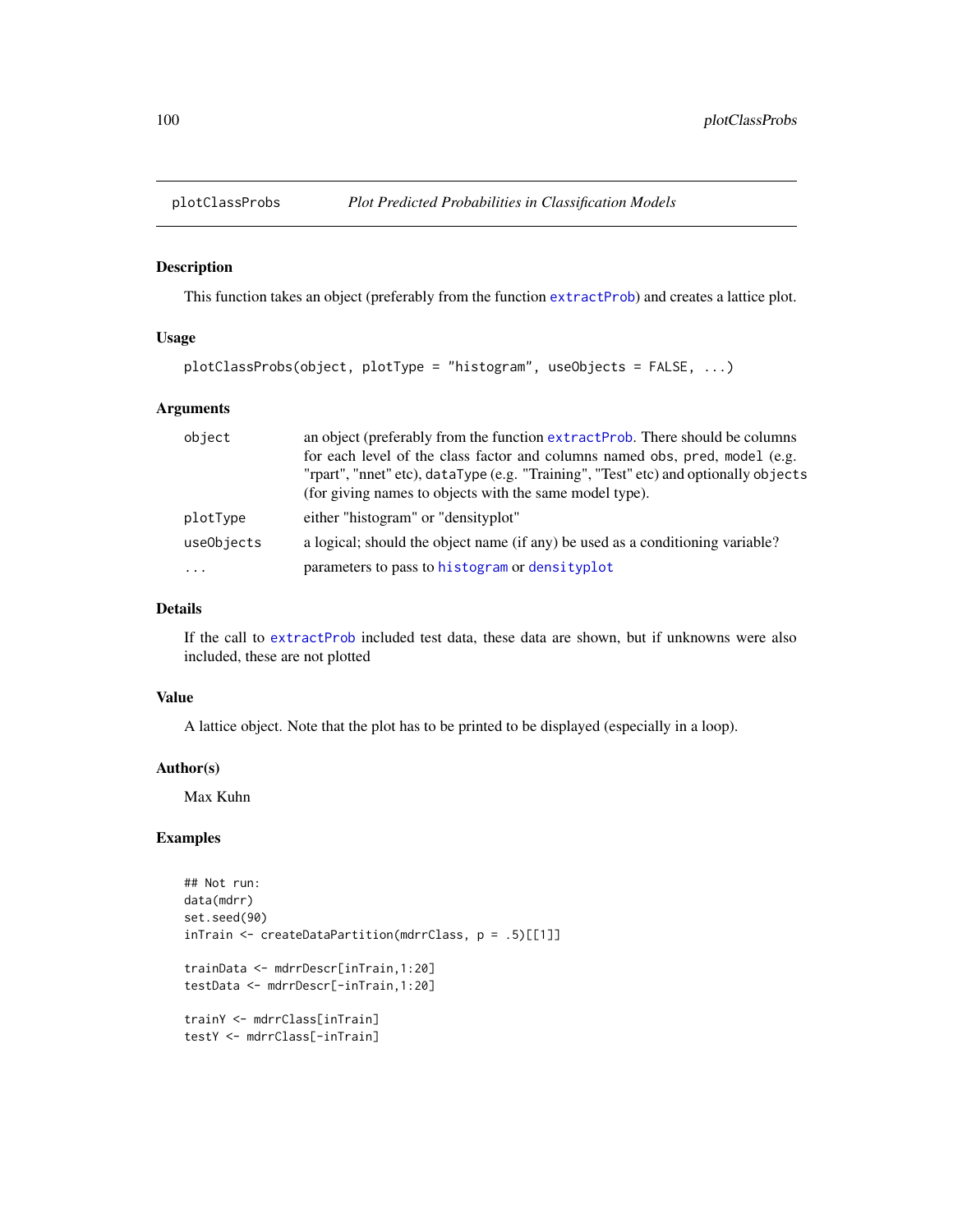`plotClassProbs` *Plot Predicted Probabilities in Classification Models*

## Description

This function takes an object (preferably from the function `extractProb`) and creates a lattice plot.

## Usage

```
plotClassProbs(object, plotType = "histogram", useObjects = FALSE, ...)
```

## Arguments

| | |
|---|---|
| `object` | an object (preferably from the function `extractProb`. There should be columns for each level of the class factor and columns named `obs`, `pred`, `model` (e.g. "rpart", "nnet" etc), `dataType` (e.g. "Training", "Test" etc) and optionally `objects` (for giving names to objects with the same model type). |
| `plotType` | either "histogram" or "densityplot" |
| `useObjects` | a logical; should the object name (if any) be used as a conditioning variable? |
| `...` | parameters to pass to `histogram` or `densityplot` |

## Details

If the call to `extractProb` included test data, these data are shown, but if unknowns were also included, these are not plotted

## Value

A lattice object. Note that the plot has to be printed to be displayed (especially in a loop).

## Author(s)

Max Kuhn

## Examples

```
## Not run:
data(mdrr)
set.seed(90)
inTrain <- createDataPartition(mdrrClass, p = .5)[[1]]

trainData <- mdrrDescr[inTrain,1:20]
testData <- mdrrDescr[-inTrain,1:20]

trainY <- mdrrClass[inTrain]
testY <- mdrrClass[-inTrain]
```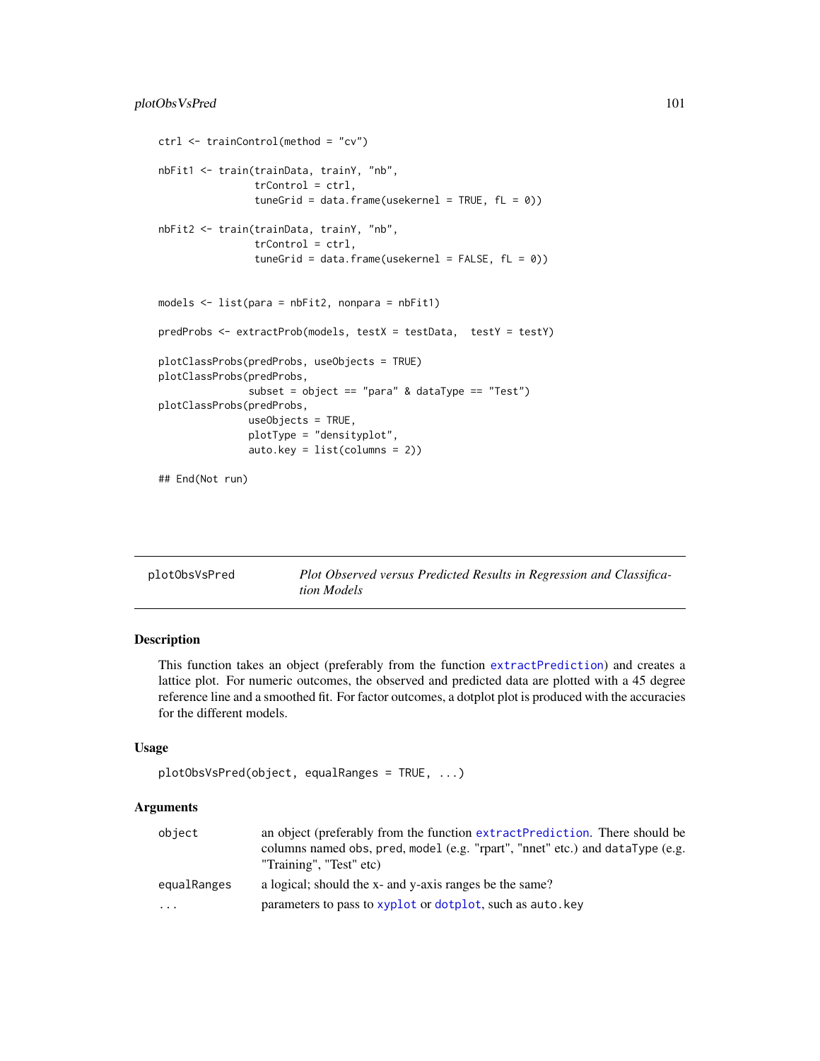```
ctrl <- trainControl(method = "cv")

nbFit1 <- train(trainData, trainY, "nb",
                trControl = ctrl,
                tuneGrid = data.frame(usekernel = TRUE, fL = 0))

nbFit2 <- train(trainData, trainY, "nb",
                trControl = ctrl,
                tuneGrid = data.frame(usekernel = FALSE, fL = 0))


models <- list(para = nbFit2, nonpara = nbFit1)

predProbs <- extractProb(models, testX = testData,  testY = testY)

plotClassProbs(predProbs, useObjects = TRUE)
plotClassProbs(predProbs,
               subset = object == "para" & dataType == "Test")
plotClassProbs(predProbs,
               useObjects = TRUE,
               plotType = "densityplot",
               auto.key = list(columns = 2))

## End(Not run)
```

---

## plotObsVsPred — *Plot Observed versus Predicted Results in Regression and Classification Models*

### Description

This function takes an object (preferably from the function extractPrediction) and creates a lattice plot. For numeric outcomes, the observed and predicted data are plotted with a 45 degree reference line and a smoothed fit. For factor outcomes, a dotplot plot is produced with the accuracies for the different models.

### Usage

```
plotObsVsPred(object, equalRanges = TRUE, ...)
```

### Arguments

| | |
|---|---|
| `object` | an object (preferably from the function extractPrediction. There should be columns named `obs`, `pred`, `model` (e.g. "rpart", "nnet" etc.) and `dataType` (e.g. "Training", "Test" etc) |
| `equalRanges` | a logical; should the x- and y-axis ranges be the same? |
| `...` | parameters to pass to xyplot or dotplot, such as `auto.key` |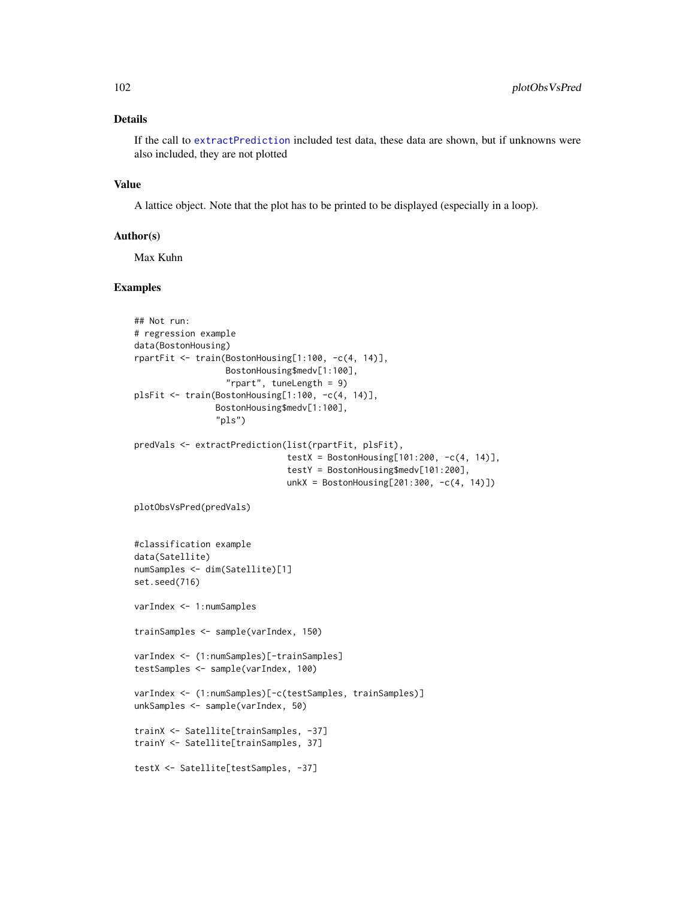## Details

If the call to `extractPrediction` included test data, these data are shown, but if unknowns were also included, they are not plotted

## Value

A lattice object. Note that the plot has to be printed to be displayed (especially in a loop).

## Author(s)

Max Kuhn

## Examples

```
## Not run:
# regression example
data(BostonHousing)
rpartFit <- train(BostonHousing[1:100, -c(4, 14)],
                  BostonHousing$medv[1:100],
                  "rpart", tuneLength = 9)
plsFit <- train(BostonHousing[1:100, -c(4, 14)],
                BostonHousing$medv[1:100],
                "pls")

predVals <- extractPrediction(list(rpartFit, plsFit),
                              testX = BostonHousing[101:200, -c(4, 14)],
                              testY = BostonHousing$medv[101:200],
                              unkX = BostonHousing[201:300, -c(4, 14)])

plotObsVsPred(predVals)


#classification example
data(Satellite)
numSamples <- dim(Satellite)[1]
set.seed(716)

varIndex <- 1:numSamples

trainSamples <- sample(varIndex, 150)

varIndex <- (1:numSamples)[-trainSamples]
testSamples <- sample(varIndex, 100)

varIndex <- (1:numSamples)[-c(testSamples, trainSamples)]
unkSamples <- sample(varIndex, 50)

trainX <- Satellite[trainSamples, -37]
trainY <- Satellite[trainSamples, 37]

testX <- Satellite[testSamples, -37]
```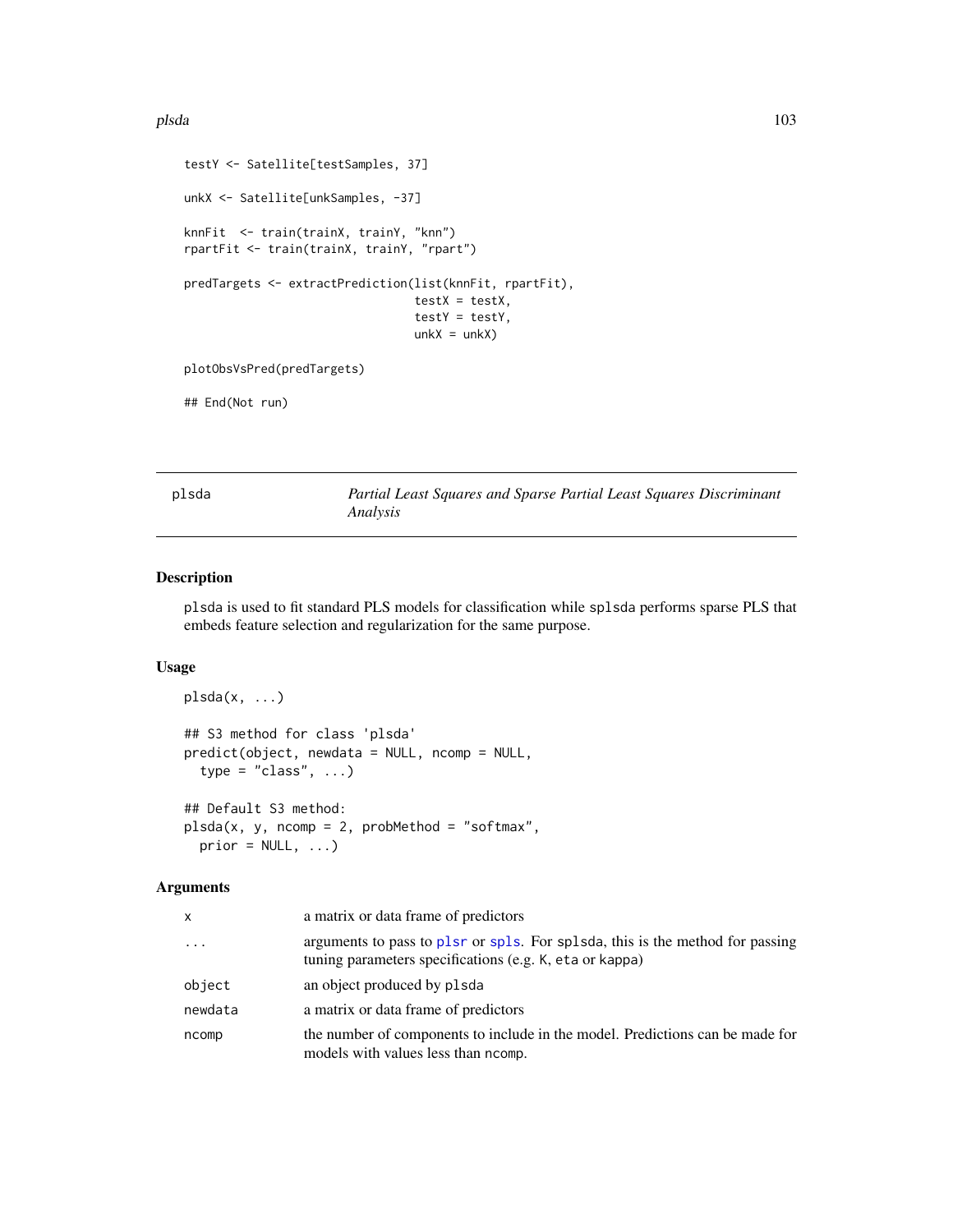```
testY <- Satellite[testSamples, 37]

unkX <- Satellite[unkSamples, -37]

knnFit  <- train(trainX, trainY, "knn")
rpartFit <- train(trainX, trainY, "rpart")

predTargets <- extractPrediction(list(knnFit, rpartFit),
                                 testX = testX,
                                 testY = testY,
                                 unkX = unkX)

plotObsVsPred(predTargets)

## End(Not run)
```

---

## plsda — *Partial Least Squares and Sparse Partial Least Squares Discriminant Analysis*

---

### Description

plsda is used to fit standard PLS models for classification while splsda performs sparse PLS that embeds feature selection and regularization for the same purpose.

### Usage

```
plsda(x, ...)

## S3 method for class 'plsda'
predict(object, newdata = NULL, ncomp = NULL,
  type = "class", ...)

## Default S3 method:
plsda(x, y, ncomp = 2, probMethod = "softmax",
  prior = NULL, ...)
```

### Arguments

| | |
|---|---|
| x | a matrix or data frame of predictors |
| ... | arguments to pass to plsr or spls. For splsda, this is the method for passing tuning parameters specifications (e.g. K, eta or kappa) |
| object | an object produced by plsda |
| newdata | a matrix or data frame of predictors |
| ncomp | the number of components to include in the model. Predictions can be made for models with values less than ncomp. |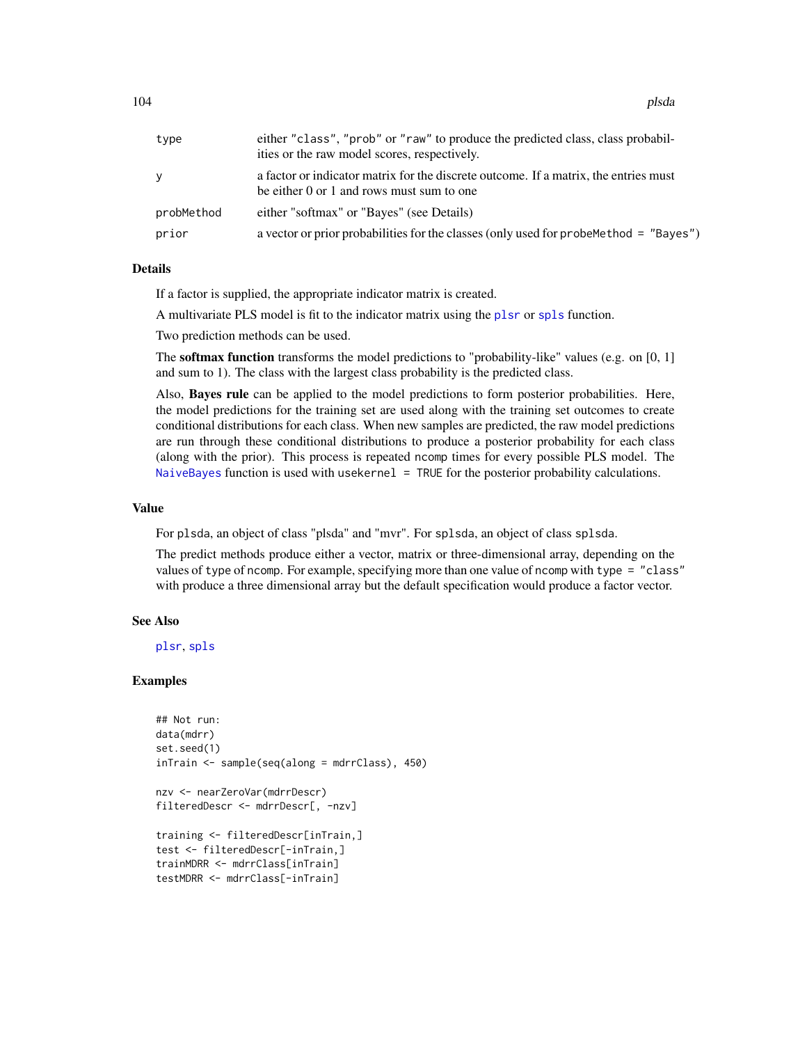| | |
|---|---|
| type | either "class", "prob" or "raw" to produce the predicted class, class probabilities or the raw model scores, respectively. |
| y | a factor or indicator matrix for the discrete outcome. If a matrix, the entries must be either 0 or 1 and rows must sum to one |
| probMethod | either "softmax" or "Bayes" (see Details) |
| prior | a vector or prior probabilities for the classes (only used for `probeMethod = "Bayes"`) |

### Details

If a factor is supplied, the appropriate indicator matrix is created.

A multivariate PLS model is fit to the indicator matrix using the `plsr` or `spls` function.

Two prediction methods can be used.

The **softmax function** transforms the model predictions to "probability-like" values (e.g. on [0, 1] and sum to 1). The class with the largest class probability is the predicted class.

Also, **Bayes rule** can be applied to the model predictions to form posterior probabilities. Here, the model predictions for the training set are used along with the training set outcomes to create conditional distributions for each class. When new samples are predicted, the raw model predictions are run through these conditional distributions to produce a posterior probability for each class (along with the prior). This process is repeated `ncomp` times for every possible PLS model. The `NaiveBayes` function is used with `usekernel = TRUE` for the posterior probability calculations.

### Value

For `plsda`, an object of class "plsda" and "mvr". For `splsda`, an object of class `splsda`.

The predict methods produce either a vector, matrix or three-dimensional array, depending on the values of `type` of `ncomp`. For example, specifying more than one value of `ncomp` with `type = "class"` with produce a three dimensional array but the default specification would produce a factor vector.

### See Also

`plsr`, `spls`

### Examples

```
## Not run:
data(mdrr)
set.seed(1)
inTrain <- sample(seq(along = mdrrClass), 450)

nzv <- nearZeroVar(mdrrDescr)
filteredDescr <- mdrrDescr[, -nzv]

training <- filteredDescr[inTrain,]
test <- filteredDescr[-inTrain,]
trainMDRR <- mdrrClass[inTrain]
testMDRR <- mdrrClass[-inTrain]
```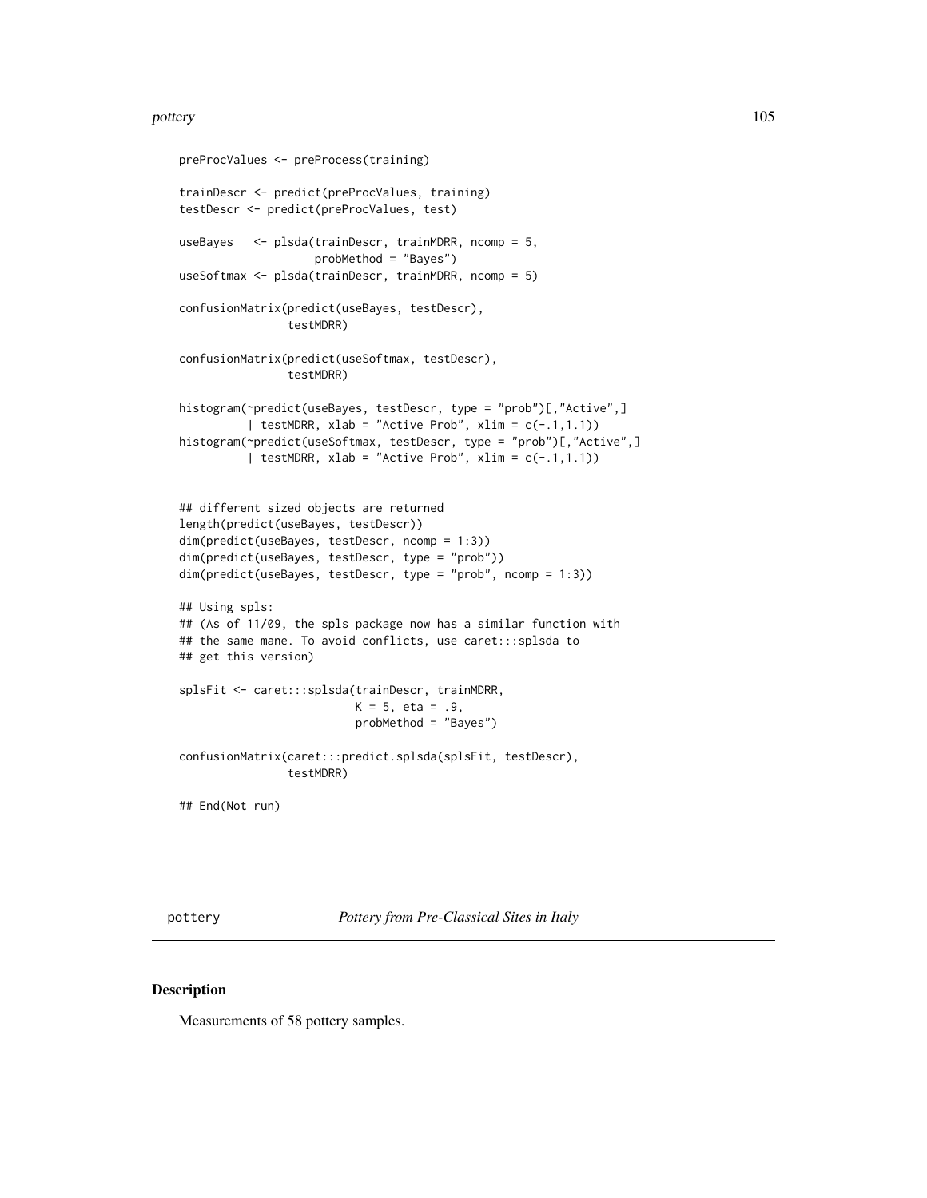```
preProcValues <- preProcess(training)

trainDescr <- predict(preProcValues, training)
testDescr <- predict(preProcValues, test)

useBayes   <- plsda(trainDescr, trainMDRR, ncomp = 5,
                    probMethod = "Bayes")
useSoftmax <- plsda(trainDescr, trainMDRR, ncomp = 5)

confusionMatrix(predict(useBayes, testDescr),
                testMDRR)

confusionMatrix(predict(useSoftmax, testDescr),
                testMDRR)

histogram(~predict(useBayes, testDescr, type = "prob")[,"Active",]
          | testMDRR, xlab = "Active Prob", xlim = c(-.1,1.1))
histogram(~predict(useSoftmax, testDescr, type = "prob")[,"Active",]
          | testMDRR, xlab = "Active Prob", xlim = c(-.1,1.1))


## different sized objects are returned
length(predict(useBayes, testDescr))
dim(predict(useBayes, testDescr, ncomp = 1:3))
dim(predict(useBayes, testDescr, type = "prob"))
dim(predict(useBayes, testDescr, type = "prob", ncomp = 1:3))

## Using spls:
## (As of 11/09, the spls package now has a similar function with
## the same mane. To avoid conflicts, use caret:::splsda to
## get this version)

splsFit <- caret:::splsda(trainDescr, trainMDRR,
                          K = 5, eta = .9,
                          probMethod = "Bayes")

confusionMatrix(caret:::predict.splsda(splsFit, testDescr),
                testMDRR)

## End(Not run)
```

## pottery — *Pottery from Pre-Classical Sites in Italy*

### Description

Measurements of 58 pottery samples.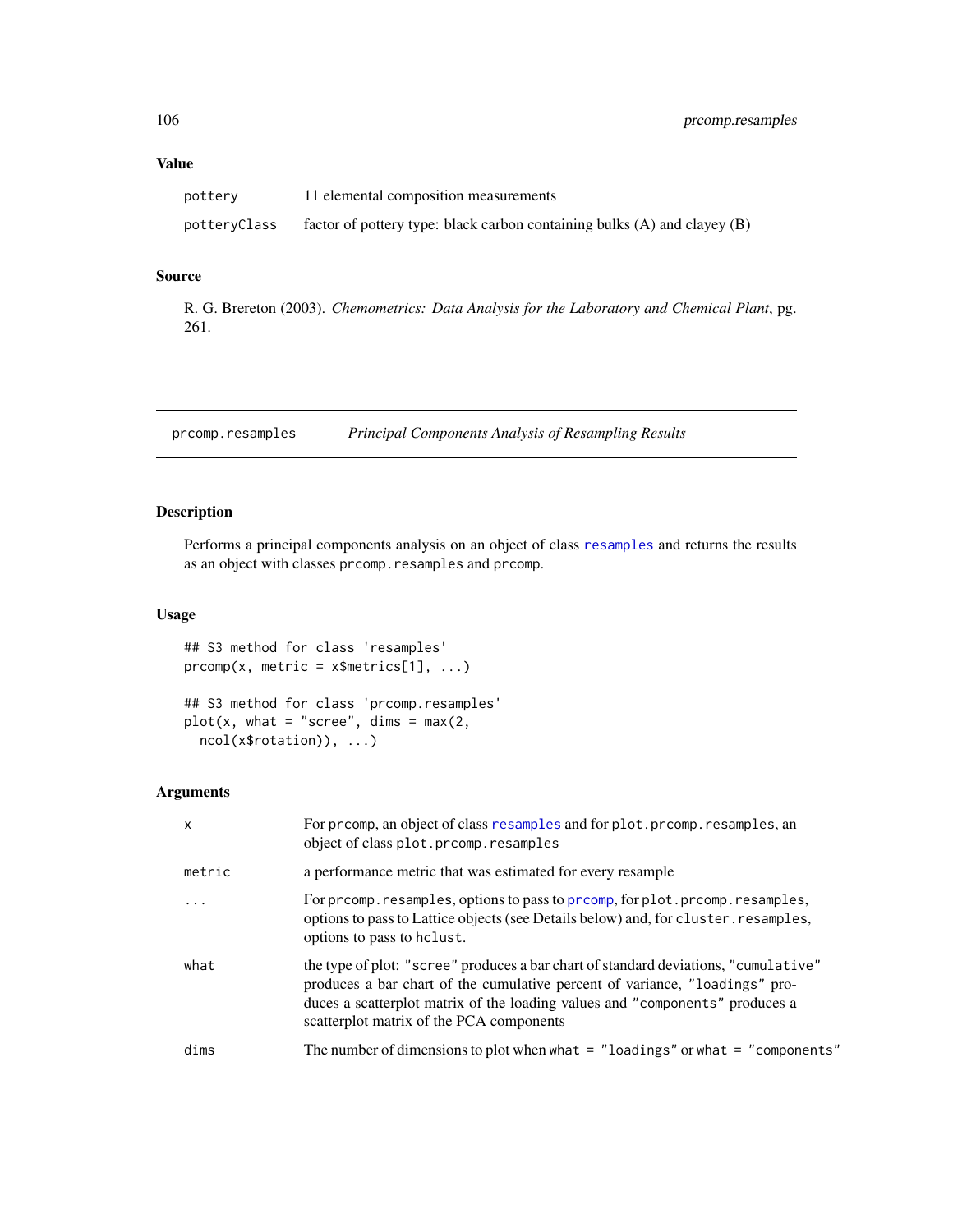### Value

| | |
|---|---|
| `pottery` | 11 elemental composition measurements |
| `potteryClass` | factor of pottery type: black carbon containing bulks (A) and clayey (B) |

### Source

R. G. Brereton (2003). *Chemometrics: Data Analysis for the Laboratory and Chemical Plant*, pg. 261.

---

## prcomp.resamples — *Principal Components Analysis of Resampling Results*

### Description

Performs a principal components analysis on an object of class `resamples` and returns the results as an object with classes `prcomp.resamples` and `prcomp`.

### Usage

```
## S3 method for class 'resamples'
prcomp(x, metric = x$metrics[1], ...)

## S3 method for class 'prcomp.resamples'
plot(x, what = "scree", dims = max(2,
  ncol(x$rotation)), ...)
```

### Arguments

| | |
|---|---|
| `x` | For `prcomp`, an object of class `resamples` and for `plot.prcomp.resamples`, an object of class `plot.prcomp.resamples` |
| `metric` | a performance metric that was estimated for every resample |
| `...` | For `prcomp.resamples`, options to pass to `prcomp`, for `plot.prcomp.resamples`, options to pass to Lattice objects (see Details below) and, for `cluster.resamples`, options to pass to `hclust`. |
| `what` | the type of plot: `"scree"` produces a bar chart of standard deviations, `"cumulative"` produces a bar chart of the cumulative percent of variance, `"loadings"` produces a scatterplot matrix of the loading values and `"components"` produces a scatterplot matrix of the PCA components |
| `dims` | The number of dimensions to plot when `what = "loadings"` or `what = "components"` |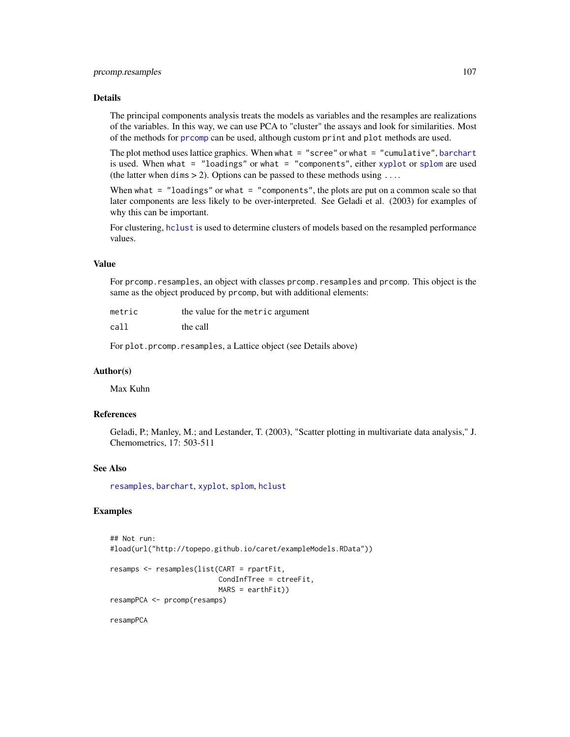## Details

The principal components analysis treats the models as variables and the resamples are realizations of the variables. In this way, we can use PCA to "cluster" the assays and look for similarities. Most of the methods for `prcomp` can be used, although custom `print` and `plot` methods are used.

The plot method uses lattice graphics. When `what = "scree"` or `what = "cumulative"`, `barchart` is used. When `what = "loadings"` or `what = "components"`, either `xyplot` or `splom` are used (the latter when `dims` > 2). Options can be passed to these methods using `...`.

When `what = "loadings"` or `what = "components"`, the plots are put on a common scale so that later components are less likely to be over-interpreted. See Geladi et al. (2003) for examples of why this can be important.

For clustering, `hclust` is used to determine clusters of models based on the resampled performance values.

## Value

For `prcomp.resamples`, an object with classes `prcomp.resamples` and `prcomp`. This object is the same as the object produced by `prcomp`, but with additional elements:

| | |
|---|---|
| `metric` | the value for the `metric` argument |
| `call` | the call |

For `plot.prcomp.resamples`, a Lattice object (see Details above)

## Author(s)

Max Kuhn

## References

Geladi, P.; Manley, M.; and Lestander, T. (2003), "Scatter plotting in multivariate data analysis," J. Chemometrics, 17: 503-511

## See Also

`resamples`, `barchart`, `xyplot`, `splom`, `hclust`

## Examples

```
## Not run:
#load(url("http://topepo.github.io/caret/exampleModels.RData"))

resamps <- resamples(list(CART = rpartFit,
                          CondInfTree = ctreeFit,
                          MARS = earthFit))
resampPCA <- prcomp(resamps)

resampPCA
```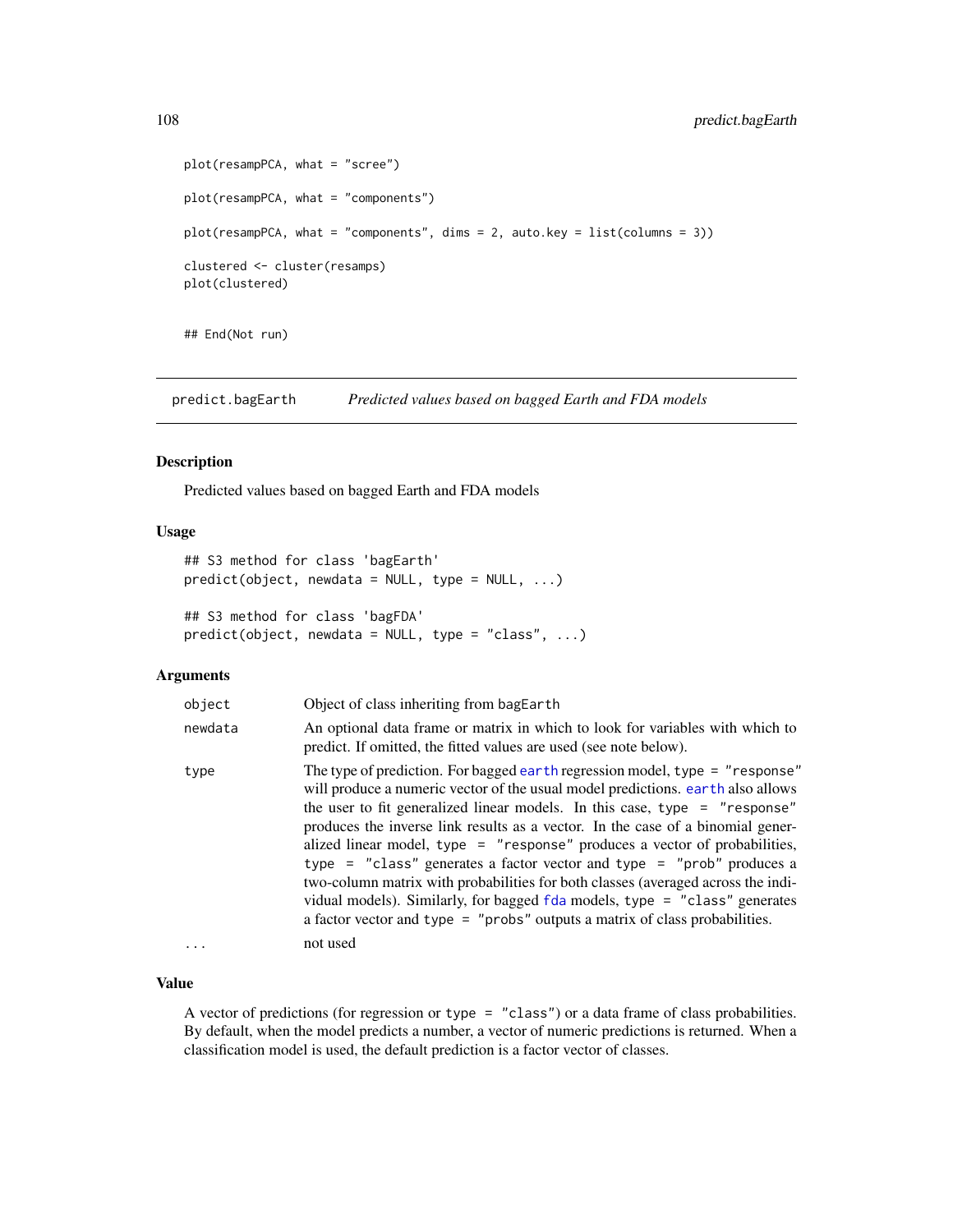```
plot(resampPCA, what = "scree")

plot(resampPCA, what = "components")

plot(resampPCA, what = "components", dims = 2, auto.key = list(columns = 3))

clustered <- cluster(resamps)
plot(clustered)


## End(Not run)
```

## predict.bagEarth — *Predicted values based on bagged Earth and FDA models*

### Description

Predicted values based on bagged Earth and FDA models

### Usage

```
## S3 method for class 'bagEarth'
predict(object, newdata = NULL, type = NULL, ...)

## S3 method for class 'bagFDA'
predict(object, newdata = NULL, type = "class", ...)
```

### Arguments

| | |
|---|---|
| `object` | Object of class inheriting from bagEarth |
| `newdata` | An optional data frame or matrix in which to look for variables with which to predict. If omitted, the fitted values are used (see note below). |
| `type` | The type of prediction. For bagged `earth` regression model, `type = "response"` will produce a numeric vector of the usual model predictions. `earth` also allows the user to fit generalized linear models. In this case, `type = "response"` produces the inverse link results as a vector. In the case of a binomial generalized linear model, `type = "response"` produces a vector of probabilities, `type = "class"` generates a factor vector and `type = "prob"` produces a two-column matrix with probabilities for both classes (averaged across the individual models). Similarly, for bagged `fda` models, `type = "class"` generates a factor vector and `type = "probs"` outputs a matrix of class probabilities. |
| `...` | not used |

### Value

A vector of predictions (for regression or `type = "class"`) or a data frame of class probabilities. By default, when the model predicts a number, a vector of numeric predictions is returned. When a classification model is used, the default prediction is a factor vector of classes.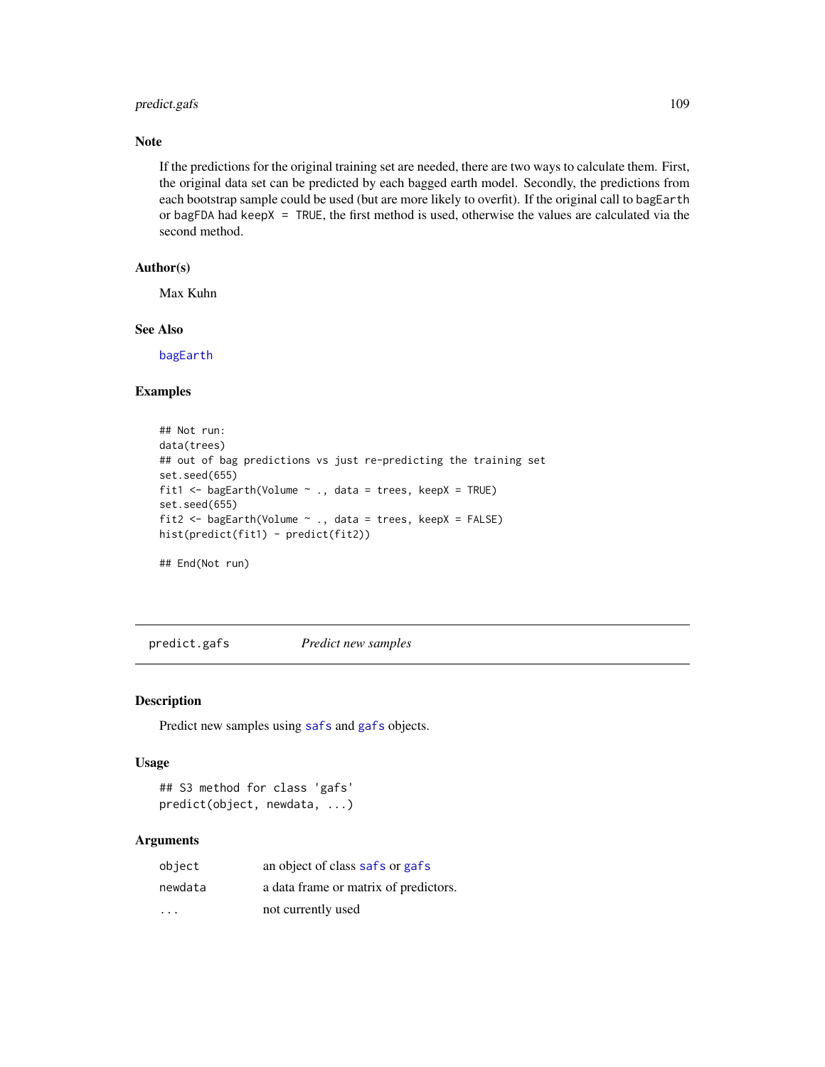## Note

If the predictions for the original training set are needed, there are two ways to calculate them. First, the original data set can be predicted by each bagged earth model. Secondly, the predictions from each bootstrap sample could be used (but are more likely to overfit). If the original call to `bagEarth` or `bagFDA` had `keepX = TRUE`, the first method is used, otherwise the values are calculated via the second method.

## Author(s)

Max Kuhn

## See Also

`bagEarth`

## Examples

```
## Not run:
data(trees)
## out of bag predictions vs just re-predicting the training set
set.seed(655)
fit1 <- bagEarth(Volume ~ ., data = trees, keepX = TRUE)
set.seed(655)
fit2 <- bagEarth(Volume ~ ., data = trees, keepX = FALSE)
hist(predict(fit1) - predict(fit2))

## End(Not run)
```

---

# predict.gafs — *Predict new samples*

## Description

Predict new samples using `safs` and `gafs` objects.

## Usage

```
## S3 method for class 'gafs'
predict(object, newdata, ...)
```

## Arguments

| | |
|---|---|
| `object` | an object of class `safs` or `gafs` |
| `newdata` | a data frame or matrix of predictors. |
| `...` | not currently used |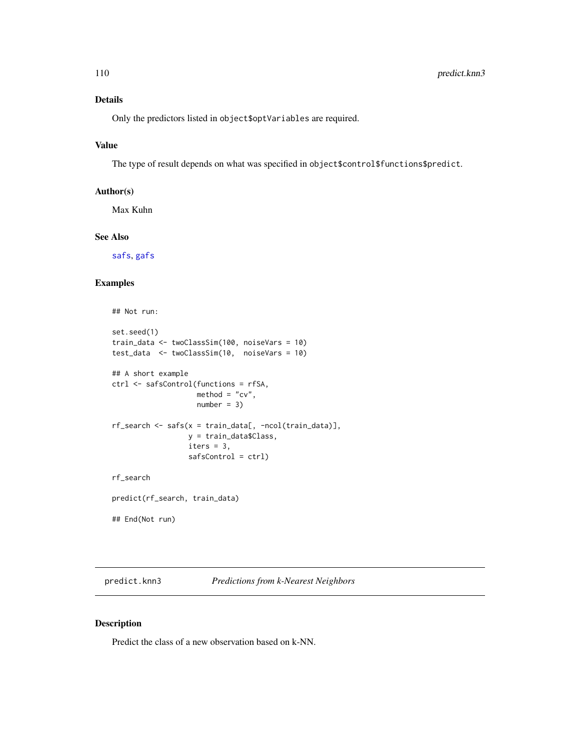## Details

Only the predictors listed in `object$optVariables` are required.

## Value

The type of result depends on what was specified in `object$control$functions$predict`.

## Author(s)

Max Kuhn

## See Also

safs, gafs

## Examples

```
## Not run:

set.seed(1)
train_data <- twoClassSim(100, noiseVars = 10)
test_data  <- twoClassSim(10,  noiseVars = 10)

## A short example
ctrl <- safsControl(functions = rfSA,
                    method = "cv",
                    number = 3)

rf_search <- safs(x = train_data[, -ncol(train_data)],
                  y = train_data$Class,
                  iters = 3,
                  safsControl = ctrl)

rf_search

predict(rf_search, train_data)

## End(Not run)
```

---

# predict.knn3 — *Predictions from k-Nearest Neighbors*

---

## Description

Predict the class of a new observation based on k-NN.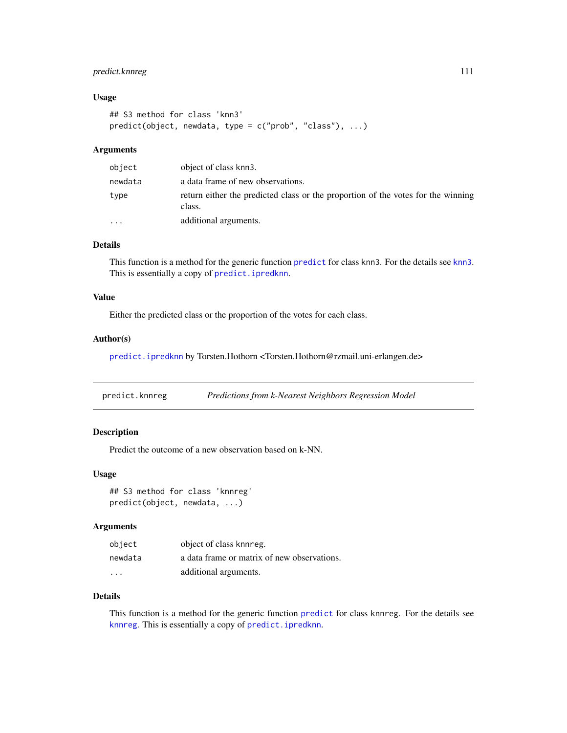### Usage

```
## S3 method for class 'knn3'
predict(object, newdata, type = c("prob", "class"), ...)
```

### Arguments

| | |
|---|---|
| object | object of class knn3. |
| newdata | a data frame of new observations. |
| type | return either the predicted class or the proportion of the votes for the winning class. |
| ... | additional arguments. |

### Details

This function is a method for the generic function `predict` for class knn3. For the details see `knn3`. This is essentially a copy of `predict.ipredknn`.

### Value

Either the predicted class or the proportion of the votes for each class.

### Author(s)

`predict.ipredknn` by Torsten.Hothorn <Torsten.Hothorn@rzmail.uni-erlangen.de>

---

## predict.knnreg — *Predictions from k-Nearest Neighbors Regression Model*

### Description

Predict the outcome of a new observation based on k-NN.

### Usage

```
## S3 method for class 'knnreg'
predict(object, newdata, ...)
```

### Arguments

| | |
|---|---|
| object | object of class knnreg. |
| newdata | a data frame or matrix of new observations. |
| ... | additional arguments. |

### Details

This function is a method for the generic function `predict` for class knnreg. For the details see `knnreg`. This is essentially a copy of `predict.ipredknn`.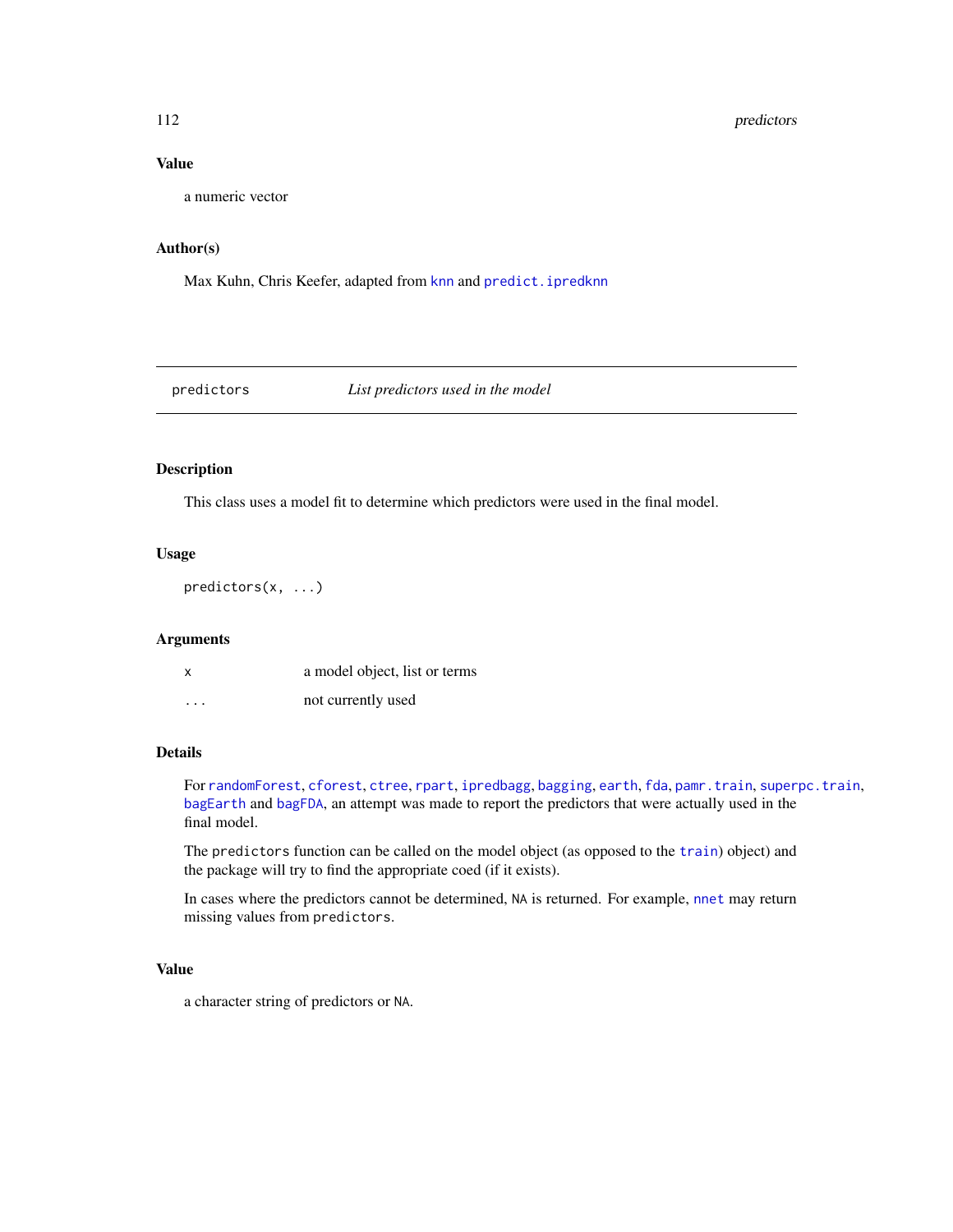### Value

a numeric vector

### Author(s)

Max Kuhn, Chris Keefer, adapted from `knn` and `predict.ipredknn`

---

## predictors — *List predictors used in the model*

---

### Description

This class uses a model fit to determine which predictors were used in the final model.

### Usage

```
predictors(x, ...)
```

### Arguments

| | |
|---|---|
| `x` | a model object, list or terms |
| `...` | not currently used |

### Details

For `randomForest`, `cforest`, `ctree`, `rpart`, `ipredbagg`, `bagging`, `earth`, `fda`, `pamr.train`, `superpc.train`, `bagEarth` and `bagFDA`, an attempt was made to report the predictors that were actually used in the final model.

The `predictors` function can be called on the model object (as opposed to the `train`) object) and the package will try to find the appropriate coed (if it exists).

In cases where the predictors cannot be determined, `NA` is returned. For example, `nnet` may return missing values from `predictors`.

### Value

a character string of predictors or `NA`.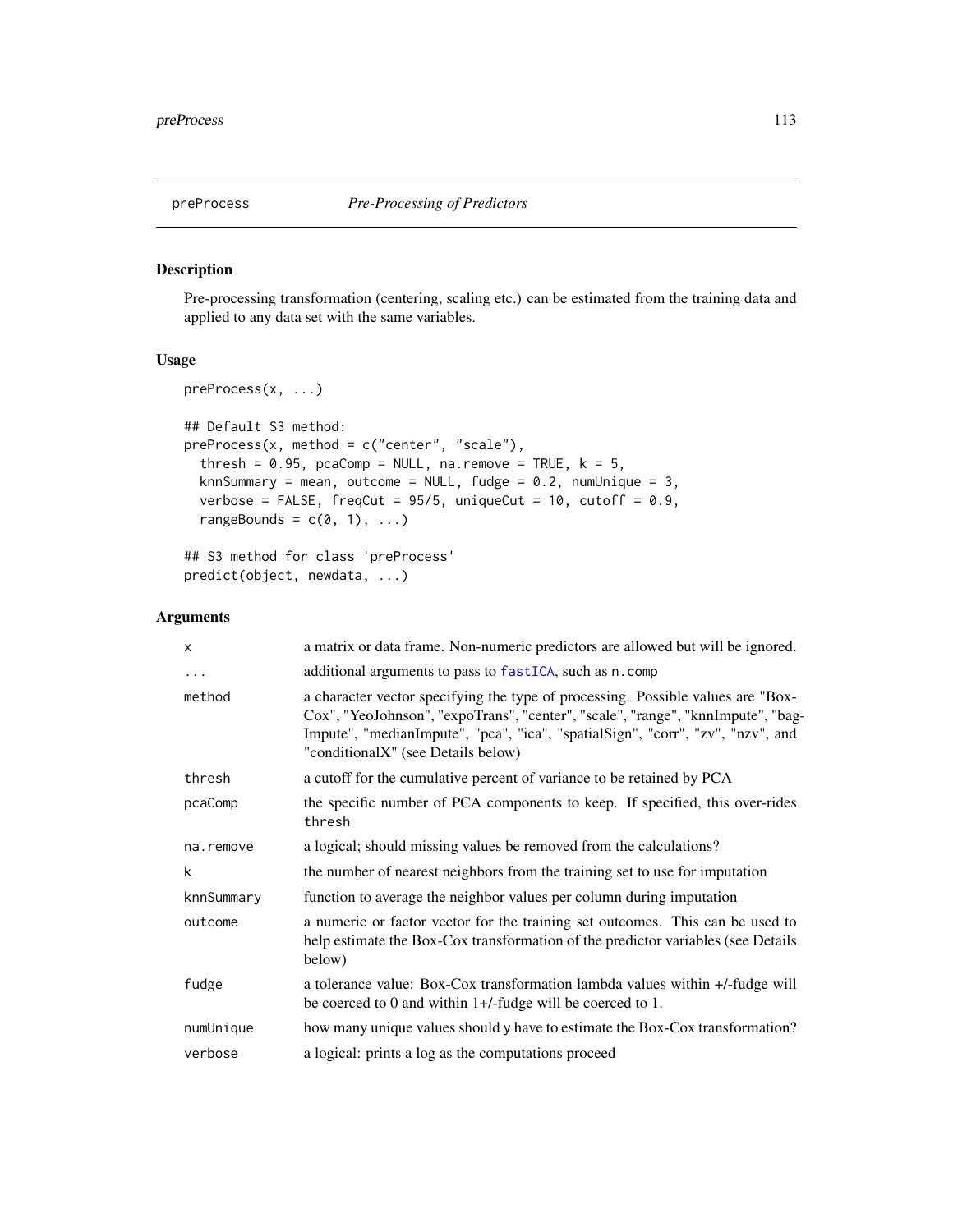## preProcess *Pre-Processing of Predictors*

### Description

Pre-processing transformation (centering, scaling etc.) can be estimated from the training data and applied to any data set with the same variables.

### Usage

```
preProcess(x, ...)

## Default S3 method:
preProcess(x, method = c("center", "scale"),
  thresh = 0.95, pcaComp = NULL, na.remove = TRUE, k = 5,
  knnSummary = mean, outcome = NULL, fudge = 0.2, numUnique = 3,
  verbose = FALSE, freqCut = 95/5, uniqueCut = 10, cutoff = 0.9,
  rangeBounds = c(0, 1), ...)

## S3 method for class 'preProcess'
predict(object, newdata, ...)
```

### Arguments

| | |
|---|---|
| `x` | a matrix or data frame. Non-numeric predictors are allowed but will be ignored. |
| `...` | additional arguments to pass to `fastICA`, such as `n.comp` |
| `method` | a character vector specifying the type of processing. Possible values are "BoxCox", "YeoJohnson", "expoTrans", "center", "scale", "range", "knnImpute", "bagImpute", "medianImpute", "pca", "ica", "spatialSign", "corr", "zv", "nzv", and "conditionalX" (see Details below) |
| `thresh` | a cutoff for the cumulative percent of variance to be retained by PCA |
| `pcaComp` | the specific number of PCA components to keep. If specified, this over-rides `thresh` |
| `na.remove` | a logical; should missing values be removed from the calculations? |
| `k` | the number of nearest neighbors from the training set to use for imputation |
| `knnSummary` | function to average the neighbor values per column during imputation |
| `outcome` | a numeric or factor vector for the training set outcomes. This can be used to help estimate the Box-Cox transformation of the predictor variables (see Details below) |
| `fudge` | a tolerance value: Box-Cox transformation lambda values within +/-fudge will be coerced to 0 and within 1+/-fudge will be coerced to 1. |
| `numUnique` | how many unique values should y have to estimate the Box-Cox transformation? |
| `verbose` | a logical: prints a log as the computations proceed |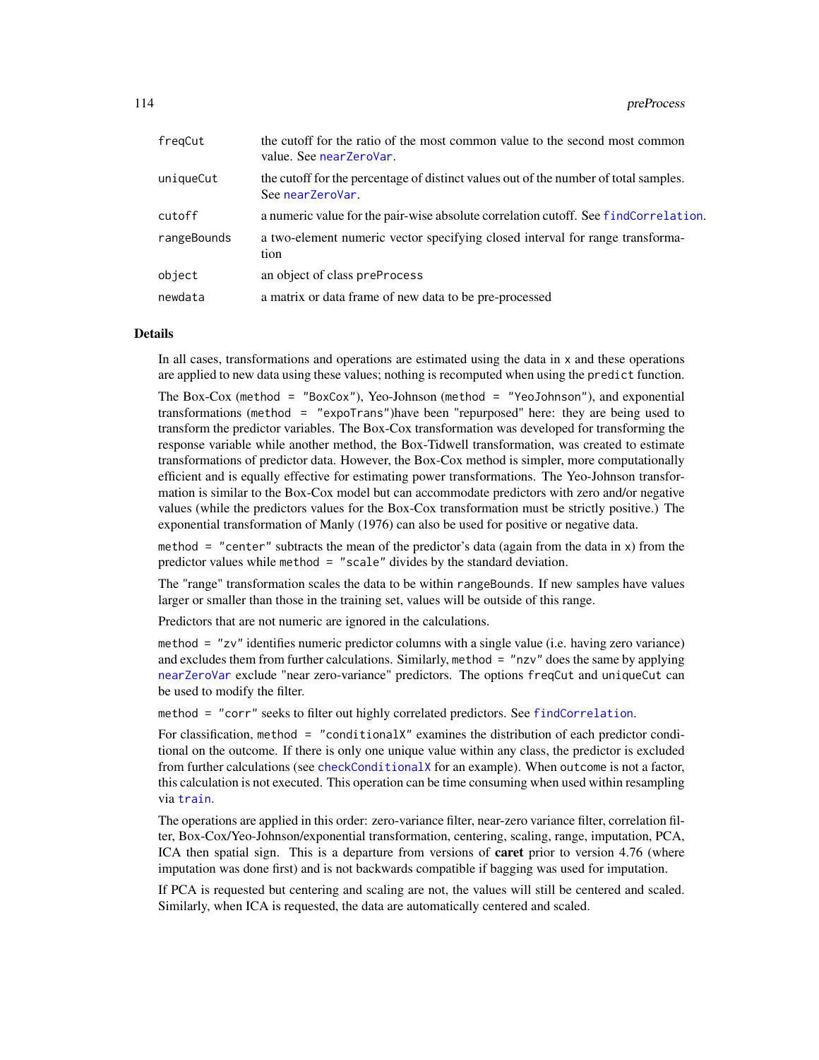| | |
|---|---|
| `freqCut` | the cutoff for the ratio of the most common value to the second most common value. See `nearZeroVar`. |
| `uniqueCut` | the cutoff for the percentage of distinct values out of the number of total samples. See `nearZeroVar`. |
| `cutoff` | a numeric value for the pair-wise absolute correlation cutoff. See `findCorrelation`. |
| `rangeBounds` | a two-element numeric vector specifying closed interval for range transformation |
| `object` | an object of class `preProcess` |
| `newdata` | a matrix or data frame of new data to be pre-processed |

## Details

In all cases, transformations and operations are estimated using the data in `x` and these operations are applied to new data using these values; nothing is recomputed when using the `predict` function.

The Box-Cox (`method = "BoxCox"`), Yeo-Johnson (`method = "YeoJohnson"`), and exponential transformations (`method = "expoTrans"`)have been "repurposed" here: they are being used to transform the predictor variables. The Box-Cox transformation was developed for transforming the response variable while another method, the Box-Tidwell transformation, was created to estimate transformations of predictor data. However, the Box-Cox method is simpler, more computationally efficient and is equally effective for estimating power transformations. The Yeo-Johnson transformation is similar to the Box-Cox model but can accommodate predictors with zero and/or negative values (while the predictors values for the Box-Cox transformation must be strictly positive.) The exponential transformation of Manly (1976) can also be used for positive or negative data.

`method = "center"` subtracts the mean of the predictor's data (again from the data in `x`) from the predictor values while `method = "scale"` divides by the standard deviation.

The "range" transformation scales the data to be within `rangeBounds`. If new samples have values larger or smaller than those in the training set, values will be outside of this range.

Predictors that are not numeric are ignored in the calculations.

`method = "zv"` identifies numeric predictor columns with a single value (i.e. having zero variance) and excludes them from further calculations. Similarly, `method = "nzv"` does the same by applying `nearZeroVar` exclude "near zero-variance" predictors. The options `freqCut` and `uniqueCut` can be used to modify the filter.

`method = "corr"` seeks to filter out highly correlated predictors. See `findCorrelation`.

For classification, `method = "conditionalX"` examines the distribution of each predictor conditional on the outcome. If there is only one unique value within any class, the predictor is excluded from further calculations (see `checkConditionalX` for an example). When `outcome` is not a factor, this calculation is not executed. This operation can be time consuming when used within resampling via `train`.

The operations are applied in this order: zero-variance filter, near-zero variance filter, correlation filter, Box-Cox/Yeo-Johnson/exponential transformation, centering, scaling, range, imputation, PCA, ICA then spatial sign. This is a departure from versions of **caret** prior to version 4.76 (where imputation was done first) and is not backwards compatible if bagging was used for imputation.

If PCA is requested but centering and scaling are not, the values will still be centered and scaled. Similarly, when ICA is requested, the data are automatically centered and scaled.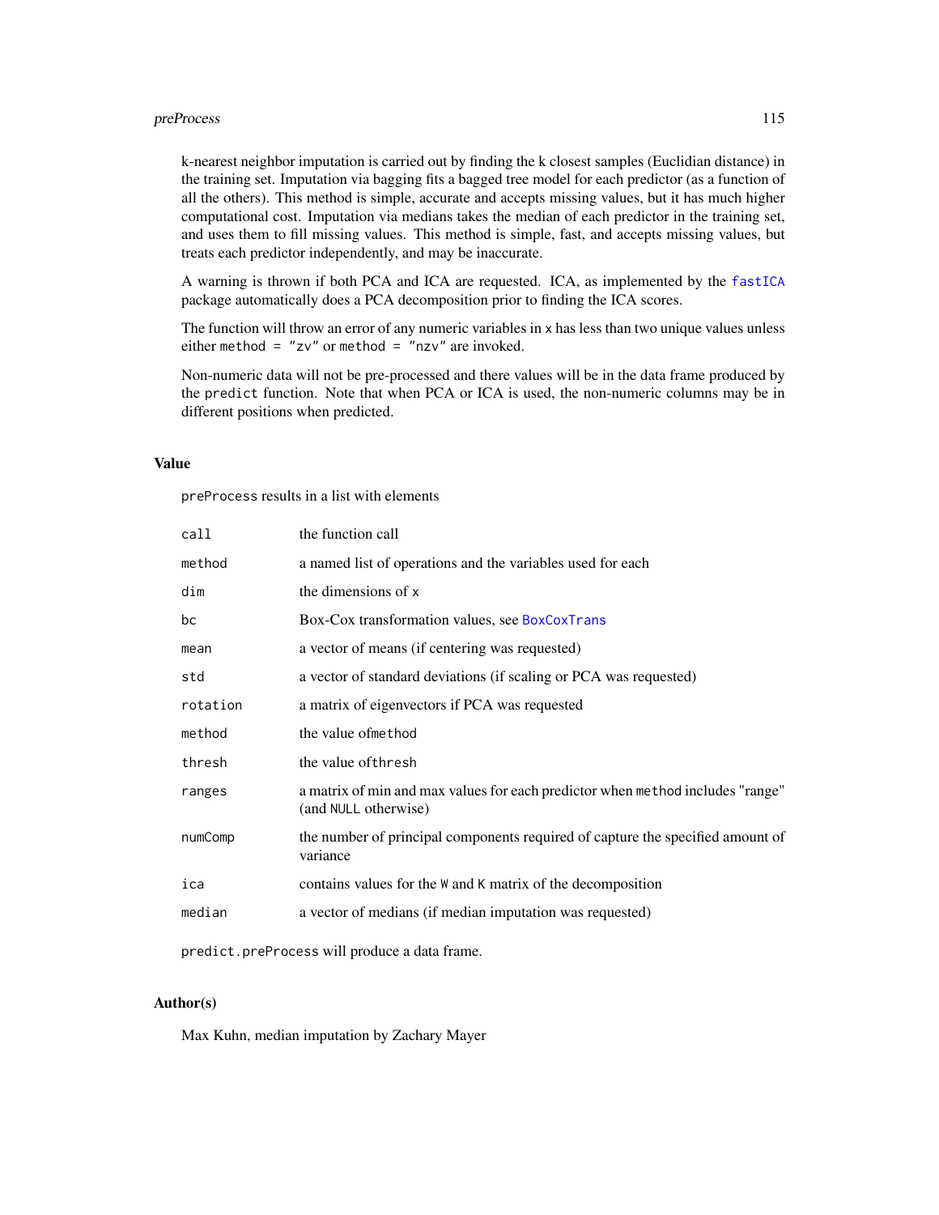k-nearest neighbor imputation is carried out by finding the k closest samples (Euclidian distance) in the training set. Imputation via bagging fits a bagged tree model for each predictor (as a function of all the others). This method is simple, accurate and accepts missing values, but it has much higher computational cost. Imputation via medians takes the median of each predictor in the training set, and uses them to fill missing values. This method is simple, fast, and accepts missing values, but treats each predictor independently, and may be inaccurate.

A warning is thrown if both PCA and ICA are requested. ICA, as implemented by the fastICA package automatically does a PCA decomposition prior to finding the ICA scores.

The function will throw an error of any numeric variables in `x` has less than two unique values unless either `method = "zv"` or `method = "nzv"` are invoked.

Non-numeric data will not be pre-processed and there values will be in the data frame produced by the `predict` function. Note that when PCA or ICA is used, the non-numeric columns may be in different positions when predicted.

## Value

`preProcess` results in a list with elements

| | |
|---|---|
| `call` | the function call |
| `method` | a named list of operations and the variables used for each |
| `dim` | the dimensions of `x` |
| `bc` | Box-Cox transformation values, see BoxCoxTrans |
| `mean` | a vector of means (if centering was requested) |
| `std` | a vector of standard deviations (if scaling or PCA was requested) |
| `rotation` | a matrix of eigenvectors if PCA was requested |
| `method` | the value of`method` |
| `thresh` | the value of`thresh` |
| `ranges` | a matrix of min and max values for each predictor when `method` includes "range" (and `NULL` otherwise) |
| `numComp` | the number of principal components required of capture the specified amount of variance |
| `ica` | contains values for the `W` and `K` matrix of the decomposition |
| `median` | a vector of medians (if median imputation was requested) |

`predict.preProcess` will produce a data frame.

## Author(s)

Max Kuhn, median imputation by Zachary Mayer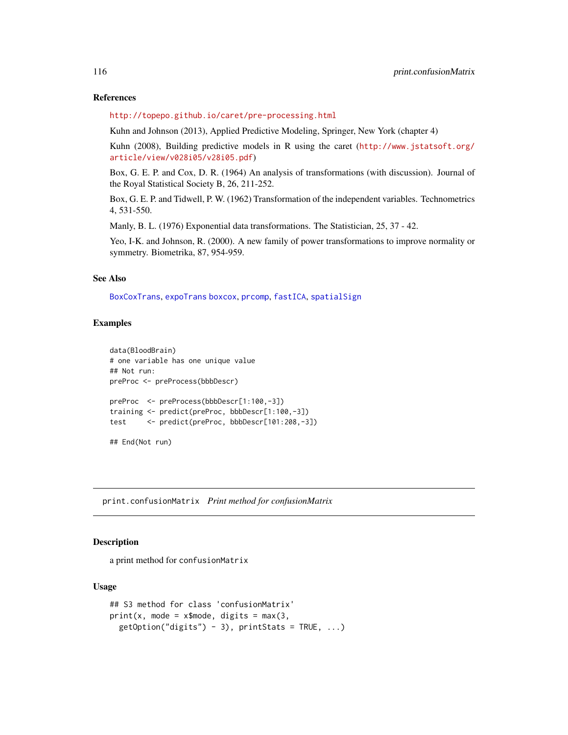### References

http://topepo.github.io/caret/pre-processing.html

Kuhn and Johnson (2013), Applied Predictive Modeling, Springer, New York (chapter 4)

Kuhn (2008), Building predictive models in R using the caret (http://www.jstatsoft.org/article/view/v028i05/v28i05.pdf)

Box, G. E. P. and Cox, D. R. (1964) An analysis of transformations (with discussion). Journal of the Royal Statistical Society B, 26, 211-252.

Box, G. E. P. and Tidwell, P. W. (1962) Transformation of the independent variables. Technometrics 4, 531-550.

Manly, B. L. (1976) Exponential data transformations. The Statistician, 25, 37 - 42.

Yeo, I-K. and Johnson, R. (2000). A new family of power transformations to improve normality or symmetry. Biometrika, 87, 954-959.

### See Also

BoxCoxTrans, expoTrans boxcox, prcomp, fastICA, spatialSign

### Examples

```
data(BloodBrain)
# one variable has one unique value
## Not run:
preProc <- preProcess(bbbDescr)

preProc  <- preProcess(bbbDescr[1:100,-3])
training <- predict(preProc, bbbDescr[1:100,-3])
test     <- predict(preProc, bbbDescr[101:208,-3])

## End(Not run)
```

---

## print.confusionMatrix *Print method for confusionMatrix*

### Description

a print method for `confusionMatrix`

### Usage

```
## S3 method for class 'confusionMatrix'
print(x, mode = x$mode, digits = max(3,
  getOption("digits") - 3), printStats = TRUE, ...)
```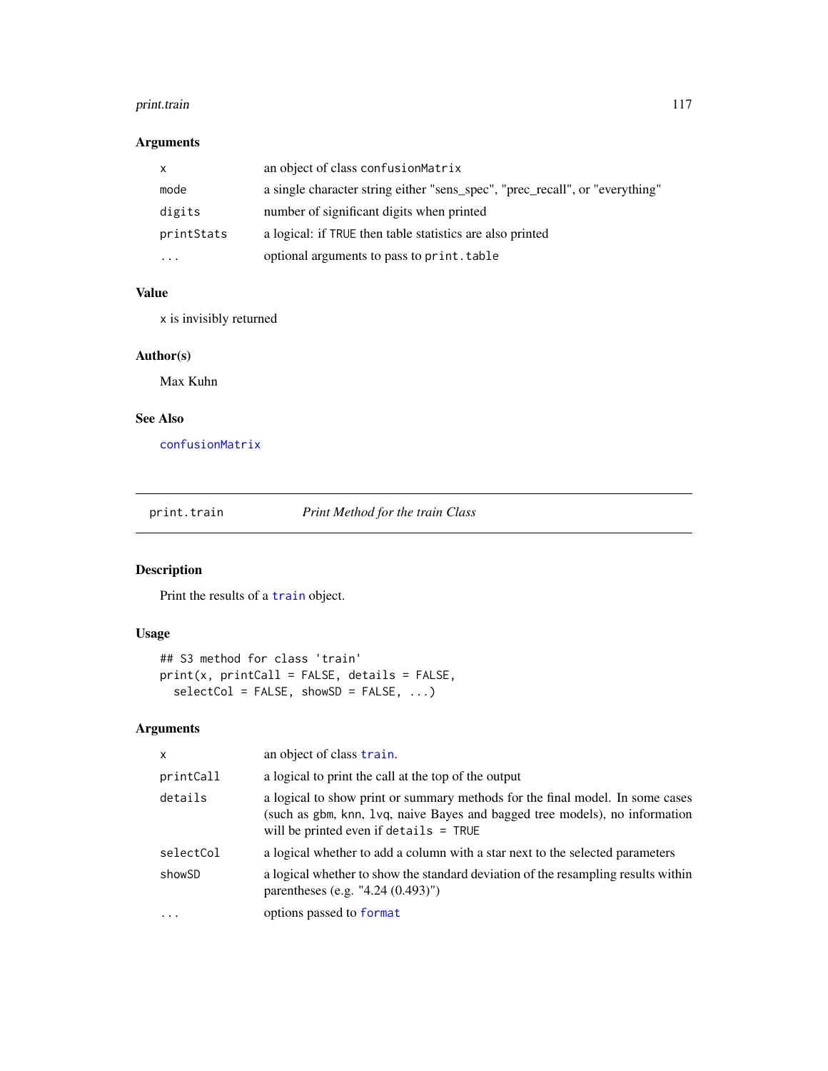### Arguments

| | |
|---|---|
| `x` | an object of class `confusionMatrix` |
| `mode` | a single character string either "sens_spec", "prec_recall", or "everything" |
| `digits` | number of significant digits when printed |
| `printStats` | a logical: if `TRUE` then table statistics are also printed |
| `...` | optional arguments to pass to `print.table` |

### Value

`x` is invisibly returned

### Author(s)

Max Kuhn

### See Also

`confusionMatrix`

---

## `print.train` *Print Method for the train Class*

---

### Description

Print the results of a `train` object.

### Usage

```
## S3 method for class 'train'
print(x, printCall = FALSE, details = FALSE,
  selectCol = FALSE, showSD = FALSE, ...)
```

### Arguments

| | |
|---|---|
| `x` | an object of class `train`. |
| `printCall` | a logical to print the call at the top of the output |
| `details` | a logical to show print or summary methods for the final model. In some cases (such as `gbm`, `knn`, `lvq`, naive Bayes and bagged tree models), no information will be printed even if `details = TRUE` |
| `selectCol` | a logical whether to add a column with a star next to the selected parameters |
| `showSD` | a logical whether to show the standard deviation of the resampling results within parentheses (e.g. "4.24 (0.493)") |
| `...` | options passed to `format` |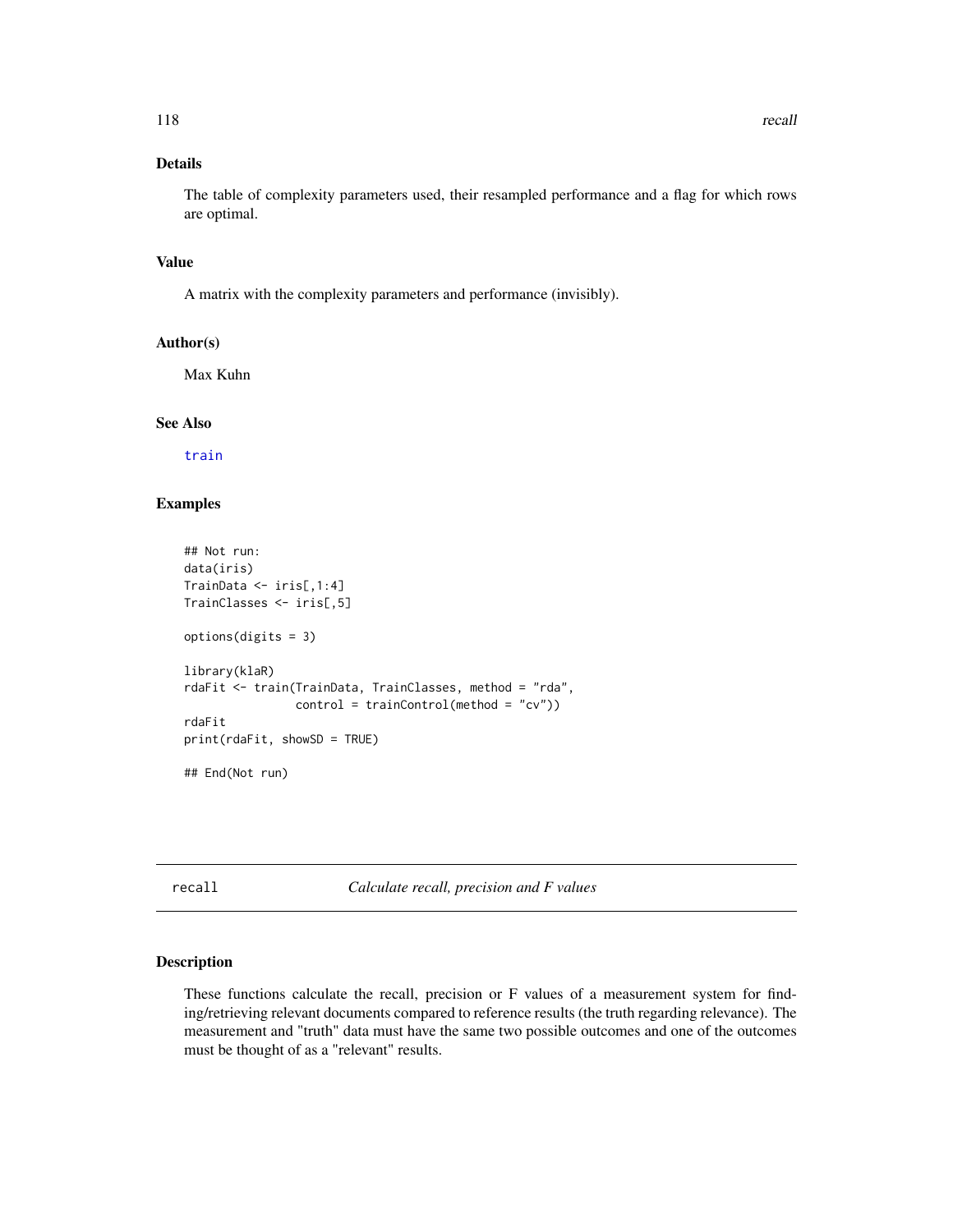### Details

The table of complexity parameters used, their resampled performance and a flag for which rows are optimal.

### Value

A matrix with the complexity parameters and performance (invisibly).

### Author(s)

Max Kuhn

### See Also

train

### Examples

```
## Not run:
data(iris)
TrainData <- iris[,1:4]
TrainClasses <- iris[,5]

options(digits = 3)

library(klaR)
rdaFit <- train(TrainData, TrainClasses, method = "rda",
                control = trainControl(method = "cv"))
rdaFit
print(rdaFit, showSD = TRUE)

## End(Not run)
```

---

## recall — *Calculate recall, precision and F values*

### Description

These functions calculate the recall, precision or F values of a measurement system for finding/retrieving relevant documents compared to reference results (the truth regarding relevance). The measurement and "truth" data must have the same two possible outcomes and one of the outcomes must be thought of as a "relevant" results.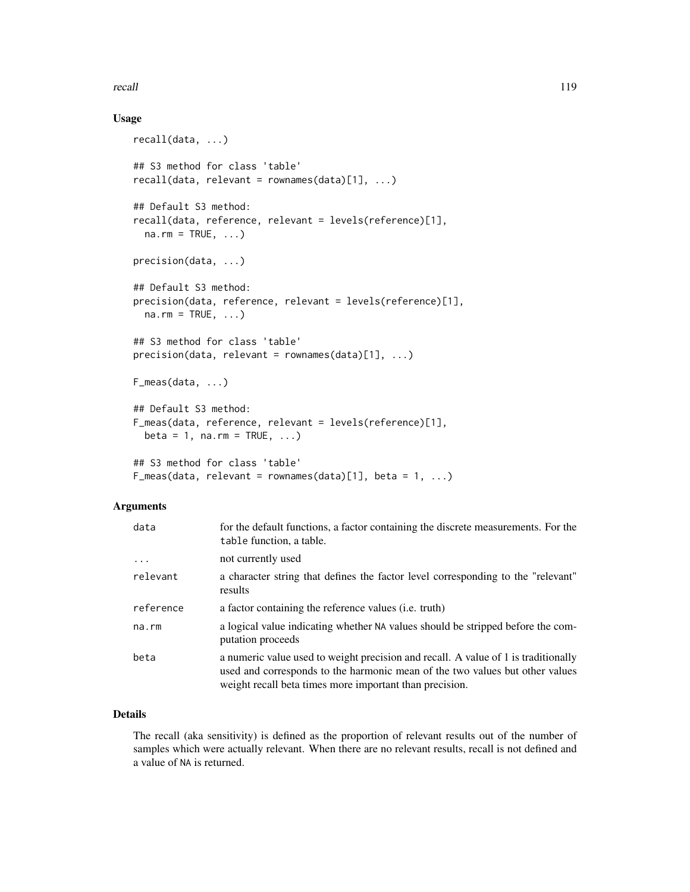## Usage

```
recall(data, ...)

## S3 method for class 'table'
recall(data, relevant = rownames(data)[1], ...)

## Default S3 method:
recall(data, reference, relevant = levels(reference)[1],
  na.rm = TRUE, ...)

precision(data, ...)

## Default S3 method:
precision(data, reference, relevant = levels(reference)[1],
  na.rm = TRUE, ...)

## S3 method for class 'table'
precision(data, relevant = rownames(data)[1], ...)

F_meas(data, ...)

## Default S3 method:
F_meas(data, reference, relevant = levels(reference)[1],
  beta = 1, na.rm = TRUE, ...)

## S3 method for class 'table'
F_meas(data, relevant = rownames(data)[1], beta = 1, ...)
```

## Arguments

| | |
|---|---|
| `data` | for the default functions, a factor containing the discrete measurements. For the `table` function, a table. |
| `...` | not currently used |
| `relevant` | a character string that defines the factor level corresponding to the "relevant" results |
| `reference` | a factor containing the reference values (i.e. truth) |
| `na.rm` | a logical value indicating whether `NA` values should be stripped before the computation proceeds |
| `beta` | a numeric value used to weight precision and recall. A value of 1 is traditionally used and corresponds to the harmonic mean of the two values but other values weight recall beta times more important than precision. |

## Details

The recall (aka sensitivity) is defined as the proportion of relevant results out of the number of samples which were actually relevant. When there are no relevant results, recall is not defined and a value of `NA` is returned.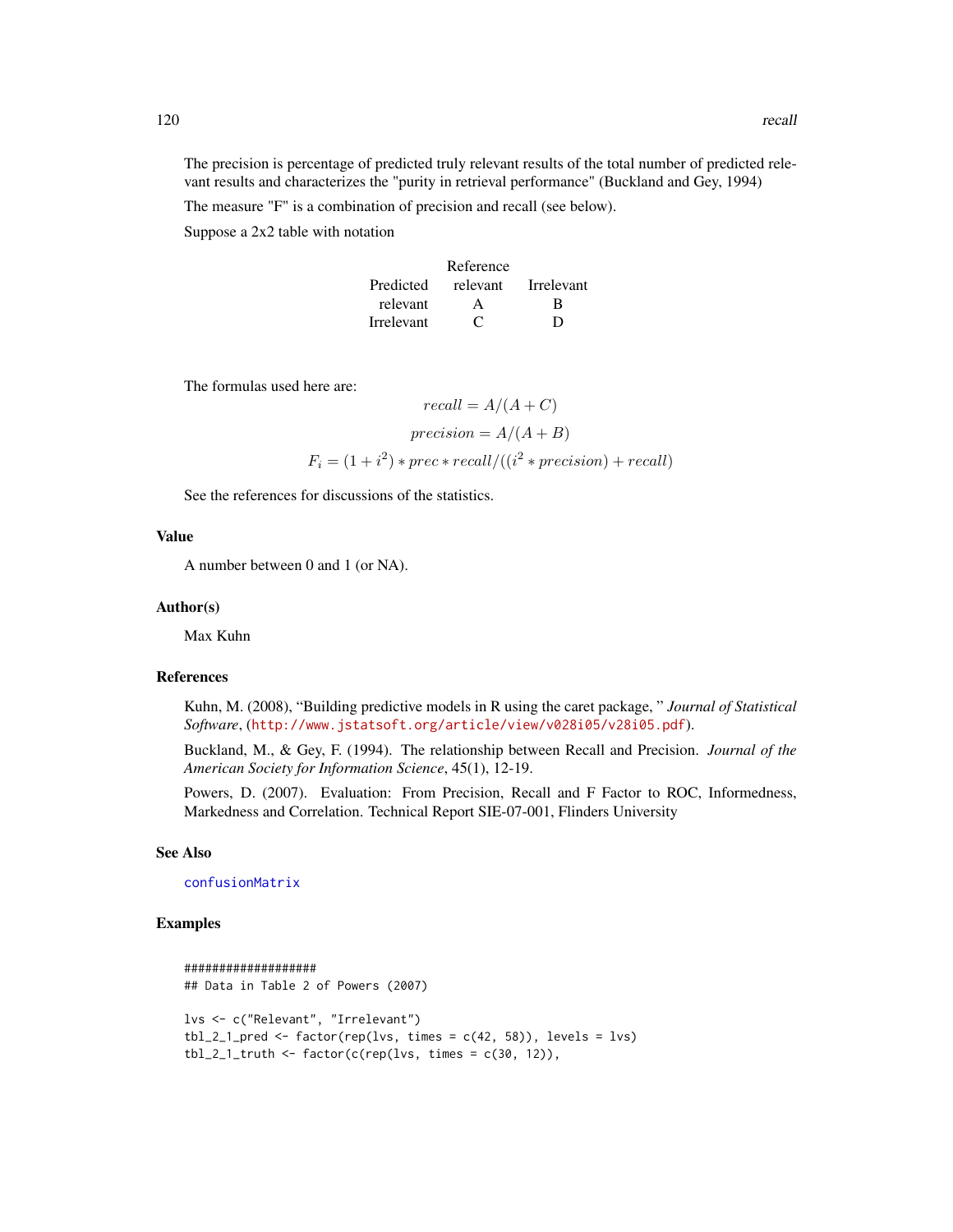The precision is percentage of predicted truly relevant results of the total number of predicted relevant results and characterizes the "purity in retrieval performance" (Buckland and Gey, 1994)

The measure "F" is a combination of precision and recall (see below).

Suppose a 2x2 table with notation

| | Reference | |
|---|---|---|
| Predicted | relevant | Irrelevant |
| relevant | A | B |
| Irrelevant | C | D |

The formulas used here are:

$$recall = A/(A + C)$$

$$precision = A/(A + B)$$

$$F_i = (1 + i^2) * prec * recall/((i^2 * precision) + recall)$$

See the references for discussions of the statistics.

## Value

A number between 0 and 1 (or NA).

## Author(s)

Max Kuhn

## References

Kuhn, M. (2008), "Building predictive models in R using the caret package, " *Journal of Statistical Software*, (http://www.jstatsoft.org/article/view/v028i05/v28i05.pdf).

Buckland, M., & Gey, F. (1994). The relationship between Recall and Precision. *Journal of the American Society for Information Science*, 45(1), 12-19.

Powers, D. (2007). Evaluation: From Precision, Recall and F Factor to ROC, Informedness, Markedness and Correlation. Technical Report SIE-07-001, Flinders University

## See Also

confusionMatrix

## Examples

```
###################
## Data in Table 2 of Powers (2007)

lvs <- c("Relevant", "Irrelevant")
tbl_2_1_pred <- factor(rep(lvs, times = c(42, 58)), levels = lvs)
tbl_2_1_truth <- factor(c(rep(lvs, times = c(30, 12)),
```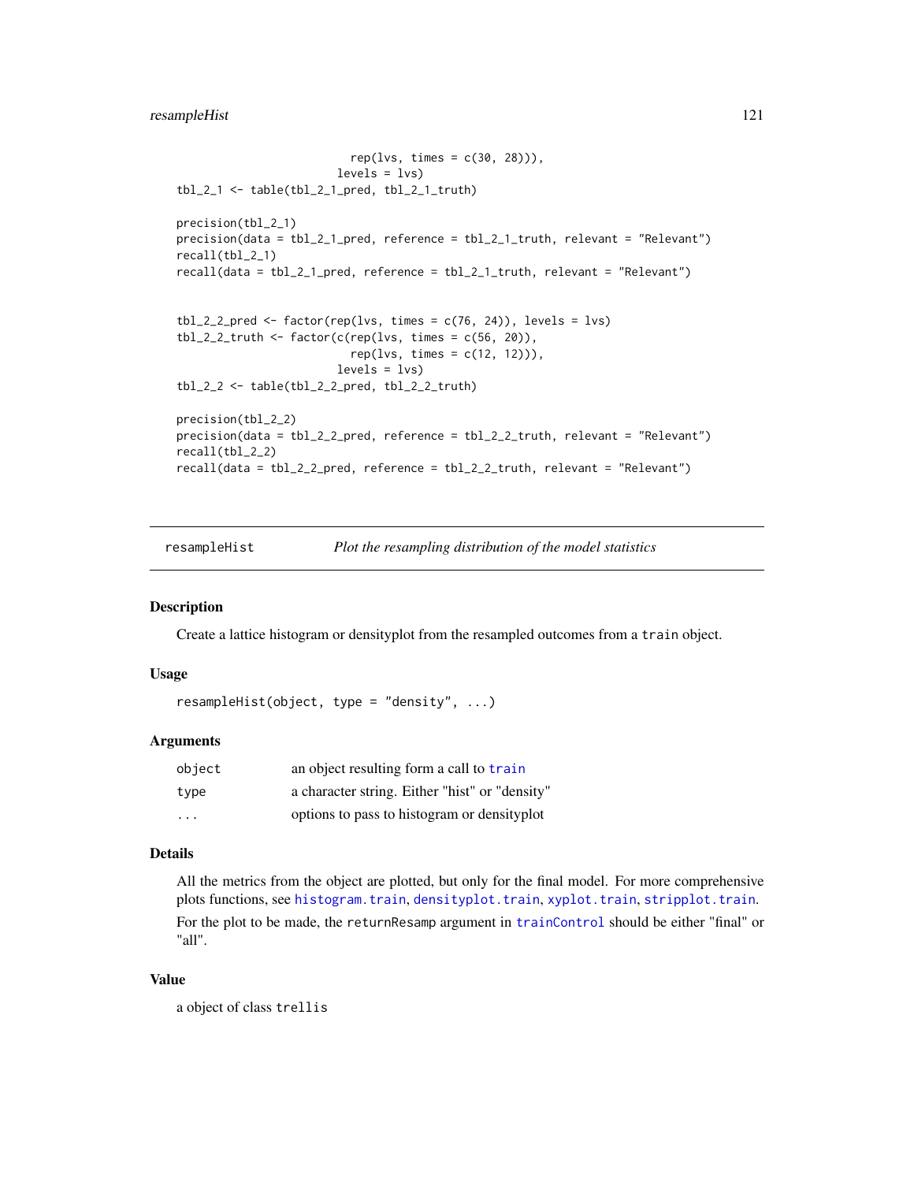```
                          rep(lvs, times = c(30, 28))),
                        levels = lvs)
tbl_2_1 <- table(tbl_2_1_pred, tbl_2_1_truth)

precision(tbl_2_1)
precision(data = tbl_2_1_pred, reference = tbl_2_1_truth, relevant = "Relevant")
recall(tbl_2_1)
recall(data = tbl_2_1_pred, reference = tbl_2_1_truth, relevant = "Relevant")


tbl_2_2_pred <- factor(rep(lvs, times = c(76, 24)), levels = lvs)
tbl_2_2_truth <- factor(c(rep(lvs, times = c(56, 20)),
                          rep(lvs, times = c(12, 12))),
                        levels = lvs)
tbl_2_2 <- table(tbl_2_2_pred, tbl_2_2_truth)

precision(tbl_2_2)
precision(data = tbl_2_2_pred, reference = tbl_2_2_truth, relevant = "Relevant")
recall(tbl_2_2)
recall(data = tbl_2_2_pred, reference = tbl_2_2_truth, relevant = "Relevant")
```

---

## resampleHist — *Plot the resampling distribution of the model statistics*

### Description

Create a lattice histogram or densityplot from the resampled outcomes from a `train` object.

### Usage

```
resampleHist(object, type = "density", ...)
```

### Arguments

| | |
|---|---|
| `object` | an object resulting form a call to `train` |
| `type` | a character string. Either "hist" or "density" |
| `...` | options to pass to histogram or densityplot |

### Details

All the metrics from the object are plotted, but only for the final model. For more comprehensive plots functions, see `histogram.train`, `densityplot.train`, `xyplot.train`, `stripplot.train`.

For the plot to be made, the `returnResamp` argument in `trainControl` should be either "final" or "all".

### Value

a object of class `trellis`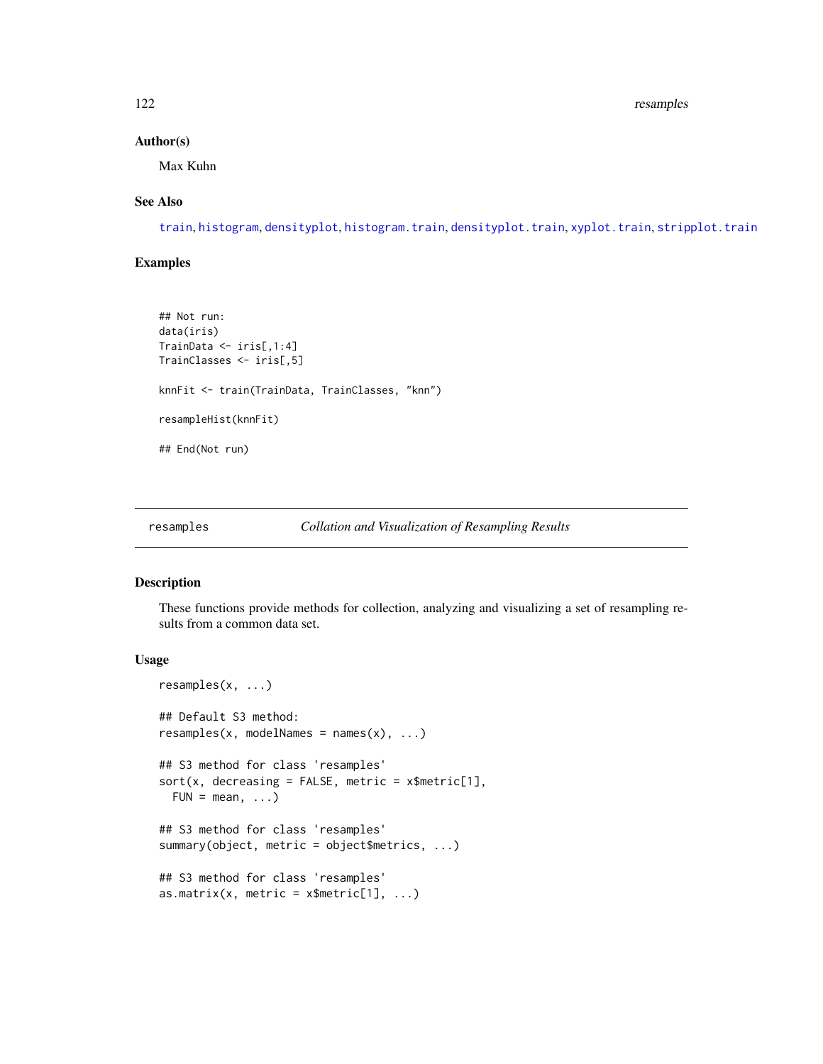### Author(s)

Max Kuhn

### See Also

train, histogram, densityplot, histogram.train, densityplot.train, xyplot.train, stripplot.train

### Examples

```
## Not run:
data(iris)
TrainData <- iris[,1:4]
TrainClasses <- iris[,5]

knnFit <- train(TrainData, TrainClasses, "knn")

resampleHist(knnFit)

## End(Not run)
```

---

## resamples *Collation and Visualization of Resampling Results*

### Description

These functions provide methods for collection, analyzing and visualizing a set of resampling results from a common data set.

### Usage

```
resamples(x, ...)

## Default S3 method:
resamples(x, modelNames = names(x), ...)

## S3 method for class 'resamples'
sort(x, decreasing = FALSE, metric = x$metric[1],
  FUN = mean, ...)

## S3 method for class 'resamples'
summary(object, metric = object$metrics, ...)

## S3 method for class 'resamples'
as.matrix(x, metric = x$metric[1], ...)
```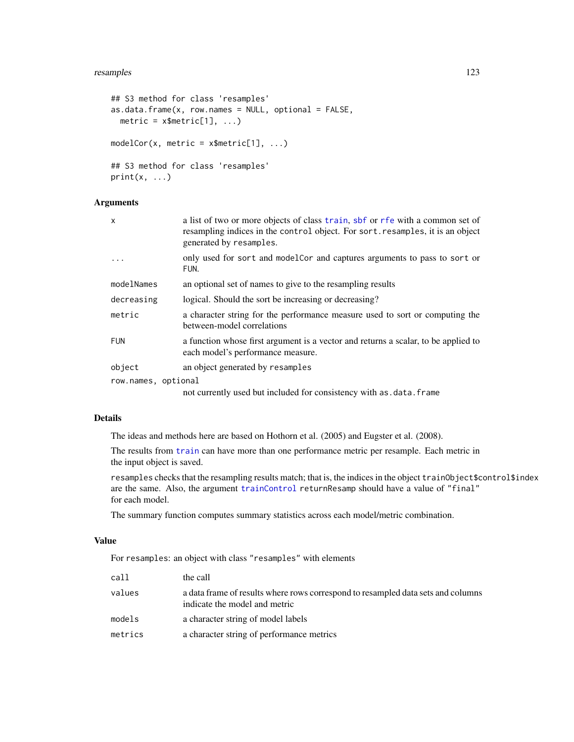```
## S3 method for class 'resamples'
as.data.frame(x, row.names = NULL, optional = FALSE,
  metric = x$metric[1], ...)

modelCor(x, metric = x$metric[1], ...)

## S3 method for class 'resamples'
print(x, ...)
```

### Arguments

| | |
|---|---|
| `x` | a list of two or more objects of class `train`, `sbf` or `rfe` with a common set of resampling indices in the `control` object. For `sort.resamples`, it is an object generated by `resamples`. |
| `...` | only used for `sort` and `modelCor` and captures arguments to pass to `sort` or `FUN`. |
| `modelNames` | an optional set of names to give to the resampling results |
| `decreasing` | logical. Should the sort be increasing or decreasing? |
| `metric` | a character string for the performance measure used to sort or computing the between-model correlations |
| `FUN` | a function whose first argument is a vector and returns a scalar, to be applied to each model's performance measure. |
| `object` | an object generated by `resamples` |
| `row.names, optional` | not currently used but included for consistency with `as.data.frame` |

### Details

The ideas and methods here are based on Hothorn et al. (2005) and Eugster et al. (2008).

The results from `train` can have more than one performance metric per resample. Each metric in the input object is saved.

`resamples` checks that the resampling results match; that is, the indices in the object `trainObject$control$index` are the same. Also, the argument `trainControl` `returnResamp` should have a value of `"final"` for each model.

The summary function computes summary statistics across each model/metric combination.

### Value

For `resamples`: an object with class `"resamples"` with elements

| | |
|---|---|
| `call` | the call |
| `values` | a data frame of results where rows correspond to resampled data sets and columns indicate the model and metric |
| `models` | a character string of model labels |
| `metrics` | a character string of performance metrics |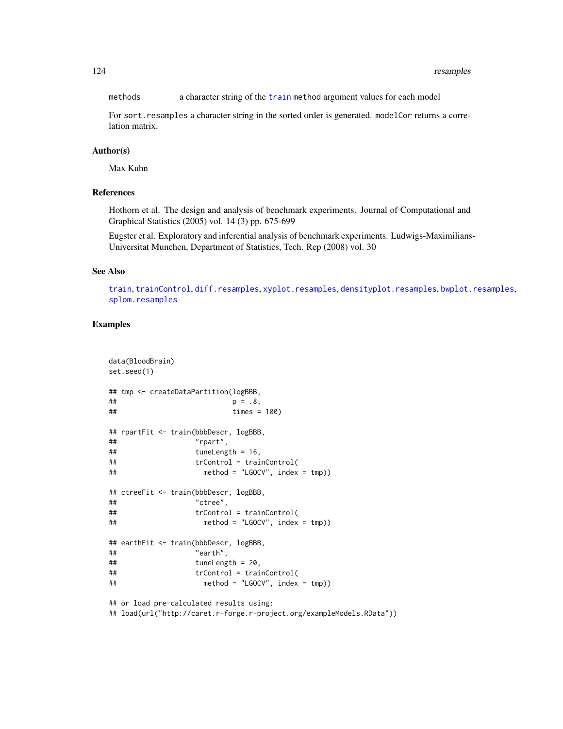methods    a character string of the `train` `method` argument values for each model

For `sort.resamples` a character string in the sorted order is generated. `modelCor` returns a correlation matrix.

## Author(s)

Max Kuhn

## References

Hothorn et al. The design and analysis of benchmark experiments. Journal of Computational and Graphical Statistics (2005) vol. 14 (3) pp. 675-699

Eugster et al. Exploratory and inferential analysis of benchmark experiments. Ludwigs-Maximilians-Universitat Munchen, Department of Statistics, Tech. Rep (2008) vol. 30

## See Also

`train`, `trainControl`, `diff.resamples`, `xyplot.resamples`, `densityplot.resamples`, `bwplot.resamples`, `splom.resamples`

## Examples

```
data(BloodBrain)
set.seed(1)

## tmp <- createDataPartition(logBBB,
##                            p = .8,
##                            times = 100)

## rpartFit <- train(bbbDescr, logBBB,
##                   "rpart",
##                   tuneLength = 16,
##                   trControl = trainControl(
##                     method = "LGOCV", index = tmp))

## ctreeFit <- train(bbbDescr, logBBB,
##                   "ctree",
##                   trControl = trainControl(
##                     method = "LGOCV", index = tmp))

## earthFit <- train(bbbDescr, logBBB,
##                   "earth",
##                   tuneLength = 20,
##                   trControl = trainControl(
##                     method = "LGOCV", index = tmp))

## or load pre-calculated results using:
## load(url("http://caret.r-forge.r-project.org/exampleModels.RData"))
```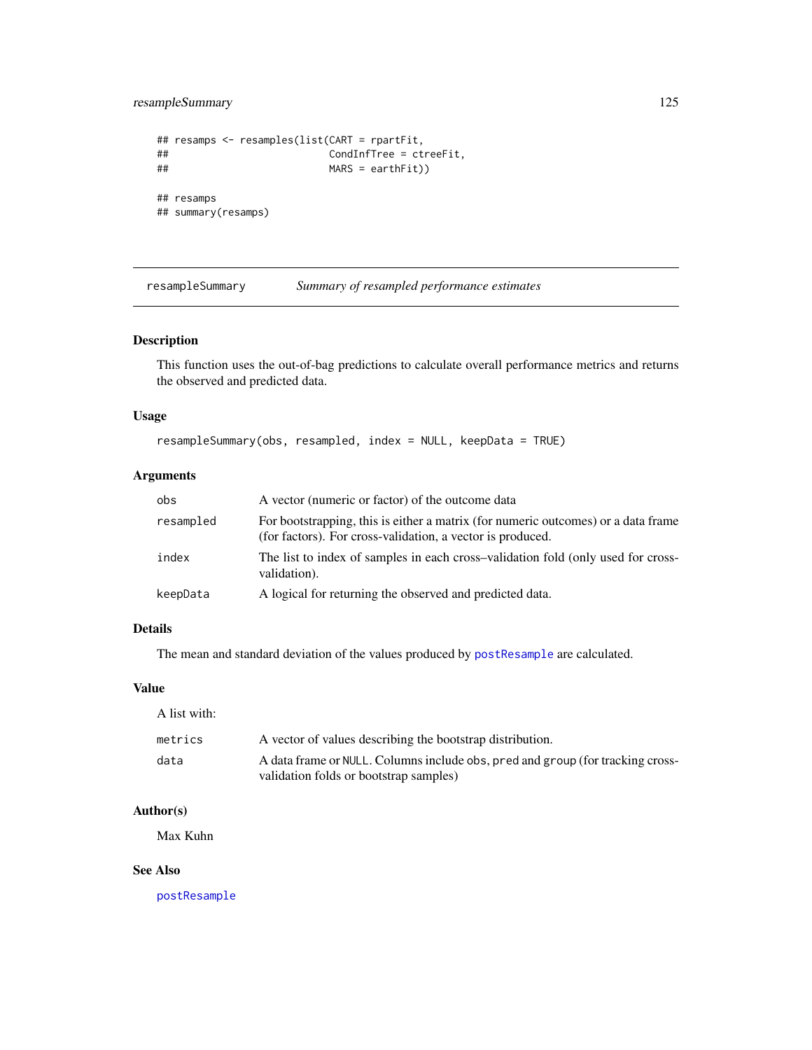```
## resamps <- resamples(list(CART = rpartFit,
##                           CondInfTree = ctreeFit,
##                           MARS = earthFit))

## resamps
## summary(resamps)
```

---

## resampleSummary *Summary of resampled performance estimates*

---

### Description

This function uses the out-of-bag predictions to calculate overall performance metrics and returns the observed and predicted data.

### Usage

```
resampleSummary(obs, resampled, index = NULL, keepData = TRUE)
```

### Arguments

| | |
|---|---|
| `obs` | A vector (numeric or factor) of the outcome data |
| `resampled` | For bootstrapping, this is either a matrix (for numeric outcomes) or a data frame (for factors). For cross-validation, a vector is produced. |
| `index` | The list to index of samples in each cross–validation fold (only used for cross-validation). |
| `keepData` | A logical for returning the observed and predicted data. |

### Details

The mean and standard deviation of the values produced by `postResample` are calculated.

### Value

A list with:

| | |
|---|---|
| `metrics` | A vector of values describing the bootstrap distribution. |
| `data` | A data frame or `NULL`. Columns include `obs`, `pred` and `group` (for tracking cross-validation folds or bootstrap samples) |

### Author(s)

Max Kuhn

### See Also

`postResample`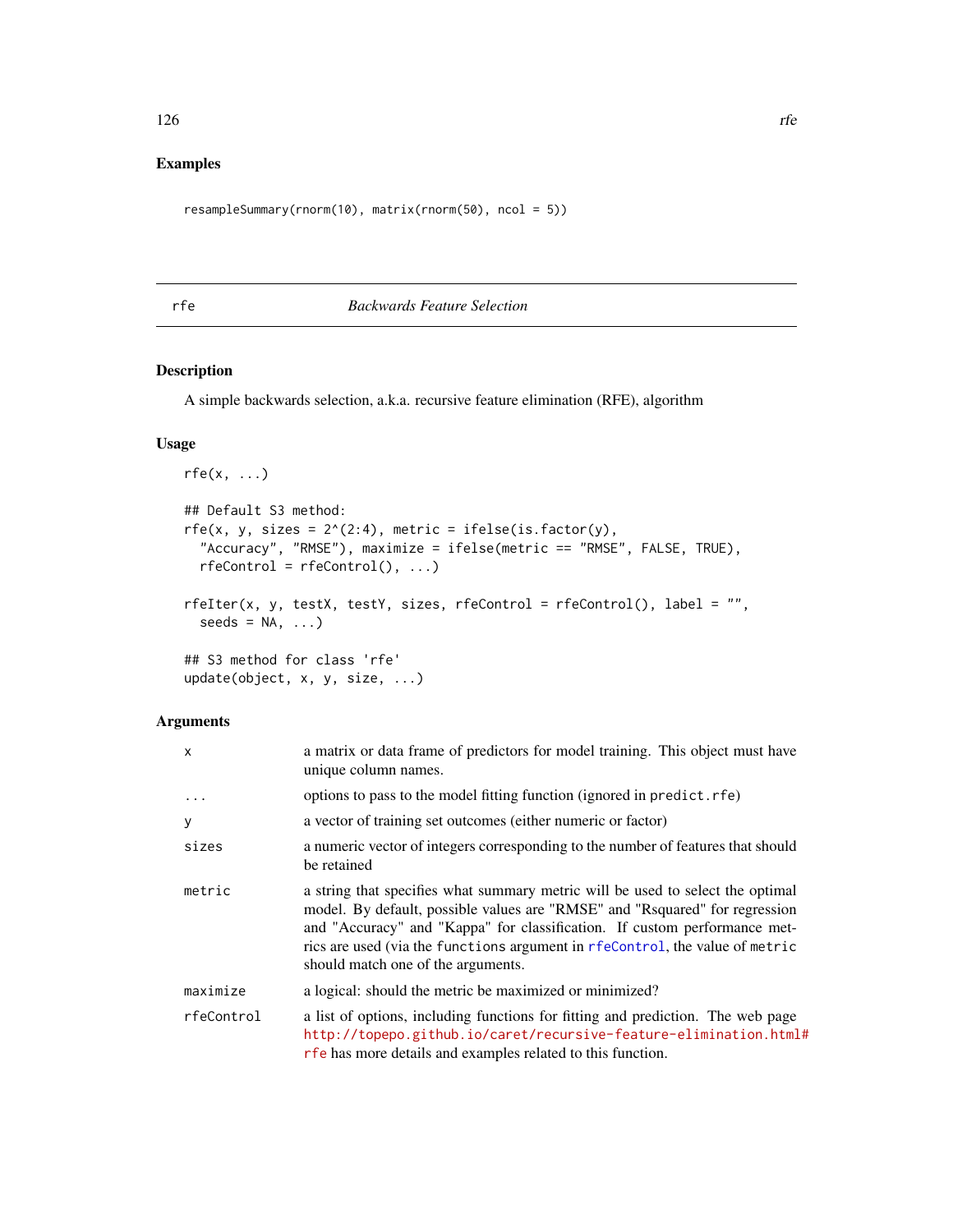## Examples

```
resampleSummary(rnorm(10), matrix(rnorm(50), ncol = 5))
```

---

# rfe — *Backwards Feature Selection*

---

## Description

A simple backwards selection, a.k.a. recursive feature elimination (RFE), algorithm

## Usage

```
rfe(x, ...)

## Default S3 method:
rfe(x, y, sizes = 2^(2:4), metric = ifelse(is.factor(y),
  "Accuracy", "RMSE"), maximize = ifelse(metric == "RMSE", FALSE, TRUE),
  rfeControl = rfeControl(), ...)

rfeIter(x, y, testX, testY, sizes, rfeControl = rfeControl(), label = "",
  seeds = NA, ...)

## S3 method for class 'rfe'
update(object, x, y, size, ...)
```

## Arguments

| | |
|---|---|
| `x` | a matrix or data frame of predictors for model training. This object must have unique column names. |
| `...` | options to pass to the model fitting function (ignored in `predict.rfe`) |
| `y` | a vector of training set outcomes (either numeric or factor) |
| `sizes` | a numeric vector of integers corresponding to the number of features that should be retained |
| `metric` | a string that specifies what summary metric will be used to select the optimal model. By default, possible values are "RMSE" and "Rsquared" for regression and "Accuracy" and "Kappa" for classification. If custom performance metrics are used (via the `functions` argument in `rfeControl`, the value of `metric` should match one of the arguments. |
| `maximize` | a logical: should the metric be maximized or minimized? |
| `rfeControl` | a list of options, including functions for fitting and prediction. The web page http://topepo.github.io/caret/recursive-feature-elimination.html#rfe has more details and examples related to this function. |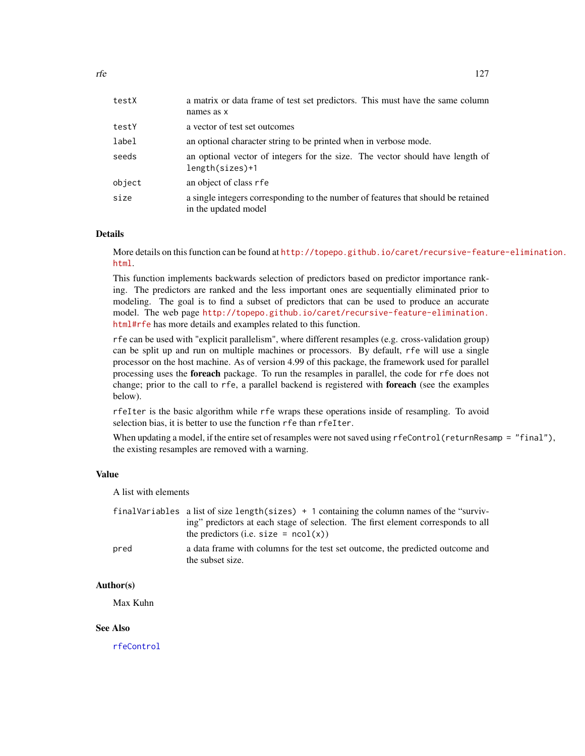| | |
|---|---|
| `testX` | a matrix or data frame of test set predictors. This must have the same column names as `x` |
| `testY` | a vector of test set outcomes |
| `label` | an optional character string to be printed when in verbose mode. |
| `seeds` | an optional vector of integers for the size. The vector should have length of `length(sizes)+1` |
| `object` | an object of class `rfe` |
| `size` | a single integers corresponding to the number of features that should be retained in the updated model |

## Details

More details on this function can be found at http://topepo.github.io/caret/recursive-feature-elimination.html.

This function implements backwards selection of predictors based on predictor importance ranking. The predictors are ranked and the less important ones are sequentially eliminated prior to modeling. The goal is to find a subset of predictors that can be used to produce an accurate model. The web page http://topepo.github.io/caret/recursive-feature-elimination.html#rfe has more details and examples related to this function.

`rfe` can be used with "explicit parallelism", where different resamples (e.g. cross-validation group) can be split up and run on multiple machines or processors. By default, `rfe` will use a single processor on the host machine. As of version 4.99 of this package, the framework used for parallel processing uses the **foreach** package. To run the resamples in parallel, the code for `rfe` does not change; prior to the call to `rfe`, a parallel backend is registered with **foreach** (see the examples below).

`rfeIter` is the basic algorithm while `rfe` wraps these operations inside of resampling. To avoid selection bias, it is better to use the function `rfe` than `rfeIter`.

When updating a model, if the entire set of resamples were not saved using `rfeControl(returnResamp = "final")`, the existing resamples are removed with a warning.

## Value

A list with elements

| | |
|---|---|
| `finalVariables` | a list of size `length(sizes) + 1` containing the column names of the "surviving" predictors at each stage of selection. The first element corresponds to all the predictors (i.e. `size = ncol(x)`) |
| `pred` | a data frame with columns for the test set outcome, the predicted outcome and the subset size. |

## Author(s)

Max Kuhn

## See Also

`rfeControl`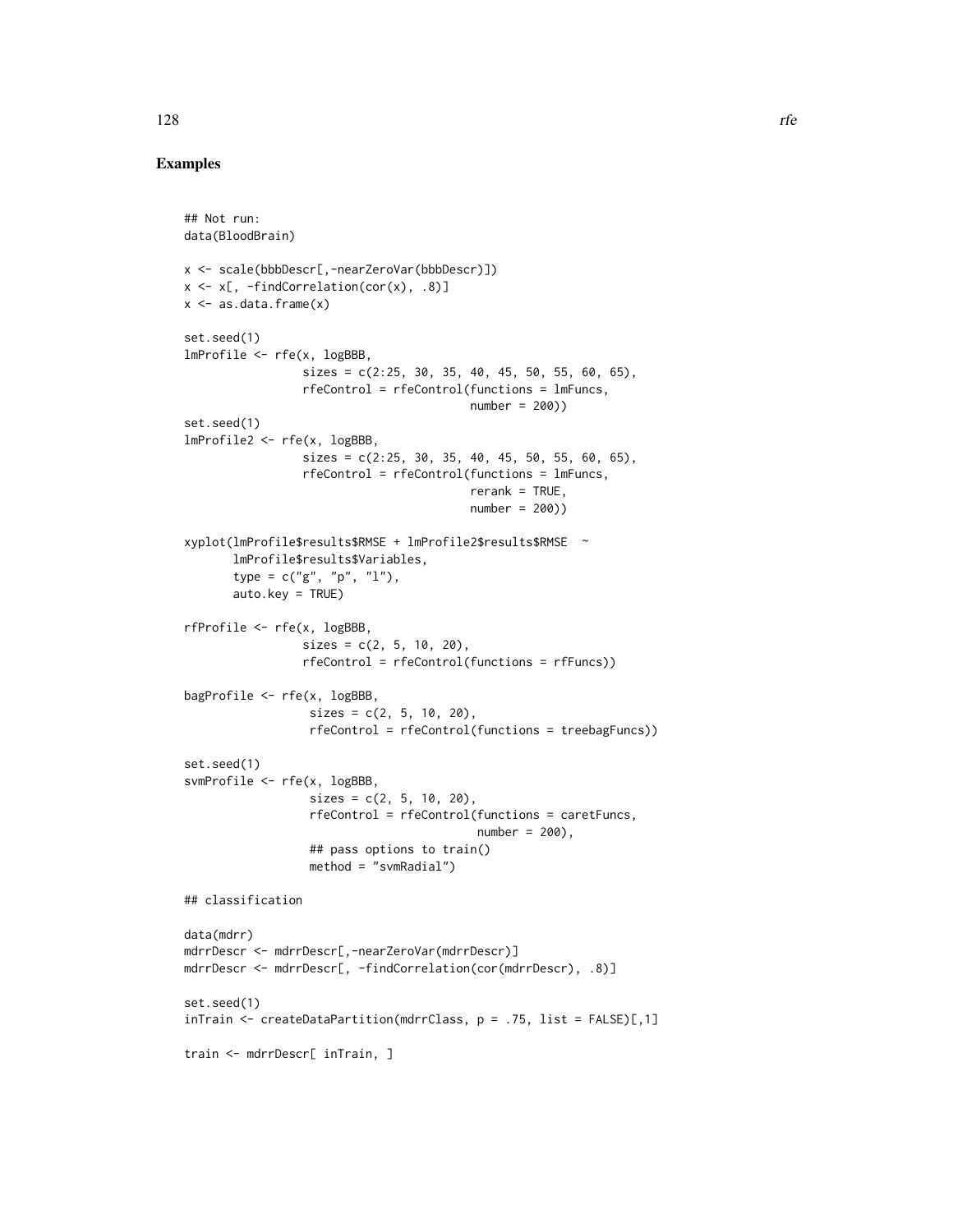## Examples

```
## Not run:
data(BloodBrain)

x <- scale(bbbDescr[,-nearZeroVar(bbbDescr)])
x <- x[, -findCorrelation(cor(x), .8)]
x <- as.data.frame(x)

set.seed(1)
lmProfile <- rfe(x, logBBB,
                 sizes = c(2:25, 30, 35, 40, 45, 50, 55, 60, 65),
                 rfeControl = rfeControl(functions = lmFuncs,
                                         number = 200))
set.seed(1)
lmProfile2 <- rfe(x, logBBB,
                 sizes = c(2:25, 30, 35, 40, 45, 50, 55, 60, 65),
                 rfeControl = rfeControl(functions = lmFuncs,
                                         rerank = TRUE,
                                         number = 200))

xyplot(lmProfile$results$RMSE + lmProfile2$results$RMSE  ~
       lmProfile$results$Variables,
       type = c("g", "p", "l"),
       auto.key = TRUE)

rfProfile <- rfe(x, logBBB,
                 sizes = c(2, 5, 10, 20),
                 rfeControl = rfeControl(functions = rfFuncs))

bagProfile <- rfe(x, logBBB,
                  sizes = c(2, 5, 10, 20),
                  rfeControl = rfeControl(functions = treebagFuncs))

set.seed(1)
svmProfile <- rfe(x, logBBB,
                  sizes = c(2, 5, 10, 20),
                  rfeControl = rfeControl(functions = caretFuncs,
                                          number = 200),
                  ## pass options to train()
                  method = "svmRadial")

## classification

data(mdrr)
mdrrDescr <- mdrrDescr[,-nearZeroVar(mdrrDescr)]
mdrrDescr <- mdrrDescr[, -findCorrelation(cor(mdrrDescr), .8)]

set.seed(1)
inTrain <- createDataPartition(mdrrClass, p = .75, list = FALSE)[,1]

train <- mdrrDescr[ inTrain, ]
```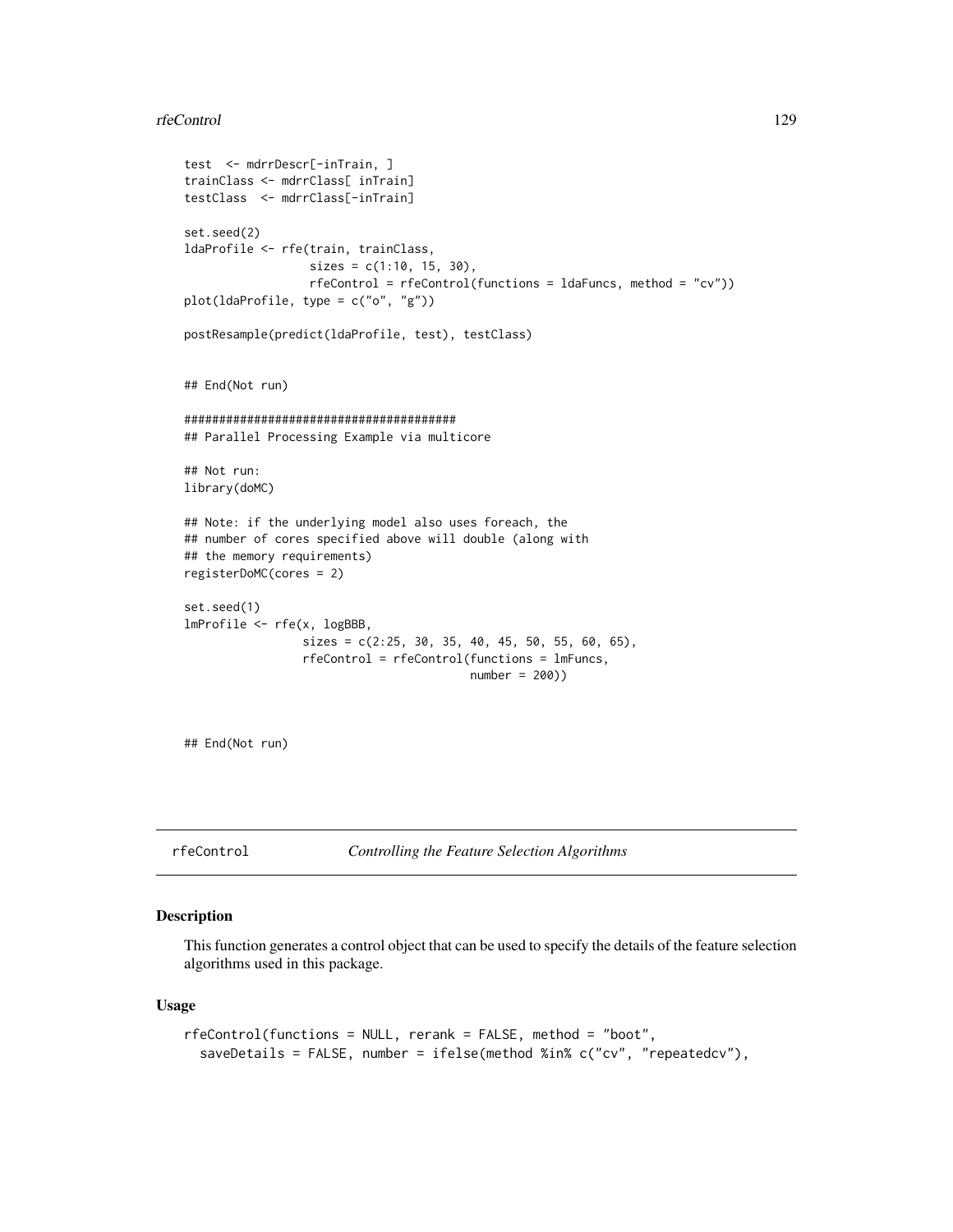```
test  <- mdrrDescr[-inTrain, ]
trainClass <- mdrrClass[ inTrain]
testClass  <- mdrrClass[-inTrain]

set.seed(2)
ldaProfile <- rfe(train, trainClass,
                  sizes = c(1:10, 15, 30),
                  rfeControl = rfeControl(functions = ldaFuncs, method = "cv"))
plot(ldaProfile, type = c("o", "g"))

postResample(predict(ldaProfile, test), testClass)


## End(Not run)

#######################################
## Parallel Processing Example via multicore

## Not run:
library(doMC)

## Note: if the underlying model also uses foreach, the
## number of cores specified above will double (along with
## the memory requirements)
registerDoMC(cores = 2)

set.seed(1)
lmProfile <- rfe(x, logBBB,
                 sizes = c(2:25, 30, 35, 40, 45, 50, 55, 60, 65),
                 rfeControl = rfeControl(functions = lmFuncs,
                                         number = 200))



## End(Not run)
```

---

`rfeControl` *Controlling the Feature Selection Algorithms*

---

### Description

This function generates a control object that can be used to specify the details of the feature selection algorithms used in this package.

### Usage

```
rfeControl(functions = NULL, rerank = FALSE, method = "boot",
  saveDetails = FALSE, number = ifelse(method %in% c("cv", "repeatedcv"),
```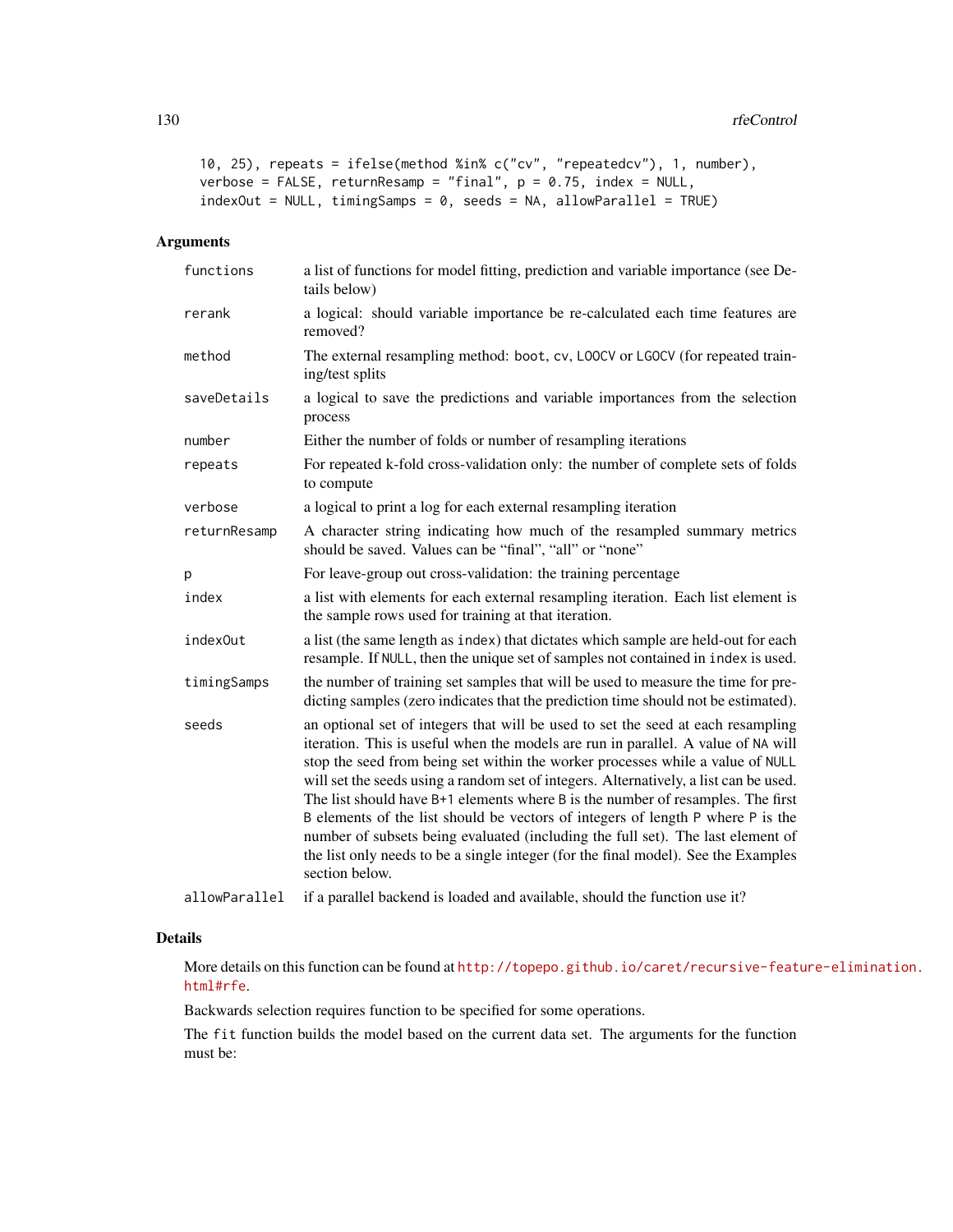```
10, 25), repeats = ifelse(method %in% c("cv", "repeatedcv"), 1, number),
verbose = FALSE, returnResamp = "final", p = 0.75, index = NULL,
indexOut = NULL, timingSamps = 0, seeds = NA, allowParallel = TRUE)
```

## Arguments

| | |
|---|---|
| `functions` | a list of functions for model fitting, prediction and variable importance (see Details below) |
| `rerank` | a logical: should variable importance be re-calculated each time features are removed? |
| `method` | The external resampling method: `boot`, `cv`, `LOOCV` or `LGOCV` (for repeated training/test splits |
| `saveDetails` | a logical to save the predictions and variable importances from the selection process |
| `number` | Either the number of folds or number of resampling iterations |
| `repeats` | For repeated k-fold cross-validation only: the number of complete sets of folds to compute |
| `verbose` | a logical to print a log for each external resampling iteration |
| `returnResamp` | A character string indicating how much of the resampled summary metrics should be saved. Values can be "final", "all" or "none" |
| `p` | For leave-group out cross-validation: the training percentage |
| `index` | a list with elements for each external resampling iteration. Each list element is the sample rows used for training at that iteration. |
| `indexOut` | a list (the same length as `index`) that dictates which sample are held-out for each resample. If `NULL`, then the unique set of samples not contained in `index` is used. |
| `timingSamps` | the number of training set samples that will be used to measure the time for predicting samples (zero indicates that the prediction time should not be estimated). |
| `seeds` | an optional set of integers that will be used to set the seed at each resampling iteration. This is useful when the models are run in parallel. A value of `NA` will stop the seed from being set within the worker processes while a value of `NULL` will set the seeds using a random set of integers. Alternatively, a list can be used. The list should have `B+1` elements where `B` is the number of resamples. The first `B` elements of the list should be vectors of integers of length `P` where `P` is the number of subsets being evaluated (including the full set). The last element of the list only needs to be a single integer (for the final model). See the Examples section below. |
| `allowParallel` | if a parallel backend is loaded and available, should the function use it? |

## Details

More details on this function can be found at http://topepo.github.io/caret/recursive-feature-elimination.html#rfe.

Backwards selection requires function to be specified for some operations.

The `fit` function builds the model based on the current data set. The arguments for the function must be: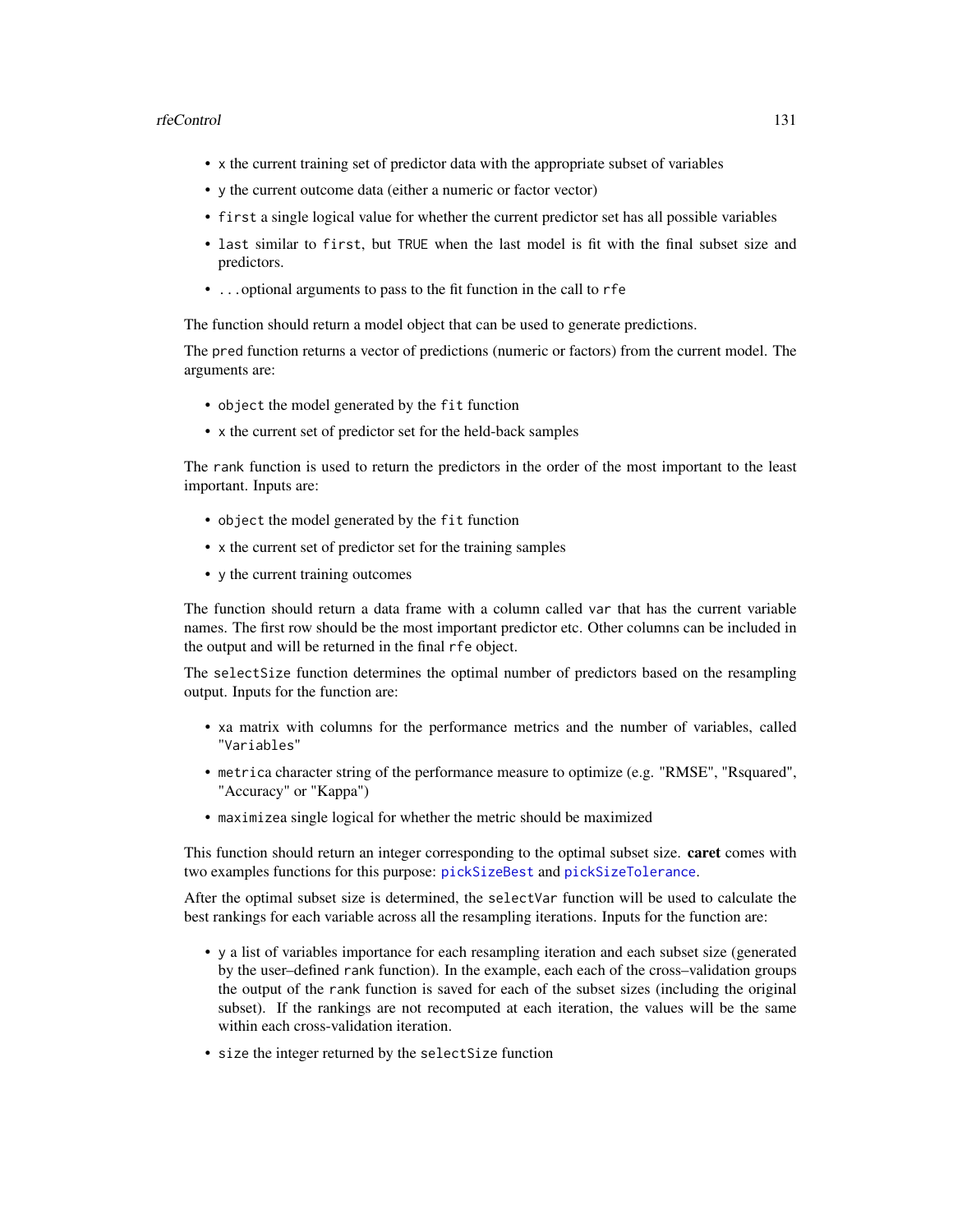- `x` the current training set of predictor data with the appropriate subset of variables
- `y` the current outcome data (either a numeric or factor vector)
- `first` a single logical value for whether the current predictor set has all possible variables
- `last` similar to `first`, but `TRUE` when the last model is fit with the final subset size and predictors.
- `...`optional arguments to pass to the fit function in the call to `rfe`

The function should return a model object that can be used to generate predictions.

The `pred` function returns a vector of predictions (numeric or factors) from the current model. The arguments are:

- `object` the model generated by the `fit` function
- `x` the current set of predictor set for the held-back samples

The `rank` function is used to return the predictors in the order of the most important to the least important. Inputs are:

- `object` the model generated by the `fit` function
- `x` the current set of predictor set for the training samples
- `y` the current training outcomes

The function should return a data frame with a column called `var` that has the current variable names. The first row should be the most important predictor etc. Other columns can be included in the output and will be returned in the final `rfe` object.

The `selectSize` function determines the optimal number of predictors based on the resampling output. Inputs for the function are:

- `x`a matrix with columns for the performance metrics and the number of variables, called `"Variables"`
- `metric`a character string of the performance measure to optimize (e.g. "RMSE", "Rsquared", "Accuracy" or "Kappa")
- `maximize`a single logical for whether the metric should be maximized

This function should return an integer corresponding to the optimal subset size. **caret** comes with two examples functions for this purpose: `pickSizeBest` and `pickSizeTolerance`.

After the optimal subset size is determined, the `selectVar` function will be used to calculate the best rankings for each variable across all the resampling iterations. Inputs for the function are:

- `y` a list of variables importance for each resampling iteration and each subset size (generated by the user–defined `rank` function). In the example, each each of the cross–validation groups the output of the `rank` function is saved for each of the subset sizes (including the original subset). If the rankings are not recomputed at each iteration, the values will be the same within each cross-validation iteration.
- `size` the integer returned by the `selectSize` function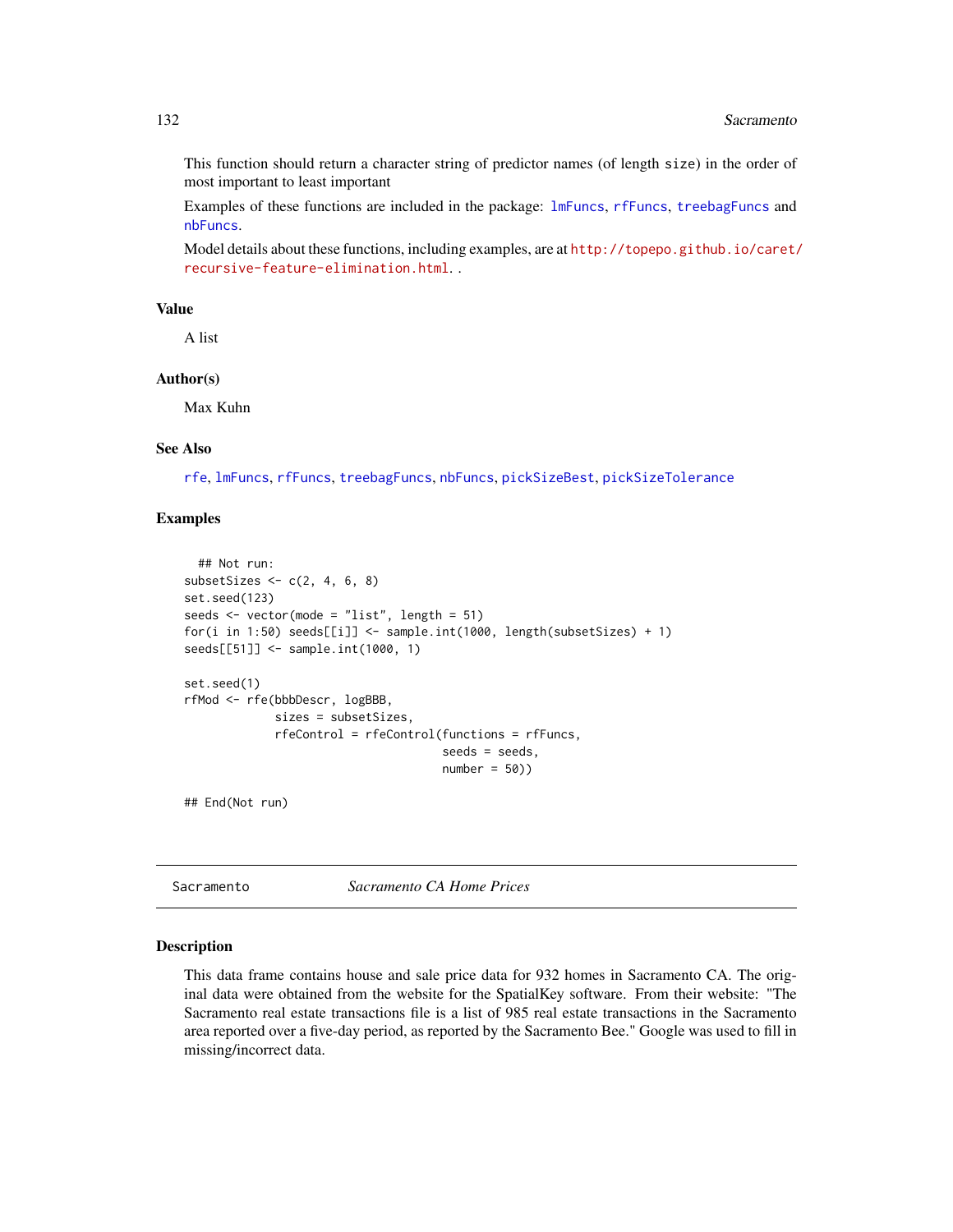This function should return a character string of predictor names (of length size) in the order of most important to least important

Examples of these functions are included in the package: lmFuncs, rfFuncs, treebagFuncs and nbFuncs.

Model details about these functions, including examples, are at http://topepo.github.io/caret/recursive-feature-elimination.html. .

## Value

A list

## Author(s)

Max Kuhn

## See Also

rfe, lmFuncs, rfFuncs, treebagFuncs, nbFuncs, pickSizeBest, pickSizeTolerance

## Examples

```
  ## Not run:
subsetSizes <- c(2, 4, 6, 8)
set.seed(123)
seeds <- vector(mode = "list", length = 51)
for(i in 1:50) seeds[[i]] <- sample.int(1000, length(subsetSizes) + 1)
seeds[[51]] <- sample.int(1000, 1)

set.seed(1)
rfMod <- rfe(bbbDescr, logBBB,
             sizes = subsetSizes,
             rfeControl = rfeControl(functions = rfFuncs,
                                     seeds = seeds,
                                     number = 50))

## End(Not run)
```

---

# Sacramento — *Sacramento CA Home Prices*

## Description

This data frame contains house and sale price data for 932 homes in Sacramento CA. The original data were obtained from the website for the SpatialKey software. From their website: "The Sacramento real estate transactions file is a list of 985 real estate transactions in the Sacramento area reported over a five-day period, as reported by the Sacramento Bee." Google was used to fill in missing/incorrect data.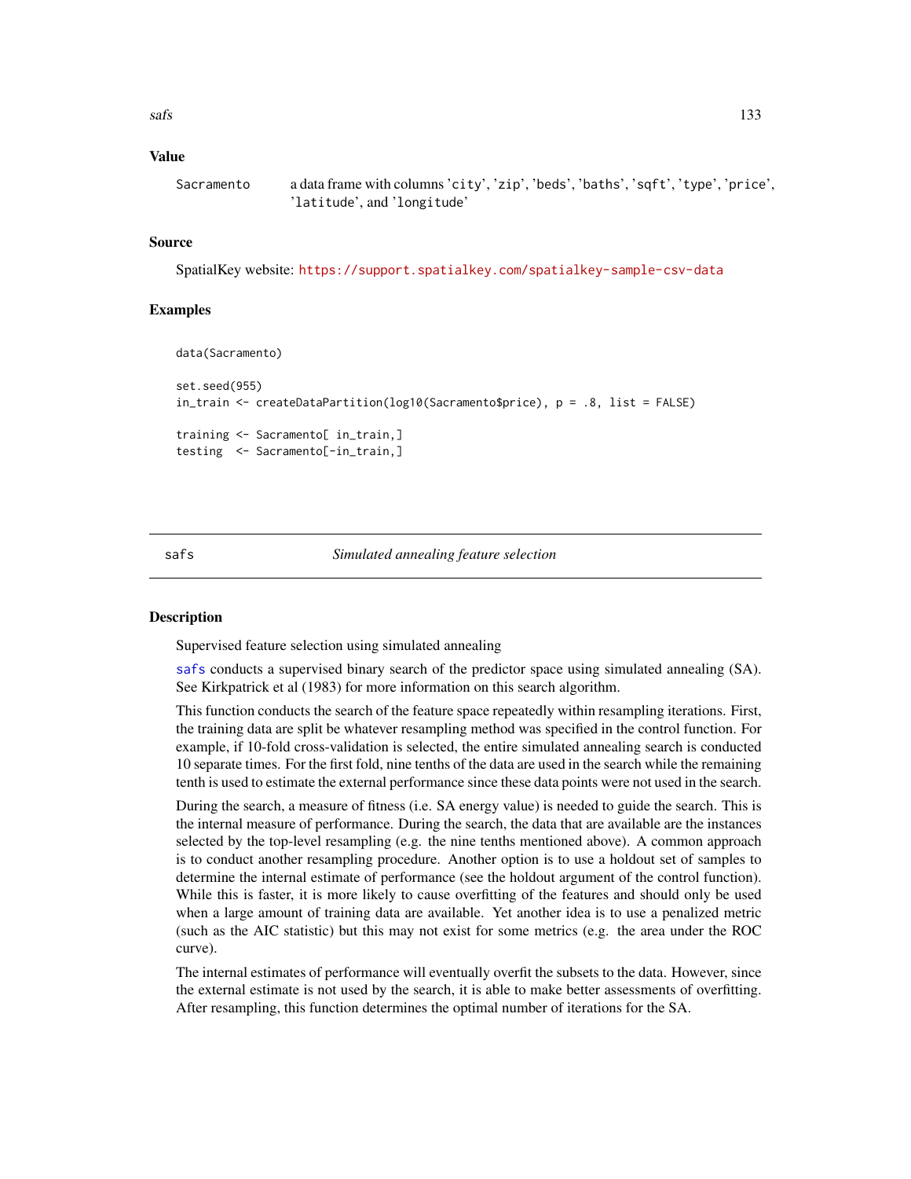### Value

Sacramento　a data frame with columns 'city', 'zip', 'beds', 'baths', 'sqft', 'type', 'price', 'latitude', and 'longitude'

### Source

SpatialKey website: https://support.spatialkey.com/spatialkey-sample-csv-data

### Examples

```
data(Sacramento)

set.seed(955)
in_train <- createDataPartition(log10(Sacramento$price), p = .8, list = FALSE)

training <- Sacramento[ in_train,]
testing  <- Sacramento[-in_train,]
```

---

## safs　　*Simulated annealing feature selection*

---

### Description

Supervised feature selection using simulated annealing

safs conducts a supervised binary search of the predictor space using simulated annealing (SA). See Kirkpatrick et al (1983) for more information on this search algorithm.

This function conducts the search of the feature space repeatedly within resampling iterations. First, the training data are split be whatever resampling method was specified in the control function. For example, if 10-fold cross-validation is selected, the entire simulated annealing search is conducted 10 separate times. For the first fold, nine tenths of the data are used in the search while the remaining tenth is used to estimate the external performance since these data points were not used in the search.

During the search, a measure of fitness (i.e. SA energy value) is needed to guide the search. This is the internal measure of performance. During the search, the data that are available are the instances selected by the top-level resampling (e.g. the nine tenths mentioned above). A common approach is to conduct another resampling procedure. Another option is to use a holdout set of samples to determine the internal estimate of performance (see the holdout argument of the control function). While this is faster, it is more likely to cause overfitting of the features and should only be used when a large amount of training data are available. Yet another idea is to use a penalized metric (such as the AIC statistic) but this may not exist for some metrics (e.g. the area under the ROC curve).

The internal estimates of performance will eventually overfit the subsets to the data. However, since the external estimate is not used by the search, it is able to make better assessments of overfitting. After resampling, this function determines the optimal number of iterations for the SA.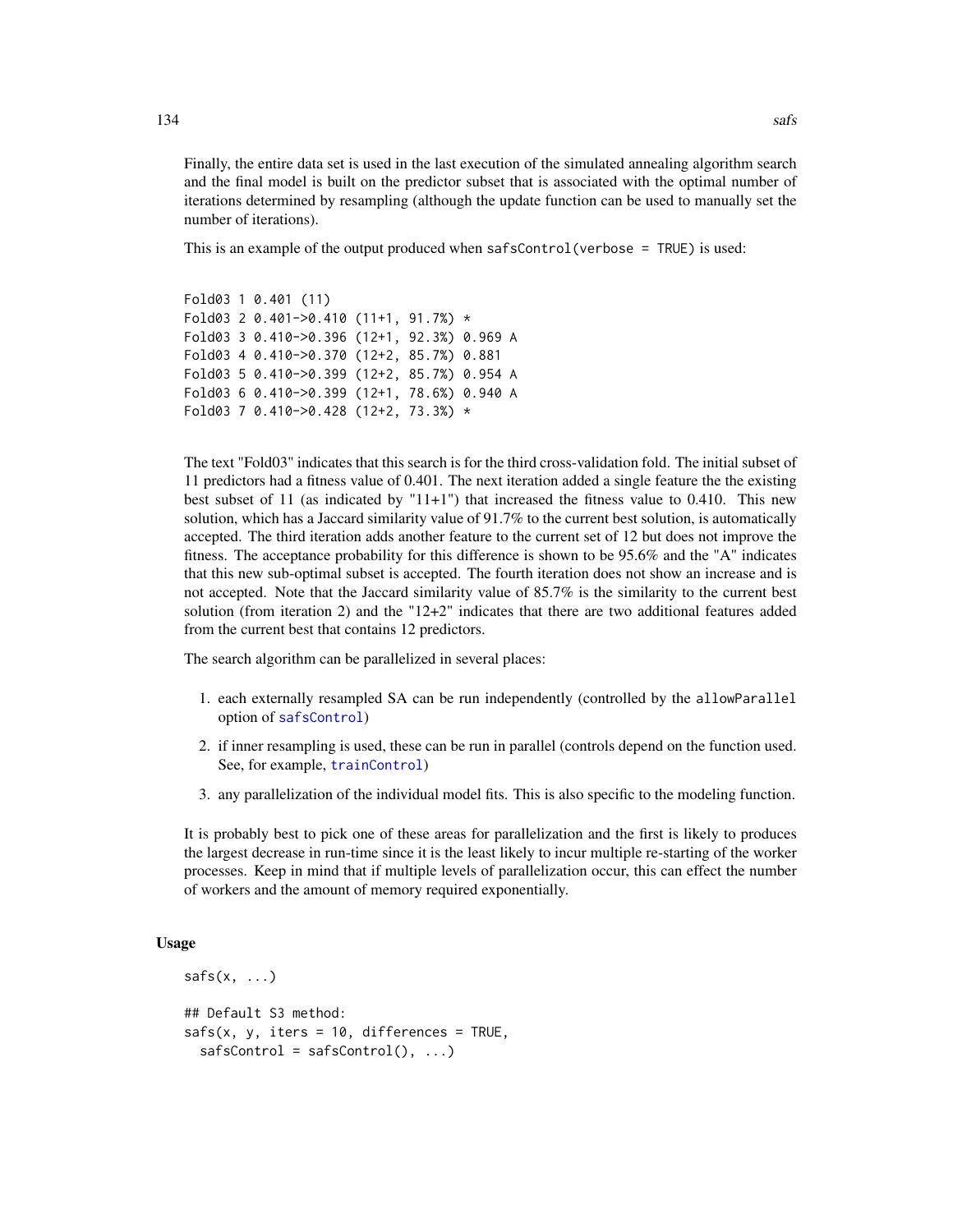Finally, the entire data set is used in the last execution of the simulated annealing algorithm search and the final model is built on the predictor subset that is associated with the optimal number of iterations determined by resampling (although the update function can be used to manually set the number of iterations).

This is an example of the output produced when `safsControl(verbose = TRUE)` is used:

```
Fold03 1 0.401 (11)
Fold03 2 0.401->0.410 (11+1, 91.7%) *
Fold03 3 0.410->0.396 (12+1, 92.3%) 0.969 A
Fold03 4 0.410->0.370 (12+2, 85.7%) 0.881
Fold03 5 0.410->0.399 (12+2, 85.7%) 0.954 A
Fold03 6 0.410->0.399 (12+1, 78.6%) 0.940 A
Fold03 7 0.410->0.428 (12+2, 73.3%) *
```

The text "Fold03" indicates that this search is for the third cross-validation fold. The initial subset of 11 predictors had a fitness value of 0.401. The next iteration added a single feature the the existing best subset of 11 (as indicated by "11+1") that increased the fitness value to 0.410. This new solution, which has a Jaccard similarity value of 91.7% to the current best solution, is automatically accepted. The third iteration adds another feature to the current set of 12 but does not improve the fitness. The acceptance probability for this difference is shown to be 95.6% and the "A" indicates that this new sub-optimal subset is accepted. The fourth iteration does not show an increase and is not accepted. Note that the Jaccard similarity value of 85.7% is the similarity to the current best solution (from iteration 2) and the "12+2" indicates that there are two additional features added from the current best that contains 12 predictors.

The search algorithm can be parallelized in several places:

1. each externally resampled SA can be run independently (controlled by the `allowParallel` option of `safsControl`)
2. if inner resampling is used, these can be run in parallel (controls depend on the function used. See, for example, `trainControl`)
3. any parallelization of the individual model fits. This is also specific to the modeling function.

It is probably best to pick one of these areas for parallelization and the first is likely to produces the largest decrease in run-time since it is the least likely to incur multiple re-starting of the worker processes. Keep in mind that if multiple levels of parallelization occur, this can effect the number of workers and the amount of memory required exponentially.

## Usage

```
safs(x, ...)

## Default S3 method:
safs(x, y, iters = 10, differences = TRUE,
  safsControl = safsControl(), ...)
```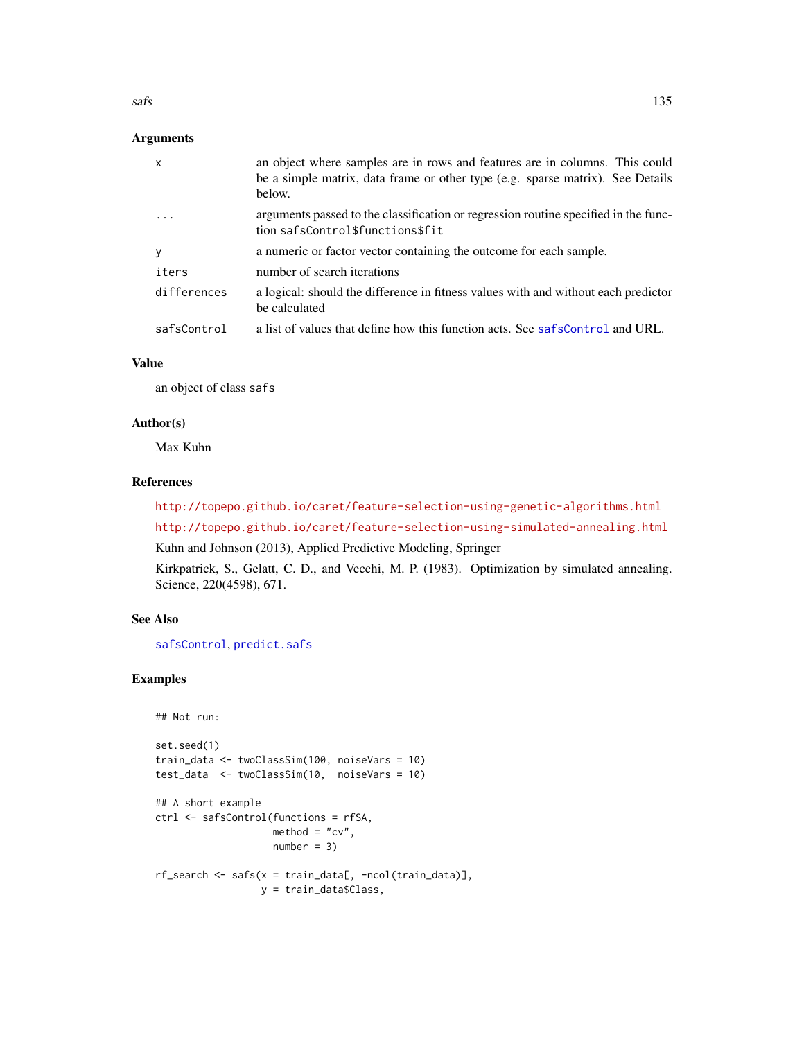## Arguments

| | |
|---|---|
| x | an object where samples are in rows and features are in columns. This could be a simple matrix, data frame or other type (e.g. sparse matrix). See Details below. |
| ... | arguments passed to the classification or regression routine specified in the function safsControl$functions$fit |
| y | a numeric or factor vector containing the outcome for each sample. |
| iters | number of search iterations |
| differences | a logical: should the difference in fitness values with and without each predictor be calculated |
| safsControl | a list of values that define how this function acts. See safsControl and URL. |

## Value

an object of class safs

## Author(s)

Max Kuhn

## References

http://topepo.github.io/caret/feature-selection-using-genetic-algorithms.html

http://topepo.github.io/caret/feature-selection-using-simulated-annealing.html

Kuhn and Johnson (2013), Applied Predictive Modeling, Springer

Kirkpatrick, S., Gelatt, C. D., and Vecchi, M. P. (1983). Optimization by simulated annealing. Science, 220(4598), 671.

## See Also

safsControl, predict.safs

## Examples

```
## Not run:

set.seed(1)
train_data <- twoClassSim(100, noiseVars = 10)
test_data  <- twoClassSim(10,  noiseVars = 10)

## A short example
ctrl <- safsControl(functions = rfSA,
                    method = "cv",
                    number = 3)

rf_search <- safs(x = train_data[, -ncol(train_data)],
                  y = train_data$Class,
```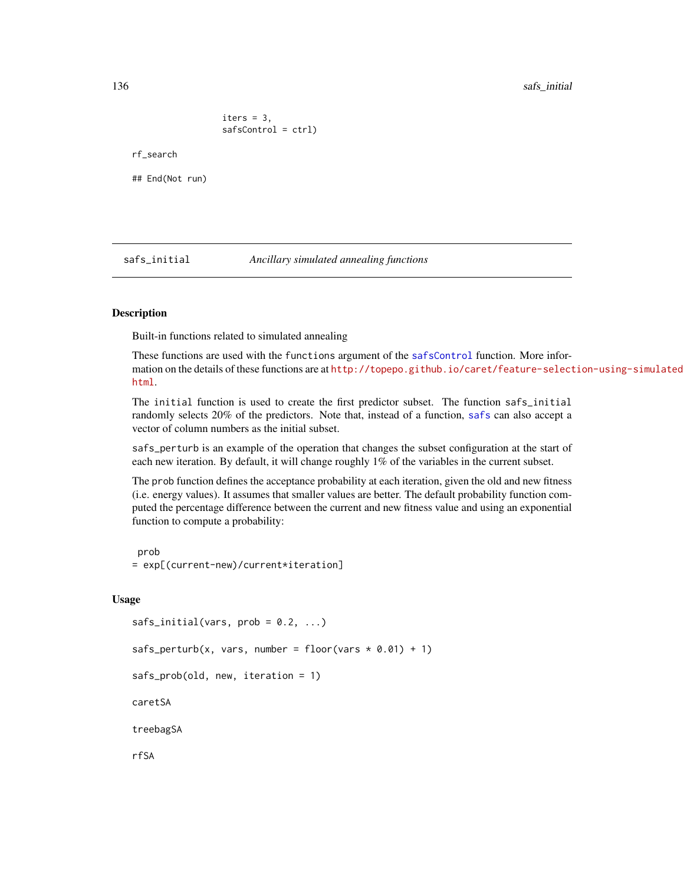```
                    iters = 3,
                    safsControl = ctrl)

rf_search

## End(Not run)
```

## safs_initial    *Ancillary simulated annealing functions*

### Description

Built-in functions related to simulated annealing

These functions are used with the `functions` argument of the `safsControl` function. More information on the details of these functions are at http://topepo.github.io/caret/feature-selection-using-simulated html.

The `initial` function is used to create the first predictor subset. The function `safs_initial` randomly selects 20% of the predictors. Note that, instead of a function, `safs` can also accept a vector of column numbers as the initial subset.

`safs_perturb` is an example of the operation that changes the subset configuration at the start of each new iteration. By default, it will change roughly 1% of the variables in the current subset.

The `prob` function defines the acceptance probability at each iteration, given the old and new fitness (i.e. energy values). It assumes that smaller values are better. The default probability function computed the percentage difference between the current and new fitness value and using an exponential function to compute a probability:

```
 prob
= exp[(current-new)/current*iteration]
```

### Usage

```
safs_initial(vars, prob = 0.2, ...)

safs_perturb(x, vars, number = floor(vars * 0.01) + 1)

safs_prob(old, new, iteration = 1)

caretSA

treebagSA

rfSA
```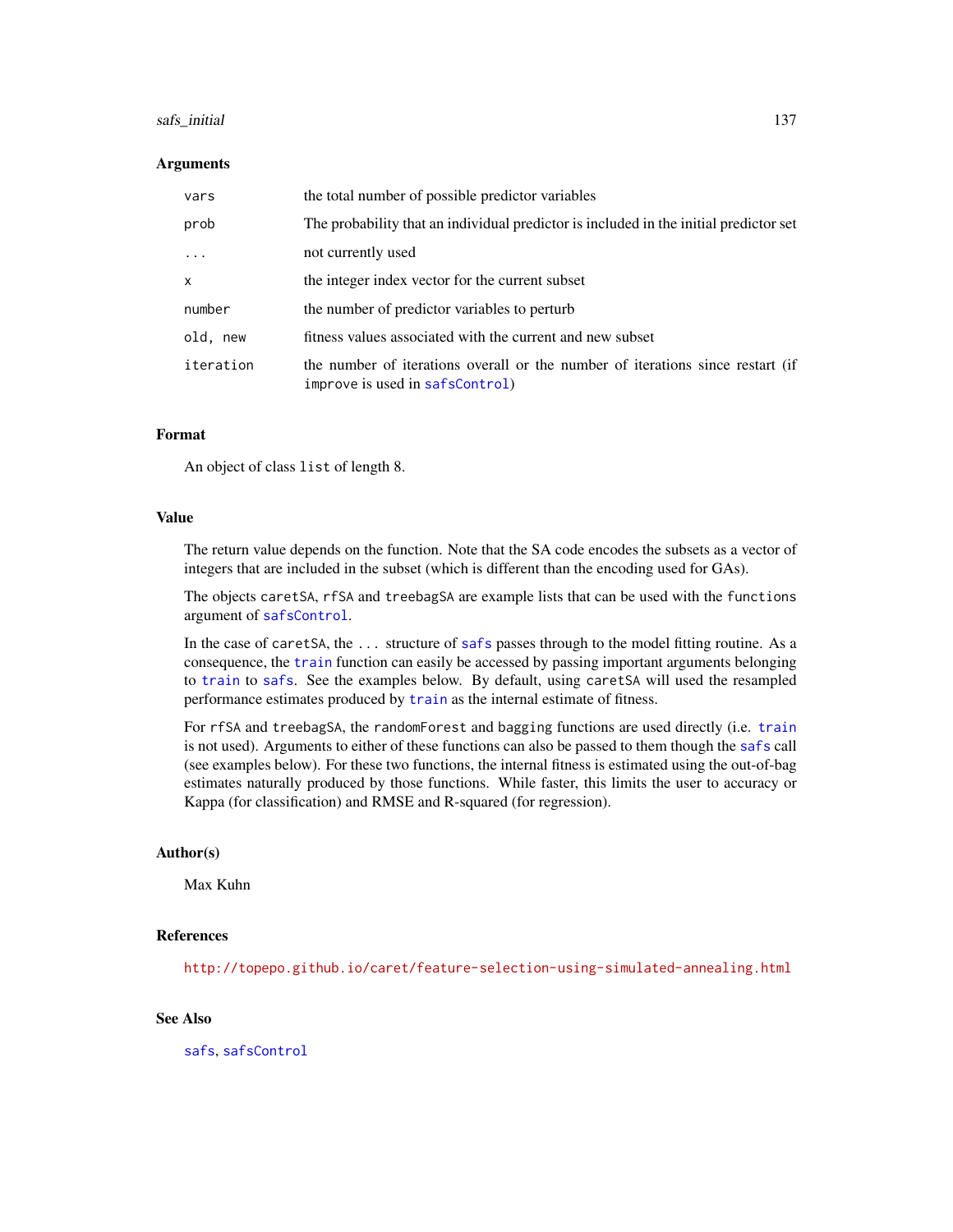## Arguments

| | |
|---|---|
| `vars` | the total number of possible predictor variables |
| `prob` | The probability that an individual predictor is included in the initial predictor set |
| `...` | not currently used |
| `x` | the integer index vector for the current subset |
| `number` | the number of predictor variables to perturb |
| `old, new` | fitness values associated with the current and new subset |
| `iteration` | the number of iterations overall or the number of iterations since restart (if `improve` is used in `safsControl`) |

## Format

An object of class `list` of length 8.

## Value

The return value depends on the function. Note that the SA code encodes the subsets as a vector of integers that are included in the subset (which is different than the encoding used for GAs).

The objects `caretSA`, `rfSA` and `treebagSA` are example lists that can be used with the `functions` argument of `safsControl`.

In the case of `caretSA`, the `...` structure of `safs` passes through to the model fitting routine. As a consequence, the `train` function can easily be accessed by passing important arguments belonging to `train` to `safs`. See the examples below. By default, using `caretSA` will used the resampled performance estimates produced by `train` as the internal estimate of fitness.

For `rfSA` and `treebagSA`, the `randomForest` and `bagging` functions are used directly (i.e. `train` is not used). Arguments to either of these functions can also be passed to them though the `safs` call (see examples below). For these two functions, the internal fitness is estimated using the out-of-bag estimates naturally produced by those functions. While faster, this limits the user to accuracy or Kappa (for classification) and RMSE and R-squared (for regression).

## Author(s)

Max Kuhn

## References

http://topepo.github.io/caret/feature-selection-using-simulated-annealing.html

## See Also

`safs`, `safsControl`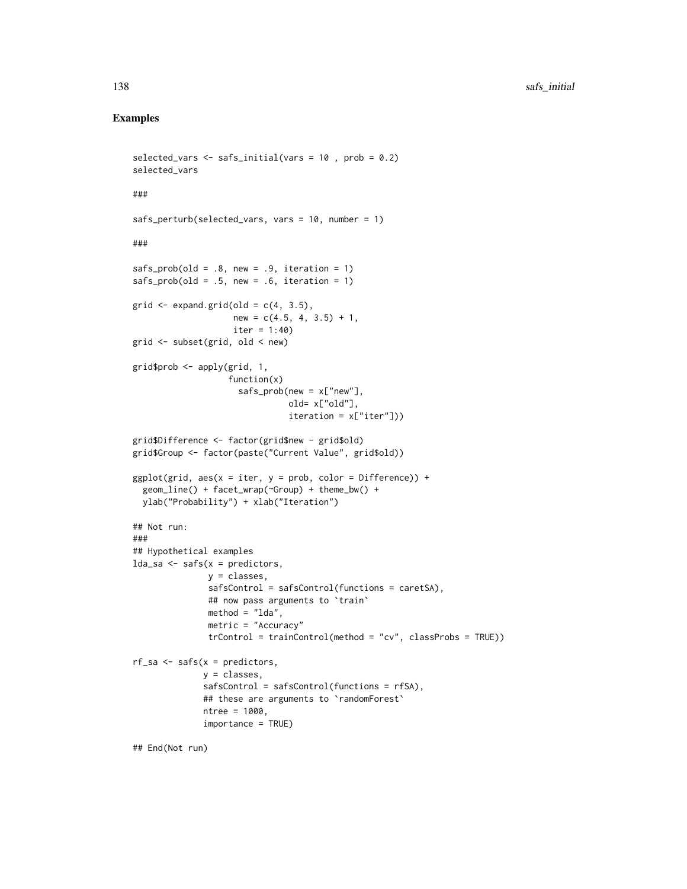## Examples

```
selected_vars <- safs_initial(vars = 10 , prob = 0.2)
selected_vars

###

safs_perturb(selected_vars, vars = 10, number = 1)

###

safs_prob(old = .8, new = .9, iteration = 1)
safs_prob(old = .5, new = .6, iteration = 1)

grid <- expand.grid(old = c(4, 3.5),
                    new = c(4.5, 4, 3.5) + 1,
                    iter = 1:40)
grid <- subset(grid, old < new)

grid$prob <- apply(grid, 1,
                   function(x)
                     safs_prob(new = x["new"],
                               old= x["old"],
                               iteration = x["iter"]))

grid$Difference <- factor(grid$new - grid$old)
grid$Group <- factor(paste("Current Value", grid$old))

ggplot(grid, aes(x = iter, y = prob, color = Difference)) +
  geom_line() + facet_wrap(~Group) + theme_bw() +
  ylab("Probability") + xlab("Iteration")

## Not run:
###
## Hypothetical examples
lda_sa <- safs(x = predictors,
               y = classes,
               safsControl = safsControl(functions = caretSA),
               ## now pass arguments to `train`
               method = "lda",
               metric = "Accuracy"
               trControl = trainControl(method = "cv", classProbs = TRUE))

rf_sa <- safs(x = predictors,
              y = classes,
              safsControl = safsControl(functions = rfSA),
              ## these are arguments to `randomForest`
              ntree = 1000,
              importance = TRUE)

## End(Not run)
```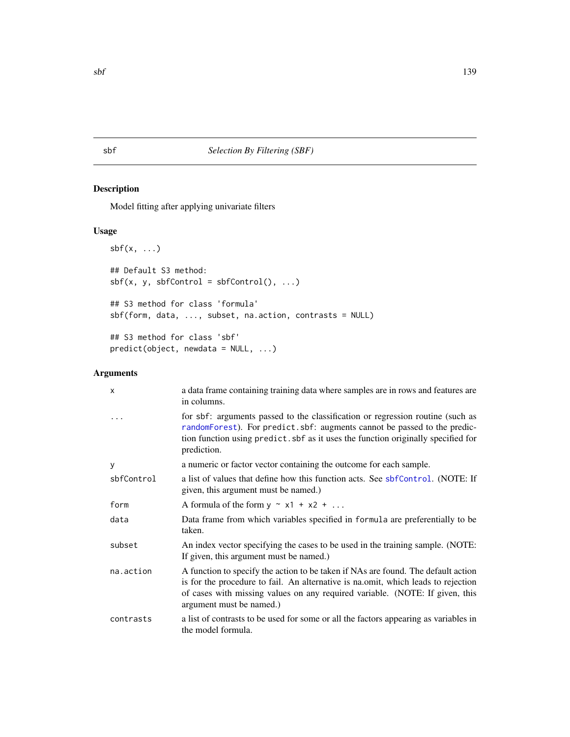# sbf — *Selection By Filtering (SBF)*

## Description

Model fitting after applying univariate filters

## Usage

```
sbf(x, ...)

## Default S3 method:
sbf(x, y, sbfControl = sbfControl(), ...)

## S3 method for class 'formula'
sbf(form, data, ..., subset, na.action, contrasts = NULL)

## S3 method for class 'sbf'
predict(object, newdata = NULL, ...)
```

## Arguments

| | |
|---|---|
| `x` | a data frame containing training data where samples are in rows and features are in columns. |
| `...` | for sbf: arguments passed to the classification or regression routine (such as `randomForest`). For `predict.sbf`: augments cannot be passed to the prediction function using `predict.sbf` as it uses the function originally specified for prediction. |
| `y` | a numeric or factor vector containing the outcome for each sample. |
| `sbfControl` | a list of values that define how this function acts. See `sbfControl`. (NOTE: If given, this argument must be named.) |
| `form` | A formula of the form `y ~ x1 + x2 + ...` |
| `data` | Data frame from which variables specified in `formula` are preferentially to be taken. |
| `subset` | An index vector specifying the cases to be used in the training sample. (NOTE: If given, this argument must be named.) |
| `na.action` | A function to specify the action to be taken if NAs are found. The default action is for the procedure to fail. An alternative is na.omit, which leads to rejection of cases with missing values on any required variable. (NOTE: If given, this argument must be named.) |
| `contrasts` | a list of contrasts to be used for some or all the factors appearing as variables in the model formula. |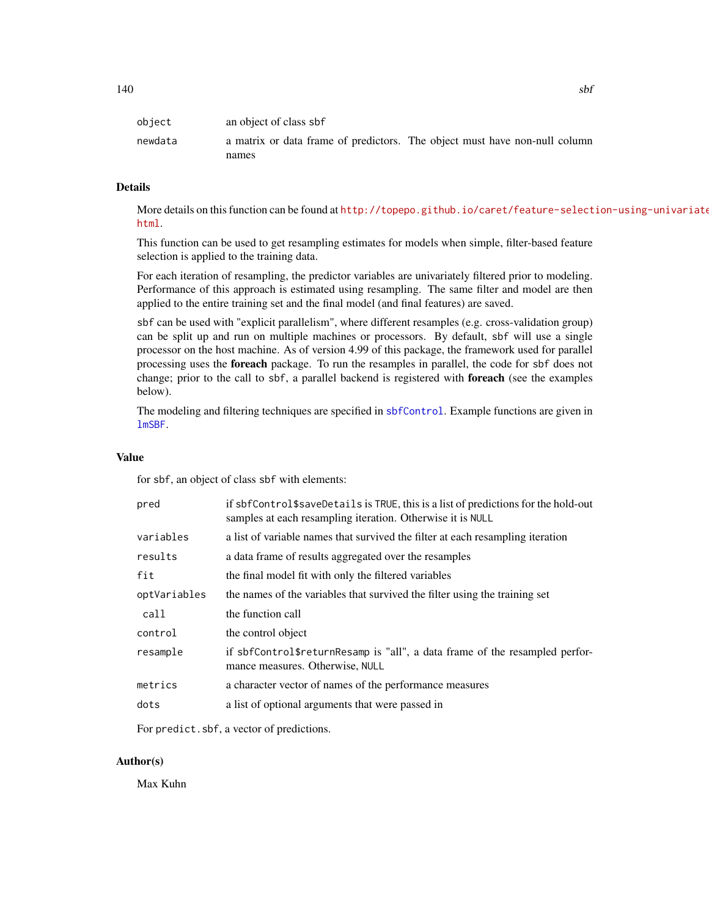| | |
|---|---|
| object | an object of class sbf |
| newdata | a matrix or data frame of predictors. The object must have non-null column names |

## Details

More details on this function can be found at http://topepo.github.io/caret/feature-selection-using-univariate-filters.html.

This function can be used to get resampling estimates for models when simple, filter-based feature selection is applied to the training data.

For each iteration of resampling, the predictor variables are univariately filtered prior to modeling. Performance of this approach is estimated using resampling. The same filter and model are then applied to the entire training set and the final model (and final features) are saved.

sbf can be used with "explicit parallelism", where different resamples (e.g. cross-validation group) can be split up and run on multiple machines or processors. By default, sbf will use a single processor on the host machine. As of version 4.99 of this package, the framework used for parallel processing uses the **foreach** package. To run the resamples in parallel, the code for sbf does not change; prior to the call to sbf, a parallel backend is registered with **foreach** (see the examples below).

The modeling and filtering techniques are specified in sbfControl. Example functions are given in lmSBF.

## Value

for sbf, an object of class sbf with elements:

| | |
|---|---|
| pred | if sbfControl$saveDetails is TRUE, this is a list of predictions for the hold-out samples at each resampling iteration. Otherwise it is NULL |
| variables | a list of variable names that survived the filter at each resampling iteration |
| results | a data frame of results aggregated over the resamples |
| fit | the final model fit with only the filtered variables |
| optVariables | the names of the variables that survived the filter using the training set |
| call | the function call |
| control | the control object |
| resample | if sbfControl$returnResamp is "all", a data frame of the resampled performance measures. Otherwise, NULL |
| metrics | a character vector of names of the performance measures |
| dots | a list of optional arguments that were passed in |

For predict.sbf, a vector of predictions.

## Author(s)

Max Kuhn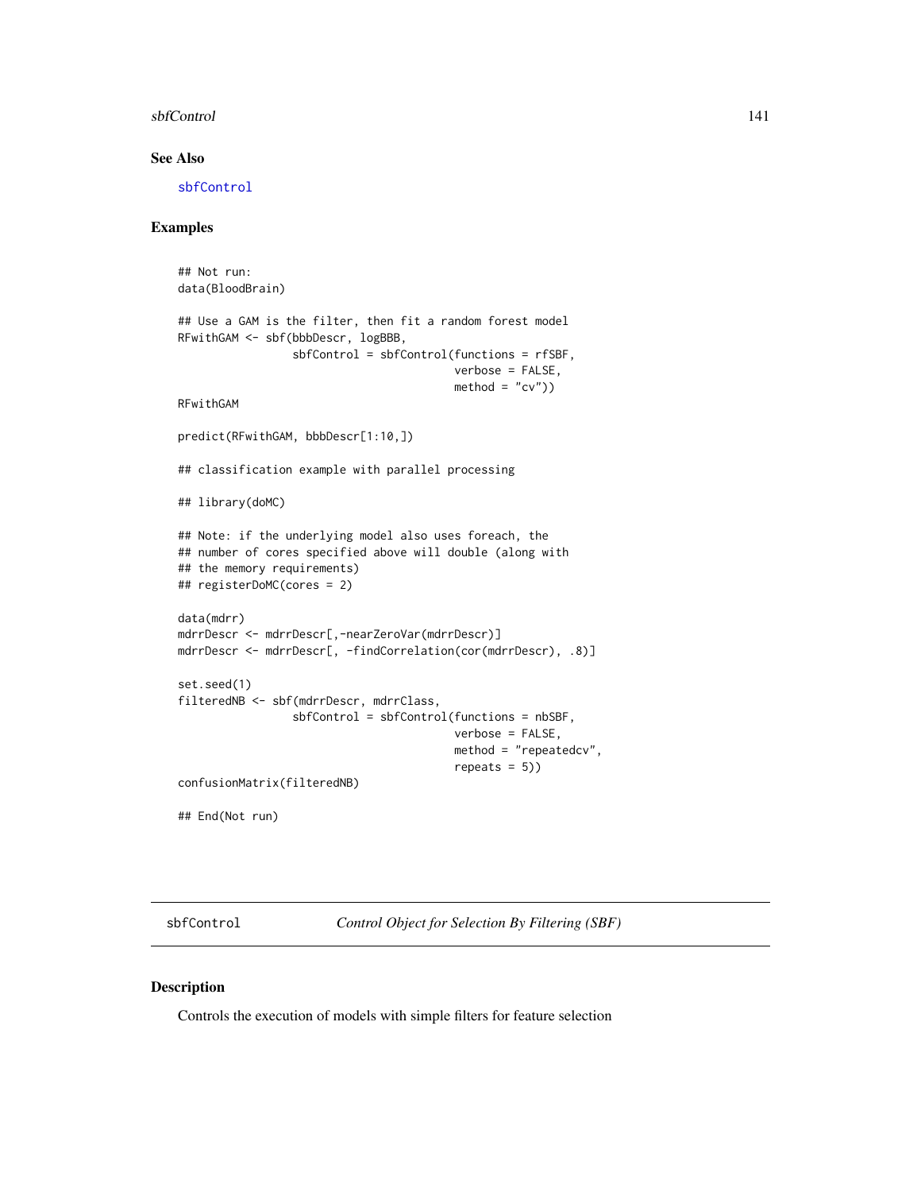### See Also

sbfControl

### Examples

```
## Not run:
data(BloodBrain)

## Use a GAM is the filter, then fit a random forest model
RFwithGAM <- sbf(bbbDescr, logBBB,
                 sbfControl = sbfControl(functions = rfSBF,
                                         verbose = FALSE,
                                         method = "cv"))
RFwithGAM

predict(RFwithGAM, bbbDescr[1:10,])

## classification example with parallel processing

## library(doMC)

## Note: if the underlying model also uses foreach, the
## number of cores specified above will double (along with
## the memory requirements)
## registerDoMC(cores = 2)

data(mdrr)
mdrrDescr <- mdrrDescr[,-nearZeroVar(mdrrDescr)]
mdrrDescr <- mdrrDescr[, -findCorrelation(cor(mdrrDescr), .8)]

set.seed(1)
filteredNB <- sbf(mdrrDescr, mdrrClass,
                 sbfControl = sbfControl(functions = nbSBF,
                                         verbose = FALSE,
                                         method = "repeatedcv",
                                         repeats = 5))
confusionMatrix(filteredNB)

## End(Not run)
```

---

## sbfControl — *Control Object for Selection By Filtering (SBF)*

### Description

Controls the execution of models with simple filters for feature selection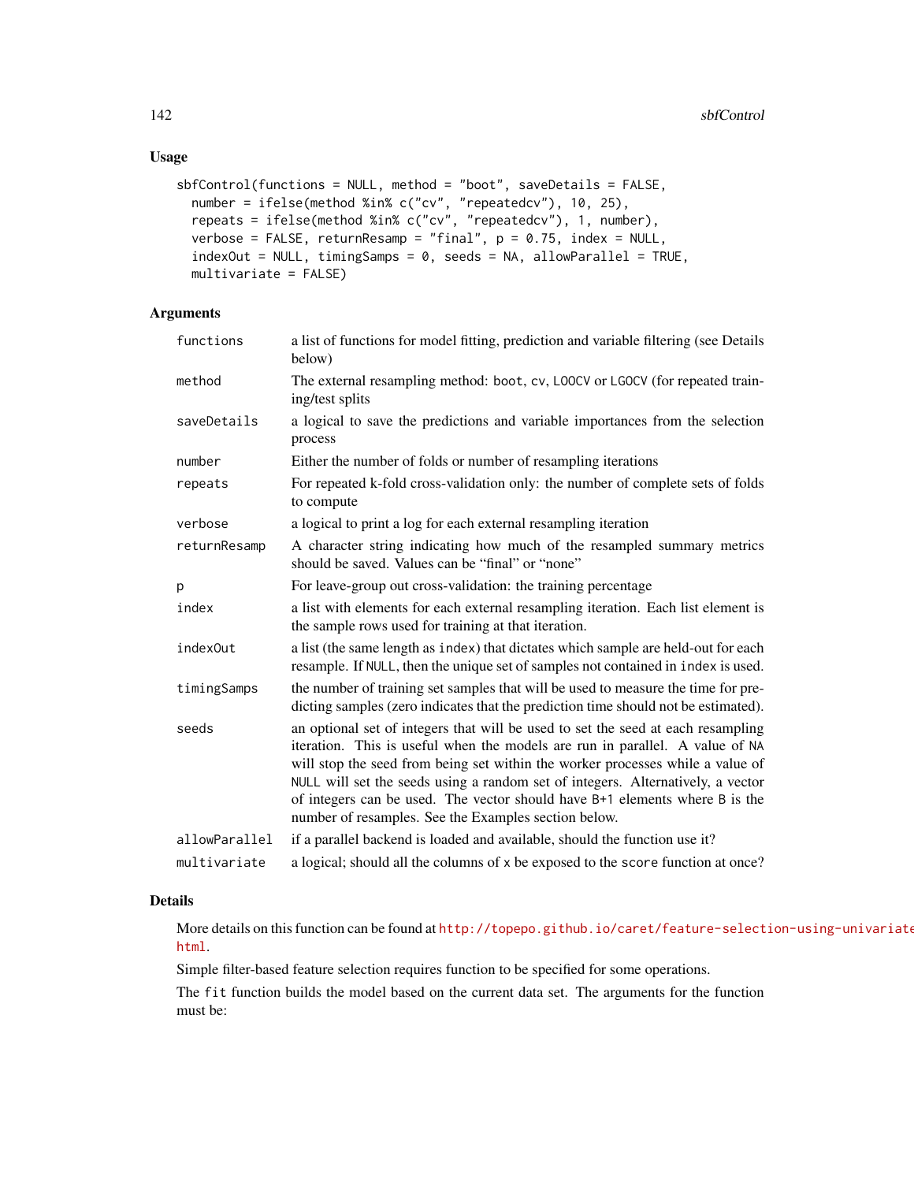## Usage

```
sbfControl(functions = NULL, method = "boot", saveDetails = FALSE,
  number = ifelse(method %in% c("cv", "repeatedcv"), 10, 25),
  repeats = ifelse(method %in% c("cv", "repeatedcv"), 1, number),
  verbose = FALSE, returnResamp = "final", p = 0.75, index = NULL,
  indexOut = NULL, timingSamps = 0, seeds = NA, allowParallel = TRUE,
  multivariate = FALSE)
```

## Arguments

| | |
|---|---|
| `functions` | a list of functions for model fitting, prediction and variable filtering (see Details below) |
| `method` | The external resampling method: `boot`, `cv`, `LOOCV` or `LGOCV` (for repeated training/test splits |
| `saveDetails` | a logical to save the predictions and variable importances from the selection process |
| `number` | Either the number of folds or number of resampling iterations |
| `repeats` | For repeated k-fold cross-validation only: the number of complete sets of folds to compute |
| `verbose` | a logical to print a log for each external resampling iteration |
| `returnResamp` | A character string indicating how much of the resampled summary metrics should be saved. Values can be "final" or "none" |
| `p` | For leave-group out cross-validation: the training percentage |
| `index` | a list with elements for each external resampling iteration. Each list element is the sample rows used for training at that iteration. |
| `indexOut` | a list (the same length as `index`) that dictates which sample are held-out for each resample. If `NULL`, then the unique set of samples not contained in `index` is used. |
| `timingSamps` | the number of training set samples that will be used to measure the time for predicting samples (zero indicates that the prediction time should not be estimated). |
| `seeds` | an optional set of integers that will be used to set the seed at each resampling iteration. This is useful when the models are run in parallel. A value of `NA` will stop the seed from being set within the worker processes while a value of `NULL` will set the seeds using a random set of integers. Alternatively, a vector of integers can be used. The vector should have `B+1` elements where `B` is the number of resamples. See the Examples section below. |
| `allowParallel` | if a parallel backend is loaded and available, should the function use it? |
| `multivariate` | a logical; should all the columns of `x` be exposed to the `score` function at once? |

## Details

More details on this function can be found at http://topepo.github.io/caret/feature-selection-using-univariate-filters.html.

Simple filter-based feature selection requires function to be specified for some operations.

The `fit` function builds the model based on the current data set. The arguments for the function must be: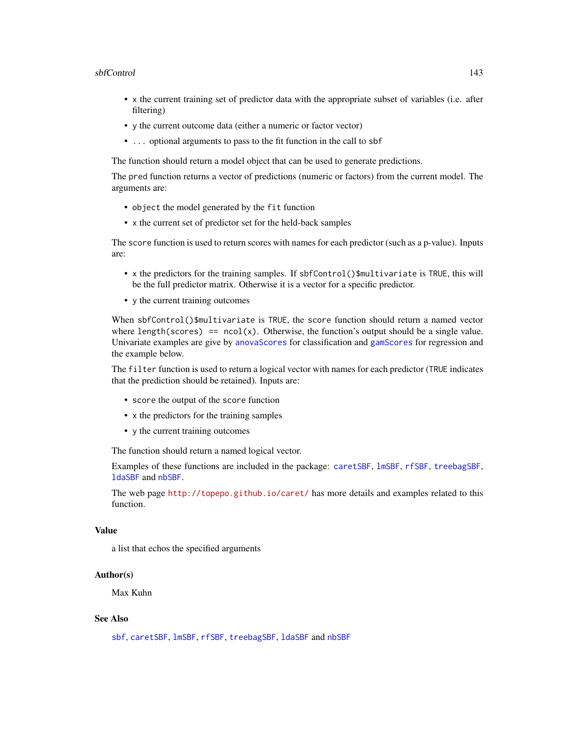- `x` the current training set of predictor data with the appropriate subset of variables (i.e. after filtering)
- `y` the current outcome data (either a numeric or factor vector)
- `...` optional arguments to pass to the fit function in the call to `sbf`

The function should return a model object that can be used to generate predictions.

The `pred` function returns a vector of predictions (numeric or factors) from the current model. The arguments are:

- `object` the model generated by the `fit` function
- `x` the current set of predictor set for the held-back samples

The `score` function is used to return scores with names for each predictor (such as a p-value). Inputs are:

- `x` the predictors for the training samples. If `sbfControl()$multivariate` is `TRUE`, this will be the full predictor matrix. Otherwise it is a vector for a specific predictor.
- `y` the current training outcomes

When `sbfControl()$multivariate` is `TRUE`, the `score` function should return a named vector where `length(scores) == ncol(x)`. Otherwise, the function's output should be a single value. Univariate examples are give by `anovaScores` for classification and `gamScores` for regression and the example below.

The `filter` function is used to return a logical vector with names for each predictor (`TRUE` indicates that the prediction should be retained). Inputs are:

- `score` the output of the `score` function
- `x` the predictors for the training samples
- `y` the current training outcomes

The function should return a named logical vector.

Examples of these functions are included in the package: `caretSBF`, `lmSBF`, `rfSBF`, `treebagSBF`, `ldaSBF` and `nbSBF`.

The web page `http://topepo.github.io/caret/` has more details and examples related to this function.

## Value

a list that echos the specified arguments

## Author(s)

Max Kuhn

## See Also

`sbf`, `caretSBF`, `lmSBF`, `rfSBF`, `treebagSBF`, `ldaSBF` and `nbSBF`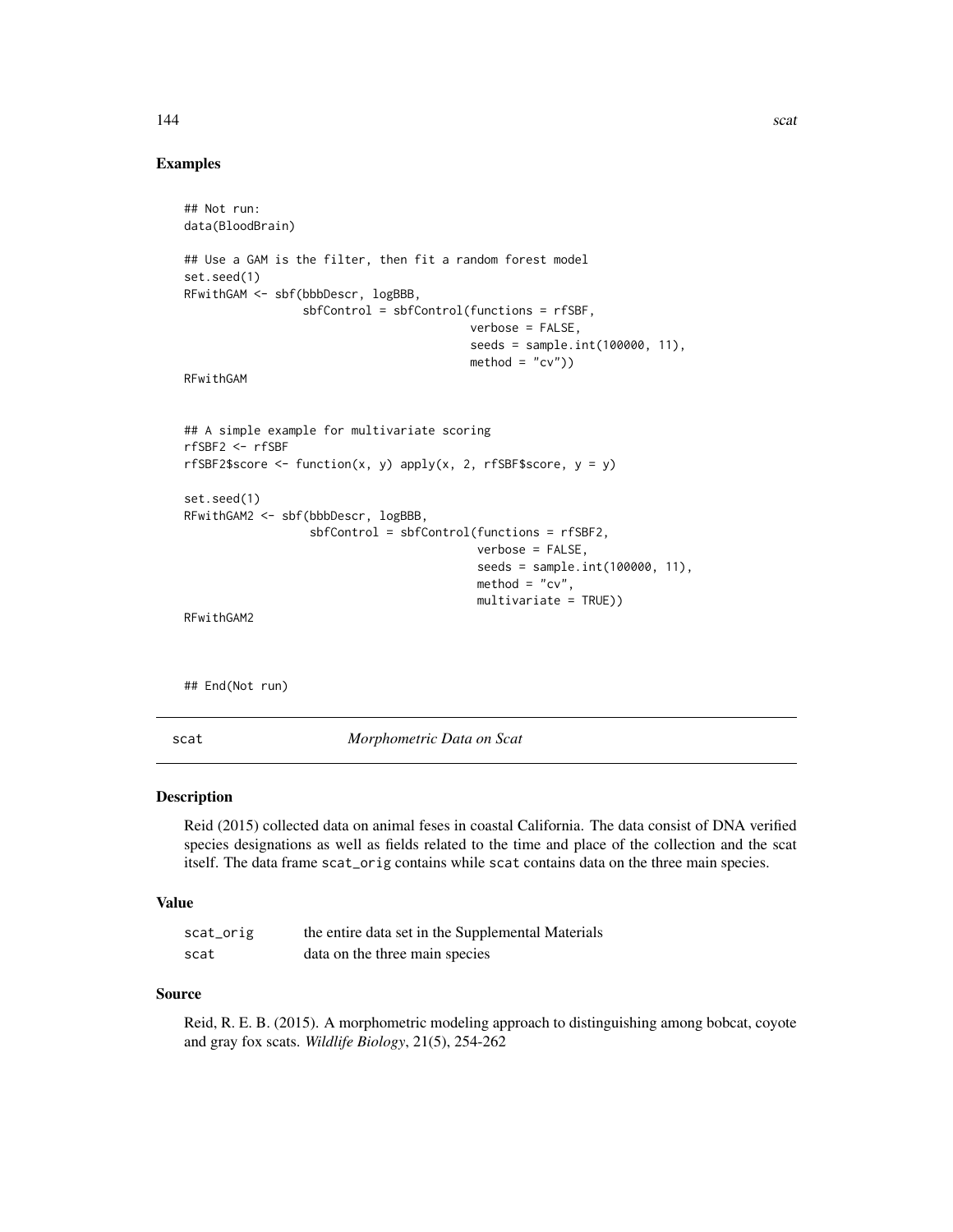## Examples

```
## Not run:
data(BloodBrain)

## Use a GAM is the filter, then fit a random forest model
set.seed(1)
RFwithGAM <- sbf(bbbDescr, logBBB,
                 sbfControl = sbfControl(functions = rfSBF,
                                         verbose = FALSE,
                                         seeds = sample.int(100000, 11),
                                         method = "cv"))
RFwithGAM


## A simple example for multivariate scoring
rfSBF2 <- rfSBF
rfSBF2$score <- function(x, y) apply(x, 2, rfSBF$score, y = y)

set.seed(1)
RFwithGAM2 <- sbf(bbbDescr, logBBB,
                  sbfControl = sbfControl(functions = rfSBF2,
                                          verbose = FALSE,
                                          seeds = sample.int(100000, 11),
                                          method = "cv",
                                          multivariate = TRUE))
RFwithGAM2


## End(Not run)
```

---

scat — *Morphometric Data on Scat*

---

## Description

Reid (2015) collected data on animal feses in coastal California. The data consist of DNA verified species designations as well as fields related to the time and place of the collection and the scat itself. The data frame `scat_orig` contains while `scat` contains data on the three main species.

## Value

| | |
|---|---|
| `scat_orig` | the entire data set in the Supplemental Materials |
| `scat` | data on the three main species |

## Source

Reid, R. E. B. (2015). A morphometric modeling approach to distinguishing among bobcat, coyote and gray fox scats. *Wildlife Biology*, 21(5), 254-262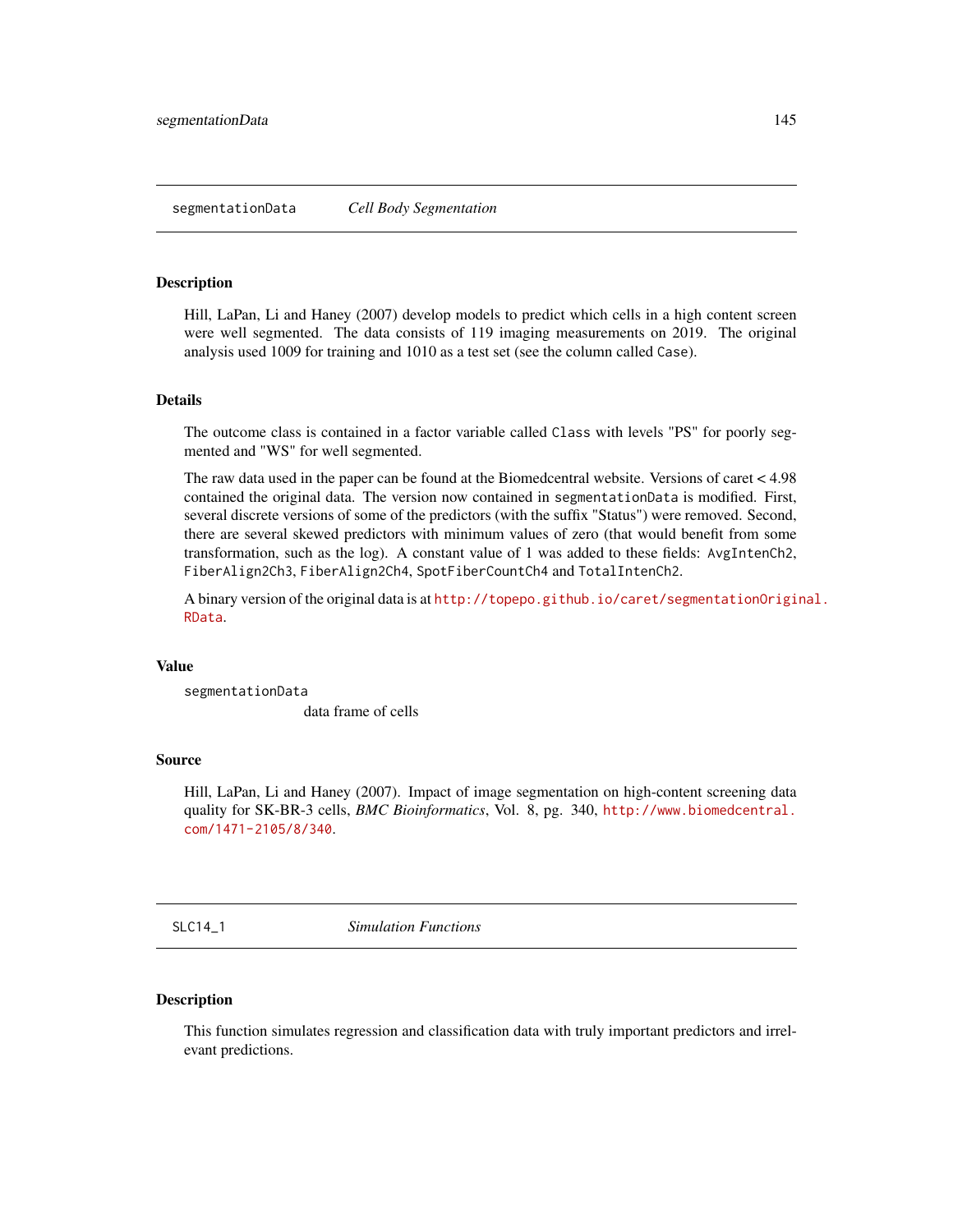## segmentationData *Cell Body Segmentation*

### Description

Hill, LaPan, Li and Haney (2007) develop models to predict which cells in a high content screen were well segmented. The data consists of 119 imaging measurements on 2019. The original analysis used 1009 for training and 1010 as a test set (see the column called `Case`).

### Details

The outcome class is contained in a factor variable called `Class` with levels "PS" for poorly segmented and "WS" for well segmented.

The raw data used in the paper can be found at the Biomedcentral website. Versions of caret < 4.98 contained the original data. The version now contained in `segmentationData` is modified. First, several discrete versions of some of the predictors (with the suffix "Status") were removed. Second, there are several skewed predictors with minimum values of zero (that would benefit from some transformation, such as the log). A constant value of 1 was added to these fields: `AvgIntenCh2`, `FiberAlign2Ch3`, `FiberAlign2Ch4`, `SpotFiberCountCh4` and `TotalIntenCh2`.

A binary version of the original data is at http://topepo.github.io/caret/segmentationOriginal.RData.

### Value

`segmentationData`
: data frame of cells

### Source

Hill, LaPan, Li and Haney (2007). Impact of image segmentation on high-content screening data quality for SK-BR-3 cells, *BMC Bioinformatics*, Vol. 8, pg. 340, http://www.biomedcentral.com/1471-2105/8/340.

## SLC14_1 *Simulation Functions*

### Description

This function simulates regression and classification data with truly important predictors and irrelevant predictions.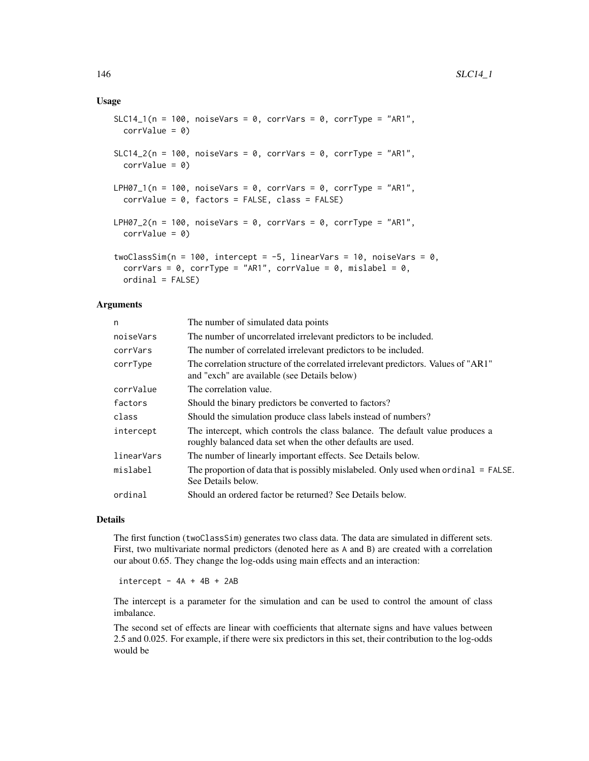## Usage

```
SLC14_1(n = 100, noiseVars = 0, corrVars = 0, corrType = "AR1",
  corrValue = 0)

SLC14_2(n = 100, noiseVars = 0, corrVars = 0, corrType = "AR1",
  corrValue = 0)

LPH07_1(n = 100, noiseVars = 0, corrVars = 0, corrType = "AR1",
  corrValue = 0, factors = FALSE, class = FALSE)

LPH07_2(n = 100, noiseVars = 0, corrVars = 0, corrType = "AR1",
  corrValue = 0)

twoClassSim(n = 100, intercept = -5, linearVars = 10, noiseVars = 0,
  corrVars = 0, corrType = "AR1", corrValue = 0, mislabel = 0,
  ordinal = FALSE)
```

## Arguments

| | |
|---|---|
| n | The number of simulated data points |
| noiseVars | The number of uncorrelated irrelevant predictors to be included. |
| corrVars | The number of correlated irrelevant predictors to be included. |
| corrType | The correlation structure of the correlated irrelevant predictors. Values of "AR1" and "exch" are available (see Details below) |
| corrValue | The correlation value. |
| factors | Should the binary predictors be converted to factors? |
| class | Should the simulation produce class labels instead of numbers? |
| intercept | The intercept, which controls the class balance. The default value produces a roughly balanced data set when the other defaults are used. |
| linearVars | The number of linearly important effects. See Details below. |
| mislabel | The proportion of data that is possibly mislabeled. Only used when `ordinal = FALSE`. See Details below. |
| ordinal | Should an ordered factor be returned? See Details below. |

## Details

The first function (`twoClassSim`) generates two class data. The data are simulated in different sets. First, two multivariate normal predictors (denoted here as `A` and `B`) are created with a correlation our about 0.65. They change the log-odds using main effects and an interaction:

```
intercept - 4A + 4B + 2AB
```

The intercept is a parameter for the simulation and can be used to control the amount of class imbalance.

The second set of effects are linear with coefficients that alternate signs and have values between 2.5 and 0.025. For example, if there were six predictors in this set, their contribution to the log-odds would be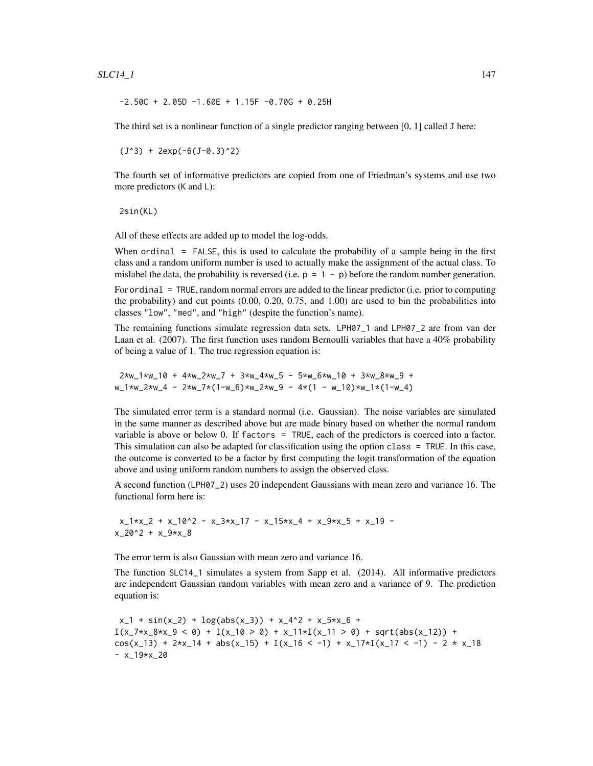```
-2.50C + 2.05D -1.60E + 1.15F -0.70G + 0.25H
```

The third set is a nonlinear function of a single predictor ranging between [0, 1] called J here:

```
(J^3) + 2exp(-6(J-0.3)^2)
```

The fourth set of informative predictors are copied from one of Friedman's systems and use two more predictors (K and L):

```
2sin(KL)
```

All of these effects are added up to model the log-odds.

When `ordinal = FALSE`, this is used to calculate the probability of a sample being in the first class and a random uniform number is used to actually make the assignment of the actual class. To mislabel the data, the probability is reversed (i.e. `p = 1 - p`) before the random number generation.

For `ordinal = TRUE`, random normal errors are added to the linear predictor (i.e. prior to computing the probability) and cut points (0.00, 0.20, 0.75, and 1.00) are used to bin the probabilities into classes `"low"`, `"med"`, and `"high"` (despite the function's name).

The remaining functions simulate regression data sets. `LPH07_1` and `LPH07_2` are from van der Laan et al. (2007). The first function uses random Bernoulli variables that have a 40% probability of being a value of 1. The true regression equation is:

```
2*w_1*w_10 + 4*w_2*w_7 + 3*w_4*w_5 - 5*w_6*w_10 + 3*w_8*w_9 +
w_1*w_2*w_4 - 2*w_7*(1-w_6)*w_2*w_9 - 4*(1 - w_10)*w_1*(1-w_4)
```

The simulated error term is a standard normal (i.e. Gaussian). The noise variables are simulated in the same manner as described above but are made binary based on whether the normal random variable is above or below 0. If `factors = TRUE`, each of the predictors is coerced into a factor. This simulation can also be adapted for classification using the option `class = TRUE`. In this case, the outcome is converted to be a factor by first computing the logit transformation of the equation above and using uniform random numbers to assign the observed class.

A second function (`LPH07_2`) uses 20 independent Gaussians with mean zero and variance 16. The functional form here is:

```
x_1*x_2 + x_10^2 - x_3*x_17 - x_15*x_4 + x_9*x_5 + x_19 -
x_20^2 + x_9*x_8
```

The error term is also Gaussian with mean zero and variance 16.

The function `SLC14_1` simulates a system from Sapp et al. (2014). All informative predictors are independent Gaussian random variables with mean zero and a variance of 9. The prediction equation is:

```
x_1 + sin(x_2) + log(abs(x_3)) + x_4^2 + x_5*x_6 +
I(x_7*x_8*x_9 < 0) + I(x_10 > 0) + x_11*I(x_11 > 0) + sqrt(abs(x_12)) +
cos(x_13) + 2*x_14 + abs(x_15) + I(x_16 < -1) + x_17*I(x_17 < -1) - 2 * x_18
- x_19*x_20
```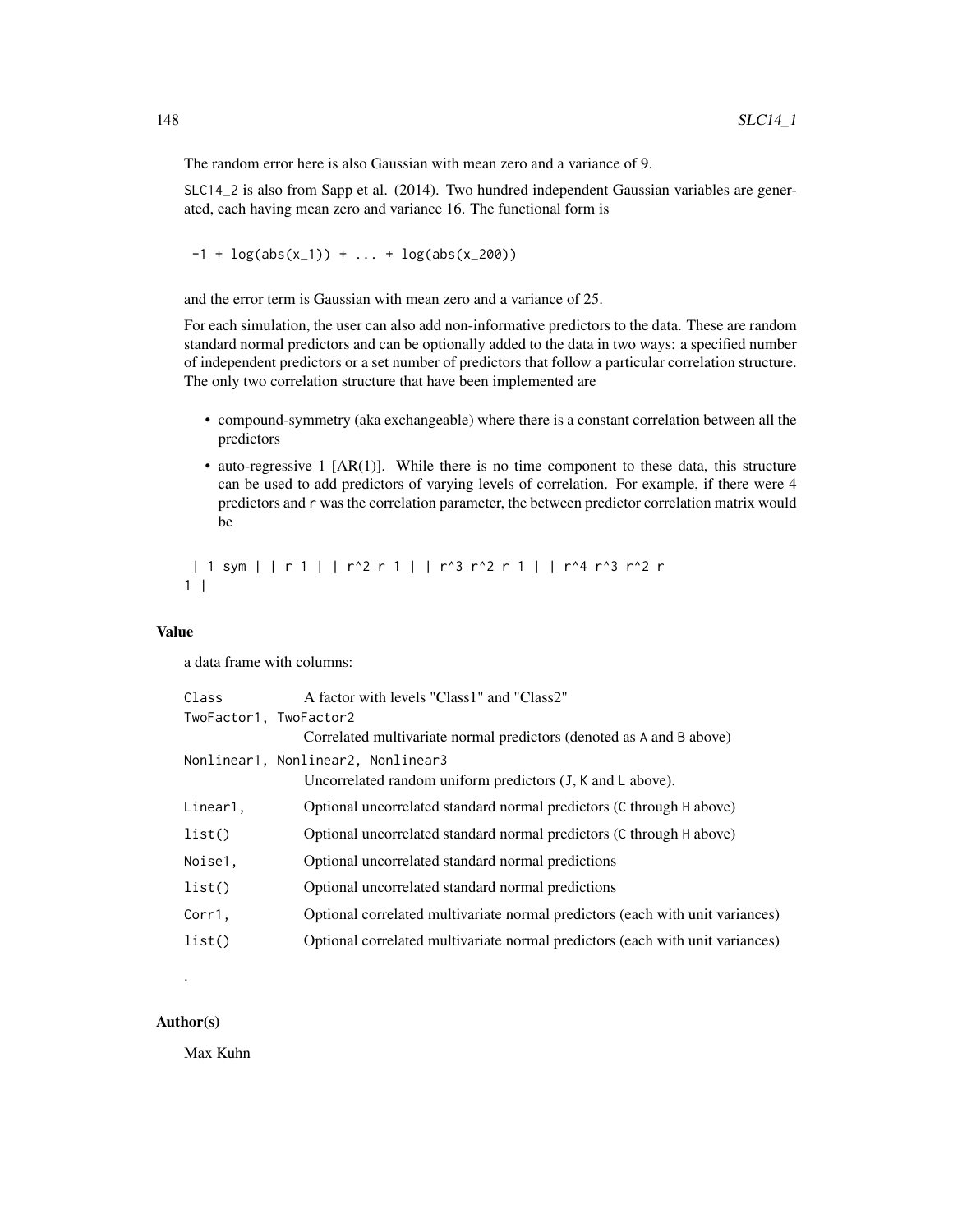The random error here is also Gaussian with mean zero and a variance of 9.

`SLC14_2` is also from Sapp et al. (2014). Two hundred independent Gaussian variables are generated, each having mean zero and variance 16. The functional form is

```
-1 + log(abs(x_1)) + ... + log(abs(x_200))
```

and the error term is Gaussian with mean zero and a variance of 25.

For each simulation, the user can also add non-informative predictors to the data. These are random standard normal predictors and can be optionally added to the data in two ways: a specified number of independent predictors or a set number of predictors that follow a particular correlation structure. The only two correlation structure that have been implemented are

- compound-symmetry (aka exchangeable) where there is a constant correlation between all the predictors
- auto-regressive 1 [AR(1)]. While there is no time component to these data, this structure can be used to add predictors of varying levels of correlation. For example, if there were 4 predictors and `r` was the correlation parameter, the between predictor correlation matrix would be

```
| 1 sym | | r 1 | | r^2 r 1 | | r^3 r^2 r 1 | | r^4 r^3 r^2 r
1 |
```

## Value

a data frame with columns:

| | |
|---|---|
| `Class` | A factor with levels "Class1" and "Class2" |
| `TwoFactor1, TwoFactor2` | Correlated multivariate normal predictors (denoted as `A` and `B` above) |
| `Nonlinear1, Nonlinear2, Nonlinear3` | Uncorrelated random uniform predictors (`J`, `K` and `L` above). |
| `Linear1,` | Optional uncorrelated standard normal predictors (`C` through `H` above) |
| `list()` | Optional uncorrelated standard normal predictors (`C` through `H` above) |
| `Noise1,` | Optional uncorrelated standard normal predictions |
| `list()` | Optional uncorrelated standard normal predictions |
| `Corr1,` | Optional correlated multivariate normal predictors (each with unit variances) |
| `list()` | Optional correlated multivariate normal predictors (each with unit variances) |

.

## Author(s)

Max Kuhn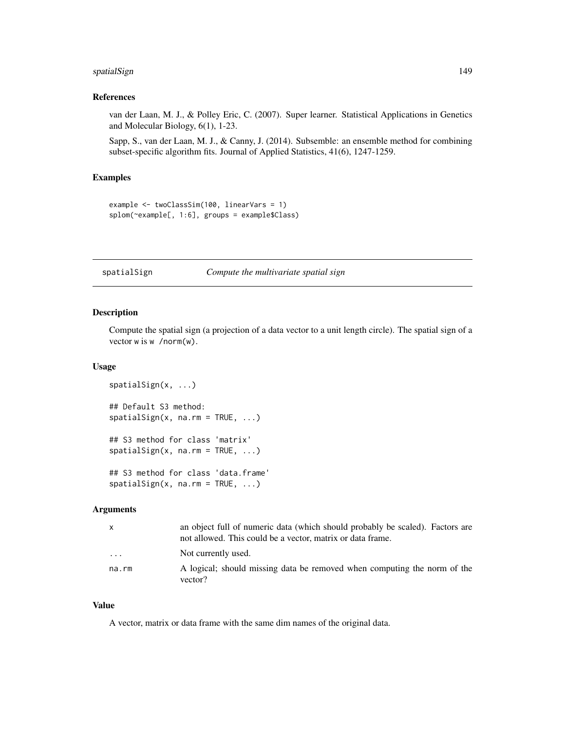## References

van der Laan, M. J., & Polley Eric, C. (2007). Super learner. Statistical Applications in Genetics and Molecular Biology, 6(1), 1-23.

Sapp, S., van der Laan, M. J., & Canny, J. (2014). Subsemble: an ensemble method for combining subset-specific algorithm fits. Journal of Applied Statistics, 41(6), 1247-1259.

## Examples

```
example <- twoClassSim(100, linearVars = 1)
splom(~example[, 1:6], groups = example$Class)
```

---

# spatialSign *Compute the multivariate spatial sign*

---

## Description

Compute the spatial sign (a projection of a data vector to a unit length circle). The spatial sign of a vector `w` is `w /norm(w)`.

## Usage

```
spatialSign(x, ...)

## Default S3 method:
spatialSign(x, na.rm = TRUE, ...)

## S3 method for class 'matrix'
spatialSign(x, na.rm = TRUE, ...)

## S3 method for class 'data.frame'
spatialSign(x, na.rm = TRUE, ...)
```

## Arguments

| | |
|---|---|
| `x` | an object full of numeric data (which should probably be scaled). Factors are not allowed. This could be a vector, matrix or data frame. |
| `...` | Not currently used. |
| `na.rm` | A logical; should missing data be removed when computing the norm of the vector? |

## Value

A vector, matrix or data frame with the same dim names of the original data.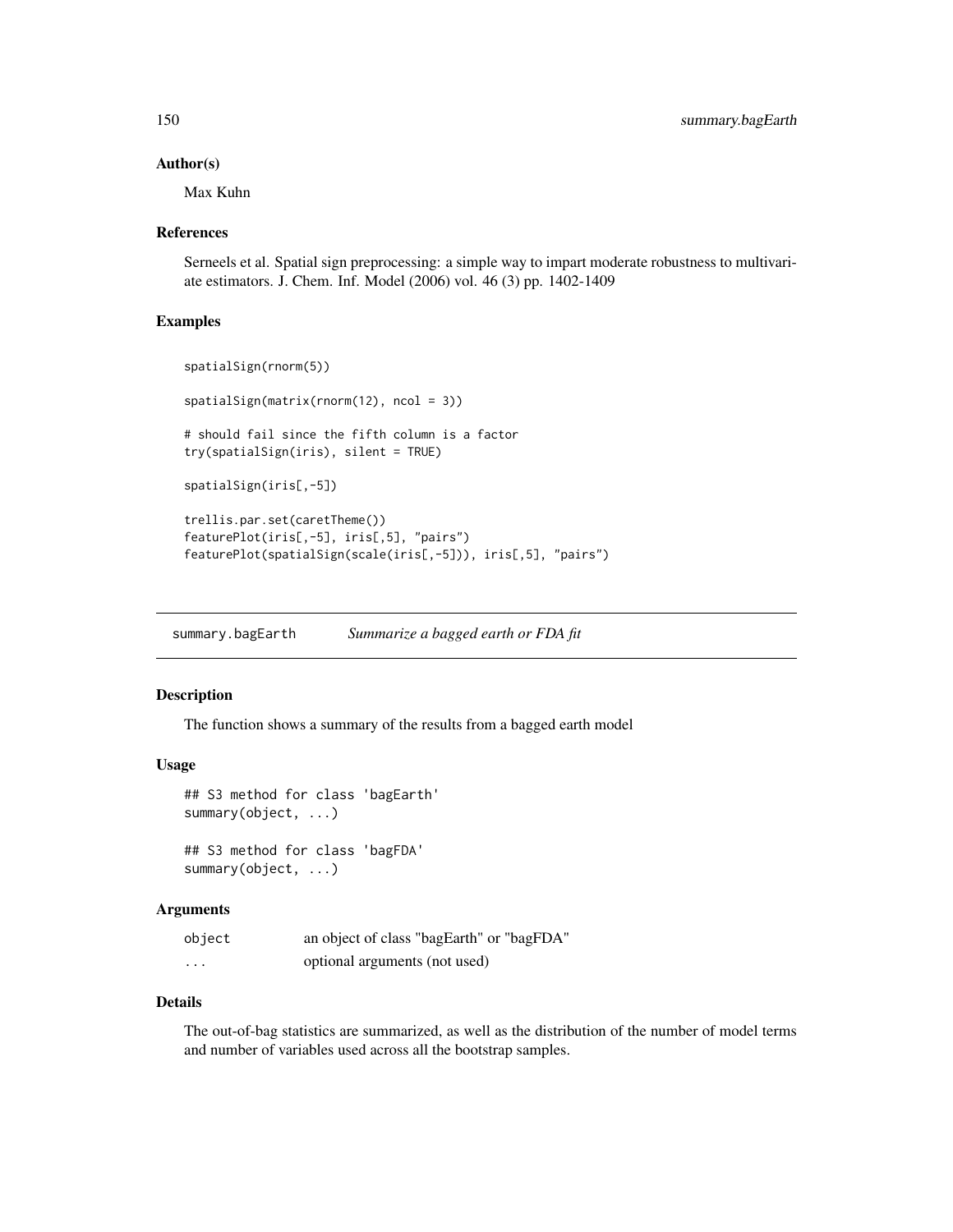### Author(s)

Max Kuhn

### References

Serneels et al. Spatial sign preprocessing: a simple way to impart moderate robustness to multivariate estimators. J. Chem. Inf. Model (2006) vol. 46 (3) pp. 1402-1409

### Examples

```
spatialSign(rnorm(5))

spatialSign(matrix(rnorm(12), ncol = 3))

# should fail since the fifth column is a factor
try(spatialSign(iris), silent = TRUE)

spatialSign(iris[,-5])

trellis.par.set(caretTheme())
featurePlot(iris[,-5], iris[,5], "pairs")
featurePlot(spatialSign(scale(iris[,-5])), iris[,5], "pairs")
```

---

## summary.bagEarth    *Summarize a bagged earth or FDA fit*

### Description

The function shows a summary of the results from a bagged earth model

### Usage

```
## S3 method for class 'bagEarth'
summary(object, ...)

## S3 method for class 'bagFDA'
summary(object, ...)
```

### Arguments

| | |
|---|---|
| object | an object of class "bagEarth" or "bagFDA" |
| ... | optional arguments (not used) |

### Details

The out-of-bag statistics are summarized, as well as the distribution of the number of model terms and number of variables used across all the bootstrap samples.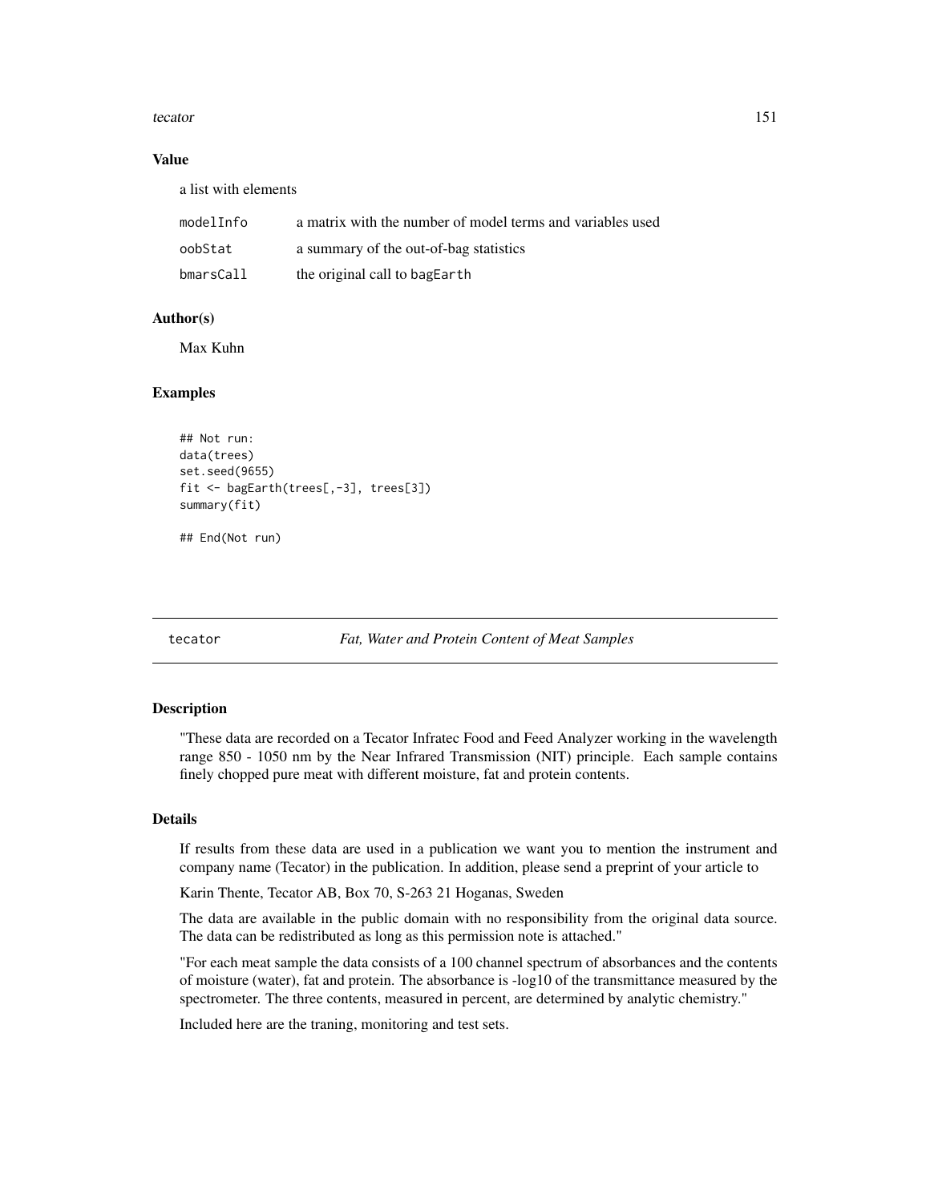### Value

a list with elements

| | |
|---|---|
| modelInfo | a matrix with the number of model terms and variables used |
| oobStat | a summary of the out-of-bag statistics |
| bmarsCall | the original call to bagEarth |

### Author(s)

Max Kuhn

### Examples

```
## Not run:
data(trees)
set.seed(9655)
fit <- bagEarth(trees[,-3], trees[3])
summary(fit)

## End(Not run)
```

---

## tecator — *Fat, Water and Protein Content of Meat Samples*

---

### Description

"These data are recorded on a Tecator Infratec Food and Feed Analyzer working in the wavelength range 850 - 1050 nm by the Near Infrared Transmission (NIT) principle. Each sample contains finely chopped pure meat with different moisture, fat and protein contents.

### Details

If results from these data are used in a publication we want you to mention the instrument and company name (Tecator) in the publication. In addition, please send a preprint of your article to

Karin Thente, Tecator AB, Box 70, S-263 21 Hoganas, Sweden

The data are available in the public domain with no responsibility from the original data source. The data can be redistributed as long as this permission note is attached."

"For each meat sample the data consists of a 100 channel spectrum of absorbances and the contents of moisture (water), fat and protein. The absorbance is -log10 of the transmittance measured by the spectrometer. The three contents, measured in percent, are determined by analytic chemistry."

Included here are the traning, monitoring and test sets.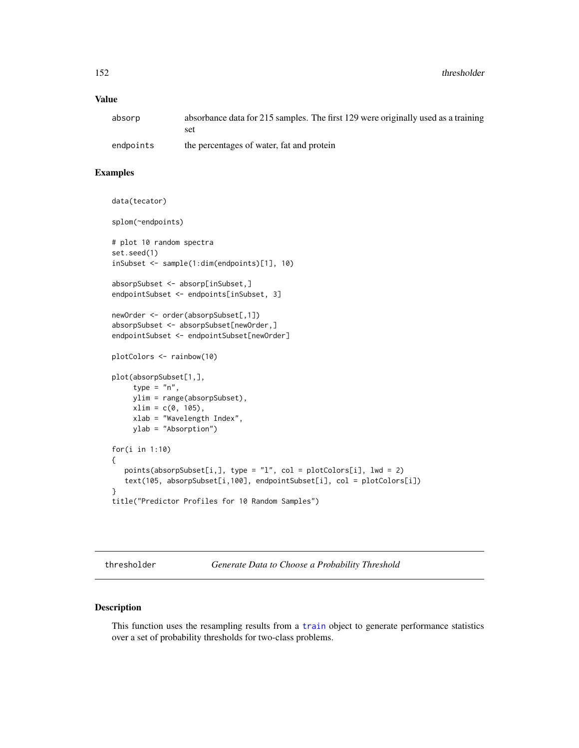### Value

| | |
|---|---|
| absorp | absorbance data for 215 samples. The first 129 were originally used as a training set |
| endpoints | the percentages of water, fat and protein |

### Examples

```
data(tecator)

splom(~endpoints)

# plot 10 random spectra
set.seed(1)
inSubset <- sample(1:dim(endpoints)[1], 10)

absorpSubset <- absorp[inSubset,]
endpointSubset <- endpoints[inSubset, 3]

newOrder <- order(absorpSubset[,1])
absorpSubset <- absorpSubset[newOrder,]
endpointSubset <- endpointSubset[newOrder]

plotColors <- rainbow(10)

plot(absorpSubset[1,],
     type = "n",
     ylim = range(absorpSubset),
     xlim = c(0, 105),
     xlab = "Wavelength Index",
     ylab = "Absorption")

for(i in 1:10)
{
   points(absorpSubset[i,], type = "l", col = plotColors[i], lwd = 2)
   text(105, absorpSubset[i,100], endpointSubset[i], col = plotColors[i])
}
title("Predictor Profiles for 10 Random Samples")
```

## thresholder — *Generate Data to Choose a Probability Threshold*

### Description

This function uses the resampling results from a train object to generate performance statistics over a set of probability thresholds for two-class problems.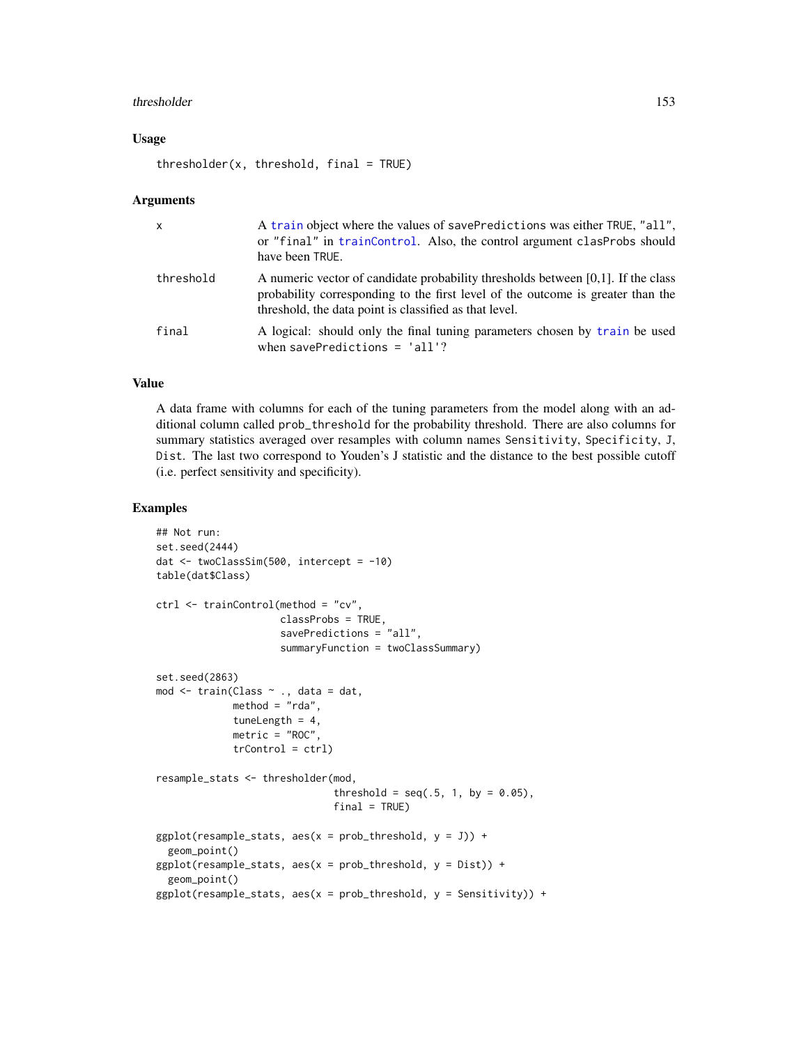## Usage

```
thresholder(x, threshold, final = TRUE)
```

## Arguments

| | |
|---|---|
| x | A train object where the values of savePredictions was either TRUE, "all", or "final" in trainControl. Also, the control argument clasProbs should have been TRUE. |
| threshold | A numeric vector of candidate probability thresholds between [0,1]. If the class probability corresponding to the first level of the outcome is greater than the threshold, the data point is classified as that level. |
| final | A logical: should only the final tuning parameters chosen by train be used when savePredictions = 'all'? |

## Value

A data frame with columns for each of the tuning parameters from the model along with an additional column called prob_threshold for the probability threshold. There are also columns for summary statistics averaged over resamples with column names Sensitivity, Specificity, J, Dist. The last two correspond to Youden's J statistic and the distance to the best possible cutoff (i.e. perfect sensitivity and specificity).

## Examples

```
## Not run:
set.seed(2444)
dat <- twoClassSim(500, intercept = -10)
table(dat$Class)

ctrl <- trainControl(method = "cv",
                     classProbs = TRUE,
                     savePredictions = "all",
                     summaryFunction = twoClassSummary)

set.seed(2863)
mod <- train(Class ~ ., data = dat,
             method = "rda",
             tuneLength = 4,
             metric = "ROC",
             trControl = ctrl)

resample_stats <- thresholder(mod,
                              threshold = seq(.5, 1, by = 0.05),
                              final = TRUE)

ggplot(resample_stats, aes(x = prob_threshold, y = J)) +
  geom_point()
ggplot(resample_stats, aes(x = prob_threshold, y = Dist)) +
  geom_point()
ggplot(resample_stats, aes(x = prob_threshold, y = Sensitivity)) +
```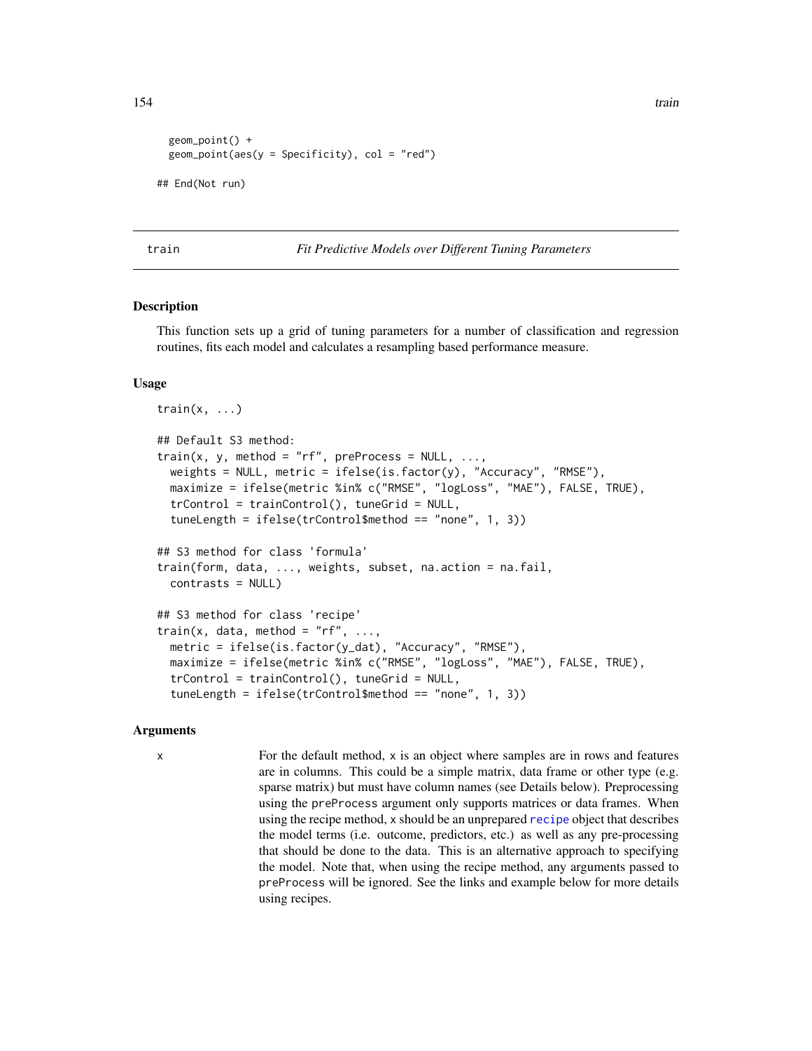```
  geom_point() +
  geom_point(aes(y = Specificity), col = "red")

## End(Not run)
```

---

train *Fit Predictive Models over Different Tuning Parameters*

---

### Description

This function sets up a grid of tuning parameters for a number of classification and regression routines, fits each model and calculates a resampling based performance measure.

### Usage

```
train(x, ...)

## Default S3 method:
train(x, y, method = "rf", preProcess = NULL, ...,
  weights = NULL, metric = ifelse(is.factor(y), "Accuracy", "RMSE"),
  maximize = ifelse(metric %in% c("RMSE", "logLoss", "MAE"), FALSE, TRUE),
  trControl = trainControl(), tuneGrid = NULL,
  tuneLength = ifelse(trControl$method == "none", 1, 3))

## S3 method for class 'formula'
train(form, data, ..., weights, subset, na.action = na.fail,
  contrasts = NULL)

## S3 method for class 'recipe'
train(x, data, method = "rf", ...,
  metric = ifelse(is.factor(y_dat), "Accuracy", "RMSE"),
  maximize = ifelse(metric %in% c("RMSE", "logLoss", "MAE"), FALSE, TRUE),
  trControl = trainControl(), tuneGrid = NULL,
  tuneLength = ifelse(trControl$method == "none", 1, 3))
```

### Arguments

`x` For the default method, `x` is an object where samples are in rows and features are in columns. This could be a simple matrix, data frame or other type (e.g. sparse matrix) but must have column names (see Details below). Preprocessing using the `preProcess` argument only supports matrices or data frames. When using the recipe method, `x` should be an unprepared `recipe` object that describes the model terms (i.e. outcome, predictors, etc.) as well as any pre-processing that should be done to the data. This is an alternative approach to specifying the model. Note that, when using the recipe method, any arguments passed to `preProcess` will be ignored. See the links and example below for more details using recipes.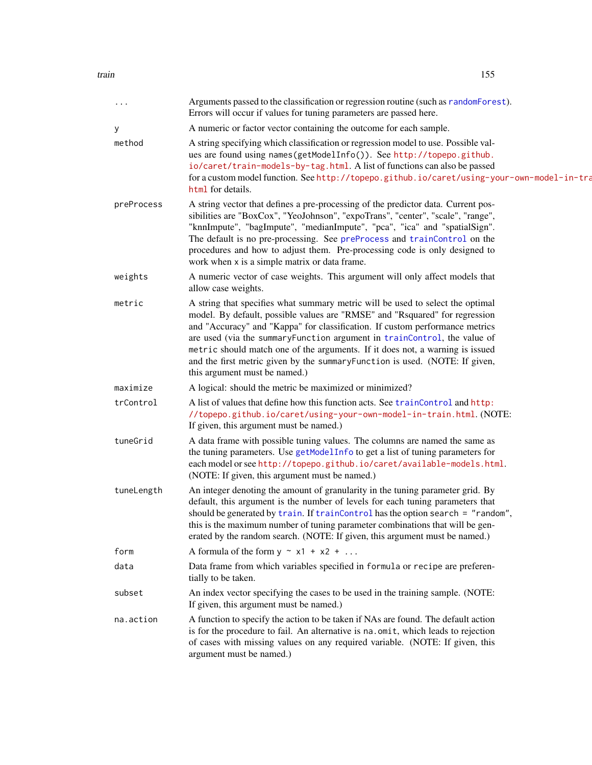| | |
|---|---|
| `...` | Arguments passed to the classification or regression routine (such as randomForest). Errors will occur if values for tuning parameters are passed here. |
| `y` | A numeric or factor vector containing the outcome for each sample. |
| `method` | A string specifying which classification or regression model to use. Possible values are found using `names(getModelInfo())`. See http://topepo.github.io/caret/train-models-by-tag.html. A list of functions can also be passed for a custom model function. See http://topepo.github.io/caret/using-your-own-model-in-train.html for details. |
| `preProcess` | A string vector that defines a pre-processing of the predictor data. Current possibilities are "BoxCox", "YeoJohnson", "expoTrans", "center", "scale", "range", "knnImpute", "bagImpute", "medianImpute", "pca", "ica" and "spatialSign". The default is no pre-processing. See preProcess and trainControl on the procedures and how to adjust them. Pre-processing code is only designed to work when `x` is a simple matrix or data frame. |
| `weights` | A numeric vector of case weights. This argument will only affect models that allow case weights. |
| `metric` | A string that specifies what summary metric will be used to select the optimal model. By default, possible values are "RMSE" and "Rsquared" for regression and "Accuracy" and "Kappa" for classification. If custom performance metrics are used (via the `summaryFunction` argument in trainControl, the value of `metric` should match one of the arguments. If it does not, a warning is issued and the first metric given by the `summaryFunction` is used. (NOTE: If given, this argument must be named.) |
| `maximize` | A logical: should the metric be maximized or minimized? |
| `trControl` | A list of values that define how this function acts. See trainControl and http://topepo.github.io/caret/using-your-own-model-in-train.html. (NOTE: If given, this argument must be named.) |
| `tuneGrid` | A data frame with possible tuning values. The columns are named the same as the tuning parameters. Use getModelInfo to get a list of tuning parameters for each model or see http://topepo.github.io/caret/available-models.html. (NOTE: If given, this argument must be named.) |
| `tuneLength` | An integer denoting the amount of granularity in the tuning parameter grid. By default, this argument is the number of levels for each tuning parameters that should be generated by train. If trainControl has the option `search = "random"`, this is the maximum number of tuning parameter combinations that will be generated by the random search. (NOTE: If given, this argument must be named.) |
| `form` | A formula of the form `y ~ x1 + x2 + ...` |
| `data` | Data frame from which variables specified in `formula` or `recipe` are preferentially to be taken. |
| `subset` | An index vector specifying the cases to be used in the training sample. (NOTE: If given, this argument must be named.) |
| `na.action` | A function to specify the action to be taken if NAs are found. The default action is for the procedure to fail. An alternative is `na.omit`, which leads to rejection of cases with missing values on any required variable. (NOTE: If given, this argument must be named.) |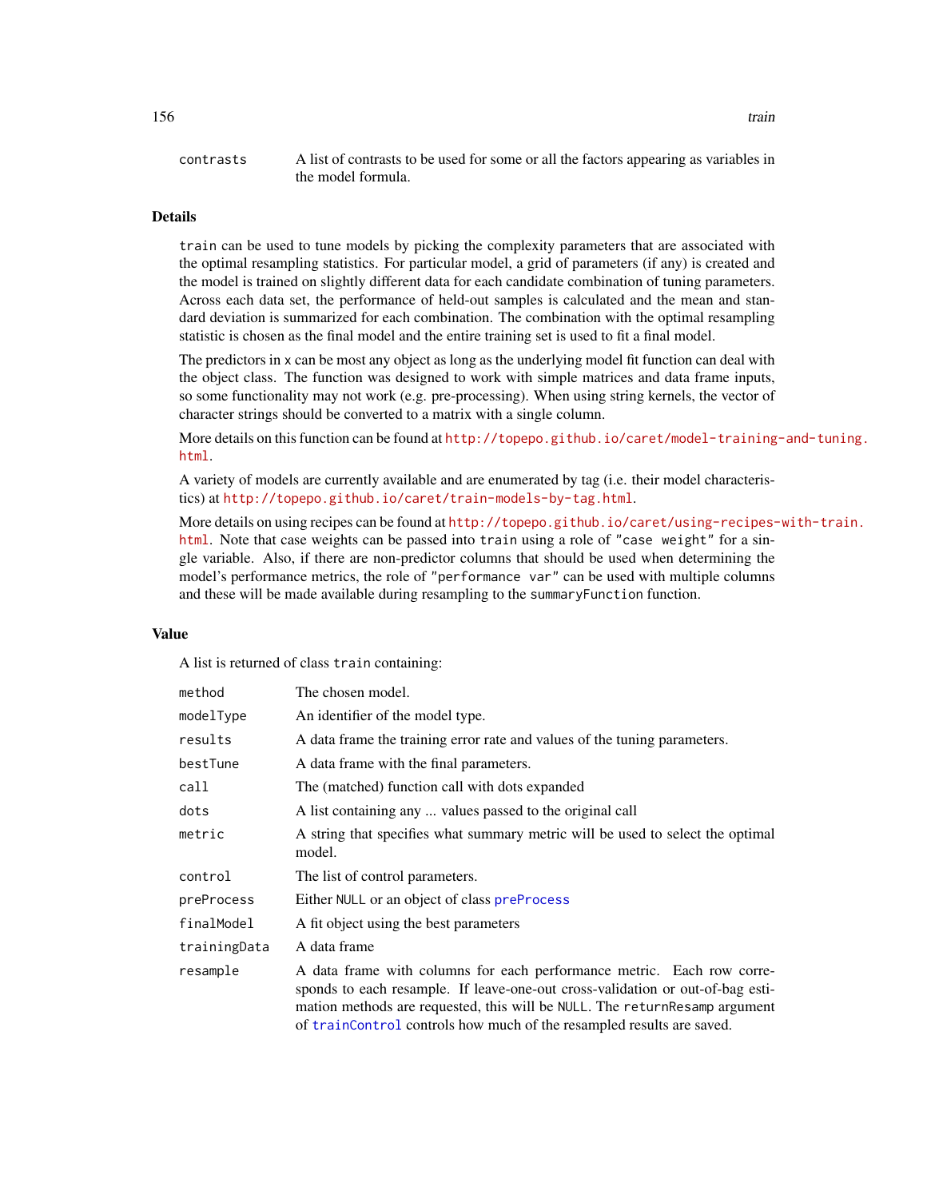| | |
|---|---|
| contrasts | A list of contrasts to be used for some or all the factors appearing as variables in the model formula. |

## Details

train can be used to tune models by picking the complexity parameters that are associated with the optimal resampling statistics. For particular model, a grid of parameters (if any) is created and the model is trained on slightly different data for each candidate combination of tuning parameters. Across each data set, the performance of held-out samples is calculated and the mean and standard deviation is summarized for each combination. The combination with the optimal resampling statistic is chosen as the final model and the entire training set is used to fit a final model.

The predictors in x can be most any object as long as the underlying model fit function can deal with the object class. The function was designed to work with simple matrices and data frame inputs, so some functionality may not work (e.g. pre-processing). When using string kernels, the vector of character strings should be converted to a matrix with a single column.

More details on this function can be found at http://topepo.github.io/caret/model-training-and-tuning.html.

A variety of models are currently available and are enumerated by tag (i.e. their model characteristics) at http://topepo.github.io/caret/train-models-by-tag.html.

More details on using recipes can be found at http://topepo.github.io/caret/using-recipes-with-train.html. Note that case weights can be passed into train using a role of "case weight" for a single variable. Also, if there are non-predictor columns that should be used when determining the model's performance metrics, the role of "performance var" can be used with multiple columns and these will be made available during resampling to the summaryFunction function.

## Value

A list is returned of class train containing:

| | |
|---|---|
| method | The chosen model. |
| modelType | An identifier of the model type. |
| results | A data frame the training error rate and values of the tuning parameters. |
| bestTune | A data frame with the final parameters. |
| call | The (matched) function call with dots expanded |
| dots | A list containing any ... values passed to the original call |
| metric | A string that specifies what summary metric will be used to select the optimal model. |
| control | The list of control parameters. |
| preProcess | Either NULL or an object of class preProcess |
| finalModel | A fit object using the best parameters |
| trainingData | A data frame |
| resample | A data frame with columns for each performance metric. Each row corresponds to each resample. If leave-one-out cross-validation or out-of-bag estimation methods are requested, this will be NULL. The returnResamp argument of trainControl controls how much of the resampled results are saved. |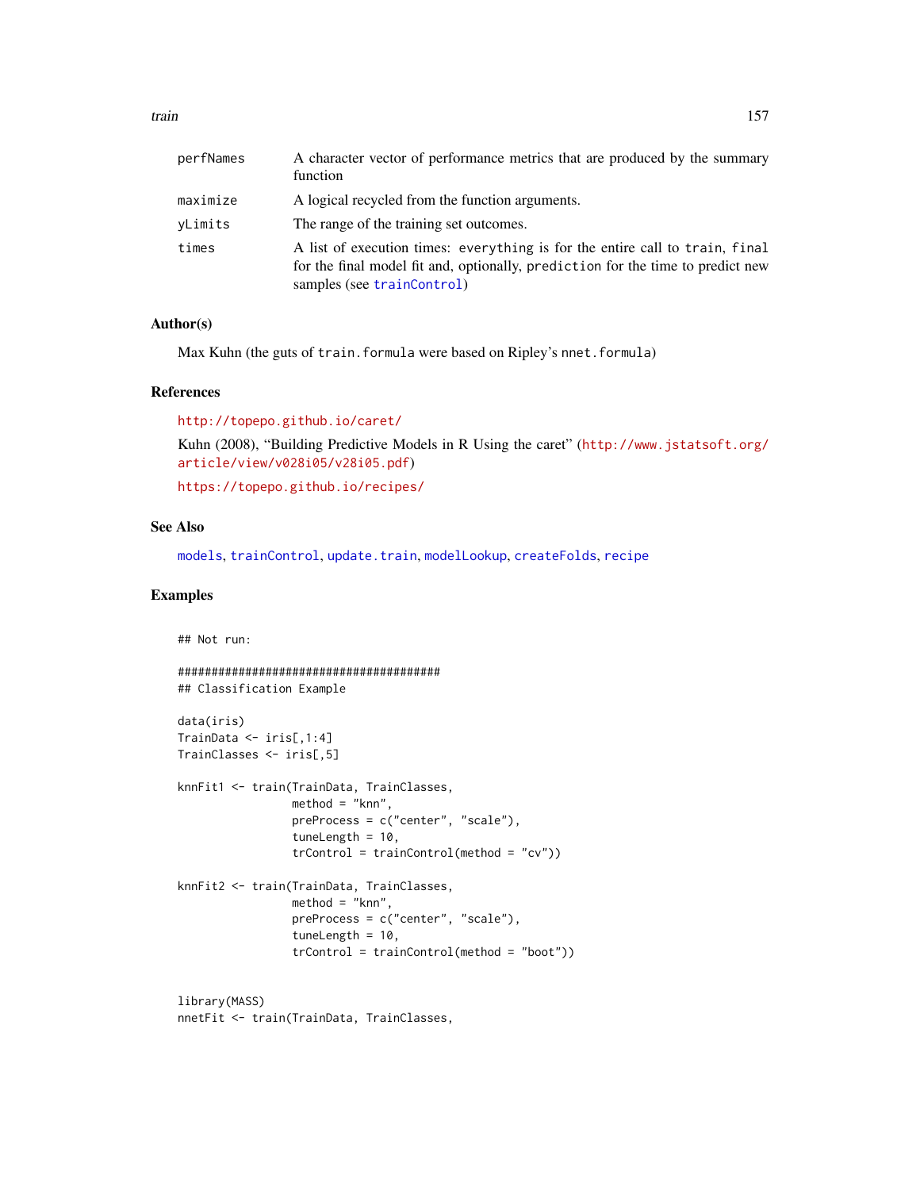| | |
|---|---|
| perfNames | A character vector of performance metrics that are produced by the summary function |
| maximize | A logical recycled from the function arguments. |
| yLimits | The range of the training set outcomes. |
| times | A list of execution times: everything is for the entire call to train, final for the final model fit and, optionally, prediction for the time to predict new samples (see trainControl) |

## Author(s)

Max Kuhn (the guts of train.formula were based on Ripley's nnet.formula)

## References

http://topepo.github.io/caret/

Kuhn (2008), "Building Predictive Models in R Using the caret" (http://www.jstatsoft.org/article/view/v028i05/v28i05.pdf)

https://topepo.github.io/recipes/

## See Also

models, trainControl, update.train, modelLookup, createFolds, recipe

## Examples

```
## Not run:

#######################################
## Classification Example

data(iris)
TrainData <- iris[,1:4]
TrainClasses <- iris[,5]

knnFit1 <- train(TrainData, TrainClasses,
                 method = "knn",
                 preProcess = c("center", "scale"),
                 tuneLength = 10,
                 trControl = trainControl(method = "cv"))

knnFit2 <- train(TrainData, TrainClasses,
                 method = "knn",
                 preProcess = c("center", "scale"),
                 tuneLength = 10,
                 trControl = trainControl(method = "boot"))


library(MASS)
nnetFit <- train(TrainData, TrainClasses,
```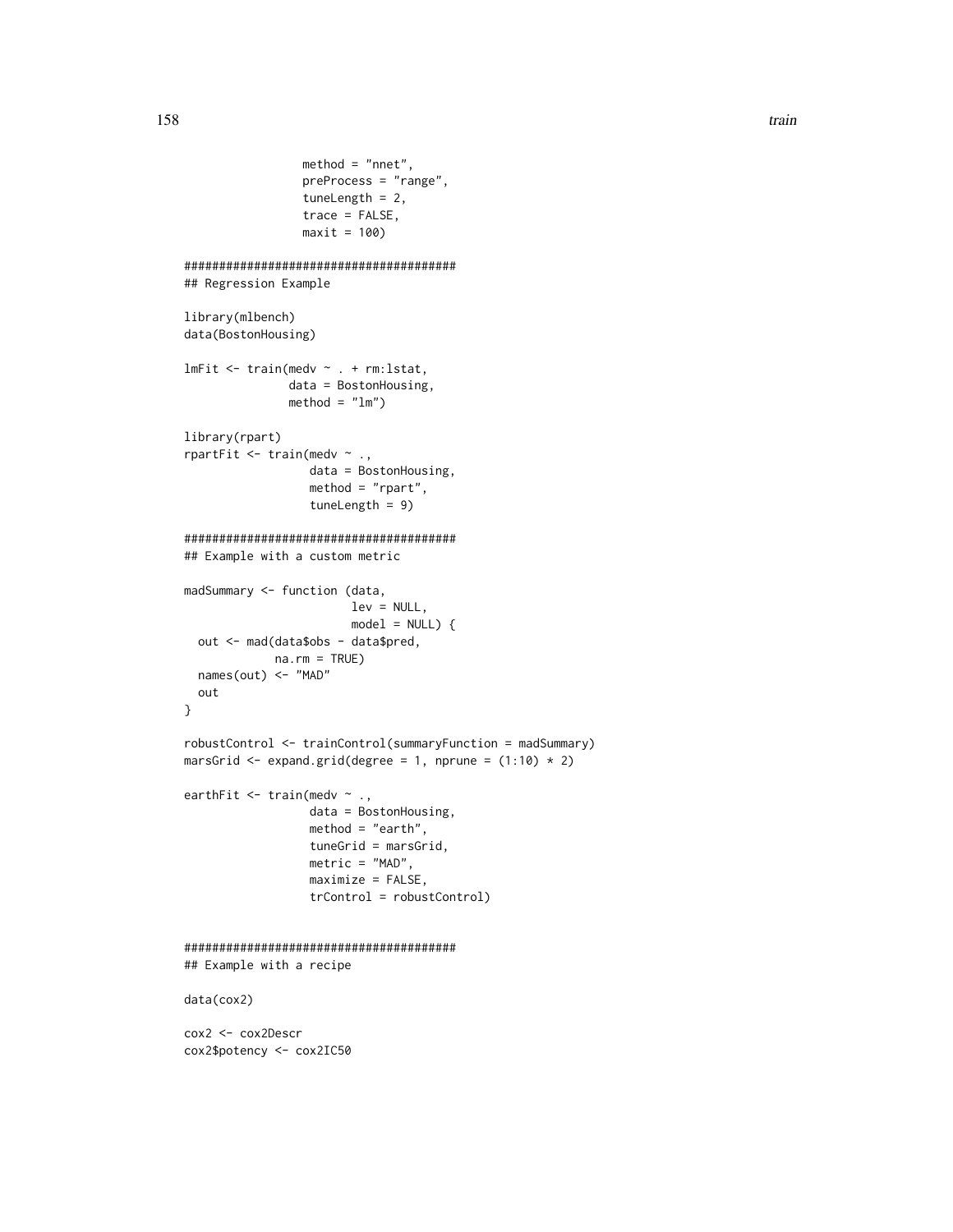```
                 method = "nnet",
                 preProcess = "range",
                 tuneLength = 2,
                 trace = FALSE,
                 maxit = 100)

#######################################
## Regression Example

library(mlbench)
data(BostonHousing)

lmFit <- train(medv ~ . + rm:lstat,
               data = BostonHousing,
               method = "lm")

library(rpart)
rpartFit <- train(medv ~ .,
                  data = BostonHousing,
                  method = "rpart",
                  tuneLength = 9)

#######################################
## Example with a custom metric

madSummary <- function (data,
                        lev = NULL,
                        model = NULL) {
  out <- mad(data$obs - data$pred,
             na.rm = TRUE)
  names(out) <- "MAD"
  out
}

robustControl <- trainControl(summaryFunction = madSummary)
marsGrid <- expand.grid(degree = 1, nprune = (1:10) * 2)

earthFit <- train(medv ~ .,
                  data = BostonHousing,
                  method = "earth",
                  tuneGrid = marsGrid,
                  metric = "MAD",
                  maximize = FALSE,
                  trControl = robustControl)


#######################################
## Example with a recipe

data(cox2)

cox2 <- cox2Descr
cox2$potency <- cox2IC50
```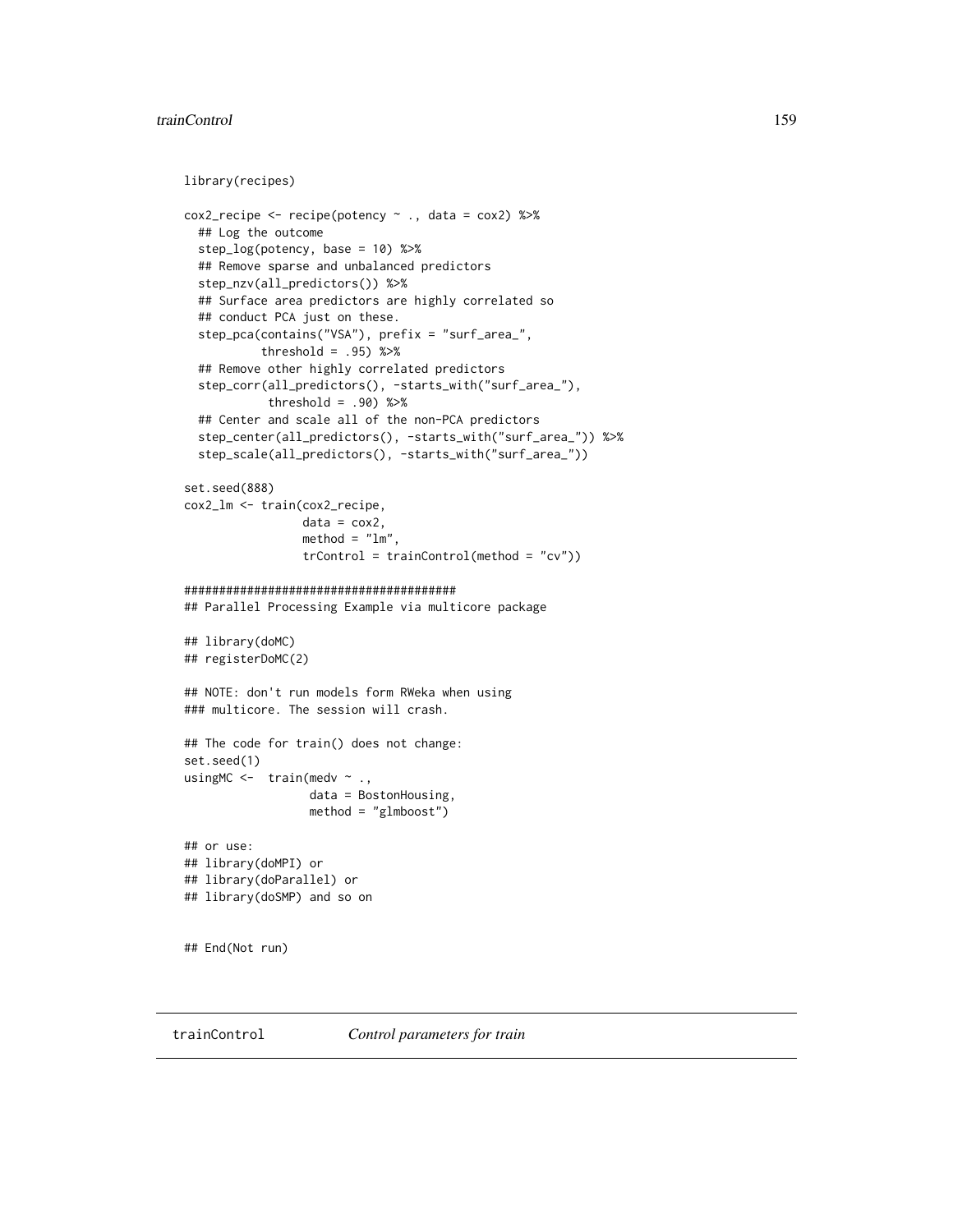```
library(recipes)

cox2_recipe <- recipe(potency ~ ., data = cox2) %>%
  ## Log the outcome
  step_log(potency, base = 10) %>%
  ## Remove sparse and unbalanced predictors
  step_nzv(all_predictors()) %>%
  ## Surface area predictors are highly correlated so
  ## conduct PCA just on these.
  step_pca(contains("VSA"), prefix = "surf_area_",
           threshold = .95) %>%
  ## Remove other highly correlated predictors
  step_corr(all_predictors(), -starts_with("surf_area_"),
            threshold = .90) %>%
  ## Center and scale all of the non-PCA predictors
  step_center(all_predictors(), -starts_with("surf_area_")) %>%
  step_scale(all_predictors(), -starts_with("surf_area_"))

set.seed(888)
cox2_lm <- train(cox2_recipe,
                 data = cox2,
                 method = "lm",
                 trControl = trainControl(method = "cv"))

#######################################
## Parallel Processing Example via multicore package

## library(doMC)
## registerDoMC(2)

## NOTE: don't run models form RWeka when using
### multicore. The session will crash.

## The code for train() does not change:
set.seed(1)
usingMC <-  train(medv ~ .,
                  data = BostonHousing,
                  method = "glmboost")

## or use:
## library(doMPI) or
## library(doParallel) or
## library(doSMP) and so on


## End(Not run)
```

---

trainControl    *Control parameters for train*

---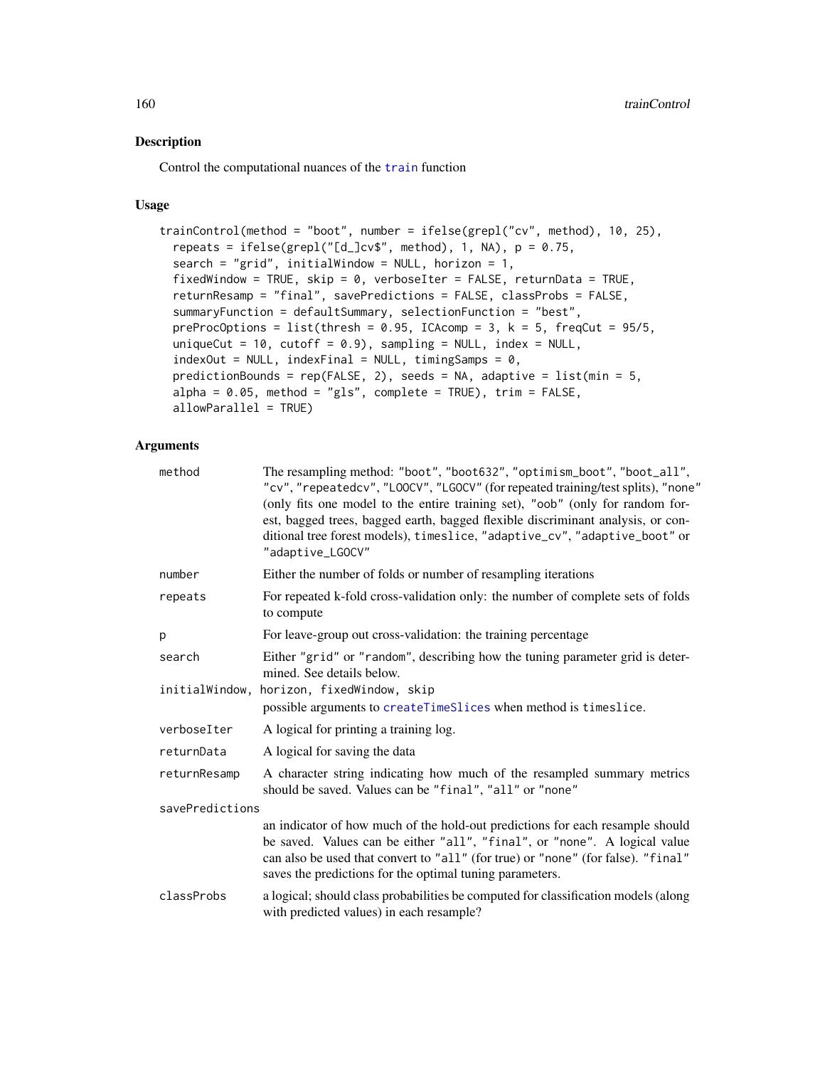## Description

Control the computational nuances of the train function

## Usage

```
trainControl(method = "boot", number = ifelse(grepl("cv", method), 10, 25),
  repeats = ifelse(grepl("[d_]cv$", method), 1, NA), p = 0.75,
  search = "grid", initialWindow = NULL, horizon = 1,
  fixedWindow = TRUE, skip = 0, verboseIter = FALSE, returnData = TRUE,
  returnResamp = "final", savePredictions = FALSE, classProbs = FALSE,
  summaryFunction = defaultSummary, selectionFunction = "best",
  preProcOptions = list(thresh = 0.95, ICAcomp = 3, k = 5, freqCut = 95/5,
  uniqueCut = 10, cutoff = 0.9), sampling = NULL, index = NULL,
  indexOut = NULL, indexFinal = NULL, timingSamps = 0,
  predictionBounds = rep(FALSE, 2), seeds = NA, adaptive = list(min = 5,
  alpha = 0.05, method = "gls", complete = TRUE), trim = FALSE,
  allowParallel = TRUE)
```

## Arguments

| | |
|---|---|
| `method` | The resampling method: "boot", "boot632", "optimism_boot", "boot_all", "cv", "repeatedcv", "LOOCV", "LGOCV" (for repeated training/test splits), "none" (only fits one model to the entire training set), "oob" (only for random forest, bagged trees, bagged earth, bagged flexible discriminant analysis, or conditional tree forest models), timeslice, "adaptive_cv", "adaptive_boot" or "adaptive_LGOCV" |
| `number` | Either the number of folds or number of resampling iterations |
| `repeats` | For repeated k-fold cross-validation only: the number of complete sets of folds to compute |
| `p` | For leave-group out cross-validation: the training percentage |
| `search` | Either "grid" or "random", describing how the tuning parameter grid is determined. See details below. |
| `initialWindow, horizon, fixedWindow, skip` | possible arguments to createTimeSlices when method is timeslice. |
| `verboseIter` | A logical for printing a training log. |
| `returnData` | A logical for saving the data |
| `returnResamp` | A character string indicating how much of the resampled summary metrics should be saved. Values can be "final", "all" or "none" |
| `savePredictions` | an indicator of how much of the hold-out predictions for each resample should be saved. Values can be either "all", "final", or "none". A logical value can also be used that convert to "all" (for true) or "none" (for false). "final" saves the predictions for the optimal tuning parameters. |
| `classProbs` | a logical; should class probabilities be computed for classification models (along with predicted values) in each resample? |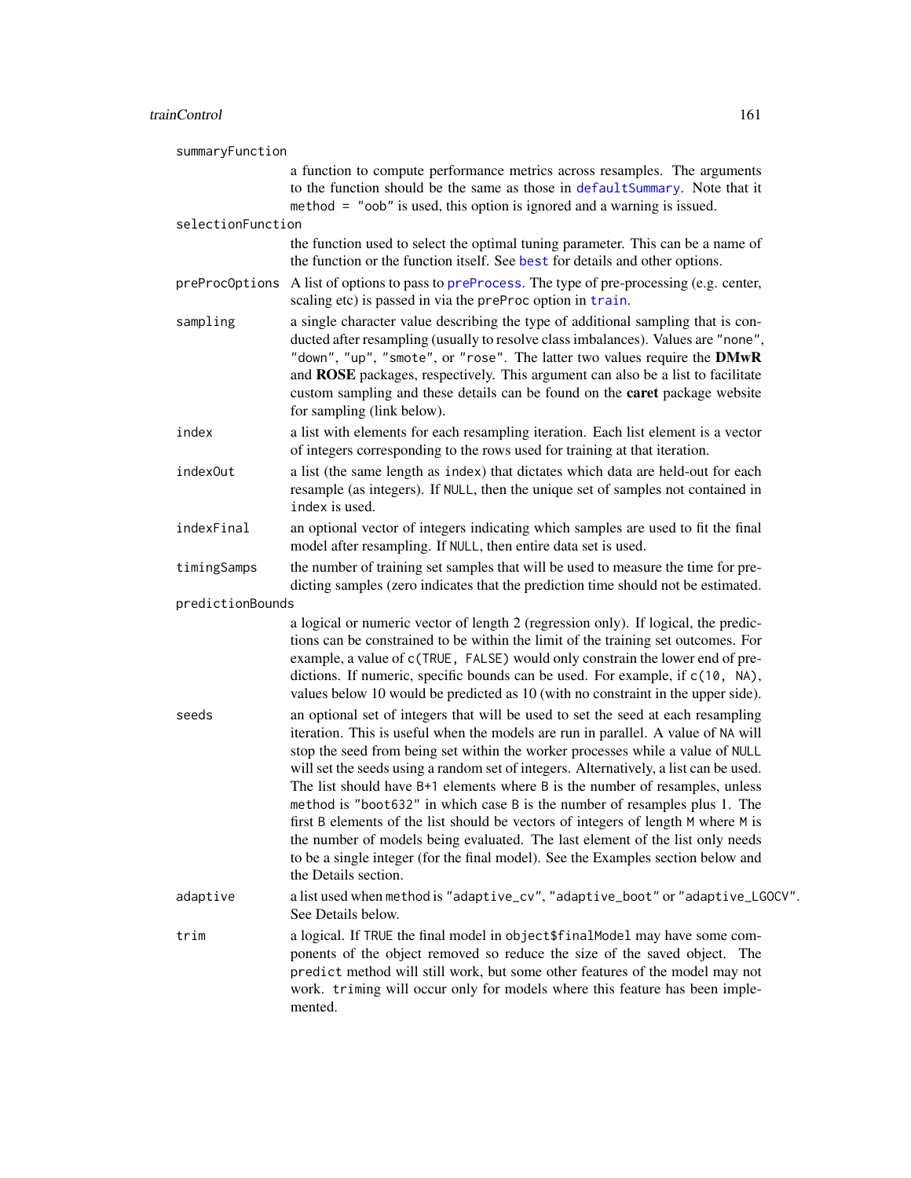`summaryFunction`
: a function to compute performance metrics across resamples. The arguments to the function should be the same as those in `defaultSummary`. Note that it `method = "oob"` is used, this option is ignored and a warning is issued.

`selectionFunction`
: the function used to select the optimal tuning parameter. This can be a name of the function or the function itself. See `best` for details and other options.

`preProcOptions`
: A list of options to pass to `preProcess`. The type of pre-processing (e.g. center, scaling etc) is passed in via the `preProc` option in `train`.

`sampling`
: a single character value describing the type of additional sampling that is conducted after resampling (usually to resolve class imbalances). Values are `"none"`, `"down"`, `"up"`, `"smote"`, or `"rose"`. The latter two values require the **DMwR** and **ROSE** packages, respectively. This argument can also be a list to facilitate custom sampling and these details can be found on the **caret** package website for sampling (link below).

`index`
: a list with elements for each resampling iteration. Each list element is a vector of integers corresponding to the rows used for training at that iteration.

`indexOut`
: a list (the same length as `index`) that dictates which data are held-out for each resample (as integers). If `NULL`, then the unique set of samples not contained in `index` is used.

`indexFinal`
: an optional vector of integers indicating which samples are used to fit the final model after resampling. If `NULL`, then entire data set is used.

`timingSamps`
: the number of training set samples that will be used to measure the time for predicting samples (zero indicates that the prediction time should not be estimated.

`predictionBounds`
: a logical or numeric vector of length 2 (regression only). If logical, the predictions can be constrained to be within the limit of the training set outcomes. For example, a value of `c(TRUE, FALSE)` would only constrain the lower end of predictions. If numeric, specific bounds can be used. For example, if `c(10, NA)`, values below 10 would be predicted as 10 (with no constraint in the upper side).

`seeds`
: an optional set of integers that will be used to set the seed at each resampling iteration. This is useful when the models are run in parallel. A value of `NA` will stop the seed from being set within the worker processes while a value of `NULL` will set the seeds using a random set of integers. Alternatively, a list can be used. The list should have `B+1` elements where `B` is the number of resamples, unless `method` is `"boot632"` in which case `B` is the number of resamples plus 1. The first `B` elements of the list should be vectors of integers of length `M` where `M` is the number of models being evaluated. The last element of the list only needs to be a single integer (for the final model). See the Examples section below and the Details section.

`adaptive`
: a list used when `method` is `"adaptive_cv"`, `"adaptive_boot"` or `"adaptive_LGOCV"`. See Details below.

`trim`
: a logical. If `TRUE` the final model in `object$finalModel` may have some components of the object removed so reduce the size of the saved object. The `predict` method will still work, but some other features of the model may not work. `trim`ing will occur only for models where this feature has been implemented.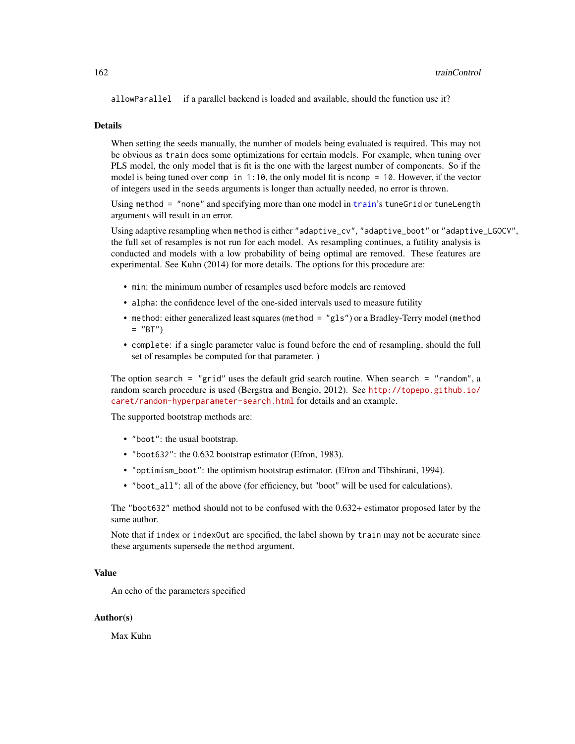allowParallel    if a parallel backend is loaded and available, should the function use it?

## Details

When setting the seeds manually, the number of models being evaluated is required. This may not be obvious as `train` does some optimizations for certain models. For example, when tuning over PLS model, the only model that is fit is the one with the largest number of components. So if the model is being tuned over `comp in 1:10`, the only model fit is `ncomp = 10`. However, if the vector of integers used in the `seeds` arguments is longer than actually needed, no error is thrown.

Using `method = "none"` and specifying more than one model in `train`'s `tuneGrid` or `tuneLength` arguments will result in an error.

Using adaptive resampling when `method` is either `"adaptive_cv"`, `"adaptive_boot"` or `"adaptive_LGOCV"`, the full set of resamples is not run for each model. As resampling continues, a futility analysis is conducted and models with a low probability of being optimal are removed. These features are experimental. See Kuhn (2014) for more details. The options for this procedure are:

- `min`: the minimum number of resamples used before models are removed
- `alpha`: the confidence level of the one-sided intervals used to measure futility
- `method`: either generalized least squares (`method = "gls"`) or a Bradley-Terry model (`method = "BT"`)
- `complete`: if a single parameter value is found before the end of resampling, should the full set of resamples be computed for that parameter. )

The option `search = "grid"` uses the default grid search routine. When `search = "random"`, a random search procedure is used (Bergstra and Bengio, 2012). See http://topepo.github.io/caret/random-hyperparameter-search.html for details and an example.

The supported bootstrap methods are:

- `"boot"`: the usual bootstrap.
- `"boot632"`: the 0.632 bootstrap estimator (Efron, 1983).
- `"optimism_boot"`: the optimism bootstrap estimator. (Efron and Tibshirani, 1994).
- `"boot_all"`: all of the above (for efficiency, but "boot" will be used for calculations).

The `"boot632"` method should not to be confused with the 0.632+ estimator proposed later by the same author.

Note that if `index` or `indexOut` are specified, the label shown by `train` may not be accurate since these arguments supersede the `method` argument.

## Value

An echo of the parameters specified

## Author(s)

Max Kuhn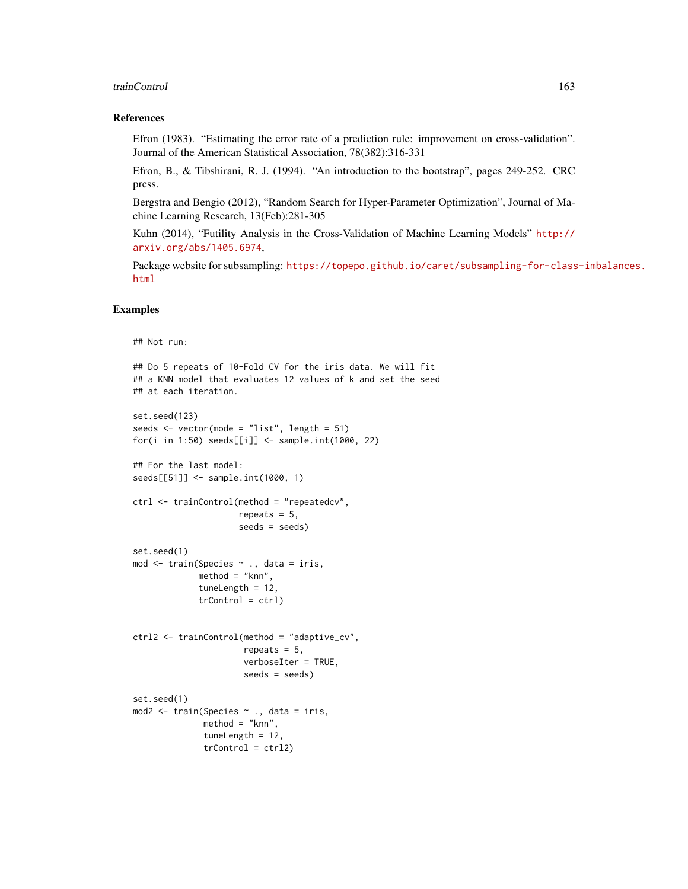### References

Efron (1983). "Estimating the error rate of a prediction rule: improvement on cross-validation". Journal of the American Statistical Association, 78(382):316-331

Efron, B., & Tibshirani, R. J. (1994). "An introduction to the bootstrap", pages 249-252. CRC press.

Bergstra and Bengio (2012), "Random Search for Hyper-Parameter Optimization", Journal of Machine Learning Research, 13(Feb):281-305

Kuhn (2014), "Futility Analysis in the Cross-Validation of Machine Learning Models" http://arxiv.org/abs/1405.6974,

Package website for subsampling: https://topepo.github.io/caret/subsampling-for-class-imbalances.html

### Examples

```
## Not run:

## Do 5 repeats of 10-Fold CV for the iris data. We will fit
## a KNN model that evaluates 12 values of k and set the seed
## at each iteration.

set.seed(123)
seeds <- vector(mode = "list", length = 51)
for(i in 1:50) seeds[[i]] <- sample.int(1000, 22)

## For the last model:
seeds[[51]] <- sample.int(1000, 1)

ctrl <- trainControl(method = "repeatedcv",
                     repeats = 5,
                     seeds = seeds)

set.seed(1)
mod <- train(Species ~ ., data = iris,
             method = "knn",
             tuneLength = 12,
             trControl = ctrl)


ctrl2 <- trainControl(method = "adaptive_cv",
                      repeats = 5,
                      verboseIter = TRUE,
                      seeds = seeds)

set.seed(1)
mod2 <- train(Species ~ ., data = iris,
              method = "knn",
              tuneLength = 12,
              trControl = ctrl2)
```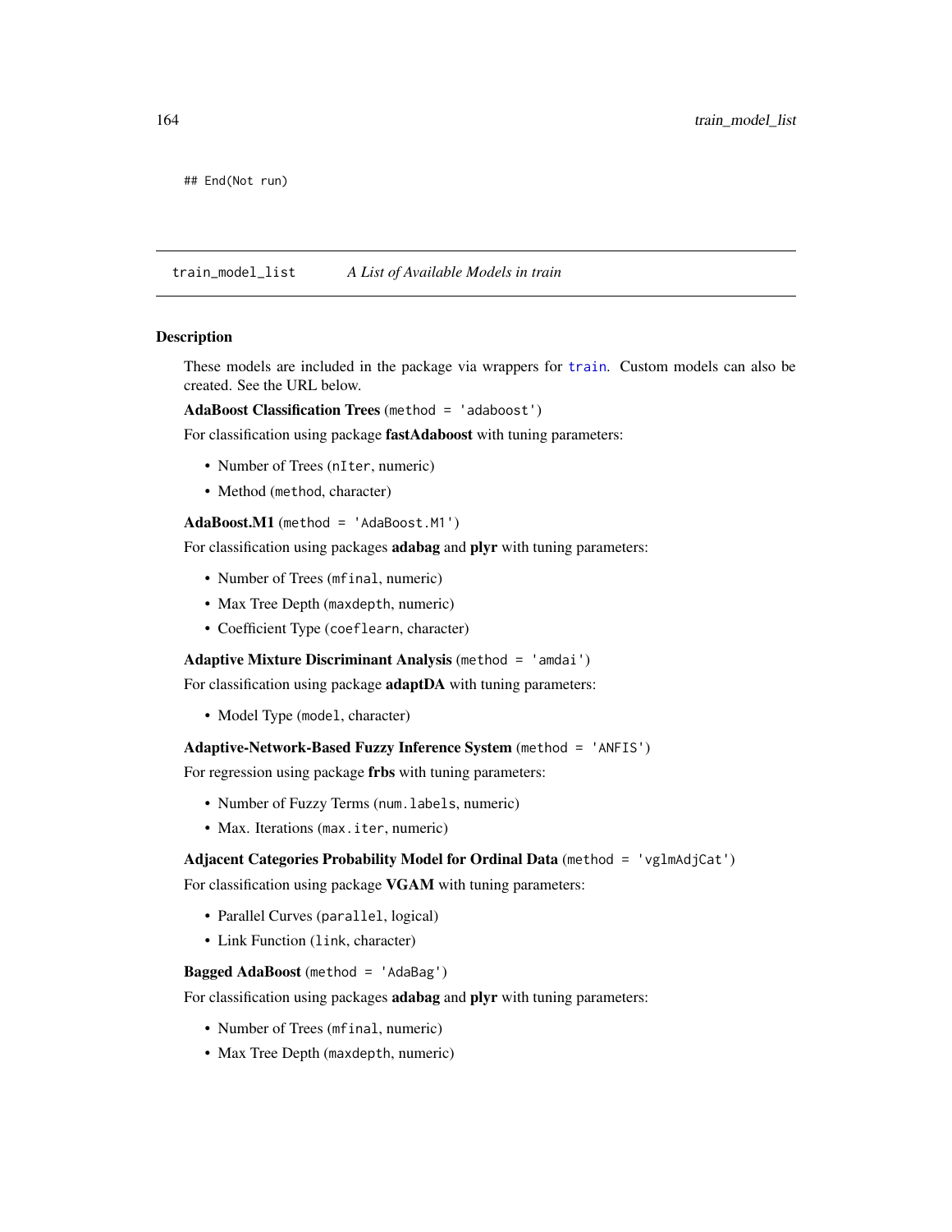```
## End(Not run)
```

---

`train_model_list` *A List of Available Models in train*

---

### Description

These models are included in the package via wrappers for `train`. Custom models can also be created. See the URL below.

**AdaBoost Classification Trees** (`method = 'adaboost'`)

For classification using package **fastAdaboost** with tuning parameters:

- Number of Trees (`nIter`, numeric)
- Method (`method`, character)

**AdaBoost.M1** (`method = 'AdaBoost.M1'`)

For classification using packages **adabag** and **plyr** with tuning parameters:

- Number of Trees (`mfinal`, numeric)
- Max Tree Depth (`maxdepth`, numeric)
- Coefficient Type (`coeflearn`, character)

**Adaptive Mixture Discriminant Analysis** (`method = 'amdai'`)

For classification using package **adaptDA** with tuning parameters:

- Model Type (`model`, character)

**Adaptive-Network-Based Fuzzy Inference System** (`method = 'ANFIS'`)

For regression using package **frbs** with tuning parameters:

- Number of Fuzzy Terms (`num.labels`, numeric)
- Max. Iterations (`max.iter`, numeric)

**Adjacent Categories Probability Model for Ordinal Data** (`method = 'vglmAdjCat'`)

For classification using package **VGAM** with tuning parameters:

- Parallel Curves (`parallel`, logical)
- Link Function (`link`, character)

**Bagged AdaBoost** (`method = 'AdaBag'`)

For classification using packages **adabag** and **plyr** with tuning parameters:

- Number of Trees (`mfinal`, numeric)
- Max Tree Depth (`maxdepth`, numeric)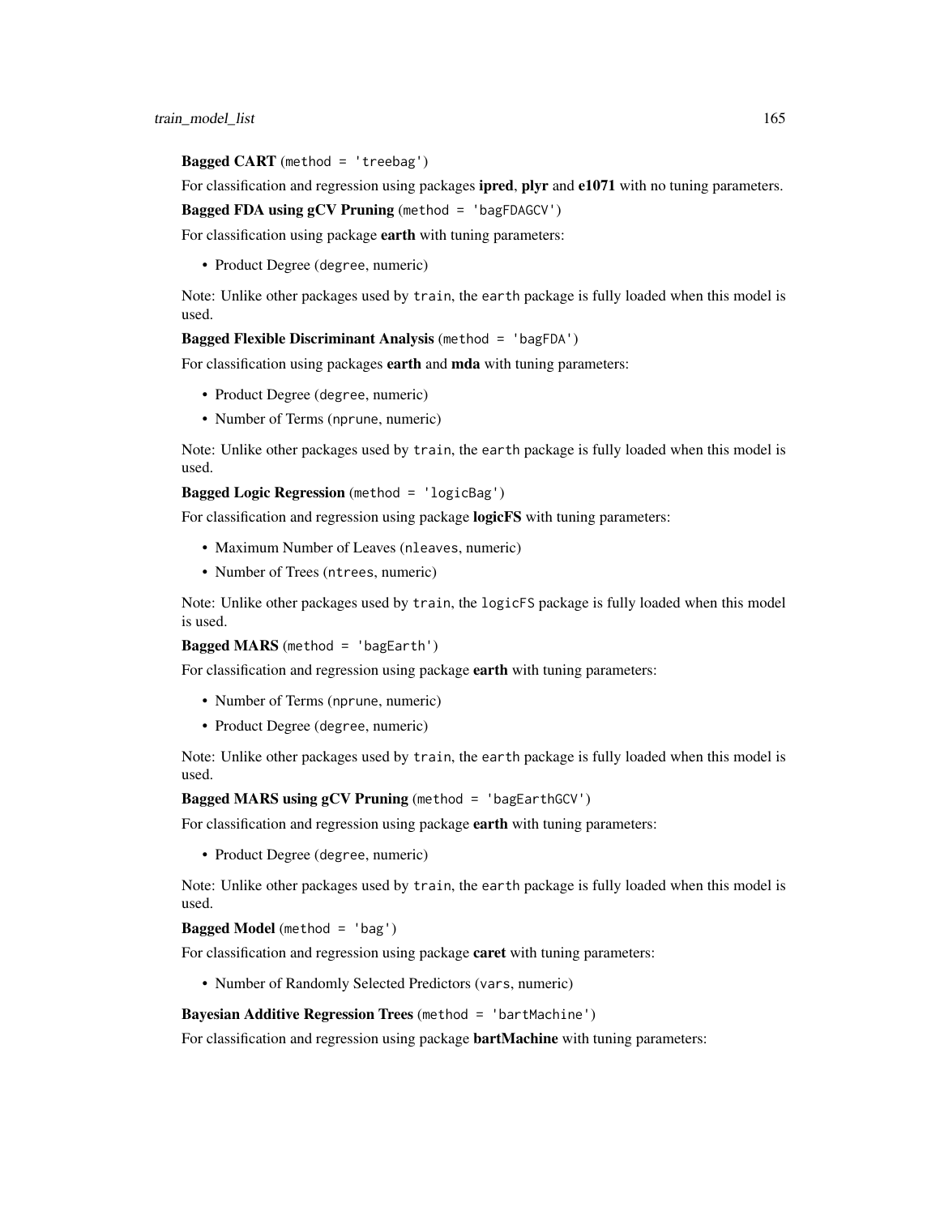**Bagged CART** (`method = 'treebag'`)

For classification and regression using packages **ipred**, **plyr** and **e1071** with no tuning parameters.

**Bagged FDA using gCV Pruning** (`method = 'bagFDAGCV'`)

For classification using package **earth** with tuning parameters:

- Product Degree (`degree`, numeric)

Note: Unlike other packages used by `train`, the `earth` package is fully loaded when this model is used.

**Bagged Flexible Discriminant Analysis** (`method = 'bagFDA'`)

For classification using packages **earth** and **mda** with tuning parameters:

- Product Degree (`degree`, numeric)
- Number of Terms (`nprune`, numeric)

Note: Unlike other packages used by `train`, the `earth` package is fully loaded when this model is used.

**Bagged Logic Regression** (`method = 'logicBag'`)

For classification and regression using package **logicFS** with tuning parameters:

- Maximum Number of Leaves (`nleaves`, numeric)
- Number of Trees (`ntrees`, numeric)

Note: Unlike other packages used by `train`, the `logicFS` package is fully loaded when this model is used.

**Bagged MARS** (`method = 'bagEarth'`)

For classification and regression using package **earth** with tuning parameters:

- Number of Terms (`nprune`, numeric)
- Product Degree (`degree`, numeric)

Note: Unlike other packages used by `train`, the `earth` package is fully loaded when this model is used.

**Bagged MARS using gCV Pruning** (`method = 'bagEarthGCV'`)

For classification and regression using package **earth** with tuning parameters:

- Product Degree (`degree`, numeric)

Note: Unlike other packages used by `train`, the `earth` package is fully loaded when this model is used.

**Bagged Model** (`method = 'bag'`)

For classification and regression using package **caret** with tuning parameters:

- Number of Randomly Selected Predictors (`vars`, numeric)

**Bayesian Additive Regression Trees** (`method = 'bartMachine'`)

For classification and regression using package **bartMachine** with tuning parameters: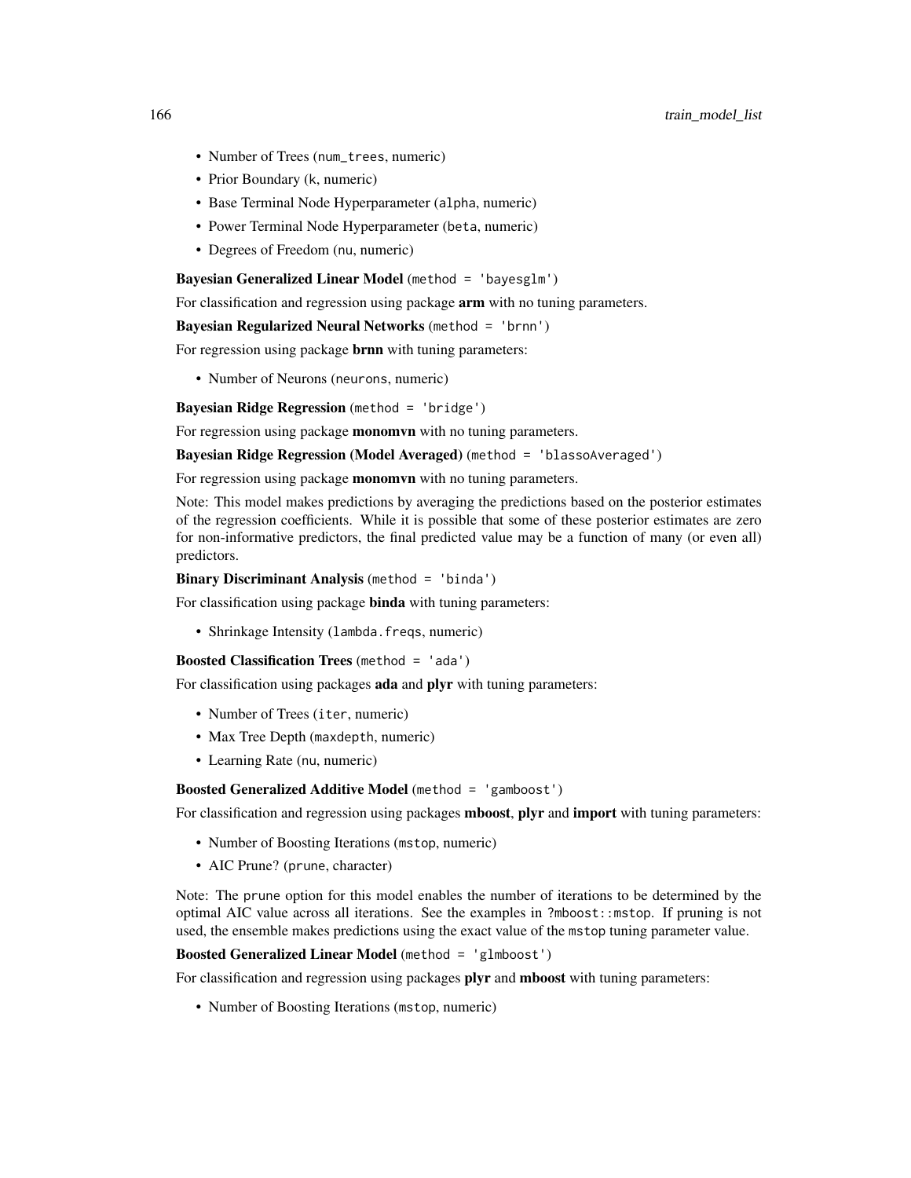- Number of Trees (`num_trees`, numeric)
- Prior Boundary (`k`, numeric)
- Base Terminal Node Hyperparameter (`alpha`, numeric)
- Power Terminal Node Hyperparameter (`beta`, numeric)
- Degrees of Freedom (`nu`, numeric)

**Bayesian Generalized Linear Model** (`method = 'bayesglm'`)

For classification and regression using package **arm** with no tuning parameters.

**Bayesian Regularized Neural Networks** (`method = 'brnn'`)

For regression using package **brnn** with tuning parameters:

- Number of Neurons (`neurons`, numeric)

**Bayesian Ridge Regression** (`method = 'bridge'`)

For regression using package **monomvn** with no tuning parameters.

**Bayesian Ridge Regression (Model Averaged)** (`method = 'blassoAveraged'`)

For regression using package **monomvn** with no tuning parameters.

Note: This model makes predictions by averaging the predictions based on the posterior estimates of the regression coefficients. While it is possible that some of these posterior estimates are zero for non-informative predictors, the final predicted value may be a function of many (or even all) predictors.

**Binary Discriminant Analysis** (`method = 'binda'`)

For classification using package **binda** with tuning parameters:

- Shrinkage Intensity (`lambda.freqs`, numeric)

**Boosted Classification Trees** (`method = 'ada'`)

For classification using packages **ada** and **plyr** with tuning parameters:

- Number of Trees (`iter`, numeric)
- Max Tree Depth (`maxdepth`, numeric)
- Learning Rate (`nu`, numeric)

**Boosted Generalized Additive Model** (`method = 'gamboost'`)

For classification and regression using packages **mboost**, **plyr** and **import** with tuning parameters:

- Number of Boosting Iterations (`mstop`, numeric)
- AIC Prune? (`prune`, character)

Note: The `prune` option for this model enables the number of iterations to be determined by the optimal AIC value across all iterations. See the examples in `?mboost::mstop`. If pruning is not used, the ensemble makes predictions using the exact value of the `mstop` tuning parameter value.

**Boosted Generalized Linear Model** (`method = 'glmboost'`)

For classification and regression using packages **plyr** and **mboost** with tuning parameters:

- Number of Boosting Iterations (`mstop`, numeric)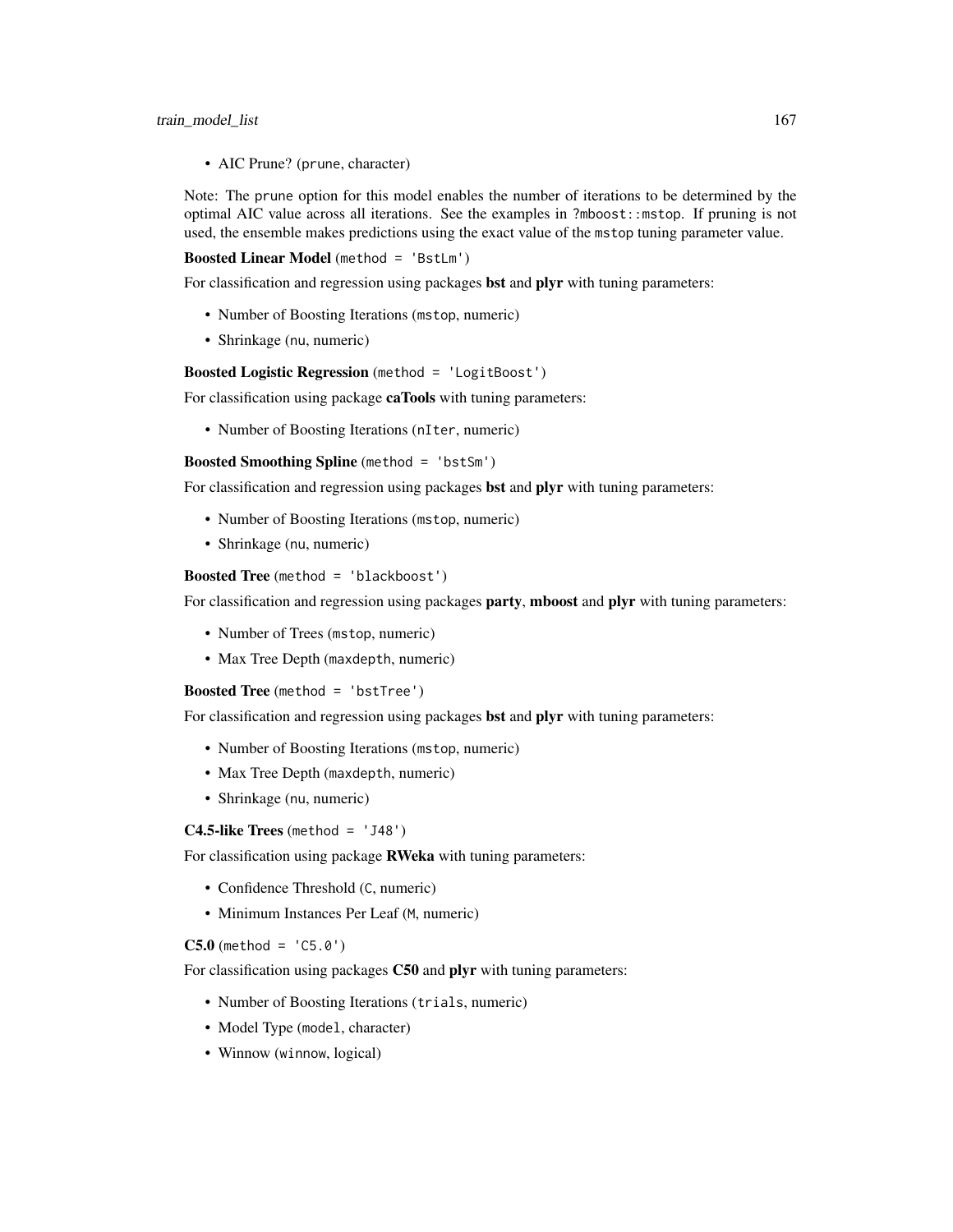- AIC Prune? (`prune`, character)

Note: The `prune` option for this model enables the number of iterations to be determined by the optimal AIC value across all iterations. See the examples in `?mboost::mstop`. If pruning is not used, the ensemble makes predictions using the exact value of the `mstop` tuning parameter value.

**Boosted Linear Model** (`method = 'BstLm'`)

For classification and regression using packages **bst** and **plyr** with tuning parameters:

- Number of Boosting Iterations (`mstop`, numeric)
- Shrinkage (`nu`, numeric)

**Boosted Logistic Regression** (`method = 'LogitBoost'`)

For classification using package **caTools** with tuning parameters:

- Number of Boosting Iterations (`nIter`, numeric)

**Boosted Smoothing Spline** (`method = 'bstSm'`)

For classification and regression using packages **bst** and **plyr** with tuning parameters:

- Number of Boosting Iterations (`mstop`, numeric)
- Shrinkage (`nu`, numeric)

**Boosted Tree** (`method = 'blackboost'`)

For classification and regression using packages **party**, **mboost** and **plyr** with tuning parameters:

- Number of Trees (`mstop`, numeric)
- Max Tree Depth (`maxdepth`, numeric)

**Boosted Tree** (`method = 'bstTree'`)

For classification and regression using packages **bst** and **plyr** with tuning parameters:

- Number of Boosting Iterations (`mstop`, numeric)
- Max Tree Depth (`maxdepth`, numeric)
- Shrinkage (`nu`, numeric)

**C4.5-like Trees** (`method = 'J48'`)

For classification using package **RWeka** with tuning parameters:

- Confidence Threshold (`C`, numeric)
- Minimum Instances Per Leaf (`M`, numeric)

**C5.0** (`method = 'C5.0'`)

For classification using packages **C50** and **plyr** with tuning parameters:

- Number of Boosting Iterations (`trials`, numeric)
- Model Type (`model`, character)
- Winnow (`winnow`, logical)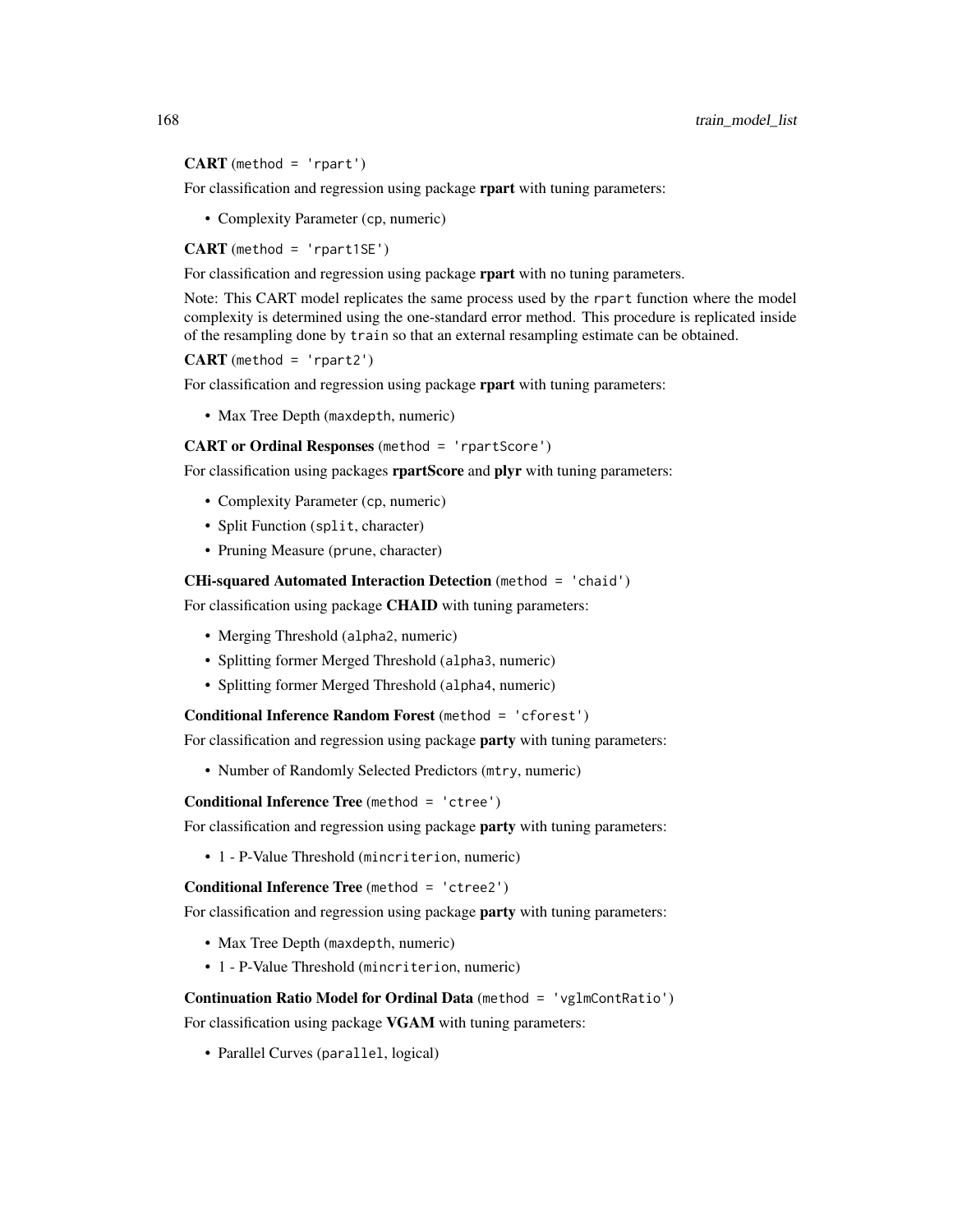**CART** (`method = 'rpart'`)

For classification and regression using package **rpart** with tuning parameters:

- Complexity Parameter (`cp`, numeric)

**CART** (`method = 'rpart1SE'`)

For classification and regression using package **rpart** with no tuning parameters.

Note: This CART model replicates the same process used by the `rpart` function where the model complexity is determined using the one-standard error method. This procedure is replicated inside of the resampling done by `train` so that an external resampling estimate can be obtained.

**CART** (`method = 'rpart2'`)

For classification and regression using package **rpart** with tuning parameters:

- Max Tree Depth (`maxdepth`, numeric)

**CART or Ordinal Responses** (`method = 'rpartScore'`)

For classification using packages **rpartScore** and **plyr** with tuning parameters:

- Complexity Parameter (`cp`, numeric)
- Split Function (`split`, character)
- Pruning Measure (`prune`, character)

**CHi-squared Automated Interaction Detection** (`method = 'chaid'`)

For classification using package **CHAID** with tuning parameters:

- Merging Threshold (`alpha2`, numeric)
- Splitting former Merged Threshold (`alpha3`, numeric)
- Splitting former Merged Threshold (`alpha4`, numeric)

**Conditional Inference Random Forest** (`method = 'cforest'`)

For classification and regression using package **party** with tuning parameters:

- Number of Randomly Selected Predictors (`mtry`, numeric)

**Conditional Inference Tree** (`method = 'ctree'`)

For classification and regression using package **party** with tuning parameters:

- 1 - P-Value Threshold (`mincriterion`, numeric)

**Conditional Inference Tree** (`method = 'ctree2'`)

For classification and regression using package **party** with tuning parameters:

- Max Tree Depth (`maxdepth`, numeric)
- 1 - P-Value Threshold (`mincriterion`, numeric)

**Continuation Ratio Model for Ordinal Data** (`method = 'vglmContRatio'`)

For classification using package **VGAM** with tuning parameters:

- Parallel Curves (`parallel`, logical)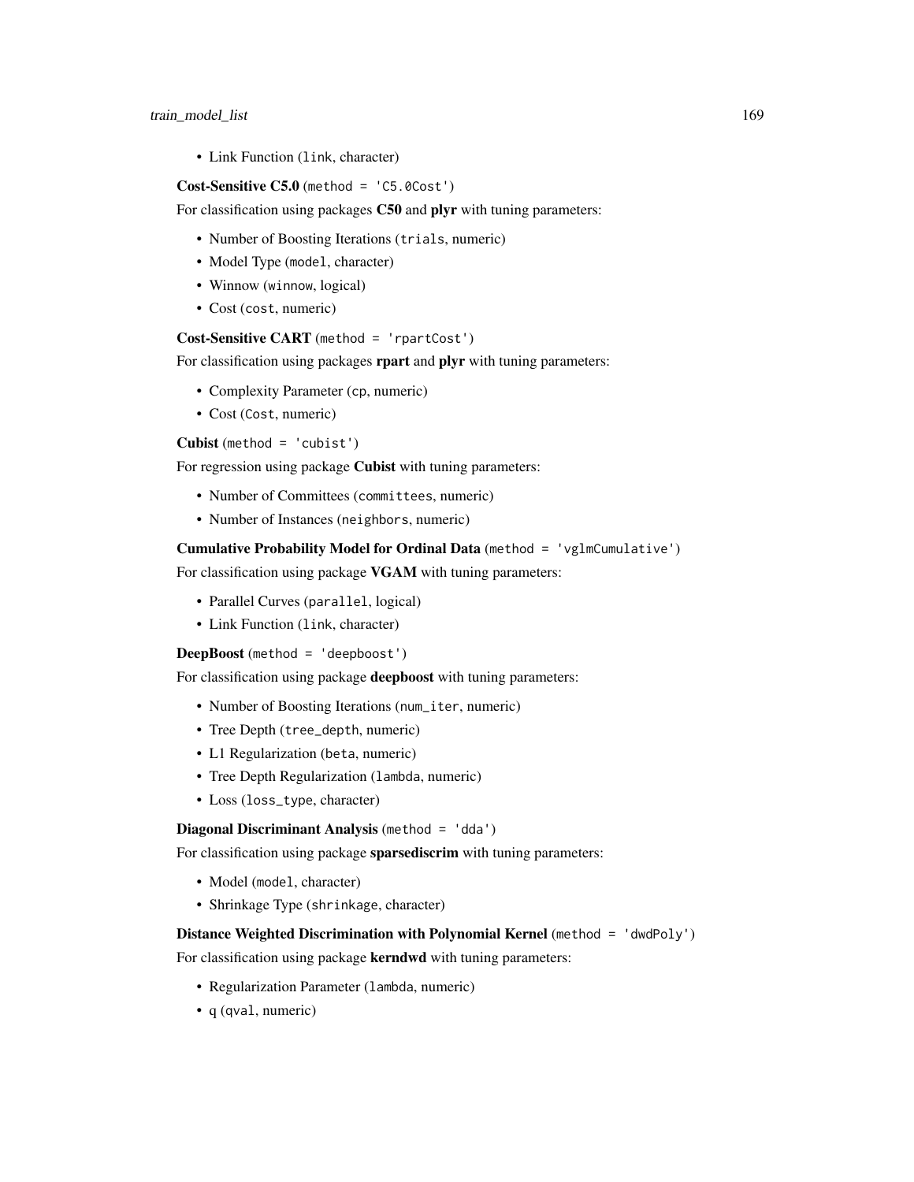- Link Function (`link`, character)

**Cost-Sensitive C5.0** (`method = 'C5.0Cost'`)

For classification using packages **C50** and **plyr** with tuning parameters:

- Number of Boosting Iterations (`trials`, numeric)
- Model Type (`model`, character)
- Winnow (`winnow`, logical)
- Cost (`cost`, numeric)

**Cost-Sensitive CART** (`method = 'rpartCost'`)

For classification using packages **rpart** and **plyr** with tuning parameters:

- Complexity Parameter (`cp`, numeric)
- Cost (`Cost`, numeric)

**Cubist** (`method = 'cubist'`)

For regression using package **Cubist** with tuning parameters:

- Number of Committees (`committees`, numeric)
- Number of Instances (`neighbors`, numeric)

**Cumulative Probability Model for Ordinal Data** (`method = 'vglmCumulative'`)

For classification using package **VGAM** with tuning parameters:

- Parallel Curves (`parallel`, logical)
- Link Function (`link`, character)

**DeepBoost** (`method = 'deepboost'`)

For classification using package **deepboost** with tuning parameters:

- Number of Boosting Iterations (`num_iter`, numeric)
- Tree Depth (`tree_depth`, numeric)
- L1 Regularization (`beta`, numeric)
- Tree Depth Regularization (`lambda`, numeric)
- Loss (`loss_type`, character)

**Diagonal Discriminant Analysis** (`method = 'dda'`)

For classification using package **sparsediscrim** with tuning parameters:

- Model (`model`, character)
- Shrinkage Type (`shrinkage`, character)

**Distance Weighted Discrimination with Polynomial Kernel** (`method = 'dwdPoly'`)

For classification using package **kerndwd** with tuning parameters:

- Regularization Parameter (`lambda`, numeric)
- q (`qval`, numeric)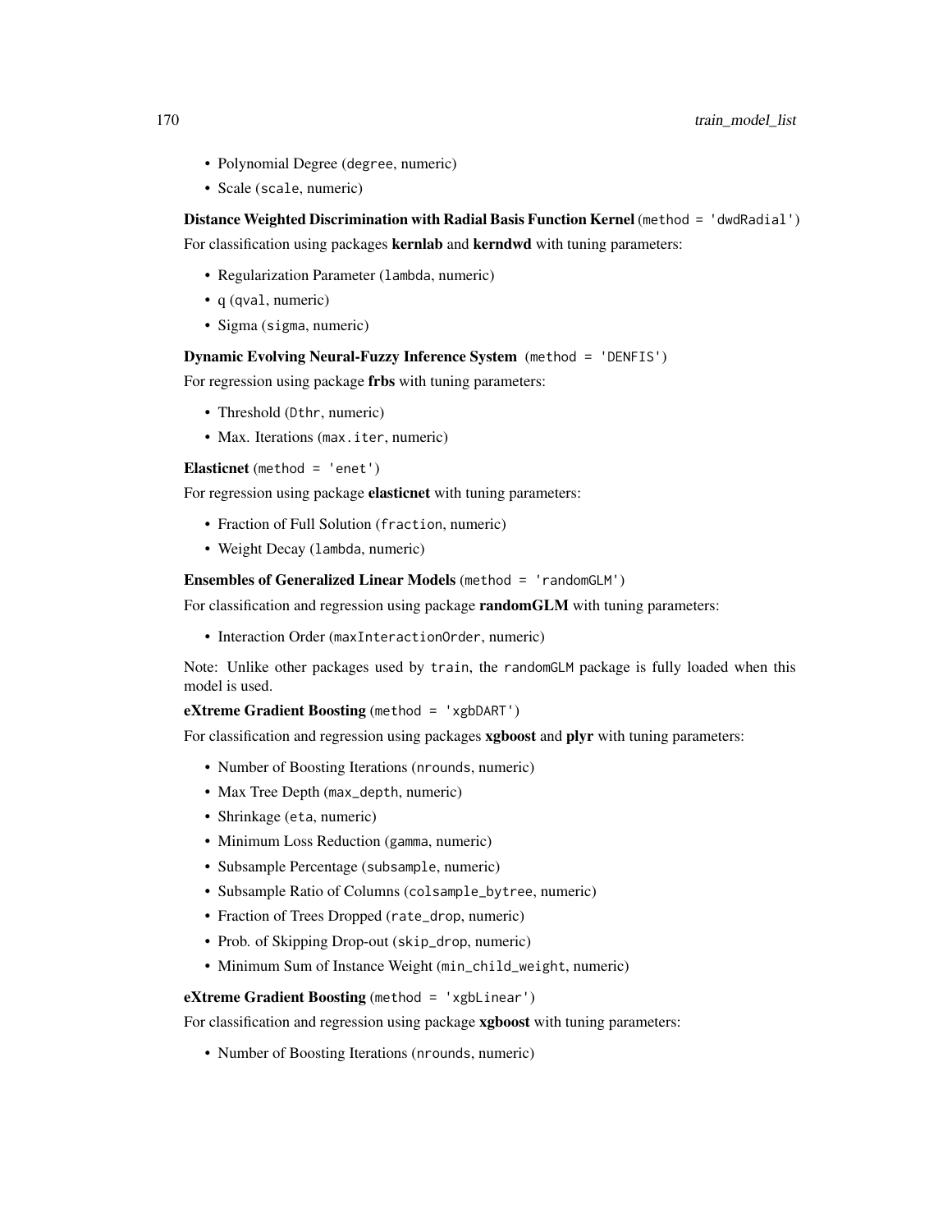- Polynomial Degree (`degree`, numeric)
- Scale (`scale`, numeric)

**Distance Weighted Discrimination with Radial Basis Function Kernel** (`method = 'dwdRadial'`)

For classification using packages **kernlab** and **kerndwd** with tuning parameters:

- Regularization Parameter (`lambda`, numeric)
- q (`qval`, numeric)
- Sigma (`sigma`, numeric)

**Dynamic Evolving Neural-Fuzzy Inference System** (`method = 'DENFIS'`)

For regression using package **frbs** with tuning parameters:

- Threshold (`Dthr`, numeric)
- Max. Iterations (`max.iter`, numeric)

**Elasticnet** (`method = 'enet'`)

For regression using package **elasticnet** with tuning parameters:

- Fraction of Full Solution (`fraction`, numeric)
- Weight Decay (`lambda`, numeric)

**Ensembles of Generalized Linear Models** (`method = 'randomGLM'`)

For classification and regression using package **randomGLM** with tuning parameters:

- Interaction Order (`maxInteractionOrder`, numeric)

Note: Unlike other packages used by `train`, the `randomGLM` package is fully loaded when this model is used.

**eXtreme Gradient Boosting** (`method = 'xgbDART'`)

For classification and regression using packages **xgboost** and **plyr** with tuning parameters:

- Number of Boosting Iterations (`nrounds`, numeric)
- Max Tree Depth (`max_depth`, numeric)
- Shrinkage (`eta`, numeric)
- Minimum Loss Reduction (`gamma`, numeric)
- Subsample Percentage (`subsample`, numeric)
- Subsample Ratio of Columns (`colsample_bytree`, numeric)
- Fraction of Trees Dropped (`rate_drop`, numeric)
- Prob. of Skipping Drop-out (`skip_drop`, numeric)
- Minimum Sum of Instance Weight (`min_child_weight`, numeric)

**eXtreme Gradient Boosting** (`method = 'xgbLinear'`)

For classification and regression using package **xgboost** with tuning parameters:

- Number of Boosting Iterations (`nrounds`, numeric)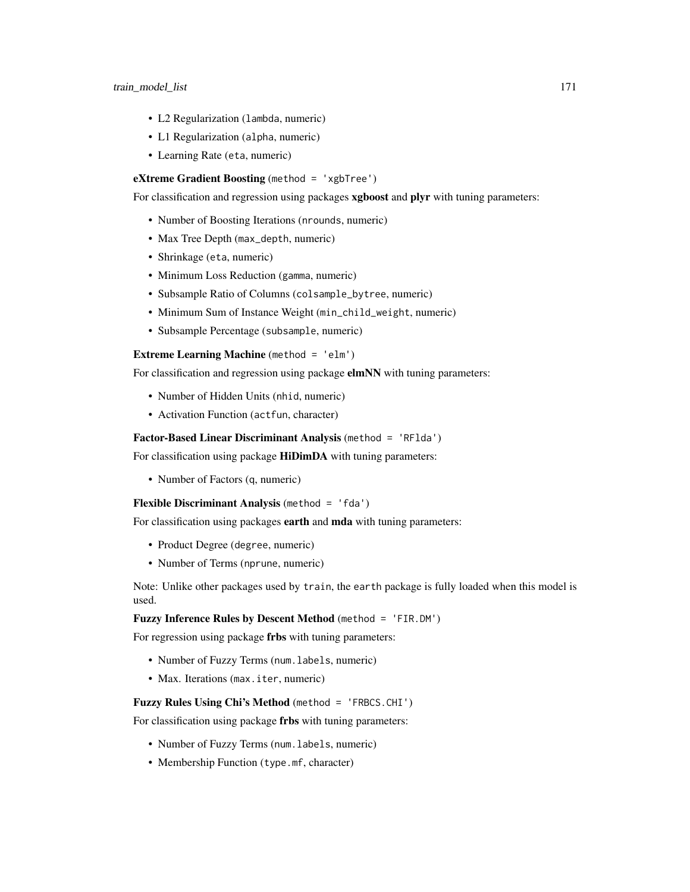- L2 Regularization (`lambda`, numeric)
- L1 Regularization (`alpha`, numeric)
- Learning Rate (`eta`, numeric)

**eXtreme Gradient Boosting** (`method = 'xgbTree'`)

For classification and regression using packages **xgboost** and **plyr** with tuning parameters:

- Number of Boosting Iterations (`nrounds`, numeric)
- Max Tree Depth (`max_depth`, numeric)
- Shrinkage (`eta`, numeric)
- Minimum Loss Reduction (`gamma`, numeric)
- Subsample Ratio of Columns (`colsample_bytree`, numeric)
- Minimum Sum of Instance Weight (`min_child_weight`, numeric)
- Subsample Percentage (`subsample`, numeric)

**Extreme Learning Machine** (`method = 'elm'`)

For classification and regression using package **elmNN** with tuning parameters:

- Number of Hidden Units (`nhid`, numeric)
- Activation Function (`actfun`, character)

**Factor-Based Linear Discriminant Analysis** (`method = 'RFlda'`)

For classification using package **HiDimDA** with tuning parameters:

- Number of Factors (`q`, numeric)

**Flexible Discriminant Analysis** (`method = 'fda'`)

For classification using packages **earth** and **mda** with tuning parameters:

- Product Degree (`degree`, numeric)
- Number of Terms (`nprune`, numeric)

Note: Unlike other packages used by `train`, the `earth` package is fully loaded when this model is used.

**Fuzzy Inference Rules by Descent Method** (`method = 'FIR.DM'`)

For regression using package **frbs** with tuning parameters:

- Number of Fuzzy Terms (`num.labels`, numeric)
- Max. Iterations (`max.iter`, numeric)

**Fuzzy Rules Using Chi's Method** (`method = 'FRBCS.CHI'`)

For classification using package **frbs** with tuning parameters:

- Number of Fuzzy Terms (`num.labels`, numeric)
- Membership Function (`type.mf`, character)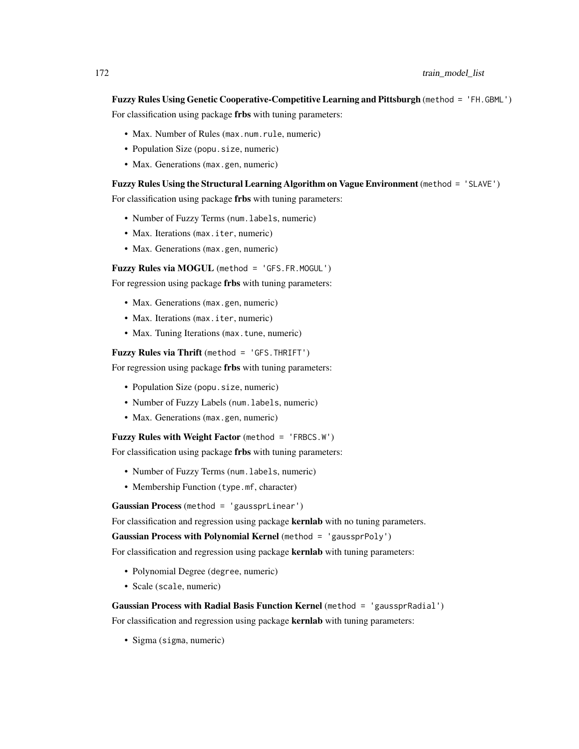**Fuzzy Rules Using Genetic Cooperative-Competitive Learning and Pittsburgh** (`method = 'FH.GBML'`)

For classification using package **frbs** with tuning parameters:

- Max. Number of Rules (`max.num.rule`, numeric)
- Population Size (`popu.size`, numeric)
- Max. Generations (`max.gen`, numeric)

**Fuzzy Rules Using the Structural Learning Algorithm on Vague Environment** (`method = 'SLAVE'`)

For classification using package **frbs** with tuning parameters:

- Number of Fuzzy Terms (`num.labels`, numeric)
- Max. Iterations (`max.iter`, numeric)
- Max. Generations (`max.gen`, numeric)

**Fuzzy Rules via MOGUL** (`method = 'GFS.FR.MOGUL'`)

For regression using package **frbs** with tuning parameters:

- Max. Generations (`max.gen`, numeric)
- Max. Iterations (`max.iter`, numeric)
- Max. Tuning Iterations (`max.tune`, numeric)

**Fuzzy Rules via Thrift** (`method = 'GFS.THRIFT'`)

For regression using package **frbs** with tuning parameters:

- Population Size (`popu.size`, numeric)
- Number of Fuzzy Labels (`num.labels`, numeric)
- Max. Generations (`max.gen`, numeric)

**Fuzzy Rules with Weight Factor** (`method = 'FRBCS.W'`)

For classification using package **frbs** with tuning parameters:

- Number of Fuzzy Terms (`num.labels`, numeric)
- Membership Function (`type.mf`, character)

**Gaussian Process** (`method = 'gaussprLinear'`)

For classification and regression using package **kernlab** with no tuning parameters.

**Gaussian Process with Polynomial Kernel** (`method = 'gaussprPoly'`)

For classification and regression using package **kernlab** with tuning parameters:

- Polynomial Degree (`degree`, numeric)
- Scale (`scale`, numeric)

**Gaussian Process with Radial Basis Function Kernel** (`method = 'gaussprRadial'`)

For classification and regression using package **kernlab** with tuning parameters:

- Sigma (`sigma`, numeric)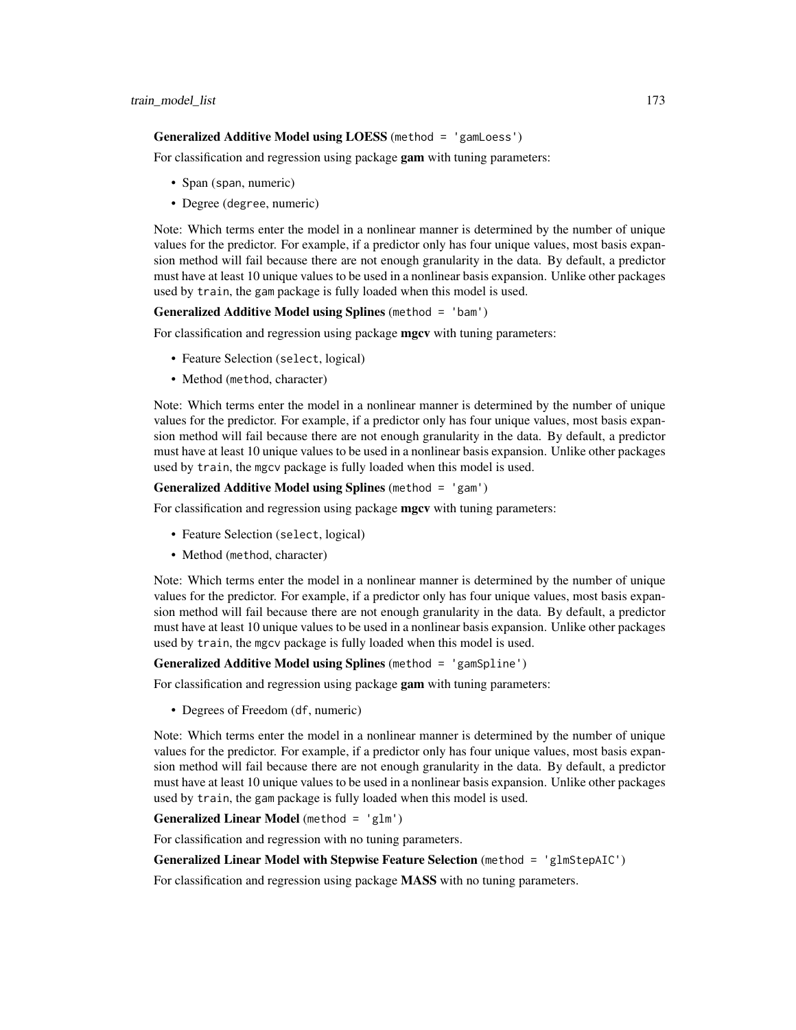**Generalized Additive Model using LOESS** (`method = 'gamLoess'`)

For classification and regression using package **gam** with tuning parameters:

- Span (`span`, numeric)
- Degree (`degree`, numeric)

Note: Which terms enter the model in a nonlinear manner is determined by the number of unique values for the predictor. For example, if a predictor only has four unique values, most basis expansion method will fail because there are not enough granularity in the data. By default, a predictor must have at least 10 unique values to be used in a nonlinear basis expansion. Unlike other packages used by `train`, the `gam` package is fully loaded when this model is used.

**Generalized Additive Model using Splines** (`method = 'bam'`)

For classification and regression using package **mgcv** with tuning parameters:

- Feature Selection (`select`, logical)
- Method (`method`, character)

Note: Which terms enter the model in a nonlinear manner is determined by the number of unique values for the predictor. For example, if a predictor only has four unique values, most basis expansion method will fail because there are not enough granularity in the data. By default, a predictor must have at least 10 unique values to be used in a nonlinear basis expansion. Unlike other packages used by `train`, the `mgcv` package is fully loaded when this model is used.

**Generalized Additive Model using Splines** (`method = 'gam'`)

For classification and regression using package **mgcv** with tuning parameters:

- Feature Selection (`select`, logical)
- Method (`method`, character)

Note: Which terms enter the model in a nonlinear manner is determined by the number of unique values for the predictor. For example, if a predictor only has four unique values, most basis expansion method will fail because there are not enough granularity in the data. By default, a predictor must have at least 10 unique values to be used in a nonlinear basis expansion. Unlike other packages used by `train`, the `mgcv` package is fully loaded when this model is used.

**Generalized Additive Model using Splines** (`method = 'gamSpline'`)

For classification and regression using package **gam** with tuning parameters:

- Degrees of Freedom (`df`, numeric)

Note: Which terms enter the model in a nonlinear manner is determined by the number of unique values for the predictor. For example, if a predictor only has four unique values, most basis expansion method will fail because there are not enough granularity in the data. By default, a predictor must have at least 10 unique values to be used in a nonlinear basis expansion. Unlike other packages used by `train`, the `gam` package is fully loaded when this model is used.

**Generalized Linear Model** (`method = 'glm'`)

For classification and regression with no tuning parameters.

**Generalized Linear Model with Stepwise Feature Selection** (`method = 'glmStepAIC'`)

For classification and regression using package **MASS** with no tuning parameters.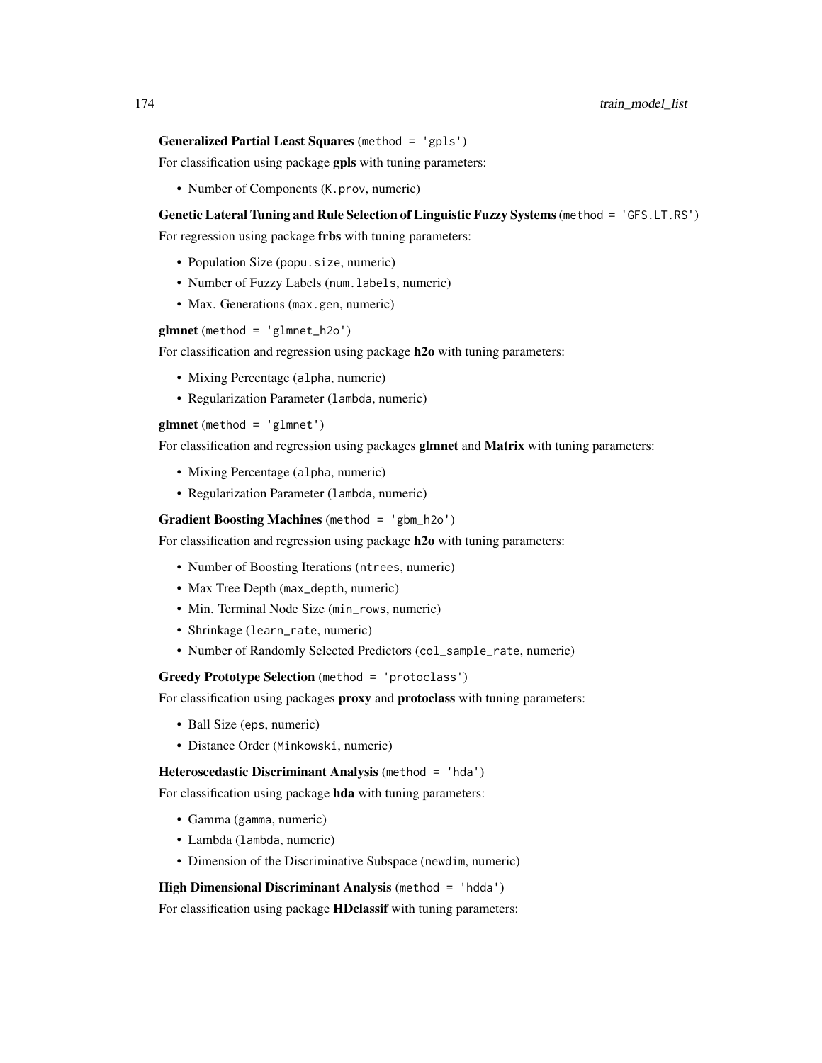**Generalized Partial Least Squares** (`method = 'gpls'`)

For classification using package **gpls** with tuning parameters:

- Number of Components (`K.prov`, numeric)

**Genetic Lateral Tuning and Rule Selection of Linguistic Fuzzy Systems** (`method = 'GFS.LT.RS'`)

For regression using package **frbs** with tuning parameters:

- Population Size (`popu.size`, numeric)
- Number of Fuzzy Labels (`num.labels`, numeric)
- Max. Generations (`max.gen`, numeric)

**glmnet** (`method = 'glmnet_h2o'`)

For classification and regression using package **h2o** with tuning parameters:

- Mixing Percentage (`alpha`, numeric)
- Regularization Parameter (`lambda`, numeric)

**glmnet** (`method = 'glmnet'`)

For classification and regression using packages **glmnet** and **Matrix** with tuning parameters:

- Mixing Percentage (`alpha`, numeric)
- Regularization Parameter (`lambda`, numeric)

**Gradient Boosting Machines** (`method = 'gbm_h2o'`)

For classification and regression using package **h2o** with tuning parameters:

- Number of Boosting Iterations (`ntrees`, numeric)
- Max Tree Depth (`max_depth`, numeric)
- Min. Terminal Node Size (`min_rows`, numeric)
- Shrinkage (`learn_rate`, numeric)
- Number of Randomly Selected Predictors (`col_sample_rate`, numeric)

**Greedy Prototype Selection** (`method = 'protoclass'`)

For classification using packages **proxy** and **protoclass** with tuning parameters:

- Ball Size (`eps`, numeric)
- Distance Order (`Minkowski`, numeric)

**Heteroscedastic Discriminant Analysis** (`method = 'hda'`)

For classification using package **hda** with tuning parameters:

- Gamma (`gamma`, numeric)
- Lambda (`lambda`, numeric)
- Dimension of the Discriminative Subspace (`newdim`, numeric)

**High Dimensional Discriminant Analysis** (`method = 'hdda'`)

For classification using package **HDclassif** with tuning parameters: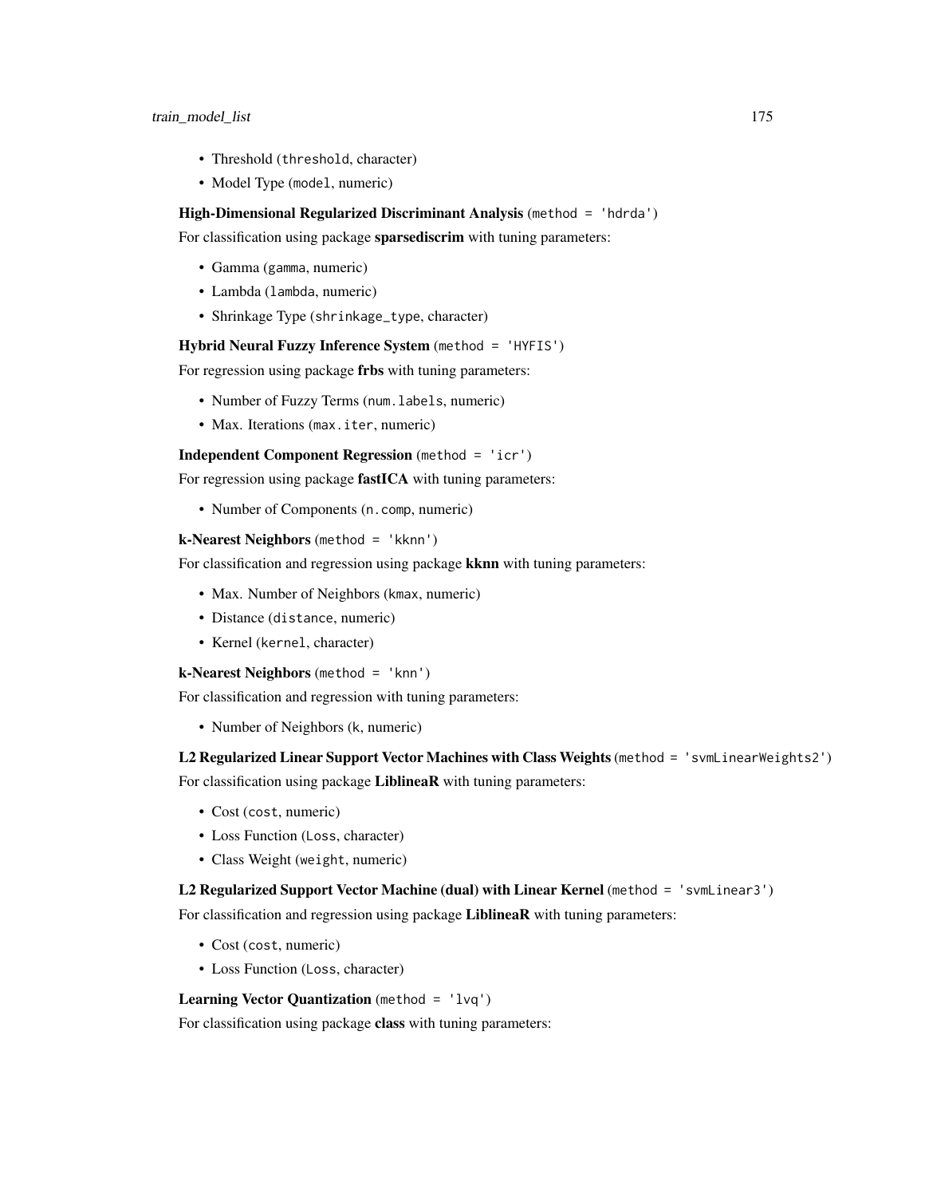- Threshold (`threshold`, character)
- Model Type (`model`, numeric)

**High-Dimensional Regularized Discriminant Analysis** (`method = 'hdrda'`)

For classification using package **sparsediscrim** with tuning parameters:

- Gamma (`gamma`, numeric)
- Lambda (`lambda`, numeric)
- Shrinkage Type (`shrinkage_type`, character)

**Hybrid Neural Fuzzy Inference System** (`method = 'HYFIS'`)

For regression using package **frbs** with tuning parameters:

- Number of Fuzzy Terms (`num.labels`, numeric)
- Max. Iterations (`max.iter`, numeric)

**Independent Component Regression** (`method = 'icr'`)

For regression using package **fastICA** with tuning parameters:

- Number of Components (`n.comp`, numeric)

**k-Nearest Neighbors** (`method = 'kknn'`)

For classification and regression using package **kknn** with tuning parameters:

- Max. Number of Neighbors (`kmax`, numeric)
- Distance (`distance`, numeric)
- Kernel (`kernel`, character)

**k-Nearest Neighbors** (`method = 'knn'`)

For classification and regression with tuning parameters:

- Number of Neighbors (`k`, numeric)

**L2 Regularized Linear Support Vector Machines with Class Weights** (`method = 'svmLinearWeights2'`)

For classification using package **LiblineaR** with tuning parameters:

- Cost (`cost`, numeric)
- Loss Function (`Loss`, character)
- Class Weight (`weight`, numeric)

**L2 Regularized Support Vector Machine (dual) with Linear Kernel** (`method = 'svmLinear3'`)

For classification and regression using package **LiblineaR** with tuning parameters:

- Cost (`cost`, numeric)
- Loss Function (`Loss`, character)

**Learning Vector Quantization** (`method = 'lvq'`)

For classification using package **class** with tuning parameters: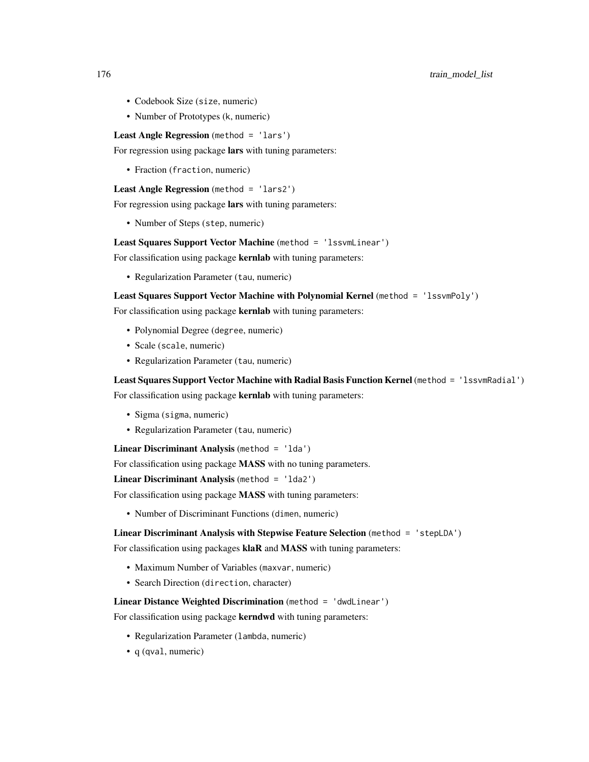- Codebook Size (`size`, numeric)
- Number of Prototypes (`k`, numeric)

**Least Angle Regression** (`method = 'lars'`)

For regression using package **lars** with tuning parameters:

- Fraction (`fraction`, numeric)

**Least Angle Regression** (`method = 'lars2'`)

For regression using package **lars** with tuning parameters:

- Number of Steps (`step`, numeric)

**Least Squares Support Vector Machine** (`method = 'lssvmLinear'`)

For classification using package **kernlab** with tuning parameters:

- Regularization Parameter (`tau`, numeric)

**Least Squares Support Vector Machine with Polynomial Kernel** (`method = 'lssvmPoly'`)

For classification using package **kernlab** with tuning parameters:

- Polynomial Degree (`degree`, numeric)
- Scale (`scale`, numeric)
- Regularization Parameter (`tau`, numeric)

**Least Squares Support Vector Machine with Radial Basis Function Kernel** (`method = 'lssvmRadial'`)

For classification using package **kernlab** with tuning parameters:

- Sigma (`sigma`, numeric)
- Regularization Parameter (`tau`, numeric)

**Linear Discriminant Analysis** (`method = 'lda'`)

For classification using package **MASS** with no tuning parameters.

**Linear Discriminant Analysis** (`method = 'lda2'`)

For classification using package **MASS** with tuning parameters:

- Number of Discriminant Functions (`dimen`, numeric)

**Linear Discriminant Analysis with Stepwise Feature Selection** (`method = 'stepLDA'`)

For classification using packages **klaR** and **MASS** with tuning parameters:

- Maximum Number of Variables (`maxvar`, numeric)
- Search Direction (`direction`, character)

**Linear Distance Weighted Discrimination** (`method = 'dwdLinear'`)

For classification using package **kerndwd** with tuning parameters:

- Regularization Parameter (`lambda`, numeric)
- q (`qval`, numeric)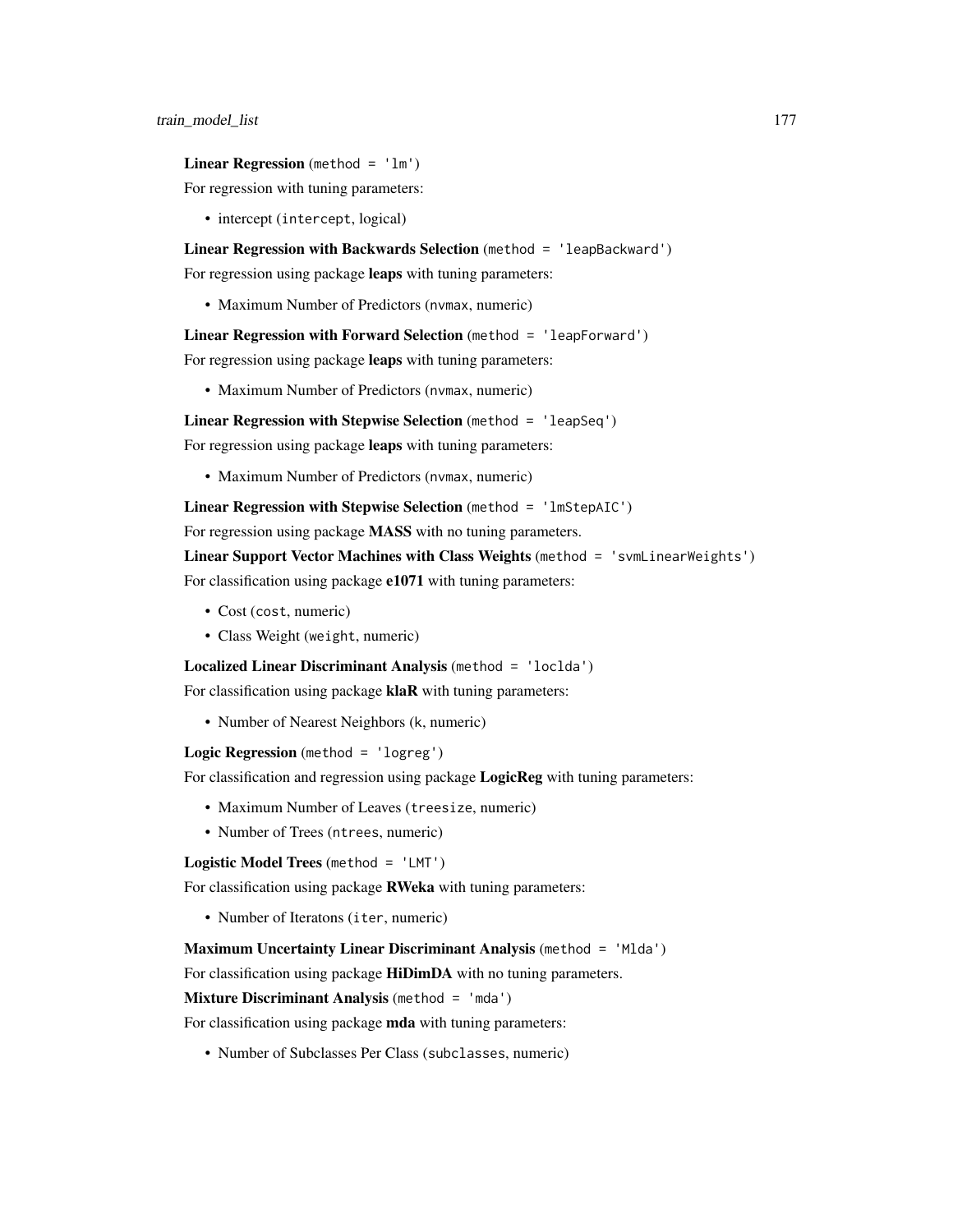**Linear Regression** (`method = 'lm'`)

For regression with tuning parameters:

- intercept (`intercept`, logical)

**Linear Regression with Backwards Selection** (`method = 'leapBackward'`)

For regression using package **leaps** with tuning parameters:

- Maximum Number of Predictors (`nvmax`, numeric)

**Linear Regression with Forward Selection** (`method = 'leapForward'`)

For regression using package **leaps** with tuning parameters:

- Maximum Number of Predictors (`nvmax`, numeric)

**Linear Regression with Stepwise Selection** (`method = 'leapSeq'`)

For regression using package **leaps** with tuning parameters:

- Maximum Number of Predictors (`nvmax`, numeric)

**Linear Regression with Stepwise Selection** (`method = 'lmStepAIC'`)

For regression using package **MASS** with no tuning parameters.

**Linear Support Vector Machines with Class Weights** (`method = 'svmLinearWeights'`)

For classification using package **e1071** with tuning parameters:

- Cost (`cost`, numeric)
- Class Weight (`weight`, numeric)

**Localized Linear Discriminant Analysis** (`method = 'loclda'`)

For classification using package **klaR** with tuning parameters:

- Number of Nearest Neighbors (`k`, numeric)

**Logic Regression** (`method = 'logreg'`)

For classification and regression using package **LogicReg** with tuning parameters:

- Maximum Number of Leaves (`treesize`, numeric)
- Number of Trees (`ntrees`, numeric)

**Logistic Model Trees** (`method = 'LMT'`)

For classification using package **RWeka** with tuning parameters:

- Number of Iteratons (`iter`, numeric)

**Maximum Uncertainty Linear Discriminant Analysis** (`method = 'Mlda'`)

For classification using package **HiDimDA** with no tuning parameters.

**Mixture Discriminant Analysis** (`method = 'mda'`)

For classification using package **mda** with tuning parameters:

- Number of Subclasses Per Class (`subclasses`, numeric)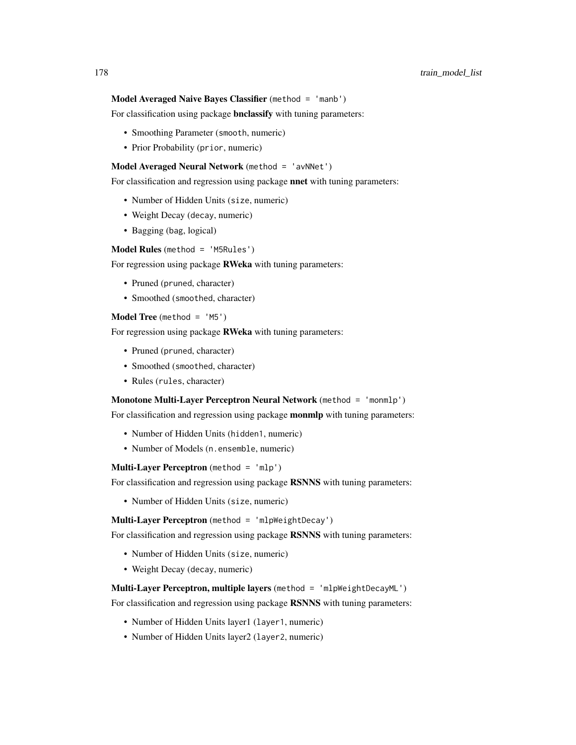**Model Averaged Naive Bayes Classifier** (`method = 'manb'`)

For classification using package **bnclassify** with tuning parameters:

- Smoothing Parameter (`smooth`, numeric)
- Prior Probability (`prior`, numeric)

**Model Averaged Neural Network** (`method = 'avNNet'`)

For classification and regression using package **nnet** with tuning parameters:

- Number of Hidden Units (`size`, numeric)
- Weight Decay (`decay`, numeric)
- Bagging (`bag`, logical)

**Model Rules** (`method = 'M5Rules'`)

For regression using package **RWeka** with tuning parameters:

- Pruned (`pruned`, character)
- Smoothed (`smoothed`, character)

**Model Tree** (`method = 'M5'`)

For regression using package **RWeka** with tuning parameters:

- Pruned (`pruned`, character)
- Smoothed (`smoothed`, character)
- Rules (`rules`, character)

**Monotone Multi-Layer Perceptron Neural Network** (`method = 'monmlp'`)

For classification and regression using package **monmlp** with tuning parameters:

- Number of Hidden Units (`hidden1`, numeric)
- Number of Models (`n.ensemble`, numeric)

**Multi-Layer Perceptron** (`method = 'mlp'`)

For classification and regression using package **RSNNS** with tuning parameters:

- Number of Hidden Units (`size`, numeric)

**Multi-Layer Perceptron** (`method = 'mlpWeightDecay'`)

For classification and regression using package **RSNNS** with tuning parameters:

- Number of Hidden Units (`size`, numeric)
- Weight Decay (`decay`, numeric)

**Multi-Layer Perceptron, multiple layers** (`method = 'mlpWeightDecayML'`)

For classification and regression using package **RSNNS** with tuning parameters:

- Number of Hidden Units layer1 (`layer1`, numeric)
- Number of Hidden Units layer2 (`layer2`, numeric)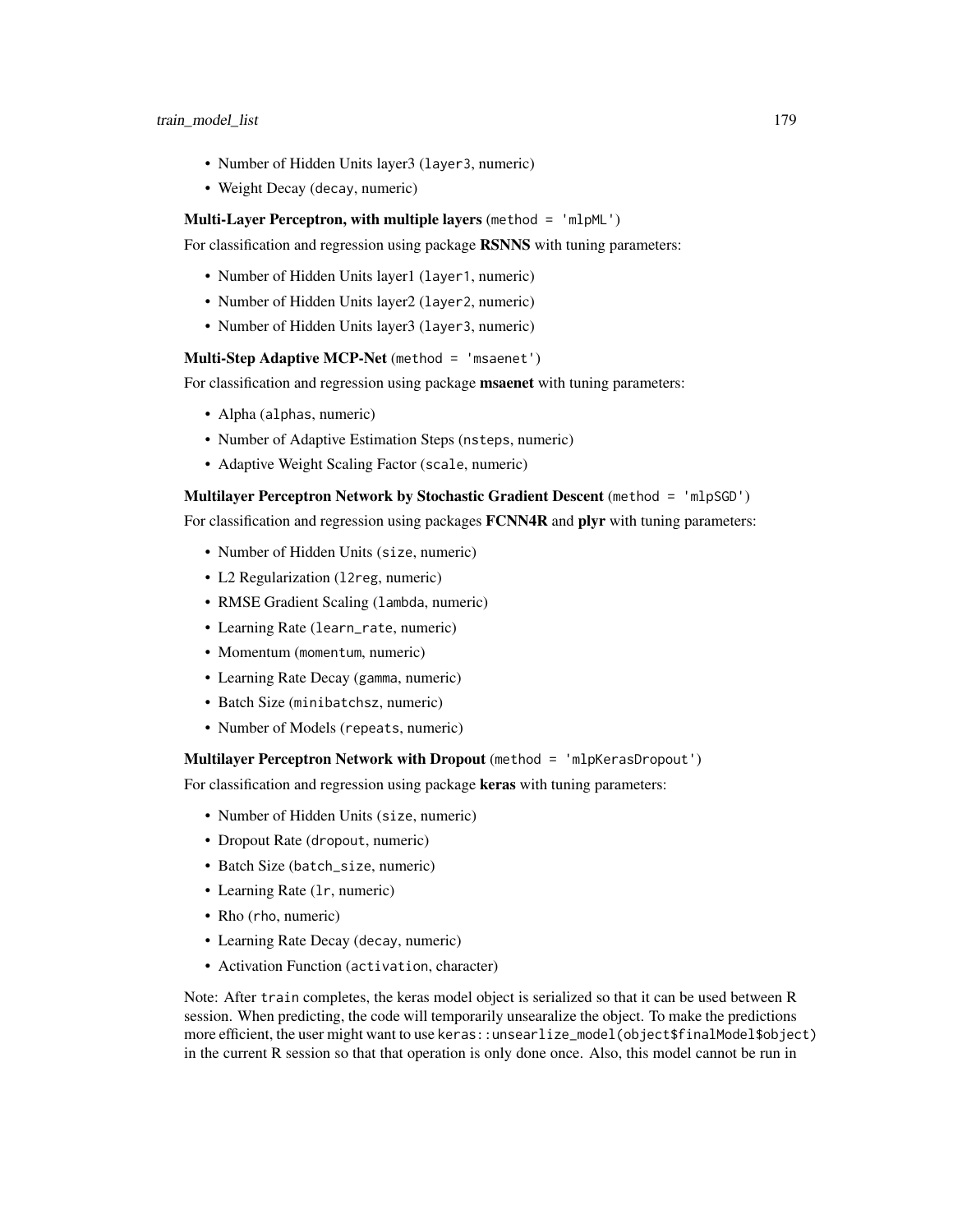- Number of Hidden Units layer3 (`layer3`, numeric)
- Weight Decay (`decay`, numeric)

**Multi-Layer Perceptron, with multiple layers** (`method = 'mlpML'`)

For classification and regression using package **RSNNS** with tuning parameters:

- Number of Hidden Units layer1 (`layer1`, numeric)
- Number of Hidden Units layer2 (`layer2`, numeric)
- Number of Hidden Units layer3 (`layer3`, numeric)

**Multi-Step Adaptive MCP-Net** (`method = 'msaenet'`)

For classification and regression using package **msaenet** with tuning parameters:

- Alpha (`alphas`, numeric)
- Number of Adaptive Estimation Steps (`nsteps`, numeric)
- Adaptive Weight Scaling Factor (`scale`, numeric)

**Multilayer Perceptron Network by Stochastic Gradient Descent** (`method = 'mlpSGD'`)

For classification and regression using packages **FCNN4R** and **plyr** with tuning parameters:

- Number of Hidden Units (`size`, numeric)
- L2 Regularization (`l2reg`, numeric)
- RMSE Gradient Scaling (`lambda`, numeric)
- Learning Rate (`learn_rate`, numeric)
- Momentum (`momentum`, numeric)
- Learning Rate Decay (`gamma`, numeric)
- Batch Size (`minibatchsz`, numeric)
- Number of Models (`repeats`, numeric)

**Multilayer Perceptron Network with Dropout** (`method = 'mlpKerasDropout'`)

For classification and regression using package **keras** with tuning parameters:

- Number of Hidden Units (`size`, numeric)
- Dropout Rate (`dropout`, numeric)
- Batch Size (`batch_size`, numeric)
- Learning Rate (`lr`, numeric)
- Rho (`rho`, numeric)
- Learning Rate Decay (`decay`, numeric)
- Activation Function (`activation`, character)

Note: After `train` completes, the keras model object is serialized so that it can be used between R session. When predicting, the code will temporarily unsearalize the object. To make the predictions more efficient, the user might want to use `keras::unsearlize_model(object$finalModel$object)` in the current R session so that that operation is only done once. Also, this model cannot be run in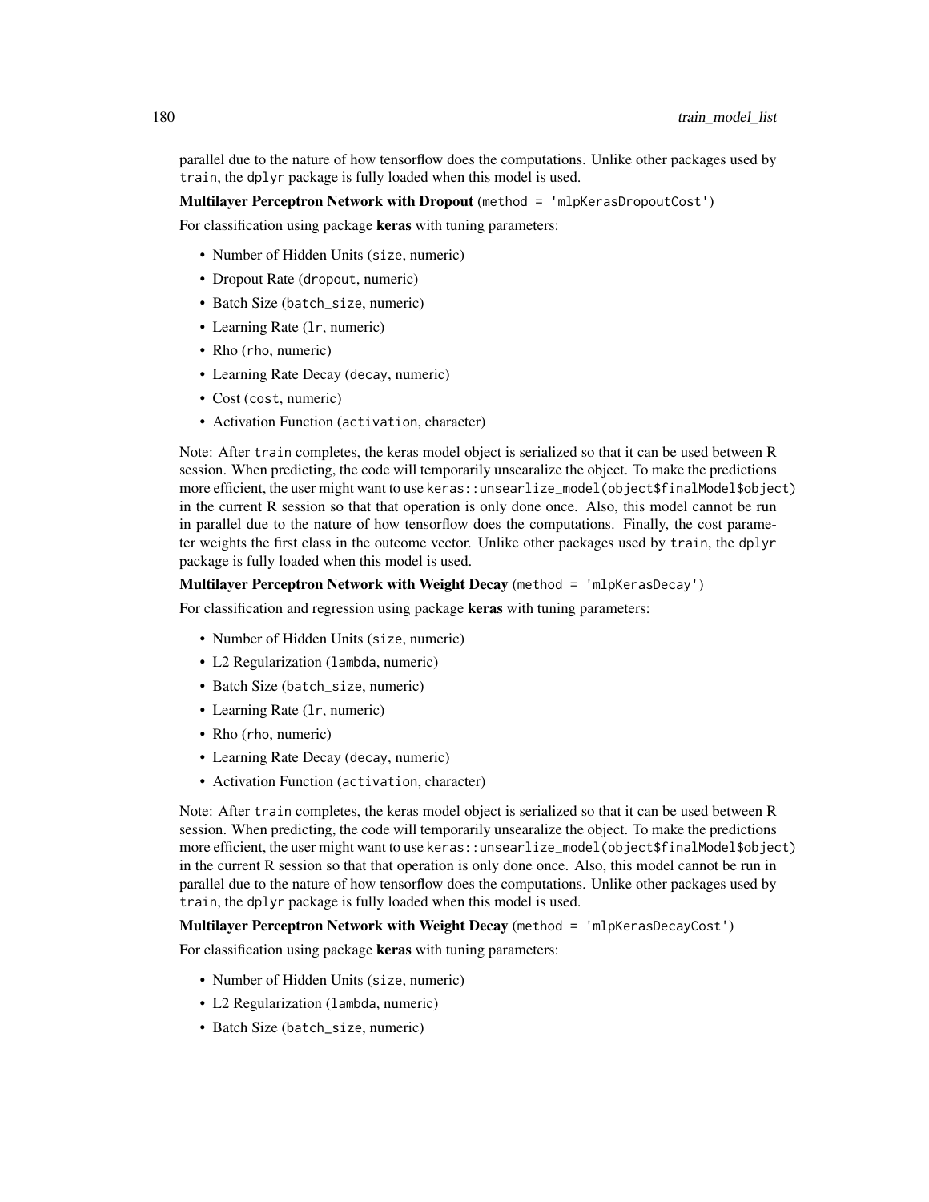parallel due to the nature of how tensorflow does the computations. Unlike other packages used by `train`, the `dplyr` package is fully loaded when this model is used.

**Multilayer Perceptron Network with Dropout** (`method = 'mlpKerasDropoutCost'`)

For classification using package **keras** with tuning parameters:

- Number of Hidden Units (`size`, numeric)
- Dropout Rate (`dropout`, numeric)
- Batch Size (`batch_size`, numeric)
- Learning Rate (`lr`, numeric)
- Rho (`rho`, numeric)
- Learning Rate Decay (`decay`, numeric)
- Cost (`cost`, numeric)
- Activation Function (`activation`, character)

Note: After `train` completes, the keras model object is serialized so that it can be used between R session. When predicting, the code will temporarily unsearalize the object. To make the predictions more efficient, the user might want to use `keras::unsearlize_model(object$finalModel$object)` in the current R session so that that operation is only done once. Also, this model cannot be run in parallel due to the nature of how tensorflow does the computations. Finally, the cost parameter weights the first class in the outcome vector. Unlike other packages used by `train`, the `dplyr` package is fully loaded when this model is used.

**Multilayer Perceptron Network with Weight Decay** (`method = 'mlpKerasDecay'`)

For classification and regression using package **keras** with tuning parameters:

- Number of Hidden Units (`size`, numeric)
- L2 Regularization (`lambda`, numeric)
- Batch Size (`batch_size`, numeric)
- Learning Rate (`lr`, numeric)
- Rho (`rho`, numeric)
- Learning Rate Decay (`decay`, numeric)
- Activation Function (`activation`, character)

Note: After `train` completes, the keras model object is serialized so that it can be used between R session. When predicting, the code will temporarily unsearalize the object. To make the predictions more efficient, the user might want to use `keras::unsearlize_model(object$finalModel$object)` in the current R session so that that operation is only done once. Also, this model cannot be run in parallel due to the nature of how tensorflow does the computations. Unlike other packages used by `train`, the `dplyr` package is fully loaded when this model is used.

**Multilayer Perceptron Network with Weight Decay** (`method = 'mlpKerasDecayCost'`)

For classification using package **keras** with tuning parameters:

- Number of Hidden Units (`size`, numeric)
- L2 Regularization (`lambda`, numeric)
- Batch Size (`batch_size`, numeric)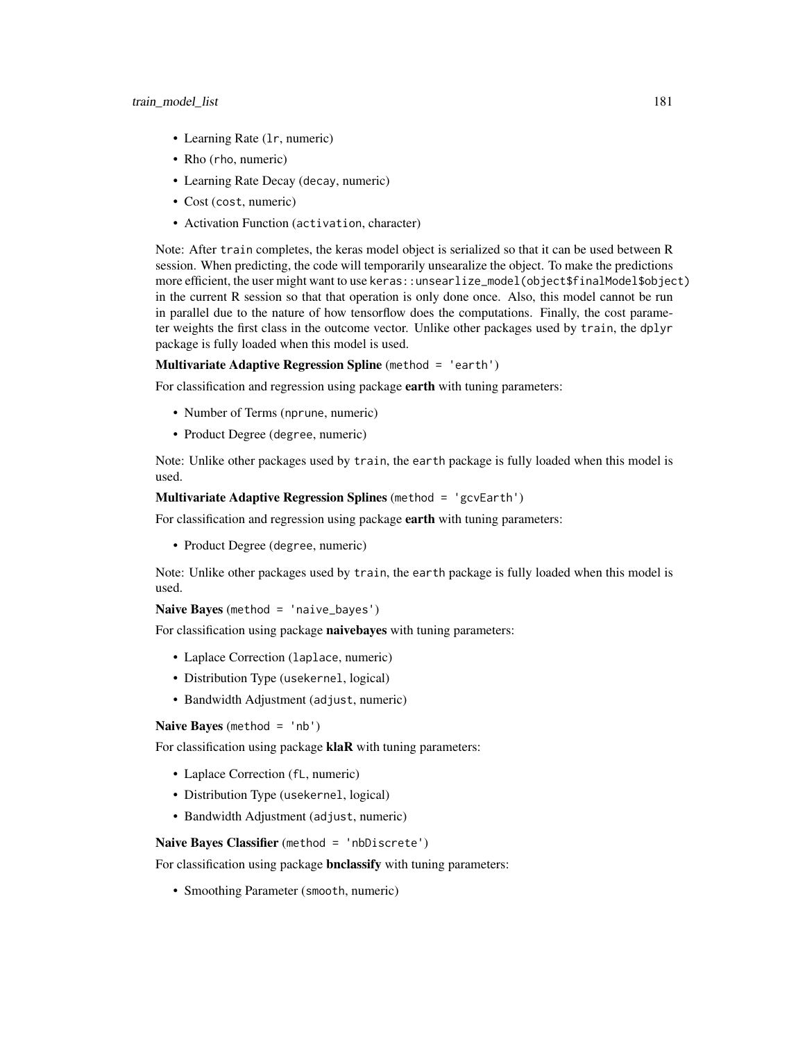- Learning Rate (`lr`, numeric)
- Rho (`rho`, numeric)
- Learning Rate Decay (`decay`, numeric)
- Cost (`cost`, numeric)
- Activation Function (`activation`, character)

Note: After `train` completes, the keras model object is serialized so that it can be used between R session. When predicting, the code will temporarily unsearalize the object. To make the predictions more efficient, the user might want to use `keras::unsearlize_model(object$finalModel$object)` in the current R session so that that operation is only done once. Also, this model cannot be run in parallel due to the nature of how tensorflow does the computations. Finally, the cost parameter weights the first class in the outcome vector. Unlike other packages used by `train`, the `dplyr` package is fully loaded when this model is used.

**Multivariate Adaptive Regression Spline** (`method = 'earth'`)

For classification and regression using package **earth** with tuning parameters:

- Number of Terms (`nprune`, numeric)
- Product Degree (`degree`, numeric)

Note: Unlike other packages used by `train`, the `earth` package is fully loaded when this model is used.

**Multivariate Adaptive Regression Splines** (`method = 'gcvEarth'`)

For classification and regression using package **earth** with tuning parameters:

- Product Degree (`degree`, numeric)

Note: Unlike other packages used by `train`, the `earth` package is fully loaded when this model is used.

**Naive Bayes** (`method = 'naive_bayes'`)

For classification using package **naivebayes** with tuning parameters:

- Laplace Correction (`laplace`, numeric)
- Distribution Type (`usekernel`, logical)
- Bandwidth Adjustment (`adjust`, numeric)

**Naive Bayes** (`method = 'nb'`)

For classification using package **klaR** with tuning parameters:

- Laplace Correction (`fL`, numeric)
- Distribution Type (`usekernel`, logical)
- Bandwidth Adjustment (`adjust`, numeric)

**Naive Bayes Classifier** (`method = 'nbDiscrete'`)

For classification using package **bnclassify** with tuning parameters:

- Smoothing Parameter (`smooth`, numeric)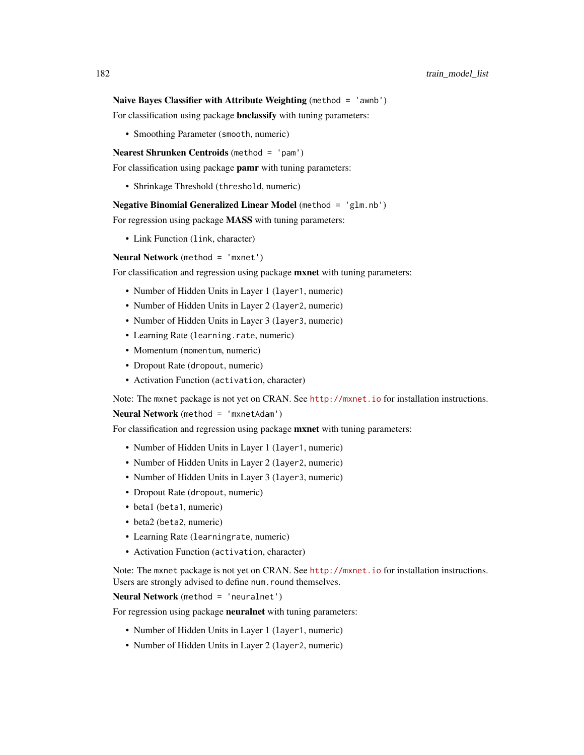**Naive Bayes Classifier with Attribute Weighting** (`method = 'awnb'`)

For classification using package **bnclassify** with tuning parameters:

- Smoothing Parameter (`smooth`, numeric)

**Nearest Shrunken Centroids** (`method = 'pam'`)

For classification using package **pamr** with tuning parameters:

- Shrinkage Threshold (`threshold`, numeric)

**Negative Binomial Generalized Linear Model** (`method = 'glm.nb'`)

For regression using package **MASS** with tuning parameters:

- Link Function (`link`, character)

**Neural Network** (`method = 'mxnet'`)

For classification and regression using package **mxnet** with tuning parameters:

- Number of Hidden Units in Layer 1 (`layer1`, numeric)
- Number of Hidden Units in Layer 2 (`layer2`, numeric)
- Number of Hidden Units in Layer 3 (`layer3`, numeric)
- Learning Rate (`learning.rate`, numeric)
- Momentum (`momentum`, numeric)
- Dropout Rate (`dropout`, numeric)
- Activation Function (`activation`, character)

Note: The `mxnet` package is not yet on CRAN. See http://mxnet.io for installation instructions.

**Neural Network** (`method = 'mxnetAdam'`)

For classification and regression using package **mxnet** with tuning parameters:

- Number of Hidden Units in Layer 1 (`layer1`, numeric)
- Number of Hidden Units in Layer 2 (`layer2`, numeric)
- Number of Hidden Units in Layer 3 (`layer3`, numeric)
- Dropout Rate (`dropout`, numeric)
- beta1 (`beta1`, numeric)
- beta2 (`beta2`, numeric)
- Learning Rate (`learningrate`, numeric)
- Activation Function (`activation`, character)

Note: The `mxnet` package is not yet on CRAN. See http://mxnet.io for installation instructions. Users are strongly advised to define `num.round` themselves.

**Neural Network** (`method = 'neuralnet'`)

For regression using package **neuralnet** with tuning parameters:

- Number of Hidden Units in Layer 1 (`layer1`, numeric)
- Number of Hidden Units in Layer 2 (`layer2`, numeric)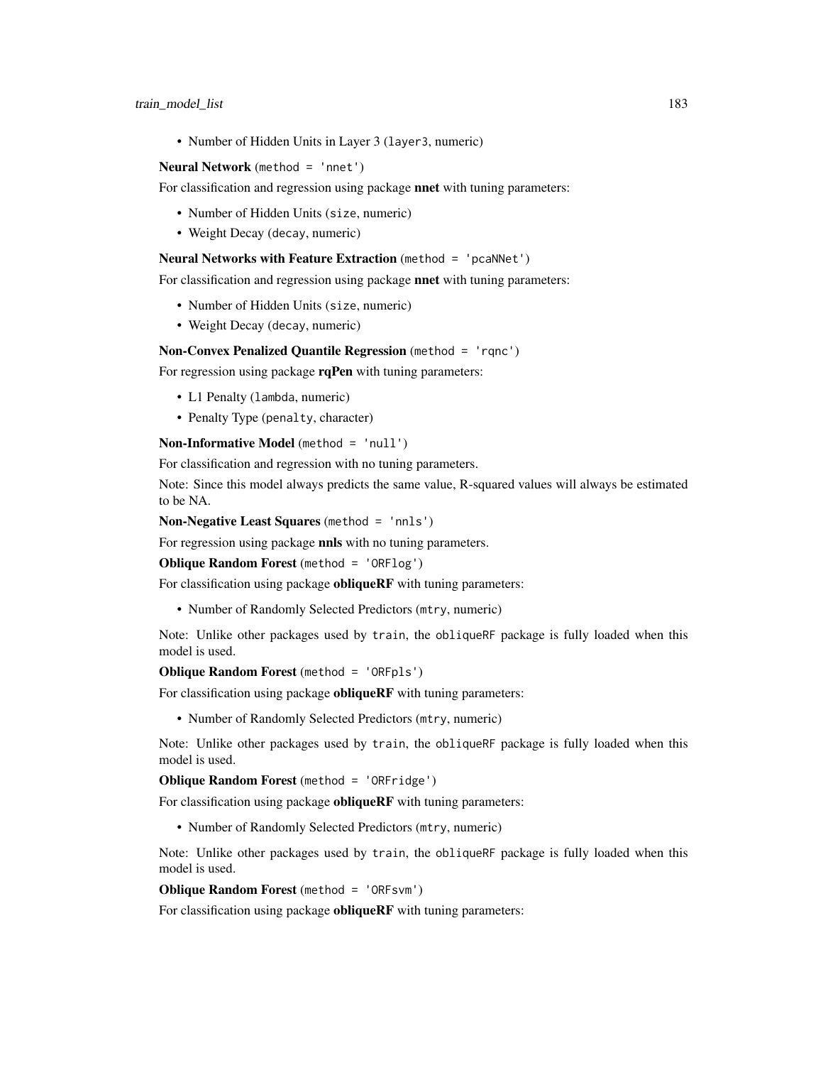- Number of Hidden Units in Layer 3 (`layer3`, numeric)

**Neural Network** (`method = 'nnet'`)

For classification and regression using package **nnet** with tuning parameters:

- Number of Hidden Units (`size`, numeric)
- Weight Decay (`decay`, numeric)

**Neural Networks with Feature Extraction** (`method = 'pcaNNet'`)

For classification and regression using package **nnet** with tuning parameters:

- Number of Hidden Units (`size`, numeric)
- Weight Decay (`decay`, numeric)

**Non-Convex Penalized Quantile Regression** (`method = 'rqnc'`)

For regression using package **rqPen** with tuning parameters:

- L1 Penalty (`lambda`, numeric)
- Penalty Type (`penalty`, character)

**Non-Informative Model** (`method = 'null'`)

For classification and regression with no tuning parameters.

Note: Since this model always predicts the same value, R-squared values will always be estimated to be NA.

**Non-Negative Least Squares** (`method = 'nnls'`)

For regression using package **nnls** with no tuning parameters.

**Oblique Random Forest** (`method = 'ORFlog'`)

For classification using package **obliqueRF** with tuning parameters:

- Number of Randomly Selected Predictors (`mtry`, numeric)

Note: Unlike other packages used by `train`, the `obliqueRF` package is fully loaded when this model is used.

**Oblique Random Forest** (`method = 'ORFpls'`)

For classification using package **obliqueRF** with tuning parameters:

- Number of Randomly Selected Predictors (`mtry`, numeric)

Note: Unlike other packages used by `train`, the `obliqueRF` package is fully loaded when this model is used.

**Oblique Random Forest** (`method = 'ORFridge'`)

For classification using package **obliqueRF** with tuning parameters:

- Number of Randomly Selected Predictors (`mtry`, numeric)

Note: Unlike other packages used by `train`, the `obliqueRF` package is fully loaded when this model is used.

**Oblique Random Forest** (`method = 'ORFsvm'`)

For classification using package **obliqueRF** with tuning parameters: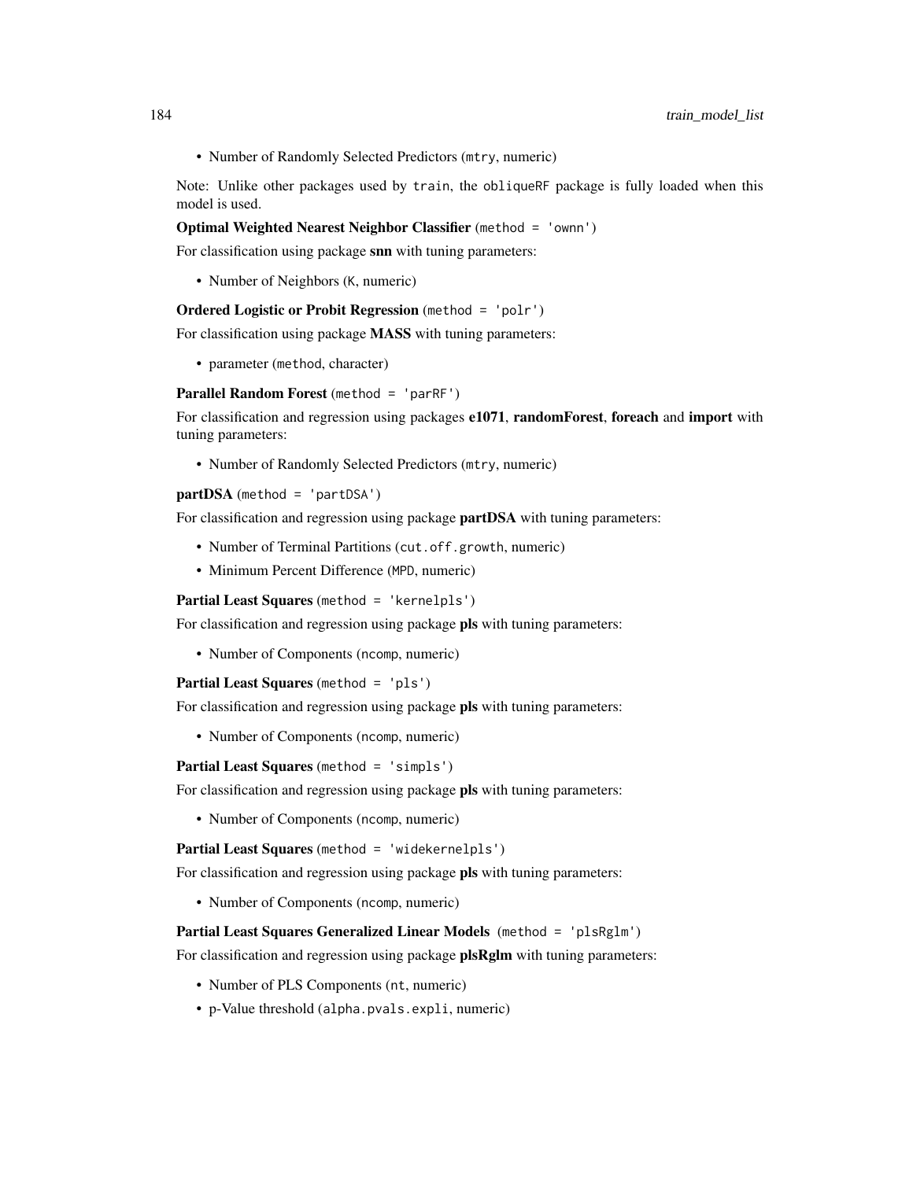- Number of Randomly Selected Predictors (`mtry`, numeric)

Note: Unlike other packages used by `train`, the `obliqueRF` package is fully loaded when this model is used.

**Optimal Weighted Nearest Neighbor Classifier** (`method = 'ownn'`)

For classification using package **snn** with tuning parameters:

- Number of Neighbors (`K`, numeric)

**Ordered Logistic or Probit Regression** (`method = 'polr'`)

For classification using package **MASS** with tuning parameters:

- parameter (`method`, character)

**Parallel Random Forest** (`method = 'parRF'`)

For classification and regression using packages **e1071**, **randomForest**, **foreach** and **import** with tuning parameters:

- Number of Randomly Selected Predictors (`mtry`, numeric)

**partDSA** (`method = 'partDSA'`)

For classification and regression using package **partDSA** with tuning parameters:

- Number of Terminal Partitions (`cut.off.growth`, numeric)
- Minimum Percent Difference (`MPD`, numeric)

**Partial Least Squares** (`method = 'kernelpls'`)

For classification and regression using package **pls** with tuning parameters:

- Number of Components (`ncomp`, numeric)

**Partial Least Squares** (`method = 'pls'`)

For classification and regression using package **pls** with tuning parameters:

- Number of Components (`ncomp`, numeric)

**Partial Least Squares** (`method = 'simpls'`)

For classification and regression using package **pls** with tuning parameters:

- Number of Components (`ncomp`, numeric)

**Partial Least Squares** (`method = 'widekernelpls'`)

For classification and regression using package **pls** with tuning parameters:

- Number of Components (`ncomp`, numeric)

**Partial Least Squares Generalized Linear Models** (`method = 'plsRglm'`)

For classification and regression using package **plsRglm** with tuning parameters:

- Number of PLS Components (`nt`, numeric)
- p-Value threshold (`alpha.pvals.expli`, numeric)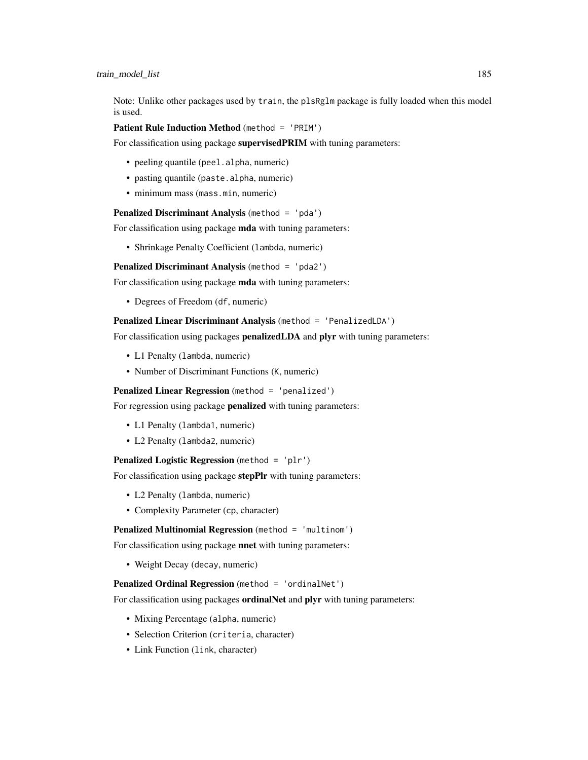Note: Unlike other packages used by `train`, the `plsRglm` package is fully loaded when this model is used.

**Patient Rule Induction Method** (`method = 'PRIM'`)

For classification using package **supervisedPRIM** with tuning parameters:

- peeling quantile (`peel.alpha`, numeric)
- pasting quantile (`paste.alpha`, numeric)
- minimum mass (`mass.min`, numeric)

**Penalized Discriminant Analysis** (`method = 'pda'`)

For classification using package **mda** with tuning parameters:

- Shrinkage Penalty Coefficient (`lambda`, numeric)

**Penalized Discriminant Analysis** (`method = 'pda2'`)

For classification using package **mda** with tuning parameters:

- Degrees of Freedom (`df`, numeric)

**Penalized Linear Discriminant Analysis** (`method = 'PenalizedLDA'`)

For classification using packages **penalizedLDA** and **plyr** with tuning parameters:

- L1 Penalty (`lambda`, numeric)
- Number of Discriminant Functions (`K`, numeric)

**Penalized Linear Regression** (`method = 'penalized'`)

For regression using package **penalized** with tuning parameters:

- L1 Penalty (`lambda1`, numeric)
- L2 Penalty (`lambda2`, numeric)

**Penalized Logistic Regression** (`method = 'plr'`)

For classification using package **stepPlr** with tuning parameters:

- L2 Penalty (`lambda`, numeric)
- Complexity Parameter (`cp`, character)

**Penalized Multinomial Regression** (`method = 'multinom'`)

For classification using package **nnet** with tuning parameters:

- Weight Decay (`decay`, numeric)

**Penalized Ordinal Regression** (`method = 'ordinalNet'`)

For classification using packages **ordinalNet** and **plyr** with tuning parameters:

- Mixing Percentage (`alpha`, numeric)
- Selection Criterion (`criteria`, character)
- Link Function (`link`, character)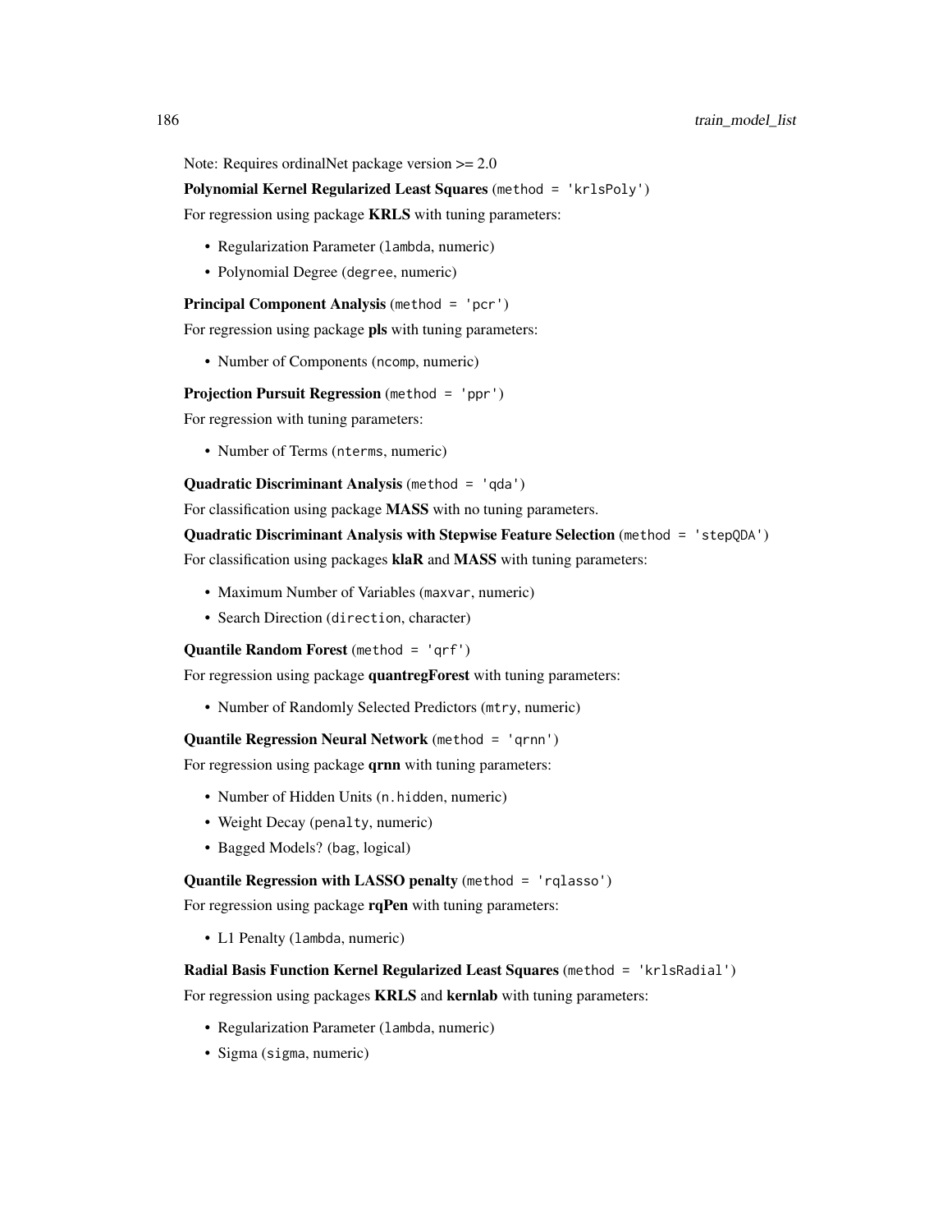Note: Requires ordinalNet package version >= 2.0

**Polynomial Kernel Regularized Least Squares** (`method = 'krlsPoly'`)

For regression using package **KRLS** with tuning parameters:

- Regularization Parameter (`lambda`, numeric)
- Polynomial Degree (`degree`, numeric)

**Principal Component Analysis** (`method = 'pcr'`)

For regression using package **pls** with tuning parameters:

- Number of Components (`ncomp`, numeric)

**Projection Pursuit Regression** (`method = 'ppr'`)

For regression with tuning parameters:

- Number of Terms (`nterms`, numeric)

**Quadratic Discriminant Analysis** (`method = 'qda'`)

For classification using package **MASS** with no tuning parameters.

**Quadratic Discriminant Analysis with Stepwise Feature Selection** (`method = 'stepQDA'`)

For classification using packages **klaR** and **MASS** with tuning parameters:

- Maximum Number of Variables (`maxvar`, numeric)
- Search Direction (`direction`, character)

**Quantile Random Forest** (`method = 'qrf'`)

For regression using package **quantregForest** with tuning parameters:

- Number of Randomly Selected Predictors (`mtry`, numeric)

**Quantile Regression Neural Network** (`method = 'qrnn'`)

For regression using package **qrnn** with tuning parameters:

- Number of Hidden Units (`n.hidden`, numeric)
- Weight Decay (`penalty`, numeric)
- Bagged Models? (`bag`, logical)

**Quantile Regression with LASSO penalty** (`method = 'rqlasso'`)

For regression using package **rqPen** with tuning parameters:

- L1 Penalty (`lambda`, numeric)

**Radial Basis Function Kernel Regularized Least Squares** (`method = 'krlsRadial'`)

For regression using packages **KRLS** and **kernlab** with tuning parameters:

- Regularization Parameter (`lambda`, numeric)
- Sigma (`sigma`, numeric)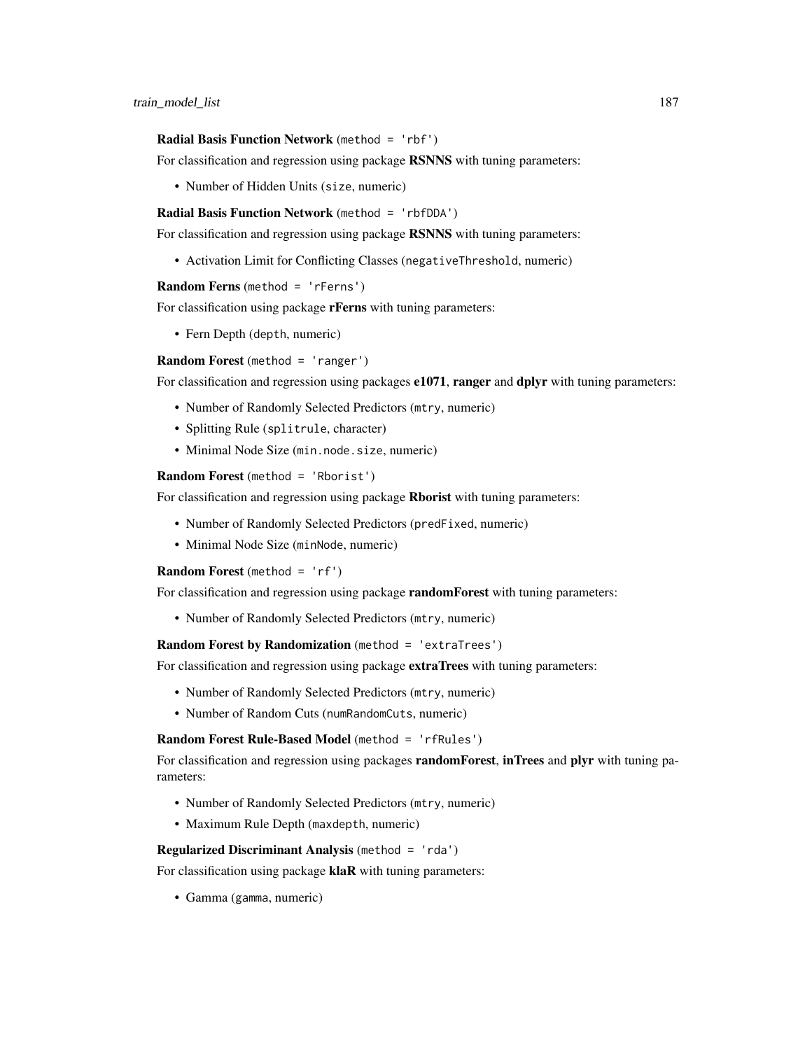**Radial Basis Function Network** (`method = 'rbf'`)

For classification and regression using package **RSNNS** with tuning parameters:

- Number of Hidden Units (`size`, numeric)

**Radial Basis Function Network** (`method = 'rbfDDA'`)

For classification and regression using package **RSNNS** with tuning parameters:

- Activation Limit for Conflicting Classes (`negativeThreshold`, numeric)

**Random Ferns** (`method = 'rFerns'`)

For classification using package **rFerns** with tuning parameters:

- Fern Depth (`depth`, numeric)

**Random Forest** (`method = 'ranger'`)

For classification and regression using packages **e1071**, **ranger** and **dplyr** with tuning parameters:

- Number of Randomly Selected Predictors (`mtry`, numeric)
- Splitting Rule (`splitrule`, character)
- Minimal Node Size (`min.node.size`, numeric)

**Random Forest** (`method = 'Rborist'`)

For classification and regression using package **Rborist** with tuning parameters:

- Number of Randomly Selected Predictors (`predFixed`, numeric)
- Minimal Node Size (`minNode`, numeric)

**Random Forest** (`method = 'rf'`)

For classification and regression using package **randomForest** with tuning parameters:

- Number of Randomly Selected Predictors (`mtry`, numeric)

**Random Forest by Randomization** (`method = 'extraTrees'`)

For classification and regression using package **extraTrees** with tuning parameters:

- Number of Randomly Selected Predictors (`mtry`, numeric)
- Number of Random Cuts (`numRandomCuts`, numeric)

**Random Forest Rule-Based Model** (`method = 'rfRules'`)

For classification and regression using packages **randomForest**, **inTrees** and **plyr** with tuning parameters:

- Number of Randomly Selected Predictors (`mtry`, numeric)
- Maximum Rule Depth (`maxdepth`, numeric)

**Regularized Discriminant Analysis** (`method = 'rda'`)

For classification using package **klaR** with tuning parameters:

- Gamma (`gamma`, numeric)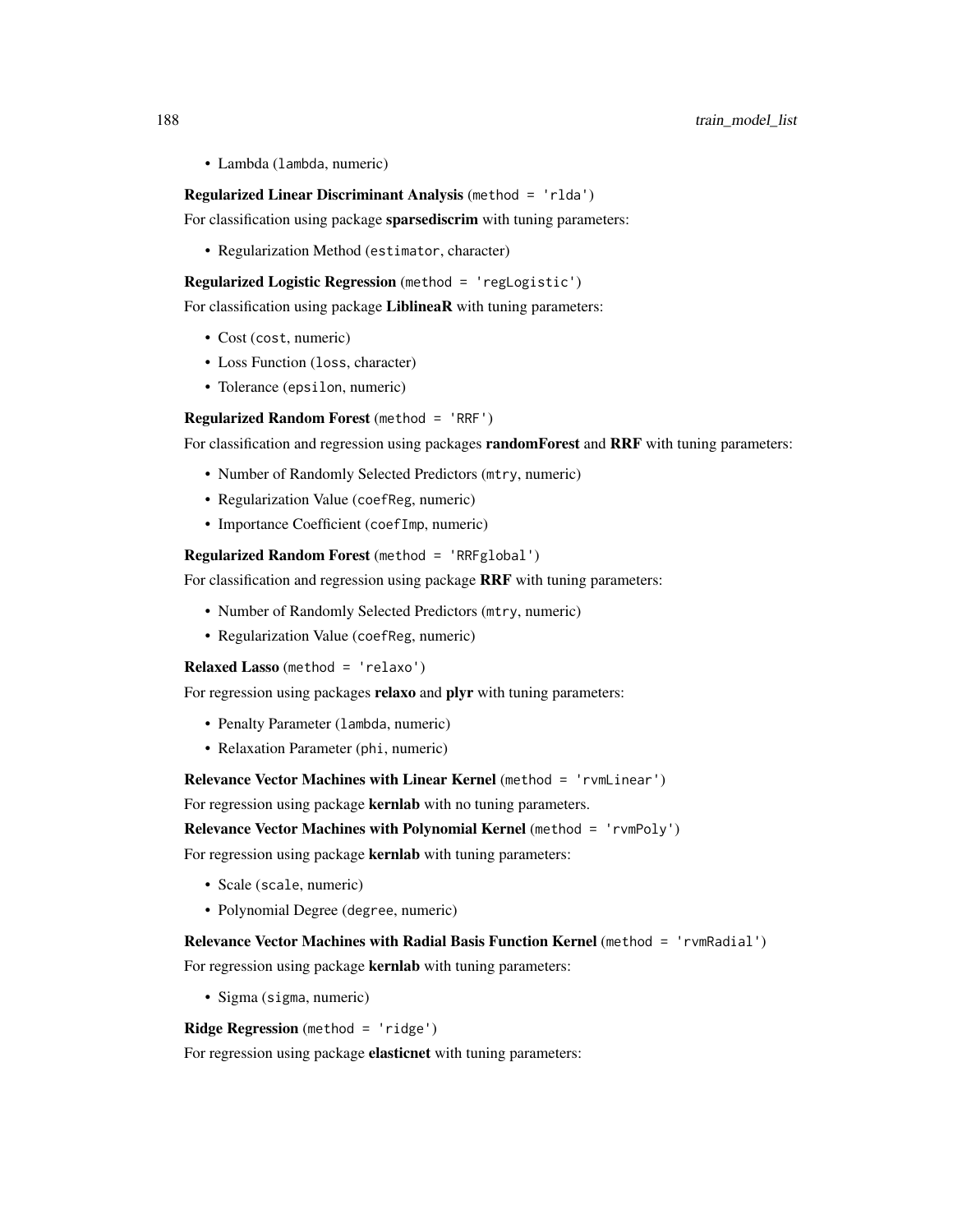- Lambda (`lambda`, numeric)

**Regularized Linear Discriminant Analysis** (`method = 'rlda'`)

For classification using package **sparsediscrim** with tuning parameters:

- Regularization Method (`estimator`, character)

**Regularized Logistic Regression** (`method = 'regLogistic'`)

For classification using package **LiblineaR** with tuning parameters:

- Cost (`cost`, numeric)
- Loss Function (`loss`, character)
- Tolerance (`epsilon`, numeric)

**Regularized Random Forest** (`method = 'RRF'`)

For classification and regression using packages **randomForest** and **RRF** with tuning parameters:

- Number of Randomly Selected Predictors (`mtry`, numeric)
- Regularization Value (`coefReg`, numeric)
- Importance Coefficient (`coefImp`, numeric)

**Regularized Random Forest** (`method = 'RRFglobal'`)

For classification and regression using package **RRF** with tuning parameters:

- Number of Randomly Selected Predictors (`mtry`, numeric)
- Regularization Value (`coefReg`, numeric)

**Relaxed Lasso** (`method = 'relaxo'`)

For regression using packages **relaxo** and **plyr** with tuning parameters:

- Penalty Parameter (`lambda`, numeric)
- Relaxation Parameter (`phi`, numeric)

**Relevance Vector Machines with Linear Kernel** (`method = 'rvmLinear'`)

For regression using package **kernlab** with no tuning parameters.

**Relevance Vector Machines with Polynomial Kernel** (`method = 'rvmPoly'`)

For regression using package **kernlab** with tuning parameters:

- Scale (`scale`, numeric)
- Polynomial Degree (`degree`, numeric)

**Relevance Vector Machines with Radial Basis Function Kernel** (`method = 'rvmRadial'`)

For regression using package **kernlab** with tuning parameters:

- Sigma (`sigma`, numeric)

**Ridge Regression** (`method = 'ridge'`)

For regression using package **elasticnet** with tuning parameters: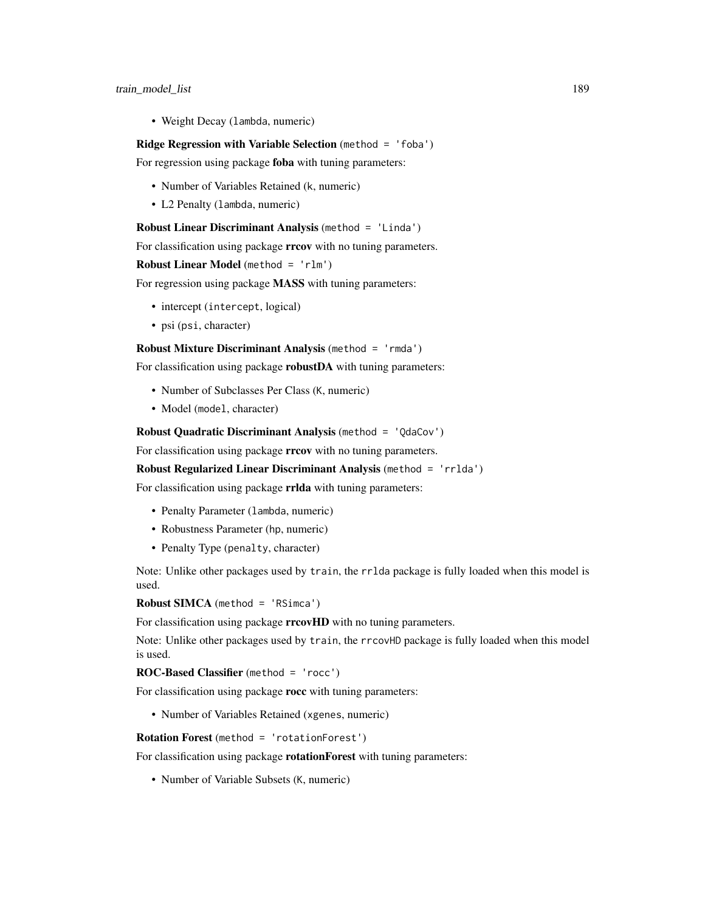- Weight Decay (`lambda`, numeric)

**Ridge Regression with Variable Selection** (`method = 'foba'`)

For regression using package **foba** with tuning parameters:

- Number of Variables Retained (`k`, numeric)
- L2 Penalty (`lambda`, numeric)

**Robust Linear Discriminant Analysis** (`method = 'Linda'`)

For classification using package **rrcov** with no tuning parameters.

**Robust Linear Model** (`method = 'rlm'`)

For regression using package **MASS** with tuning parameters:

- intercept (`intercept`, logical)
- psi (`psi`, character)

**Robust Mixture Discriminant Analysis** (`method = 'rmda'`)

For classification using package **robustDA** with tuning parameters:

- Number of Subclasses Per Class (`K`, numeric)
- Model (`model`, character)

**Robust Quadratic Discriminant Analysis** (`method = 'QdaCov'`)

For classification using package **rrcov** with no tuning parameters.

**Robust Regularized Linear Discriminant Analysis** (`method = 'rrlda'`)

For classification using package **rrlda** with tuning parameters:

- Penalty Parameter (`lambda`, numeric)
- Robustness Parameter (`hp`, numeric)
- Penalty Type (`penalty`, character)

Note: Unlike other packages used by `train`, the `rrlda` package is fully loaded when this model is used.

**Robust SIMCA** (`method = 'RSimca'`)

For classification using package **rrcovHD** with no tuning parameters.

Note: Unlike other packages used by `train`, the `rrcovHD` package is fully loaded when this model is used.

**ROC-Based Classifier** (`method = 'rocc'`)

For classification using package **rocc** with tuning parameters:

- Number of Variables Retained (`xgenes`, numeric)

**Rotation Forest** (`method = 'rotationForest'`)

For classification using package **rotationForest** with tuning parameters:

- Number of Variable Subsets (`K`, numeric)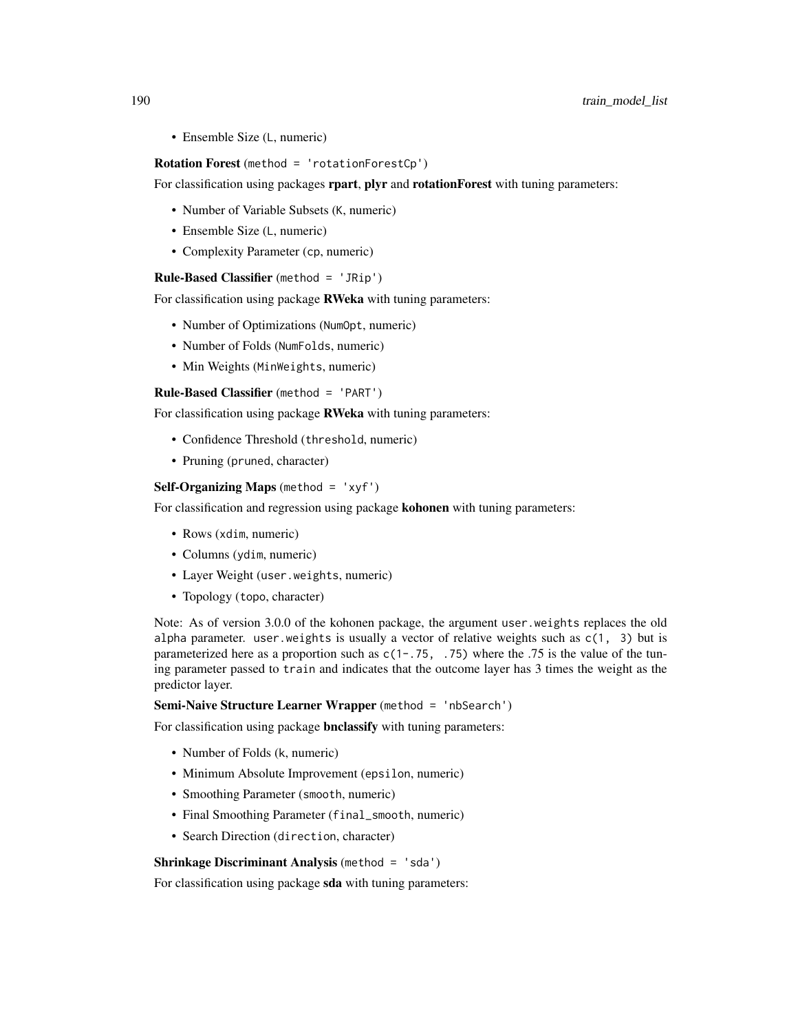- Ensemble Size (`L`, numeric)

**Rotation Forest** (`method = 'rotationForestCp'`)

For classification using packages **rpart**, **plyr** and **rotationForest** with tuning parameters:

- Number of Variable Subsets (`K`, numeric)
- Ensemble Size (`L`, numeric)
- Complexity Parameter (`cp`, numeric)

**Rule-Based Classifier** (`method = 'JRip'`)

For classification using package **RWeka** with tuning parameters:

- Number of Optimizations (`NumOpt`, numeric)
- Number of Folds (`NumFolds`, numeric)
- Min Weights (`MinWeights`, numeric)

**Rule-Based Classifier** (`method = 'PART'`)

For classification using package **RWeka** with tuning parameters:

- Confidence Threshold (`threshold`, numeric)
- Pruning (`pruned`, character)

**Self-Organizing Maps** (`method = 'xyf'`)

For classification and regression using package **kohonen** with tuning parameters:

- Rows (`xdim`, numeric)
- Columns (`ydim`, numeric)
- Layer Weight (`user.weights`, numeric)
- Topology (`topo`, character)

Note: As of version 3.0.0 of the kohonen package, the argument `user.weights` replaces the old `alpha` parameter. `user.weights` is usually a vector of relative weights such as `c(1, 3)` but is parameterized here as a proportion such as `c(1-.75, .75)` where the .75 is the value of the tuning parameter passed to `train` and indicates that the outcome layer has 3 times the weight as the predictor layer.

**Semi-Naive Structure Learner Wrapper** (`method = 'nbSearch'`)

For classification using package **bnclassify** with tuning parameters:

- Number of Folds (`k`, numeric)
- Minimum Absolute Improvement (`epsilon`, numeric)
- Smoothing Parameter (`smooth`, numeric)
- Final Smoothing Parameter (`final_smooth`, numeric)
- Search Direction (`direction`, character)

**Shrinkage Discriminant Analysis** (`method = 'sda'`)

For classification using package **sda** with tuning parameters: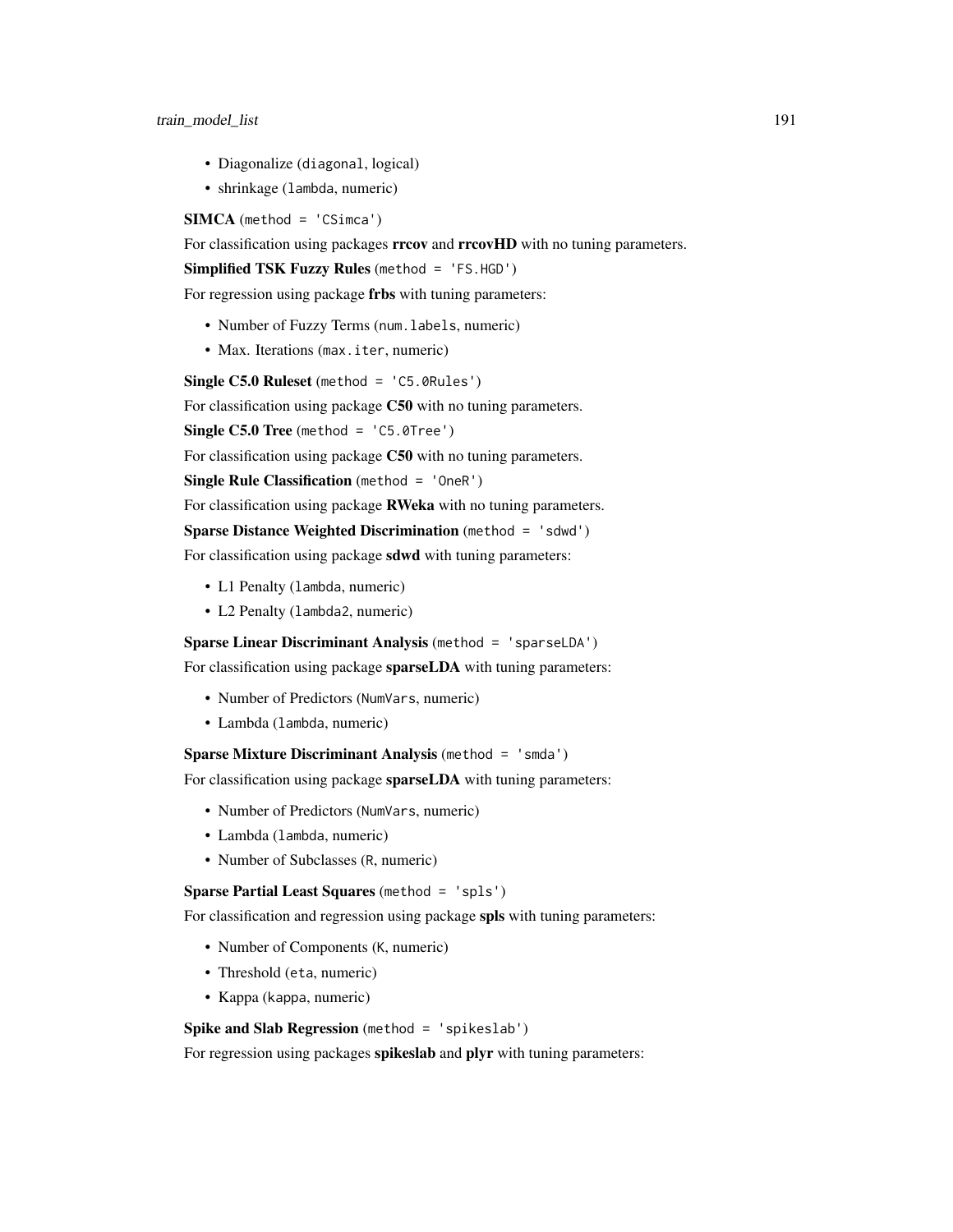- Diagonalize (`diagonal`, logical)
- shrinkage (`lambda`, numeric)

**SIMCA** (`method = 'CSimca'`)

For classification using packages **rrcov** and **rrcovHD** with no tuning parameters.

**Simplified TSK Fuzzy Rules** (`method = 'FS.HGD'`)

For regression using package **frbs** with tuning parameters:

- Number of Fuzzy Terms (`num.labels`, numeric)
- Max. Iterations (`max.iter`, numeric)

**Single C5.0 Ruleset** (`method = 'C5.0Rules'`)

For classification using package **C50** with no tuning parameters.

**Single C5.0 Tree** (`method = 'C5.0Tree'`)

For classification using package **C50** with no tuning parameters.

**Single Rule Classification** (`method = 'OneR'`)

For classification using package **RWeka** with no tuning parameters.

**Sparse Distance Weighted Discrimination** (`method = 'sdwd'`)

For classification using package **sdwd** with tuning parameters:

- L1 Penalty (`lambda`, numeric)
- L2 Penalty (`lambda2`, numeric)

**Sparse Linear Discriminant Analysis** (`method = 'sparseLDA'`)

For classification using package **sparseLDA** with tuning parameters:

- Number of Predictors (`NumVars`, numeric)
- Lambda (`lambda`, numeric)

**Sparse Mixture Discriminant Analysis** (`method = 'smda'`)

For classification using package **sparseLDA** with tuning parameters:

- Number of Predictors (`NumVars`, numeric)
- Lambda (`lambda`, numeric)
- Number of Subclasses (`R`, numeric)

**Sparse Partial Least Squares** (`method = 'spls'`)

For classification and regression using package **spls** with tuning parameters:

- Number of Components (`K`, numeric)
- Threshold (`eta`, numeric)
- Kappa (`kappa`, numeric)

**Spike and Slab Regression** (`method = 'spikeslab'`)

For regression using packages **spikeslab** and **plyr** with tuning parameters: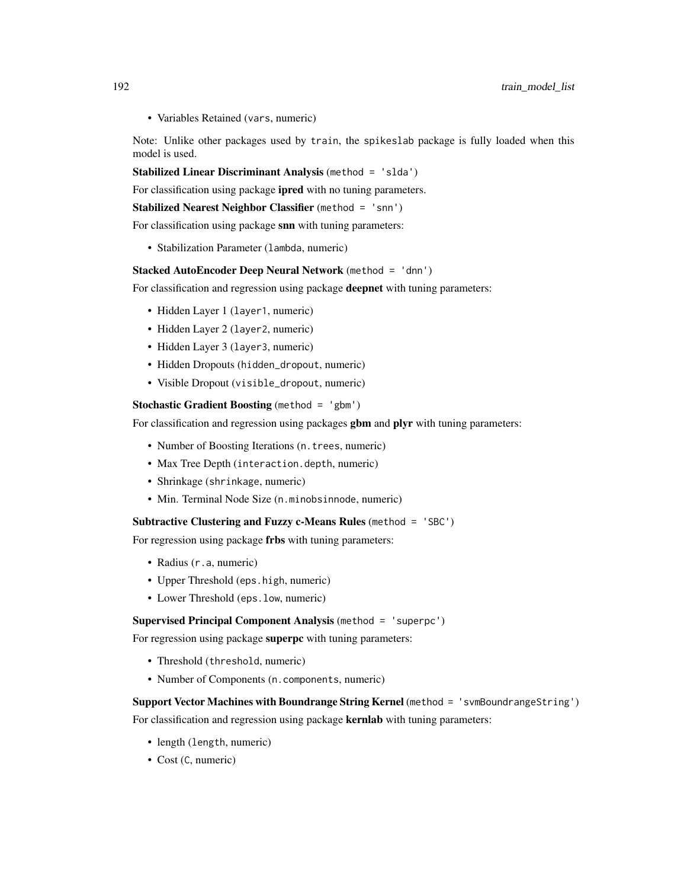- Variables Retained (`vars`, numeric)

Note: Unlike other packages used by `train`, the `spikeslab` package is fully loaded when this model is used.

**Stabilized Linear Discriminant Analysis** (`method = 'slda'`)

For classification using package **ipred** with no tuning parameters.

**Stabilized Nearest Neighbor Classifier** (`method = 'snn'`)

For classification using package **snn** with tuning parameters:

- Stabilization Parameter (`lambda`, numeric)

**Stacked AutoEncoder Deep Neural Network** (`method = 'dnn'`)

For classification and regression using package **deepnet** with tuning parameters:

- Hidden Layer 1 (`layer1`, numeric)
- Hidden Layer 2 (`layer2`, numeric)
- Hidden Layer 3 (`layer3`, numeric)
- Hidden Dropouts (`hidden_dropout`, numeric)
- Visible Dropout (`visible_dropout`, numeric)

**Stochastic Gradient Boosting** (`method = 'gbm'`)

For classification and regression using packages **gbm** and **plyr** with tuning parameters:

- Number of Boosting Iterations (`n.trees`, numeric)
- Max Tree Depth (`interaction.depth`, numeric)
- Shrinkage (`shrinkage`, numeric)
- Min. Terminal Node Size (`n.minobsinnode`, numeric)

**Subtractive Clustering and Fuzzy c-Means Rules** (`method = 'SBC'`)

For regression using package **frbs** with tuning parameters:

- Radius (`r.a`, numeric)
- Upper Threshold (`eps.high`, numeric)
- Lower Threshold (`eps.low`, numeric)

**Supervised Principal Component Analysis** (`method = 'superpc'`)

For regression using package **superpc** with tuning parameters:

- Threshold (`threshold`, numeric)
- Number of Components (`n.components`, numeric)

**Support Vector Machines with Boundrange String Kernel** (`method = 'svmBoundrangeString'`)

For classification and regression using package **kernlab** with tuning parameters:

- length (`length`, numeric)
- Cost (`C`, numeric)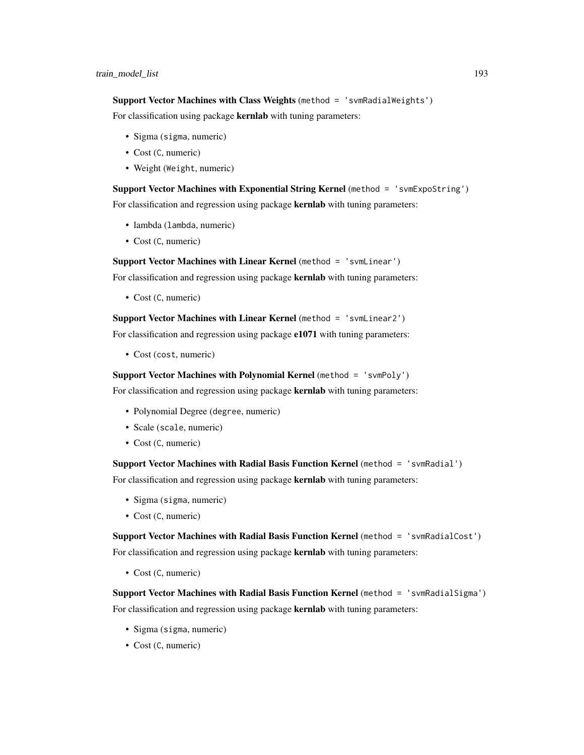**Support Vector Machines with Class Weights** (`method = 'svmRadialWeights'`)

For classification using package **kernlab** with tuning parameters:

- Sigma (`sigma`, numeric)
- Cost (`C`, numeric)
- Weight (`Weight`, numeric)

**Support Vector Machines with Exponential String Kernel** (`method = 'svmExpoString'`)

For classification and regression using package **kernlab** with tuning parameters:

- lambda (`lambda`, numeric)
- Cost (`C`, numeric)

**Support Vector Machines with Linear Kernel** (`method = 'svmLinear'`)

For classification and regression using package **kernlab** with tuning parameters:

- Cost (`C`, numeric)

**Support Vector Machines with Linear Kernel** (`method = 'svmLinear2'`)

For classification and regression using package **e1071** with tuning parameters:

- Cost (`cost`, numeric)

**Support Vector Machines with Polynomial Kernel** (`method = 'svmPoly'`)

For classification and regression using package **kernlab** with tuning parameters:

- Polynomial Degree (`degree`, numeric)
- Scale (`scale`, numeric)
- Cost (`C`, numeric)

**Support Vector Machines with Radial Basis Function Kernel** (`method = 'svmRadial'`)

For classification and regression using package **kernlab** with tuning parameters:

- Sigma (`sigma`, numeric)
- Cost (`C`, numeric)

**Support Vector Machines with Radial Basis Function Kernel** (`method = 'svmRadialCost'`)

For classification and regression using package **kernlab** with tuning parameters:

- Cost (`C`, numeric)

**Support Vector Machines with Radial Basis Function Kernel** (`method = 'svmRadialSigma'`)

For classification and regression using package **kernlab** with tuning parameters:

- Sigma (`sigma`, numeric)
- Cost (`C`, numeric)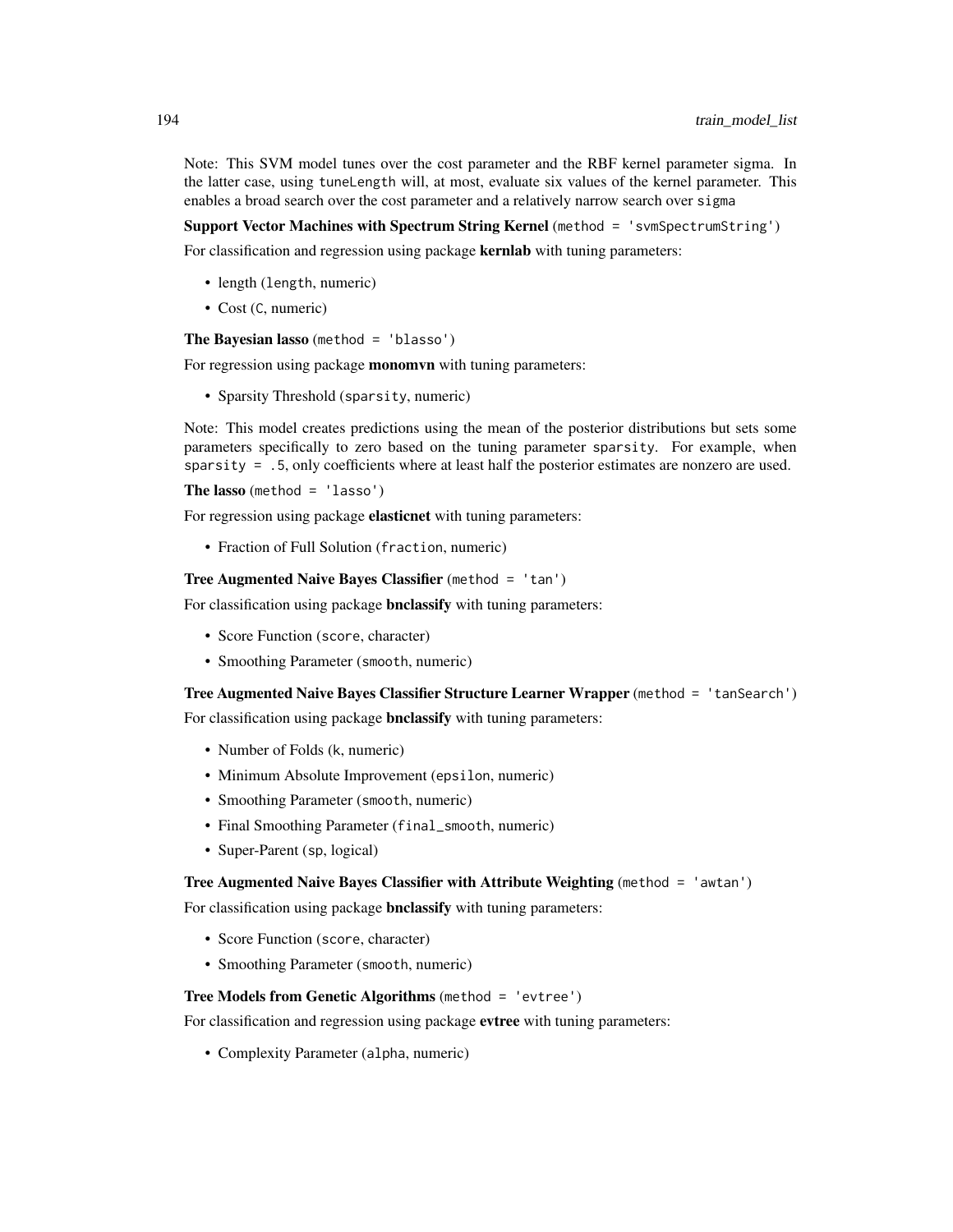Note: This SVM model tunes over the cost parameter and the RBF kernel parameter sigma. In the latter case, using `tuneLength` will, at most, evaluate six values of the kernel parameter. This enables a broad search over the cost parameter and a relatively narrow search over `sigma`

**Support Vector Machines with Spectrum String Kernel** (`method = 'svmSpectrumString'`)

For classification and regression using package **kernlab** with tuning parameters:

- length (`length`, numeric)
- Cost (`C`, numeric)

**The Bayesian lasso** (`method = 'blasso'`)

For regression using package **monomvn** with tuning parameters:

- Sparsity Threshold (`sparsity`, numeric)

Note: This model creates predictions using the mean of the posterior distributions but sets some parameters specifically to zero based on the tuning parameter `sparsity`. For example, when `sparsity = .5`, only coefficients where at least half the posterior estimates are nonzero are used.

**The lasso** (`method = 'lasso'`)

For regression using package **elasticnet** with tuning parameters:

- Fraction of Full Solution (`fraction`, numeric)

**Tree Augmented Naive Bayes Classifier** (`method = 'tan'`)

For classification using package **bnclassify** with tuning parameters:

- Score Function (`score`, character)
- Smoothing Parameter (`smooth`, numeric)

**Tree Augmented Naive Bayes Classifier Structure Learner Wrapper** (`method = 'tanSearch'`)

For classification using package **bnclassify** with tuning parameters:

- Number of Folds (`k`, numeric)
- Minimum Absolute Improvement (`epsilon`, numeric)
- Smoothing Parameter (`smooth`, numeric)
- Final Smoothing Parameter (`final_smooth`, numeric)
- Super-Parent (`sp`, logical)

**Tree Augmented Naive Bayes Classifier with Attribute Weighting** (`method = 'awtan'`)

For classification using package **bnclassify** with tuning parameters:

- Score Function (`score`, character)
- Smoothing Parameter (`smooth`, numeric)

**Tree Models from Genetic Algorithms** (`method = 'evtree'`)

For classification and regression using package **evtree** with tuning parameters:

- Complexity Parameter (`alpha`, numeric)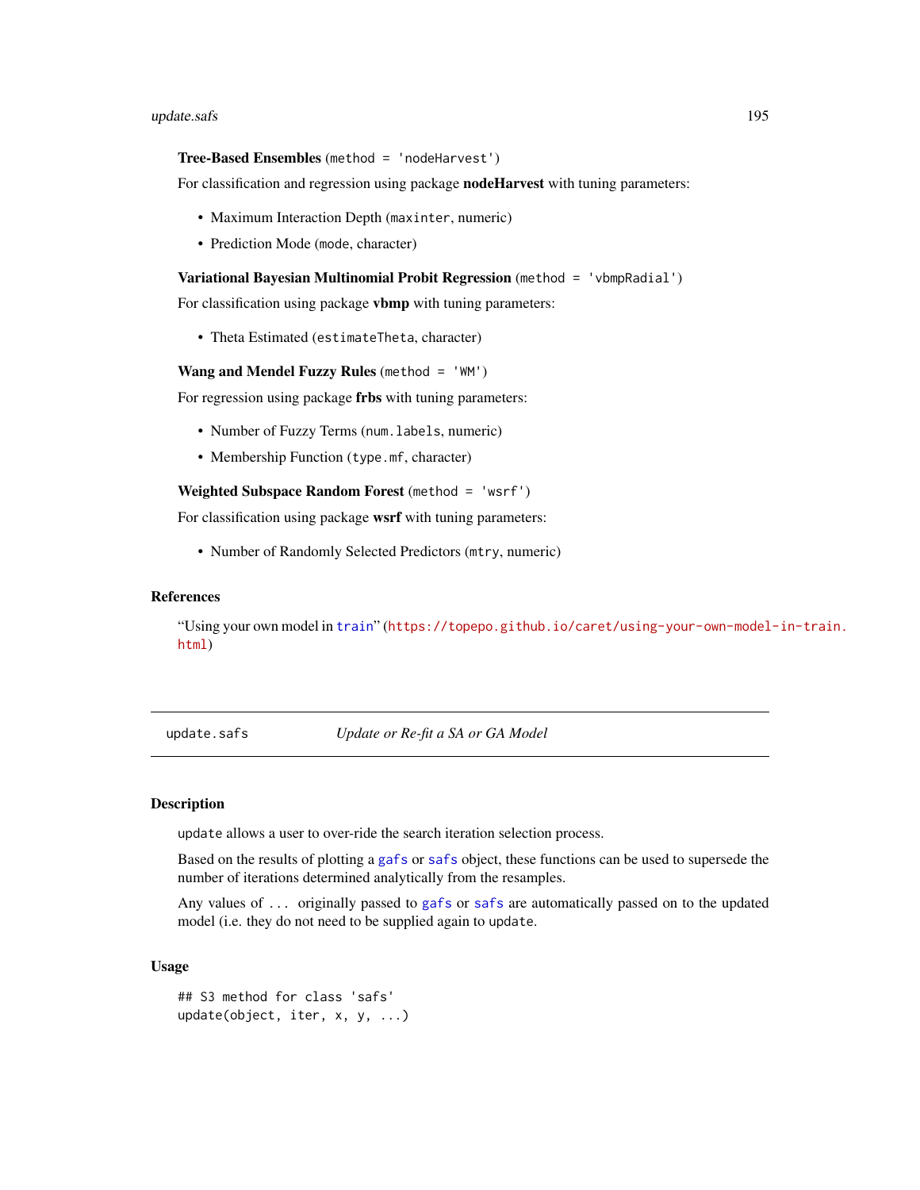**Tree-Based Ensembles** (`method = 'nodeHarvest'`)

For classification and regression using package **nodeHarvest** with tuning parameters:

- Maximum Interaction Depth (`maxinter`, numeric)
- Prediction Mode (`mode`, character)

**Variational Bayesian Multinomial Probit Regression** (`method = 'vbmpRadial'`)

For classification using package **vbmp** with tuning parameters:

- Theta Estimated (`estimateTheta`, character)

**Wang and Mendel Fuzzy Rules** (`method = 'WM'`)

For regression using package **frbs** with tuning parameters:

- Number of Fuzzy Terms (`num.labels`, numeric)
- Membership Function (`type.mf`, character)

**Weighted Subspace Random Forest** (`method = 'wsrf'`)

For classification using package **wsrf** with tuning parameters:

- Number of Randomly Selected Predictors (`mtry`, numeric)

## References

"Using your own model in `train`" (https://topepo.github.io/caret/using-your-own-model-in-train.html)

---

# update.safs — *Update or Re-fit a SA or GA Model*

## Description

`update` allows a user to over-ride the search iteration selection process.

Based on the results of plotting a `gafs` or `safs` object, these functions can be used to supersede the number of iterations determined analytically from the resamples.

Any values of `...` originally passed to `gafs` or `safs` are automatically passed on to the updated model (i.e. they do not need to be supplied again to `update`.

## Usage

```
## S3 method for class 'safs'
update(object, iter, x, y, ...)
```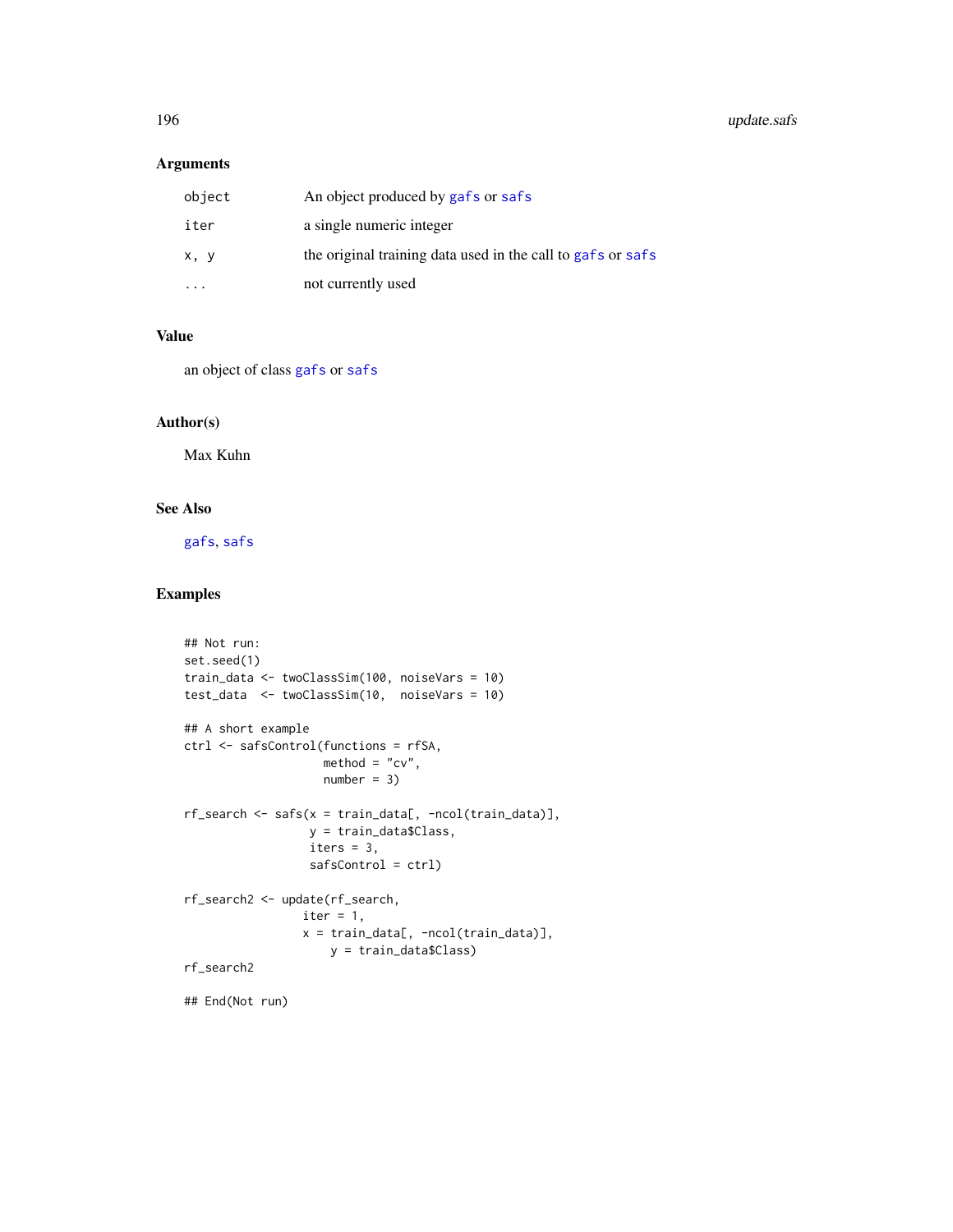### Arguments

| | |
|---|---|
| object | An object produced by gafs or safs |
| iter | a single numeric integer |
| x, y | the original training data used in the call to gafs or safs |
| ... | not currently used |

### Value

an object of class gafs or safs

### Author(s)

Max Kuhn

### See Also

gafs, safs

### Examples

```
## Not run:
set.seed(1)
train_data <- twoClassSim(100, noiseVars = 10)
test_data  <- twoClassSim(10,  noiseVars = 10)

## A short example
ctrl <- safsControl(functions = rfSA,
                    method = "cv",
                    number = 3)

rf_search <- safs(x = train_data[, -ncol(train_data)],
                  y = train_data$Class,
                  iters = 3,
                  safsControl = ctrl)

rf_search2 <- update(rf_search,
                 iter = 1,
                 x = train_data[, -ncol(train_data)],
                     y = train_data$Class)
rf_search2

## End(Not run)
```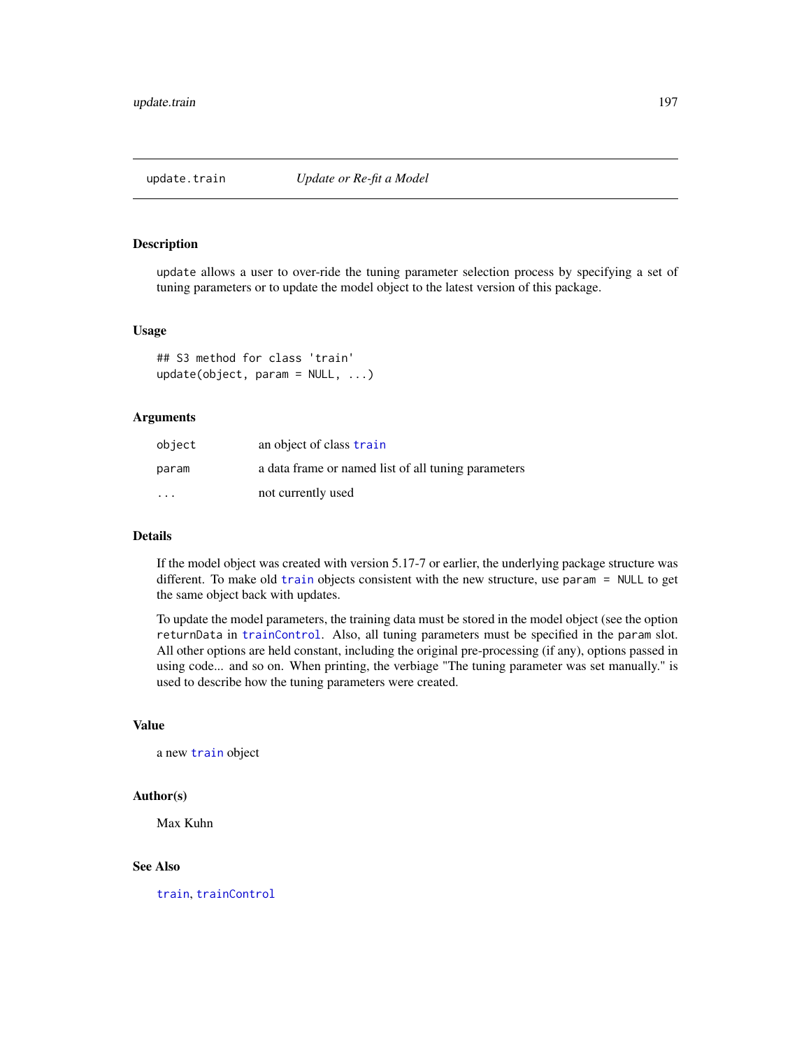# update.train — *Update or Re-fit a Model*

## Description

`update` allows a user to over-ride the tuning parameter selection process by specifying a set of tuning parameters or to update the model object to the latest version of this package.

## Usage

```
## S3 method for class 'train'
update(object, param = NULL, ...)
```

## Arguments

| | |
|---|---|
| `object` | an object of class `train` |
| `param` | a data frame or named list of all tuning parameters |
| `...` | not currently used |

## Details

If the model object was created with version 5.17-7 or earlier, the underlying package structure was different. To make old `train` objects consistent with the new structure, use `param = NULL` to get the same object back with updates.

To update the model parameters, the training data must be stored in the model object (see the option `returnData` in `trainControl`. Also, all tuning parameters must be specified in the `param` slot. All other options are held constant, including the original pre-processing (if any), options passed in using code... and so on. When printing, the verbiage "The tuning parameter was set manually." is used to describe how the tuning parameters were created.

## Value

a new `train` object

## Author(s)

Max Kuhn

## See Also

`train`, `trainControl`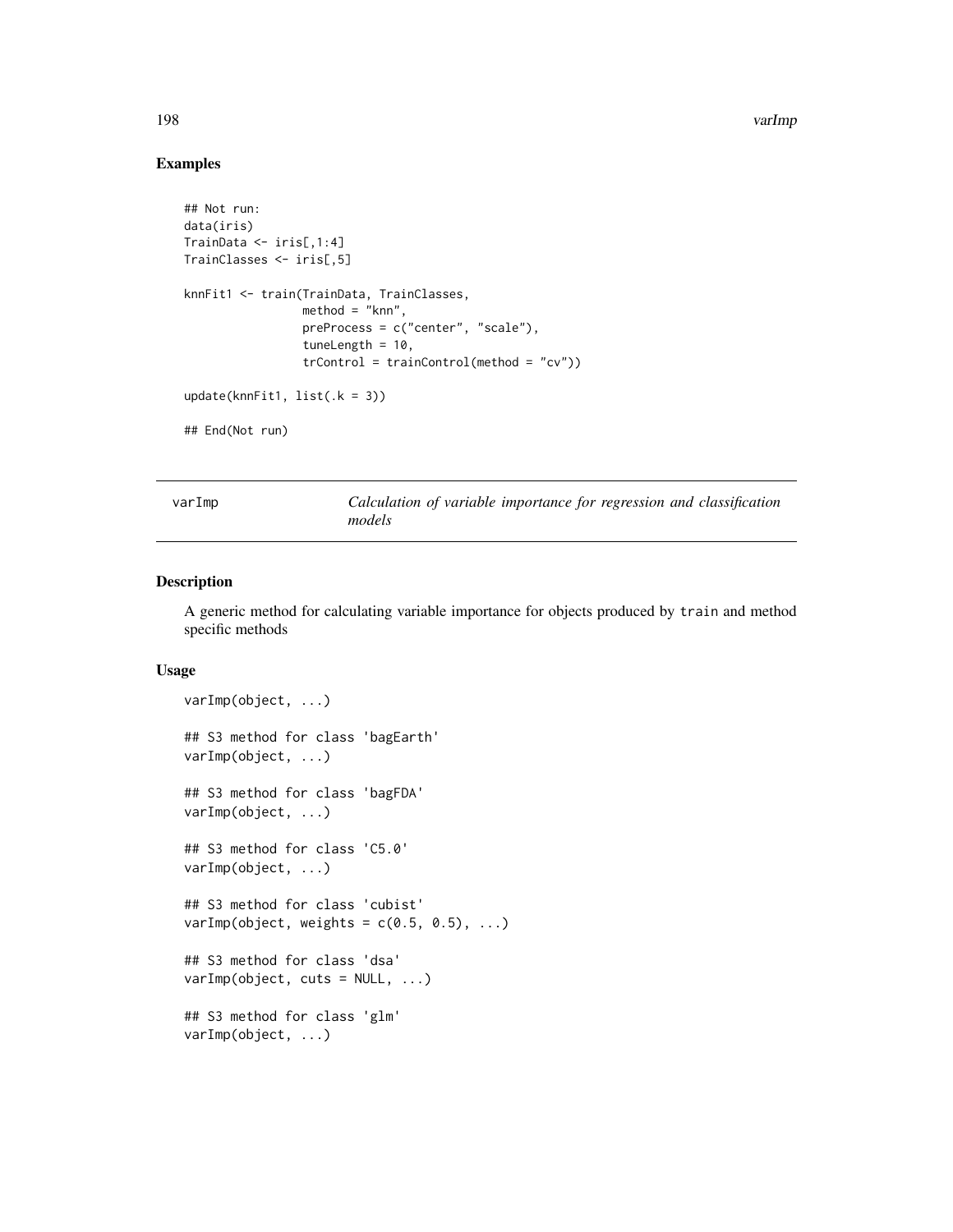## Examples

```
## Not run:
data(iris)
TrainData <- iris[,1:4]
TrainClasses <- iris[,5]

knnFit1 <- train(TrainData, TrainClasses,
                 method = "knn",
                 preProcess = c("center", "scale"),
                 tuneLength = 10,
                 trControl = trainControl(method = "cv"))

update(knnFit1, list(.k = 3))

## End(Not run)
```

---

# varImp — *Calculation of variable importance for regression and classification models*

---

## Description

A generic method for calculating variable importance for objects produced by `train` and method specific methods

## Usage

```
varImp(object, ...)

## S3 method for class 'bagEarth'
varImp(object, ...)

## S3 method for class 'bagFDA'
varImp(object, ...)

## S3 method for class 'C5.0'
varImp(object, ...)

## S3 method for class 'cubist'
varImp(object, weights = c(0.5, 0.5), ...)

## S3 method for class 'dsa'
varImp(object, cuts = NULL, ...)

## S3 method for class 'glm'
varImp(object, ...)
```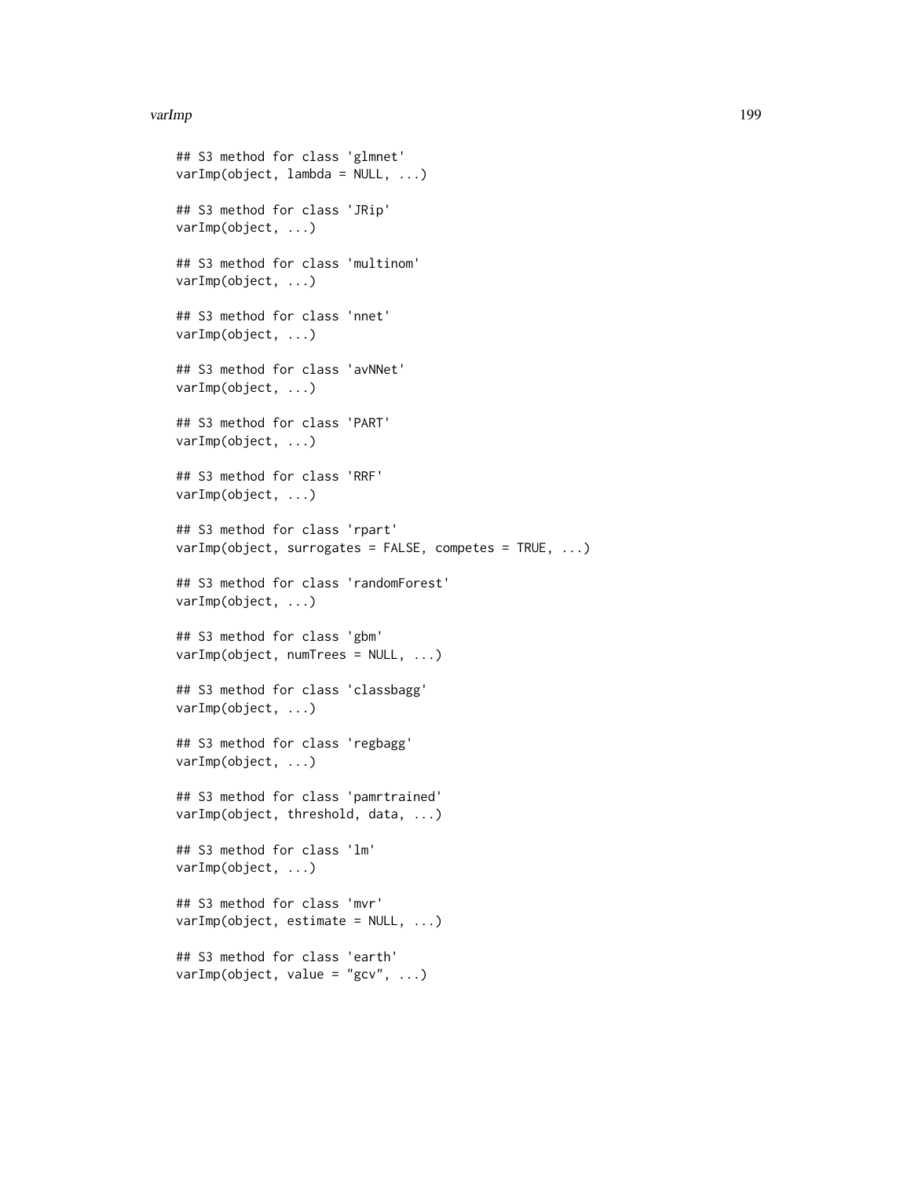```
## S3 method for class 'glmnet'
varImp(object, lambda = NULL, ...)

## S3 method for class 'JRip'
varImp(object, ...)

## S3 method for class 'multinom'
varImp(object, ...)

## S3 method for class 'nnet'
varImp(object, ...)

## S3 method for class 'avNNet'
varImp(object, ...)

## S3 method for class 'PART'
varImp(object, ...)

## S3 method for class 'RRF'
varImp(object, ...)

## S3 method for class 'rpart'
varImp(object, surrogates = FALSE, competes = TRUE, ...)

## S3 method for class 'randomForest'
varImp(object, ...)

## S3 method for class 'gbm'
varImp(object, numTrees = NULL, ...)

## S3 method for class 'classbagg'
varImp(object, ...)

## S3 method for class 'regbagg'
varImp(object, ...)

## S3 method for class 'pamrtrained'
varImp(object, threshold, data, ...)

## S3 method for class 'lm'
varImp(object, ...)

## S3 method for class 'mvr'
varImp(object, estimate = NULL, ...)

## S3 method for class 'earth'
varImp(object, value = "gcv", ...)
```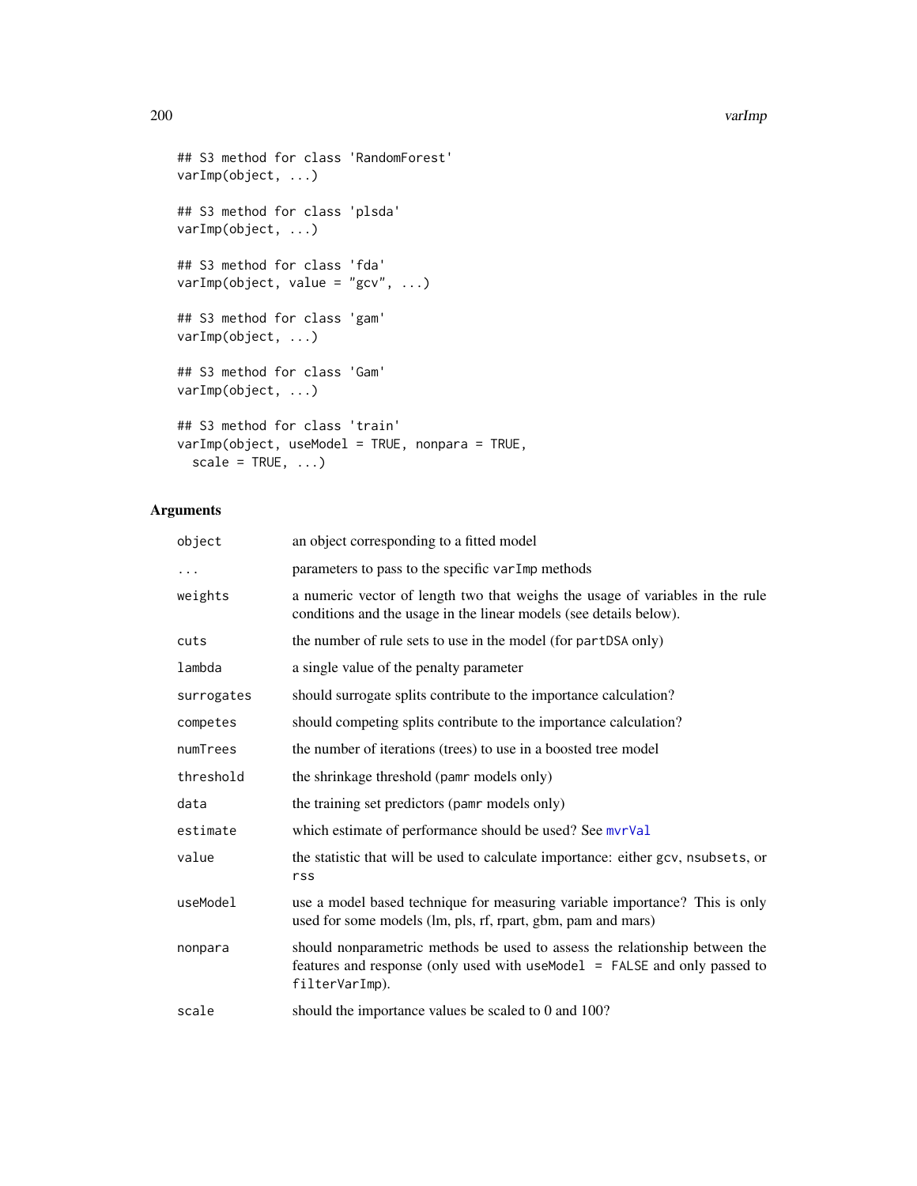```
## S3 method for class 'RandomForest'
varImp(object, ...)

## S3 method for class 'plsda'
varImp(object, ...)

## S3 method for class 'fda'
varImp(object, value = "gcv", ...)

## S3 method for class 'gam'
varImp(object, ...)

## S3 method for class 'Gam'
varImp(object, ...)

## S3 method for class 'train'
varImp(object, useModel = TRUE, nonpara = TRUE,
  scale = TRUE, ...)
```

## Arguments

| | |
|---|---|
| `object` | an object corresponding to a fitted model |
| `...` | parameters to pass to the specific `varImp` methods |
| `weights` | a numeric vector of length two that weighs the usage of variables in the rule conditions and the usage in the linear models (see details below). |
| `cuts` | the number of rule sets to use in the model (for `partDSA` only) |
| `lambda` | a single value of the penalty parameter |
| `surrogates` | should surrogate splits contribute to the importance calculation? |
| `competes` | should competing splits contribute to the importance calculation? |
| `numTrees` | the number of iterations (trees) to use in a boosted tree model |
| `threshold` | the shrinkage threshold (`pamr` models only) |
| `data` | the training set predictors (`pamr` models only) |
| `estimate` | which estimate of performance should be used? See `mvrVal` |
| `value` | the statistic that will be used to calculate importance: either `gcv`, `nsubsets`, or `rss` |
| `useModel` | use a model based technique for measuring variable importance? This is only used for some models (lm, pls, rf, rpart, gbm, pam and mars) |
| `nonpara` | should nonparametric methods be used to assess the relationship between the features and response (only used with `useModel = FALSE` and only passed to `filterVarImp`). |
| `scale` | should the importance values be scaled to 0 and 100? |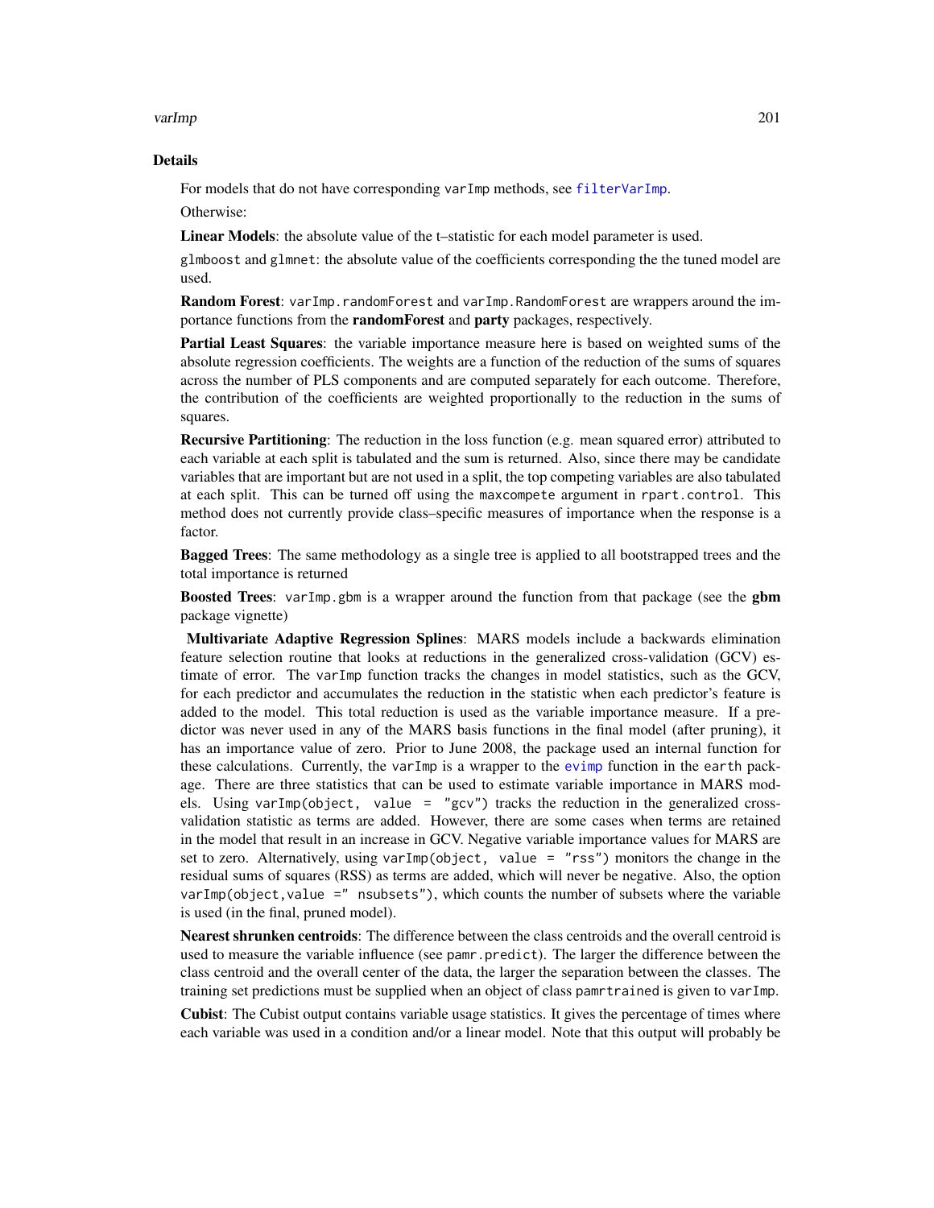## Details

For models that do not have corresponding `varImp` methods, see `filterVarImp`.

Otherwise:

**Linear Models**: the absolute value of the t–statistic for each model parameter is used.

`glmboost` and `glmnet`: the absolute value of the coefficients corresponding the the tuned model are used.

**Random Forest**: `varImp.randomForest` and `varImp.RandomForest` are wrappers around the importance functions from the **randomForest** and **party** packages, respectively.

**Partial Least Squares**: the variable importance measure here is based on weighted sums of the absolute regression coefficients. The weights are a function of the reduction of the sums of squares across the number of PLS components and are computed separately for each outcome. Therefore, the contribution of the coefficients are weighted proportionally to the reduction in the sums of squares.

**Recursive Partitioning**: The reduction in the loss function (e.g. mean squared error) attributed to each variable at each split is tabulated and the sum is returned. Also, since there may be candidate variables that are important but are not used in a split, the top competing variables are also tabulated at each split. This can be turned off using the `maxcompete` argument in `rpart.control`. This method does not currently provide class–specific measures of importance when the response is a factor.

**Bagged Trees**: The same methodology as a single tree is applied to all bootstrapped trees and the total importance is returned

**Boosted Trees**: `varImp.gbm` is a wrapper around the function from that package (see the **gbm** package vignette)

**Multivariate Adaptive Regression Splines**: MARS models include a backwards elimination feature selection routine that looks at reductions in the generalized cross-validation (GCV) estimate of error. The `varImp` function tracks the changes in model statistics, such as the GCV, for each predictor and accumulates the reduction in the statistic when each predictor's feature is added to the model. This total reduction is used as the variable importance measure. If a predictor was never used in any of the MARS basis functions in the final model (after pruning), it has an importance value of zero. Prior to June 2008, the package used an internal function for these calculations. Currently, the `varImp` is a wrapper to the `evimp` function in the `earth` package. There are three statistics that can be used to estimate variable importance in MARS models. Using `varImp(object, value = "gcv")` tracks the reduction in the generalized cross-validation statistic as terms are added. However, there are some cases when terms are retained in the model that result in an increase in GCV. Negative variable importance values for MARS are set to zero. Alternatively, using `varImp(object, value = "rss")` monitors the change in the residual sums of squares (RSS) as terms are added, which will never be negative. Also, the option `varImp(object,value =" nsubsets")`, which counts the number of subsets where the variable is used (in the final, pruned model).

**Nearest shrunken centroids**: The difference between the class centroids and the overall centroid is used to measure the variable influence (see `pamr.predict`). The larger the difference between the class centroid and the overall center of the data, the larger the separation between the classes. The training set predictions must be supplied when an object of class `pamrtrained` is given to `varImp`.

**Cubist**: The Cubist output contains variable usage statistics. It gives the percentage of times where each variable was used in a condition and/or a linear model. Note that this output will probably be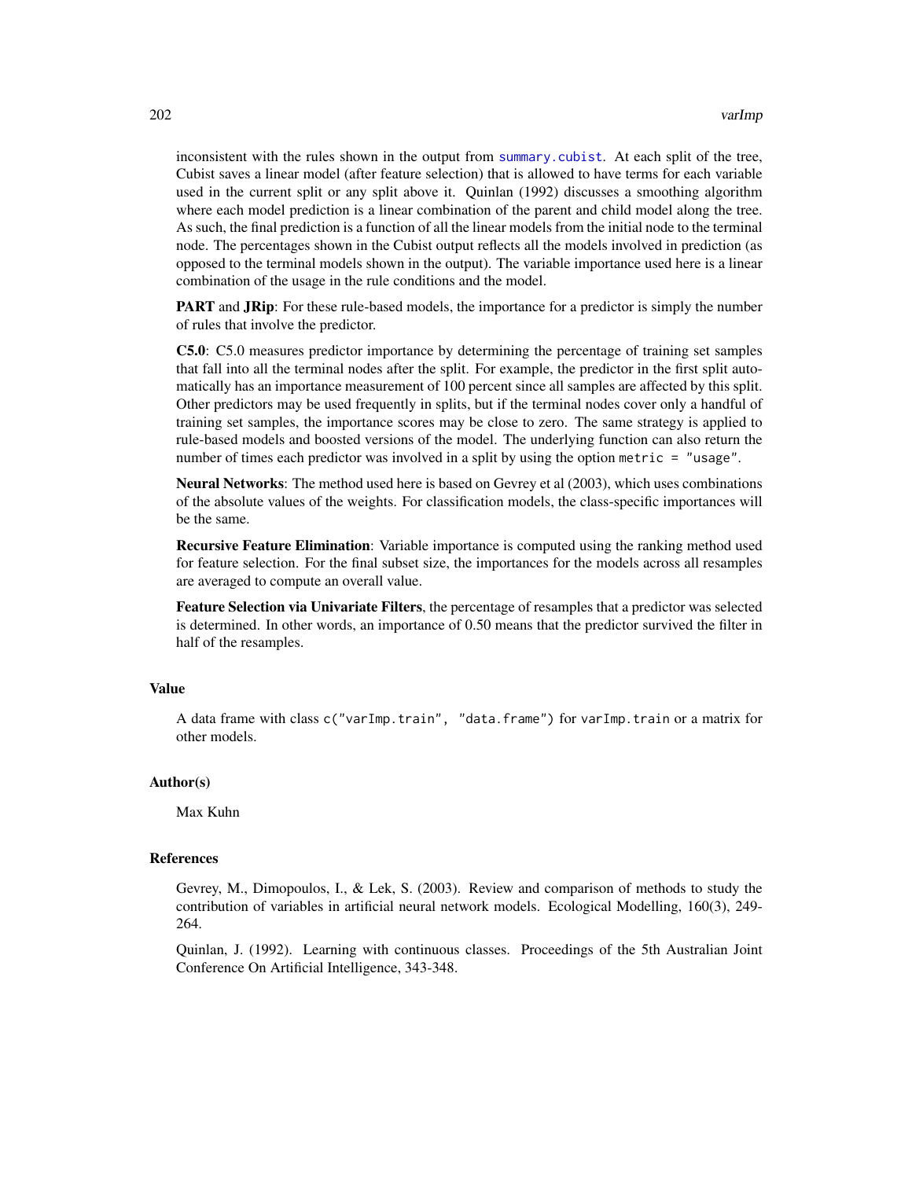inconsistent with the rules shown in the output from `summary.cubist`. At each split of the tree, Cubist saves a linear model (after feature selection) that is allowed to have terms for each variable used in the current split or any split above it. Quinlan (1992) discusses a smoothing algorithm where each model prediction is a linear combination of the parent and child model along the tree. As such, the final prediction is a function of all the linear models from the initial node to the terminal node. The percentages shown in the Cubist output reflects all the models involved in prediction (as opposed to the terminal models shown in the output). The variable importance used here is a linear combination of the usage in the rule conditions and the model.

**PART** and **JRip**: For these rule-based models, the importance for a predictor is simply the number of rules that involve the predictor.

**C5.0**: C5.0 measures predictor importance by determining the percentage of training set samples that fall into all the terminal nodes after the split. For example, the predictor in the first split automatically has an importance measurement of 100 percent since all samples are affected by this split. Other predictors may be used frequently in splits, but if the terminal nodes cover only a handful of training set samples, the importance scores may be close to zero. The same strategy is applied to rule-based models and boosted versions of the model. The underlying function can also return the number of times each predictor was involved in a split by using the option `metric = "usage"`.

**Neural Networks**: The method used here is based on Gevrey et al (2003), which uses combinations of the absolute values of the weights. For classification models, the class-specific importances will be the same.

**Recursive Feature Elimination**: Variable importance is computed using the ranking method used for feature selection. For the final subset size, the importances for the models across all resamples are averaged to compute an overall value.

**Feature Selection via Univariate Filters**, the percentage of resamples that a predictor was selected is determined. In other words, an importance of 0.50 means that the predictor survived the filter in half of the resamples.

### Value

A data frame with class `c("varImp.train", "data.frame")` for `varImp.train` or a matrix for other models.

### Author(s)

Max Kuhn

### References

Gevrey, M., Dimopoulos, I., & Lek, S. (2003). Review and comparison of methods to study the contribution of variables in artificial neural network models. Ecological Modelling, 160(3), 249-264.

Quinlan, J. (1992). Learning with continuous classes. Proceedings of the 5th Australian Joint Conference On Artificial Intelligence, 343-348.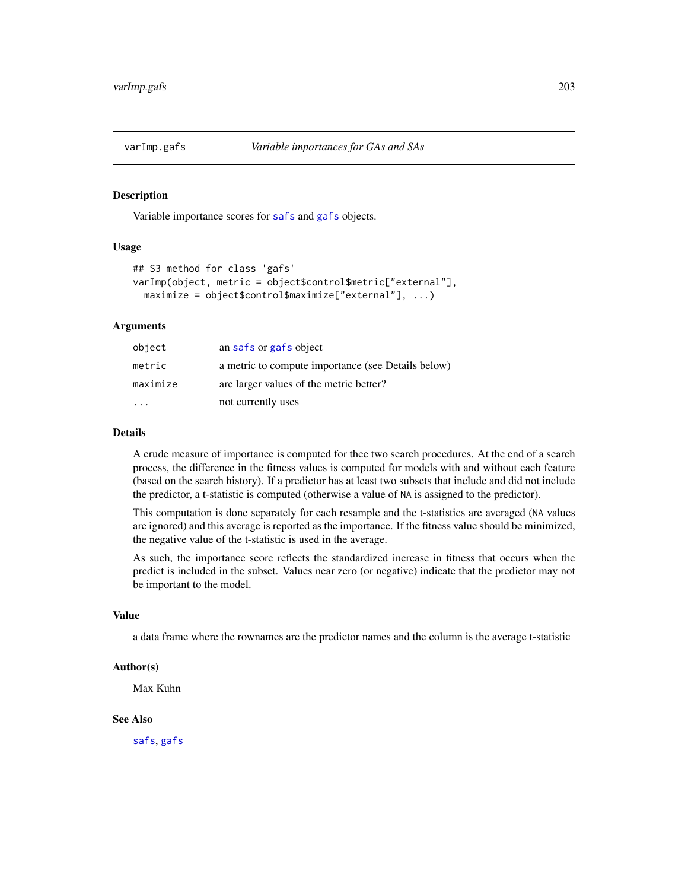## varImp.gafs — *Variable importances for GAs and SAs*

### Description

Variable importance scores for safs and gafs objects.

### Usage

```
## S3 method for class 'gafs'
varImp(object, metric = object$control$metric["external"],
  maximize = object$control$maximize["external"], ...)
```

### Arguments

| | |
|---|---|
| object | an safs or gafs object |
| metric | a metric to compute importance (see Details below) |
| maximize | are larger values of the metric better? |
| ... | not currently uses |

### Details

A crude measure of importance is computed for thee two search procedures. At the end of a search process, the difference in the fitness values is computed for models with and without each feature (based on the search history). If a predictor has at least two subsets that include and did not include the predictor, a t-statistic is computed (otherwise a value of NA is assigned to the predictor).

This computation is done separately for each resample and the t-statistics are averaged (NA values are ignored) and this average is reported as the importance. If the fitness value should be minimized, the negative value of the t-statistic is used in the average.

As such, the importance score reflects the standardized increase in fitness that occurs when the predict is included in the subset. Values near zero (or negative) indicate that the predictor may not be important to the model.

### Value

a data frame where the rownames are the predictor names and the column is the average t-statistic

### Author(s)

Max Kuhn

### See Also

safs, gafs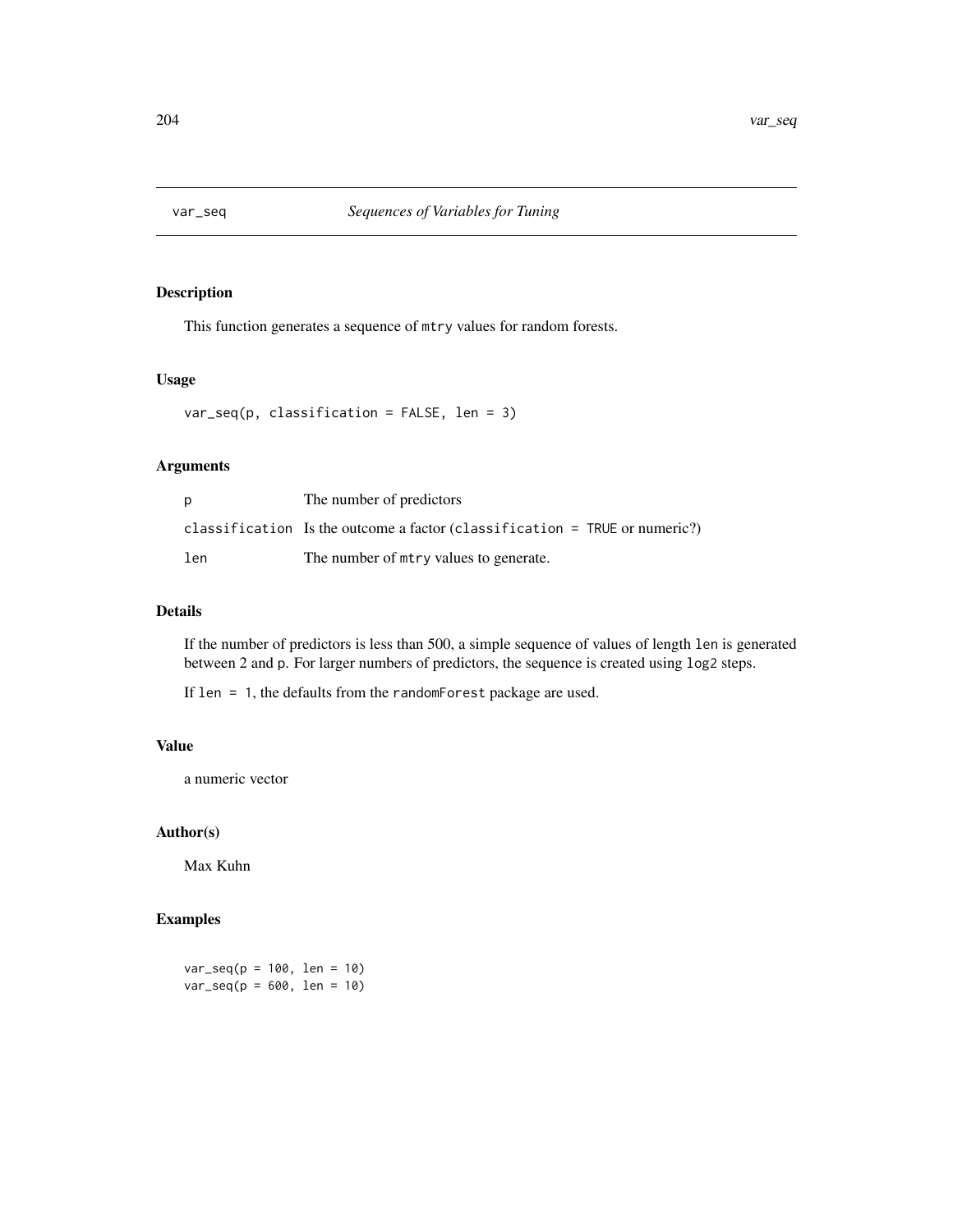# var_seq *Sequences of Variables for Tuning*

## Description

This function generates a sequence of `mtry` values for random forests.

## Usage

```
var_seq(p, classification = FALSE, len = 3)
```

## Arguments

| | |
|---|---|
| `p` | The number of predictors |
| `classification` | Is the outcome a factor (`classification = TRUE` or numeric?) |
| `len` | The number of `mtry` values to generate. |

## Details

If the number of predictors is less than 500, a simple sequence of values of length `len` is generated between 2 and `p`. For larger numbers of predictors, the sequence is created using `log2` steps.

If `len = 1`, the defaults from the `randomForest` package are used.

## Value

a numeric vector

## Author(s)

Max Kuhn

## Examples

```
var_seq(p = 100, len = 10)
var_seq(p = 600, len = 10)
```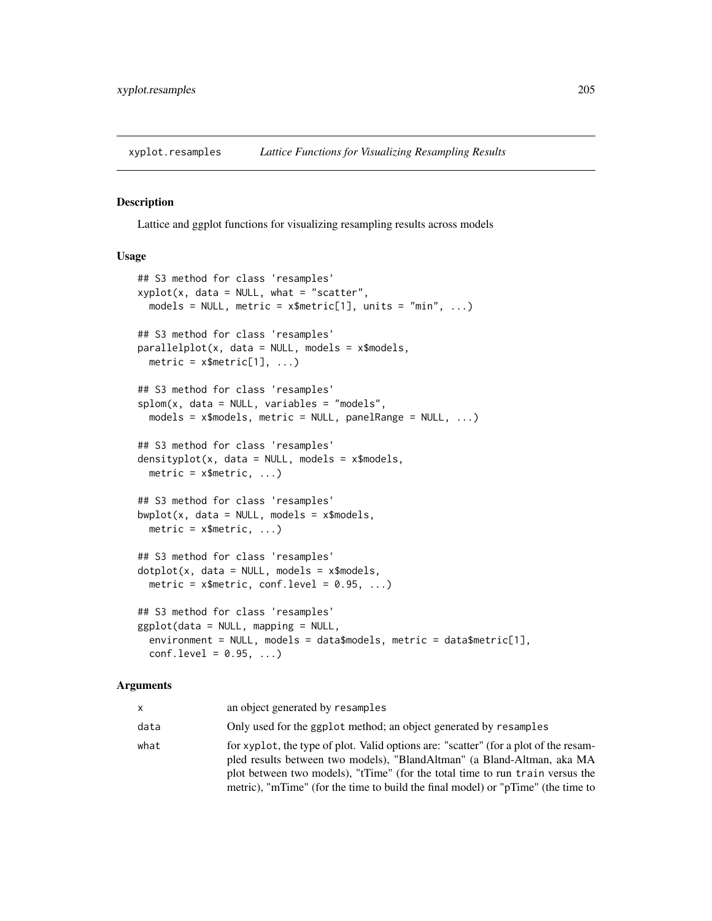xyplot.resamples *Lattice Functions for Visualizing Resampling Results*

## Description

Lattice and ggplot functions for visualizing resampling results across models

## Usage

```
## S3 method for class 'resamples'
xyplot(x, data = NULL, what = "scatter",
  models = NULL, metric = x$metric[1], units = "min", ...)

## S3 method for class 'resamples'
parallelplot(x, data = NULL, models = x$models,
  metric = x$metric[1], ...)

## S3 method for class 'resamples'
splom(x, data = NULL, variables = "models",
  models = x$models, metric = NULL, panelRange = NULL, ...)

## S3 method for class 'resamples'
densityplot(x, data = NULL, models = x$models,
  metric = x$metric, ...)

## S3 method for class 'resamples'
bwplot(x, data = NULL, models = x$models,
  metric = x$metric, ...)

## S3 method for class 'resamples'
dotplot(x, data = NULL, models = x$models,
  metric = x$metric, conf.level = 0.95, ...)

## S3 method for class 'resamples'
ggplot(data = NULL, mapping = NULL,
  environment = NULL, models = data$models, metric = data$metric[1],
  conf.level = 0.95, ...)
```

## Arguments

| | |
|---|---|
| x | an object generated by `resamples` |
| data | Only used for the `ggplot` method; an object generated by `resamples` |
| what | for `xyplot`, the type of plot. Valid options are: "scatter" (for a plot of the resampled results between two models), "BlandAltman" (a Bland-Altman, aka MA plot between two models), "tTime" (for the total time to run `train` versus the metric), "mTime" (for the time to build the final model) or "pTime" (the time to |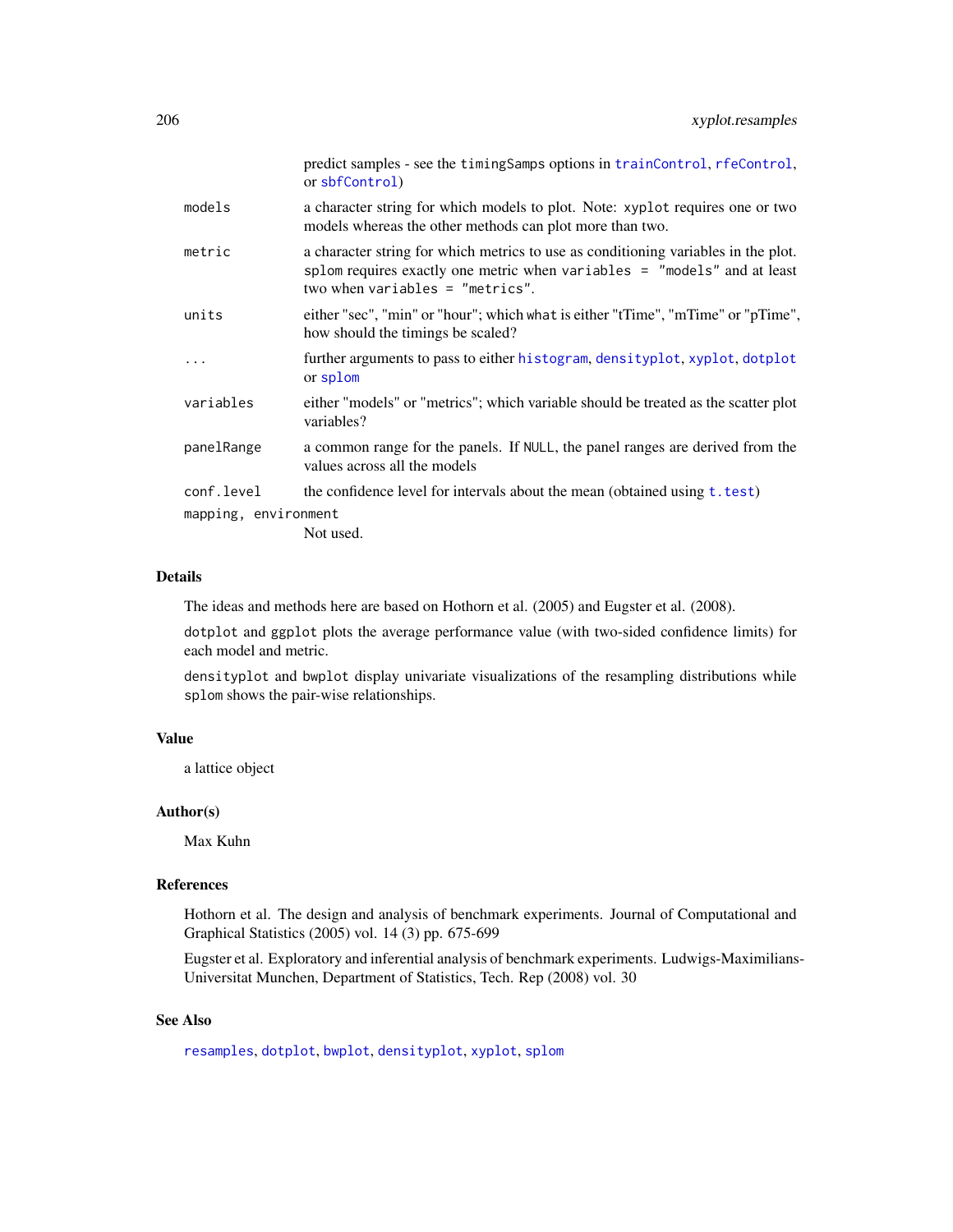predict samples - see the `timingSamps` options in `trainControl`, `rfeControl`, or `sbfControl`)

| | |
|---|---|
| `models` | a character string for which models to plot. Note: `xyplot` requires one or two models whereas the other methods can plot more than two. |
| `metric` | a character string for which metrics to use as conditioning variables in the plot. `splom` requires exactly one metric when `variables = "models"` and at least two when `variables = "metrics"`. |
| `units` | either "sec", "min" or "hour"; which `what` is either "tTime", "mTime" or "pTime", how should the timings be scaled? |
| `...` | further arguments to pass to either `histogram`, `densityplot`, `xyplot`, `dotplot` or `splom` |
| `variables` | either "models" or "metrics"; which variable should be treated as the scatter plot variables? |
| `panelRange` | a common range for the panels. If `NULL`, the panel ranges are derived from the values across all the models |
| `conf.level` | the confidence level for intervals about the mean (obtained using `t.test`) |
| `mapping, environment` | Not used. |

## Details

The ideas and methods here are based on Hothorn et al. (2005) and Eugster et al. (2008).

`dotplot` and `ggplot` plots the average performance value (with two-sided confidence limits) for each model and metric.

`densityplot` and `bwplot` display univariate visualizations of the resampling distributions while `splom` shows the pair-wise relationships.

## Value

a lattice object

## Author(s)

Max Kuhn

## References

Hothorn et al. The design and analysis of benchmark experiments. Journal of Computational and Graphical Statistics (2005) vol. 14 (3) pp. 675-699

Eugster et al. Exploratory and inferential analysis of benchmark experiments. Ludwigs-Maximilians-Universitat Munchen, Department of Statistics, Tech. Rep (2008) vol. 30

## See Also

`resamples`, `dotplot`, `bwplot`, `densityplot`, `xyplot`, `splom`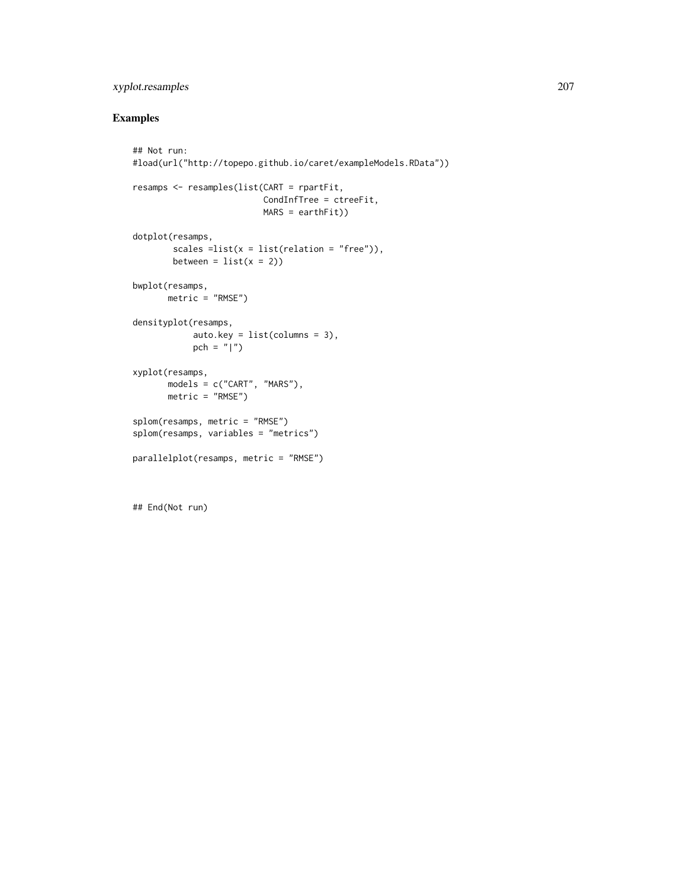## Examples

```
## Not run:
#load(url("http://topepo.github.io/caret/exampleModels.RData"))

resamps <- resamples(list(CART = rpartFit,
                          CondInfTree = ctreeFit,
                          MARS = earthFit))

dotplot(resamps,
        scales =list(x = list(relation = "free")),
        between = list(x = 2))

bwplot(resamps,
       metric = "RMSE")

densityplot(resamps,
            auto.key = list(columns = 3),
            pch = "|")

xyplot(resamps,
       models = c("CART", "MARS"),
       metric = "RMSE")

splom(resamps, metric = "RMSE")
splom(resamps, variables = "metrics")

parallelplot(resamps, metric = "RMSE")



## End(Not run)
```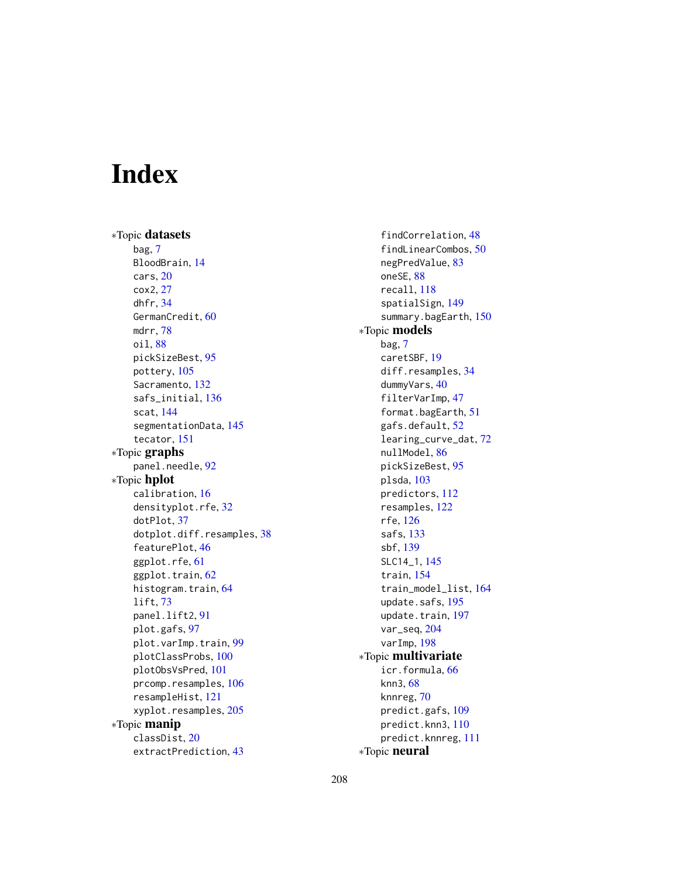# Index

*Topic **datasets**
- bag, 7
- BloodBrain, 14
- cars, 20
- cox2, 27
- dhfr, 34
- GermanCredit, 60
- mdrr, 78
- oil, 88
- pickSizeBest, 95
- pottery, 105
- Sacramento, 132
- safs_initial, 136
- scat, 144
- segmentationData, 145
- tecator, 151

*Topic **graphs**
- panel.needle, 92

*Topic **hplot**
- calibration, 16
- densityplot.rfe, 32
- dotPlot, 37
- dotplot.diff.resamples, 38
- featurePlot, 46
- ggplot.rfe, 61
- ggplot.train, 62
- histogram.train, 64
- lift, 73
- panel.lift2, 91
- plot.gafs, 97
- plot.varImp.train, 99
- plotClassProbs, 100
- plotObsVsPred, 101
- prcomp.resamples, 106
- resampleHist, 121
- xyplot.resamples, 205

*Topic **manip**
- classDist, 20
- extractPrediction, 43
- findCorrelation, 48
- findLinearCombos, 50
- negPredValue, 83
- oneSE, 88
- recall, 118
- spatialSign, 149
- summary.bagEarth, 150

*Topic **models**
- bag, 7
- caretSBF, 19
- diff.resamples, 34
- dummyVars, 40
- filterVarImp, 47
- format.bagEarth, 51
- gafs.default, 52
- learing_curve_dat, 72
- nullModel, 86
- pickSizeBest, 95
- plsda, 103
- predictors, 112
- resamples, 122
- rfe, 126
- safs, 133
- sbf, 139
- SLC14_1, 145
- train, 154
- train_model_list, 164
- update.safs, 195
- update.train, 197
- var_seq, 204
- varImp, 198

*Topic **multivariate**
- icr.formula, 66
- knn3, 68
- knnreg, 70
- predict.gafs, 109
- predict.knn3, 110
- predict.knnreg, 111

*Topic **neural**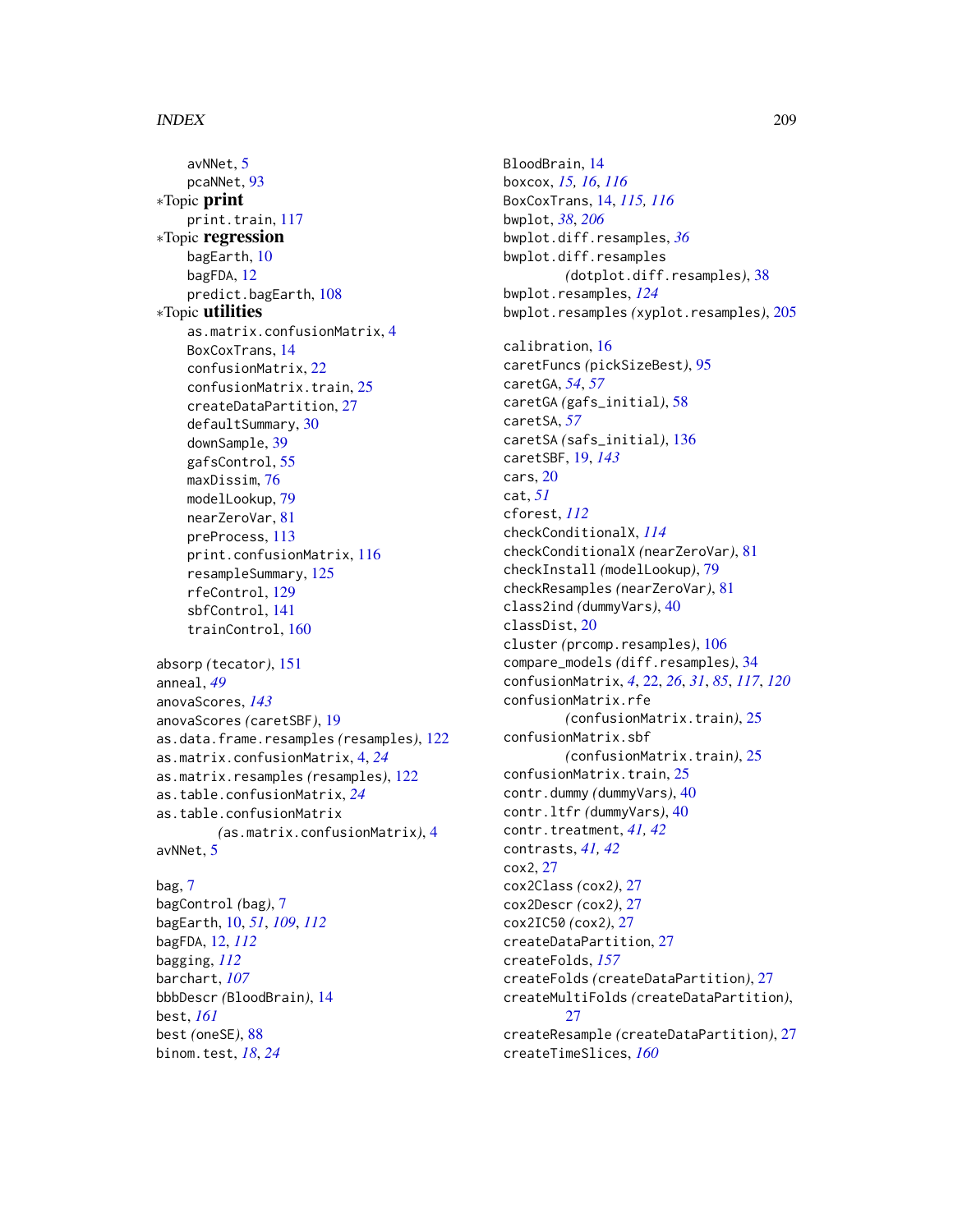avNNet, 5
pcaNNet, 93

*Topic **print**

print.train, 117

*Topic **regression**

bagEarth, 10
bagFDA, 12
predict.bagEarth, 108

*Topic **utilities**

as.matrix.confusionMatrix, 4
BoxCoxTrans, 14
confusionMatrix, 22
confusionMatrix.train, 25
createDataPartition, 27
defaultSummary, 30
downSample, 39
gafsControl, 55
maxDissim, 76
modelLookup, 79
nearZeroVar, 81
preProcess, 113
print.confusionMatrix, 116
resampleSummary, 125
rfeControl, 129
sbfControl, 141
trainControl, 160

absorp *(tecator)*, 151
anneal, *49*
anovaScores, *143*
anovaScores *(caretSBF)*, 19
as.data.frame.resamples *(resamples)*, 122
as.matrix.confusionMatrix, 4, *24*
as.matrix.resamples *(resamples)*, 122
as.table.confusionMatrix, *24*
as.table.confusionMatrix *(as.matrix.confusionMatrix)*, 4
avNNet, 5

bag, 7
bagControl *(bag)*, 7
bagEarth, 10, *51*, *109*, *112*
bagFDA, 12, *112*
bagging, *112*
barchart, *107*
bbbDescr *(BloodBrain)*, 14
best, *161*
best *(oneSE)*, 88
binom.test, *18*, *24*

BloodBrain, 14
boxcox, *15*, *16*, *116*
BoxCoxTrans, 14, *115*, *116*
bwplot, *38*, *206*
bwplot.diff.resamples, *36*
bwplot.diff.resamples *(dotplot.diff.resamples)*, 38
bwplot.resamples, *124*
bwplot.resamples *(xyplot.resamples)*, 205

calibration, 16
caretFuncs *(pickSizeBest)*, 95
caretGA, *54*, *57*
caretGA *(gafs_initial)*, 58
caretSA, *57*
caretSA *(safs_initial)*, 136
caretSBF, 19, *143*
cars, 20
cat, *51*
cforest, *112*
checkConditionalX, *114*
checkConditionalX *(nearZeroVar)*, 81
checkInstall *(modelLookup)*, 79
checkResamples *(nearZeroVar)*, 81
class2ind *(dummyVars)*, 40
classDist, 20
cluster *(prcomp.resamples)*, 106
compare_models *(diff.resamples)*, 34
confusionMatrix, *4*, 22, *26*, *31*, *85*, *117*, *120*
confusionMatrix.rfe *(confusionMatrix.train)*, 25
confusionMatrix.sbf *(confusionMatrix.train)*, 25
confusionMatrix.train, 25
contr.dummy *(dummyVars)*, 40
contr.ltfr *(dummyVars)*, 40
contr.treatment, *41*, *42*
contrasts, *41*, *42*
cox2, 27
cox2Class *(cox2)*, 27
cox2Descr *(cox2)*, 27
cox2IC50 *(cox2)*, 27
createDataPartition, 27
createFolds, *157*
createFolds *(createDataPartition)*, 27
createMultiFolds *(createDataPartition)*, 27
createResample *(createDataPartition)*, 27
createTimeSlices, *160*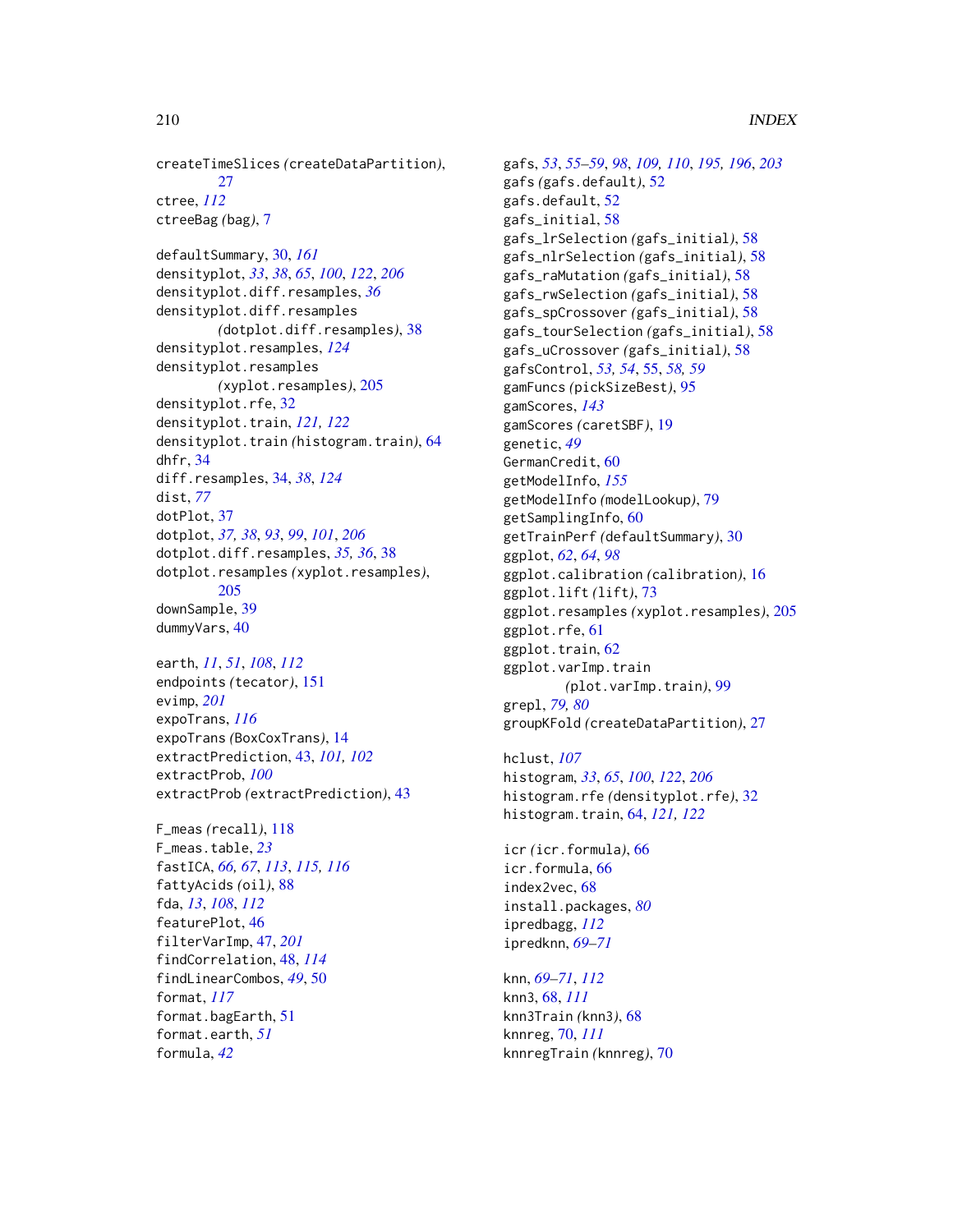createTimeSlices *(*createDataPartition*)*, 27
ctree, *112*
ctreeBag *(*bag*)*, 7

defaultSummary, 30, *161*
densityplot, *33*, *38*, *65*, *100*, *122*, *206*
densityplot.diff.resamples, *36*
densityplot.diff.resamples *(*dotplot.diff.resamples*)*, 38
densityplot.resamples, *124*
densityplot.resamples *(*xyplot.resamples*)*, 205
densityplot.rfe, 32
densityplot.train, *121, 122*
densityplot.train *(*histogram.train*)*, 64
dhfr, 34
diff.resamples, 34, *38*, *124*
dist, *77*
dotPlot, 37
dotplot, *37, 38*, *93*, *99*, *101*, *206*
dotplot.diff.resamples, *35, 36*, 38
dotplot.resamples *(*xyplot.resamples*)*, 205
downSample, 39
dummyVars, 40

earth, *11*, *51*, *108*, *112*
endpoints *(*tecator*)*, 151
evimp, *201*
expoTrans, *116*
expoTrans *(*BoxCoxTrans*)*, 14
extractPrediction, 43, *101, 102*
extractProb, *100*
extractProb *(*extractPrediction*)*, 43

F_meas *(*recall*)*, 118
F_meas.table, *23*
fastICA, *66, 67*, *113*, *115, 116*
fattyAcids *(*oil*)*, 88
fda, *13*, *108*, *112*
featurePlot, 46
filterVarImp, 47, *201*
findCorrelation, 48, *114*
findLinearCombos, *49*, 50
format, *117*
format.bagEarth, 51
format.earth, *51*
formula, *42*

gafs, *53*, *55–59*, *98*, *109, 110*, *195, 196*, *203*
gafs *(*gafs.default*)*, 52
gafs.default, 52
gafs_initial, 58
gafs_lrSelection *(*gafs_initial*)*, 58
gafs_nlrSelection *(*gafs_initial*)*, 58
gafs_raMutation *(*gafs_initial*)*, 58
gafs_rwSelection *(*gafs_initial*)*, 58
gafs_spCrossover *(*gafs_initial*)*, 58
gafs_tourSelection *(*gafs_initial*)*, 58
gafs_uCrossover *(*gafs_initial*)*, 58
gafsControl, *53, 54*, 55, *58, 59*
gamFuncs *(*pickSizeBest*)*, 95
gamScores, *143*
gamScores *(*caretSBF*)*, 19
genetic, *49*
GermanCredit, 60
getModelInfo, *155*
getModelInfo *(*modelLookup*)*, 79
getSamplingInfo, 60
getTrainPerf *(*defaultSummary*)*, 30
ggplot, *62*, *64*, *98*
ggplot.calibration *(*calibration*)*, 16
ggplot.lift *(*lift*)*, 73
ggplot.resamples *(*xyplot.resamples*)*, 205
ggplot.rfe, 61
ggplot.train, 62
ggplot.varImp.train *(*plot.varImp.train*)*, 99
grepl, *79, 80*
groupKFold *(*createDataPartition*)*, 27

hclust, *107*
histogram, *33*, *65*, *100*, *122*, *206*
histogram.rfe *(*densityplot.rfe*)*, 32
histogram.train, 64, *121, 122*

icr *(*icr.formula*)*, 66
icr.formula, 66
index2vec, 68
install.packages, *80*
ipredbagg, *112*
ipredknn, *69–71*

knn, *69–71*, *112*
knn3, 68, *111*
knn3Train *(*knn3*)*, 68
knnreg, 70, *111*
knnregTrain *(*knnreg*)*, 70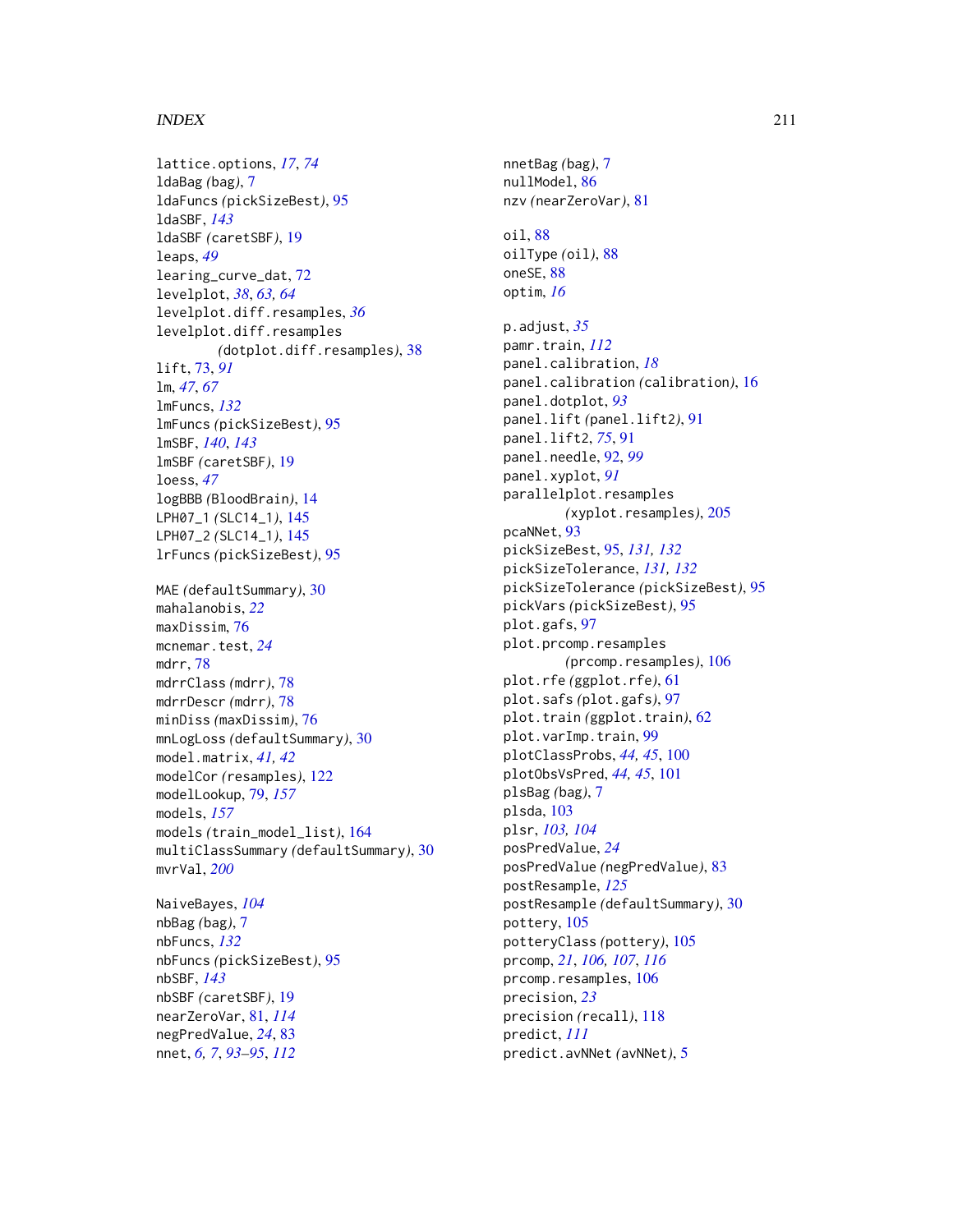lattice.options, *17*, *74*
ldaBag *(bag)*, 7
ldaFuncs *(pickSizeBest)*, 95
ldaSBF, *143*
ldaSBF *(caretSBF)*, 19
leaps, *49*
learing_curve_dat, 72
levelplot, *38*, *63*, *64*
levelplot.diff.resamples, *36*
levelplot.diff.resamples *(dotplot.diff.resamples)*, 38
lift, 73, *91*
lm, *47*, *67*
lmFuncs, *132*
lmFuncs *(pickSizeBest)*, 95
lmSBF, *140*, *143*
lmSBF *(caretSBF)*, 19
loess, *47*
logBBB *(BloodBrain)*, 14
LPH07_1 *(SLC14_1)*, 145
LPH07_2 *(SLC14_1)*, 145
lrFuncs *(pickSizeBest)*, 95

MAE *(defaultSummary)*, 30
mahalanobis, *22*
maxDissim, 76
mcnemar.test, *24*
mdrr, 78
mdrrClass *(mdrr)*, 78
mdrrDescr *(mdrr)*, 78
minDiss *(maxDissim)*, 76
mnLogLoss *(defaultSummary)*, 30
model.matrix, *41*, *42*
modelCor *(resamples)*, 122
modelLookup, 79, *157*
models, *157*
models *(train_model_list)*, 164
multiClassSummary *(defaultSummary)*, 30
mvrVal, *200*

NaiveBayes, *104*
nbBag *(bag)*, 7
nbFuncs, *132*
nbFuncs *(pickSizeBest)*, 95
nbSBF, *143*
nbSBF *(caretSBF)*, 19
nearZeroVar, 81, *114*
negPredValue, *24*, 83
nnet, *6*, *7*, *93–95*, *112*
nnetBag *(bag)*, 7
nullModel, 86
nzv *(nearZeroVar)*, 81

oil, 88
oilType *(oil)*, 88
oneSE, 88
optim, *16*

p.adjust, *35*
pamr.train, *112*
panel.calibration, *18*
panel.calibration *(calibration)*, 16
panel.dotplot, *93*
panel.lift *(panel.lift2)*, 91
panel.lift2, *75*, 91
panel.needle, 92, *99*
panel.xyplot, *91*
parallelplot.resamples *(xyplot.resamples)*, 205
pcaNNet, 93
pickSizeBest, 95, *131*, *132*
pickSizeTolerance, *131*, *132*
pickSizeTolerance *(pickSizeBest)*, 95
pickVars *(pickSizeBest)*, 95
plot.gafs, 97
plot.prcomp.resamples *(prcomp.resamples)*, 106
plot.rfe *(ggplot.rfe)*, 61
plot.safs *(plot.gafs)*, 97
plot.train *(ggplot.train)*, 62
plot.varImp.train, 99
plotClassProbs, *44*, *45*, 100
plotObsVsPred, *44*, *45*, 101
plsBag *(bag)*, 7
plsda, 103
plsr, *103*, *104*
posPredValue, *24*
posPredValue *(negPredValue)*, 83
postResample, *125*
postResample *(defaultSummary)*, 30
pottery, 105
potteryClass *(pottery)*, 105
prcomp, *21*, *106*, *107*, *116*
prcomp.resamples, 106
precision, *23*
precision *(recall)*, 118
predict, *111*
predict.avNNet *(avNNet)*, 5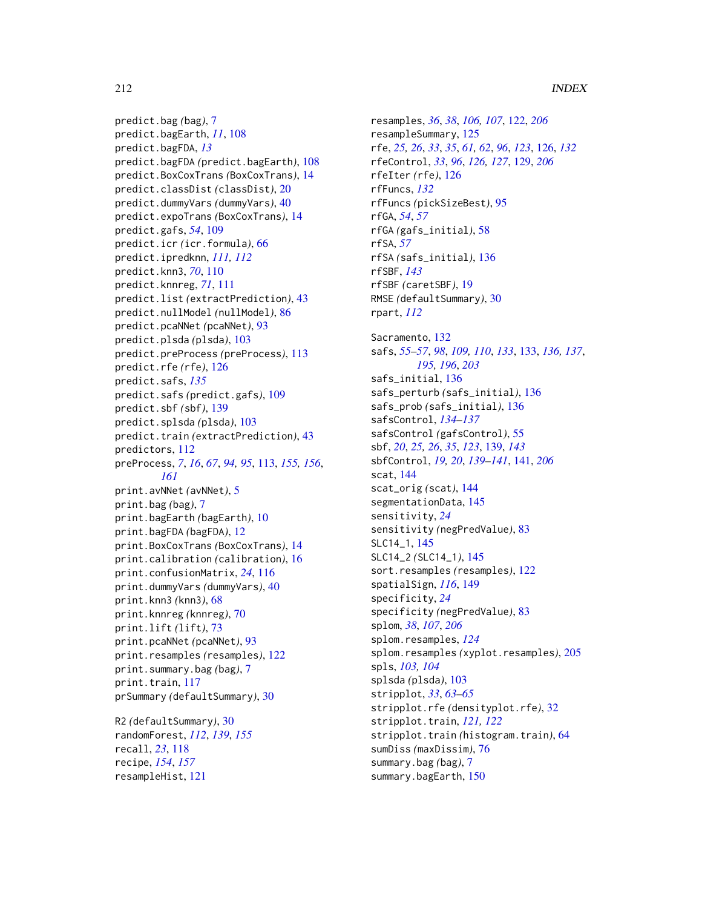predict.bag (bag), 7
predict.bagEarth, *11*, 108
predict.bagFDA, *13*
predict.bagFDA (predict.bagEarth), 108
predict.BoxCoxTrans (BoxCoxTrans), 14
predict.classDist (classDist), 20
predict.dummyVars (dummyVars), 40
predict.expoTrans (BoxCoxTrans), 14
predict.gafs, *54*, 109
predict.icr (icr.formula), 66
predict.ipredknn, *111, 112*
predict.knn3, *70*, 110
predict.knnreg, *71*, 111
predict.list (extractPrediction), 43
predict.nullModel (nullModel), 86
predict.pcaNNet (pcaNNet), 93
predict.plsda (plsda), 103
predict.preProcess (preProcess), 113
predict.rfe (rfe), 126
predict.safs, *135*
predict.safs (predict.gafs), 109
predict.sbf (sbf), 139
predict.splsda (plsda), 103
predict.train (extractPrediction), 43
predictors, 112
preProcess, *7*, *16*, *67*, *94, 95*, 113, *155, 156*, *161*
print.avNNet (avNNet), 5
print.bag (bag), 7
print.bagEarth (bagEarth), 10
print.bagFDA (bagFDA), 12
print.BoxCoxTrans (BoxCoxTrans), 14
print.calibration (calibration), 16
print.confusionMatrix, *24*, 116
print.dummyVars (dummyVars), 40
print.knn3 (knn3), 68
print.knnreg (knnreg), 70
print.lift (lift), 73
print.pcaNNet (pcaNNet), 93
print.resamples (resamples), 122
print.summary.bag (bag), 7
print.train, 117
prSummary (defaultSummary), 30

R2 (defaultSummary), 30
randomForest, *112*, *139*, *155*
recall, *23*, 118
recipe, *154*, *157*
resampleHist, 121
resamples, *36*, *38*, *106, 107*, 122, *206*
resampleSummary, 125
rfe, *25, 26*, *33*, *35*, *61, 62*, *96*, *123*, 126, *132*
rfeControl, *33*, *96*, *126, 127*, 129, *206*
rfeIter (rfe), 126
rfFuncs, *132*
rfFuncs (pickSizeBest), 95
rfGA, *54*, *57*
rfGA (gafs_initial), 58
rfSA, *57*
rfSA (safs_initial), 136
rfSBF, *143*
rfSBF (caretSBF), 19
RMSE (defaultSummary), 30
rpart, *112*

Sacramento, 132
safs, *55–57*, *98*, *109, 110*, *133*, 133, *136, 137*, *195, 196*, *203*
safs_initial, 136
safs_perturb (safs_initial), 136
safs_prob (safs_initial), 136
safsControl, *134–137*
safsControl (gafsControl), 55
sbf, *20*, *25, 26*, *35*, *123*, 139, *143*
sbfControl, *19, 20*, *139–141*, 141, *206*
scat, 144
scat_orig (scat), 144
segmentationData, 145
sensitivity, *24*
sensitivity (negPredValue), 83
SLC14_1, 145
SLC14_2 (SLC14_1), 145
sort.resamples (resamples), 122
spatialSign, *116*, 149
specificity, *24*
specificity (negPredValue), 83
splom, *38*, *107*, *206*
splom.resamples, *124*
splom.resamples (xyplot.resamples), 205
spls, *103, 104*
splsda (plsda), 103
stripplot, *33*, *63–65*
stripplot.rfe (densityplot.rfe), 32
stripplot.train, *121, 122*
stripplot.train (histogram.train), 64
sumDiss (maxDissim), 76
summary.bag (bag), 7
summary.bagEarth, 150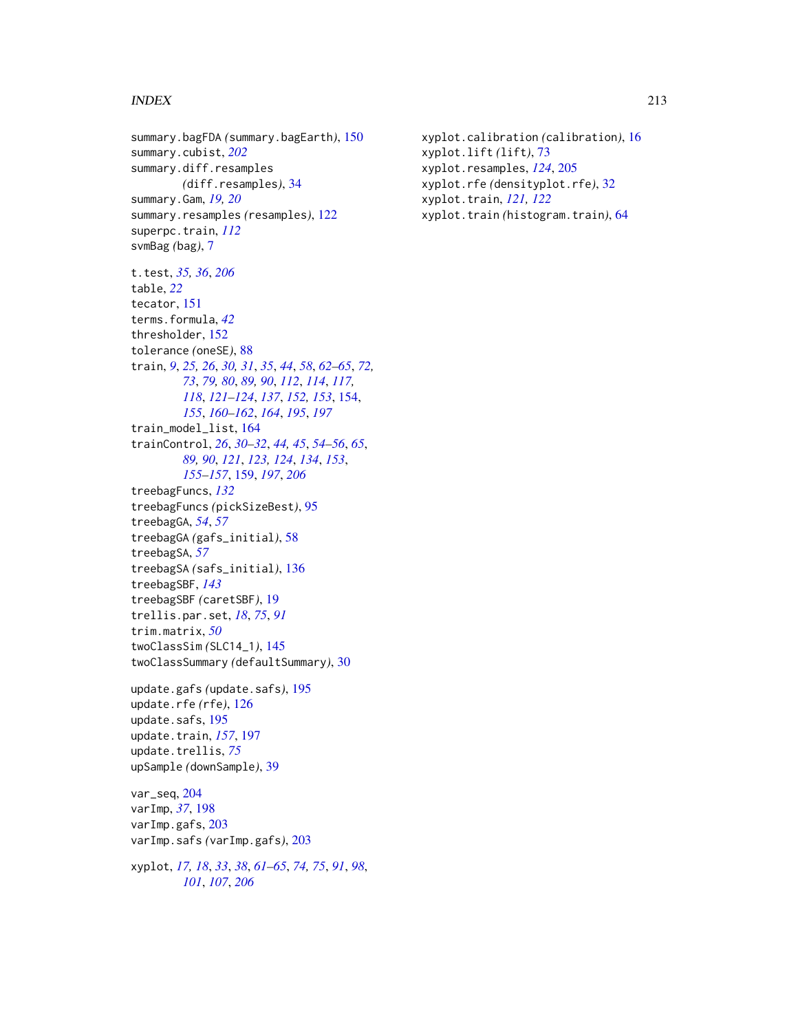summary.bagFDA *(*summary.bagEarth*)*, 150
summary.cubist, *202*
summary.diff.resamples *(*diff.resamples*)*, 34
summary.Gam, *19, 20*
summary.resamples *(*resamples*)*, 122
superpc.train, *112*
svmBag *(*bag*)*, 7

t.test, *35, 36*, *206*
table, *22*
tecator, 151
terms.formula, *42*
thresholder, 152
tolerance *(*oneSE*)*, 88
train, *9*, *25, 26*, *30, 31*, *35*, *44*, *58*, *62–65*, *72, 73*, *79, 80*, *89, 90*, *112*, *114*, *117, 118*, *121–124*, *137*, *152, 153*, 154, *155*, *160–162*, *164*, *195*, *197*
train_model_list, 164
trainControl, *26*, *30–32*, *44, 45*, *54–56*, *65*, *89, 90*, *121*, *123, 124*, *134*, *153*, *155–157*, 159, *197*, *206*
treebagFuncs, *132*
treebagFuncs *(*pickSizeBest*)*, 95
treebagGA, *54*, *57*
treebagGA *(*gafs_initial*)*, 58
treebagSA, *57*
treebagSA *(*safs_initial*)*, 136
treebagSBF, *143*
treebagSBF *(*caretSBF*)*, 19
trellis.par.set, *18*, *75*, *91*
trim.matrix, *50*
twoClassSim *(*SLC14_1*)*, 145
twoClassSummary *(*defaultSummary*)*, 30

update.gafs *(*update.safs*)*, 195
update.rfe *(*rfe*)*, 126
update.safs, 195
update.train, *157*, 197
update.trellis, *75*
upSample *(*downSample*)*, 39

var_seq, 204
varImp, *37*, 198
varImp.gafs, 203
varImp.safs *(*varImp.gafs*)*, 203

xyplot, *17, 18*, *33*, *38*, *61–65*, *74, 75*, *91*, *98*, *101*, *107*, *206*
xyplot.calibration *(*calibration*)*, 16
xyplot.lift *(*lift*)*, 73
xyplot.resamples, *124*, 205
xyplot.rfe *(*densityplot.rfe*)*, 32
xyplot.train, *121, 122*
xyplot.train *(*histogram.train*)*, 64